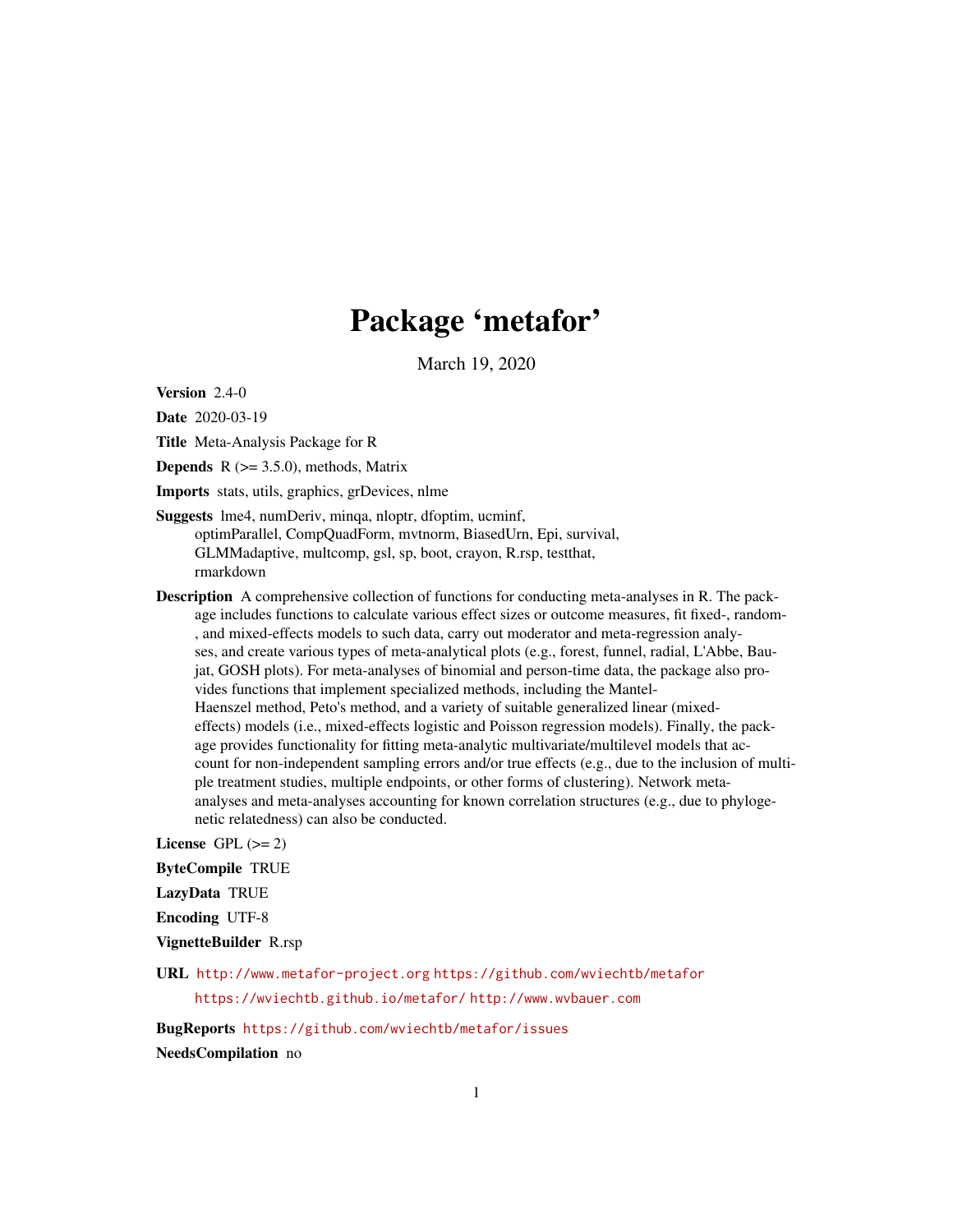# Package 'metafor'

March 19, 2020

**Version** 2.4-0

**Date** 2020-03-19

**Title** Meta-Analysis Package for R

**Depends** R (>= 3.5.0), methods, Matrix

**Imports** stats, utils, graphics, grDevices, nlme

**Suggests** lme4, numDeriv, minqa, nloptr, dfoptim, ucminf, optimParallel, CompQuadForm, mvtnorm, BiasedUrn, Epi, survival, GLMMadaptive, multcomp, gsl, sp, boot, crayon, R.rsp, testthat, rmarkdown

**Description** A comprehensive collection of functions for conducting meta-analyses in R. The package includes functions to calculate various effect sizes or outcome measures, fit fixed-, random-, and mixed-effects models to such data, carry out moderator and meta-regression analyses, and create various types of meta-analytical plots (e.g., forest, funnel, radial, L'Abbe, Baujat, GOSH plots). For meta-analyses of binomial and person-time data, the package also provides functions that implement specialized methods, including the Mantel-Haenszel method, Peto's method, and a variety of suitable generalized linear (mixed-effects) models (i.e., mixed-effects logistic and Poisson regression models). Finally, the package provides functionality for fitting meta-analytic multivariate/multilevel models that account for non-independent sampling errors and/or true effects (e.g., due to the inclusion of multiple treatment studies, multiple endpoints, or other forms of clustering). Network meta-analyses and meta-analyses accounting for known correlation structures (e.g., due to phylogenetic relatedness) can also be conducted.

**License** GPL (>= 2)

**ByteCompile** TRUE

**LazyData** TRUE

**Encoding** UTF-8

**VignetteBuilder** R.rsp

**URL** http://www.metafor-project.org https://github.com/wviechtb/metafor https://wviechtb.github.io/metafor/ http://www.wvbauer.com

**BugReports** https://github.com/wviechtb/metafor/issues

**NeedsCompilation** no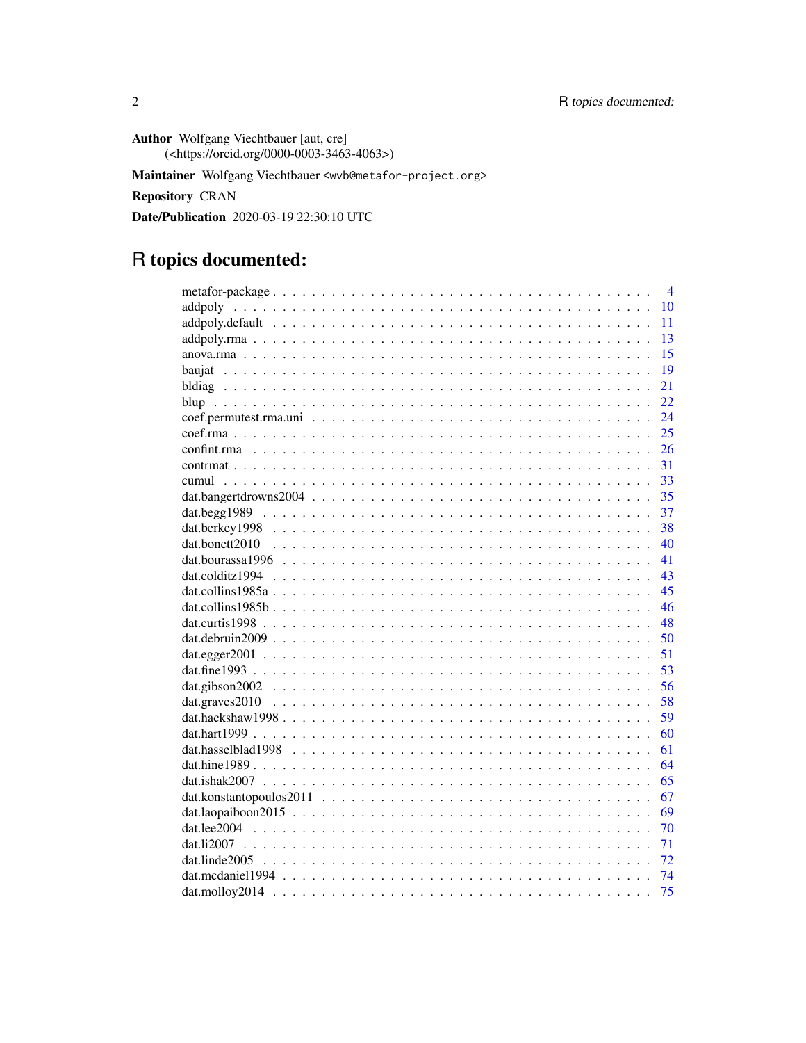**Author** Wolfgang Viechtbauer [aut, cre] (<https://orcid.org/0000-0003-3463-4063>)

**Maintainer** Wolfgang Viechtbauer <wvb@metafor-project.org>

**Repository** CRAN

**Date/Publication** 2020-03-19 22:30:10 UTC

# R topics documented:

| | |
|---|---|
| metafor-package | 4 |
| addpoly | 10 |
| addpoly.default | 11 |
| addpoly.rma | 13 |
| anova.rma | 15 |
| baujat | 19 |
| bldiag | 21 |
| blup | 22 |
| coef.permutest.rma.uni | 24 |
| coef.rma | 25 |
| confint.rma | 26 |
| contrmat | 31 |
| cumul | 33 |
| dat.bangertdrowns2004 | 35 |
| dat.begg1989 | 37 |
| dat.berkey1998 | 38 |
| dat.bonett2010 | 40 |
| dat.bourassa1996 | 41 |
| dat.colditz1994 | 43 |
| dat.collins1985a | 45 |
| dat.collins1985b | 46 |
| dat.curtis1998 | 48 |
| dat.debruin2009 | 50 |
| dat.egger2001 | 51 |
| dat.fine1993 | 53 |
| dat.gibson2002 | 56 |
| dat.graves2010 | 58 |
| dat.hackshaw1998 | 59 |
| dat.hart1999 | 60 |
| dat.hasselblad1998 | 61 |
| dat.hine1989 | 64 |
| dat.ishak2007 | 65 |
| dat.konstantopoulos2011 | 67 |
| dat.laopaiboon2015 | 69 |
| dat.lee2004 | 70 |
| dat.li2007 | 71 |
| dat.linde2005 | 72 |
| dat.mcdaniel1994 | 74 |
| dat.molloy2014 | 75 |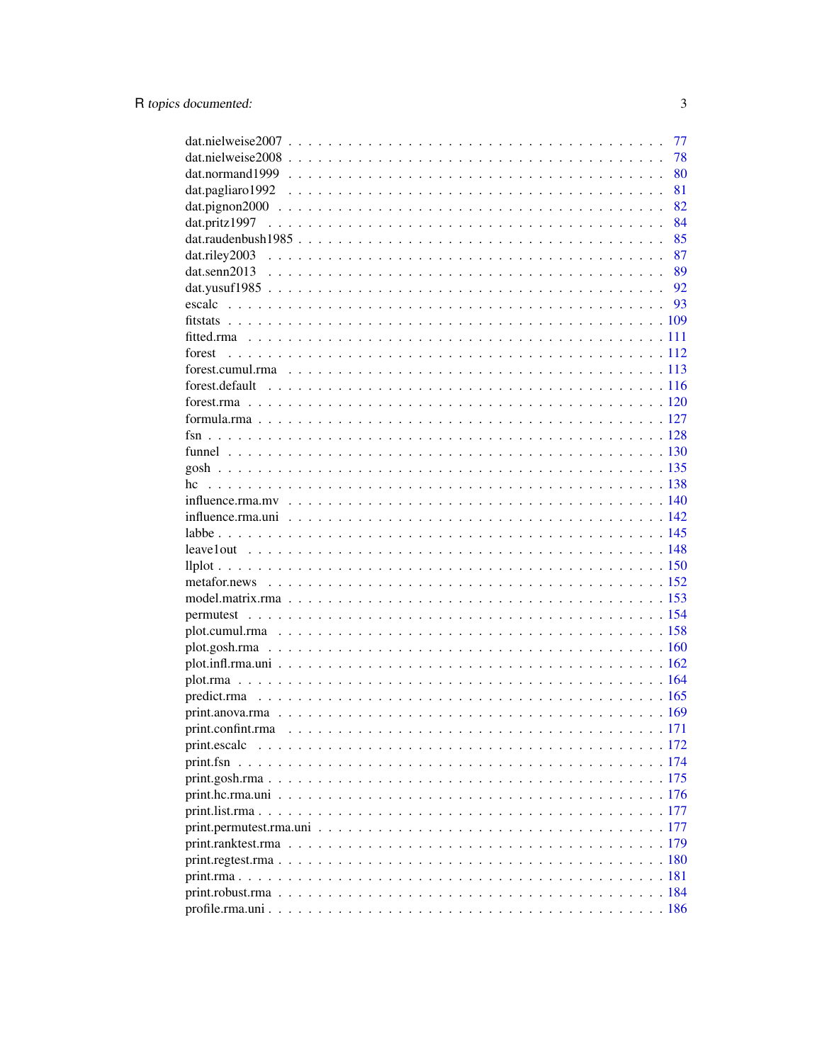dat.nielweise2007 . . . . . . . . . . . . . . . . . . . . . . . . . . . . . . . . . . . . 77
dat.nielweise2008 . . . . . . . . . . . . . . . . . . . . . . . . . . . . . . . . . . . . 78
dat.normand1999 . . . . . . . . . . . . . . . . . . . . . . . . . . . . . . . . . . . . 80
dat.pagliaro1992 . . . . . . . . . . . . . . . . . . . . . . . . . . . . . . . . . . . . 81
dat.pignon2000 . . . . . . . . . . . . . . . . . . . . . . . . . . . . . . . . . . . . 82
dat.pritz1997 . . . . . . . . . . . . . . . . . . . . . . . . . . . . . . . . . . . . 84
dat.raudenbush1985 . . . . . . . . . . . . . . . . . . . . . . . . . . . . . . . . . . . . 85
dat.riley2003 . . . . . . . . . . . . . . . . . . . . . . . . . . . . . . . . . . . . 87
dat.senn2013 . . . . . . . . . . . . . . . . . . . . . . . . . . . . . . . . . . . . 89
dat.yusuf1985 . . . . . . . . . . . . . . . . . . . . . . . . . . . . . . . . . . . . 92
escalc . . . . . . . . . . . . . . . . . . . . . . . . . . . . . . . . . . . . 93
fitstats . . . . . . . . . . . . . . . . . . . . . . . . . . . . . . . . . . . . 109
fitted.rma . . . . . . . . . . . . . . . . . . . . . . . . . . . . . . . . . . . . 111
forest . . . . . . . . . . . . . . . . . . . . . . . . . . . . . . . . . . . . 112
forest.cumul.rma . . . . . . . . . . . . . . . . . . . . . . . . . . . . . . . . . . . . 113
forest.default . . . . . . . . . . . . . . . . . . . . . . . . . . . . . . . . . . . . 116
forest.rma . . . . . . . . . . . . . . . . . . . . . . . . . . . . . . . . . . . . 120
formula.rma . . . . . . . . . . . . . . . . . . . . . . . . . . . . . . . . . . . . 127
fsn . . . . . . . . . . . . . . . . . . . . . . . . . . . . . . . . . . . . 128
funnel . . . . . . . . . . . . . . . . . . . . . . . . . . . . . . . . . . . . 130
gosh . . . . . . . . . . . . . . . . . . . . . . . . . . . . . . . . . . . . 135
hc . . . . . . . . . . . . . . . . . . . . . . . . . . . . . . . . . . . . 138
influence.rma.mv . . . . . . . . . . . . . . . . . . . . . . . . . . . . . . . . . . . . 140
influence.rma.uni . . . . . . . . . . . . . . . . . . . . . . . . . . . . . . . . . . . . 142
labbe . . . . . . . . . . . . . . . . . . . . . . . . . . . . . . . . . . . . 145
leave1out . . . . . . . . . . . . . . . . . . . . . . . . . . . . . . . . . . . . 148
llplot . . . . . . . . . . . . . . . . . . . . . . . . . . . . . . . . . . . . 150
metafor.news . . . . . . . . . . . . . . . . . . . . . . . . . . . . . . . . . . . . 152
model.matrix.rma . . . . . . . . . . . . . . . . . . . . . . . . . . . . . . . . . . . . 153
permutest . . . . . . . . . . . . . . . . . . . . . . . . . . . . . . . . . . . . 154
plot.cumul.rma . . . . . . . . . . . . . . . . . . . . . . . . . . . . . . . . . . . . 158
plot.gosh.rma . . . . . . . . . . . . . . . . . . . . . . . . . . . . . . . . . . . . 160
plot.infl.rma.uni . . . . . . . . . . . . . . . . . . . . . . . . . . . . . . . . . . . . 162
plot.rma . . . . . . . . . . . . . . . . . . . . . . . . . . . . . . . . . . . . 164
predict.rma . . . . . . . . . . . . . . . . . . . . . . . . . . . . . . . . . . . . 165
print.anova.rma . . . . . . . . . . . . . . . . . . . . . . . . . . . . . . . . . . . . 169
print.confint.rma . . . . . . . . . . . . . . . . . . . . . . . . . . . . . . . . . . . . 171
print.escalc . . . . . . . . . . . . . . . . . . . . . . . . . . . . . . . . . . . . 172
print.fsn . . . . . . . . . . . . . . . . . . . . . . . . . . . . . . . . . . . . 174
print.gosh.rma . . . . . . . . . . . . . . . . . . . . . . . . . . . . . . . . . . . . 175
print.hc.rma.uni . . . . . . . . . . . . . . . . . . . . . . . . . . . . . . . . . . . . 176
print.list.rma . . . . . . . . . . . . . . . . . . . . . . . . . . . . . . . . . . . . 177
print.permutest.rma.uni . . . . . . . . . . . . . . . . . . . . . . . . . . . . . . . . . . . . 177
print.ranktest.rma . . . . . . . . . . . . . . . . . . . . . . . . . . . . . . . . . . . . 179
print.regtest.rma . . . . . . . . . . . . . . . . . . . . . . . . . . . . . . . . . . . . 180
print.rma . . . . . . . . . . . . . . . . . . . . . . . . . . . . . . . . . . . . 181
print.robust.rma . . . . . . . . . . . . . . . . . . . . . . . . . . . . . . . . . . . . 184
profile.rma.uni . . . . . . . . . . . . . . . . . . . . . . . . . . . . . . . . . . . . 186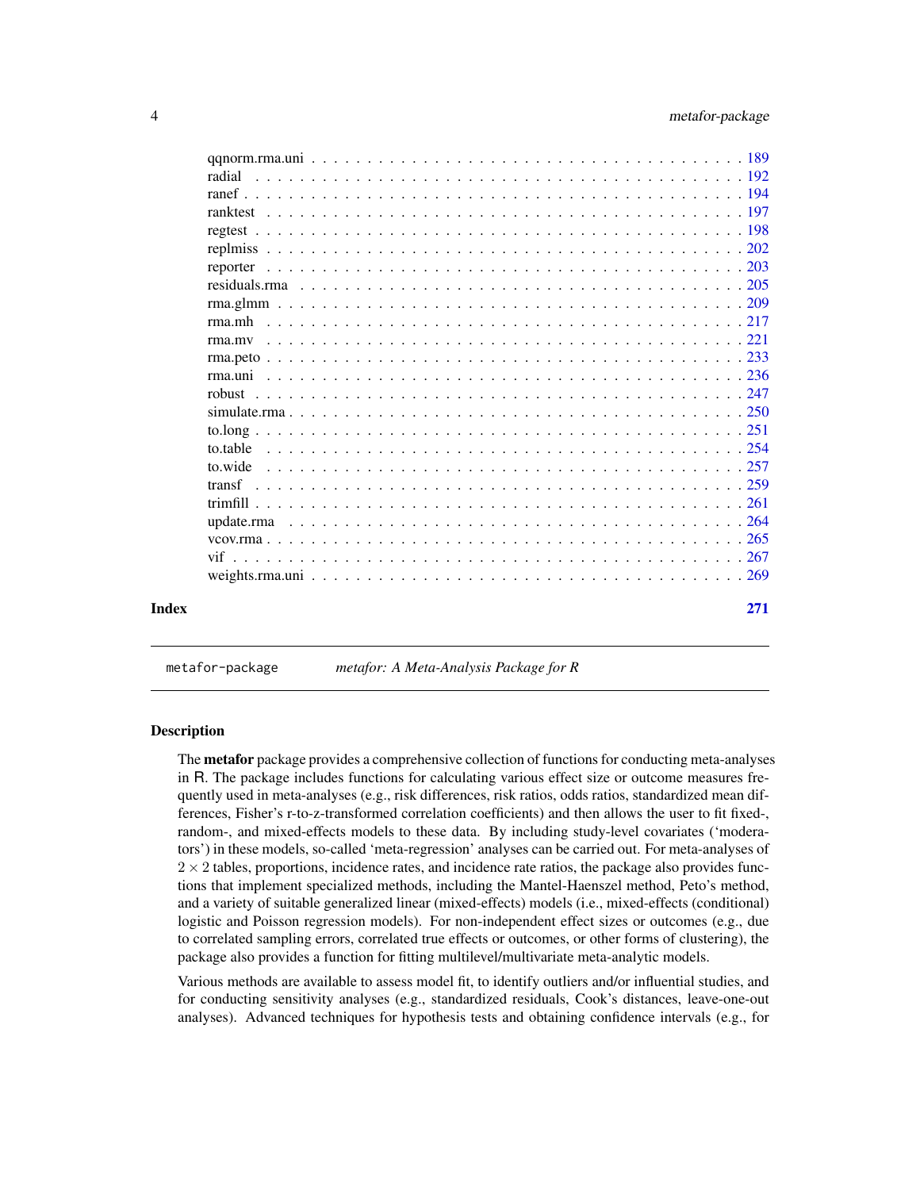| | |
|---|---|
| qqnorm.rma.uni | 189 |
| radial | 192 |
| ranef | 194 |
| ranktest | 197 |
| regtest | 198 |
| replmiss | 202 |
| reporter | 203 |
| residuals.rma | 205 |
| rma.glmm | 209 |
| rma.mh | 217 |
| rma.mv | 221 |
| rma.peto | 233 |
| rma.uni | 236 |
| robust | 247 |
| simulate.rma | 250 |
| to.long | 251 |
| to.table | 254 |
| to.wide | 257 |
| transf | 259 |
| trimfill | 261 |
| update.rma | 264 |
| vcov.rma | 265 |
| vif | 267 |
| weights.rma.uni | 269 |

**Index** 271

---

`metafor-package` *metafor: A Meta-Analysis Package for R*

---

### Description

The **metafor** package provides a comprehensive collection of functions for conducting meta-analyses in R. The package includes functions for calculating various effect size or outcome measures frequently used in meta-analyses (e.g., risk differences, risk ratios, odds ratios, standardized mean differences, Fisher's r-to-z-transformed correlation coefficients) and then allows the user to fit fixed-, random-, and mixed-effects models to these data. By including study-level covariates ('moderators') in these models, so-called 'meta-regression' analyses can be carried out. For meta-analyses of $2 \times 2$ tables, proportions, incidence rates, and incidence rate ratios, the package also provides functions that implement specialized methods, including the Mantel-Haenszel method, Peto's method, and a variety of suitable generalized linear (mixed-effects) models (i.e., mixed-effects (conditional) logistic and Poisson regression models). For non-independent effect sizes or outcomes (e.g., due to correlated sampling errors, correlated true effects or outcomes, or other forms of clustering), the package also provides a function for fitting multilevel/multivariate meta-analytic models.

Various methods are available to assess model fit, to identify outliers and/or influential studies, and for conducting sensitivity analyses (e.g., standardized residuals, Cook's distances, leave-one-out analyses). Advanced techniques for hypothesis tests and obtaining confidence intervals (e.g., for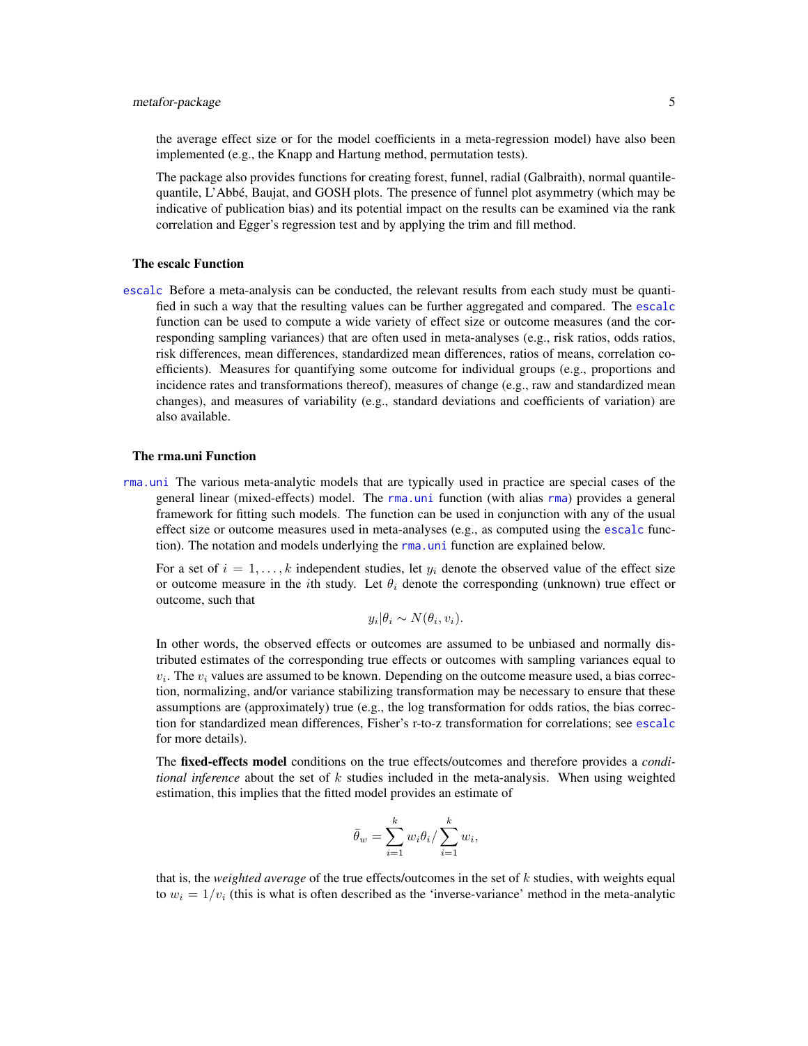the average effect size or for the model coefficients in a meta-regression model) have also been implemented (e.g., the Knapp and Hartung method, permutation tests).

The package also provides functions for creating forest, funnel, radial (Galbraith), normal quantile-quantile, L'Abbé, Baujat, and GOSH plots. The presence of funnel plot asymmetry (which may be indicative of publication bias) and its potential impact on the results can be examined via the rank correlation and Egger's regression test and by applying the trim and fill method.

### The escalc Function

escalc Before a meta-analysis can be conducted, the relevant results from each study must be quantified in such a way that the resulting values can be further aggregated and compared. The escalc function can be used to compute a wide variety of effect size or outcome measures (and the corresponding sampling variances) that are often used in meta-analyses (e.g., risk ratios, odds ratios, risk differences, mean differences, standardized mean differences, ratios of means, correlation coefficients). Measures for quantifying some outcome for individual groups (e.g., proportions and incidence rates and transformations thereof), measures of change (e.g., raw and standardized mean changes), and measures of variability (e.g., standard deviations and coefficients of variation) are also available.

### The rma.uni Function

rma.uni The various meta-analytic models that are typically used in practice are special cases of the general linear (mixed-effects) model. The rma.uni function (with alias rma) provides a general framework for fitting such models. The function can be used in conjunction with any of the usual effect size or outcome measures used in meta-analyses (e.g., as computed using the escalc function). The notation and models underlying the rma.uni function are explained below.

For a set of $i = 1, \ldots, k$ independent studies, let $y_i$ denote the observed value of the effect size or outcome measure in the $i$th study. Let $\theta_i$ denote the corresponding (unknown) true effect or outcome, such that

$$y_i | \theta_i \sim N(\theta_i, v_i).$$

In other words, the observed effects or outcomes are assumed to be unbiased and normally distributed estimates of the corresponding true effects or outcomes with sampling variances equal to $v_i$. The $v_i$ values are assumed to be known. Depending on the outcome measure used, a bias correction, normalizing, and/or variance stabilizing transformation may be necessary to ensure that these assumptions are (approximately) true (e.g., the log transformation for odds ratios, the bias correction for standardized mean differences, Fisher's r-to-z transformation for correlations; see escalc for more details).

The **fixed-effects model** conditions on the true effects/outcomes and therefore provides a *conditional inference* about the set of $k$ studies included in the meta-analysis. When using weighted estimation, this implies that the fitted model provides an estimate of

$$\bar{\theta}_w = \sum_{i=1}^{k} w_i \theta_i / \sum_{i=1}^{k} w_i,$$

that is, the *weighted average* of the true effects/outcomes in the set of $k$ studies, with weights equal to $w_i = 1/v_i$ (this is what is often described as the 'inverse-variance' method in the meta-analytic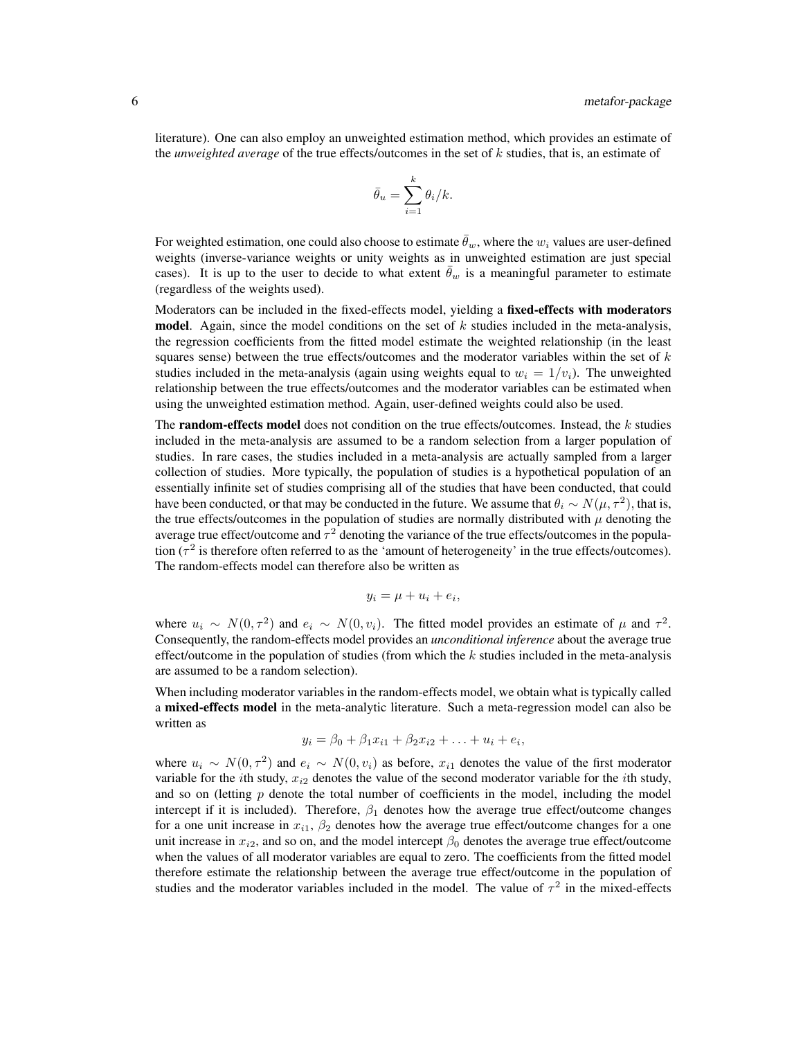literature). One can also employ an unweighted estimation method, which provides an estimate of the *unweighted average* of the true effects/outcomes in the set of $k$ studies, that is, an estimate of

$$\bar{\theta}_u = \sum_{i=1}^{k} \theta_i / k.$$

For weighted estimation, one could also choose to estimate $\bar{\theta}_w$, where the $w_i$ values are user-defined weights (inverse-variance weights or unity weights as in unweighted estimation are just special cases). It is up to the user to decide to what extent $\bar{\theta}_w$ is a meaningful parameter to estimate (regardless of the weights used).

Moderators can be included in the fixed-effects model, yielding a **fixed-effects with moderators model**. Again, since the model conditions on the set of $k$ studies included in the meta-analysis, the regression coefficients from the fitted model estimate the weighted relationship (in the least squares sense) between the true effects/outcomes and the moderator variables within the set of $k$ studies included in the meta-analysis (again using weights equal to $w_i = 1/v_i$). The unweighted relationship between the true effects/outcomes and the moderator variables can be estimated when using the unweighted estimation method. Again, user-defined weights could also be used.

The **random-effects model** does not condition on the true effects/outcomes. Instead, the $k$ studies included in the meta-analysis are assumed to be a random selection from a larger population of studies. In rare cases, the studies included in a meta-analysis are actually sampled from a larger collection of studies. More typically, the population of studies is a hypothetical population of an essentially infinite set of studies comprising all of the studies that have been conducted, that could have been conducted, or that may be conducted in the future. We assume that $\theta_i \sim N(\mu, \tau^2)$, that is, the true effects/outcomes in the population of studies are normally distributed with $\mu$ denoting the average true effect/outcome and $\tau^2$ denoting the variance of the true effects/outcomes in the population ($\tau^2$ is therefore often referred to as the 'amount of heterogeneity' in the true effects/outcomes). The random-effects model can therefore also be written as

$$y_i = \mu + u_i + e_i,$$

where $u_i \sim N(0, \tau^2)$ and $e_i \sim N(0, v_i)$. The fitted model provides an estimate of $\mu$ and $\tau^2$. Consequently, the random-effects model provides an *unconditional inference* about the average true effect/outcome in the population of studies (from which the $k$ studies included in the meta-analysis are assumed to be a random selection).

When including moderator variables in the random-effects model, we obtain what is typically called a **mixed-effects model** in the meta-analytic literature. Such a meta-regression model can also be written as

$$y_i = \beta_0 + \beta_1 x_{i1} + \beta_2 x_{i2} + \ldots + u_i + e_i,$$

where $u_i \sim N(0, \tau^2)$ and $e_i \sim N(0, v_i)$ as before, $x_{i1}$ denotes the value of the first moderator variable for the $i$th study, $x_{i2}$ denotes the value of the second moderator variable for the $i$th study, and so on (letting $p$ denote the total number of coefficients in the model, including the model intercept if it is included). Therefore, $\beta_1$ denotes how the average true effect/outcome changes for a one unit increase in $x_{i1}$, $\beta_2$ denotes how the average true effect/outcome changes for a one unit increase in $x_{i2}$, and so on, and the model intercept $\beta_0$ denotes the average true effect/outcome when the values of all moderator variables are equal to zero. The coefficients from the fitted model therefore estimate the relationship between the average true effect/outcome in the population of studies and the moderator variables included in the model. The value of $\tau^2$ in the mixed-effects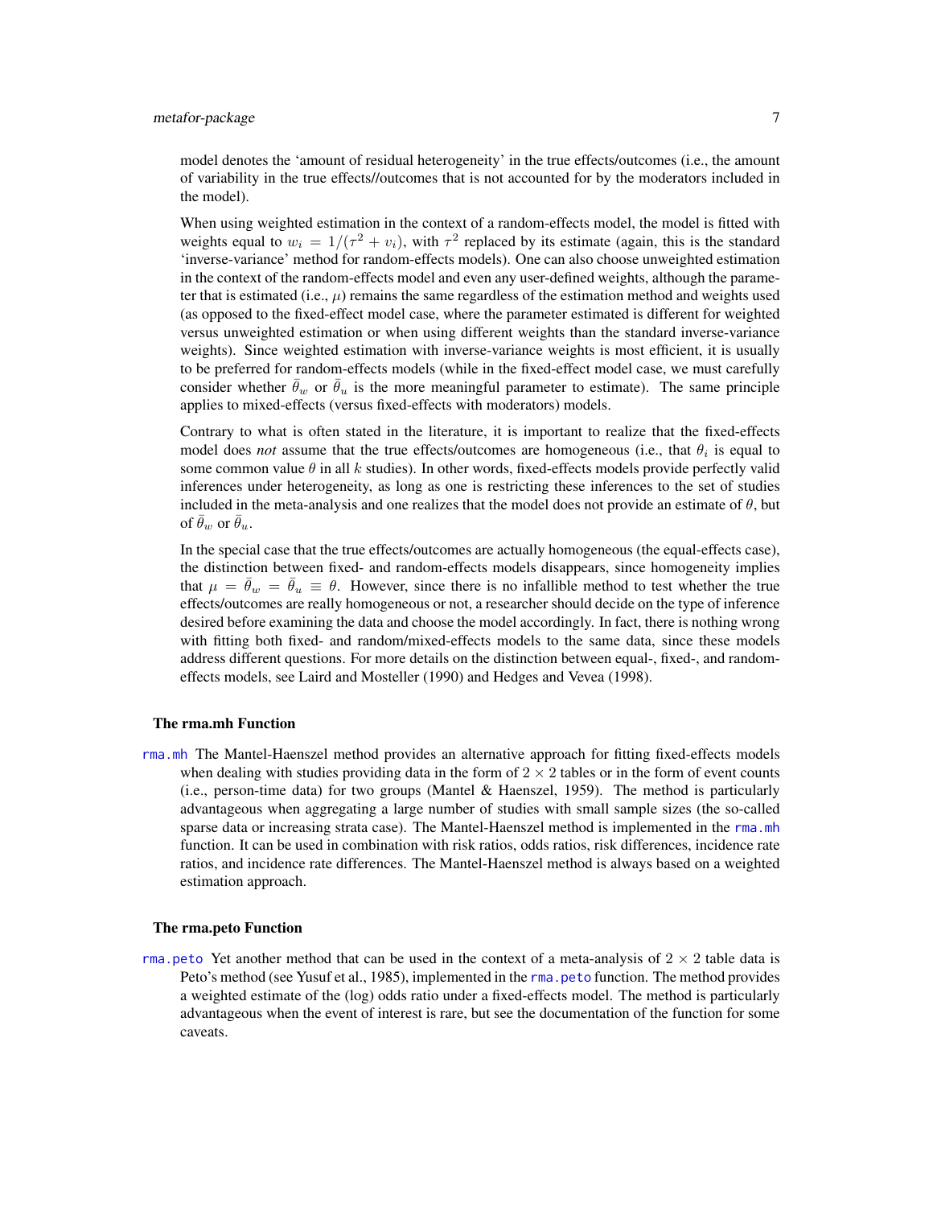model denotes the 'amount of residual heterogeneity' in the true effects/outcomes (i.e., the amount of variability in the true effects//outcomes that is not accounted for by the moderators included in the model).

When using weighted estimation in the context of a random-effects model, the model is fitted with weights equal to $w_i = 1/(\tau^2 + v_i)$, with $\tau^2$ replaced by its estimate (again, this is the standard 'inverse-variance' method for random-effects models). One can also choose unweighted estimation in the context of the random-effects model and even any user-defined weights, although the parameter that is estimated (i.e., $\mu$) remains the same regardless of the estimation method and weights used (as opposed to the fixed-effect model case, where the parameter estimated is different for weighted versus unweighted estimation or when using different weights than the standard inverse-variance weights). Since weighted estimation with inverse-variance weights is most efficient, it is usually to be preferred for random-effects models (while in the fixed-effect model case, we must carefully consider whether $\bar{\theta}_w$ or $\bar{\theta}_u$ is the more meaningful parameter to estimate). The same principle applies to mixed-effects (versus fixed-effects with moderators) models.

Contrary to what is often stated in the literature, it is important to realize that the fixed-effects model does *not* assume that the true effects/outcomes are homogeneous (i.e., that $\theta_i$ is equal to some common value $\theta$ in all $k$ studies). In other words, fixed-effects models provide perfectly valid inferences under heterogeneity, as long as one is restricting these inferences to the set of studies included in the meta-analysis and one realizes that the model does not provide an estimate of $\theta$, but of $\bar{\theta}_w$ or $\bar{\theta}_u$.

In the special case that the true effects/outcomes are actually homogeneous (the equal-effects case), the distinction between fixed- and random-effects models disappears, since homogeneity implies that $\mu = \bar{\theta}_w = \bar{\theta}_u \equiv \theta$. However, since there is no infallible method to test whether the true effects/outcomes are really homogeneous or not, a researcher should decide on the type of inference desired before examining the data and choose the model accordingly. In fact, there is nothing wrong with fitting both fixed- and random/mixed-effects models to the same data, since these models address different questions. For more details on the distinction between equal-, fixed-, and random-effects models, see Laird and Mosteller (1990) and Hedges and Vevea (1998).

### The rma.mh Function

`rma.mh` The Mantel-Haenszel method provides an alternative approach for fitting fixed-effects models when dealing with studies providing data in the form of $2 \times 2$ tables or in the form of event counts (i.e., person-time data) for two groups (Mantel & Haenszel, 1959). The method is particularly advantageous when aggregating a large number of studies with small sample sizes (the so-called sparse data or increasing strata case). The Mantel-Haenszel method is implemented in the `rma.mh` function. It can be used in combination with risk ratios, odds ratios, risk differences, incidence rate ratios, and incidence rate differences. The Mantel-Haenszel method is always based on a weighted estimation approach.

### The rma.peto Function

`rma.peto` Yet another method that can be used in the context of a meta-analysis of $2 \times 2$ table data is Peto's method (see Yusuf et al., 1985), implemented in the `rma.peto` function. The method provides a weighted estimate of the (log) odds ratio under a fixed-effects model. The method is particularly advantageous when the event of interest is rare, but see the documentation of the function for some caveats.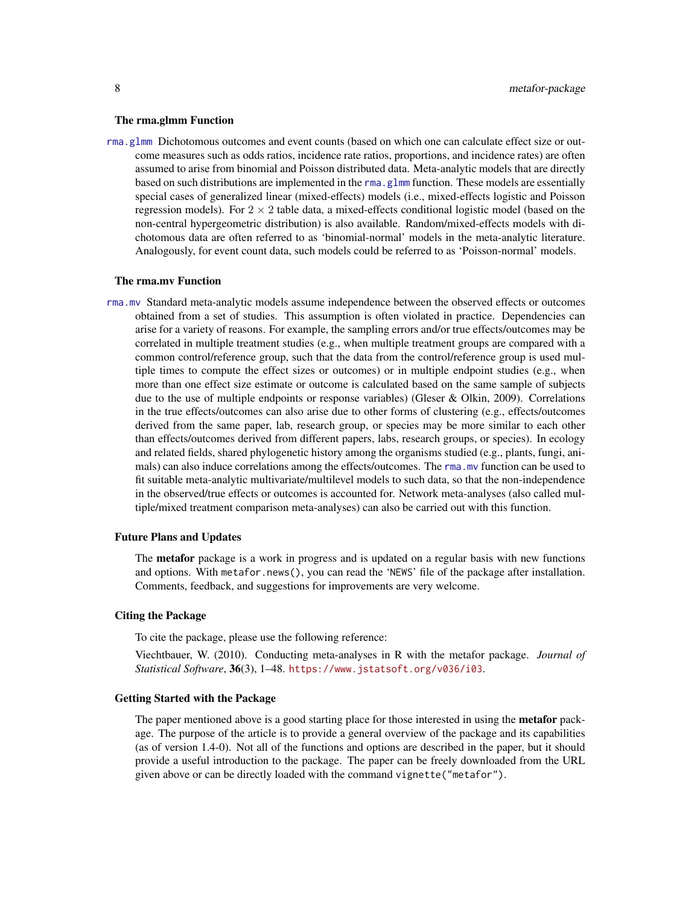### The rma.glmm Function

rma.glmm Dichotomous outcomes and event counts (based on which one can calculate effect size or outcome measures such as odds ratios, incidence rate ratios, proportions, and incidence rates) are often assumed to arise from binomial and Poisson distributed data. Meta-analytic models that are directly based on such distributions are implemented in the rma.glmm function. These models are essentially special cases of generalized linear (mixed-effects) models (i.e., mixed-effects logistic and Poisson regression models). For $2 \times 2$ table data, a mixed-effects conditional logistic model (based on the non-central hypergeometric distribution) is also available. Random/mixed-effects models with dichotomous data are often referred to as 'binomial-normal' models in the meta-analytic literature. Analogously, for event count data, such models could be referred to as 'Poisson-normal' models.

### The rma.mv Function

rma.mv Standard meta-analytic models assume independence between the observed effects or outcomes obtained from a set of studies. This assumption is often violated in practice. Dependencies can arise for a variety of reasons. For example, the sampling errors and/or true effects/outcomes may be correlated in multiple treatment studies (e.g., when multiple treatment groups are compared with a common control/reference group, such that the data from the control/reference group is used multiple times to compute the effect sizes or outcomes) or in multiple endpoint studies (e.g., when more than one effect size estimate or outcome is calculated based on the same sample of subjects due to the use of multiple endpoints or response variables) (Gleser & Olkin, 2009). Correlations in the true effects/outcomes can also arise due to other forms of clustering (e.g., effects/outcomes derived from the same paper, lab, research group, or species may be more similar to each other than effects/outcomes derived from different papers, labs, research groups, or species). In ecology and related fields, shared phylogenetic history among the organisms studied (e.g., plants, fungi, animals) can also induce correlations among the effects/outcomes. The rma.mv function can be used to fit suitable meta-analytic multivariate/multilevel models to such data, so that the non-independence in the observed/true effects or outcomes is accounted for. Network meta-analyses (also called multiple/mixed treatment comparison meta-analyses) can also be carried out with this function.

### Future Plans and Updates

The **metafor** package is a work in progress and is updated on a regular basis with new functions and options. With `metafor.news()`, you can read the 'NEWS' file of the package after installation. Comments, feedback, and suggestions for improvements are very welcome.

### Citing the Package

To cite the package, please use the following reference:

Viechtbauer, W. (2010). Conducting meta-analyses in R with the metafor package. *Journal of Statistical Software*, **36**(3), 1–48. https://www.jstatsoft.org/v036/i03.

### Getting Started with the Package

The paper mentioned above is a good starting place for those interested in using the **metafor** package. The purpose of the article is to provide a general overview of the package and its capabilities (as of version 1.4-0). Not all of the functions and options are described in the paper, but it should provide a useful introduction to the package. The paper can be freely downloaded from the URL given above or can be directly loaded with the command `vignette("metafor")`.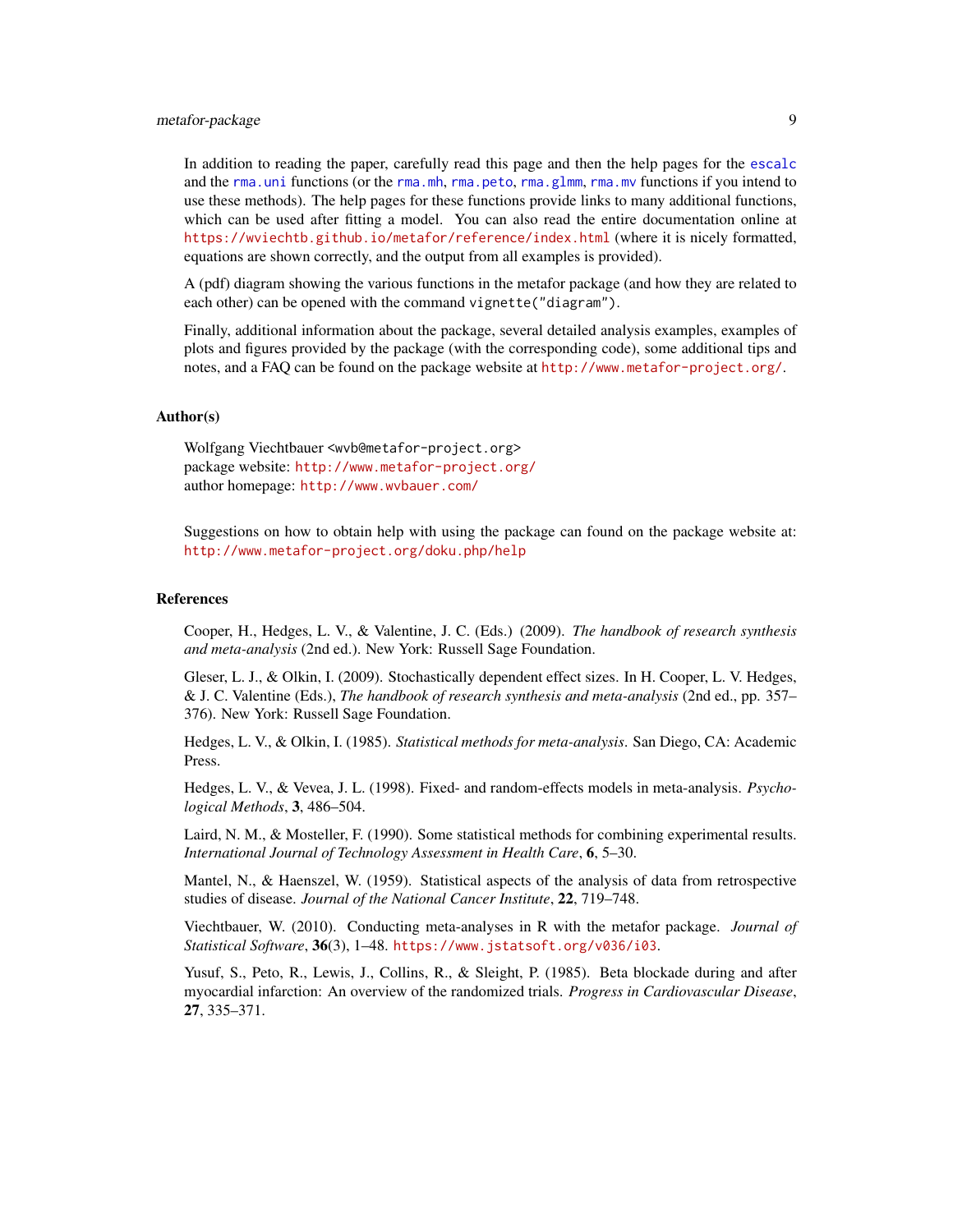In addition to reading the paper, carefully read this page and then the help pages for the `escalc` and the `rma.uni` functions (or the `rma.mh`, `rma.peto`, `rma.glmm`, `rma.mv` functions if you intend to use these methods). The help pages for these functions provide links to many additional functions, which can be used after fitting a model. You can also read the entire documentation online at https://wviechtb.github.io/metafor/reference/index.html (where it is nicely formatted, equations are shown correctly, and the output from all examples is provided).

A (pdf) diagram showing the various functions in the metafor package (and how they are related to each other) can be opened with the command `vignette("diagram")`.

Finally, additional information about the package, several detailed analysis examples, examples of plots and figures provided by the package (with the corresponding code), some additional tips and notes, and a FAQ can be found on the package website at http://www.metafor-project.org/.

## Author(s)

Wolfgang Viechtbauer <wvb@metafor-project.org>
package website: http://www.metafor-project.org/
author homepage: http://www.wvbauer.com/

Suggestions on how to obtain help with using the package can found on the package website at: http://www.metafor-project.org/doku.php/help

## References

Cooper, H., Hedges, L. V., & Valentine, J. C. (Eds.) (2009). *The handbook of research synthesis and meta-analysis* (2nd ed.). New York: Russell Sage Foundation.

Gleser, L. J., & Olkin, I. (2009). Stochastically dependent effect sizes. In H. Cooper, L. V. Hedges, & J. C. Valentine (Eds.), *The handbook of research synthesis and meta-analysis* (2nd ed., pp. 357–376). New York: Russell Sage Foundation.

Hedges, L. V., & Olkin, I. (1985). *Statistical methods for meta-analysis*. San Diego, CA: Academic Press.

Hedges, L. V., & Vevea, J. L. (1998). Fixed- and random-effects models in meta-analysis. *Psychological Methods*, **3**, 486–504.

Laird, N. M., & Mosteller, F. (1990). Some statistical methods for combining experimental results. *International Journal of Technology Assessment in Health Care*, **6**, 5–30.

Mantel, N., & Haenszel, W. (1959). Statistical aspects of the analysis of data from retrospective studies of disease. *Journal of the National Cancer Institute*, **22**, 719–748.

Viechtbauer, W. (2010). Conducting meta-analyses in R with the metafor package. *Journal of Statistical Software*, **36**(3), 1–48. https://www.jstatsoft.org/v036/i03.

Yusuf, S., Peto, R., Lewis, J., Collins, R., & Sleight, P. (1985). Beta blockade during and after myocardial infarction: An overview of the randomized trials. *Progress in Cardiovascular Disease*, **27**, 335–371.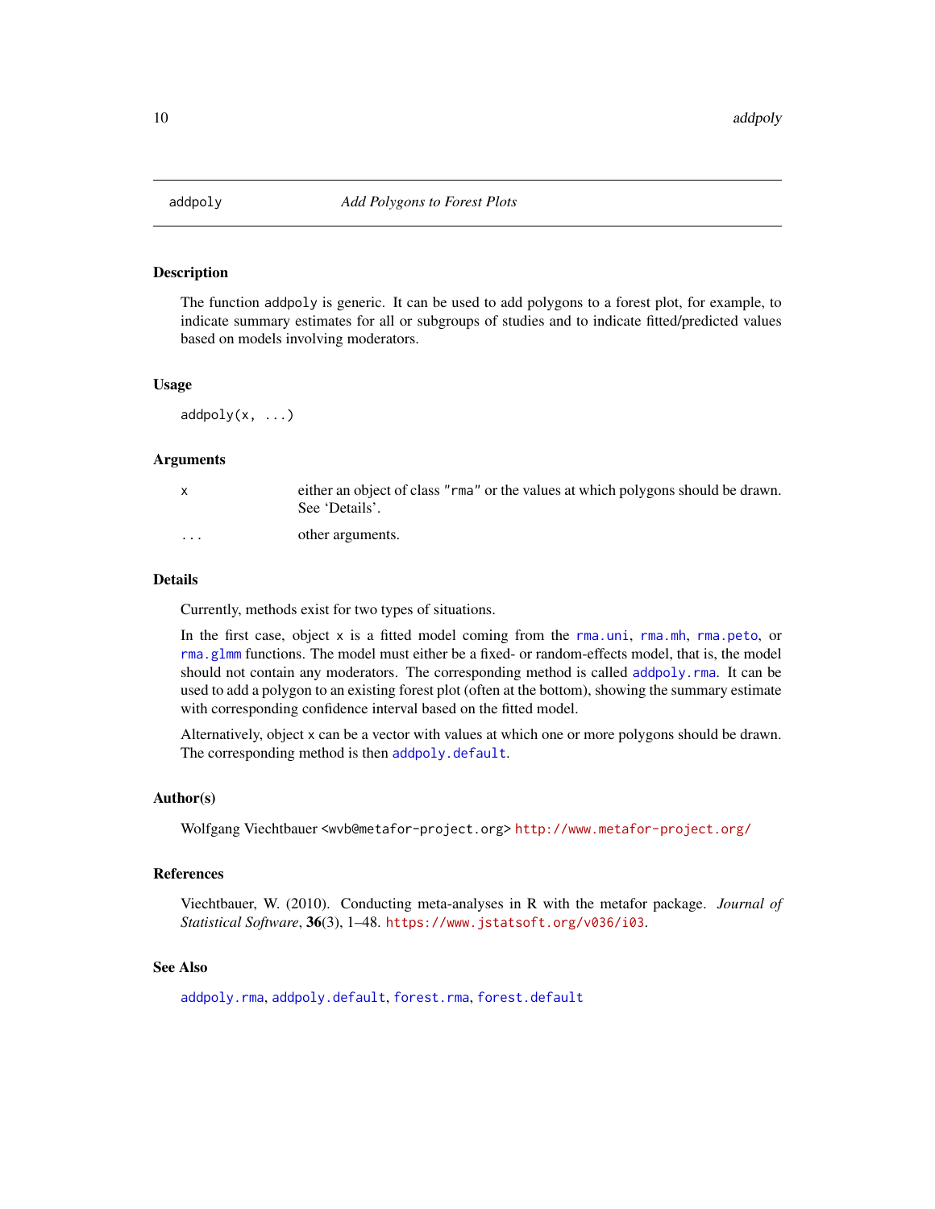# addpoly — *Add Polygons to Forest Plots*

## Description

The function `addpoly` is generic. It can be used to add polygons to a forest plot, for example, to indicate summary estimates for all or subgroups of studies and to indicate fitted/predicted values based on models involving moderators.

## Usage

```
addpoly(x, ...)
```

## Arguments

| | |
|---|---|
| `x` | either an object of class `"rma"` or the values at which polygons should be drawn. See 'Details'. |
| `...` | other arguments. |

## Details

Currently, methods exist for two types of situations.

In the first case, object `x` is a fitted model coming from the `rma.uni`, `rma.mh`, `rma.peto`, or `rma.glmm` functions. The model must either be a fixed- or random-effects model, that is, the model should not contain any moderators. The corresponding method is called `addpoly.rma`. It can be used to add a polygon to an existing forest plot (often at the bottom), showing the summary estimate with corresponding confidence interval based on the fitted model.

Alternatively, object `x` can be a vector with values at which one or more polygons should be drawn. The corresponding method is then `addpoly.default`.

## Author(s)

Wolfgang Viechtbauer <wvb@metafor-project.org> http://www.metafor-project.org/

## References

Viechtbauer, W. (2010). Conducting meta-analyses in R with the metafor package. *Journal of Statistical Software*, **36**(3), 1–48. https://www.jstatsoft.org/v036/i03.

## See Also

`addpoly.rma`, `addpoly.default`, `forest.rma`, `forest.default`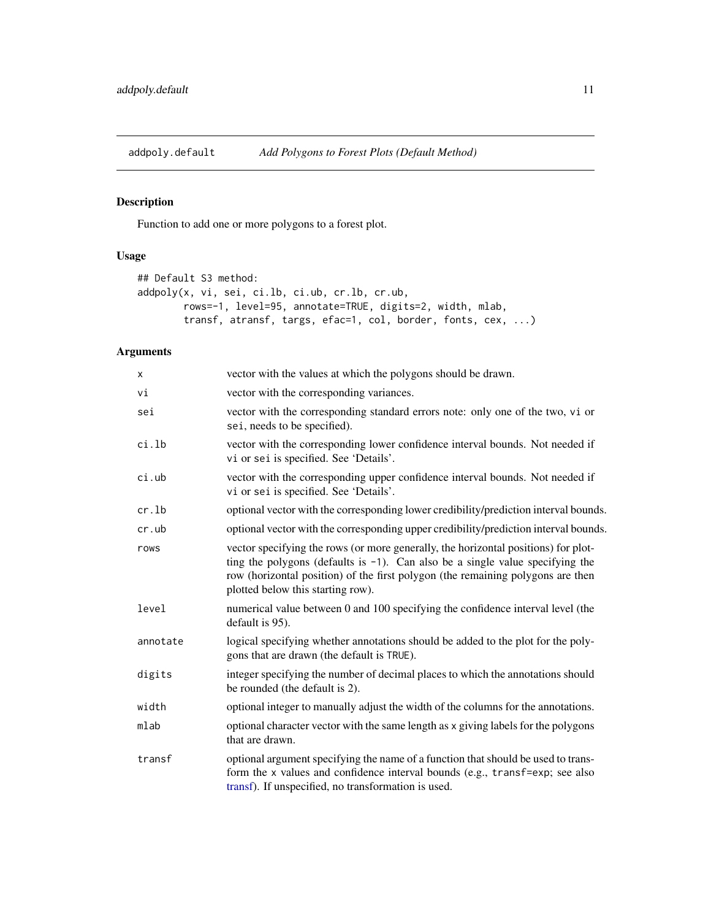## addpoly.default — *Add Polygons to Forest Plots (Default Method)*

### Description

Function to add one or more polygons to a forest plot.

### Usage

```
## Default S3 method:
addpoly(x, vi, sei, ci.lb, ci.ub, cr.lb, cr.ub,
        rows=-1, level=95, annotate=TRUE, digits=2, width, mlab,
        transf, atransf, targs, efac=1, col, border, fonts, cex, ...)
```

### Arguments

| | |
|---|---|
| `x` | vector with the values at which the polygons should be drawn. |
| `vi` | vector with the corresponding variances. |
| `sei` | vector with the corresponding standard errors note: only one of the two, `vi` or `sei`, needs to be specified). |
| `ci.lb` | vector with the corresponding lower confidence interval bounds. Not needed if `vi` or `sei` is specified. See 'Details'. |
| `ci.ub` | vector with the corresponding upper confidence interval bounds. Not needed if `vi` or `sei` is specified. See 'Details'. |
| `cr.lb` | optional vector with the corresponding lower credibility/prediction interval bounds. |
| `cr.ub` | optional vector with the corresponding upper credibility/prediction interval bounds. |
| `rows` | vector specifying the rows (or more generally, the horizontal positions) for plotting the polygons (defaults is `-1`). Can also be a single value specifying the row (horizontal position) of the first polygon (the remaining polygons are then plotted below this starting row). |
| `level` | numerical value between 0 and 100 specifying the confidence interval level (the default is 95). |
| `annotate` | logical specifying whether annotations should be added to the plot for the polygons that are drawn (the default is `TRUE`). |
| `digits` | integer specifying the number of decimal places to which the annotations should be rounded (the default is 2). |
| `width` | optional integer to manually adjust the width of the columns for the annotations. |
| `mlab` | optional character vector with the same length as `x` giving labels for the polygons that are drawn. |
| `transf` | optional argument specifying the name of a function that should be used to transform the `x` values and confidence interval bounds (e.g., `transf=exp`; see also transf). If unspecified, no transformation is used. |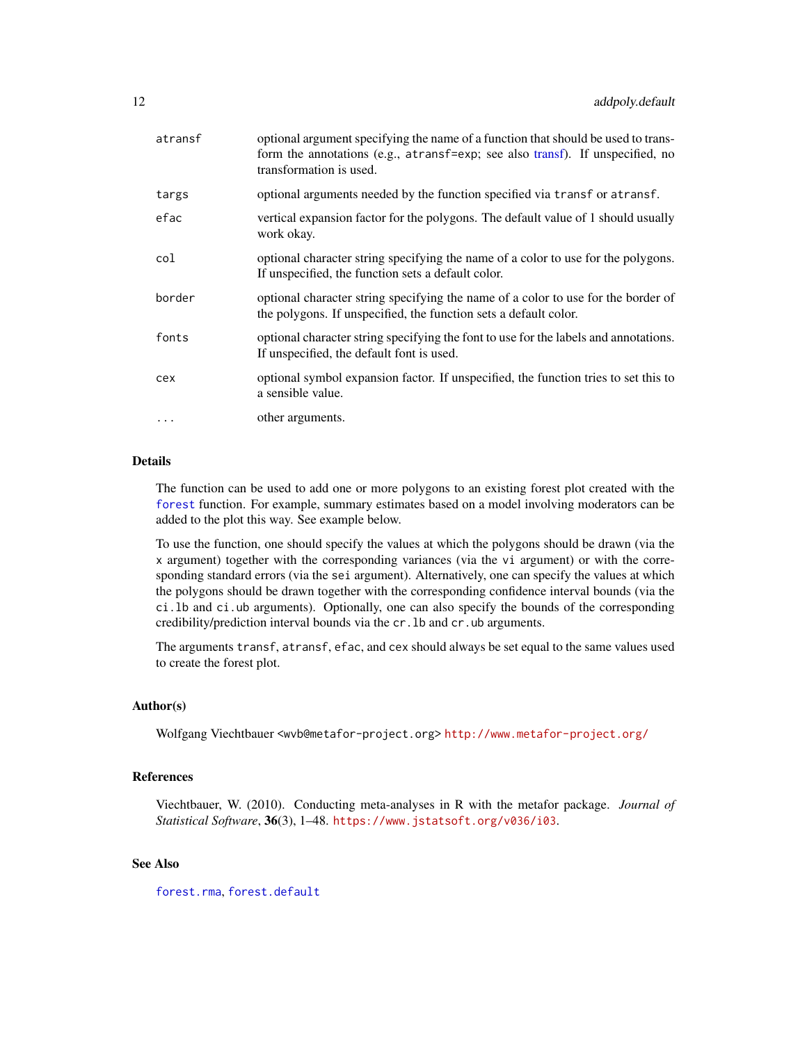| | |
|---|---|
| `atransf` | optional argument specifying the name of a function that should be used to transform the annotations (e.g., `atransf=exp`; see also transf). If unspecified, no transformation is used. |
| `targs` | optional arguments needed by the function specified via `transf` or `atransf`. |
| `efac` | vertical expansion factor for the polygons. The default value of 1 should usually work okay. |
| `col` | optional character string specifying the name of a color to use for the polygons. If unspecified, the function sets a default color. |
| `border` | optional character string specifying the name of a color to use for the border of the polygons. If unspecified, the function sets a default color. |
| `fonts` | optional character string specifying the font to use for the labels and annotations. If unspecified, the default font is used. |
| `cex` | optional symbol expansion factor. If unspecified, the function tries to set this to a sensible value. |
| `...` | other arguments. |

## Details

The function can be used to add one or more polygons to an existing forest plot created with the `forest` function. For example, summary estimates based on a model involving moderators can be added to the plot this way. See example below.

To use the function, one should specify the values at which the polygons should be drawn (via the `x` argument) together with the corresponding variances (via the `vi` argument) or with the corresponding standard errors (via the `sei` argument). Alternatively, one can specify the values at which the polygons should be drawn together with the corresponding confidence interval bounds (via the `ci.lb` and `ci.ub` arguments). Optionally, one can also specify the bounds of the corresponding credibility/prediction interval bounds via the `cr.lb` and `cr.ub` arguments.

The arguments `transf`, `atransf`, `efac`, and `cex` should always be set equal to the same values used to create the forest plot.

## Author(s)

Wolfgang Viechtbauer <wvb@metafor-project.org> http://www.metafor-project.org/

## References

Viechtbauer, W. (2010). Conducting meta-analyses in R with the metafor package. *Journal of Statistical Software*, **36**(3), 1–48. https://www.jstatsoft.org/v036/i03.

## See Also

`forest.rma`, `forest.default`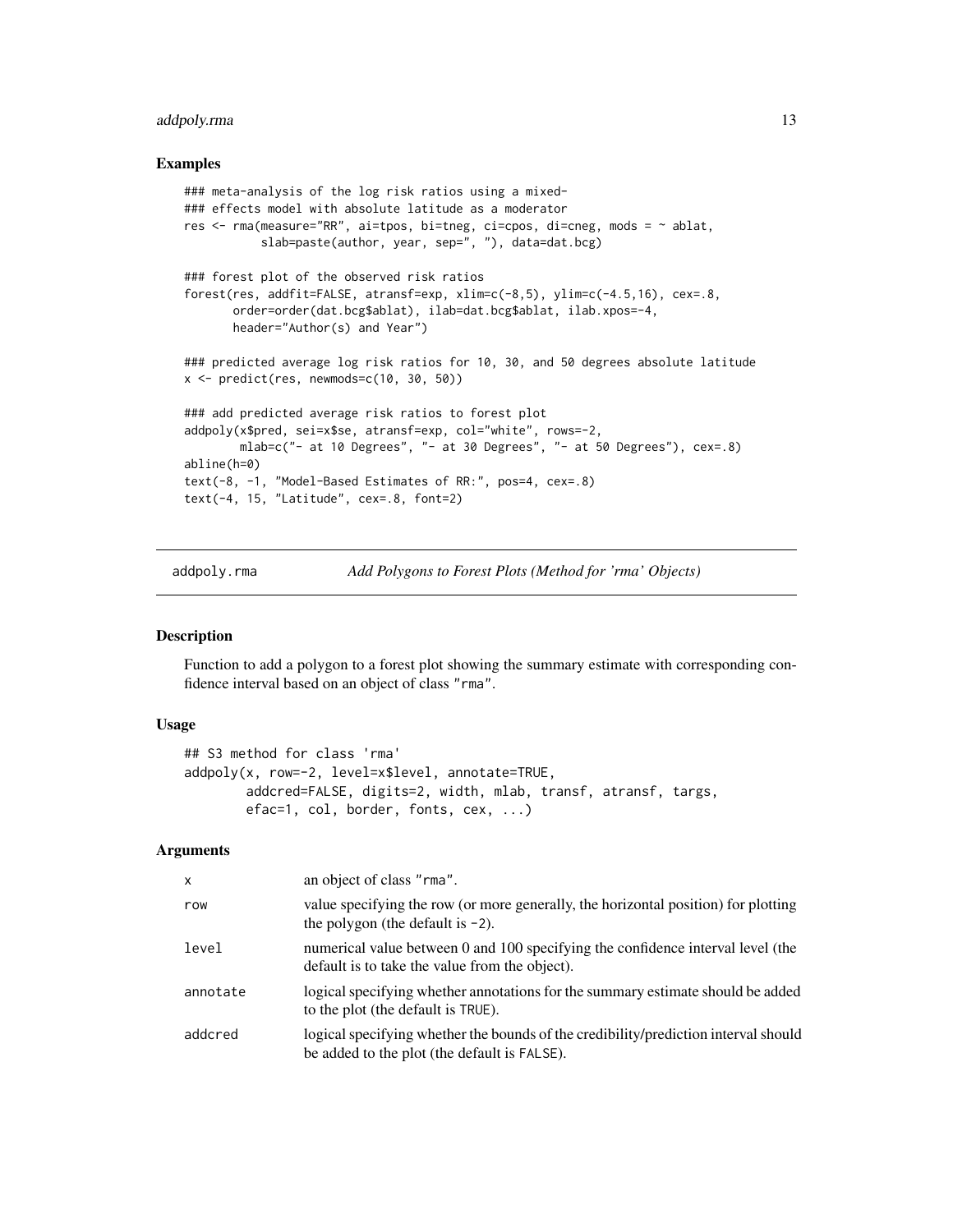## Examples

```
### meta-analysis of the log risk ratios using a mixed-
### effects model with absolute latitude as a moderator
res <- rma(measure="RR", ai=tpos, bi=tneg, ci=cpos, di=cneg, mods = ~ ablat,
           slab=paste(author, year, sep=", "), data=dat.bcg)

### forest plot of the observed risk ratios
forest(res, addfit=FALSE, atransf=exp, xlim=c(-8,5), ylim=c(-4.5,16), cex=.8,
       order=order(dat.bcg$ablat), ilab=dat.bcg$ablat, ilab.xpos=-4,
       header="Author(s) and Year")

### predicted average log risk ratios for 10, 30, and 50 degrees absolute latitude
x <- predict(res, newmods=c(10, 30, 50))

### add predicted average risk ratios to forest plot
addpoly(x$pred, sei=x$se, atransf=exp, col="white", rows=-2,
        mlab=c("- at 10 Degrees", "- at 30 Degrees", "- at 50 Degrees"), cex=.8)
abline(h=0)
text(-8, -1, "Model-Based Estimates of RR:", pos=4, cex=.8)
text(-4, 15, "Latitude", cex=.8, font=2)
```

---

# addpoly.rma — *Add Polygons to Forest Plots (Method for 'rma' Objects)*

## Description

Function to add a polygon to a forest plot showing the summary estimate with corresponding confidence interval based on an object of class "rma".

## Usage

```
## S3 method for class 'rma'
addpoly(x, row=-2, level=x$level, annotate=TRUE,
        addcred=FALSE, digits=2, width, mlab, transf, atransf, targs,
        efac=1, col, border, fonts, cex, ...)
```

## Arguments

| | |
|---|---|
| x | an object of class "rma". |
| row | value specifying the row (or more generally, the horizontal position) for plotting the polygon (the default is -2). |
| level | numerical value between 0 and 100 specifying the confidence interval level (the default is to take the value from the object). |
| annotate | logical specifying whether annotations for the summary estimate should be added to the plot (the default is TRUE). |
| addcred | logical specifying whether the bounds of the credibility/prediction interval should be added to the plot (the default is FALSE). |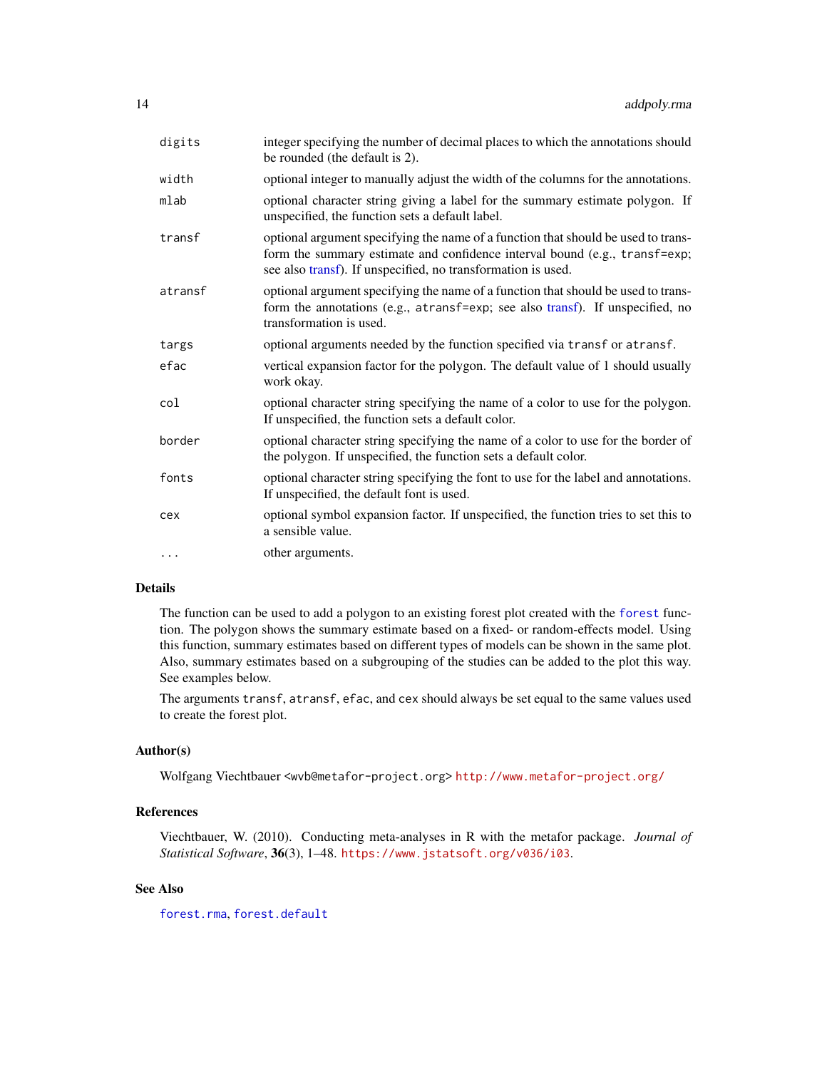| | |
|---|---|
| `digits` | integer specifying the number of decimal places to which the annotations should be rounded (the default is 2). |
| `width` | optional integer to manually adjust the width of the columns for the annotations. |
| `mlab` | optional character string giving a label for the summary estimate polygon. If unspecified, the function sets a default label. |
| `transf` | optional argument specifying the name of a function that should be used to transform the summary estimate and confidence interval bound (e.g., `transf=exp`; see also transf). If unspecified, no transformation is used. |
| `atransf` | optional argument specifying the name of a function that should be used to transform the annotations (e.g., `atransf=exp`; see also transf). If unspecified, no transformation is used. |
| `targs` | optional arguments needed by the function specified via `transf` or `atransf`. |
| `efac` | vertical expansion factor for the polygon. The default value of 1 should usually work okay. |
| `col` | optional character string specifying the name of a color to use for the polygon. If unspecified, the function sets a default color. |
| `border` | optional character string specifying the name of a color to use for the border of the polygon. If unspecified, the function sets a default color. |
| `fonts` | optional character string specifying the font to use for the label and annotations. If unspecified, the default font is used. |
| `cex` | optional symbol expansion factor. If unspecified, the function tries to set this to a sensible value. |
| `...` | other arguments. |

## Details

The function can be used to add a polygon to an existing forest plot created with the `forest` function. The polygon shows the summary estimate based on a fixed- or random-effects model. Using this function, summary estimates based on different types of models can be shown in the same plot. Also, summary estimates based on a subgrouping of the studies can be added to the plot this way. See examples below.

The arguments `transf`, `atransf`, `efac`, and `cex` should always be set equal to the same values used to create the forest plot.

## Author(s)

Wolfgang Viechtbauer <wvb@metafor-project.org> http://www.metafor-project.org/

## References

Viechtbauer, W. (2010). Conducting meta-analyses in R with the metafor package. *Journal of Statistical Software*, **36**(3), 1–48. https://www.jstatsoft.org/v036/i03.

## See Also

`forest.rma`, `forest.default`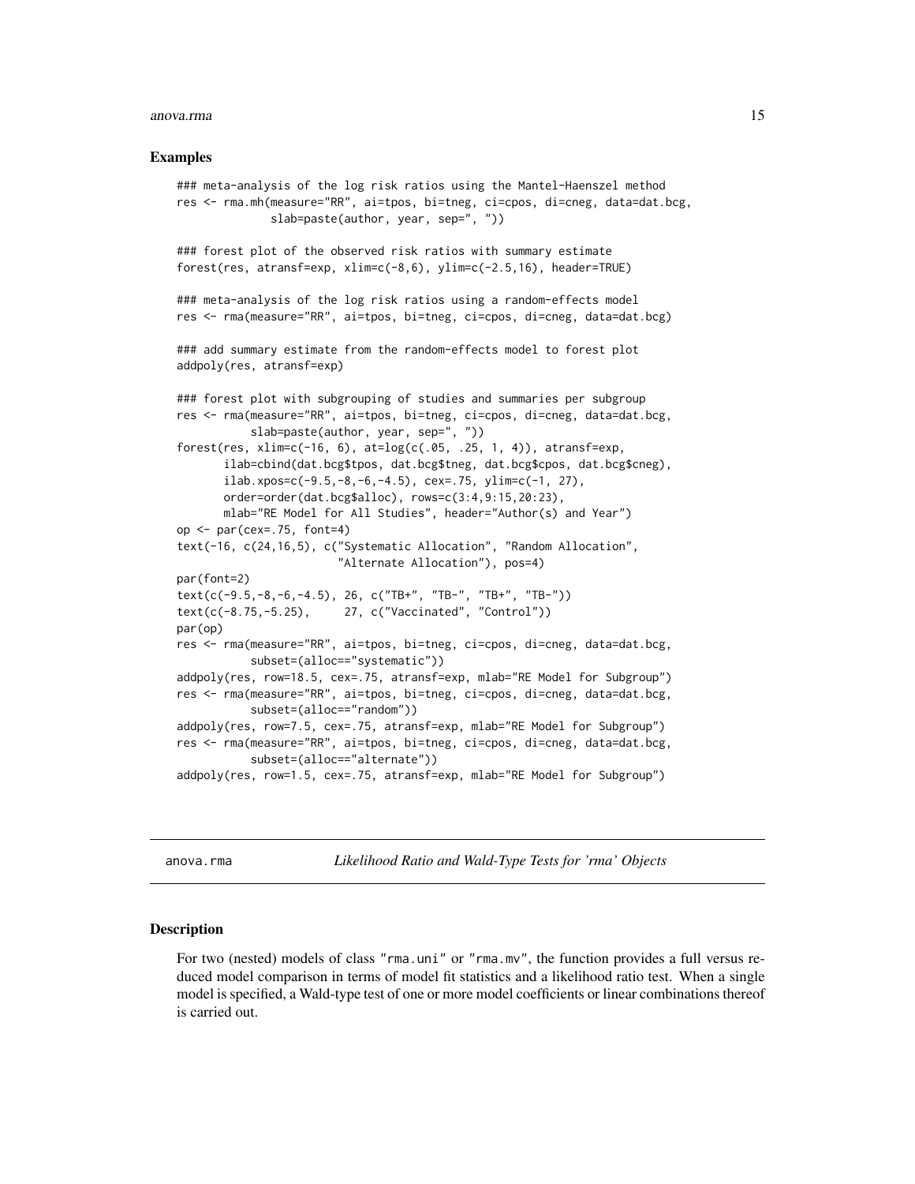## Examples

```
### meta-analysis of the log risk ratios using the Mantel-Haenszel method
res <- rma.mh(measure="RR", ai=tpos, bi=tneg, ci=cpos, di=cneg, data=dat.bcg,
              slab=paste(author, year, sep=", "))

### forest plot of the observed risk ratios with summary estimate
forest(res, atransf=exp, xlim=c(-8,6), ylim=c(-2.5,16), header=TRUE)

### meta-analysis of the log risk ratios using a random-effects model
res <- rma(measure="RR", ai=tpos, bi=tneg, ci=cpos, di=cneg, data=dat.bcg)

### add summary estimate from the random-effects model to forest plot
addpoly(res, atransf=exp)

### forest plot with subgrouping of studies and summaries per subgroup
res <- rma(measure="RR", ai=tpos, bi=tneg, ci=cpos, di=cneg, data=dat.bcg,
           slab=paste(author, year, sep=", "))
forest(res, xlim=c(-16, 6), at=log(c(.05, .25, 1, 4)), atransf=exp,
       ilab=cbind(dat.bcg$tpos, dat.bcg$tneg, dat.bcg$cpos, dat.bcg$cneg),
       ilab.xpos=c(-9.5,-8,-6,-4.5), cex=.75, ylim=c(-1, 27),
       order=order(dat.bcg$alloc), rows=c(3:4,9:15,20:23),
       mlab="RE Model for All Studies", header="Author(s) and Year")
op <- par(cex=.75, font=4)
text(-16, c(24,16,5), c("Systematic Allocation", "Random Allocation",
                        "Alternate Allocation"), pos=4)
par(font=2)
text(c(-9.5,-8,-6,-4.5), 26, c("TB+", "TB-", "TB+", "TB-"))
text(c(-8.75,-5.25),     27, c("Vaccinated", "Control"))
par(op)
res <- rma(measure="RR", ai=tpos, bi=tneg, ci=cpos, di=cneg, data=dat.bcg,
           subset=(alloc=="systematic"))
addpoly(res, row=18.5, cex=.75, atransf=exp, mlab="RE Model for Subgroup")
res <- rma(measure="RR", ai=tpos, bi=tneg, ci=cpos, di=cneg, data=dat.bcg,
           subset=(alloc=="random"))
addpoly(res, row=7.5, cex=.75, atransf=exp, mlab="RE Model for Subgroup")
res <- rma(measure="RR", ai=tpos, bi=tneg, ci=cpos, di=cneg, data=dat.bcg,
           subset=(alloc=="alternate"))
addpoly(res, row=1.5, cex=.75, atransf=exp, mlab="RE Model for Subgroup")
```

---

# anova.rma — *Likelihood Ratio and Wald-Type Tests for 'rma' Objects*

---

## Description

For two (nested) models of class "rma.uni" or "rma.mv", the function provides a full versus reduced model comparison in terms of model fit statistics and a likelihood ratio test. When a single model is specified, a Wald-type test of one or more model coefficients or linear combinations thereof is carried out.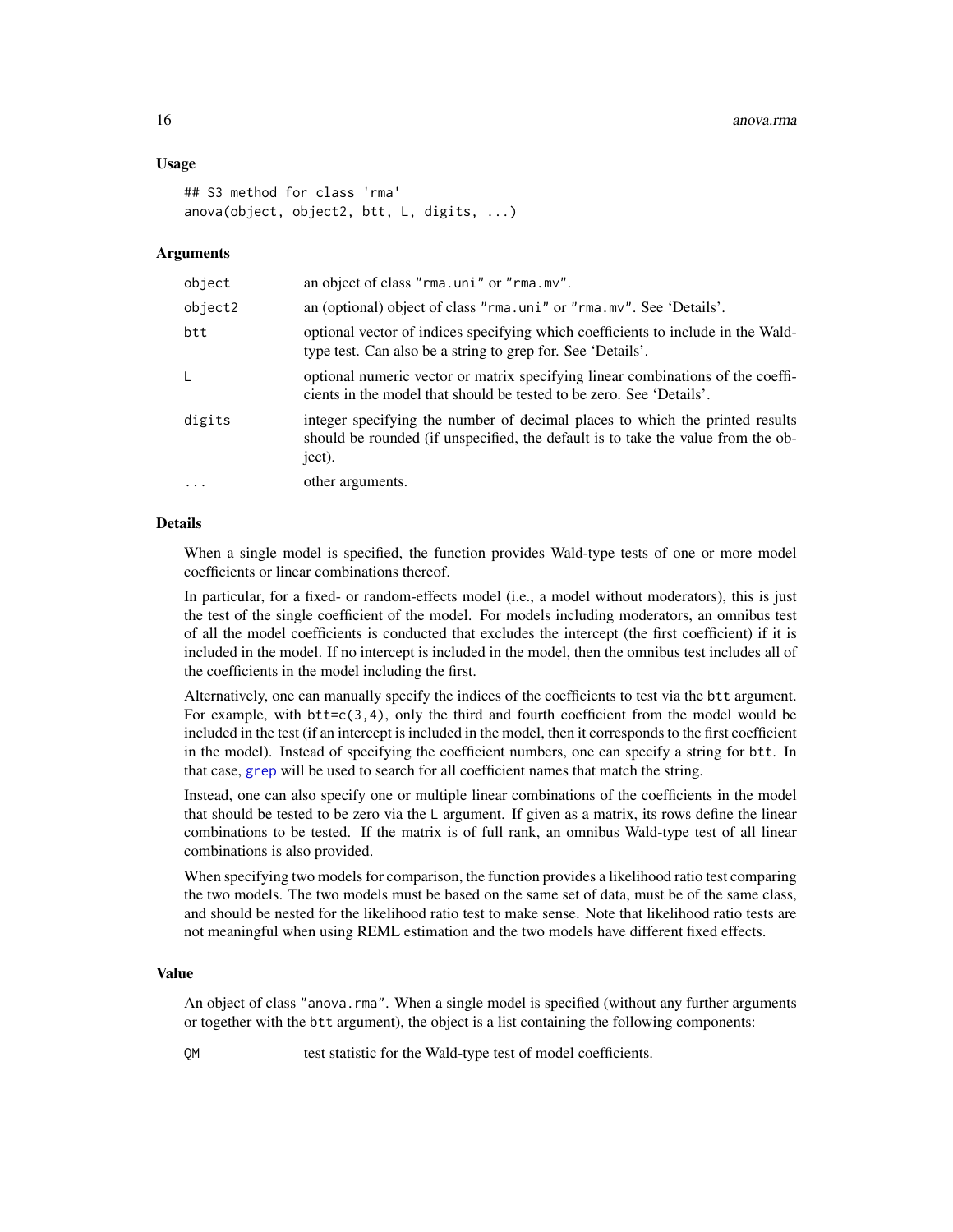## Usage

```
## S3 method for class 'rma'
anova(object, object2, btt, L, digits, ...)
```

## Arguments

| | |
|---|---|
| object | an object of class "rma.uni" or "rma.mv". |
| object2 | an (optional) object of class "rma.uni" or "rma.mv". See 'Details'. |
| btt | optional vector of indices specifying which coefficients to include in the Wald-type test. Can also be a string to grep for. See 'Details'. |
| L | optional numeric vector or matrix specifying linear combinations of the coefficients in the model that should be tested to be zero. See 'Details'. |
| digits | integer specifying the number of decimal places to which the printed results should be rounded (if unspecified, the default is to take the value from the object). |
| ... | other arguments. |

## Details

When a single model is specified, the function provides Wald-type tests of one or more model coefficients or linear combinations thereof.

In particular, for a fixed- or random-effects model (i.e., a model without moderators), this is just the test of the single coefficient of the model. For models including moderators, an omnibus test of all the model coefficients is conducted that excludes the intercept (the first coefficient) if it is included in the model. If no intercept is included in the model, then the omnibus test includes all of the coefficients in the model including the first.

Alternatively, one can manually specify the indices of the coefficients to test via the `btt` argument. For example, with `btt=c(3,4)`, only the third and fourth coefficient from the model would be included in the test (if an intercept is included in the model, then it corresponds to the first coefficient in the model). Instead of specifying the coefficient numbers, one can specify a string for `btt`. In that case, grep will be used to search for all coefficient names that match the string.

Instead, one can also specify one or multiple linear combinations of the coefficients in the model that should be tested to be zero via the `L` argument. If given as a matrix, its rows define the linear combinations to be tested. If the matrix is of full rank, an omnibus Wald-type test of all linear combinations is also provided.

When specifying two models for comparison, the function provides a likelihood ratio test comparing the two models. The two models must be based on the same set of data, must be of the same class, and should be nested for the likelihood ratio test to make sense. Note that likelihood ratio tests are not meaningful when using REML estimation and the two models have different fixed effects.

## Value

An object of class "anova.rma". When a single model is specified (without any further arguments or together with the `btt` argument), the object is a list containing the following components:

| | |
|---|---|
| QM | test statistic for the Wald-type test of model coefficients. |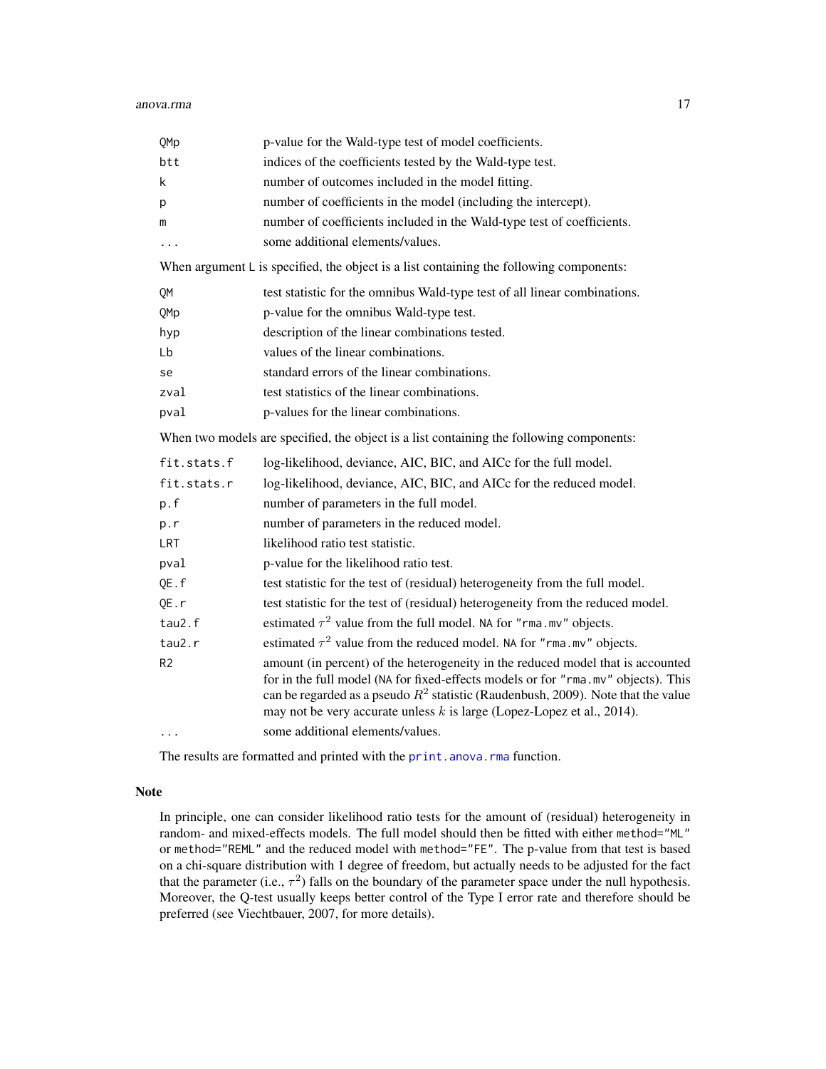| | |
|---|---|
| `QMp` | p-value for the Wald-type test of model coefficients. |
| `btt` | indices of the coefficients tested by the Wald-type test. |
| `k` | number of outcomes included in the model fitting. |
| `p` | number of coefficients in the model (including the intercept). |
| `m` | number of coefficients included in the Wald-type test of coefficients. |
| `...` | some additional elements/values. |

When argument `L` is specified, the object is a list containing the following components:

| | |
|---|---|
| `QM` | test statistic for the omnibus Wald-type test of all linear combinations. |
| `QMp` | p-value for the omnibus Wald-type test. |
| `hyp` | description of the linear combinations tested. |
| `Lb` | values of the linear combinations. |
| `se` | standard errors of the linear combinations. |
| `zval` | test statistics of the linear combinations. |
| `pval` | p-values for the linear combinations. |

When two models are specified, the object is a list containing the following components:

| | |
|---|---|
| `fit.stats.f` | log-likelihood, deviance, AIC, BIC, and AICc for the full model. |
| `fit.stats.r` | log-likelihood, deviance, AIC, BIC, and AICc for the reduced model. |
| `p.f` | number of parameters in the full model. |
| `p.r` | number of parameters in the reduced model. |
| `LRT` | likelihood ratio test statistic. |
| `pval` | p-value for the likelihood ratio test. |
| `QE.f` | test statistic for the test of (residual) heterogeneity from the full model. |
| `QE.r` | test statistic for the test of (residual) heterogeneity from the reduced model. |
| `tau2.f` | estimated $\tau^2$ value from the full model. `NA` for `"rma.mv"` objects. |
| `tau2.r` | estimated $\tau^2$ value from the reduced model. `NA` for `"rma.mv"` objects. |
| `R2` | amount (in percent) of the heterogeneity in the reduced model that is accounted for in the full model (`NA` for fixed-effects models or for `"rma.mv"` objects). This can be regarded as a pseudo $R^2$ statistic (Raudenbush, 2009). Note that the value may not be very accurate unless $k$ is large (Lopez-Lopez et al., 2014). |
| `...` | some additional elements/values. |

The results are formatted and printed with the `print.anova.rma` function.

## Note

In principle, one can consider likelihood ratio tests for the amount of (residual) heterogeneity in random- and mixed-effects models. The full model should then be fitted with either `method="ML"` or `method="REML"` and the reduced model with `method="FE"`. The p-value from that test is based on a chi-square distribution with 1 degree of freedom, but actually needs to be adjusted for the fact that the parameter (i.e., $\tau^2$) falls on the boundary of the parameter space under the null hypothesis. Moreover, the Q-test usually keeps better control of the Type I error rate and therefore should be preferred (see Viechtbauer, 2007, for more details).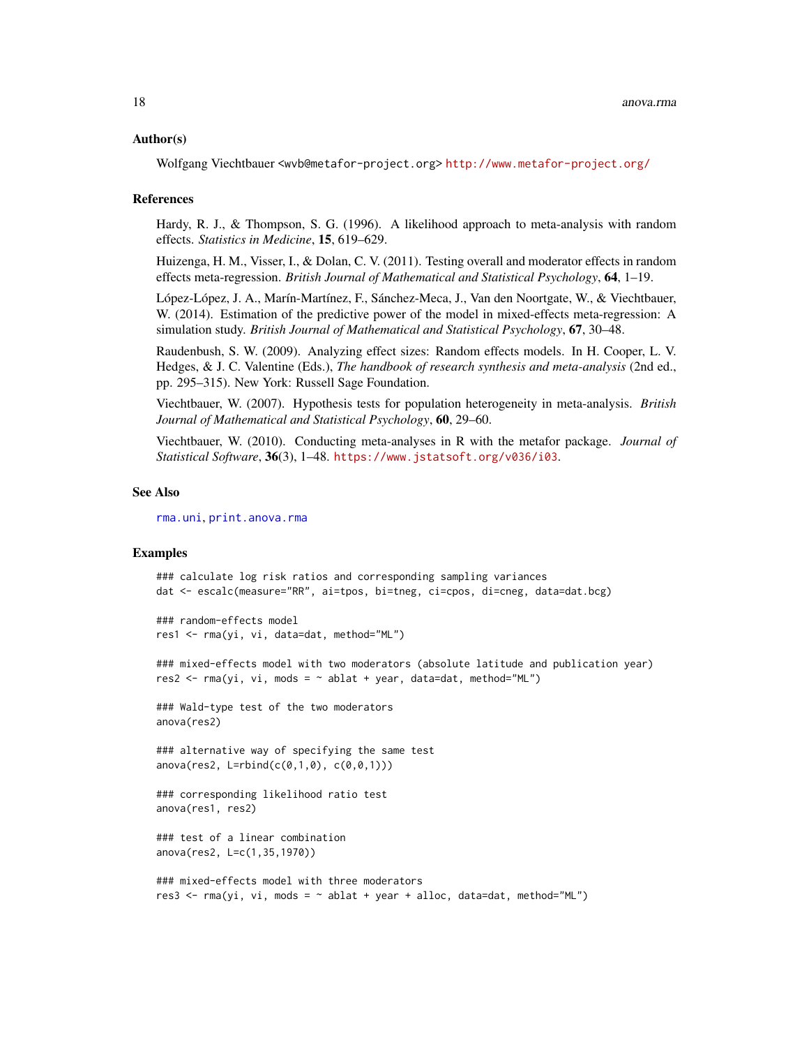## Author(s)

Wolfgang Viechtbauer <wvb@metafor-project.org> http://www.metafor-project.org/

## References

Hardy, R. J., & Thompson, S. G. (1996). A likelihood approach to meta-analysis with random effects. *Statistics in Medicine*, **15**, 619–629.

Huizenga, H. M., Visser, I., & Dolan, C. V. (2011). Testing overall and moderator effects in random effects meta-regression. *British Journal of Mathematical and Statistical Psychology*, **64**, 1–19.

López-López, J. A., Marín-Martínez, F., Sánchez-Meca, J., Van den Noortgate, W., & Viechtbauer, W. (2014). Estimation of the predictive power of the model in mixed-effects meta-regression: A simulation study. *British Journal of Mathematical and Statistical Psychology*, **67**, 30–48.

Raudenbush, S. W. (2009). Analyzing effect sizes: Random effects models. In H. Cooper, L. V. Hedges, & J. C. Valentine (Eds.), *The handbook of research synthesis and meta-analysis* (2nd ed., pp. 295–315). New York: Russell Sage Foundation.

Viechtbauer, W. (2007). Hypothesis tests for population heterogeneity in meta-analysis. *British Journal of Mathematical and Statistical Psychology*, **60**, 29–60.

Viechtbauer, W. (2010). Conducting meta-analyses in R with the metafor package. *Journal of Statistical Software*, **36**(3), 1–48. https://www.jstatsoft.org/v036/i03.

## See Also

rma.uni, print.anova.rma

## Examples

```
### calculate log risk ratios and corresponding sampling variances
dat <- escalc(measure="RR", ai=tpos, bi=tneg, ci=cpos, di=cneg, data=dat.bcg)

### random-effects model
res1 <- rma(yi, vi, data=dat, method="ML")

### mixed-effects model with two moderators (absolute latitude and publication year)
res2 <- rma(yi, vi, mods = ~ ablat + year, data=dat, method="ML")

### Wald-type test of the two moderators
anova(res2)

### alternative way of specifying the same test
anova(res2, L=rbind(c(0,1,0), c(0,0,1)))

### corresponding likelihood ratio test
anova(res1, res2)

### test of a linear combination
anova(res2, L=c(1,35,1970))

### mixed-effects model with three moderators
res3 <- rma(yi, vi, mods = ~ ablat + year + alloc, data=dat, method="ML")
```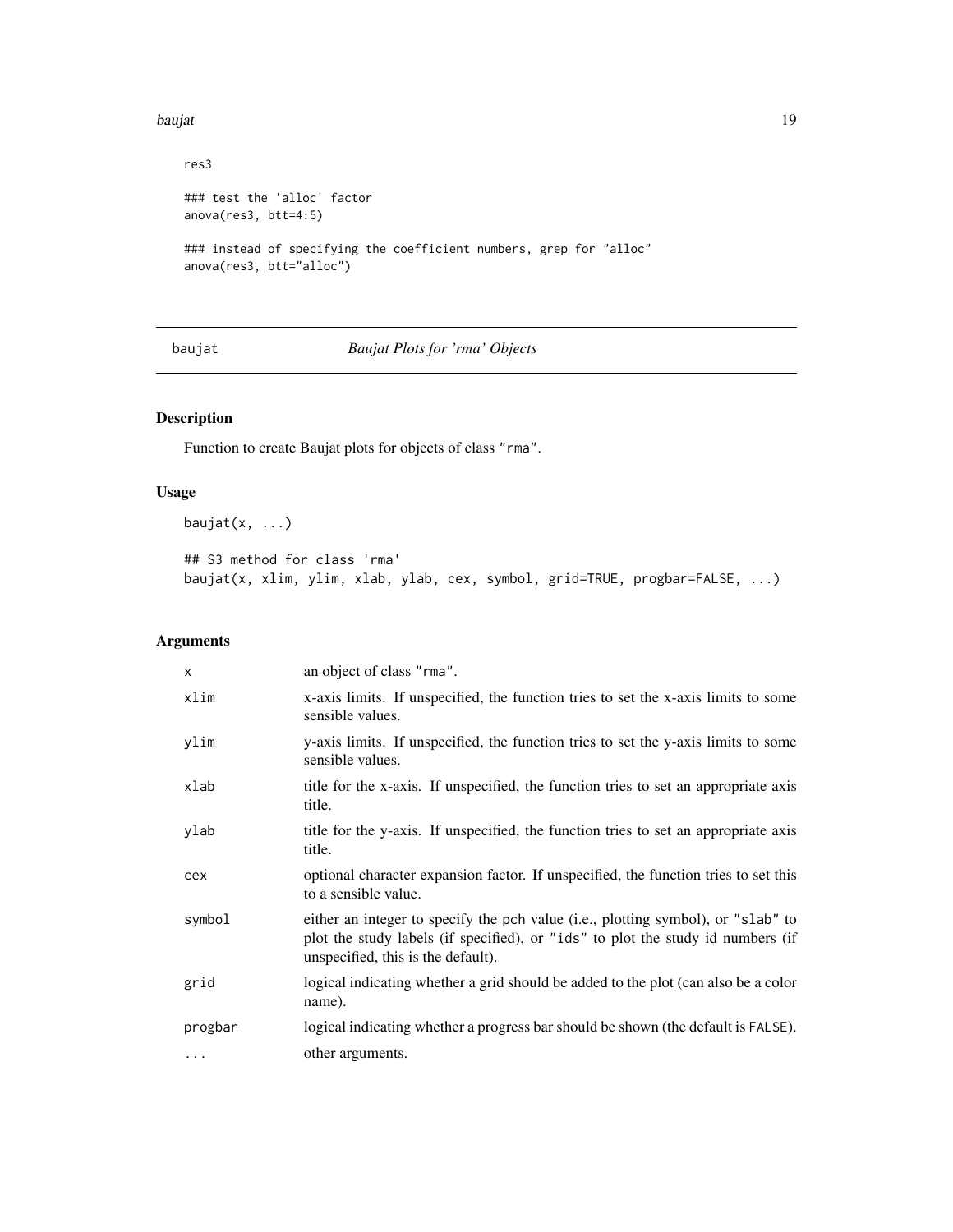```
res3

### test the 'alloc' factor
anova(res3, btt=4:5)

### instead of specifying the coefficient numbers, grep for "alloc"
anova(res3, btt="alloc")
```

---

# baujat — *Baujat Plots for 'rma' Objects*

---

## Description

Function to create Baujat plots for objects of class `"rma"`.

## Usage

```
baujat(x, ...)

## S3 method for class 'rma'
baujat(x, xlim, ylim, xlab, ylab, cex, symbol, grid=TRUE, progbar=FALSE, ...)
```

## Arguments

| | |
|---|---|
| `x` | an object of class `"rma"`. |
| `xlim` | x-axis limits. If unspecified, the function tries to set the x-axis limits to some sensible values. |
| `ylim` | y-axis limits. If unspecified, the function tries to set the y-axis limits to some sensible values. |
| `xlab` | title for the x-axis. If unspecified, the function tries to set an appropriate axis title. |
| `ylab` | title for the y-axis. If unspecified, the function tries to set an appropriate axis title. |
| `cex` | optional character expansion factor. If unspecified, the function tries to set this to a sensible value. |
| `symbol` | either an integer to specify the `pch` value (i.e., plotting symbol), or `"slab"` to plot the study labels (if specified), or `"ids"` to plot the study id numbers (if unspecified, this is the default). |
| `grid` | logical indicating whether a grid should be added to the plot (can also be a color name). |
| `progbar` | logical indicating whether a progress bar should be shown (the default is `FALSE`). |
| `...` | other arguments. |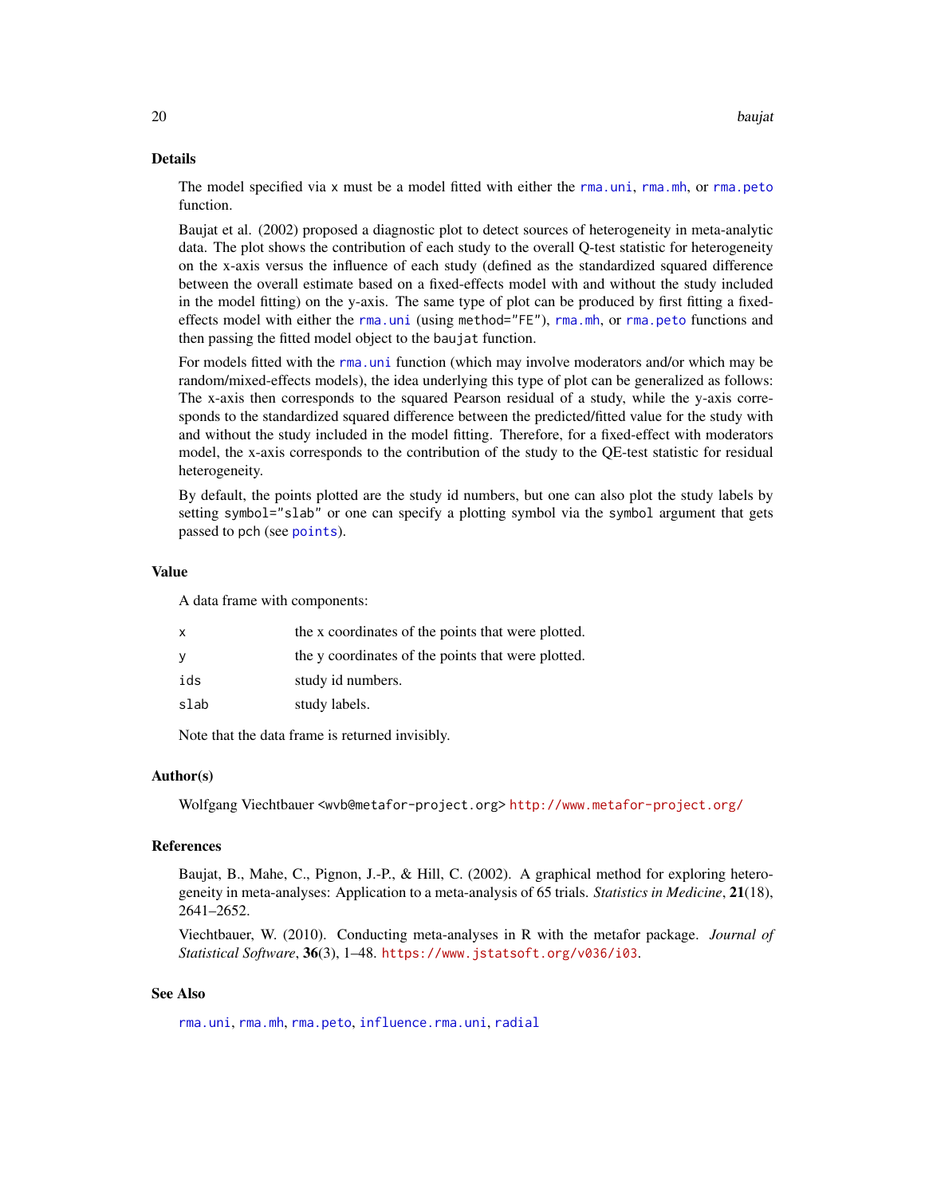### Details

The model specified via `x` must be a model fitted with either the `rma.uni`, `rma.mh`, or `rma.peto` function.

Baujat et al. (2002) proposed a diagnostic plot to detect sources of heterogeneity in meta-analytic data. The plot shows the contribution of each study to the overall Q-test statistic for heterogeneity on the x-axis versus the influence of each study (defined as the standardized squared difference between the overall estimate based on a fixed-effects model with and without the study included in the model fitting) on the y-axis. The same type of plot can be produced by first fitting a fixed-effects model with either the `rma.uni` (using `method="FE"`), `rma.mh`, or `rma.peto` functions and then passing the fitted model object to the `baujat` function.

For models fitted with the `rma.uni` function (which may involve moderators and/or which may be random/mixed-effects models), the idea underlying this type of plot can be generalized as follows: The x-axis then corresponds to the squared Pearson residual of a study, while the y-axis corresponds to the standardized squared difference between the predicted/fitted value for the study with and without the study included in the model fitting. Therefore, for a fixed-effect with moderators model, the x-axis corresponds to the contribution of the study to the QE-test statistic for residual heterogeneity.

By default, the points plotted are the study id numbers, but one can also plot the study labels by setting `symbol="slab"` or one can specify a plotting symbol via the `symbol` argument that gets passed to `pch` (see `points`).

### Value

A data frame with components:

| | |
|---|---|
| `x` | the x coordinates of the points that were plotted. |
| `y` | the y coordinates of the points that were plotted. |
| `ids` | study id numbers. |
| `slab` | study labels. |

Note that the data frame is returned invisibly.

### Author(s)

Wolfgang Viechtbauer <wvb@metafor-project.org> http://www.metafor-project.org/

### References

Baujat, B., Mahe, C., Pignon, J.-P., & Hill, C. (2002). A graphical method for exploring heterogeneity in meta-analyses: Application to a meta-analysis of 65 trials. *Statistics in Medicine*, **21**(18), 2641–2652.

Viechtbauer, W. (2010). Conducting meta-analyses in R with the metafor package. *Journal of Statistical Software*, **36**(3), 1–48. https://www.jstatsoft.org/v036/i03.

### See Also

`rma.uni`, `rma.mh`, `rma.peto`, `influence.rma.uni`, `radial`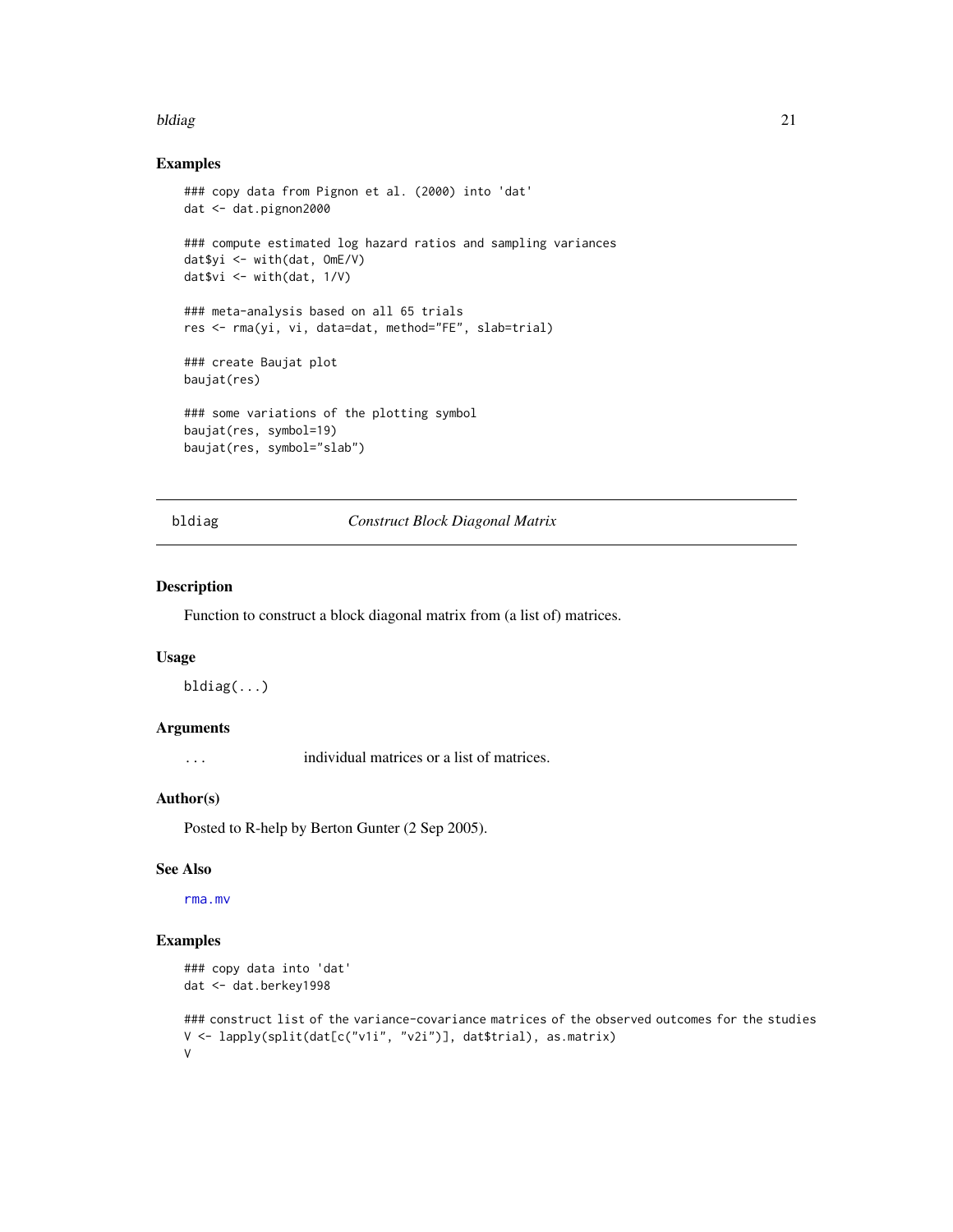## Examples

```
### copy data from Pignon et al. (2000) into 'dat'
dat <- dat.pignon2000

### compute estimated log hazard ratios and sampling variances
dat$yi <- with(dat, OmE/V)
dat$vi <- with(dat, 1/V)

### meta-analysis based on all 65 trials
res <- rma(yi, vi, data=dat, method="FE", slab=trial)

### create Baujat plot
baujat(res)

### some variations of the plotting symbol
baujat(res, symbol=19)
baujat(res, symbol="slab")
```

---

# bldiag — *Construct Block Diagonal Matrix*

## Description

Function to construct a block diagonal matrix from (a list of) matrices.

## Usage

```
bldiag(...)
```

## Arguments

| | |
|---|---|
| ... | individual matrices or a list of matrices. |

## Author(s)

Posted to R-help by Berton Gunter (2 Sep 2005).

## See Also

rma.mv

## Examples

```
### copy data into 'dat'
dat <- dat.berkey1998

### construct list of the variance-covariance matrices of the observed outcomes for the studies
V <- lapply(split(dat[c("v1i", "v2i")], dat$trial), as.matrix)
V
```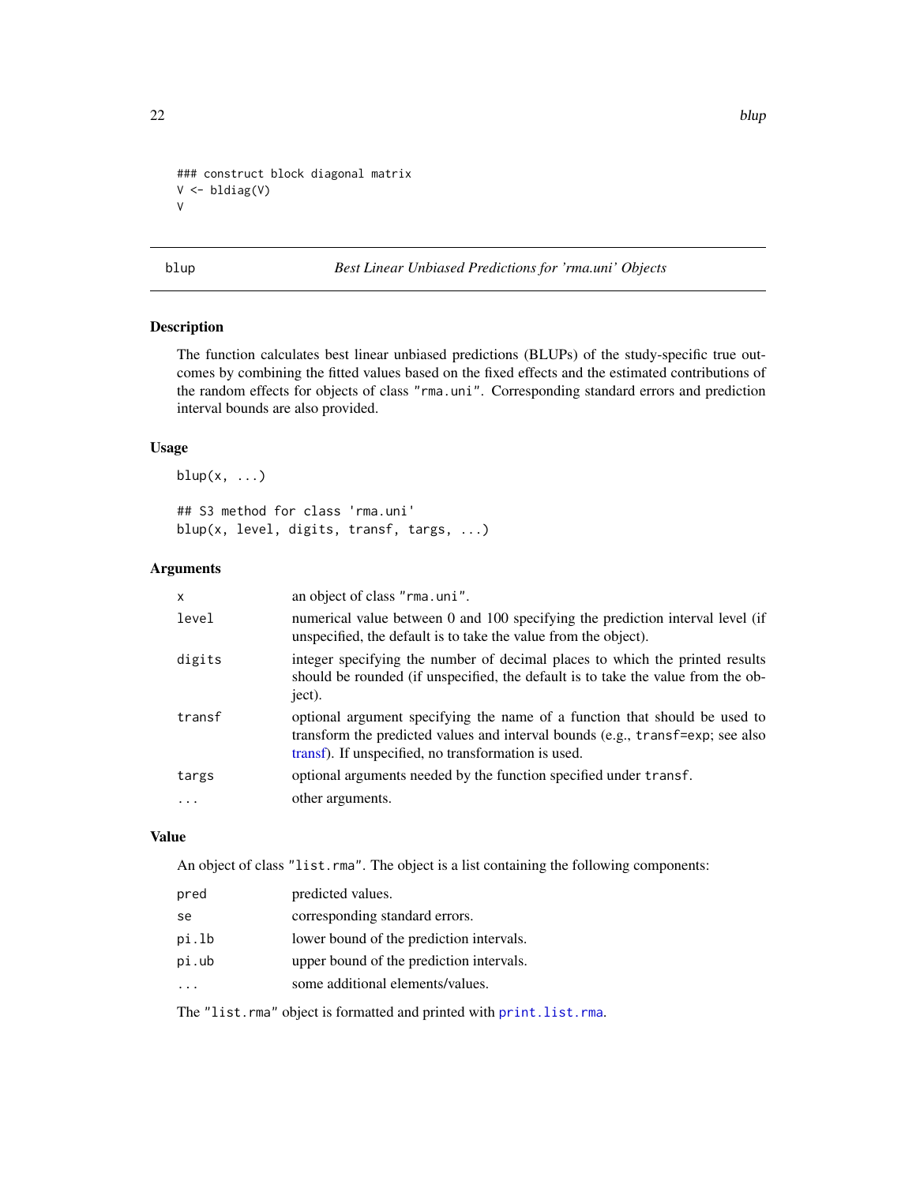```
### construct block diagonal matrix
V <- bldiag(V)
V
```

---

blup — *Best Linear Unbiased Predictions for 'rma.uni' Objects*

---

## Description

The function calculates best linear unbiased predictions (BLUPs) of the study-specific true outcomes by combining the fitted values based on the fixed effects and the estimated contributions of the random effects for objects of class `"rma.uni"`. Corresponding standard errors and prediction interval bounds are also provided.

## Usage

```
blup(x, ...)

## S3 method for class 'rma.uni'
blup(x, level, digits, transf, targs, ...)
```

## Arguments

| | |
|---|---|
| `x` | an object of class `"rma.uni"`. |
| `level` | numerical value between 0 and 100 specifying the prediction interval level (if unspecified, the default is to take the value from the object). |
| `digits` | integer specifying the number of decimal places to which the printed results should be rounded (if unspecified, the default is to take the value from the object). |
| `transf` | optional argument specifying the name of a function that should be used to transform the predicted values and interval bounds (e.g., `transf=exp`; see also transf). If unspecified, no transformation is used. |
| `targs` | optional arguments needed by the function specified under `transf`. |
| `...` | other arguments. |

## Value

An object of class `"list.rma"`. The object is a list containing the following components:

| | |
|---|---|
| `pred` | predicted values. |
| `se` | corresponding standard errors. |
| `pi.lb` | lower bound of the prediction intervals. |
| `pi.ub` | upper bound of the prediction intervals. |
| `...` | some additional elements/values. |

The `"list.rma"` object is formatted and printed with `print.list.rma`.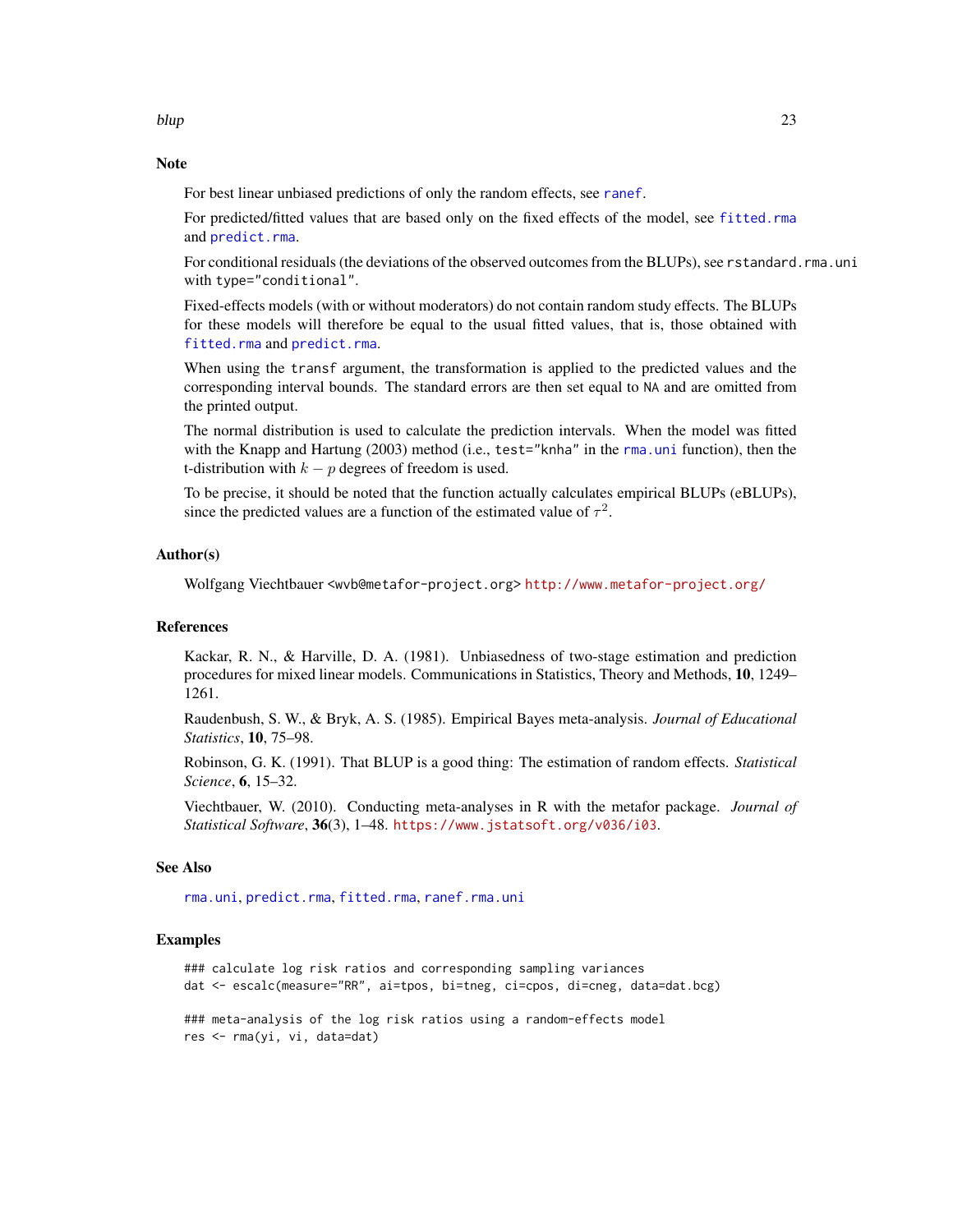## Note

For best linear unbiased predictions of only the random effects, see `ranef`.

For predicted/fitted values that are based only on the fixed effects of the model, see `fitted.rma` and `predict.rma`.

For conditional residuals (the deviations of the observed outcomes from the BLUPs), see `rstandard.rma.uni` with `type="conditional"`.

Fixed-effects models (with or without moderators) do not contain random study effects. The BLUPs for these models will therefore be equal to the usual fitted values, that is, those obtained with `fitted.rma` and `predict.rma`.

When using the `transf` argument, the transformation is applied to the predicted values and the corresponding interval bounds. The standard errors are then set equal to `NA` and are omitted from the printed output.

The normal distribution is used to calculate the prediction intervals. When the model was fitted with the Knapp and Hartung (2003) method (i.e., `test="knha"` in the `rma.uni` function), then the t-distribution with $k - p$ degrees of freedom is used.

To be precise, it should be noted that the function actually calculates empirical BLUPs (eBLUPs), since the predicted values are a function of the estimated value of $\tau^2$.

## Author(s)

Wolfgang Viechtbauer <wvb@metafor-project.org> http://www.metafor-project.org/

## References

Kackar, R. N., & Harville, D. A. (1981). Unbiasedness of two-stage estimation and prediction procedures for mixed linear models. Communications in Statistics, Theory and Methods, **10**, 1249–1261.

Raudenbush, S. W., & Bryk, A. S. (1985). Empirical Bayes meta-analysis. *Journal of Educational Statistics*, **10**, 75–98.

Robinson, G. K. (1991). That BLUP is a good thing: The estimation of random effects. *Statistical Science*, **6**, 15–32.

Viechtbauer, W. (2010). Conducting meta-analyses in R with the metafor package. *Journal of Statistical Software*, **36**(3), 1–48. https://www.jstatsoft.org/v036/i03.

## See Also

`rma.uni`, `predict.rma`, `fitted.rma`, `ranef.rma.uni`

## Examples

```
### calculate log risk ratios and corresponding sampling variances
dat <- escalc(measure="RR", ai=tpos, bi=tneg, ci=cpos, di=cneg, data=dat.bcg)

### meta-analysis of the log risk ratios using a random-effects model
res <- rma(yi, vi, data=dat)
```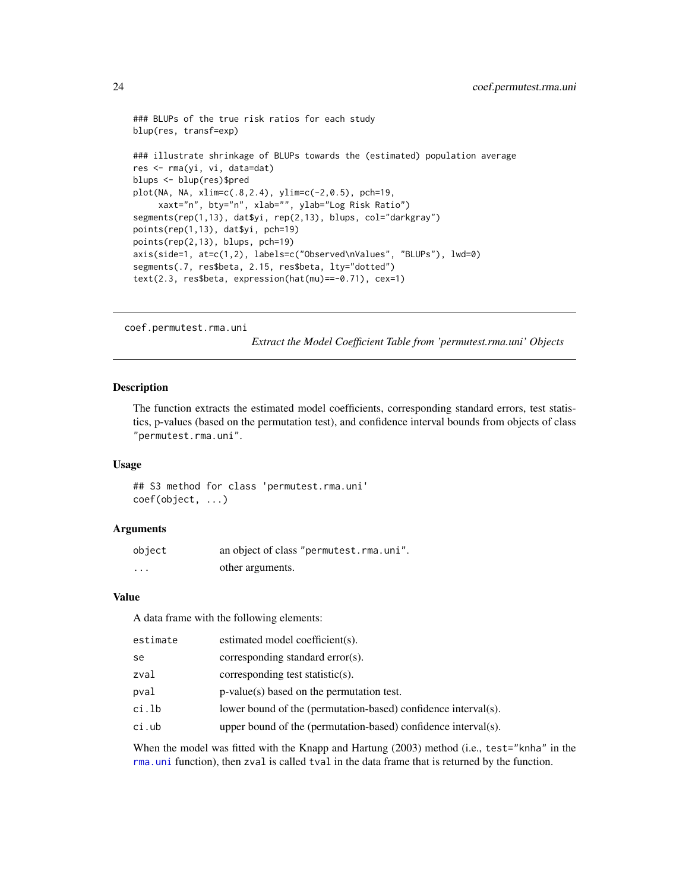```
### BLUPs of the true risk ratios for each study
blup(res, transf=exp)

### illustrate shrinkage of BLUPs towards the (estimated) population average
res <- rma(yi, vi, data=dat)
blups <- blup(res)$pred
plot(NA, NA, xlim=c(.8,2.4), ylim=c(-2,0.5), pch=19,
     xaxt="n", bty="n", xlab="", ylab="Log Risk Ratio")
segments(rep(1,13), dat$yi, rep(2,13), blups, col="darkgray")
points(rep(1,13), dat$yi, pch=19)
points(rep(2,13), blups, pch=19)
axis(side=1, at=c(1,2), labels=c("Observed\nValues", "BLUPs"), lwd=0)
segments(.7, res$beta, 2.15, res$beta, lty="dotted")
text(2.3, res$beta, expression(hat(mu)==-0.71), cex=1)
```

---

# coef.permutest.rma.uni

*Extract the Model Coefficient Table from 'permutest.rma.uni' Objects*

---

## Description

The function extracts the estimated model coefficients, corresponding standard errors, test statistics, p-values (based on the permutation test), and confidence interval bounds from objects of class "permutest.rma.uni".

## Usage

```
## S3 method for class 'permutest.rma.uni'
coef(object, ...)
```

## Arguments

| | |
|---|---|
| `object` | an object of class "permutest.rma.uni". |
| `...` | other arguments. |

## Value

A data frame with the following elements:

| | |
|---|---|
| `estimate` | estimated model coefficient(s). |
| `se` | corresponding standard error(s). |
| `zval` | corresponding test statistic(s). |
| `pval` | p-value(s) based on the permutation test. |
| `ci.lb` | lower bound of the (permutation-based) confidence interval(s). |
| `ci.ub` | upper bound of the (permutation-based) confidence interval(s). |

When the model was fitted with the Knapp and Hartung (2003) method (i.e., `test="knha"` in the `rma.uni` function), then `zval` is called `tval` in the data frame that is returned by the function.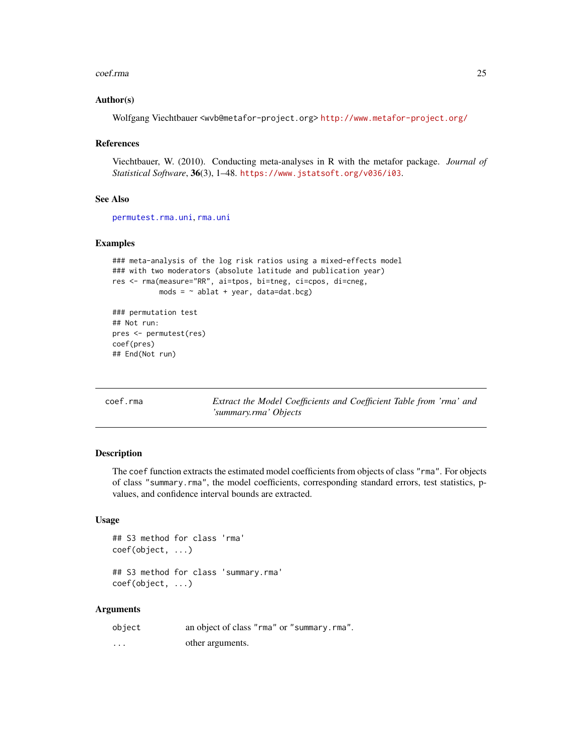### Author(s)

Wolfgang Viechtbauer <wvb@metafor-project.org> http://www.metafor-project.org/

### References

Viechtbauer, W. (2010). Conducting meta-analyses in R with the metafor package. *Journal of Statistical Software*, **36**(3), 1–48. https://www.jstatsoft.org/v036/i03.

### See Also

permutest.rma.uni, rma.uni

### Examples

```
### meta-analysis of the log risk ratios using a mixed-effects model
### with two moderators (absolute latitude and publication year)
res <- rma(measure="RR", ai=tpos, bi=tneg, ci=cpos, di=cneg,
           mods = ~ ablat + year, data=dat.bcg)

### permutation test
## Not run:
pres <- permutest(res)
coef(pres)
## End(Not run)
```

---

## coef.rma — *Extract the Model Coefficients and Coefficient Table from 'rma' and 'summary.rma' Objects*

---

### Description

The coef function extracts the estimated model coefficients from objects of class "rma". For objects of class "summary.rma", the model coefficients, corresponding standard errors, test statistics, p-values, and confidence interval bounds are extracted.

### Usage

```
## S3 method for class 'rma'
coef(object, ...)

## S3 method for class 'summary.rma'
coef(object, ...)
```

### Arguments

| | |
|---|---|
| object | an object of class "rma" or "summary.rma". |
| ... | other arguments. |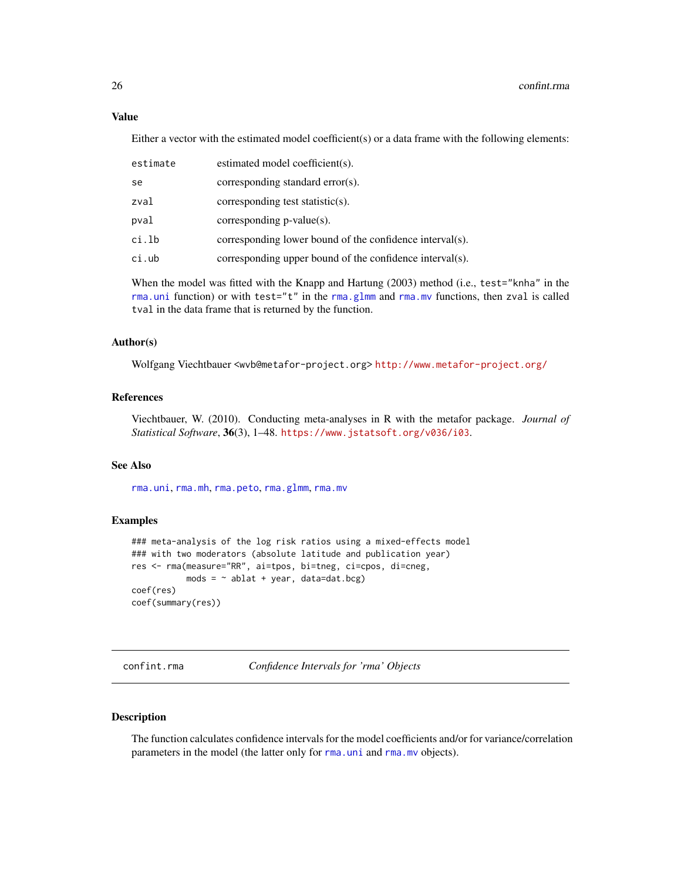## Value

Either a vector with the estimated model coefficient(s) or a data frame with the following elements:

| | |
|---|---|
| `estimate` | estimated model coefficient(s). |
| `se` | corresponding standard error(s). |
| `zval` | corresponding test statistic(s). |
| `pval` | corresponding p-value(s). |
| `ci.lb` | corresponding lower bound of the confidence interval(s). |
| `ci.ub` | corresponding upper bound of the confidence interval(s). |

When the model was fitted with the Knapp and Hartung (2003) method (i.e., `test="knha"` in the `rma.uni` function) or with `test="t"` in the `rma.glmm` and `rma.mv` functions, then `zval` is called `tval` in the data frame that is returned by the function.

## Author(s)

Wolfgang Viechtbauer `<wvb@metafor-project.org>` http://www.metafor-project.org/

## References

Viechtbauer, W. (2010). Conducting meta-analyses in R with the metafor package. *Journal of Statistical Software*, **36**(3), 1–48. https://www.jstatsoft.org/v036/i03.

## See Also

`rma.uni`, `rma.mh`, `rma.peto`, `rma.glmm`, `rma.mv`

## Examples

```
### meta-analysis of the log risk ratios using a mixed-effects model
### with two moderators (absolute latitude and publication year)
res <- rma(measure="RR", ai=tpos, bi=tneg, ci=cpos, di=cneg,
           mods = ~ ablat + year, data=dat.bcg)
coef(res)
coef(summary(res))
```

---

# confint.rma — *Confidence Intervals for 'rma' Objects*

---

## Description

The function calculates confidence intervals for the model coefficients and/or for variance/correlation parameters in the model (the latter only for `rma.uni` and `rma.mv` objects).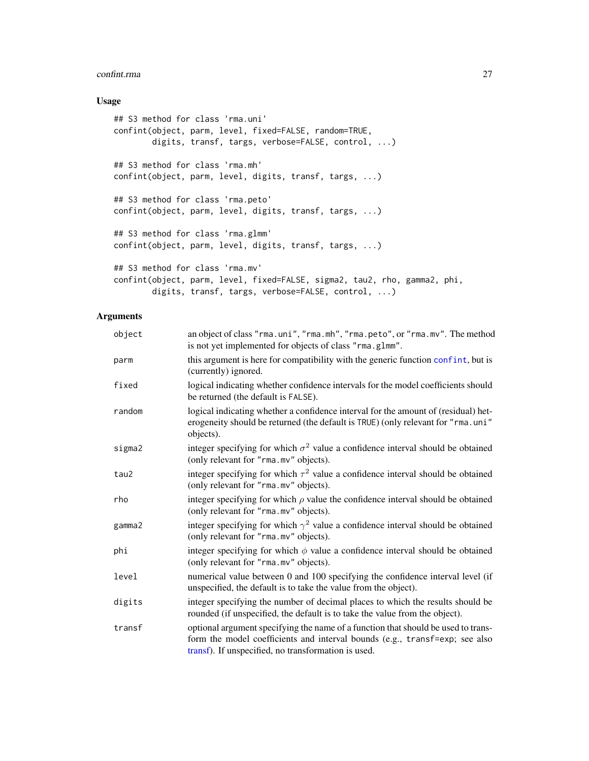## Usage

```
## S3 method for class 'rma.uni'
confint(object, parm, level, fixed=FALSE, random=TRUE,
        digits, transf, targs, verbose=FALSE, control, ...)

## S3 method for class 'rma.mh'
confint(object, parm, level, digits, transf, targs, ...)

## S3 method for class 'rma.peto'
confint(object, parm, level, digits, transf, targs, ...)

## S3 method for class 'rma.glmm'
confint(object, parm, level, digits, transf, targs, ...)

## S3 method for class 'rma.mv'
confint(object, parm, level, fixed=FALSE, sigma2, tau2, rho, gamma2, phi,
        digits, transf, targs, verbose=FALSE, control, ...)
```

## Arguments

| | |
|---|---|
| `object` | an object of class "rma.uni", "rma.mh", "rma.peto", or "rma.mv". The method is not yet implemented for objects of class "rma.glmm". |
| `parm` | this argument is here for compatibility with the generic function `confint`, but is (currently) ignored. |
| `fixed` | logical indicating whether confidence intervals for the model coefficients should be returned (the default is FALSE). |
| `random` | logical indicating whether a confidence interval for the amount of (residual) heterogeneity should be returned (the default is TRUE) (only relevant for "rma.uni" objects). |
| `sigma2` | integer specifying for which $\sigma^2$ value a confidence interval should be obtained (only relevant for "rma.mv" objects). |
| `tau2` | integer specifying for which $\tau^2$ value a confidence interval should be obtained (only relevant for "rma.mv" objects). |
| `rho` | integer specifying for which $\rho$ value the confidence interval should be obtained (only relevant for "rma.mv" objects). |
| `gamma2` | integer specifying for which $\gamma^2$ value a confidence interval should be obtained (only relevant for "rma.mv" objects). |
| `phi` | integer specifying for which $\phi$ value a confidence interval should be obtained (only relevant for "rma.mv" objects). |
| `level` | numerical value between 0 and 100 specifying the confidence interval level (if unspecified, the default is to take the value from the object). |
| `digits` | integer specifying the number of decimal places to which the results should be rounded (if unspecified, the default is to take the value from the object). |
| `transf` | optional argument specifying the name of a function that should be used to transform the model coefficients and interval bounds (e.g., `transf=exp`; see also transf). If unspecified, no transformation is used. |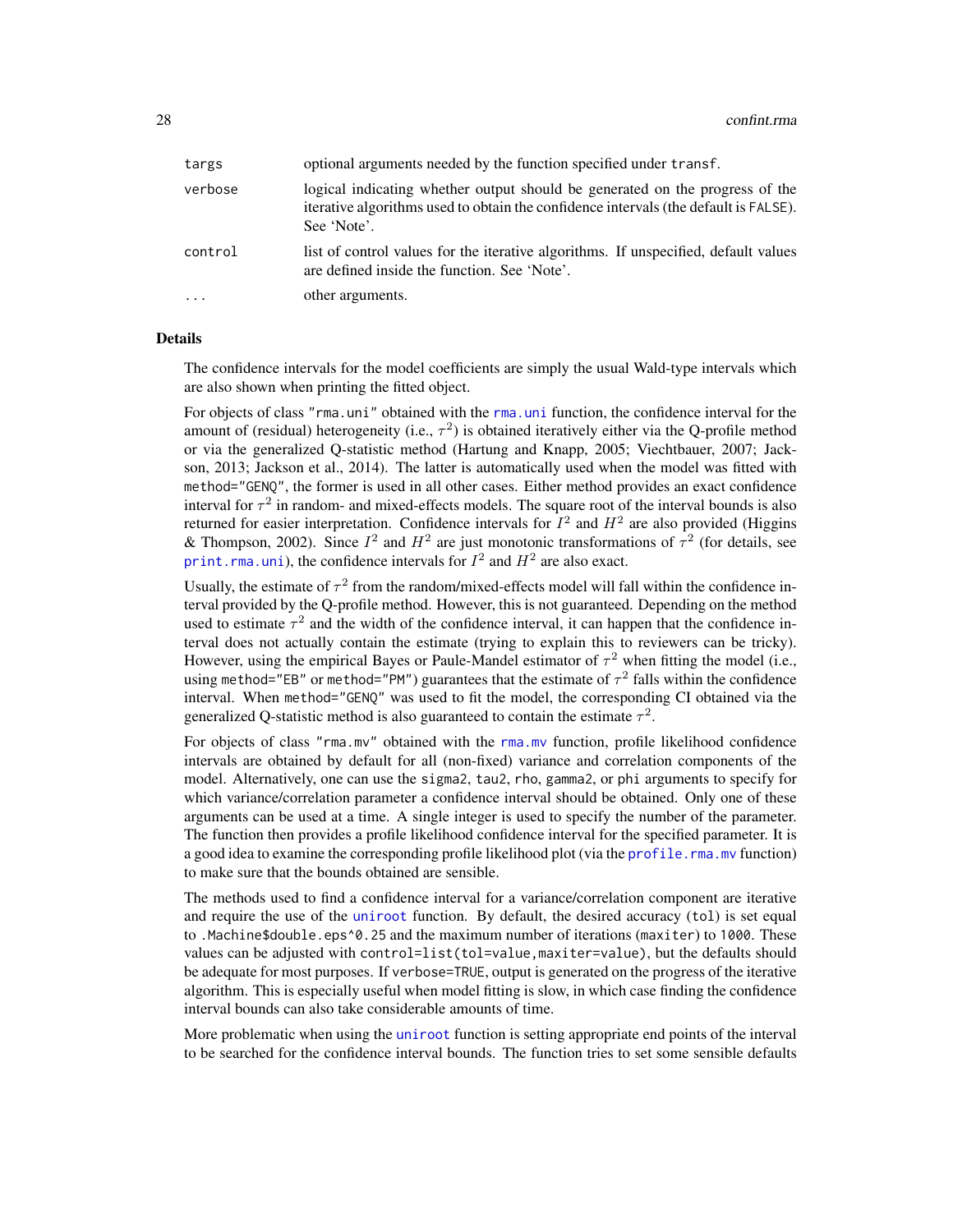| | |
|---|---|
| targs | optional arguments needed by the function specified under transf. |
| verbose | logical indicating whether output should be generated on the progress of the iterative algorithms used to obtain the confidence intervals (the default is FALSE). See 'Note'. |
| control | list of control values for the iterative algorithms. If unspecified, default values are defined inside the function. See 'Note'. |
| ... | other arguments. |

## Details

The confidence intervals for the model coefficients are simply the usual Wald-type intervals which are also shown when printing the fitted object.

For objects of class "rma.uni" obtained with the rma.uni function, the confidence interval for the amount of (residual) heterogeneity (i.e., $\tau^2$) is obtained iteratively either via the Q-profile method or via the generalized Q-statistic method (Hartung and Knapp, 2005; Viechtbauer, 2007; Jackson, 2013; Jackson et al., 2014). The latter is automatically used when the model was fitted with method="GENQ", the former is used in all other cases. Either method provides an exact confidence interval for $\tau^2$ in random- and mixed-effects models. The square root of the interval bounds is also returned for easier interpretation. Confidence intervals for $I^2$ and $H^2$ are also provided (Higgins & Thompson, 2002). Since $I^2$ and $H^2$ are just monotonic transformations of $\tau^2$ (for details, see print.rma.uni), the confidence intervals for $I^2$ and $H^2$ are also exact.

Usually, the estimate of $\tau^2$ from the random/mixed-effects model will fall within the confidence interval provided by the Q-profile method. However, this is not guaranteed. Depending on the method used to estimate $\tau^2$ and the width of the confidence interval, it can happen that the confidence interval does not actually contain the estimate (trying to explain this to reviewers can be tricky). However, using the empirical Bayes or Paule-Mandel estimator of $\tau^2$ when fitting the model (i.e., using method="EB" or method="PM") guarantees that the estimate of $\tau^2$ falls within the confidence interval. When method="GENQ" was used to fit the model, the corresponding CI obtained via the generalized Q-statistic method is also guaranteed to contain the estimate $\tau^2$.

For objects of class "rma.mv" obtained with the rma.mv function, profile likelihood confidence intervals are obtained by default for all (non-fixed) variance and correlation components of the model. Alternatively, one can use the sigma2, tau2, rho, gamma2, or phi arguments to specify for which variance/correlation parameter a confidence interval should be obtained. Only one of these arguments can be used at a time. A single integer is used to specify the number of the parameter. The function then provides a profile likelihood confidence interval for the specified parameter. It is a good idea to examine the corresponding profile likelihood plot (via the profile.rma.mv function) to make sure that the bounds obtained are sensible.

The methods used to find a confidence interval for a variance/correlation component are iterative and require the use of the uniroot function. By default, the desired accuracy (tol) is set equal to .Machine$double.eps^0.25 and the maximum number of iterations (maxiter) to 1000. These values can be adjusted with control=list(tol=value,maxiter=value), but the defaults should be adequate for most purposes. If verbose=TRUE, output is generated on the progress of the iterative algorithm. This is especially useful when model fitting is slow, in which case finding the confidence interval bounds can also take considerable amounts of time.

More problematic when using the uniroot function is setting appropriate end points of the interval to be searched for the confidence interval bounds. The function tries to set some sensible defaults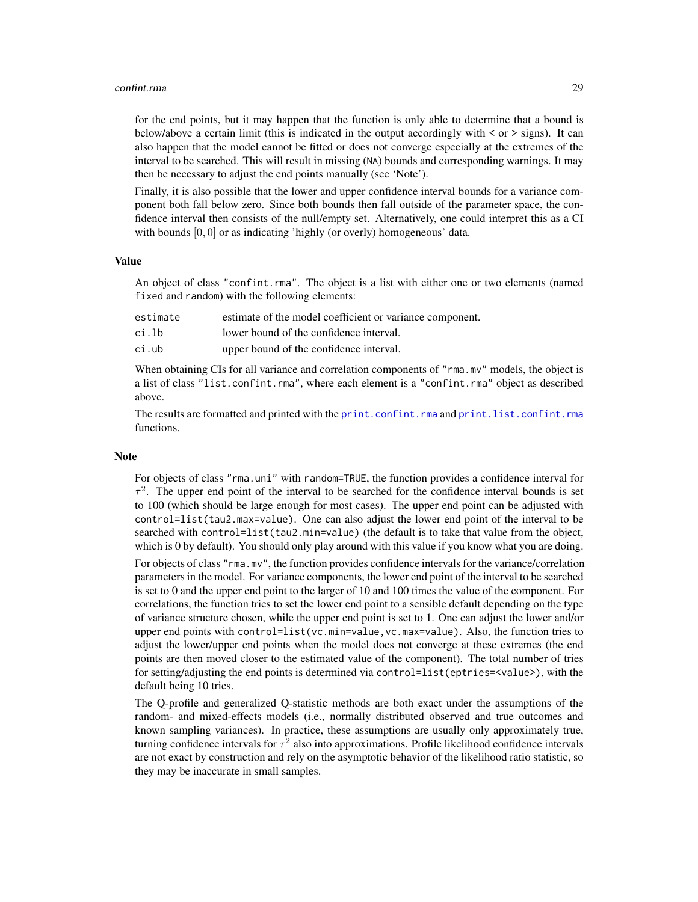for the end points, but it may happen that the function is only able to determine that a bound is below/above a certain limit (this is indicated in the output accordingly with < or > signs). It can also happen that the model cannot be fitted or does not converge especially at the extremes of the interval to be searched. This will result in missing (NA) bounds and corresponding warnings. It may then be necessary to adjust the end points manually (see 'Note').

Finally, it is also possible that the lower and upper confidence interval bounds for a variance component both fall below zero. Since both bounds then fall outside of the parameter space, the confidence interval then consists of the null/empty set. Alternatively, one could interpret this as a CI with bounds $[0, 0]$ or as indicating 'highly (or overly) homogeneous' data.

## Value

An object of class "confint.rma". The object is a list with either one or two elements (named fixed and random) with the following elements:

| | |
|---|---|
| estimate | estimate of the model coefficient or variance component. |
| ci.lb | lower bound of the confidence interval. |
| ci.ub | upper bound of the confidence interval. |

When obtaining CIs for all variance and correlation components of "rma.mv" models, the object is a list of class "list.confint.rma", where each element is a "confint.rma" object as described above.

The results are formatted and printed with the print.confint.rma and print.list.confint.rma functions.

## Note

For objects of class "rma.uni" with random=TRUE, the function provides a confidence interval for $\tau^2$. The upper end point of the interval to be searched for the confidence interval bounds is set to 100 (which should be large enough for most cases). The upper end point can be adjusted with control=list(tau2.max=value). One can also adjust the lower end point of the interval to be searched with control=list(tau2.min=value) (the default is to take that value from the object, which is 0 by default). You should only play around with this value if you know what you are doing.

For objects of class "rma.mv", the function provides confidence intervals for the variance/correlation parameters in the model. For variance components, the lower end point of the interval to be searched is set to 0 and the upper end point to the larger of 10 and 100 times the value of the component. For correlations, the function tries to set the lower end point to a sensible default depending on the type of variance structure chosen, while the upper end point is set to 1. One can adjust the lower and/or upper end points with control=list(vc.min=value,vc.max=value). Also, the function tries to adjust the lower/upper end points when the model does not converge at these extremes (the end points are then moved closer to the estimated value of the component). The total number of tries for setting/adjusting the end points is determined via control=list(eptries=<value>), with the default being 10 tries.

The Q-profile and generalized Q-statistic methods are both exact under the assumptions of the random- and mixed-effects models (i.e., normally distributed observed and true outcomes and known sampling variances). In practice, these assumptions are usually only approximately true, turning confidence intervals for $\tau^2$ also into approximations. Profile likelihood confidence intervals are not exact by construction and rely on the asymptotic behavior of the likelihood ratio statistic, so they may be inaccurate in small samples.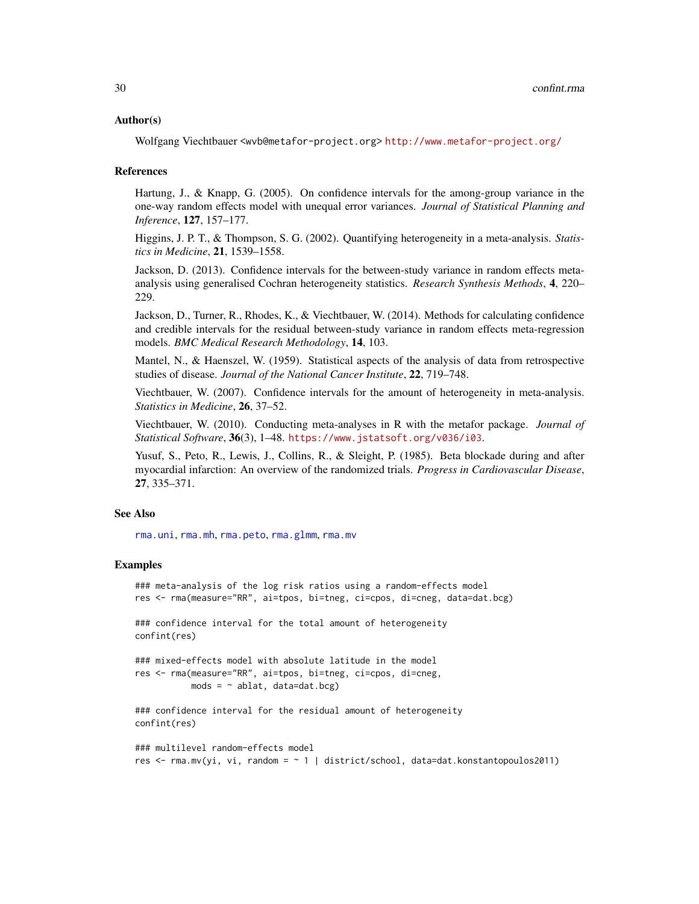## Author(s)

Wolfgang Viechtbauer <wvb@metafor-project.org> http://www.metafor-project.org/

## References

Hartung, J., & Knapp, G. (2005). On confidence intervals for the among-group variance in the one-way random effects model with unequal error variances. *Journal of Statistical Planning and Inference*, **127**, 157–177.

Higgins, J. P. T., & Thompson, S. G. (2002). Quantifying heterogeneity in a meta-analysis. *Statistics in Medicine*, **21**, 1539–1558.

Jackson, D. (2013). Confidence intervals for the between-study variance in random effects meta-analysis using generalised Cochran heterogeneity statistics. *Research Synthesis Methods*, **4**, 220–229.

Jackson, D., Turner, R., Rhodes, K., & Viechtbauer, W. (2014). Methods for calculating confidence and credible intervals for the residual between-study variance in random effects meta-regression models. *BMC Medical Research Methodology*, **14**, 103.

Mantel, N., & Haenszel, W. (1959). Statistical aspects of the analysis of data from retrospective studies of disease. *Journal of the National Cancer Institute*, **22**, 719–748.

Viechtbauer, W. (2007). Confidence intervals for the amount of heterogeneity in meta-analysis. *Statistics in Medicine*, **26**, 37–52.

Viechtbauer, W. (2010). Conducting meta-analyses in R with the metafor package. *Journal of Statistical Software*, **36**(3), 1–48. https://www.jstatsoft.org/v036/i03.

Yusuf, S., Peto, R., Lewis, J., Collins, R., & Sleight, P. (1985). Beta blockade during and after myocardial infarction: An overview of the randomized trials. *Progress in Cardiovascular Disease*, **27**, 335–371.

## See Also

rma.uni, rma.mh, rma.peto, rma.glmm, rma.mv

## Examples

```
### meta-analysis of the log risk ratios using a random-effects model
res <- rma(measure="RR", ai=tpos, bi=tneg, ci=cpos, di=cneg, data=dat.bcg)

### confidence interval for the total amount of heterogeneity
confint(res)

### mixed-effects model with absolute latitude in the model
res <- rma(measure="RR", ai=tpos, bi=tneg, ci=cpos, di=cneg,
           mods = ~ ablat, data=dat.bcg)

### confidence interval for the residual amount of heterogeneity
confint(res)

### multilevel random-effects model
res <- rma.mv(yi, vi, random = ~ 1 | district/school, data=dat.konstantopoulos2011)
```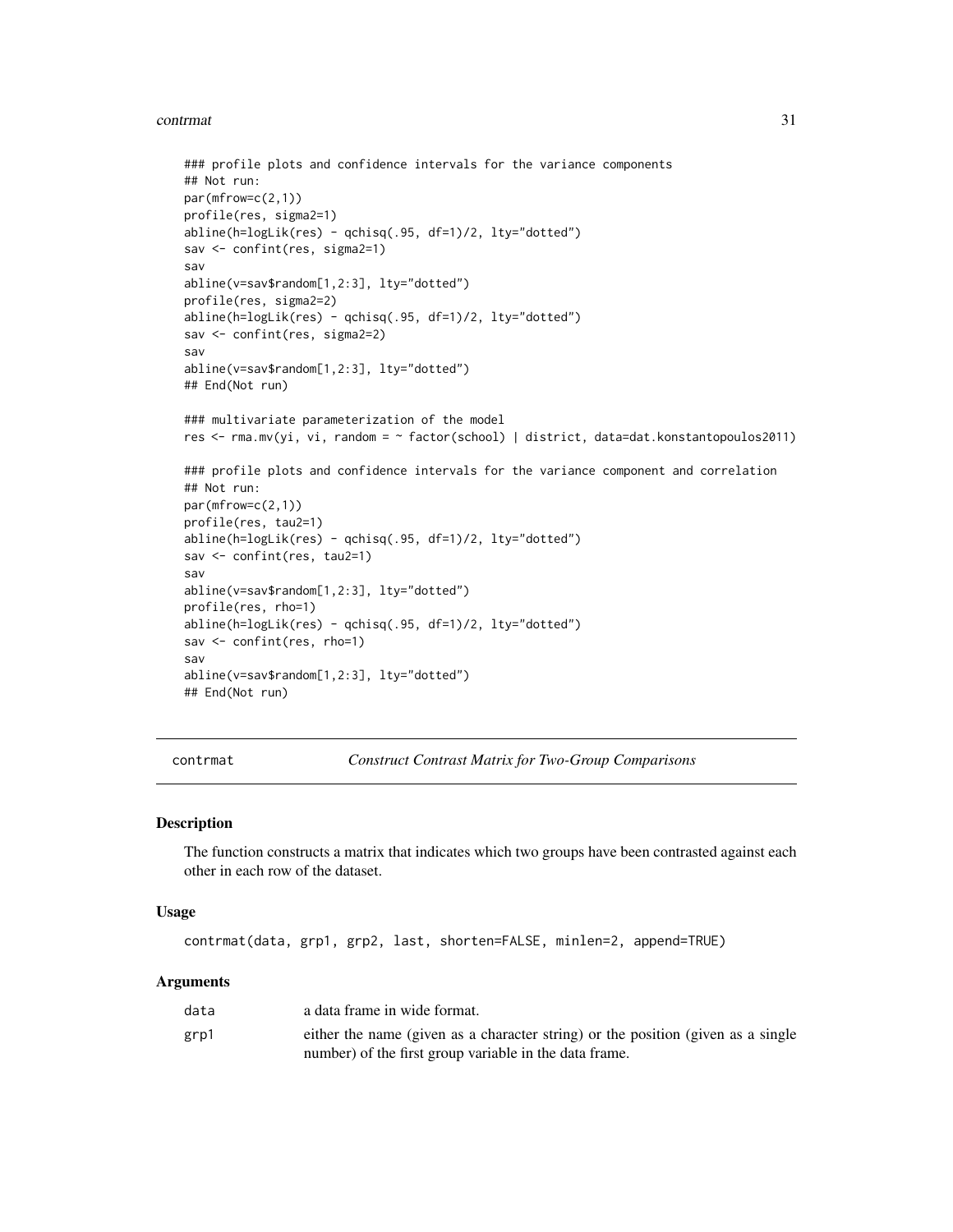```
### profile plots and confidence intervals for the variance components
## Not run:
par(mfrow=c(2,1))
profile(res, sigma2=1)
abline(h=logLik(res) - qchisq(.95, df=1)/2, lty="dotted")
sav <- confint(res, sigma2=1)
sav
abline(v=sav$random[1,2:3], lty="dotted")
profile(res, sigma2=2)
abline(h=logLik(res) - qchisq(.95, df=1)/2, lty="dotted")
sav <- confint(res, sigma2=2)
sav
abline(v=sav$random[1,2:3], lty="dotted")
## End(Not run)

### multivariate parameterization of the model
res <- rma.mv(yi, vi, random = ~ factor(school) | district, data=dat.konstantopoulos2011)

### profile plots and confidence intervals for the variance component and correlation
## Not run:
par(mfrow=c(2,1))
profile(res, tau2=1)
abline(h=logLik(res) - qchisq(.95, df=1)/2, lty="dotted")
sav <- confint(res, tau2=1)
sav
abline(v=sav$random[1,2:3], lty="dotted")
profile(res, rho=1)
abline(h=logLik(res) - qchisq(.95, df=1)/2, lty="dotted")
sav <- confint(res, rho=1)
sav
abline(v=sav$random[1,2:3], lty="dotted")
## End(Not run)
```

---

# contrmat — *Construct Contrast Matrix for Two-Group Comparisons*

---

## Description

The function constructs a matrix that indicates which two groups have been contrasted against each other in each row of the dataset.

## Usage

```
contrmat(data, grp1, grp2, last, shorten=FALSE, minlen=2, append=TRUE)
```

## Arguments

| | |
|---|---|
| `data` | a data frame in wide format. |
| `grp1` | either the name (given as a character string) or the position (given as a single number) of the first group variable in the data frame. |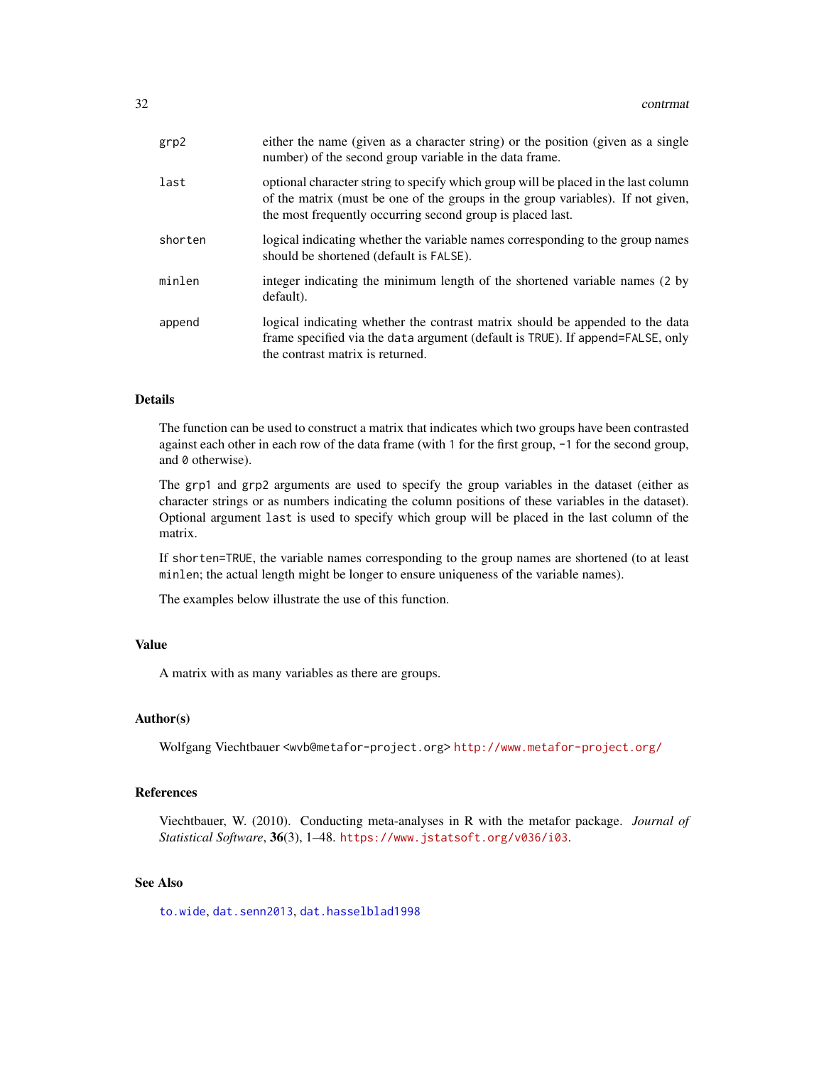| | |
|---|---|
| `grp2` | either the name (given as a character string) or the position (given as a single number) of the second group variable in the data frame. |
| `last` | optional character string to specify which group will be placed in the last column of the matrix (must be one of the groups in the group variables). If not given, the most frequently occurring second group is placed last. |
| `shorten` | logical indicating whether the variable names corresponding to the group names should be shortened (default is `FALSE`). |
| `minlen` | integer indicating the minimum length of the shortened variable names (2 by default). |
| `append` | logical indicating whether the contrast matrix should be appended to the data frame specified via the `data` argument (default is `TRUE`). If `append=FALSE`, only the contrast matrix is returned. |

## Details

The function can be used to construct a matrix that indicates which two groups have been contrasted against each other in each row of the data frame (with `1` for the first group, `-1` for the second group, and `0` otherwise).

The `grp1` and `grp2` arguments are used to specify the group variables in the dataset (either as character strings or as numbers indicating the column positions of these variables in the dataset). Optional argument `last` is used to specify which group will be placed in the last column of the matrix.

If `shorten=TRUE`, the variable names corresponding to the group names are shortened (to at least `minlen`; the actual length might be longer to ensure uniqueness of the variable names).

The examples below illustrate the use of this function.

## Value

A matrix with as many variables as there are groups.

## Author(s)

Wolfgang Viechtbauer <wvb@metafor-project.org> http://www.metafor-project.org/

## References

Viechtbauer, W. (2010). Conducting meta-analyses in R with the metafor package. *Journal of Statistical Software*, **36**(3), 1–48. https://www.jstatsoft.org/v036/i03.

## See Also

`to.wide`, `dat.senn2013`, `dat.hasselblad1998`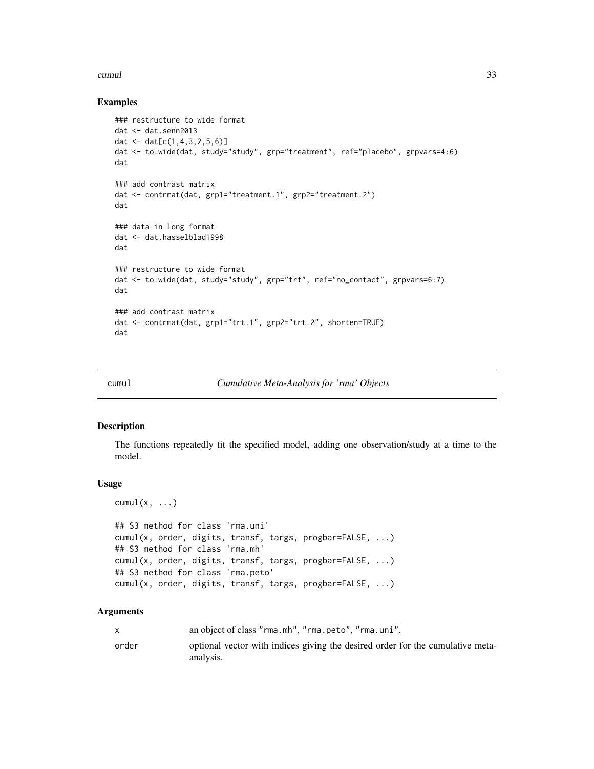## Examples

```
### restructure to wide format
dat <- dat.senn2013
dat <- dat[c(1,4,3,2,5,6)]
dat <- to.wide(dat, study="study", grp="treatment", ref="placebo", grpvars=4:6)
dat

### add contrast matrix
dat <- contrmat(dat, grp1="treatment.1", grp2="treatment.2")
dat

### data in long format
dat <- dat.hasselblad1998
dat

### restructure to wide format
dat <- to.wide(dat, study="study", grp="trt", ref="no_contact", grpvars=6:7)
dat

### add contrast matrix
dat <- contrmat(dat, grp1="trt.1", grp2="trt.2", shorten=TRUE)
dat
```

---

# cumul — *Cumulative Meta-Analysis for 'rma' Objects*

## Description

The functions repeatedly fit the specified model, adding one observation/study at a time to the model.

## Usage

```
cumul(x, ...)

## S3 method for class 'rma.uni'
cumul(x, order, digits, transf, targs, progbar=FALSE, ...)
## S3 method for class 'rma.mh'
cumul(x, order, digits, transf, targs, progbar=FALSE, ...)
## S3 method for class 'rma.peto'
cumul(x, order, digits, transf, targs, progbar=FALSE, ...)
```

## Arguments

| | |
|---|---|
| x | an object of class "rma.mh", "rma.peto", "rma.uni". |
| order | optional vector with indices giving the desired order for the cumulative meta-analysis. |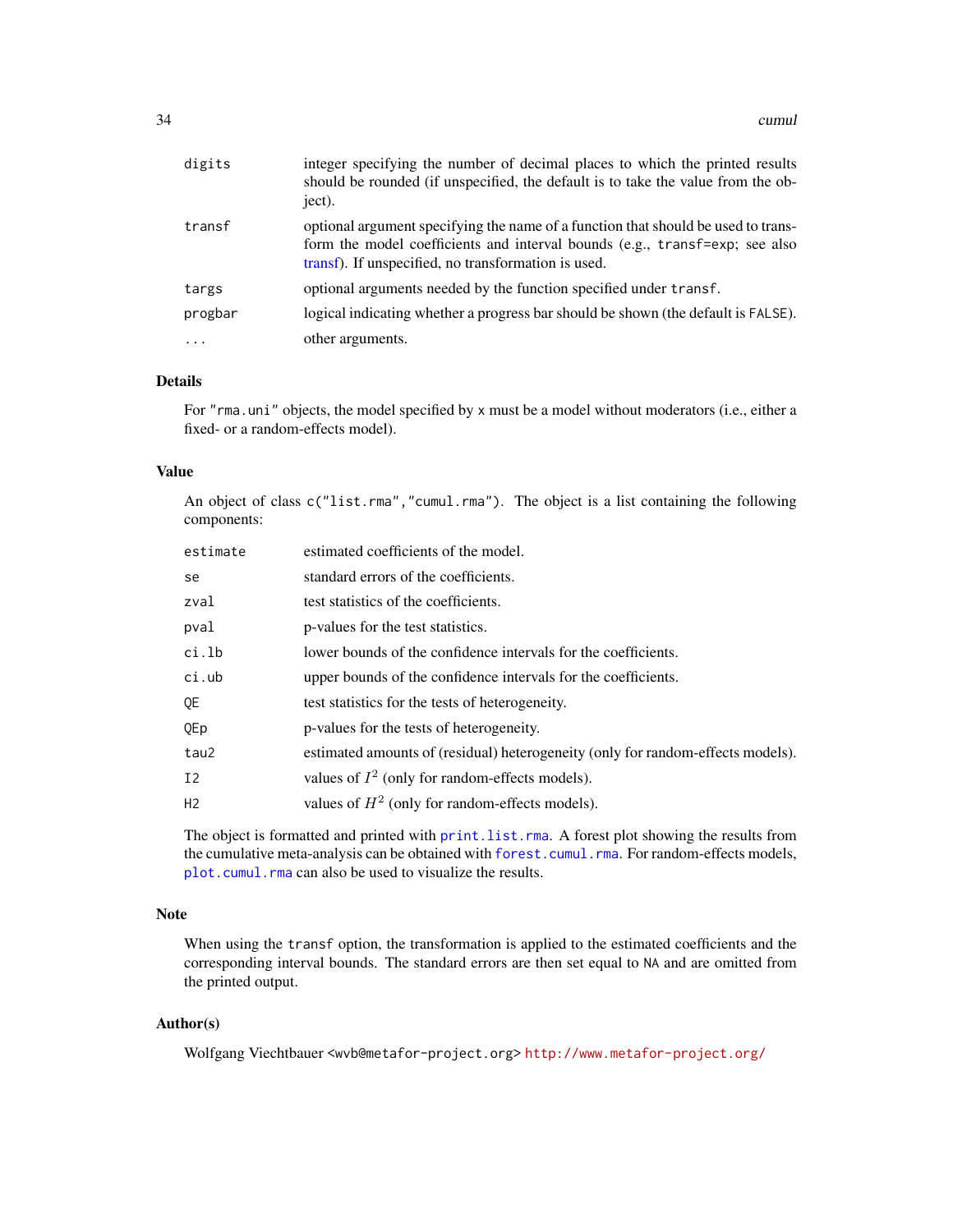| | |
|---|---|
| `digits` | integer specifying the number of decimal places to which the printed results should be rounded (if unspecified, the default is to take the value from the object). |
| `transf` | optional argument specifying the name of a function that should be used to transform the model coefficients and interval bounds (e.g., `transf=exp`; see also transf). If unspecified, no transformation is used. |
| `targs` | optional arguments needed by the function specified under `transf`. |
| `progbar` | logical indicating whether a progress bar should be shown (the default is `FALSE`). |
| `...` | other arguments. |

### Details

For `"rma.uni"` objects, the model specified by `x` must be a model without moderators (i.e., either a fixed- or a random-effects model).

### Value

An object of class `c("list.rma","cumul.rma")`. The object is a list containing the following components:

| | |
|---|---|
| `estimate` | estimated coefficients of the model. |
| `se` | standard errors of the coefficients. |
| `zval` | test statistics of the coefficients. |
| `pval` | p-values for the test statistics. |
| `ci.lb` | lower bounds of the confidence intervals for the coefficients. |
| `ci.ub` | upper bounds of the confidence intervals for the coefficients. |
| `QE` | test statistics for the tests of heterogeneity. |
| `QEp` | p-values for the tests of heterogeneity. |
| `tau2` | estimated amounts of (residual) heterogeneity (only for random-effects models). |
| `I2` | values of $I^2$ (only for random-effects models). |
| `H2` | values of $H^2$ (only for random-effects models). |

The object is formatted and printed with `print.list.rma`. A forest plot showing the results from the cumulative meta-analysis can be obtained with `forest.cumul.rma`. For random-effects models, `plot.cumul.rma` can also be used to visualize the results.

### Note

When using the `transf` option, the transformation is applied to the estimated coefficients and the corresponding interval bounds. The standard errors are then set equal to `NA` and are omitted from the printed output.

### Author(s)

Wolfgang Viechtbauer <wvb@metafor-project.org> http://www.metafor-project.org/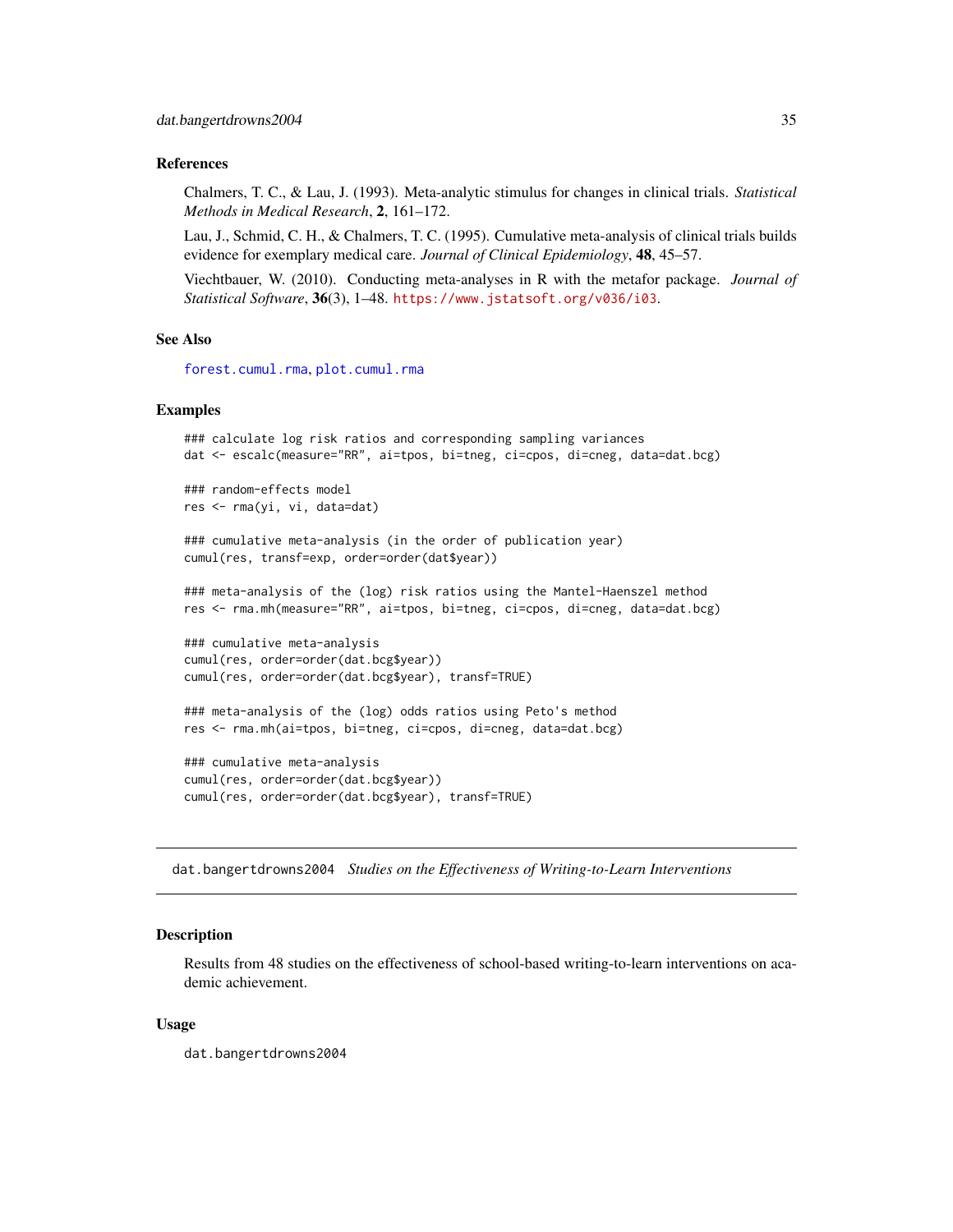### References

Chalmers, T. C., & Lau, J. (1993). Meta-analytic stimulus for changes in clinical trials. *Statistical Methods in Medical Research*, **2**, 161–172.

Lau, J., Schmid, C. H., & Chalmers, T. C. (1995). Cumulative meta-analysis of clinical trials builds evidence for exemplary medical care. *Journal of Clinical Epidemiology*, **48**, 45–57.

Viechtbauer, W. (2010). Conducting meta-analyses in R with the metafor package. *Journal of Statistical Software*, **36**(3), 1–48. https://www.jstatsoft.org/v036/i03.

### See Also

forest.cumul.rma, plot.cumul.rma

### Examples

```
### calculate log risk ratios and corresponding sampling variances
dat <- escalc(measure="RR", ai=tpos, bi=tneg, ci=cpos, di=cneg, data=dat.bcg)

### random-effects model
res <- rma(yi, vi, data=dat)

### cumulative meta-analysis (in the order of publication year)
cumul(res, transf=exp, order=order(dat$year))

### meta-analysis of the (log) risk ratios using the Mantel-Haenszel method
res <- rma.mh(measure="RR", ai=tpos, bi=tneg, ci=cpos, di=cneg, data=dat.bcg)

### cumulative meta-analysis
cumul(res, order=order(dat.bcg$year))
cumul(res, order=order(dat.bcg$year), transf=TRUE)

### meta-analysis of the (log) odds ratios using Peto's method
res <- rma.mh(ai=tpos, bi=tneg, ci=cpos, di=cneg, data=dat.bcg)

### cumulative meta-analysis
cumul(res, order=order(dat.bcg$year))
cumul(res, order=order(dat.bcg$year), transf=TRUE)
```

---

## dat.bangertdrowns2004 *Studies on the Effectiveness of Writing-to-Learn Interventions*

---

### Description

Results from 48 studies on the effectiveness of school-based writing-to-learn interventions on academic achievement.

### Usage

```
dat.bangertdrowns2004
```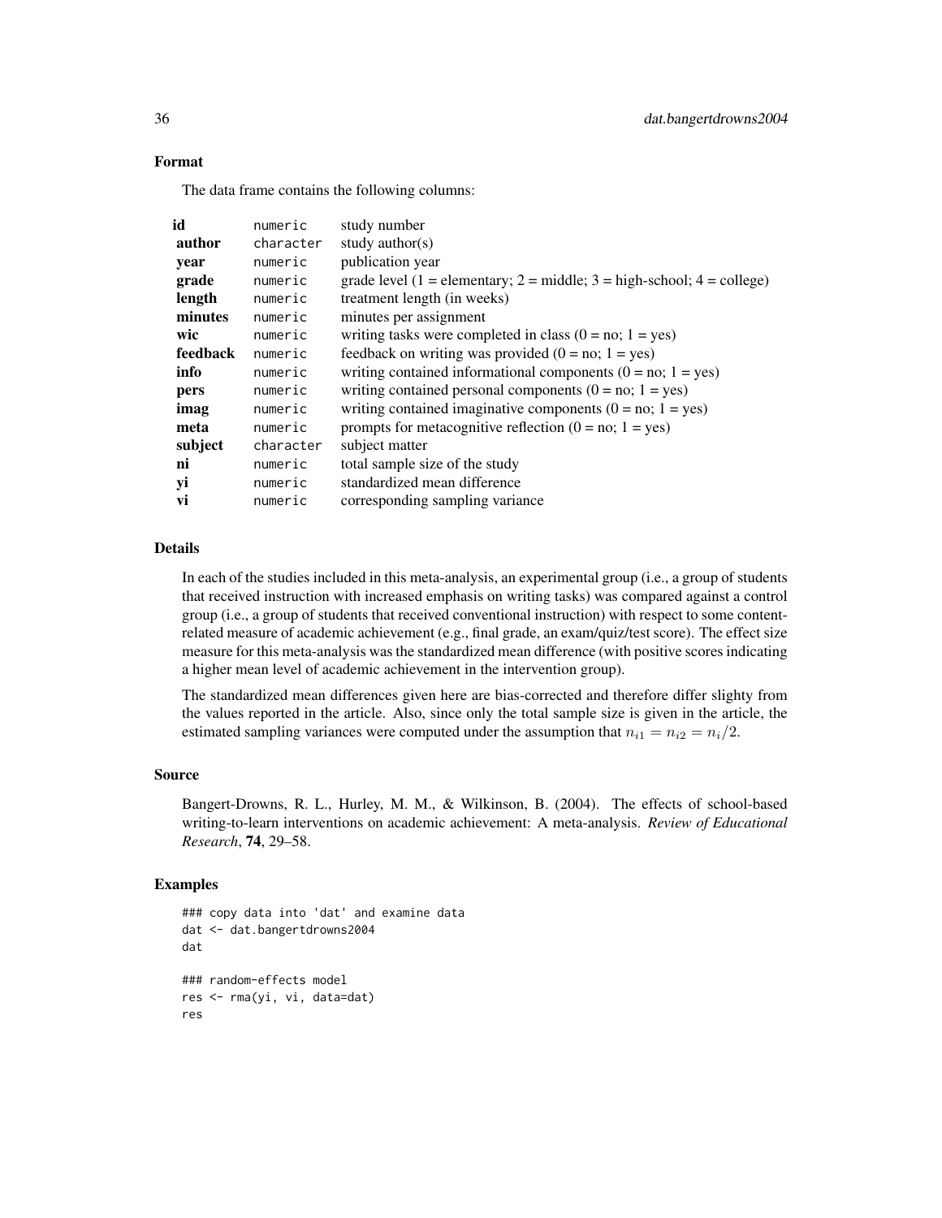## Format

The data frame contains the following columns:

| | | |
|---|---|---|
| **id** | numeric | study number |
| **author** | character | study author(s) |
| **year** | numeric | publication year |
| **grade** | numeric | grade level (1 = elementary; 2 = middle; 3 = high-school; 4 = college) |
| **length** | numeric | treatment length (in weeks) |
| **minutes** | numeric | minutes per assignment |
| **wic** | numeric | writing tasks were completed in class (0 = no; 1 = yes) |
| **feedback** | numeric | feedback on writing was provided (0 = no; 1 = yes) |
| **info** | numeric | writing contained informational components (0 = no; 1 = yes) |
| **pers** | numeric | writing contained personal components (0 = no; 1 = yes) |
| **imag** | numeric | writing contained imaginative components (0 = no; 1 = yes) |
| **meta** | numeric | prompts for metacognitive reflection (0 = no; 1 = yes) |
| **subject** | character | subject matter |
| **ni** | numeric | total sample size of the study |
| **yi** | numeric | standardized mean difference |
| **vi** | numeric | corresponding sampling variance |

## Details

In each of the studies included in this meta-analysis, an experimental group (i.e., a group of students that received instruction with increased emphasis on writing tasks) was compared against a control group (i.e., a group of students that received conventional instruction) with respect to some content-related measure of academic achievement (e.g., final grade, an exam/quiz/test score). The effect size measure for this meta-analysis was the standardized mean difference (with positive scores indicating a higher mean level of academic achievement in the intervention group).

The standardized mean differences given here are bias-corrected and therefore differ slighty from the values reported in the article. Also, since only the total sample size is given in the article, the estimated sampling variances were computed under the assumption that $n_{i1} = n_{i2} = n_i/2$.

## Source

Bangert-Drowns, R. L., Hurley, M. M., & Wilkinson, B. (2004). The effects of school-based writing-to-learn interventions on academic achievement: A meta-analysis. *Review of Educational Research*, **74**, 29–58.

## Examples

```
### copy data into 'dat' and examine data
dat <- dat.bangertdrowns2004
dat

### random-effects model
res <- rma(yi, vi, data=dat)
res
```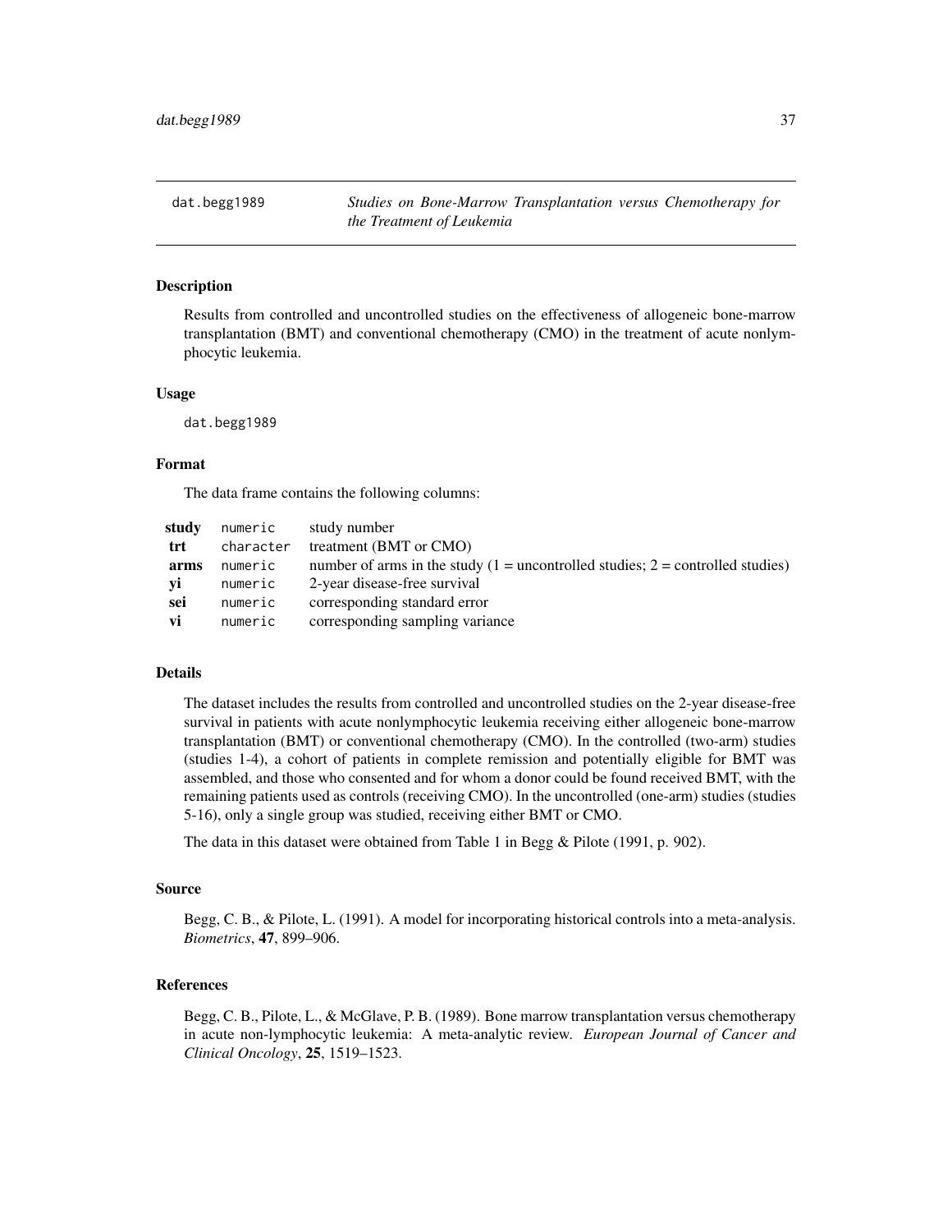## dat.begg1989 — *Studies on Bone-Marrow Transplantation versus Chemotherapy for the Treatment of Leukemia*

### Description

Results from controlled and uncontrolled studies on the effectiveness of allogeneic bone-marrow transplantation (BMT) and conventional chemotherapy (CMO) in the treatment of acute nonlymphocytic leukemia.

### Usage

```
dat.begg1989
```

### Format

The data frame contains the following columns:

| | | |
|---|---|---|
| **study** | `numeric` | study number |
| **trt** | `character` | treatment (BMT or CMO) |
| **arms** | `numeric` | number of arms in the study (1 = uncontrolled studies; 2 = controlled studies) |
| **yi** | `numeric` | 2-year disease-free survival |
| **sei** | `numeric` | corresponding standard error |
| **vi** | `numeric` | corresponding sampling variance |

### Details

The dataset includes the results from controlled and uncontrolled studies on the 2-year disease-free survival in patients with acute nonlymphocytic leukemia receiving either allogeneic bone-marrow transplantation (BMT) or conventional chemotherapy (CMO). In the controlled (two-arm) studies (studies 1-4), a cohort of patients in complete remission and potentially eligible for BMT was assembled, and those who consented and for whom a donor could be found received BMT, with the remaining patients used as controls (receiving CMO). In the uncontrolled (one-arm) studies (studies 5-16), only a single group was studied, receiving either BMT or CMO.

The data in this dataset were obtained from Table 1 in Begg & Pilote (1991, p. 902).

### Source

Begg, C. B., & Pilote, L. (1991). A model for incorporating historical controls into a meta-analysis. *Biometrics*, **47**, 899–906.

### References

Begg, C. B., Pilote, L., & McGlave, P. B. (1989). Bone marrow transplantation versus chemotherapy in acute non-lymphocytic leukemia: A meta-analytic review. *European Journal of Cancer and Clinical Oncology*, **25**, 1519–1523.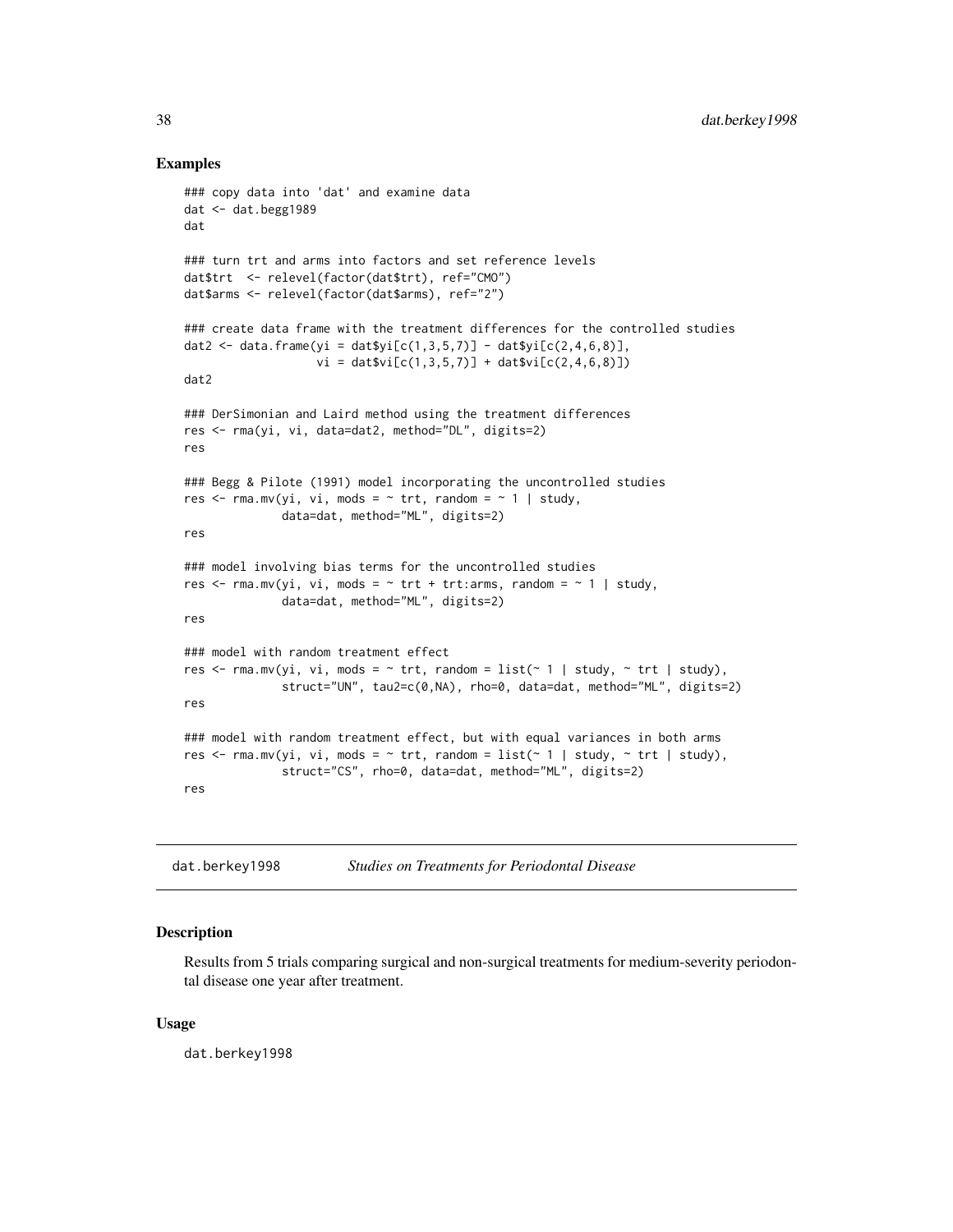## Examples

```
### copy data into 'dat' and examine data
dat <- dat.begg1989
dat

### turn trt and arms into factors and set reference levels
dat$trt  <- relevel(factor(dat$trt), ref="CMO")
dat$arms <- relevel(factor(dat$arms), ref="2")

### create data frame with the treatment differences for the controlled studies
dat2 <- data.frame(yi = dat$yi[c(1,3,5,7)] - dat$yi[c(2,4,6,8)],
                   vi = dat$vi[c(1,3,5,7)] + dat$vi[c(2,4,6,8)])
dat2

### DerSimonian and Laird method using the treatment differences
res <- rma(yi, vi, data=dat2, method="DL", digits=2)
res

### Begg & Pilote (1991) model incorporating the uncontrolled studies
res <- rma.mv(yi, vi, mods = ~ trt, random = ~ 1 | study,
              data=dat, method="ML", digits=2)
res

### model involving bias terms for the uncontrolled studies
res <- rma.mv(yi, vi, mods = ~ trt + trt:arms, random = ~ 1 | study,
              data=dat, method="ML", digits=2)
res

### model with random treatment effect
res <- rma.mv(yi, vi, mods = ~ trt, random = list(~ 1 | study, ~ trt | study),
              struct="UN", tau2=c(0,NA), rho=0, data=dat, method="ML", digits=2)
res

### model with random treatment effect, but with equal variances in both arms
res <- rma.mv(yi, vi, mods = ~ trt, random = list(~ 1 | study, ~ trt | study),
              struct="CS", rho=0, data=dat, method="ML", digits=2)
res
```

---

# dat.berkey1998 *Studies on Treatments for Periodontal Disease*

## Description

Results from 5 trials comparing surgical and non-surgical treatments for medium-severity periodontal disease one year after treatment.

## Usage

```
dat.berkey1998
```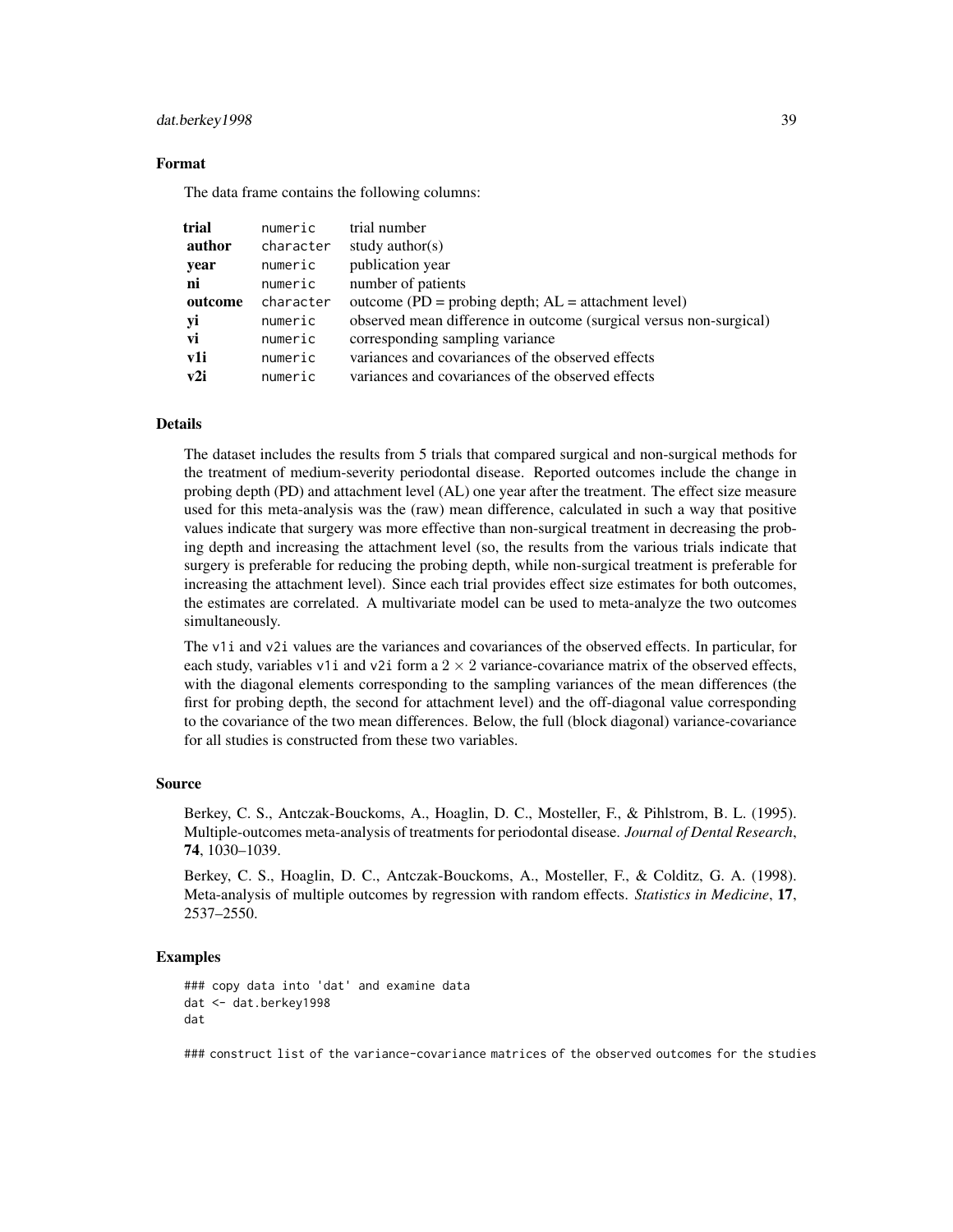### Format

The data frame contains the following columns:

| | | |
|---|---|---|
| **trial** | numeric | trial number |
| **author** | character | study author(s) |
| **year** | numeric | publication year |
| **ni** | numeric | number of patients |
| **outcome** | character | outcome (PD = probing depth; AL = attachment level) |
| **yi** | numeric | observed mean difference in outcome (surgical versus non-surgical) |
| **vi** | numeric | corresponding sampling variance |
| **v1i** | numeric | variances and covariances of the observed effects |
| **v2i** | numeric | variances and covariances of the observed effects |

### Details

The dataset includes the results from 5 trials that compared surgical and non-surgical methods for the treatment of medium-severity periodontal disease. Reported outcomes include the change in probing depth (PD) and attachment level (AL) one year after the treatment. The effect size measure used for this meta-analysis was the (raw) mean difference, calculated in such a way that positive values indicate that surgery was more effective than non-surgical treatment in decreasing the probing depth and increasing the attachment level (so, the results from the various trials indicate that surgery is preferable for reducing the probing depth, while non-surgical treatment is preferable for increasing the attachment level). Since each trial provides effect size estimates for both outcomes, the estimates are correlated. A multivariate model can be used to meta-analyze the two outcomes simultaneously.

The v1i and v2i values are the variances and covariances of the observed effects. In particular, for each study, variables v1i and v2i form a $2 \times 2$ variance-covariance matrix of the observed effects, with the diagonal elements corresponding to the sampling variances of the mean differences (the first for probing depth, the second for attachment level) and the off-diagonal value corresponding to the covariance of the two mean differences. Below, the full (block diagonal) variance-covariance for all studies is constructed from these two variables.

### Source

Berkey, C. S., Antczak-Bouckoms, A., Hoaglin, D. C., Mosteller, F., & Pihlstrom, B. L. (1995). Multiple-outcomes meta-analysis of treatments for periodontal disease. *Journal of Dental Research*, **74**, 1030–1039.

Berkey, C. S., Hoaglin, D. C., Antczak-Bouckoms, A., Mosteller, F., & Colditz, G. A. (1998). Meta-analysis of multiple outcomes by regression with random effects. *Statistics in Medicine*, **17**, 2537–2550.

### Examples

```
### copy data into 'dat' and examine data
dat <- dat.berkey1998
dat

### construct list of the variance-covariance matrices of the observed outcomes for the studies
```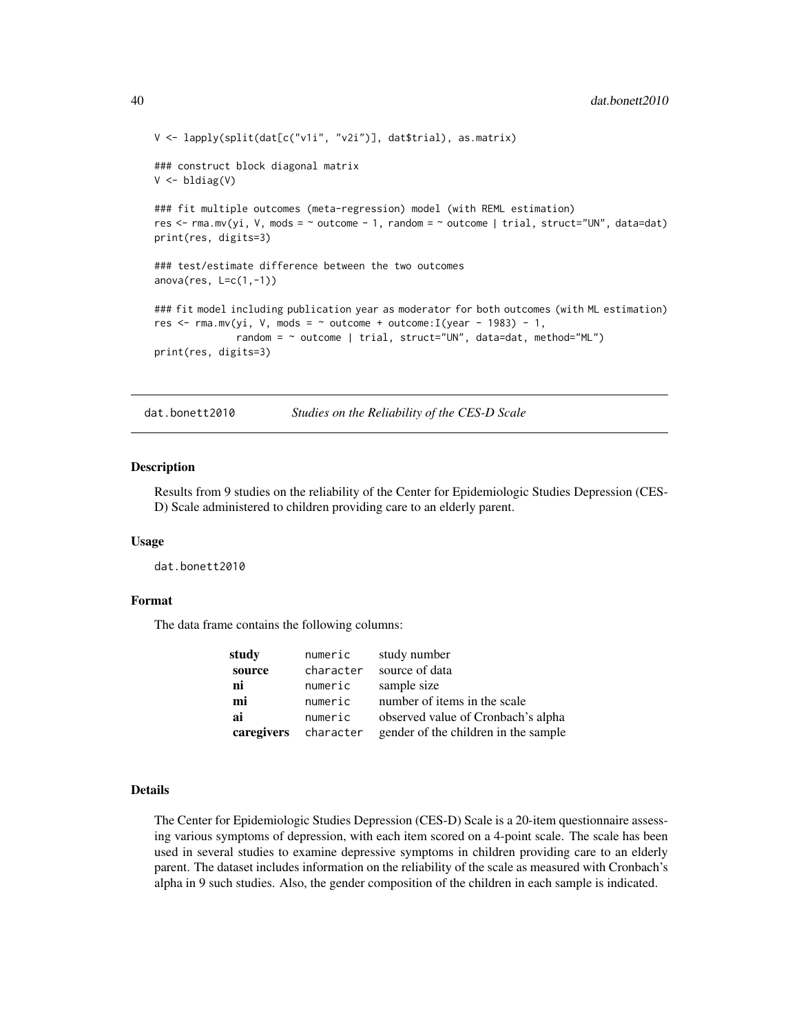```
V <- lapply(split(dat[c("v1i", "v2i")], dat$trial), as.matrix)

### construct block diagonal matrix
V <- bldiag(V)

### fit multiple outcomes (meta-regression) model (with REML estimation)
res <- rma.mv(yi, V, mods = ~ outcome - 1, random = ~ outcome | trial, struct="UN", data=dat)
print(res, digits=3)

### test/estimate difference between the two outcomes
anova(res, L=c(1,-1))

### fit model including publication year as moderator for both outcomes (with ML estimation)
res <- rma.mv(yi, V, mods = ~ outcome + outcome:I(year - 1983) - 1,
              random = ~ outcome | trial, struct="UN", data=dat, method="ML")
print(res, digits=3)
```

## dat.bonett2010 — *Studies on the Reliability of the CES-D Scale*

### Description

Results from 9 studies on the reliability of the Center for Epidemiologic Studies Depression (CES-D) Scale administered to children providing care to an elderly parent.

### Usage

```
dat.bonett2010
```

### Format

The data frame contains the following columns:

| | | |
|---|---|---|
| **study** | numeric | study number |
| **source** | character | source of data |
| **ni** | numeric | sample size |
| **mi** | numeric | number of items in the scale |
| **ai** | numeric | observed value of Cronbach's alpha |
| **caregivers** | character | gender of the children in the sample |

### Details

The Center for Epidemiologic Studies Depression (CES-D) Scale is a 20-item questionnaire assessing various symptoms of depression, with each item scored on a 4-point scale. The scale has been used in several studies to examine depressive symptoms in children providing care to an elderly parent. The dataset includes information on the reliability of the scale as measured with Cronbach's alpha in 9 such studies. Also, the gender composition of the children in each sample is indicated.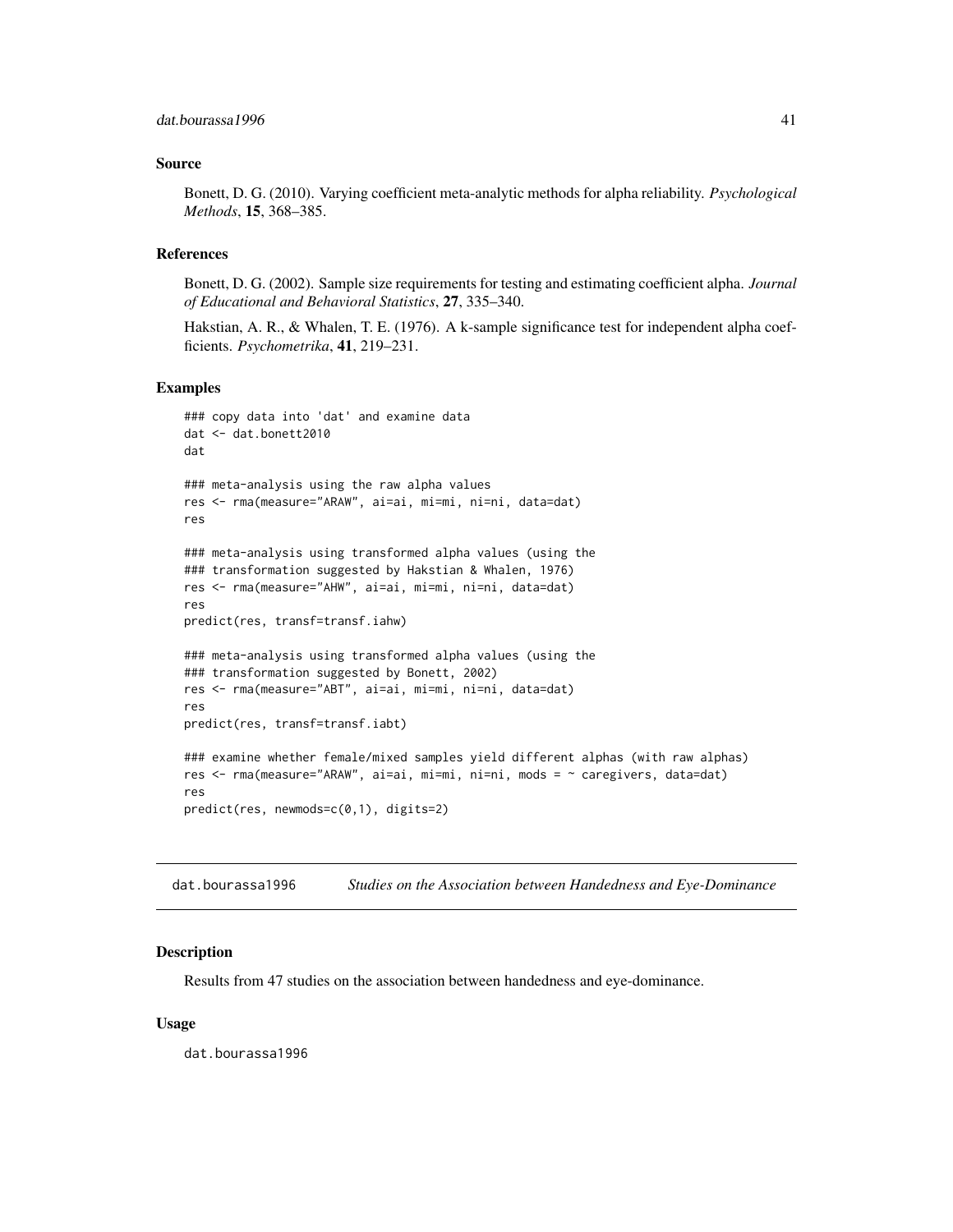## Source

Bonett, D. G. (2010). Varying coefficient meta-analytic methods for alpha reliability. *Psychological Methods*, **15**, 368–385.

## References

Bonett, D. G. (2002). Sample size requirements for testing and estimating coefficient alpha. *Journal of Educational and Behavioral Statistics*, **27**, 335–340.

Hakstian, A. R., & Whalen, T. E. (1976). A k-sample significance test for independent alpha coefficients. *Psychometrika*, **41**, 219–231.

## Examples

```
### copy data into 'dat' and examine data
dat <- dat.bonett2010
dat

### meta-analysis using the raw alpha values
res <- rma(measure="ARAW", ai=ai, mi=mi, ni=ni, data=dat)
res

### meta-analysis using transformed alpha values (using the
### transformation suggested by Hakstian & Whalen, 1976)
res <- rma(measure="AHW", ai=ai, mi=mi, ni=ni, data=dat)
res
predict(res, transf=transf.iahw)

### meta-analysis using transformed alpha values (using the
### transformation suggested by Bonett, 2002)
res <- rma(measure="ABT", ai=ai, mi=mi, ni=ni, data=dat)
res
predict(res, transf=transf.iabt)

### examine whether female/mixed samples yield different alphas (with raw alphas)
res <- rma(measure="ARAW", ai=ai, mi=mi, ni=ni, mods = ~ caregivers, data=dat)
res
predict(res, newmods=c(0,1), digits=2)
```

---

# dat.bourassa1996 *Studies on the Association between Handedness and Eye-Dominance*

## Description

Results from 47 studies on the association between handedness and eye-dominance.

## Usage

```
dat.bourassa1996
```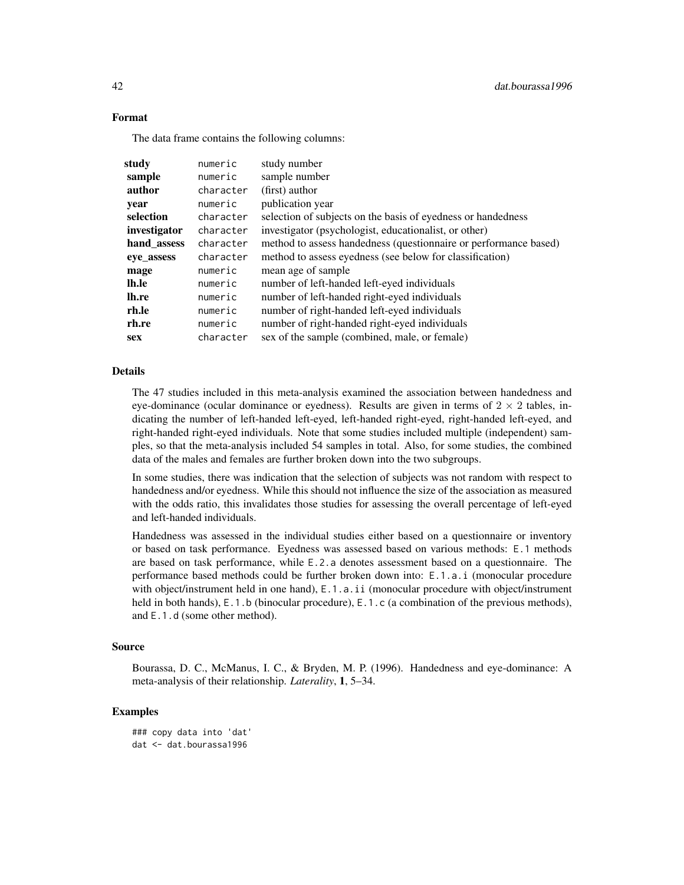### Format

The data frame contains the following columns:

| | | |
|---|---|---|
| **study** | `numeric` | study number |
| **sample** | `numeric` | sample number |
| **author** | `character` | (first) author |
| **year** | `numeric` | publication year |
| **selection** | `character` | selection of subjects on the basis of eyedness or handedness |
| **investigator** | `character` | investigator (psychologist, educationalist, or other) |
| **hand_assess** | `character` | method to assess handedness (questionnaire or performance based) |
| **eye_assess** | `character` | method to assess eyedness (see below for classification) |
| **mage** | `numeric` | mean age of sample |
| **lh.le** | `numeric` | number of left-handed left-eyed individuals |
| **lh.re** | `numeric` | number of left-handed right-eyed individuals |
| **rh.le** | `numeric` | number of right-handed left-eyed individuals |
| **rh.re** | `numeric` | number of right-handed right-eyed individuals |
| **sex** | `character` | sex of the sample (combined, male, or female) |

### Details

The 47 studies included in this meta-analysis examined the association between handedness and eye-dominance (ocular dominance or eyedness). Results are given in terms of $2 \times 2$ tables, indicating the number of left-handed left-eyed, left-handed right-eyed, right-handed left-eyed, and right-handed right-eyed individuals. Note that some studies included multiple (independent) samples, so that the meta-analysis included 54 samples in total. Also, for some studies, the combined data of the males and females are further broken down into the two subgroups.

In some studies, there was indication that the selection of subjects was not random with respect to handedness and/or eyedness. While this should not influence the size of the association as measured with the odds ratio, this invalidates those studies for assessing the overall percentage of left-eyed and left-handed individuals.

Handedness was assessed in the individual studies either based on a questionnaire or inventory or based on task performance. Eyedness was assessed based on various methods: `E.1` methods are based on task performance, while `E.2.a` denotes assessment based on a questionnaire. The performance based methods could be further broken down into: `E.1.a.i` (monocular procedure with object/instrument held in one hand), `E.1.a.ii` (monocular procedure with object/instrument held in both hands), `E.1.b` (binocular procedure), `E.1.c` (a combination of the previous methods), and `E.1.d` (some other method).

### Source

Bourassa, D. C., McManus, I. C., & Bryden, M. P. (1996). Handedness and eye-dominance: A meta-analysis of their relationship. *Laterality*, **1**, 5–34.

### Examples

```
### copy data into 'dat'
dat <- dat.bourassa1996
```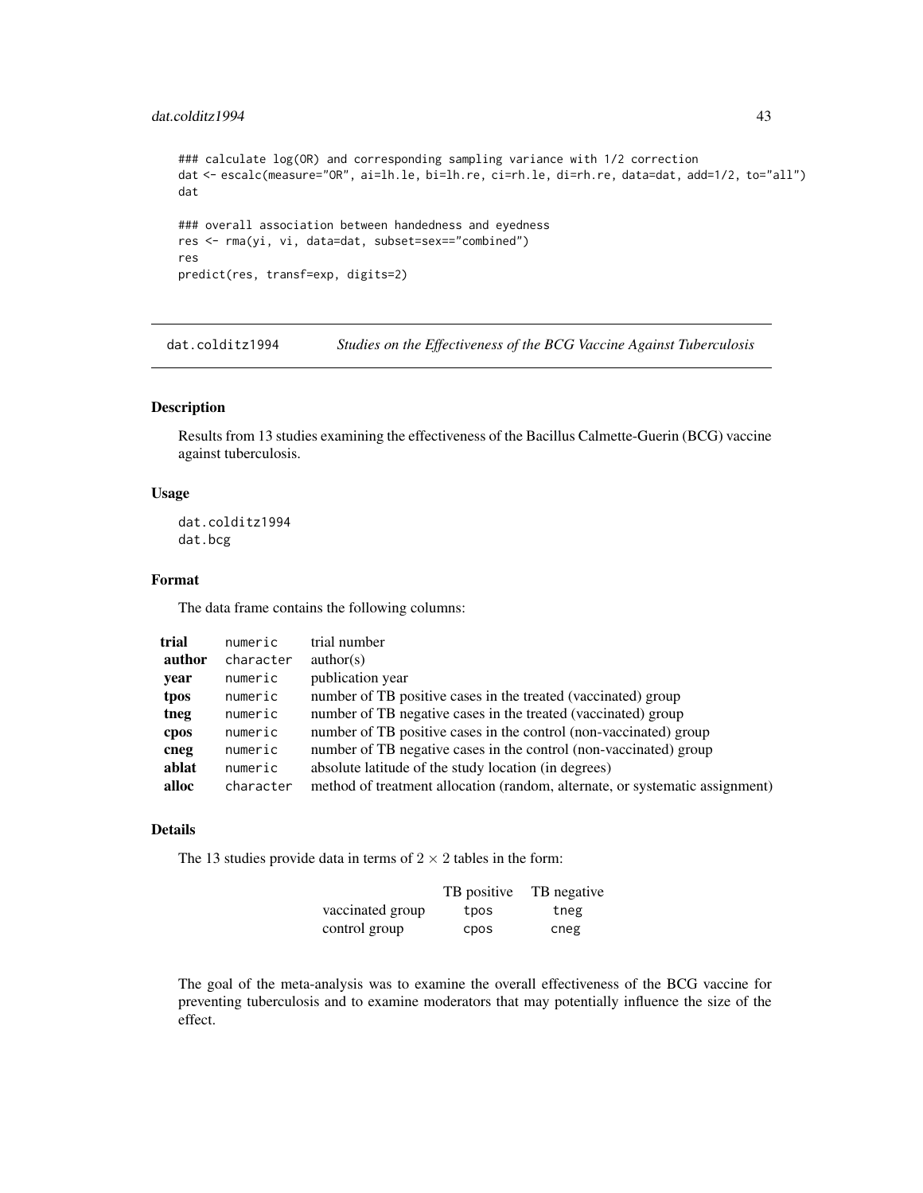```
### calculate log(OR) and corresponding sampling variance with 1/2 correction
dat <- escalc(measure="OR", ai=lh.le, bi=lh.re, ci=rh.le, di=rh.re, data=dat, add=1/2, to="all")
dat

### overall association between handedness and eyedness
res <- rma(yi, vi, data=dat, subset=sex=="combined")
res
predict(res, transf=exp, digits=2)
```

---

## dat.colditz1994 — *Studies on the Effectiveness of the BCG Vaccine Against Tuberculosis*

### Description

Results from 13 studies examining the effectiveness of the Bacillus Calmette-Guerin (BCG) vaccine against tuberculosis.

### Usage

```
dat.colditz1994
dat.bcg
```

### Format

The data frame contains the following columns:

| | | |
|---|---|---|
| **trial** | `numeric` | trial number |
| **author** | `character` | author(s) |
| **year** | `numeric` | publication year |
| **tpos** | `numeric` | number of TB positive cases in the treated (vaccinated) group |
| **tneg** | `numeric` | number of TB negative cases in the treated (vaccinated) group |
| **cpos** | `numeric` | number of TB positive cases in the control (non-vaccinated) group |
| **cneg** | `numeric` | number of TB negative cases in the control (non-vaccinated) group |
| **ablat** | `numeric` | absolute latitude of the study location (in degrees) |
| **alloc** | `character` | method of treatment allocation (random, alternate, or systematic assignment) |

### Details

The 13 studies provide data in terms of $2 \times 2$ tables in the form:

| | TB positive | TB negative |
|---|---|---|
| vaccinated group | `tpos` | `tneg` |
| control group | `cpos` | `cneg` |

The goal of the meta-analysis was to examine the overall effectiveness of the BCG vaccine for preventing tuberculosis and to examine moderators that may potentially influence the size of the effect.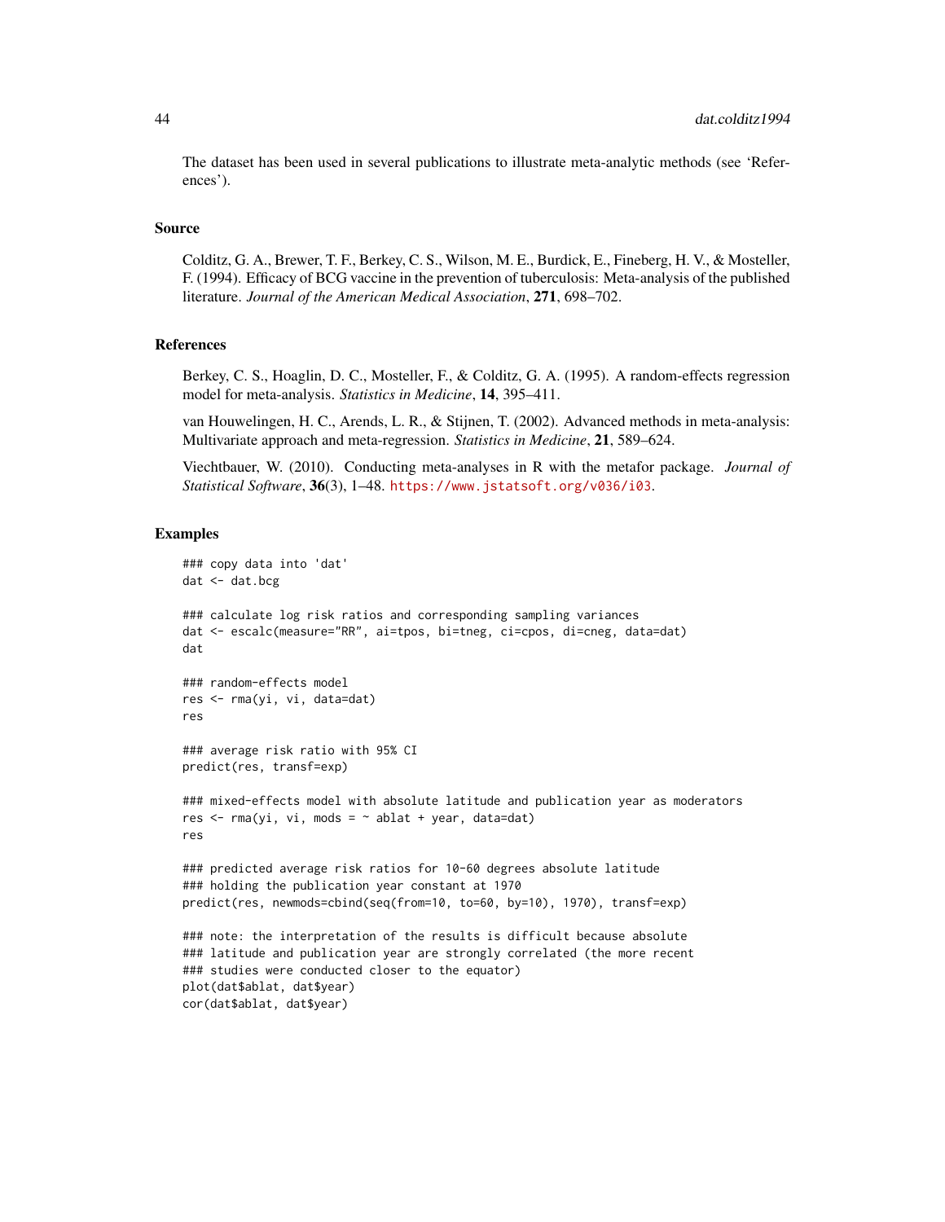The dataset has been used in several publications to illustrate meta-analytic methods (see 'References').

## Source

Colditz, G. A., Brewer, T. F., Berkey, C. S., Wilson, M. E., Burdick, E., Fineberg, H. V., & Mosteller, F. (1994). Efficacy of BCG vaccine in the prevention of tuberculosis: Meta-analysis of the published literature. *Journal of the American Medical Association*, **271**, 698–702.

## References

Berkey, C. S., Hoaglin, D. C., Mosteller, F., & Colditz, G. A. (1995). A random-effects regression model for meta-analysis. *Statistics in Medicine*, **14**, 395–411.

van Houwelingen, H. C., Arends, L. R., & Stijnen, T. (2002). Advanced methods in meta-analysis: Multivariate approach and meta-regression. *Statistics in Medicine*, **21**, 589–624.

Viechtbauer, W. (2010). Conducting meta-analyses in R with the metafor package. *Journal of Statistical Software*, **36**(3), 1–48. https://www.jstatsoft.org/v036/i03.

## Examples

```
### copy data into 'dat'
dat <- dat.bcg

### calculate log risk ratios and corresponding sampling variances
dat <- escalc(measure="RR", ai=tpos, bi=tneg, ci=cpos, di=cneg, data=dat)
dat

### random-effects model
res <- rma(yi, vi, data=dat)
res

### average risk ratio with 95% CI
predict(res, transf=exp)

### mixed-effects model with absolute latitude and publication year as moderators
res <- rma(yi, vi, mods = ~ ablat + year, data=dat)
res

### predicted average risk ratios for 10-60 degrees absolute latitude
### holding the publication year constant at 1970
predict(res, newmods=cbind(seq(from=10, to=60, by=10), 1970), transf=exp)

### note: the interpretation of the results is difficult because absolute
### latitude and publication year are strongly correlated (the more recent
### studies were conducted closer to the equator)
plot(dat$ablat, dat$year)
cor(dat$ablat, dat$year)
```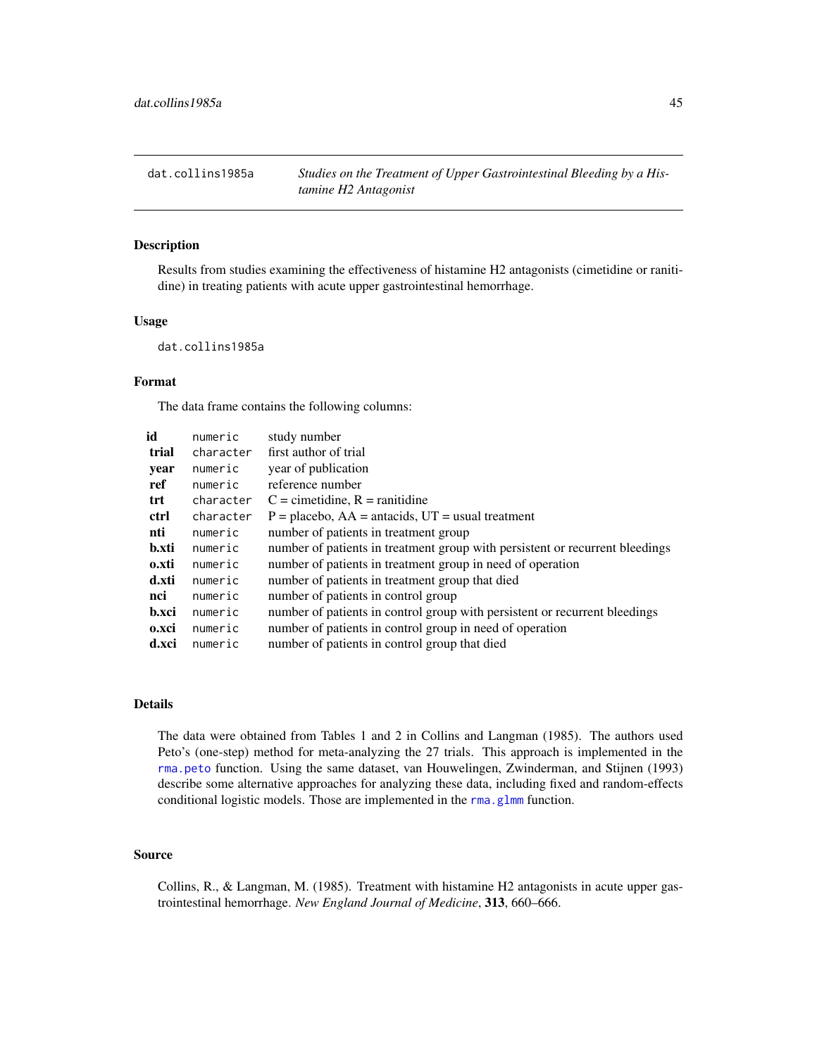## dat.collins1985a — *Studies on the Treatment of Upper Gastrointestinal Bleeding by a Histamine H2 Antagonist*

### Description

Results from studies examining the effectiveness of histamine H2 antagonists (cimetidine or ranitidine) in treating patients with acute upper gastrointestinal hemorrhage.

### Usage

```
dat.collins1985a
```

### Format

The data frame contains the following columns:

| | | |
|---|---|---|
| **id** | `numeric` | study number |
| **trial** | `character` | first author of trial |
| **year** | `numeric` | year of publication |
| **ref** | `numeric` | reference number |
| **trt** | `character` | C = cimetidine, R = ranitidine |
| **ctrl** | `character` | P = placebo, AA = antacids, UT = usual treatment |
| **nti** | `numeric` | number of patients in treatment group |
| **b.xti** | `numeric` | number of patients in treatment group with persistent or recurrent bleedings |
| **o.xti** | `numeric` | number of patients in treatment group in need of operation |
| **d.xti** | `numeric` | number of patients in treatment group that died |
| **nci** | `numeric` | number of patients in control group |
| **b.xci** | `numeric` | number of patients in control group with persistent or recurrent bleedings |
| **o.xci** | `numeric` | number of patients in control group in need of operation |
| **d.xci** | `numeric` | number of patients in control group that died |

### Details

The data were obtained from Tables 1 and 2 in Collins and Langman (1985). The authors used Peto's (one-step) method for meta-analyzing the 27 trials. This approach is implemented in the `rma.peto` function. Using the same dataset, van Houwelingen, Zwinderman, and Stijnen (1993) describe some alternative approaches for analyzing these data, including fixed and random-effects conditional logistic models. Those are implemented in the `rma.glmm` function.

### Source

Collins, R., & Langman, M. (1985). Treatment with histamine H2 antagonists in acute upper gastrointestinal hemorrhage. *New England Journal of Medicine*, **313**, 660–666.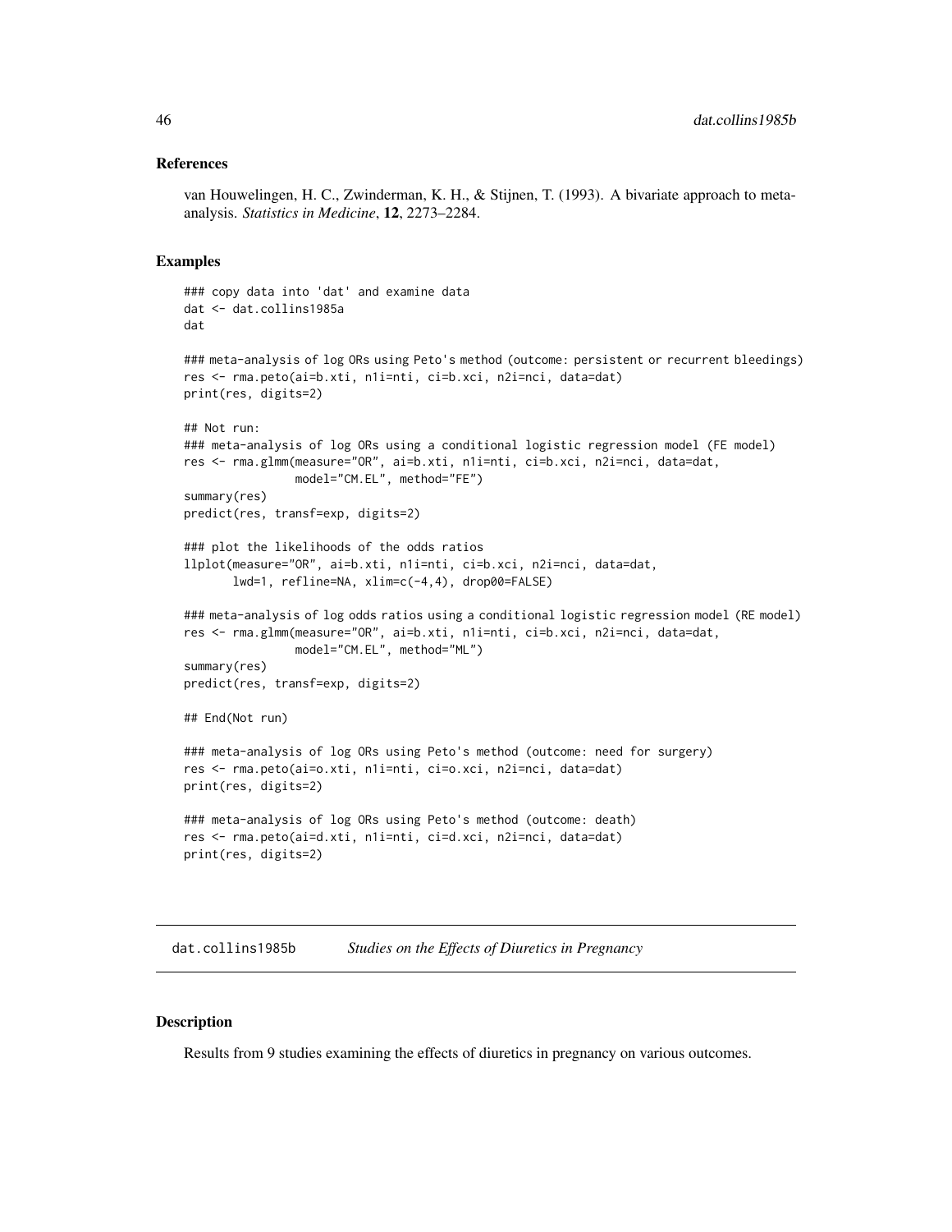## References

van Houwelingen, H. C., Zwinderman, K. H., & Stijnen, T. (1993). A bivariate approach to meta-analysis. *Statistics in Medicine*, **12**, 2273–2284.

## Examples

```
### copy data into 'dat' and examine data
dat <- dat.collins1985a
dat

### meta-analysis of log ORs using Peto's method (outcome: persistent or recurrent bleedings)
res <- rma.peto(ai=b.xti, n1i=nti, ci=b.xci, n2i=nci, data=dat)
print(res, digits=2)

## Not run:
### meta-analysis of log ORs using a conditional logistic regression model (FE model)
res <- rma.glmm(measure="OR", ai=b.xti, n1i=nti, ci=b.xci, n2i=nci, data=dat,
                model="CM.EL", method="FE")
summary(res)
predict(res, transf=exp, digits=2)

### plot the likelihoods of the odds ratios
llplot(measure="OR", ai=b.xti, n1i=nti, ci=b.xci, n2i=nci, data=dat,
       lwd=1, refline=NA, xlim=c(-4,4), drop00=FALSE)

### meta-analysis of log odds ratios using a conditional logistic regression model (RE model)
res <- rma.glmm(measure="OR", ai=b.xti, n1i=nti, ci=b.xci, n2i=nci, data=dat,
                model="CM.EL", method="ML")
summary(res)
predict(res, transf=exp, digits=2)

## End(Not run)

### meta-analysis of log ORs using Peto's method (outcome: need for surgery)
res <- rma.peto(ai=o.xti, n1i=nti, ci=o.xci, n2i=nci, data=dat)
print(res, digits=2)

### meta-analysis of log ORs using Peto's method (outcome: death)
res <- rma.peto(ai=d.xti, n1i=nti, ci=d.xci, n2i=nci, data=dat)
print(res, digits=2)
```

---

# dat.collins1985b *Studies on the Effects of Diuretics in Pregnancy*

## Description

Results from 9 studies examining the effects of diuretics in pregnancy on various outcomes.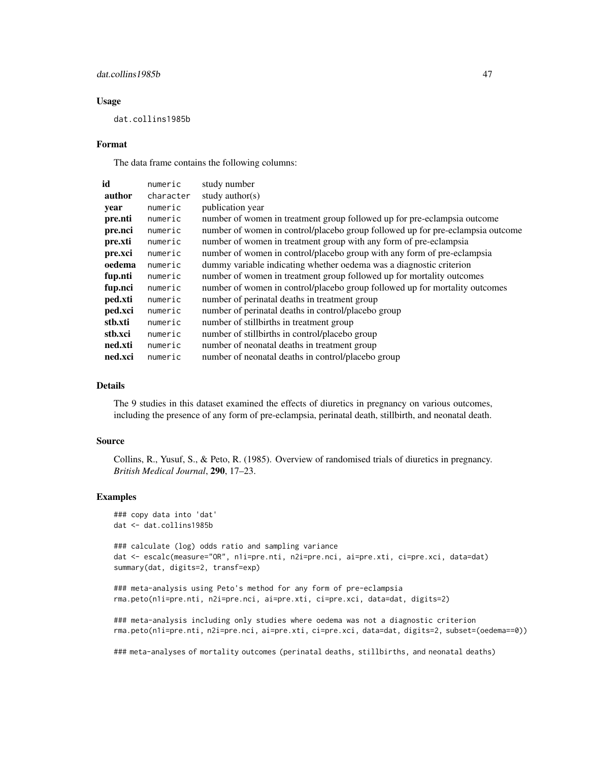## Usage

```
dat.collins1985b
```

## Format

The data frame contains the following columns:

| | | |
|---|---|---|
| **id** | numeric | study number |
| **author** | character | study author(s) |
| **year** | numeric | publication year |
| **pre.nti** | numeric | number of women in treatment group followed up for pre-eclampsia outcome |
| **pre.nci** | numeric | number of women in control/placebo group followed up for pre-eclampsia outcome |
| **pre.xti** | numeric | number of women in treatment group with any form of pre-eclampsia |
| **pre.xci** | numeric | number of women in control/placebo group with any form of pre-eclampsia |
| **oedema** | numeric | dummy variable indicating whether oedema was a diagnostic criterion |
| **fup.nti** | numeric | number of women in treatment group followed up for mortality outcomes |
| **fup.nci** | numeric | number of women in control/placebo group followed up for mortality outcomes |
| **ped.xti** | numeric | number of perinatal deaths in treatment group |
| **ped.xci** | numeric | number of perinatal deaths in control/placebo group |
| **stb.xti** | numeric | number of stillbirths in treatment group |
| **stb.xci** | numeric | number of stillbirths in control/placebo group |
| **ned.xti** | numeric | number of neonatal deaths in treatment group |
| **ned.xci** | numeric | number of neonatal deaths in control/placebo group |

## Details

The 9 studies in this dataset examined the effects of diuretics in pregnancy on various outcomes, including the presence of any form of pre-eclampsia, perinatal death, stillbirth, and neonatal death.

## Source

Collins, R., Yusuf, S., & Peto, R. (1985). Overview of randomised trials of diuretics in pregnancy. *British Medical Journal*, **290**, 17–23.

## Examples

```
### copy data into 'dat'
dat <- dat.collins1985b

### calculate (log) odds ratio and sampling variance
dat <- escalc(measure="OR", n1i=pre.nti, n2i=pre.nci, ai=pre.xti, ci=pre.xci, data=dat)
summary(dat, digits=2, transf=exp)

### meta-analysis using Peto's method for any form of pre-eclampsia
rma.peto(n1i=pre.nti, n2i=pre.nci, ai=pre.xti, ci=pre.xci, data=dat, digits=2)

### meta-analysis including only studies where oedema was not a diagnostic criterion
rma.peto(n1i=pre.nti, n2i=pre.nci, ai=pre.xti, ci=pre.xci, data=dat, digits=2, subset=(oedema==0))

### meta-analyses of mortality outcomes (perinatal deaths, stillbirths, and neonatal deaths)
```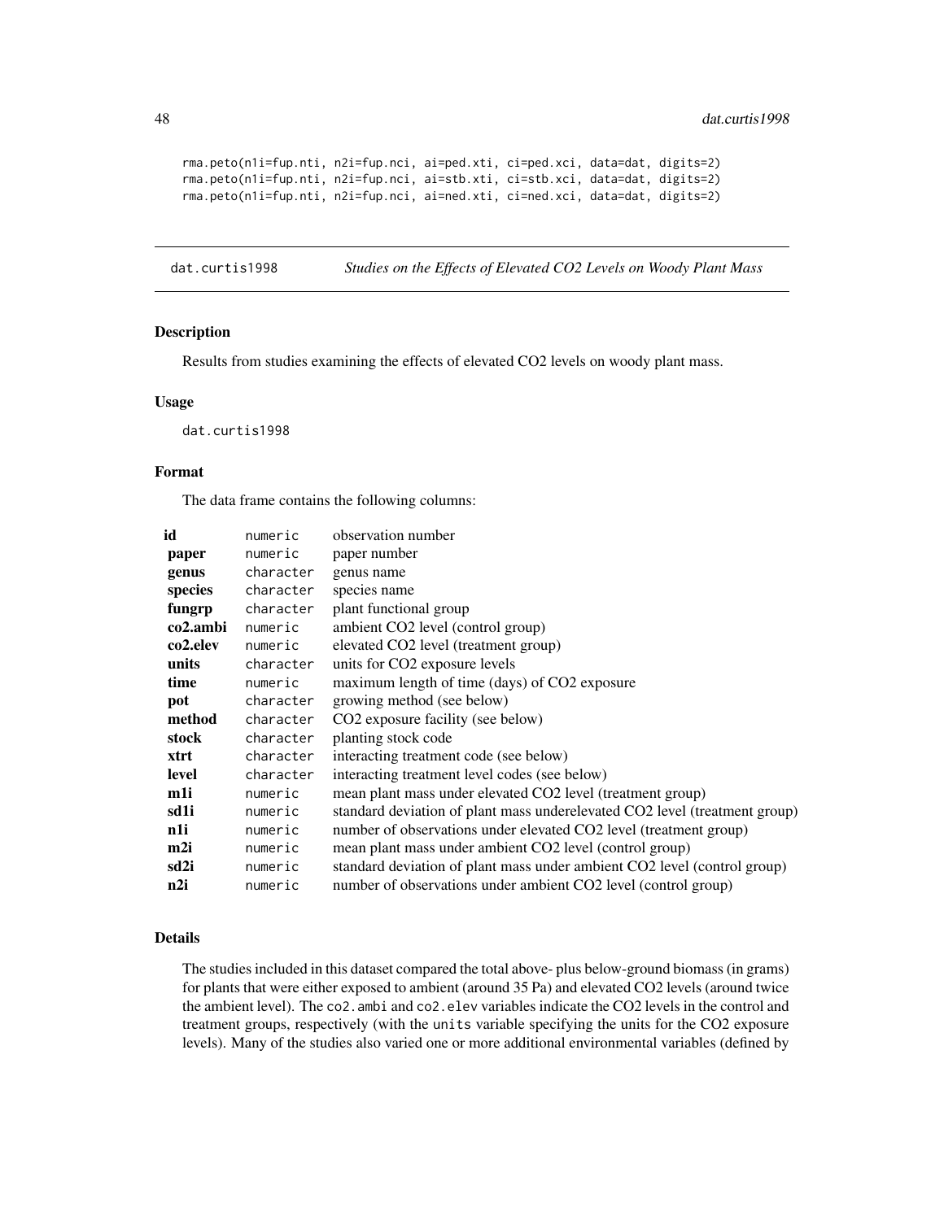```
rma.peto(n1i=fup.nti, n2i=fup.nci, ai=ped.xti, ci=ped.xci, data=dat, digits=2)
rma.peto(n1i=fup.nti, n2i=fup.nci, ai=stb.xti, ci=stb.xci, data=dat, digits=2)
rma.peto(n1i=fup.nti, n2i=fup.nci, ai=ned.xti, ci=ned.xci, data=dat, digits=2)
```

---

## dat.curtis1998 — *Studies on the Effects of Elevated CO2 Levels on Woody Plant Mass*

### Description

Results from studies examining the effects of elevated CO2 levels on woody plant mass.

### Usage

```
dat.curtis1998
```

### Format

The data frame contains the following columns:

| | | |
|---|---|---|
| **id** | numeric | observation number |
| **paper** | numeric | paper number |
| **genus** | character | genus name |
| **species** | character | species name |
| **fungrp** | character | plant functional group |
| **co2.ambi** | numeric | ambient CO2 level (control group) |
| **co2.elev** | numeric | elevated CO2 level (treatment group) |
| **units** | character | units for CO2 exposure levels |
| **time** | numeric | maximum length of time (days) of CO2 exposure |
| **pot** | character | growing method (see below) |
| **method** | character | CO2 exposure facility (see below) |
| **stock** | character | planting stock code |
| **xtrt** | character | interacting treatment code (see below) |
| **level** | character | interacting treatment level codes (see below) |
| **m1i** | numeric | mean plant mass under elevated CO2 level (treatment group) |
| **sd1i** | numeric | standard deviation of plant mass underelevated CO2 level (treatment group) |
| **n1i** | numeric | number of observations under elevated CO2 level (treatment group) |
| **m2i** | numeric | mean plant mass under ambient CO2 level (control group) |
| **sd2i** | numeric | standard deviation of plant mass under ambient CO2 level (control group) |
| **n2i** | numeric | number of observations under ambient CO2 level (control group) |

### Details

The studies included in this dataset compared the total above- plus below-ground biomass (in grams) for plants that were either exposed to ambient (around 35 Pa) and elevated CO2 levels (around twice the ambient level). The `co2.ambi` and `co2.elev` variables indicate the CO2 levels in the control and treatment groups, respectively (with the `units` variable specifying the units for the CO2 exposure levels). Many of the studies also varied one or more additional environmental variables (defined by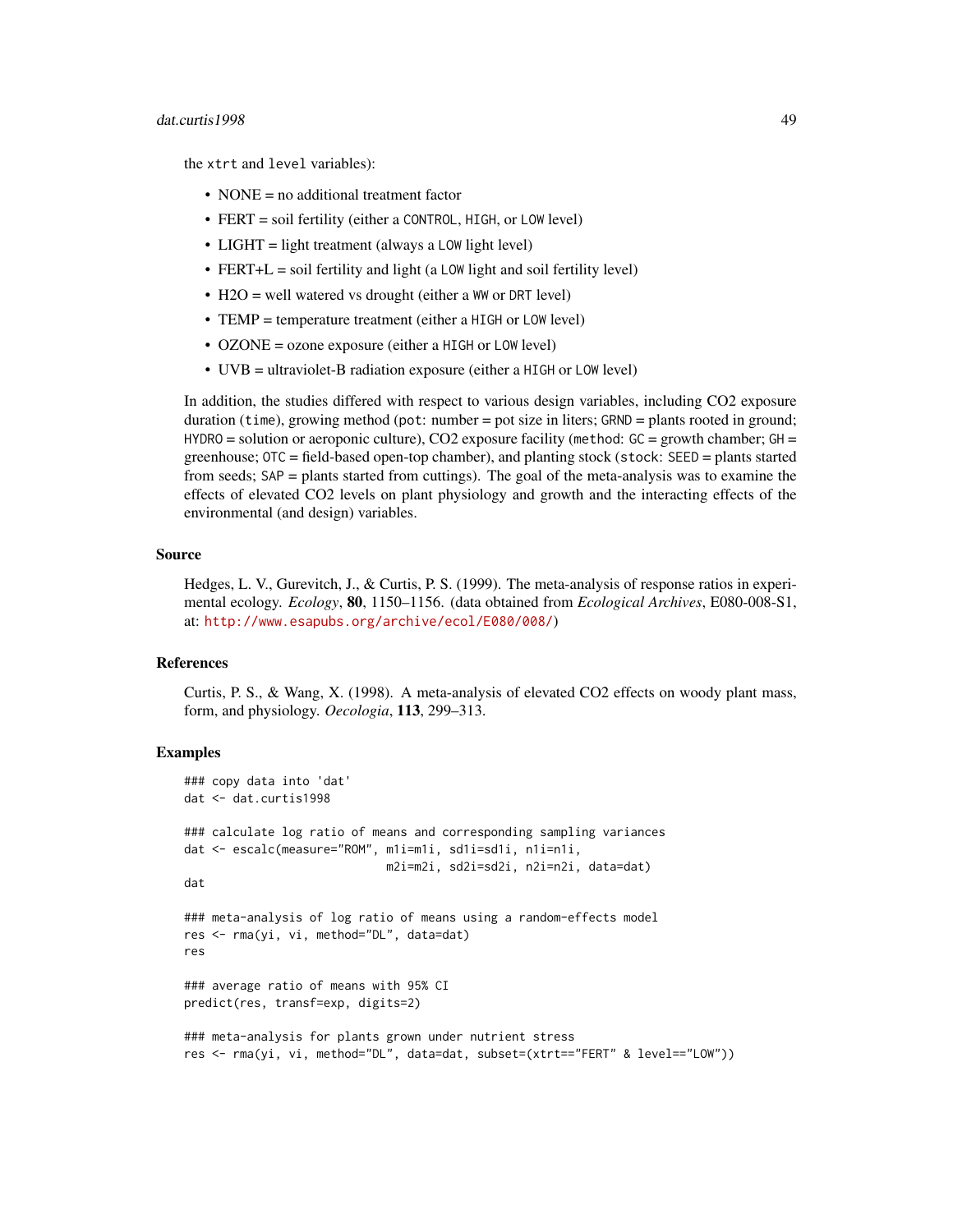the xtrt and level variables):

- NONE = no additional treatment factor
- FERT = soil fertility (either a CONTROL, HIGH, or LOW level)
- LIGHT = light treatment (always a LOW light level)
- FERT+L = soil fertility and light (a LOW light and soil fertility level)
- H2O = well watered vs drought (either a WW or DRT level)
- TEMP = temperature treatment (either a HIGH or LOW level)
- OZONE = ozone exposure (either a HIGH or LOW level)
- UVB = ultraviolet-B radiation exposure (either a HIGH or LOW level)

In addition, the studies differed with respect to various design variables, including CO2 exposure duration (time), growing method (pot: number = pot size in liters; GRND = plants rooted in ground; HYDRO = solution or aeroponic culture), CO2 exposure facility (method: GC = growth chamber; GH = greenhouse; OTC = field-based open-top chamber), and planting stock (stock: SEED = plants started from seeds; SAP = plants started from cuttings). The goal of the meta-analysis was to examine the effects of elevated CO2 levels on plant physiology and growth and the interacting effects of the environmental (and design) variables.

## Source

Hedges, L. V., Gurevitch, J., & Curtis, P. S. (1999). The meta-analysis of response ratios in experimental ecology. *Ecology*, **80**, 1150–1156. (data obtained from *Ecological Archives*, E080-008-S1, at: http://www.esapubs.org/archive/ecol/E080/008/)

## References

Curtis, P. S., & Wang, X. (1998). A meta-analysis of elevated CO2 effects on woody plant mass, form, and physiology. *Oecologia*, **113**, 299–313.

## Examples

```
### copy data into 'dat'
dat <- dat.curtis1998

### calculate log ratio of means and corresponding sampling variances
dat <- escalc(measure="ROM", m1i=m1i, sd1i=sd1i, n1i=n1i,
                             m2i=m2i, sd2i=sd2i, n2i=n2i, data=dat)
dat

### meta-analysis of log ratio of means using a random-effects model
res <- rma(yi, vi, method="DL", data=dat)
res

### average ratio of means with 95% CI
predict(res, transf=exp, digits=2)

### meta-analysis for plants grown under nutrient stress
res <- rma(yi, vi, method="DL", data=dat, subset=(xtrt=="FERT" & level=="LOW"))
```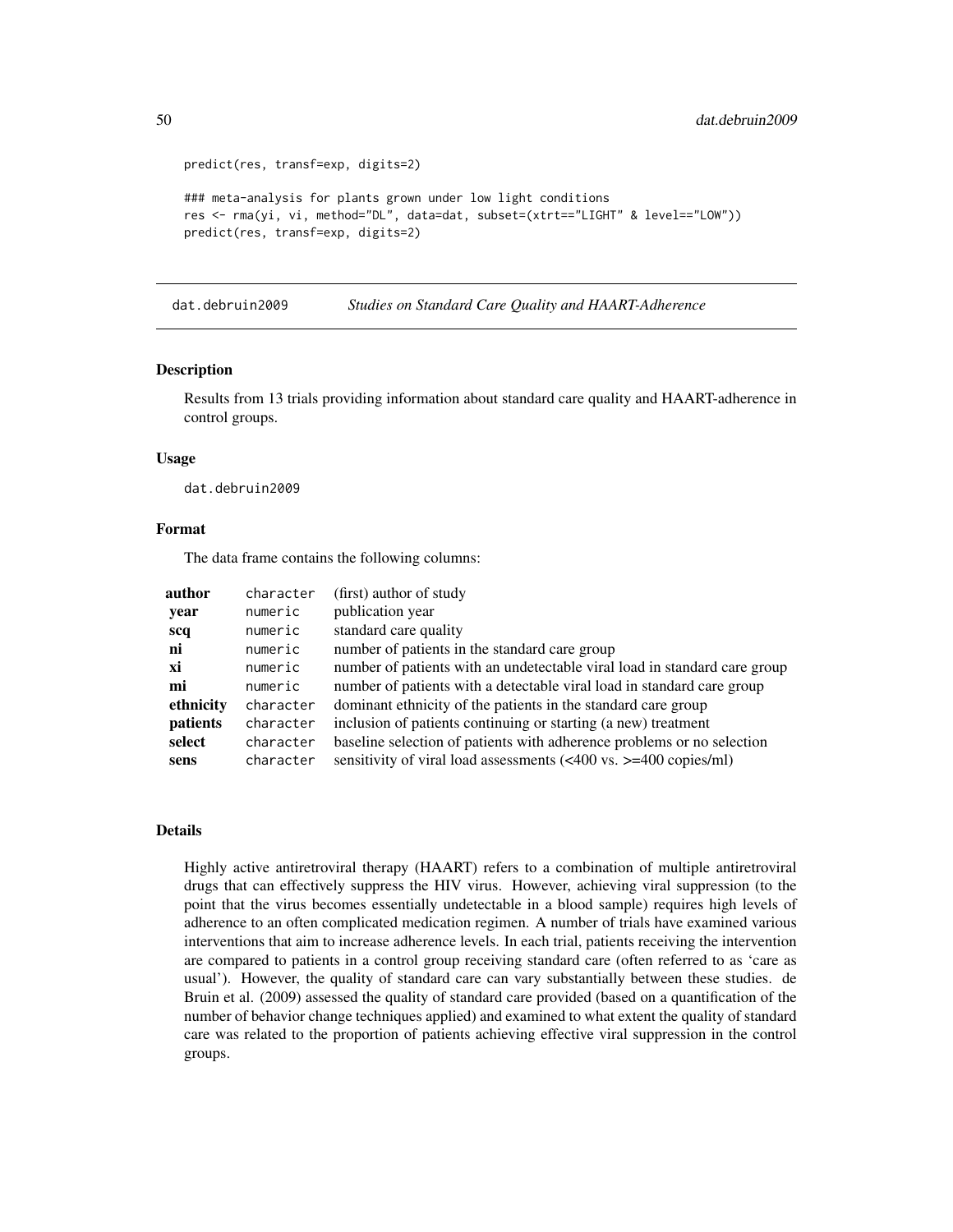```
predict(res, transf=exp, digits=2)

### meta-analysis for plants grown under low light conditions
res <- rma(yi, vi, method="DL", data=dat, subset=(xtrt=="LIGHT" & level=="LOW"))
predict(res, transf=exp, digits=2)
```

## dat.debruin2009 *Studies on Standard Care Quality and HAART-Adherence*

### Description

Results from 13 trials providing information about standard care quality and HAART-adherence in control groups.

### Usage

```
dat.debruin2009
```

### Format

The data frame contains the following columns:

| | | |
|---|---|---|
| **author** | `character` | (first) author of study |
| **year** | `numeric` | publication year |
| **scq** | `numeric` | standard care quality |
| **ni** | `numeric` | number of patients in the standard care group |
| **xi** | `numeric` | number of patients with an undetectable viral load in standard care group |
| **mi** | `numeric` | number of patients with a detectable viral load in standard care group |
| **ethnicity** | `character` | dominant ethnicity of the patients in the standard care group |
| **patients** | `character` | inclusion of patients continuing or starting (a new) treatment |
| **select** | `character` | baseline selection of patients with adherence problems or no selection |
| **sens** | `character` | sensitivity of viral load assessments (<400 vs. >=400 copies/ml) |

### Details

Highly active antiretroviral therapy (HAART) refers to a combination of multiple antiretroviral drugs that can effectively suppress the HIV virus. However, achieving viral suppression (to the point that the virus becomes essentially undetectable in a blood sample) requires high levels of adherence to an often complicated medication regimen. A number of trials have examined various interventions that aim to increase adherence levels. In each trial, patients receiving the intervention are compared to patients in a control group receiving standard care (often referred to as 'care as usual'). However, the quality of standard care can vary substantially between these studies. de Bruin et al. (2009) assessed the quality of standard care provided (based on a quantification of the number of behavior change techniques applied) and examined to what extent the quality of standard care was related to the proportion of patients achieving effective viral suppression in the control groups.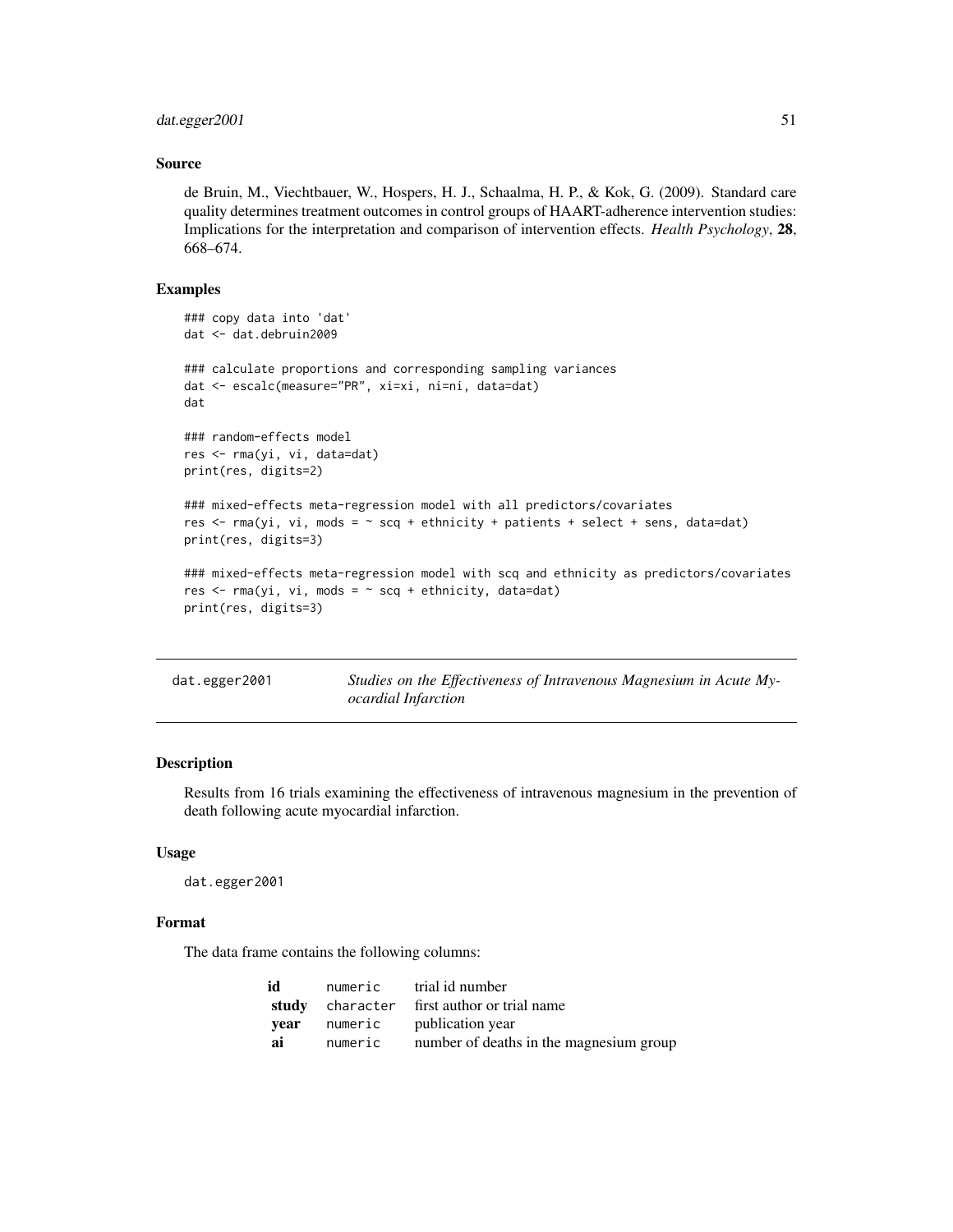### Source

de Bruin, M., Viechtbauer, W., Hospers, H. J., Schaalma, H. P., & Kok, G. (2009). Standard care quality determines treatment outcomes in control groups of HAART-adherence intervention studies: Implications for the interpretation and comparison of intervention effects. *Health Psychology*, **28**, 668–674.

### Examples

```
### copy data into 'dat'
dat <- dat.debruin2009

### calculate proportions and corresponding sampling variances
dat <- escalc(measure="PR", xi=xi, ni=ni, data=dat)
dat

### random-effects model
res <- rma(yi, vi, data=dat)
print(res, digits=2)

### mixed-effects meta-regression model with all predictors/covariates
res <- rma(yi, vi, mods = ~ scq + ethnicity + patients + select + sens, data=dat)
print(res, digits=3)

### mixed-effects meta-regression model with scq and ethnicity as predictors/covariates
res <- rma(yi, vi, mods = ~ scq + ethnicity, data=dat)
print(res, digits=3)
```

---

## dat.egger2001 — *Studies on the Effectiveness of Intravenous Magnesium in Acute Myocardial Infarction*

---

### Description

Results from 16 trials examining the effectiveness of intravenous magnesium in the prevention of death following acute myocardial infarction.

### Usage

```
dat.egger2001
```

### Format

The data frame contains the following columns:

| | | |
|---|---|---|
| **id** | numeric | trial id number |
| **study** | character | first author or trial name |
| **year** | numeric | publication year |
| **ai** | numeric | number of deaths in the magnesium group |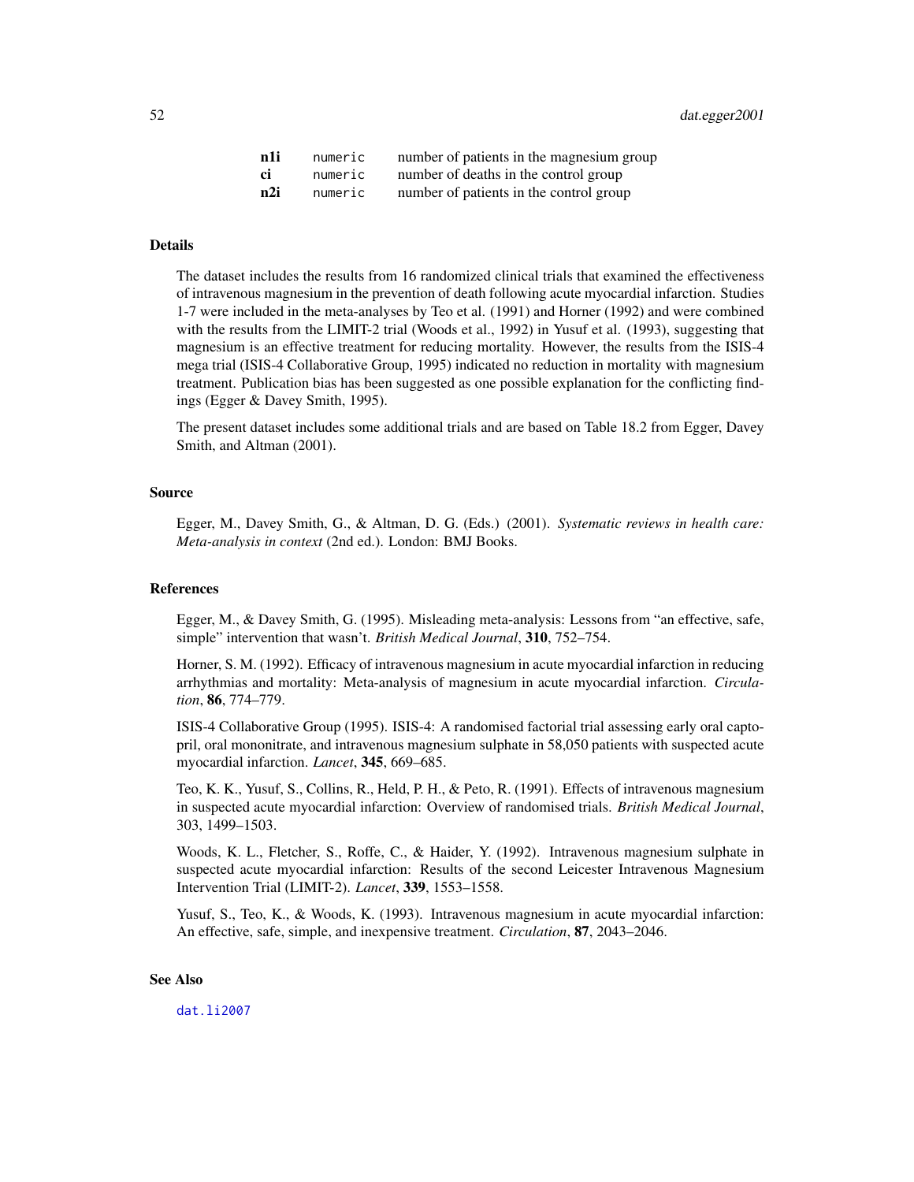| | | |
|---|---|---|
| **n1i** | `numeric` | number of patients in the magnesium group |
| **ci** | `numeric` | number of deaths in the control group |
| **n2i** | `numeric` | number of patients in the control group |

## Details

The dataset includes the results from 16 randomized clinical trials that examined the effectiveness of intravenous magnesium in the prevention of death following acute myocardial infarction. Studies 1-7 were included in the meta-analyses by Teo et al. (1991) and Horner (1992) and were combined with the results from the LIMIT-2 trial (Woods et al., 1992) in Yusuf et al. (1993), suggesting that magnesium is an effective treatment for reducing mortality. However, the results from the ISIS-4 mega trial (ISIS-4 Collaborative Group, 1995) indicated no reduction in mortality with magnesium treatment. Publication bias has been suggested as one possible explanation for the conflicting findings (Egger & Davey Smith, 1995).

The present dataset includes some additional trials and are based on Table 18.2 from Egger, Davey Smith, and Altman (2001).

## Source

Egger, M., Davey Smith, G., & Altman, D. G. (Eds.) (2001). *Systematic reviews in health care: Meta-analysis in context* (2nd ed.). London: BMJ Books.

## References

Egger, M., & Davey Smith, G. (1995). Misleading meta-analysis: Lessons from "an effective, safe, simple" intervention that wasn't. *British Medical Journal*, **310**, 752–754.

Horner, S. M. (1992). Efficacy of intravenous magnesium in acute myocardial infarction in reducing arrhythmias and mortality: Meta-analysis of magnesium in acute myocardial infarction. *Circulation*, **86**, 774–779.

ISIS-4 Collaborative Group (1995). ISIS-4: A randomised factorial trial assessing early oral captopril, oral mononitrate, and intravenous magnesium sulphate in 58,050 patients with suspected acute myocardial infarction. *Lancet*, **345**, 669–685.

Teo, K. K., Yusuf, S., Collins, R., Held, P. H., & Peto, R. (1991). Effects of intravenous magnesium in suspected acute myocardial infarction: Overview of randomised trials. *British Medical Journal*, 303, 1499–1503.

Woods, K. L., Fletcher, S., Roffe, C., & Haider, Y. (1992). Intravenous magnesium sulphate in suspected acute myocardial infarction: Results of the second Leicester Intravenous Magnesium Intervention Trial (LIMIT-2). *Lancet*, **339**, 1553–1558.

Yusuf, S., Teo, K., & Woods, K. (1993). Intravenous magnesium in acute myocardial infarction: An effective, safe, simple, and inexpensive treatment. *Circulation*, **87**, 2043–2046.

## See Also

`dat.li2007`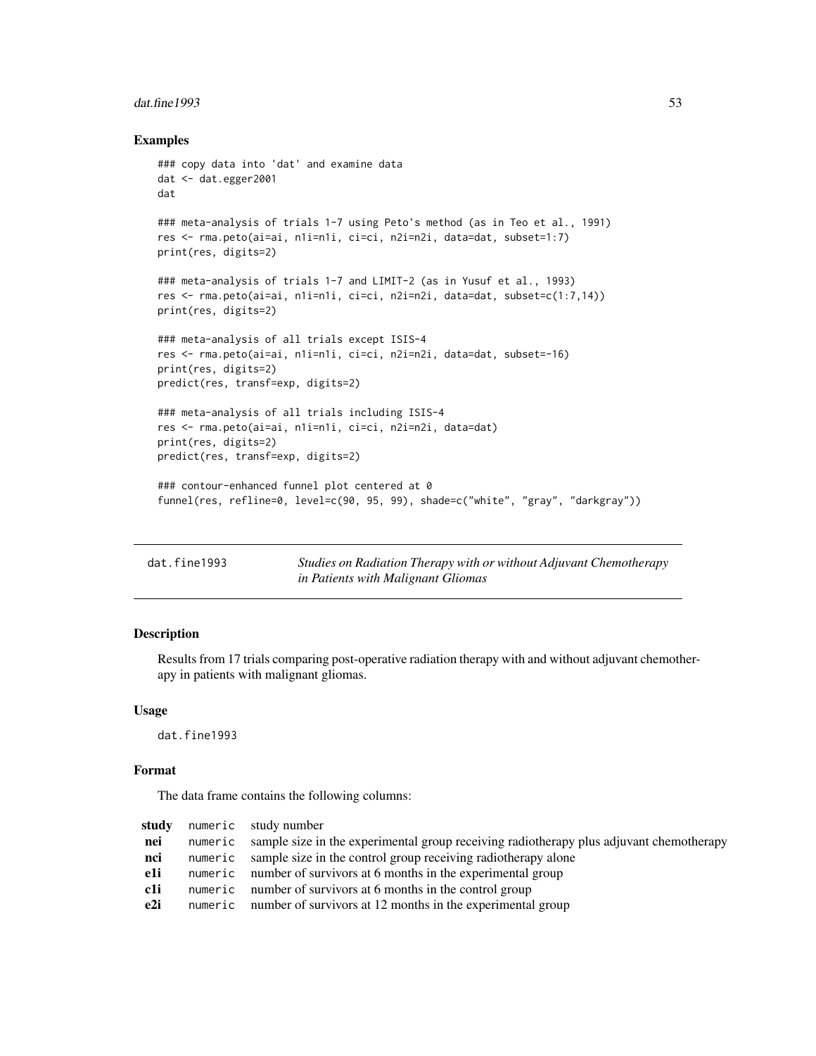## Examples

```
### copy data into 'dat' and examine data
dat <- dat.egger2001
dat

### meta-analysis of trials 1-7 using Peto's method (as in Teo et al., 1991)
res <- rma.peto(ai=ai, n1i=n1i, ci=ci, n2i=n2i, data=dat, subset=1:7)
print(res, digits=2)

### meta-analysis of trials 1-7 and LIMIT-2 (as in Yusuf et al., 1993)
res <- rma.peto(ai=ai, n1i=n1i, ci=ci, n2i=n2i, data=dat, subset=c(1:7,14))
print(res, digits=2)

### meta-analysis of all trials except ISIS-4
res <- rma.peto(ai=ai, n1i=n1i, ci=ci, n2i=n2i, data=dat, subset=-16)
print(res, digits=2)
predict(res, transf=exp, digits=2)

### meta-analysis of all trials including ISIS-4
res <- rma.peto(ai=ai, n1i=n1i, ci=ci, n2i=n2i, data=dat)
print(res, digits=2)
predict(res, transf=exp, digits=2)

### contour-enhanced funnel plot centered at 0
funnel(res, refline=0, level=c(90, 95, 99), shade=c("white", "gray", "darkgray"))
```

---

`dat.fine1993` *Studies on Radiation Therapy with or without Adjuvant Chemotherapy in Patients with Malignant Gliomas*

---

## Description

Results from 17 trials comparing post-operative radiation therapy with and without adjuvant chemotherapy in patients with malignant gliomas.

## Usage

```
dat.fine1993
```

## Format

The data frame contains the following columns:

| | | |
|---|---|---|
| **study** | `numeric` | study number |
| **nei** | `numeric` | sample size in the experimental group receiving radiotherapy plus adjuvant chemotherapy |
| **nci** | `numeric` | sample size in the control group receiving radiotherapy alone |
| **e1i** | `numeric` | number of survivors at 6 months in the experimental group |
| **c1i** | `numeric` | number of survivors at 6 months in the control group |
| **e2i** | `numeric` | number of survivors at 12 months in the experimental group |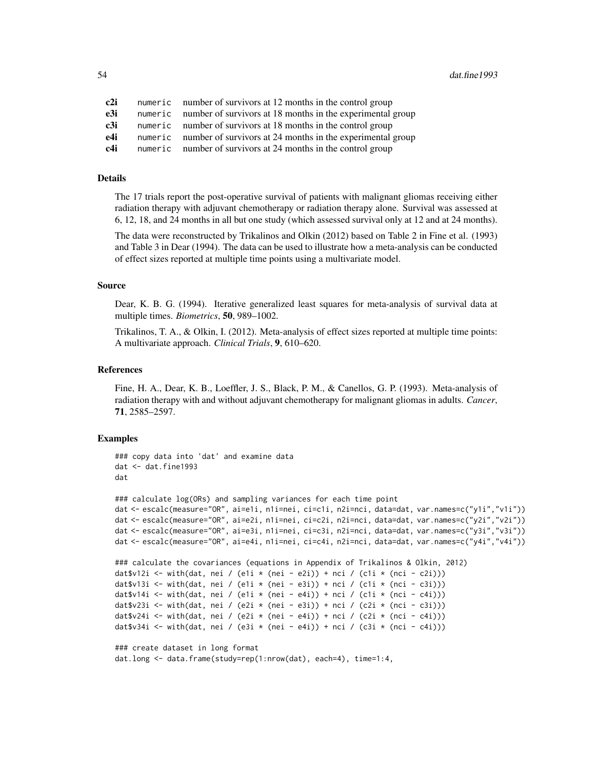| | | |
|---|---|---|
| **c2i** | numeric | number of survivors at 12 months in the control group |
| **e3i** | numeric | number of survivors at 18 months in the experimental group |
| **c3i** | numeric | number of survivors at 18 months in the control group |
| **e4i** | numeric | number of survivors at 24 months in the experimental group |
| **c4i** | numeric | number of survivors at 24 months in the control group |

### Details

The 17 trials report the post-operative survival of patients with malignant gliomas receiving either radiation therapy with adjuvant chemotherapy or radiation therapy alone. Survival was assessed at 6, 12, 18, and 24 months in all but one study (which assessed survival only at 12 and at 24 months).

The data were reconstructed by Trikalinos and Olkin (2012) based on Table 2 in Fine et al. (1993) and Table 3 in Dear (1994). The data can be used to illustrate how a meta-analysis can be conducted of effect sizes reported at multiple time points using a multivariate model.

### Source

Dear, K. B. G. (1994). Iterative generalized least squares for meta-analysis of survival data at multiple times. *Biometrics*, **50**, 989–1002.

Trikalinos, T. A., & Olkin, I. (2012). Meta-analysis of effect sizes reported at multiple time points: A multivariate approach. *Clinical Trials*, **9**, 610–620.

### References

Fine, H. A., Dear, K. B., Loeffler, J. S., Black, P. M., & Canellos, G. P. (1993). Meta-analysis of radiation therapy with and without adjuvant chemotherapy for malignant gliomas in adults. *Cancer*, **71**, 2585–2597.

### Examples

```
### copy data into 'dat' and examine data
dat <- dat.fine1993
dat

### calculate log(ORs) and sampling variances for each time point
dat <- escalc(measure="OR", ai=e1i, n1i=nei, ci=c1i, n2i=nci, data=dat, var.names=c("y1i","v1i"))
dat <- escalc(measure="OR", ai=e2i, n1i=nei, ci=c2i, n2i=nci, data=dat, var.names=c("y2i","v2i"))
dat <- escalc(measure="OR", ai=e3i, n1i=nei, ci=c3i, n2i=nci, data=dat, var.names=c("y3i","v3i"))
dat <- escalc(measure="OR", ai=e4i, n1i=nei, ci=c4i, n2i=nci, data=dat, var.names=c("y4i","v4i"))

### calculate the covariances (equations in Appendix of Trikalinos & Olkin, 2012)
dat$v12i <- with(dat, nei / (e1i * (nei - e2i)) + nci / (c1i * (nci - c2i)))
dat$v13i <- with(dat, nei / (e1i * (nei - e3i)) + nci / (c1i * (nci - c3i)))
dat$v14i <- with(dat, nei / (e1i * (nei - e4i)) + nci / (c1i * (nci - c4i)))
dat$v23i <- with(dat, nei / (e2i * (nei - e3i)) + nci / (c2i * (nci - c3i)))
dat$v24i <- with(dat, nei / (e2i * (nei - e4i)) + nci / (c2i * (nci - c4i)))
dat$v34i <- with(dat, nei / (e3i * (nei - e4i)) + nci / (c3i * (nci - c4i)))

### create dataset in long format
dat.long <- data.frame(study=rep(1:nrow(dat), each=4), time=1:4,
```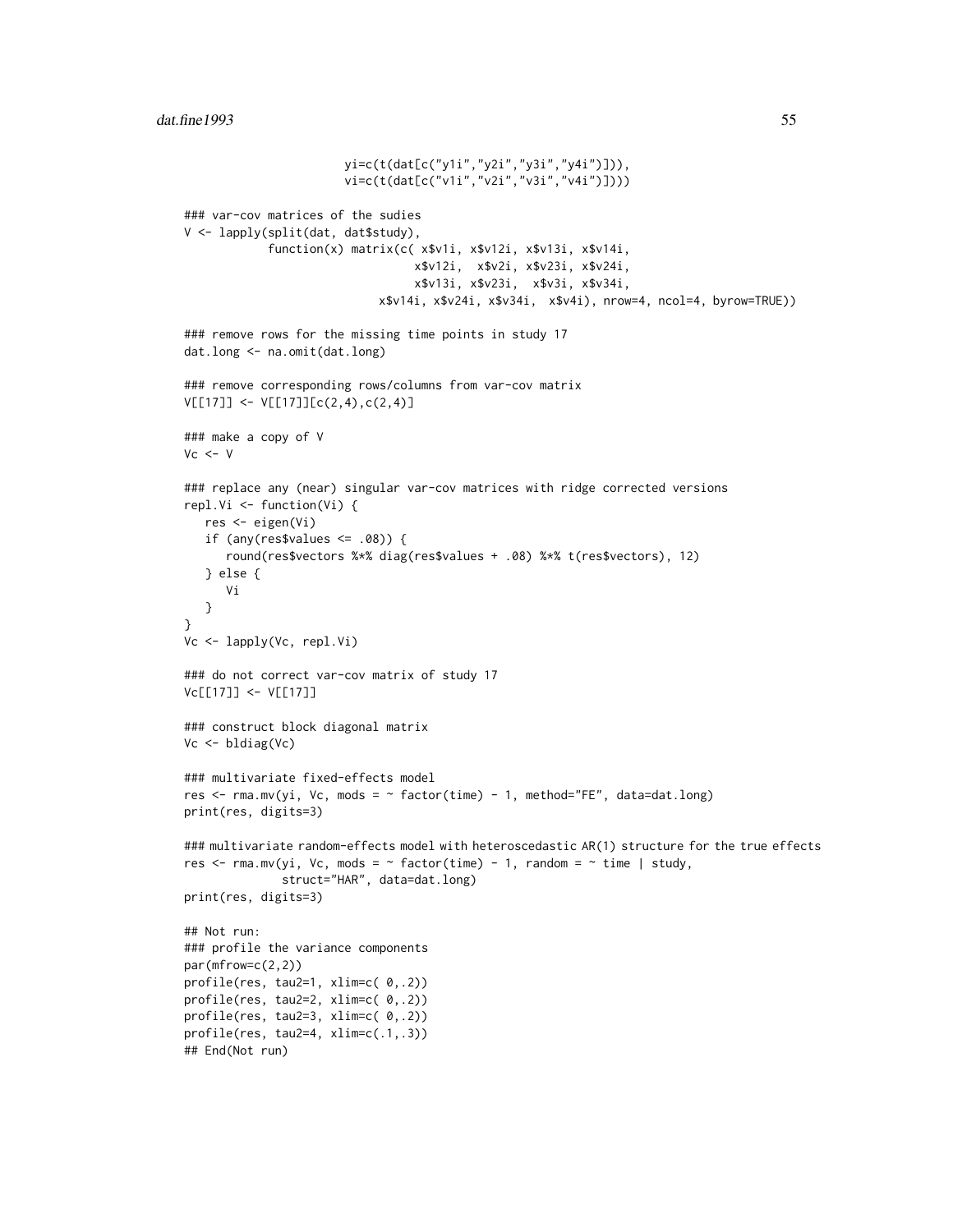```
                         yi=c(t(dat[c("y1i","y2i","y3i","y4i")])),
                         vi=c(t(dat[c("v1i","v2i","v3i","v4i")])))

### var-cov matrices of the sudies
V <- lapply(split(dat, dat$study),
            function(x) matrix(c( x$v1i, x$v12i, x$v13i, x$v14i,
                                  x$v12i,  x$v2i, x$v23i, x$v24i,
                                  x$v13i, x$v23i,  x$v3i, x$v34i,
                             x$v14i, x$v24i, x$v34i,  x$v4i), nrow=4, ncol=4, byrow=TRUE))

### remove rows for the missing time points in study 17
dat.long <- na.omit(dat.long)

### remove corresponding rows/columns from var-cov matrix
V[[17]] <- V[[17]][c(2,4),c(2,4)]

### make a copy of V
Vc <- V

### replace any (near) singular var-cov matrices with ridge corrected versions
repl.Vi <- function(Vi) {
   res <- eigen(Vi)
   if (any(res$values <= .08)) {
      round(res$vectors %*% diag(res$values + .08) %*% t(res$vectors), 12)
   } else {
      Vi
   }
}
Vc <- lapply(Vc, repl.Vi)

### do not correct var-cov matrix of study 17
Vc[[17]] <- V[[17]]

### construct block diagonal matrix
Vc <- bldiag(Vc)

### multivariate fixed-effects model
res <- rma.mv(yi, Vc, mods = ~ factor(time) - 1, method="FE", data=dat.long)
print(res, digits=3)

### multivariate random-effects model with heteroscedastic AR(1) structure for the true effects
res <- rma.mv(yi, Vc, mods = ~ factor(time) - 1, random = ~ time | study,
              struct="HAR", data=dat.long)
print(res, digits=3)

## Not run:
### profile the variance components
par(mfrow=c(2,2))
profile(res, tau2=1, xlim=c( 0,.2))
profile(res, tau2=2, xlim=c( 0,.2))
profile(res, tau2=3, xlim=c( 0,.2))
profile(res, tau2=4, xlim=c(.1,.3))
## End(Not run)
```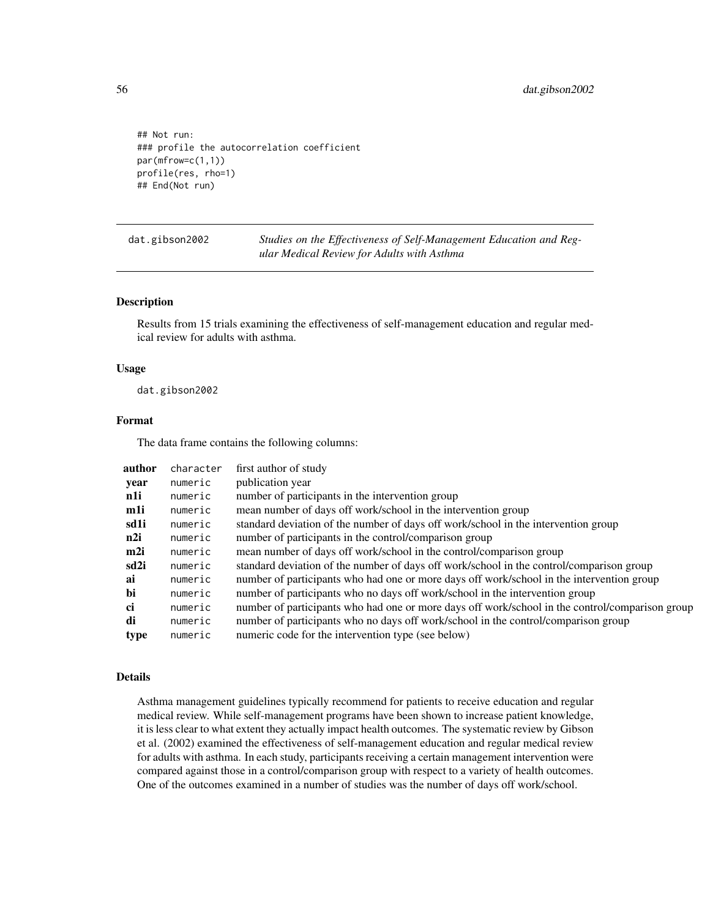```
## Not run:
### profile the autocorrelation coefficient
par(mfrow=c(1,1))
profile(res, rho=1)
## End(Not run)
```

---

## dat.gibson2002 — *Studies on the Effectiveness of Self-Management Education and Regular Medical Review for Adults with Asthma*

---

### Description

Results from 15 trials examining the effectiveness of self-management education and regular medical review for adults with asthma.

### Usage

```
dat.gibson2002
```

### Format

The data frame contains the following columns:

| | | |
|---|---|---|
| **author** | character | first author of study |
| **year** | numeric | publication year |
| **n1i** | numeric | number of participants in the intervention group |
| **m1i** | numeric | mean number of days off work/school in the intervention group |
| **sd1i** | numeric | standard deviation of the number of days off work/school in the intervention group |
| **n2i** | numeric | number of participants in the control/comparison group |
| **m2i** | numeric | mean number of days off work/school in the control/comparison group |
| **sd2i** | numeric | standard deviation of the number of days off work/school in the control/comparison group |
| **ai** | numeric | number of participants who had one or more days off work/school in the intervention group |
| **bi** | numeric | number of participants who no days off work/school in the intervention group |
| **ci** | numeric | number of participants who had one or more days off work/school in the control/comparison group |
| **di** | numeric | number of participants who no days off work/school in the control/comparison group |
| **type** | numeric | numeric code for the intervention type (see below) |

### Details

Asthma management guidelines typically recommend for patients to receive education and regular medical review. While self-management programs have been shown to increase patient knowledge, it is less clear to what extent they actually impact health outcomes. The systematic review by Gibson et al. (2002) examined the effectiveness of self-management education and regular medical review for adults with asthma. In each study, participants receiving a certain management intervention were compared against those in a control/comparison group with respect to a variety of health outcomes. One of the outcomes examined in a number of studies was the number of days off work/school.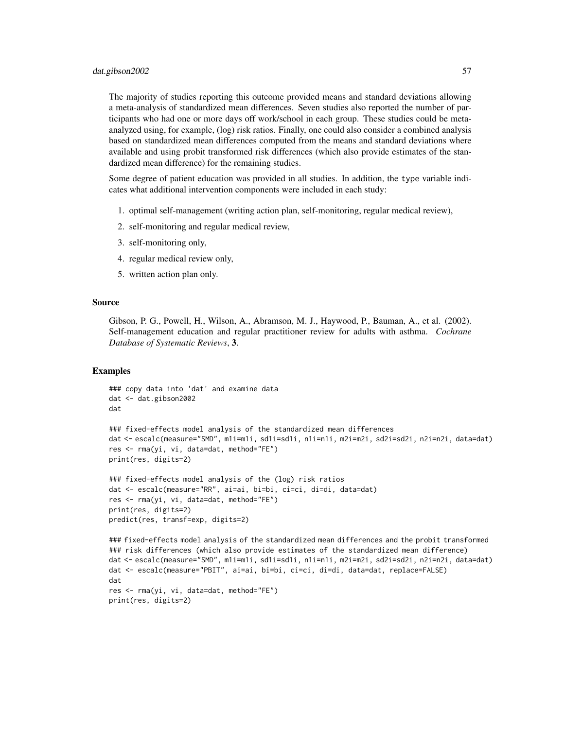The majority of studies reporting this outcome provided means and standard deviations allowing a meta-analysis of standardized mean differences. Seven studies also reported the number of participants who had one or more days off work/school in each group. These studies could be meta-analyzed using, for example, (log) risk ratios. Finally, one could also consider a combined analysis based on standardized mean differences computed from the means and standard deviations where available and using probit transformed risk differences (which also provide estimates of the standardized mean difference) for the remaining studies.

Some degree of patient education was provided in all studies. In addition, the type variable indicates what additional intervention components were included in each study:

1. optimal self-management (writing action plan, self-monitoring, regular medical review),
2. self-monitoring and regular medical review,
3. self-monitoring only,
4. regular medical review only,
5. written action plan only.

## Source

Gibson, P. G., Powell, H., Wilson, A., Abramson, M. J., Haywood, P., Bauman, A., et al. (2002). Self-management education and regular practitioner review for adults with asthma. *Cochrane Database of Systematic Reviews*, **3**.

## Examples

```
### copy data into 'dat' and examine data
dat <- dat.gibson2002
dat

### fixed-effects model analysis of the standardized mean differences
dat <- escalc(measure="SMD", m1i=m1i, sd1i=sd1i, n1i=n1i, m2i=m2i, sd2i=sd2i, n2i=n2i, data=dat)
res <- rma(yi, vi, data=dat, method="FE")
print(res, digits=2)

### fixed-effects model analysis of the (log) risk ratios
dat <- escalc(measure="RR", ai=ai, bi=bi, ci=ci, di=di, data=dat)
res <- rma(yi, vi, data=dat, method="FE")
print(res, digits=2)
predict(res, transf=exp, digits=2)

### fixed-effects model analysis of the standardized mean differences and the probit transformed
### risk differences (which also provide estimates of the standardized mean difference)
dat <- escalc(measure="SMD", m1i=m1i, sd1i=sd1i, n1i=n1i, m2i=m2i, sd2i=sd2i, n2i=n2i, data=dat)
dat <- escalc(measure="PBIT", ai=ai, bi=bi, ci=ci, di=di, data=dat, replace=FALSE)
dat
res <- rma(yi, vi, data=dat, method="FE")
print(res, digits=2)
```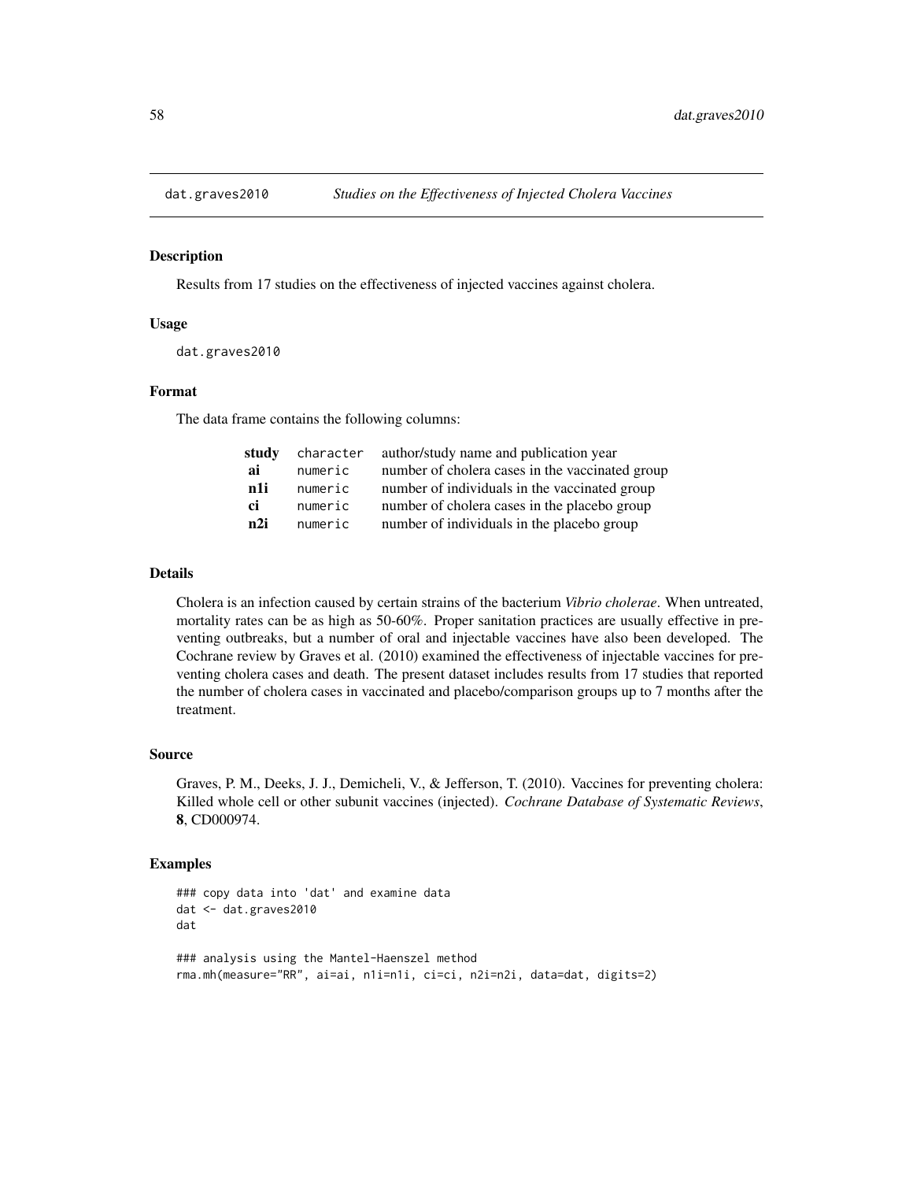`dat.graves2010` *Studies on the Effectiveness of Injected Cholera Vaccines*

## Description

Results from 17 studies on the effectiveness of injected vaccines against cholera.

## Usage

```
dat.graves2010
```

## Format

The data frame contains the following columns:

| | | |
|---|---|---|
| **study** | character | author/study name and publication year |
| **ai** | numeric | number of cholera cases in the vaccinated group |
| **n1i** | numeric | number of individuals in the vaccinated group |
| **ci** | numeric | number of cholera cases in the placebo group |
| **n2i** | numeric | number of individuals in the placebo group |

## Details

Cholera is an infection caused by certain strains of the bacterium *Vibrio cholerae*. When untreated, mortality rates can be as high as 50-60%. Proper sanitation practices are usually effective in preventing outbreaks, but a number of oral and injectable vaccines have also been developed. The Cochrane review by Graves et al. (2010) examined the effectiveness of injectable vaccines for preventing cholera cases and death. The present dataset includes results from 17 studies that reported the number of cholera cases in vaccinated and placebo/comparison groups up to 7 months after the treatment.

## Source

Graves, P. M., Deeks, J. J., Demicheli, V., & Jefferson, T. (2010). Vaccines for preventing cholera: Killed whole cell or other subunit vaccines (injected). *Cochrane Database of Systematic Reviews*, **8**, CD000974.

## Examples

```
### copy data into 'dat' and examine data
dat <- dat.graves2010
dat

### analysis using the Mantel-Haenszel method
rma.mh(measure="RR", ai=ai, n1i=n1i, ci=ci, n2i=n2i, data=dat, digits=2)
```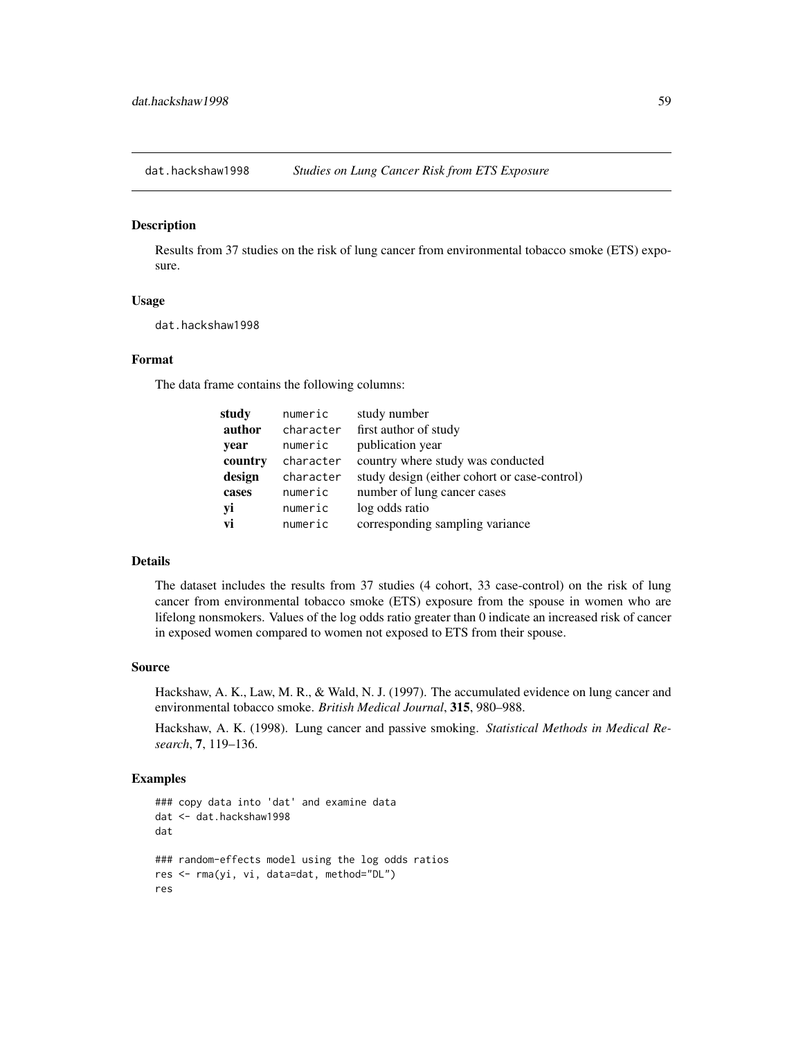`dat.hackshaw1998` *Studies on Lung Cancer Risk from ETS Exposure*

## Description

Results from 37 studies on the risk of lung cancer from environmental tobacco smoke (ETS) exposure.

## Usage

```
dat.hackshaw1998
```

## Format

The data frame contains the following columns:

| | | |
|---|---|---|
| **study** | `numeric` | study number |
| **author** | `character` | first author of study |
| **year** | `numeric` | publication year |
| **country** | `character` | country where study was conducted |
| **design** | `character` | study design (either cohort or case-control) |
| **cases** | `numeric` | number of lung cancer cases |
| **yi** | `numeric` | log odds ratio |
| **vi** | `numeric` | corresponding sampling variance |

## Details

The dataset includes the results from 37 studies (4 cohort, 33 case-control) on the risk of lung cancer from environmental tobacco smoke (ETS) exposure from the spouse in women who are lifelong nonsmokers. Values of the log odds ratio greater than 0 indicate an increased risk of cancer in exposed women compared to women not exposed to ETS from their spouse.

## Source

Hackshaw, A. K., Law, M. R., & Wald, N. J. (1997). The accumulated evidence on lung cancer and environmental tobacco smoke. *British Medical Journal*, **315**, 980–988.

Hackshaw, A. K. (1998). Lung cancer and passive smoking. *Statistical Methods in Medical Research*, **7**, 119–136.

## Examples

```
### copy data into 'dat' and examine data
dat <- dat.hackshaw1998
dat

### random-effects model using the log odds ratios
res <- rma(yi, vi, data=dat, method="DL")
res
```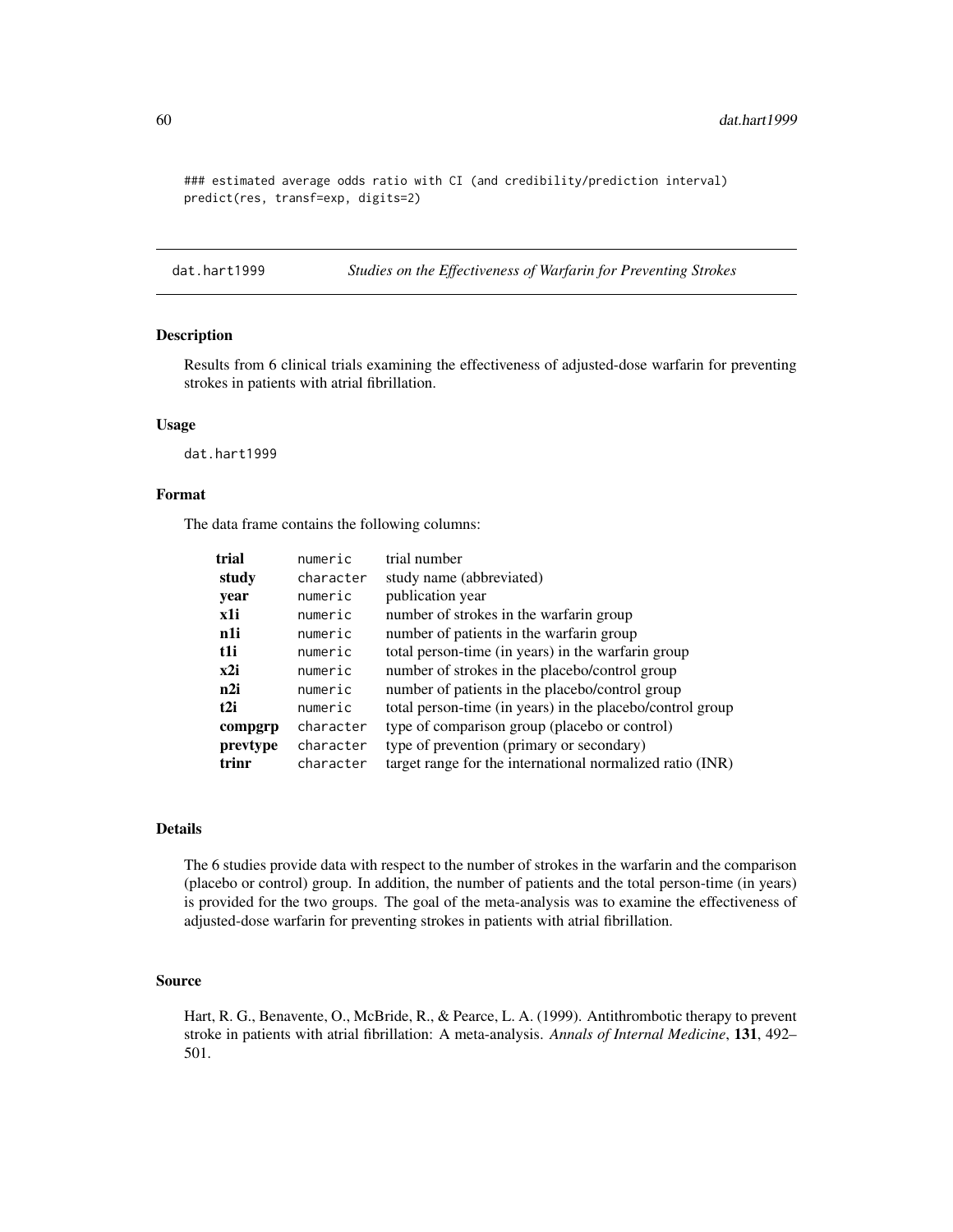```
### estimated average odds ratio with CI (and credibility/prediction interval)
predict(res, transf=exp, digits=2)
```

---

## dat.hart1999 — *Studies on the Effectiveness of Warfarin for Preventing Strokes*

### Description

Results from 6 clinical trials examining the effectiveness of adjusted-dose warfarin for preventing strokes in patients with atrial fibrillation.

### Usage

```
dat.hart1999
```

### Format

The data frame contains the following columns:

| | | |
|---|---|---|
| **trial** | `numeric` | trial number |
| **study** | `character` | study name (abbreviated) |
| **year** | `numeric` | publication year |
| **x1i** | `numeric` | number of strokes in the warfarin group |
| **n1i** | `numeric` | number of patients in the warfarin group |
| **t1i** | `numeric` | total person-time (in years) in the warfarin group |
| **x2i** | `numeric` | number of strokes in the placebo/control group |
| **n2i** | `numeric` | number of patients in the placebo/control group |
| **t2i** | `numeric` | total person-time (in years) in the placebo/control group |
| **compgrp** | `character` | type of comparison group (placebo or control) |
| **prevtype** | `character` | type of prevention (primary or secondary) |
| **trinr** | `character` | target range for the international normalized ratio (INR) |

### Details

The 6 studies provide data with respect to the number of strokes in the warfarin and the comparison (placebo or control) group. In addition, the number of patients and the total person-time (in years) is provided for the two groups. The goal of the meta-analysis was to examine the effectiveness of adjusted-dose warfarin for preventing strokes in patients with atrial fibrillation.

### Source

Hart, R. G., Benavente, O., McBride, R., & Pearce, L. A. (1999). Antithrombotic therapy to prevent stroke in patients with atrial fibrillation: A meta-analysis. *Annals of Internal Medicine*, **131**, 492–501.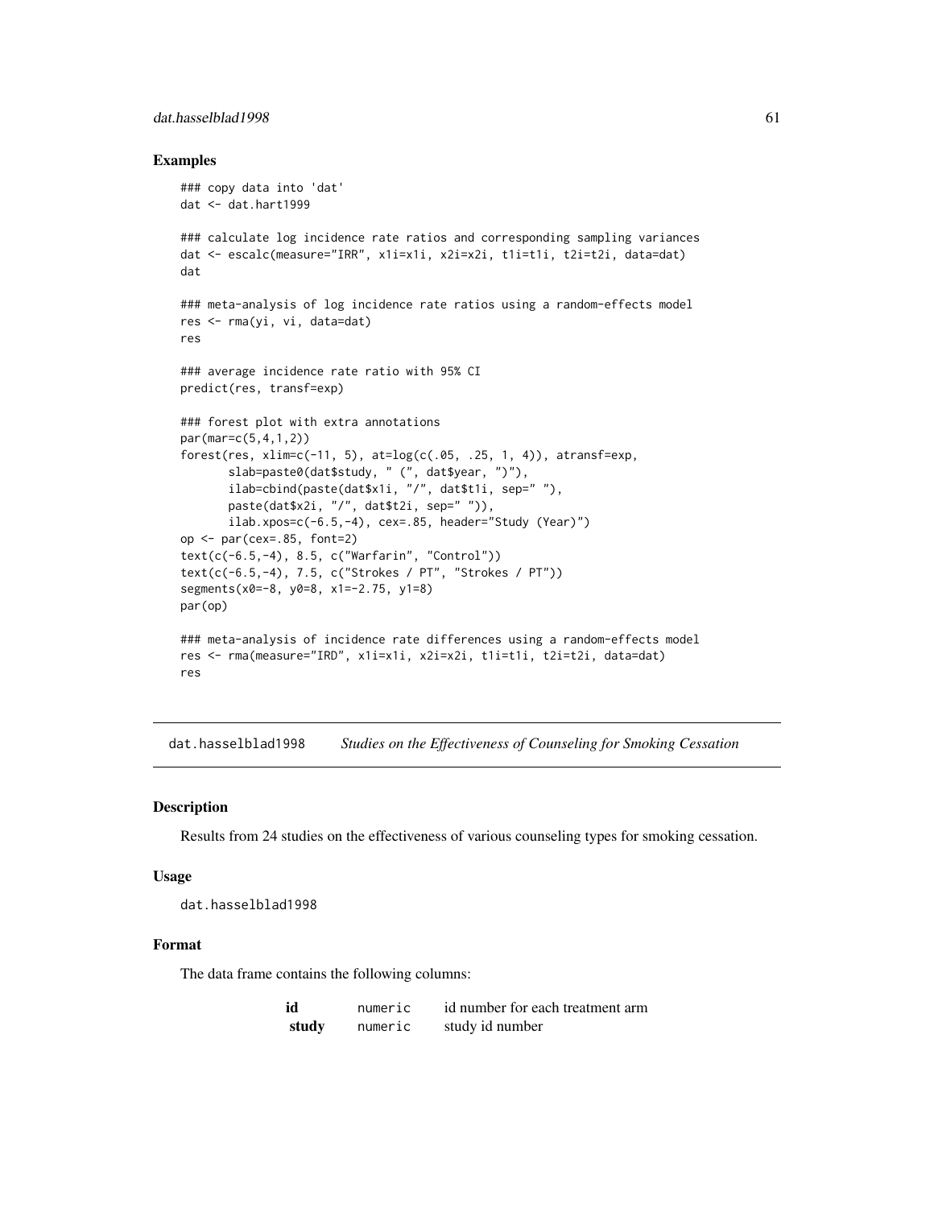## Examples

```
### copy data into 'dat'
dat <- dat.hart1999

### calculate log incidence rate ratios and corresponding sampling variances
dat <- escalc(measure="IRR", x1i=x1i, x2i=x2i, t1i=t1i, t2i=t2i, data=dat)
dat

### meta-analysis of log incidence rate ratios using a random-effects model
res <- rma(yi, vi, data=dat)
res

### average incidence rate ratio with 95% CI
predict(res, transf=exp)

### forest plot with extra annotations
par(mar=c(5,4,1,2))
forest(res, xlim=c(-11, 5), at=log(c(.05, .25, 1, 4)), atransf=exp,
       slab=paste0(dat$study, " (", dat$year, ")"),
       ilab=cbind(paste(dat$x1i, "/", dat$t1i, sep=" "),
       paste(dat$x2i, "/", dat$t2i, sep=" ")),
       ilab.xpos=c(-6.5,-4), cex=.85, header="Study (Year)")
op <- par(cex=.85, font=2)
text(c(-6.5,-4), 8.5, c("Warfarin", "Control"))
text(c(-6.5,-4), 7.5, c("Strokes / PT", "Strokes / PT"))
segments(x0=-8, y0=8, x1=-2.75, y1=8)
par(op)

### meta-analysis of incidence rate differences using a random-effects model
res <- rma(measure="IRD", x1i=x1i, x2i=x2i, t1i=t1i, t2i=t2i, data=dat)
res
```

---

# dat.hasselblad1998 — *Studies on the Effectiveness of Counseling for Smoking Cessation*

## Description

Results from 24 studies on the effectiveness of various counseling types for smoking cessation.

## Usage

```
dat.hasselblad1998
```

## Format

The data frame contains the following columns:

| | | |
|---|---|---|
| **id** | numeric | id number for each treatment arm |
| **study** | numeric | study id number |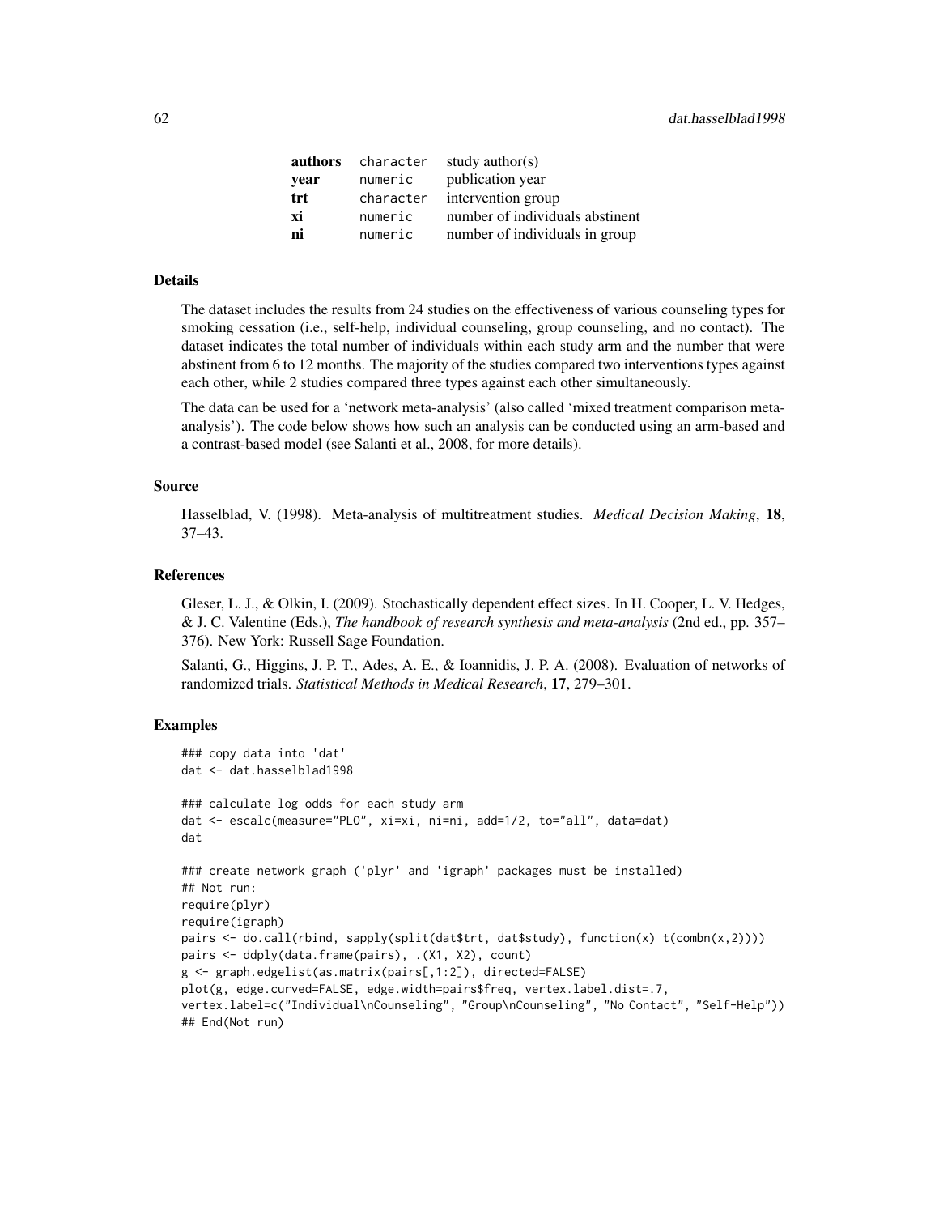| | | |
|---|---|---|
| **authors** | character | study author(s) |
| **year** | numeric | publication year |
| **trt** | character | intervention group |
| **xi** | numeric | number of individuals abstinent |
| **ni** | numeric | number of individuals in group |

## Details

The dataset includes the results from 24 studies on the effectiveness of various counseling types for smoking cessation (i.e., self-help, individual counseling, group counseling, and no contact). The dataset indicates the total number of individuals within each study arm and the number that were abstinent from 6 to 12 months. The majority of the studies compared two interventions types against each other, while 2 studies compared three types against each other simultaneously.

The data can be used for a 'network meta-analysis' (also called 'mixed treatment comparison meta-analysis'). The code below shows how such an analysis can be conducted using an arm-based and a contrast-based model (see Salanti et al., 2008, for more details).

## Source

Hasselblad, V. (1998). Meta-analysis of multitreatment studies. *Medical Decision Making*, **18**, 37–43.

## References

Gleser, L. J., & Olkin, I. (2009). Stochastically dependent effect sizes. In H. Cooper, L. V. Hedges, & J. C. Valentine (Eds.), *The handbook of research synthesis and meta-analysis* (2nd ed., pp. 357–376). New York: Russell Sage Foundation.

Salanti, G., Higgins, J. P. T., Ades, A. E., & Ioannidis, J. P. A. (2008). Evaluation of networks of randomized trials. *Statistical Methods in Medical Research*, **17**, 279–301.

## Examples

```
### copy data into 'dat'
dat <- dat.hasselblad1998

### calculate log odds for each study arm
dat <- escalc(measure="PLO", xi=xi, ni=ni, add=1/2, to="all", data=dat)
dat

### create network graph ('plyr' and 'igraph' packages must be installed)
## Not run:
require(plyr)
require(igraph)
pairs <- do.call(rbind, sapply(split(dat$trt, dat$study), function(x) t(combn(x,2))))
pairs <- ddply(data.frame(pairs), .(X1, X2), count)
g <- graph.edgelist(as.matrix(pairs[,1:2]), directed=FALSE)
plot(g, edge.curved=FALSE, edge.width=pairs$freq, vertex.label.dist=.7,
vertex.label=c("Individual\nCounseling", "Group\nCounseling", "No Contact", "Self-Help"))
## End(Not run)
```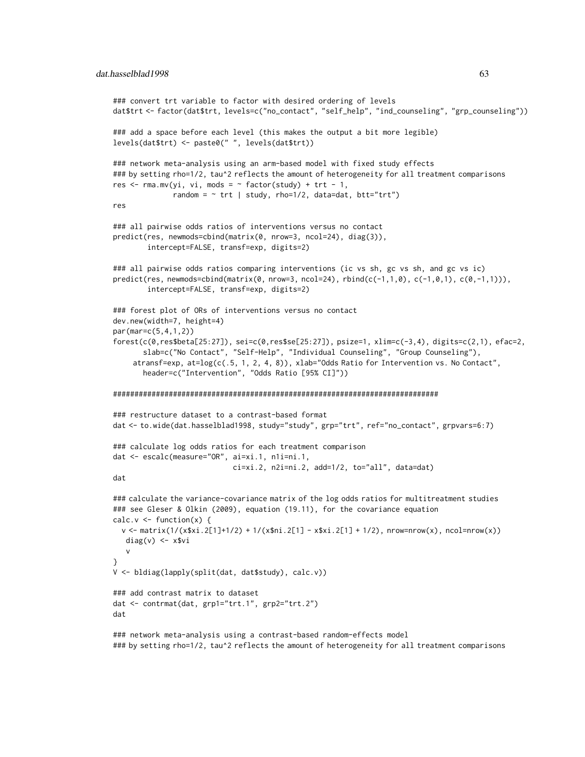```
### convert trt variable to factor with desired ordering of levels
dat$trt <- factor(dat$trt, levels=c("no_contact", "self_help", "ind_counseling", "grp_counseling"))

### add a space before each level (this makes the output a bit more legible)
levels(dat$trt) <- paste0(" ", levels(dat$trt))

### network meta-analysis using an arm-based model with fixed study effects
### by setting rho=1/2, tau^2 reflects the amount of heterogeneity for all treatment comparisons
res <- rma.mv(yi, vi, mods = ~ factor(study) + trt - 1,
              random = ~ trt | study, rho=1/2, data=dat, btt="trt")
res

### all pairwise odds ratios of interventions versus no contact
predict(res, newmods=cbind(matrix(0, nrow=3, ncol=24), diag(3)),
        intercept=FALSE, transf=exp, digits=2)

### all pairwise odds ratios comparing interventions (ic vs sh, gc vs sh, and gc vs ic)
predict(res, newmods=cbind(matrix(0, nrow=3, ncol=24), rbind(c(-1,1,0), c(-1,0,1), c(0,-1,1))),
        intercept=FALSE, transf=exp, digits=2)

### forest plot of ORs of interventions versus no contact
dev.new(width=7, height=4)
par(mar=c(5,4,1,2))
forest(c(0,res$beta[25:27]), sei=c(0,res$se[25:27]), psize=1, xlim=c(-3,4), digits=c(2,1), efac=2,
       slab=c("No Contact", "Self-Help", "Individual Counseling", "Group Counseling"),
     atransf=exp, at=log(c(.5, 1, 2, 4, 8)), xlab="Odds Ratio for Intervention vs. No Contact",
       header=c("Intervention", "Odds Ratio [95% CI]"))

############################################################################

### restructure dataset to a contrast-based format
dat <- to.wide(dat.hasselblad1998, study="study", grp="trt", ref="no_contact", grpvars=6:7)

### calculate log odds ratios for each treatment comparison
dat <- escalc(measure="OR", ai=xi.1, n1i=ni.1,
                            ci=xi.2, n2i=ni.2, add=1/2, to="all", data=dat)
dat

### calculate the variance-covariance matrix of the log odds ratios for multitreatment studies
### see Gleser & Olkin (2009), equation (19.11), for the covariance equation
calc.v <- function(x) {
  v <- matrix(1/(x$xi.2[1]+1/2) + 1/(x$ni.2[1] - x$xi.2[1] + 1/2), nrow=nrow(x), ncol=nrow(x))
   diag(v) <- x$vi
   v
}
V <- bldiag(lapply(split(dat, dat$study), calc.v))

### add contrast matrix to dataset
dat <- contrmat(dat, grp1="trt.1", grp2="trt.2")
dat

### network meta-analysis using a contrast-based random-effects model
### by setting rho=1/2, tau^2 reflects the amount of heterogeneity for all treatment comparisons
```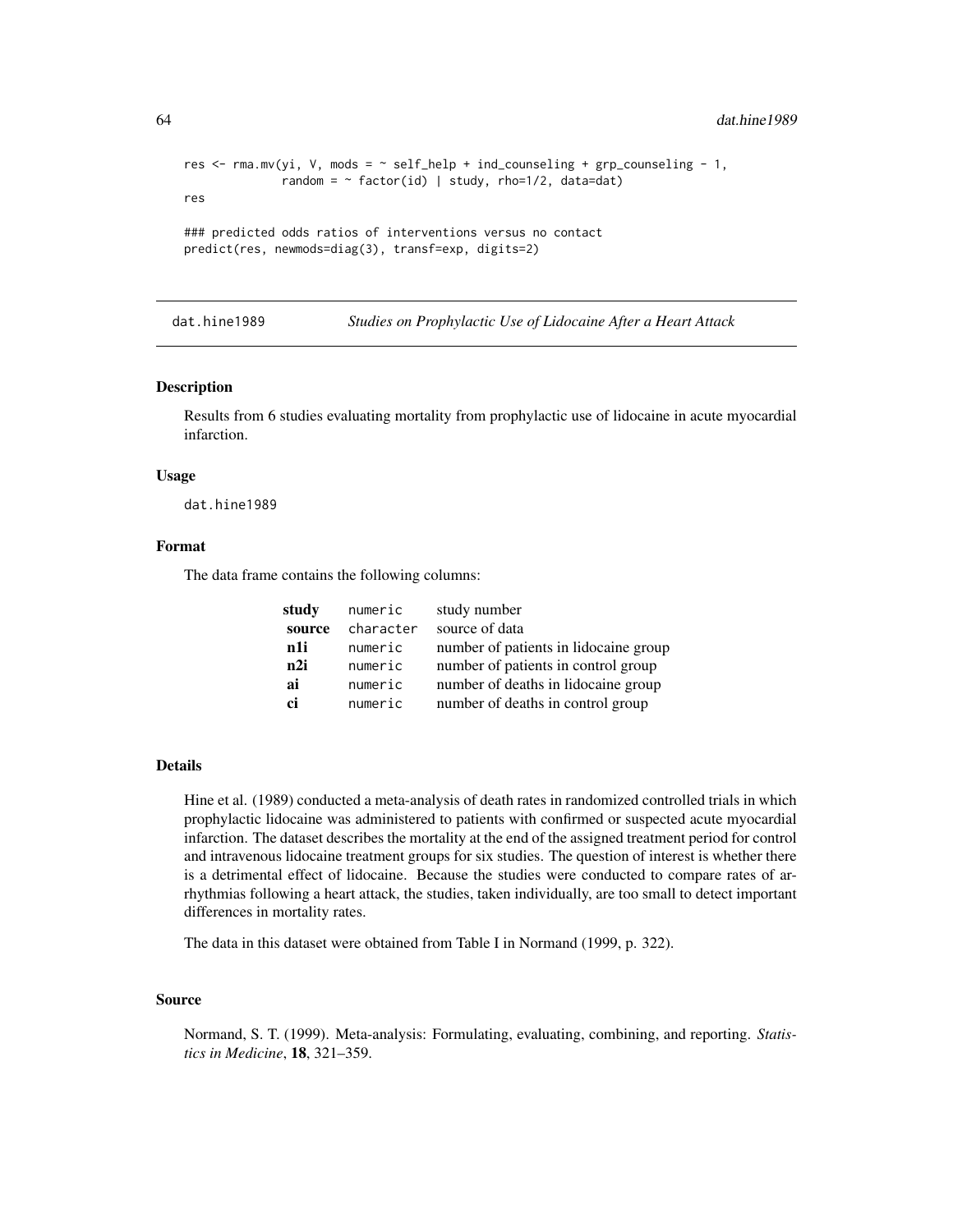```
res <- rma.mv(yi, V, mods = ~ self_help + ind_counseling + grp_counseling - 1,
              random = ~ factor(id) | study, rho=1/2, data=dat)
res

### predicted odds ratios of interventions versus no contact
predict(res, newmods=diag(3), transf=exp, digits=2)
```

## dat.hine1989 — *Studies on Prophylactic Use of Lidocaine After a Heart Attack*

### Description

Results from 6 studies evaluating mortality from prophylactic use of lidocaine in acute myocardial infarction.

### Usage

```
dat.hine1989
```

### Format

The data frame contains the following columns:

| | | |
|---|---|---|
| **study** | numeric | study number |
| **source** | character | source of data |
| **n1i** | numeric | number of patients in lidocaine group |
| **n2i** | numeric | number of patients in control group |
| **ai** | numeric | number of deaths in lidocaine group |
| **ci** | numeric | number of deaths in control group |

### Details

Hine et al. (1989) conducted a meta-analysis of death rates in randomized controlled trials in which prophylactic lidocaine was administered to patients with confirmed or suspected acute myocardial infarction. The dataset describes the mortality at the end of the assigned treatment period for control and intravenous lidocaine treatment groups for six studies. The question of interest is whether there is a detrimental effect of lidocaine. Because the studies were conducted to compare rates of arrhythmias following a heart attack, the studies, taken individually, are too small to detect important differences in mortality rates.

The data in this dataset were obtained from Table I in Normand (1999, p. 322).

### Source

Normand, S. T. (1999). Meta-analysis: Formulating, evaluating, combining, and reporting. *Statistics in Medicine*, **18**, 321–359.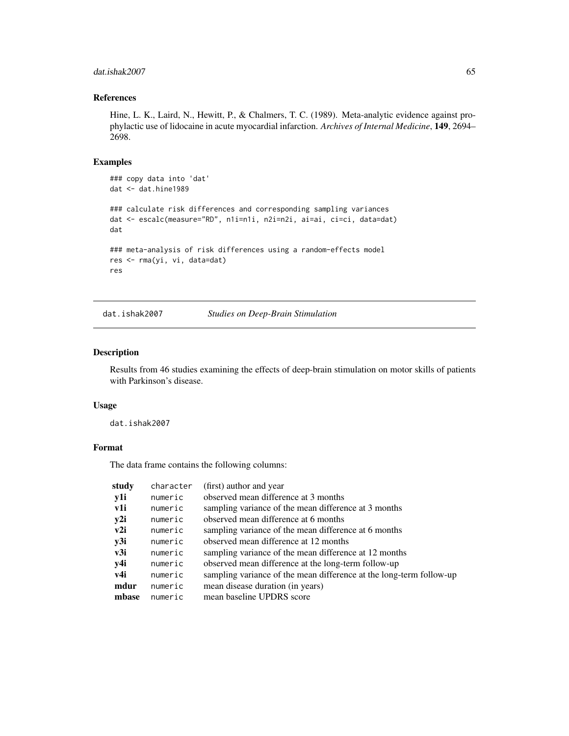### References

Hine, L. K., Laird, N., Hewitt, P., & Chalmers, T. C. (1989). Meta-analytic evidence against prophylactic use of lidocaine in acute myocardial infarction. *Archives of Internal Medicine*, **149**, 2694–2698.

### Examples

```
### copy data into 'dat'
dat <- dat.hine1989

### calculate risk differences and corresponding sampling variances
dat <- escalc(measure="RD", n1i=n1i, n2i=n2i, ai=ai, ci=ci, data=dat)
dat

### meta-analysis of risk differences using a random-effects model
res <- rma(yi, vi, data=dat)
res
```

---

## dat.ishak2007 *Studies on Deep-Brain Stimulation*

### Description

Results from 46 studies examining the effects of deep-brain stimulation on motor skills of patients with Parkinson's disease.

### Usage

```
dat.ishak2007
```

### Format

The data frame contains the following columns:

| | | |
|---|---|---|
| **study** | character | (first) author and year |
| **y1i** | numeric | observed mean difference at 3 months |
| **v1i** | numeric | sampling variance of the mean difference at 3 months |
| **y2i** | numeric | observed mean difference at 6 months |
| **v2i** | numeric | sampling variance of the mean difference at 6 months |
| **y3i** | numeric | observed mean difference at 12 months |
| **v3i** | numeric | sampling variance of the mean difference at 12 months |
| **y4i** | numeric | observed mean difference at the long-term follow-up |
| **v4i** | numeric | sampling variance of the mean difference at the long-term follow-up |
| **mdur** | numeric | mean disease duration (in years) |
| **mbase** | numeric | mean baseline UPDRS score |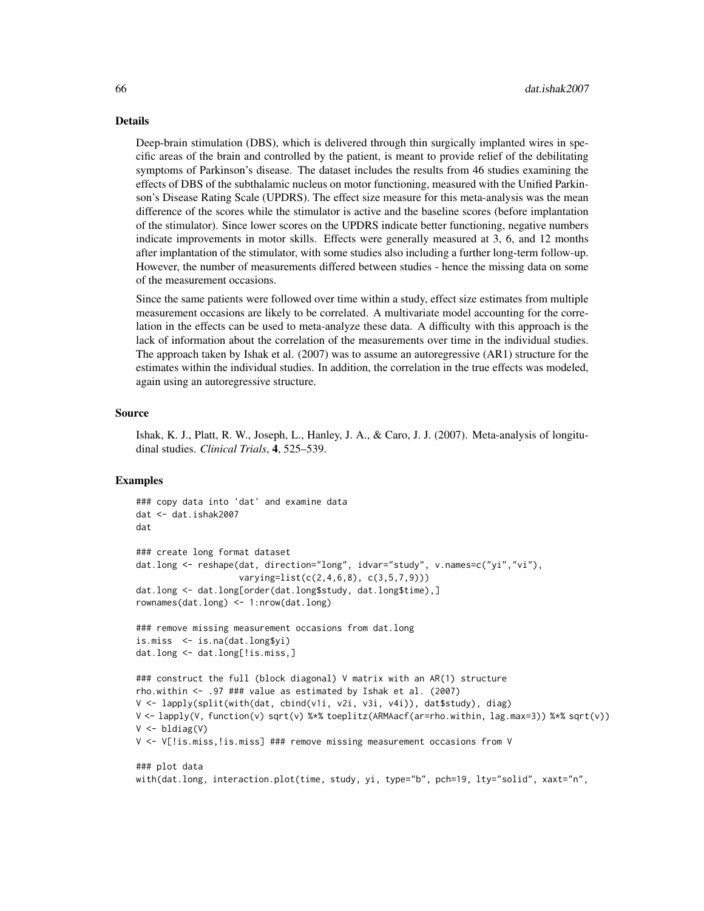## Details

Deep-brain stimulation (DBS), which is delivered through thin surgically implanted wires in specific areas of the brain and controlled by the patient, is meant to provide relief of the debilitating symptoms of Parkinson's disease. The dataset includes the results from 46 studies examining the effects of DBS of the subthalamic nucleus on motor functioning, measured with the Unified Parkinson's Disease Rating Scale (UPDRS). The effect size measure for this meta-analysis was the mean difference of the scores while the stimulator is active and the baseline scores (before implantation of the stimulator). Since lower scores on the UPDRS indicate better functioning, negative numbers indicate improvements in motor skills. Effects were generally measured at 3, 6, and 12 months after implantation of the stimulator, with some studies also including a further long-term follow-up. However, the number of measurements differed between studies - hence the missing data on some of the measurement occasions.

Since the same patients were followed over time within a study, effect size estimates from multiple measurement occasions are likely to be correlated. A multivariate model accounting for the correlation in the effects can be used to meta-analyze these data. A difficulty with this approach is the lack of information about the correlation of the measurements over time in the individual studies. The approach taken by Ishak et al. (2007) was to assume an autoregressive (AR1) structure for the estimates within the individual studies. In addition, the correlation in the true effects was modeled, again using an autoregressive structure.

## Source

Ishak, K. J., Platt, R. W., Joseph, L., Hanley, J. A., & Caro, J. J. (2007). Meta-analysis of longitudinal studies. *Clinical Trials*, **4**, 525–539.

## Examples

```
### copy data into 'dat' and examine data
dat <- dat.ishak2007
dat

### create long format dataset
dat.long <- reshape(dat, direction="long", idvar="study", v.names=c("yi","vi"),
                    varying=list(c(2,4,6,8), c(3,5,7,9)))
dat.long <- dat.long[order(dat.long$study, dat.long$time),]
rownames(dat.long) <- 1:nrow(dat.long)

### remove missing measurement occasions from dat.long
is.miss  <- is.na(dat.long$yi)
dat.long <- dat.long[!is.miss,]

### construct the full (block diagonal) V matrix with an AR(1) structure
rho.within <- .97 ### value as estimated by Ishak et al. (2007)
V <- lapply(split(with(dat, cbind(v1i, v2i, v3i, v4i)), dat$study), diag)
V <- lapply(V, function(v) sqrt(v) %*% toeplitz(ARMAacf(ar=rho.within, lag.max=3)) %*% sqrt(v))
V <- bldiag(V)
V <- V[!is.miss,!is.miss] ### remove missing measurement occasions from V

### plot data
with(dat.long, interaction.plot(time, study, yi, type="b", pch=19, lty="solid", xaxt="n",
```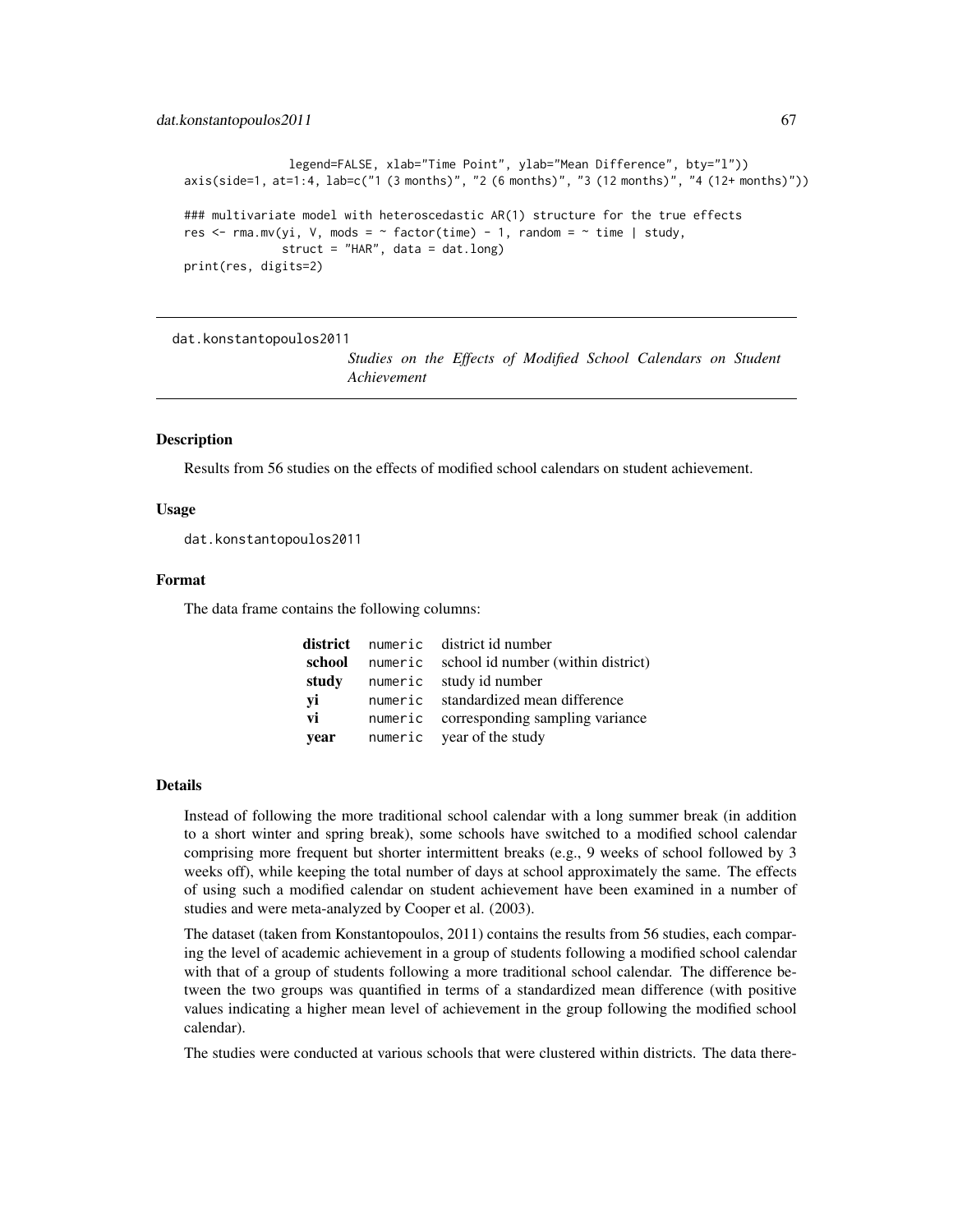```
              legend=FALSE, xlab="Time Point", ylab="Mean Difference", bty="l"))
axis(side=1, at=1:4, lab=c("1 (3 months)", "2 (6 months)", "3 (12 months)", "4 (12+ months)"))

### multivariate model with heteroscedastic AR(1) structure for the true effects
res <- rma.mv(yi, V, mods = ~ factor(time) - 1, random = ~ time | study,
              struct = "HAR", data = dat.long)
print(res, digits=2)
```

---

dat.konstantopoulos2011 — *Studies on the Effects of Modified School Calendars on Student Achievement*

---

## Description

Results from 56 studies on the effects of modified school calendars on student achievement.

## Usage

```
dat.konstantopoulos2011
```

## Format

The data frame contains the following columns:

| | | |
|---|---|---|
| **district** | numeric | district id number |
| **school** | numeric | school id number (within district) |
| **study** | numeric | study id number |
| **yi** | numeric | standardized mean difference |
| **vi** | numeric | corresponding sampling variance |
| **year** | numeric | year of the study |

## Details

Instead of following the more traditional school calendar with a long summer break (in addition to a short winter and spring break), some schools have switched to a modified school calendar comprising more frequent but shorter intermittent breaks (e.g., 9 weeks of school followed by 3 weeks off), while keeping the total number of days at school approximately the same. The effects of using such a modified calendar on student achievement have been examined in a number of studies and were meta-analyzed by Cooper et al. (2003).

The dataset (taken from Konstantopoulos, 2011) contains the results from 56 studies, each comparing the level of academic achievement in a group of students following a modified school calendar with that of a group of students following a more traditional school calendar. The difference between the two groups was quantified in terms of a standardized mean difference (with positive values indicating a higher mean level of achievement in the group following the modified school calendar).

The studies were conducted at various schools that were clustered within districts. The data there-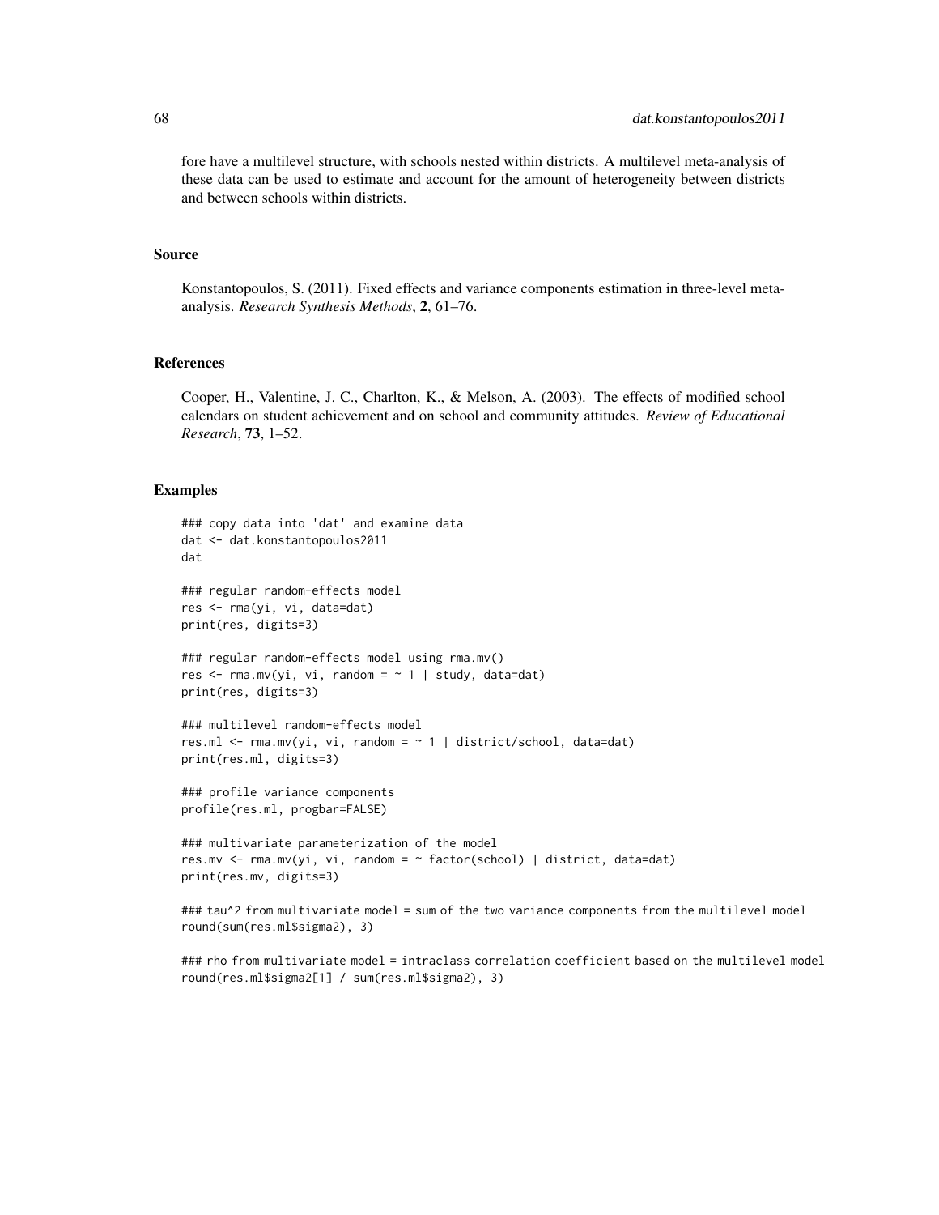fore have a multilevel structure, with schools nested within districts. A multilevel meta-analysis of these data can be used to estimate and account for the amount of heterogeneity between districts and between schools within districts.

## Source

Konstantopoulos, S. (2011). Fixed effects and variance components estimation in three-level meta-analysis. *Research Synthesis Methods*, **2**, 61–76.

## References

Cooper, H., Valentine, J. C., Charlton, K., & Melson, A. (2003). The effects of modified school calendars on student achievement and on school and community attitudes. *Review of Educational Research*, **73**, 1–52.

## Examples

```
### copy data into 'dat' and examine data
dat <- dat.konstantopoulos2011
dat

### regular random-effects model
res <- rma(yi, vi, data=dat)
print(res, digits=3)

### regular random-effects model using rma.mv()
res <- rma.mv(yi, vi, random = ~ 1 | study, data=dat)
print(res, digits=3)

### multilevel random-effects model
res.ml <- rma.mv(yi, vi, random = ~ 1 | district/school, data=dat)
print(res.ml, digits=3)

### profile variance components
profile(res.ml, progbar=FALSE)

### multivariate parameterization of the model
res.mv <- rma.mv(yi, vi, random = ~ factor(school) | district, data=dat)
print(res.mv, digits=3)

### tau^2 from multivariate model = sum of the two variance components from the multilevel model
round(sum(res.ml$sigma2), 3)

### rho from multivariate model = intraclass correlation coefficient based on the multilevel model
round(res.ml$sigma2[1] / sum(res.ml$sigma2), 3)
```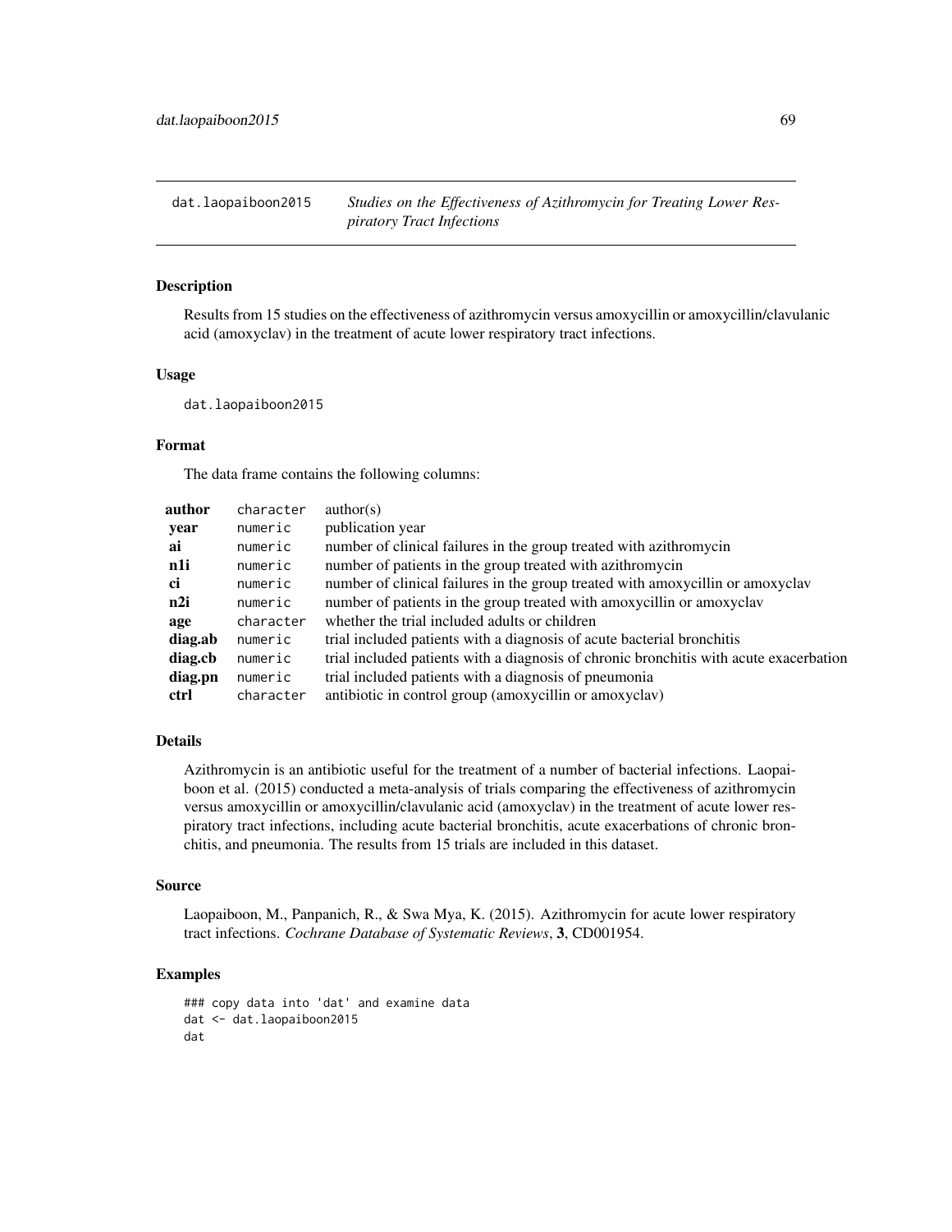`dat.laopaiboon2015` *Studies on the Effectiveness of Azithromycin for Treating Lower Respiratory Tract Infections*

## Description

Results from 15 studies on the effectiveness of azithromycin versus amoxycillin or amoxycillin/clavulanic acid (amoxyclav) in the treatment of acute lower respiratory tract infections.

## Usage

```
dat.laopaiboon2015
```

## Format

The data frame contains the following columns:

| | | |
|---|---|---|
| **author** | `character` | author(s) |
| **year** | `numeric` | publication year |
| **ai** | `numeric` | number of clinical failures in the group treated with azithromycin |
| **n1i** | `numeric` | number of patients in the group treated with azithromycin |
| **ci** | `numeric` | number of clinical failures in the group treated with amoxycillin or amoxyclav |
| **n2i** | `numeric` | number of patients in the group treated with amoxycillin or amoxyclav |
| **age** | `character` | whether the trial included adults or children |
| **diag.ab** | `numeric` | trial included patients with a diagnosis of acute bacterial bronchitis |
| **diag.cb** | `numeric` | trial included patients with a diagnosis of chronic bronchitis with acute exacerbation |
| **diag.pn** | `numeric` | trial included patients with a diagnosis of pneumonia |
| **ctrl** | `character` | antibiotic in control group (amoxycillin or amoxyclav) |

## Details

Azithromycin is an antibiotic useful for the treatment of a number of bacterial infections. Laopaiboon et al. (2015) conducted a meta-analysis of trials comparing the effectiveness of azithromycin versus amoxycillin or amoxycillin/clavulanic acid (amoxyclav) in the treatment of acute lower respiratory tract infections, including acute bacterial bronchitis, acute exacerbations of chronic bronchitis, and pneumonia. The results from 15 trials are included in this dataset.

## Source

Laopaiboon, M., Panpanich, R., & Swa Mya, K. (2015). Azithromycin for acute lower respiratory tract infections. *Cochrane Database of Systematic Reviews*, **3**, CD001954.

## Examples

```
### copy data into 'dat' and examine data
dat <- dat.laopaiboon2015
dat
```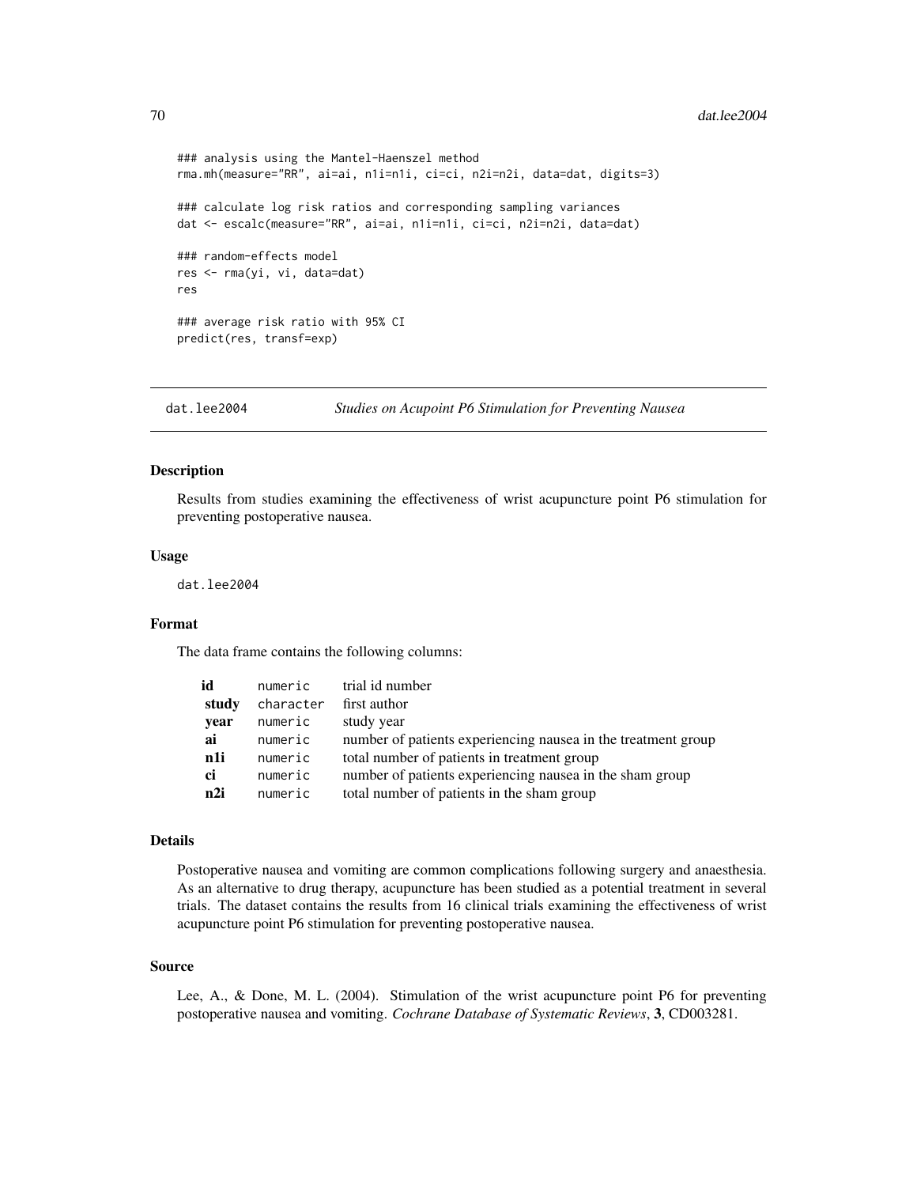```
### analysis using the Mantel-Haenszel method
rma.mh(measure="RR", ai=ai, n1i=n1i, ci=ci, n2i=n2i, data=dat, digits=3)

### calculate log risk ratios and corresponding sampling variances
dat <- escalc(measure="RR", ai=ai, n1i=n1i, ci=ci, n2i=n2i, data=dat)

### random-effects model
res <- rma(yi, vi, data=dat)
res

### average risk ratio with 95% CI
predict(res, transf=exp)
```

---

## dat.lee2004 — *Studies on Acupoint P6 Stimulation for Preventing Nausea*

---

### Description

Results from studies examining the effectiveness of wrist acupuncture point P6 stimulation for preventing postoperative nausea.

### Usage

```
dat.lee2004
```

### Format

The data frame contains the following columns:

| | | |
|---|---|---|
| **id** | `numeric` | trial id number |
| **study** | `character` | first author |
| **year** | `numeric` | study year |
| **ai** | `numeric` | number of patients experiencing nausea in the treatment group |
| **n1i** | `numeric` | total number of patients in treatment group |
| **ci** | `numeric` | number of patients experiencing nausea in the sham group |
| **n2i** | `numeric` | total number of patients in the sham group |

### Details

Postoperative nausea and vomiting are common complications following surgery and anaesthesia. As an alternative to drug therapy, acupuncture has been studied as a potential treatment in several trials. The dataset contains the results from 16 clinical trials examining the effectiveness of wrist acupuncture point P6 stimulation for preventing postoperative nausea.

### Source

Lee, A., & Done, M. L. (2004). Stimulation of the wrist acupuncture point P6 for preventing postoperative nausea and vomiting. *Cochrane Database of Systematic Reviews*, **3**, CD003281.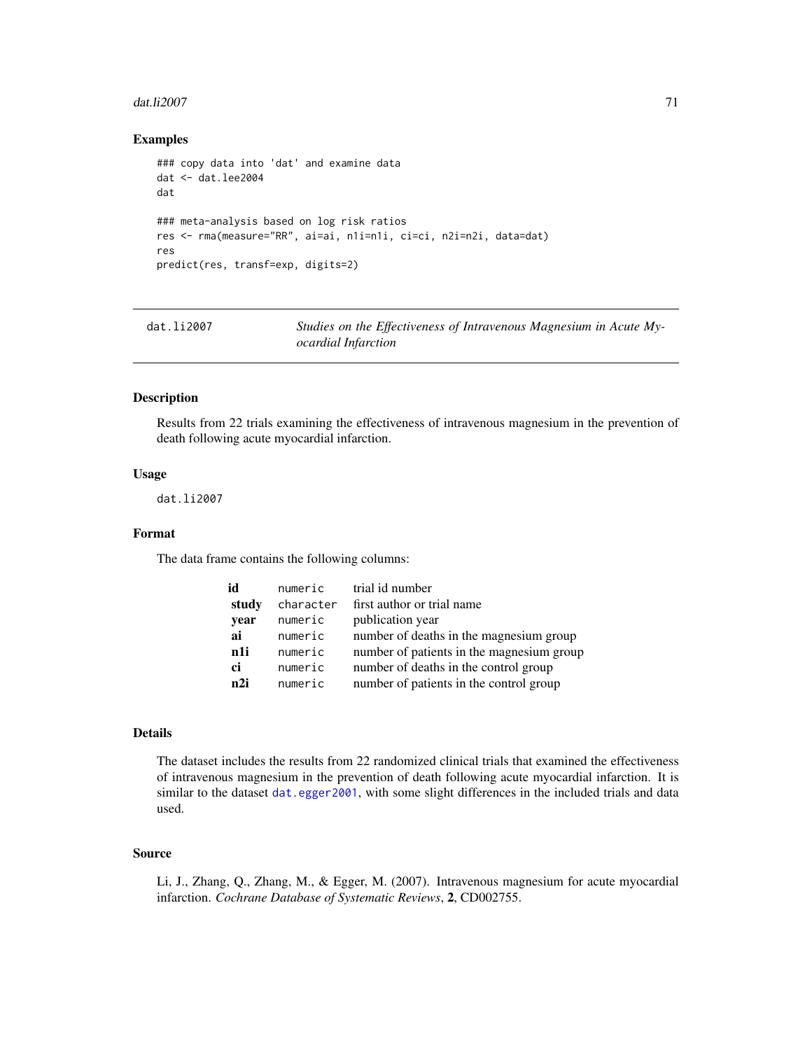## Examples

```
### copy data into 'dat' and examine data
dat <- dat.lee2004
dat

### meta-analysis based on log risk ratios
res <- rma(measure="RR", ai=ai, n1i=n1i, ci=ci, n2i=n2i, data=dat)
res
predict(res, transf=exp, digits=2)
```

---

# dat.li2007 — *Studies on the Effectiveness of Intravenous Magnesium in Acute Myocardial Infarction*

## Description

Results from 22 trials examining the effectiveness of intravenous magnesium in the prevention of death following acute myocardial infarction.

## Usage

```
dat.li2007
```

## Format

The data frame contains the following columns:

| | | |
|---|---|---|
| **id** | `numeric` | trial id number |
| **study** | `character` | first author or trial name |
| **year** | `numeric` | publication year |
| **ai** | `numeric` | number of deaths in the magnesium group |
| **n1i** | `numeric` | number of patients in the magnesium group |
| **ci** | `numeric` | number of deaths in the control group |
| **n2i** | `numeric` | number of patients in the control group |

## Details

The dataset includes the results from 22 randomized clinical trials that examined the effectiveness of intravenous magnesium in the prevention of death following acute myocardial infarction. It is similar to the dataset `dat.egger2001`, with some slight differences in the included trials and data used.

## Source

Li, J., Zhang, Q., Zhang, M., & Egger, M. (2007). Intravenous magnesium for acute myocardial infarction. *Cochrane Database of Systematic Reviews*, **2**, CD002755.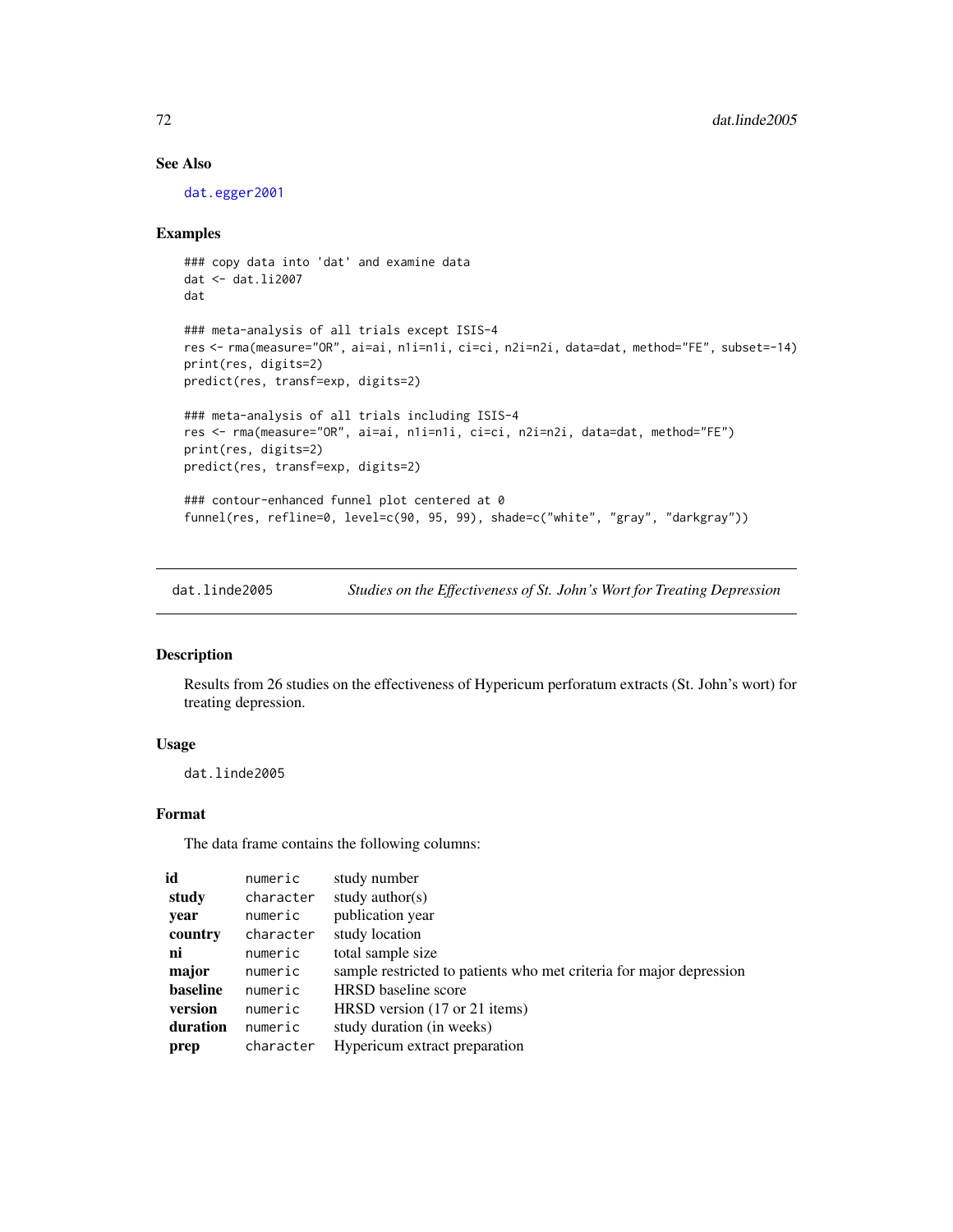### See Also

dat.egger2001

### Examples

```
### copy data into 'dat' and examine data
dat <- dat.li2007
dat

### meta-analysis of all trials except ISIS-4
res <- rma(measure="OR", ai=ai, n1i=n1i, ci=ci, n2i=n2i, data=dat, method="FE", subset=-14)
print(res, digits=2)
predict(res, transf=exp, digits=2)

### meta-analysis of all trials including ISIS-4
res <- rma(measure="OR", ai=ai, n1i=n1i, ci=ci, n2i=n2i, data=dat, method="FE")
print(res, digits=2)
predict(res, transf=exp, digits=2)

### contour-enhanced funnel plot centered at 0
funnel(res, refline=0, level=c(90, 95, 99), shade=c("white", "gray", "darkgray"))
```

---

## dat.linde2005 — *Studies on the Effectiveness of St. John's Wort for Treating Depression*

### Description

Results from 26 studies on the effectiveness of Hypericum perforatum extracts (St. John's wort) for treating depression.

### Usage

```
dat.linde2005
```

### Format

The data frame contains the following columns:

| | | |
|---|---|---|
| **id** | numeric | study number |
| **study** | character | study author(s) |
| **year** | numeric | publication year |
| **country** | character | study location |
| **ni** | numeric | total sample size |
| **major** | numeric | sample restricted to patients who met criteria for major depression |
| **baseline** | numeric | HRSD baseline score |
| **version** | numeric | HRSD version (17 or 21 items) |
| **duration** | numeric | study duration (in weeks) |
| **prep** | character | Hypericum extract preparation |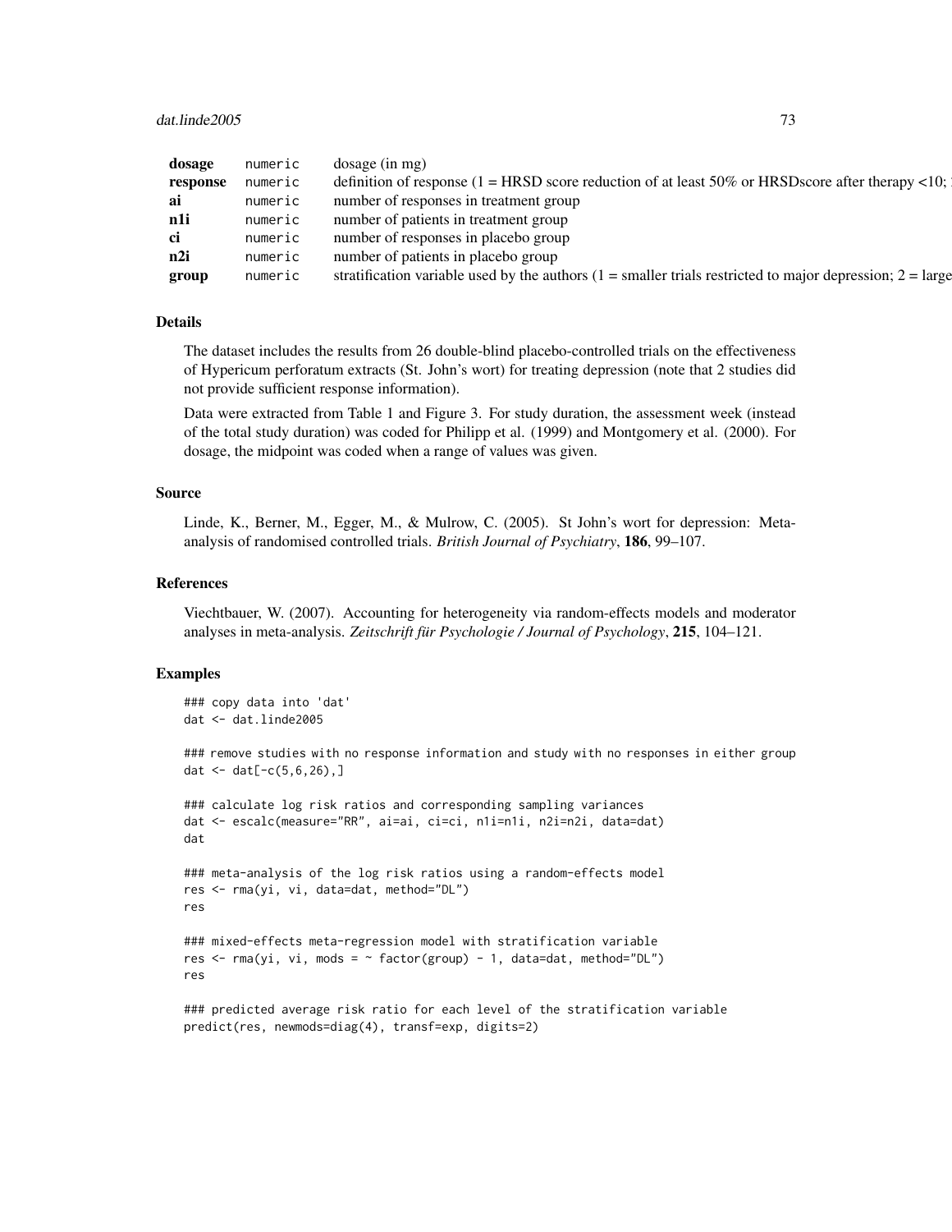| | | |
|---|---|---|
| **dosage** | numeric | dosage (in mg) |
| **response** | numeric | definition of response (1 = HRSD score reduction of at least 50% or HRSDscore after therapy <10; |
| **ai** | numeric | number of responses in treatment group |
| **n1i** | numeric | number of patients in treatment group |
| **ci** | numeric | number of responses in placebo group |
| **n2i** | numeric | number of patients in placebo group |
| **group** | numeric | stratification variable used by the authors (1 = smaller trials restricted to major depression; 2 = large |

## Details

The dataset includes the results from 26 double-blind placebo-controlled trials on the effectiveness of Hypericum perforatum extracts (St. John's wort) for treating depression (note that 2 studies did not provide sufficient response information).

Data were extracted from Table 1 and Figure 3. For study duration, the assessment week (instead of the total study duration) was coded for Philipp et al. (1999) and Montgomery et al. (2000). For dosage, the midpoint was coded when a range of values was given.

## Source

Linde, K., Berner, M., Egger, M., & Mulrow, C. (2005). St John's wort for depression: Meta-analysis of randomised controlled trials. *British Journal of Psychiatry*, **186**, 99–107.

## References

Viechtbauer, W. (2007). Accounting for heterogeneity via random-effects models and moderator analyses in meta-analysis. *Zeitschrift für Psychologie / Journal of Psychology*, **215**, 104–121.

## Examples

```
### copy data into 'dat'
dat <- dat.linde2005

### remove studies with no response information and study with no responses in either group
dat <- dat[-c(5,6,26),]

### calculate log risk ratios and corresponding sampling variances
dat <- escalc(measure="RR", ai=ai, ci=ci, n1i=n1i, n2i=n2i, data=dat)
dat

### meta-analysis of the log risk ratios using a random-effects model
res <- rma(yi, vi, data=dat, method="DL")
res

### mixed-effects meta-regression model with stratification variable
res <- rma(yi, vi, mods = ~ factor(group) - 1, data=dat, method="DL")
res

### predicted average risk ratio for each level of the stratification variable
predict(res, newmods=diag(4), transf=exp, digits=2)
```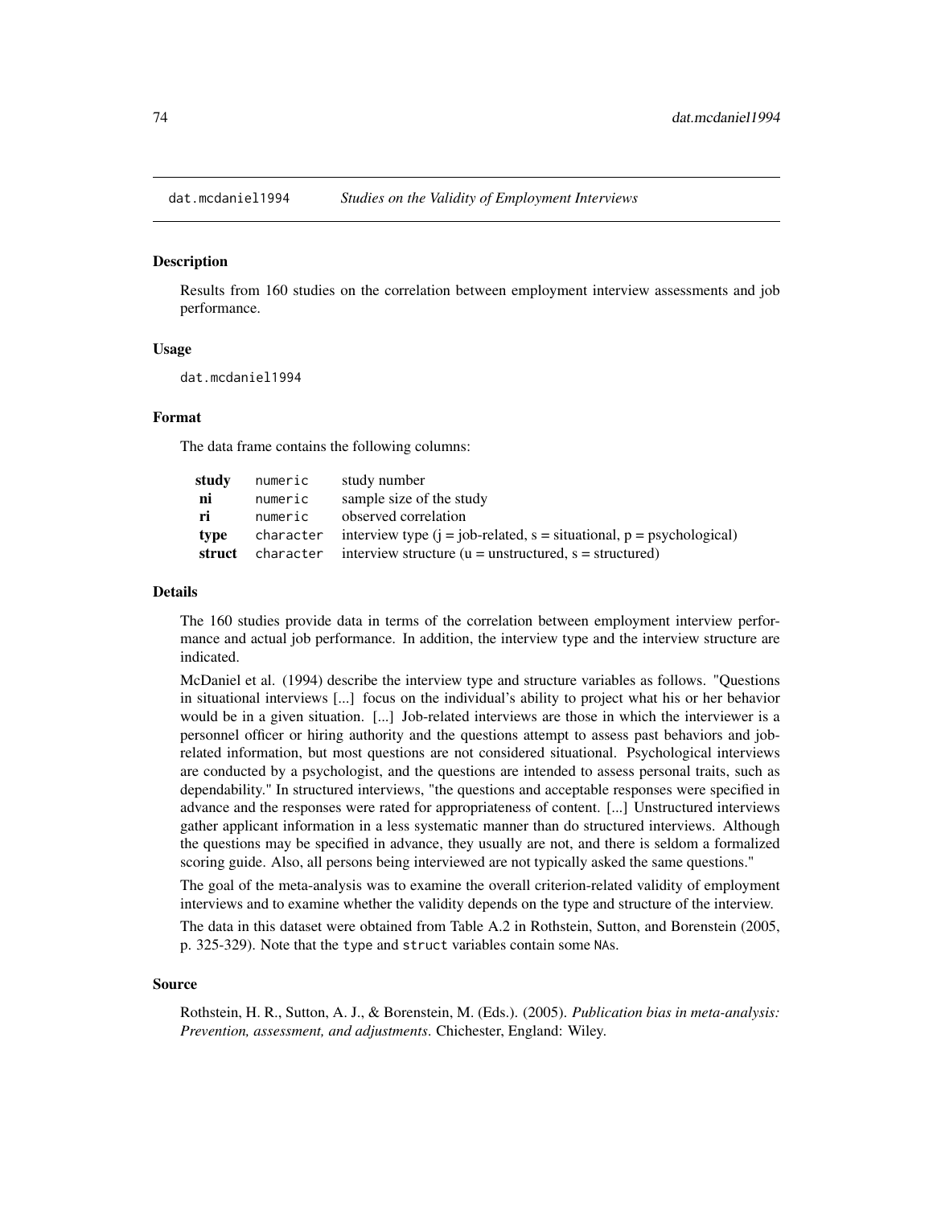dat.mcdaniel1994 *Studies on the Validity of Employment Interviews*

## Description

Results from 160 studies on the correlation between employment interview assessments and job performance.

## Usage

```
dat.mcdaniel1994
```

## Format

The data frame contains the following columns:

| | | |
|---|---|---|
| **study** | numeric | study number |
| **ni** | numeric | sample size of the study |
| **ri** | numeric | observed correlation |
| **type** | character | interview type (j = job-related, s = situational, p = psychological) |
| **struct** | character | interview structure (u = unstructured, s = structured) |

## Details

The 160 studies provide data in terms of the correlation between employment interview performance and actual job performance. In addition, the interview type and the interview structure are indicated.

McDaniel et al. (1994) describe the interview type and structure variables as follows. "Questions in situational interviews [...] focus on the individual's ability to project what his or her behavior would be in a given situation. [...] Job-related interviews are those in which the interviewer is a personnel officer or hiring authority and the questions attempt to assess past behaviors and job-related information, but most questions are not considered situational. Psychological interviews are conducted by a psychologist, and the questions are intended to assess personal traits, such as dependability." In structured interviews, "the questions and acceptable responses were specified in advance and the responses were rated for appropriateness of content. [...] Unstructured interviews gather applicant information in a less systematic manner than do structured interviews. Although the questions may be specified in advance, they usually are not, and there is seldom a formalized scoring guide. Also, all persons being interviewed are not typically asked the same questions."

The goal of the meta-analysis was to examine the overall criterion-related validity of employment interviews and to examine whether the validity depends on the type and structure of the interview.

The data in this dataset were obtained from Table A.2 in Rothstein, Sutton, and Borenstein (2005, p. 325-329). Note that the `type` and `struct` variables contain some `NA`s.

## Source

Rothstein, H. R., Sutton, A. J., & Borenstein, M. (Eds.). (2005). *Publication bias in meta-analysis: Prevention, assessment, and adjustments*. Chichester, England: Wiley.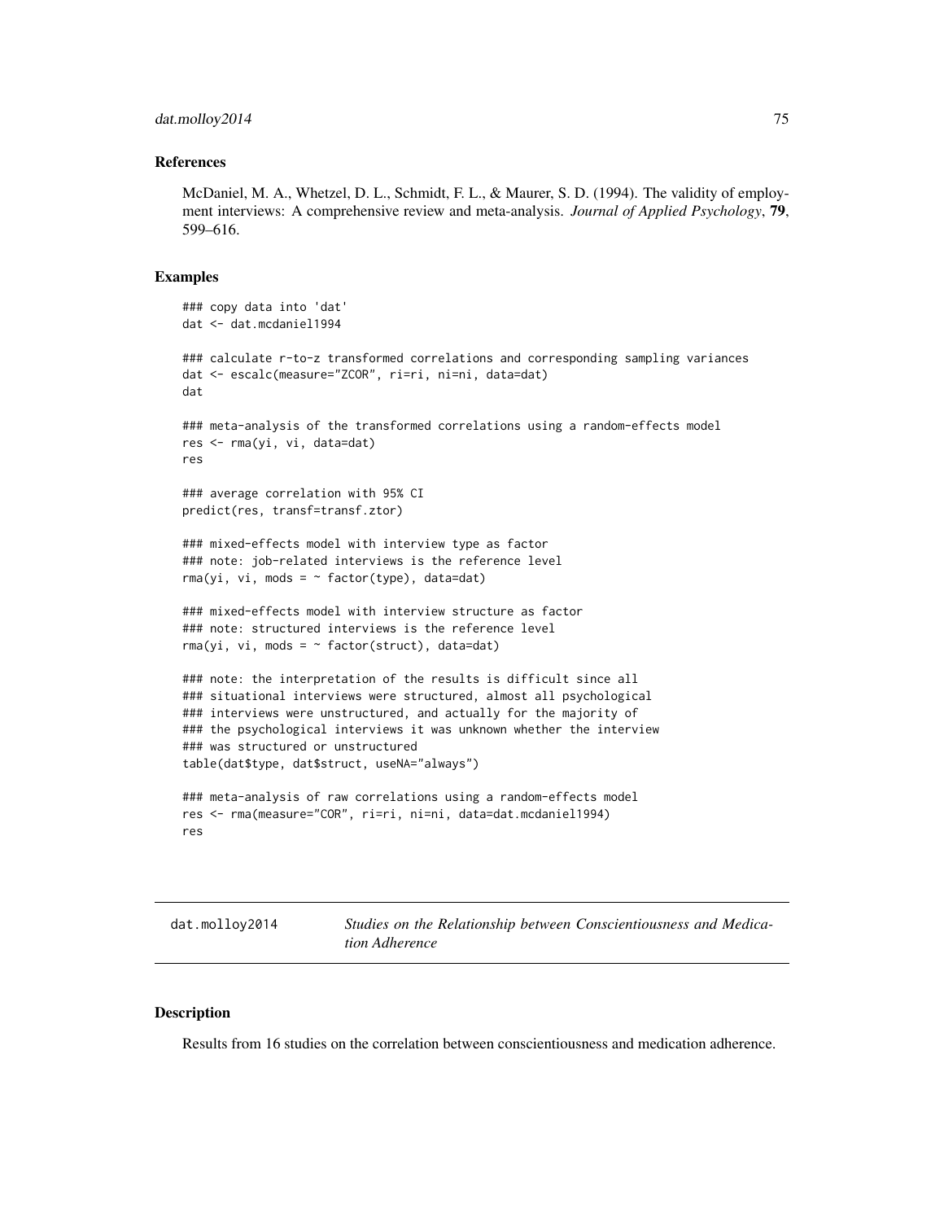### References

McDaniel, M. A., Whetzel, D. L., Schmidt, F. L., & Maurer, S. D. (1994). The validity of employment interviews: A comprehensive review and meta-analysis. *Journal of Applied Psychology*, **79**, 599–616.

### Examples

```
### copy data into 'dat'
dat <- dat.mcdaniel1994

### calculate r-to-z transformed correlations and corresponding sampling variances
dat <- escalc(measure="ZCOR", ri=ri, ni=ni, data=dat)
dat

### meta-analysis of the transformed correlations using a random-effects model
res <- rma(yi, vi, data=dat)
res

### average correlation with 95% CI
predict(res, transf=transf.ztor)

### mixed-effects model with interview type as factor
### note: job-related interviews is the reference level
rma(yi, vi, mods = ~ factor(type), data=dat)

### mixed-effects model with interview structure as factor
### note: structured interviews is the reference level
rma(yi, vi, mods = ~ factor(struct), data=dat)

### note: the interpretation of the results is difficult since all
### situational interviews were structured, almost all psychological
### interviews were unstructured, and actually for the majority of
### the psychological interviews it was unknown whether the interview
### was structured or unstructured
table(dat$type, dat$struct, useNA="always")

### meta-analysis of raw correlations using a random-effects model
res <- rma(measure="COR", ri=ri, ni=ni, data=dat.mcdaniel1994)
res
```

---

## dat.molloy2014 — *Studies on the Relationship between Conscientiousness and Medication Adherence*

### Description

Results from 16 studies on the correlation between conscientiousness and medication adherence.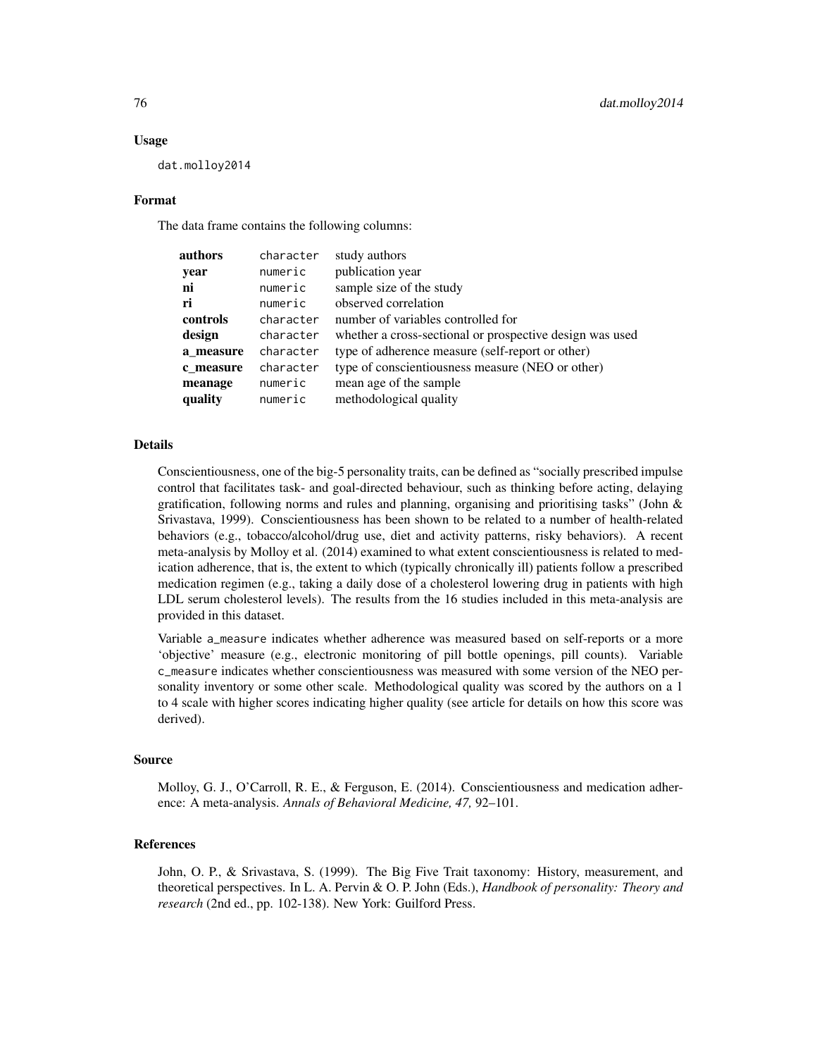## Usage

```
dat.molloy2014
```

## Format

The data frame contains the following columns:

| | | |
|---|---|---|
| **authors** | character | study authors |
| **year** | numeric | publication year |
| **ni** | numeric | sample size of the study |
| **ri** | numeric | observed correlation |
| **controls** | character | number of variables controlled for |
| **design** | character | whether a cross-sectional or prospective design was used |
| **a_measure** | character | type of adherence measure (self-report or other) |
| **c_measure** | character | type of conscientiousness measure (NEO or other) |
| **meanage** | numeric | mean age of the sample |
| **quality** | numeric | methodological quality |

## Details

Conscientiousness, one of the big-5 personality traits, can be defined as "socially prescribed impulse control that facilitates task- and goal-directed behaviour, such as thinking before acting, delaying gratification, following norms and rules and planning, organising and prioritising tasks" (John & Srivastava, 1999). Conscientiousness has been shown to be related to a number of health-related behaviors (e.g., tobacco/alcohol/drug use, diet and activity patterns, risky behaviors). A recent meta-analysis by Molloy et al. (2014) examined to what extent conscientiousness is related to medication adherence, that is, the extent to which (typically chronically ill) patients follow a prescribed medication regimen (e.g., taking a daily dose of a cholesterol lowering drug in patients with high LDL serum cholesterol levels). The results from the 16 studies included in this meta-analysis are provided in this dataset.

Variable a_measure indicates whether adherence was measured based on self-reports or a more 'objective' measure (e.g., electronic monitoring of pill bottle openings, pill counts). Variable c_measure indicates whether conscientiousness was measured with some version of the NEO personality inventory or some other scale. Methodological quality was scored by the authors on a 1 to 4 scale with higher scores indicating higher quality (see article for details on how this score was derived).

## Source

Molloy, G. J., O'Carroll, R. E., & Ferguson, E. (2014). Conscientiousness and medication adherence: A meta-analysis. *Annals of Behavioral Medicine, 47,* 92–101.

## References

John, O. P., & Srivastava, S. (1999). The Big Five Trait taxonomy: History, measurement, and theoretical perspectives. In L. A. Pervin & O. P. John (Eds.), *Handbook of personality: Theory and research* (2nd ed., pp. 102-138). New York: Guilford Press.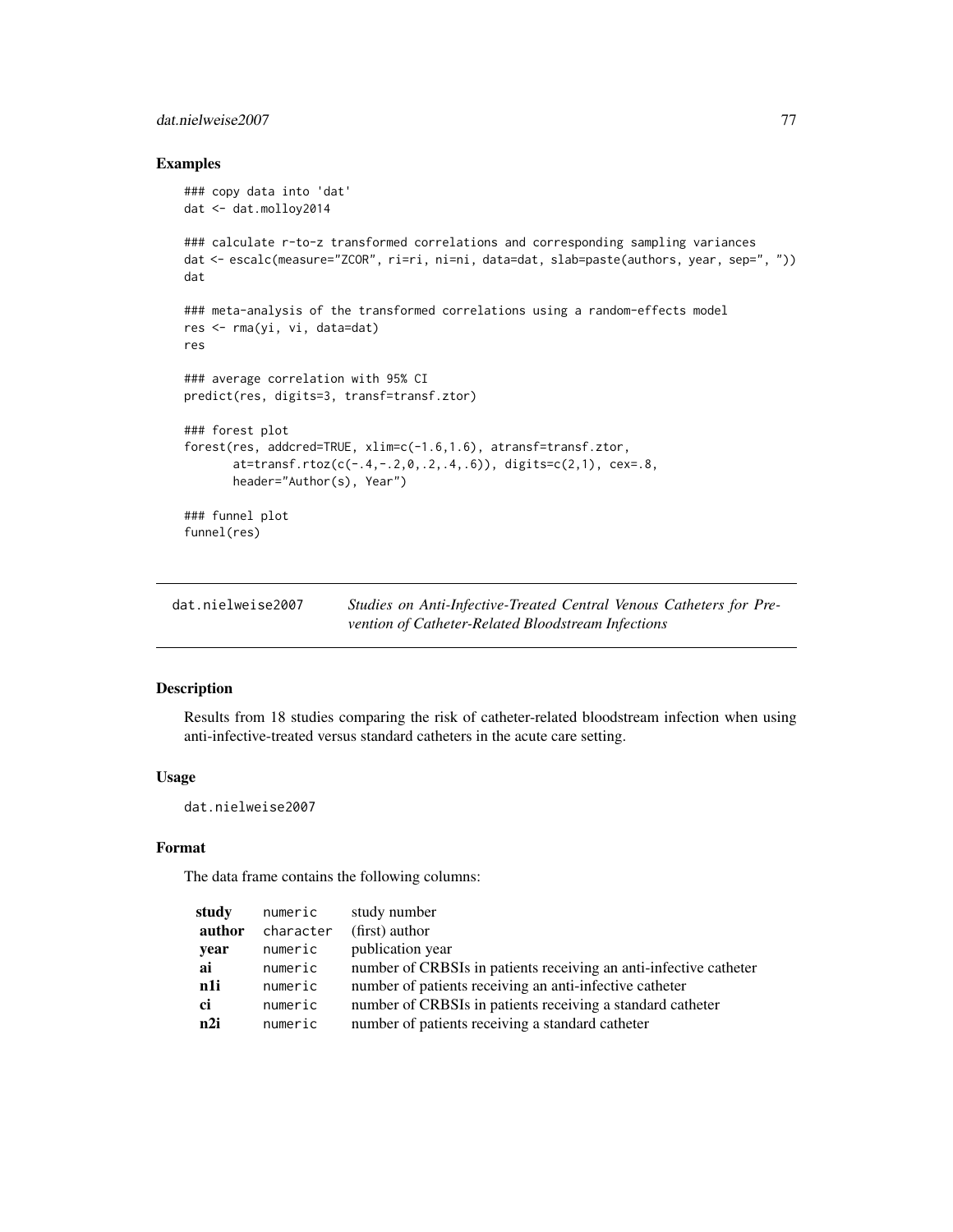## Examples

```
### copy data into 'dat'
dat <- dat.molloy2014

### calculate r-to-z transformed correlations and corresponding sampling variances
dat <- escalc(measure="ZCOR", ri=ri, ni=ni, data=dat, slab=paste(authors, year, sep=", "))
dat

### meta-analysis of the transformed correlations using a random-effects model
res <- rma(yi, vi, data=dat)
res

### average correlation with 95% CI
predict(res, digits=3, transf=transf.ztor)

### forest plot
forest(res, addcred=TRUE, xlim=c(-1.6,1.6), atransf=transf.ztor,
       at=transf.rtoz(c(-.4,-.2,0,.2,.4,.6)), digits=c(2,1), cex=.8,
       header="Author(s), Year")

### funnel plot
funnel(res)
```

---

# dat.nielweise2007 — *Studies on Anti-Infective-Treated Central Venous Catheters for Prevention of Catheter-Related Bloodstream Infections*

## Description

Results from 18 studies comparing the risk of catheter-related bloodstream infection when using anti-infective-treated versus standard catheters in the acute care setting.

## Usage

```
dat.nielweise2007
```

## Format

The data frame contains the following columns:

| | | |
|---|---|---|
| **study** | numeric | study number |
| **author** | character | (first) author |
| **year** | numeric | publication year |
| **ai** | numeric | number of CRBSIs in patients receiving an anti-infective catheter |
| **n1i** | numeric | number of patients receiving an anti-infective catheter |
| **ci** | numeric | number of CRBSIs in patients receiving a standard catheter |
| **n2i** | numeric | number of patients receiving a standard catheter |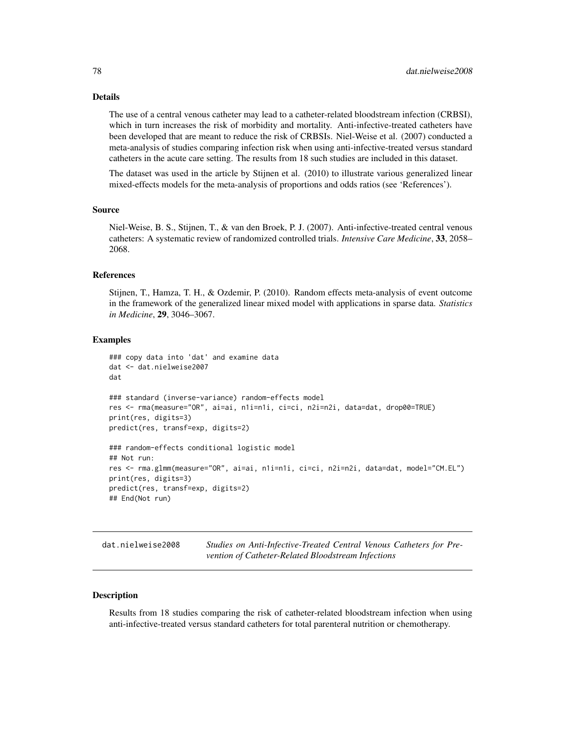### Details

The use of a central venous catheter may lead to a catheter-related bloodstream infection (CRBSI), which in turn increases the risk of morbidity and mortality. Anti-infective-treated catheters have been developed that are meant to reduce the risk of CRBSIs. Niel-Weise et al. (2007) conducted a meta-analysis of studies comparing infection risk when using anti-infective-treated versus standard catheters in the acute care setting. The results from 18 such studies are included in this dataset.

The dataset was used in the article by Stijnen et al. (2010) to illustrate various generalized linear mixed-effects models for the meta-analysis of proportions and odds ratios (see 'References').

### Source

Niel-Weise, B. S., Stijnen, T., & van den Broek, P. J. (2007). Anti-infective-treated central venous catheters: A systematic review of randomized controlled trials. *Intensive Care Medicine*, **33**, 2058–2068.

### References

Stijnen, T., Hamza, T. H., & Ozdemir, P. (2010). Random effects meta-analysis of event outcome in the framework of the generalized linear mixed model with applications in sparse data. *Statistics in Medicine*, **29**, 3046–3067.

### Examples

```
### copy data into 'dat' and examine data
dat <- dat.nielweise2007
dat

### standard (inverse-variance) random-effects model
res <- rma(measure="OR", ai=ai, n1i=n1i, ci=ci, n2i=n2i, data=dat, drop00=TRUE)
print(res, digits=3)
predict(res, transf=exp, digits=2)

### random-effects conditional logistic model
## Not run:
res <- rma.glmm(measure="OR", ai=ai, n1i=n1i, ci=ci, n2i=n2i, data=dat, model="CM.EL")
print(res, digits=3)
predict(res, transf=exp, digits=2)
## End(Not run)
```

---

## dat.nielweise2008 — *Studies on Anti-Infective-Treated Central Venous Catheters for Prevention of Catheter-Related Bloodstream Infections*

### Description

Results from 18 studies comparing the risk of catheter-related bloodstream infection when using anti-infective-treated versus standard catheters for total parenteral nutrition or chemotherapy.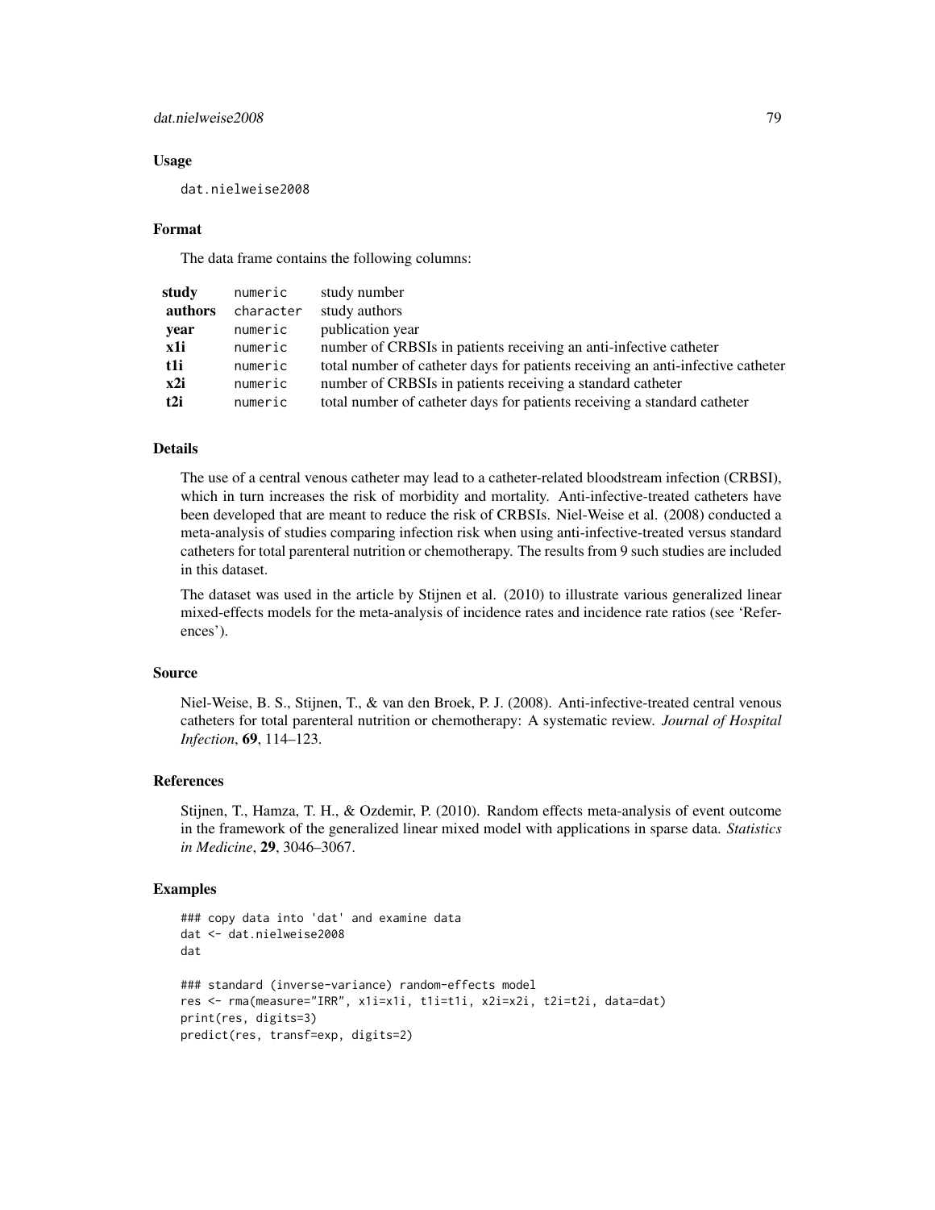## Usage

```
dat.nielweise2008
```

## Format

The data frame contains the following columns:

| | | |
|---|---|---|
| **study** | numeric | study number |
| **authors** | character | study authors |
| **year** | numeric | publication year |
| **x1i** | numeric | number of CRBSIs in patients receiving an anti-infective catheter |
| **t1i** | numeric | total number of catheter days for patients receiving an anti-infective catheter |
| **x2i** | numeric | number of CRBSIs in patients receiving a standard catheter |
| **t2i** | numeric | total number of catheter days for patients receiving a standard catheter |

## Details

The use of a central venous catheter may lead to a catheter-related bloodstream infection (CRBSI), which in turn increases the risk of morbidity and mortality. Anti-infective-treated catheters have been developed that are meant to reduce the risk of CRBSIs. Niel-Weise et al. (2008) conducted a meta-analysis of studies comparing infection risk when using anti-infective-treated versus standard catheters for total parenteral nutrition or chemotherapy. The results from 9 such studies are included in this dataset.

The dataset was used in the article by Stijnen et al. (2010) to illustrate various generalized linear mixed-effects models for the meta-analysis of incidence rates and incidence rate ratios (see 'References').

## Source

Niel-Weise, B. S., Stijnen, T., & van den Broek, P. J. (2008). Anti-infective-treated central venous catheters for total parenteral nutrition or chemotherapy: A systematic review. *Journal of Hospital Infection*, **69**, 114–123.

## References

Stijnen, T., Hamza, T. H., & Ozdemir, P. (2010). Random effects meta-analysis of event outcome in the framework of the generalized linear mixed model with applications in sparse data. *Statistics in Medicine*, **29**, 3046–3067.

## Examples

```
### copy data into 'dat' and examine data
dat <- dat.nielweise2008
dat

### standard (inverse-variance) random-effects model
res <- rma(measure="IRR", x1i=x1i, t1i=t1i, x2i=x2i, t2i=t2i, data=dat)
print(res, digits=3)
predict(res, transf=exp, digits=2)
```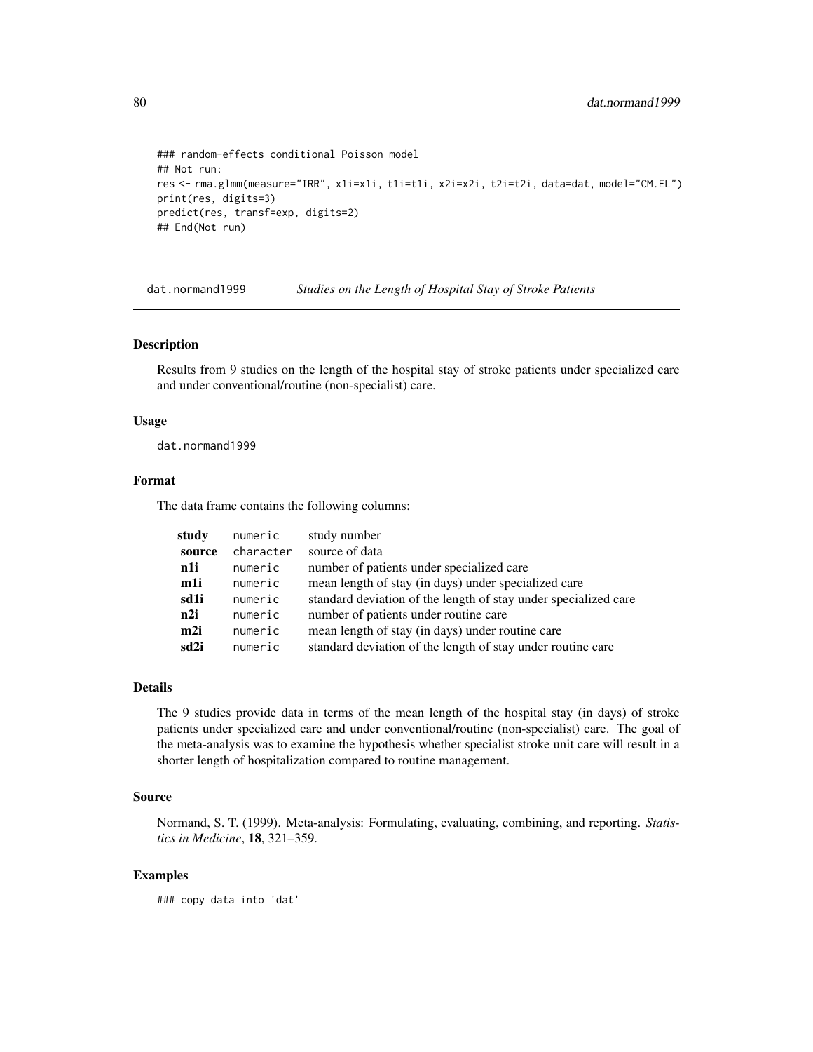```
### random-effects conditional Poisson model
## Not run:
res <- rma.glmm(measure="IRR", x1i=x1i, t1i=t1i, x2i=x2i, t2i=t2i, data=dat, model="CM.EL")
print(res, digits=3)
predict(res, transf=exp, digits=2)
## End(Not run)
```

---

## dat.normand1999 — *Studies on the Length of Hospital Stay of Stroke Patients*

---

### Description

Results from 9 studies on the length of the hospital stay of stroke patients under specialized care and under conventional/routine (non-specialist) care.

### Usage

```
dat.normand1999
```

### Format

The data frame contains the following columns:

| | | |
|---|---|---|
| **study** | `numeric` | study number |
| **source** | `character` | source of data |
| **n1i** | `numeric` | number of patients under specialized care |
| **m1i** | `numeric` | mean length of stay (in days) under specialized care |
| **sd1i** | `numeric` | standard deviation of the length of stay under specialized care |
| **n2i** | `numeric` | number of patients under routine care |
| **m2i** | `numeric` | mean length of stay (in days) under routine care |
| **sd2i** | `numeric` | standard deviation of the length of stay under routine care |

### Details

The 9 studies provide data in terms of the mean length of the hospital stay (in days) of stroke patients under specialized care and under conventional/routine (non-specialist) care. The goal of the meta-analysis was to examine the hypothesis whether specialist stroke unit care will result in a shorter length of hospitalization compared to routine management.

### Source

Normand, S. T. (1999). Meta-analysis: Formulating, evaluating, combining, and reporting. *Statistics in Medicine*, **18**, 321–359.

### Examples

```
### copy data into 'dat'
```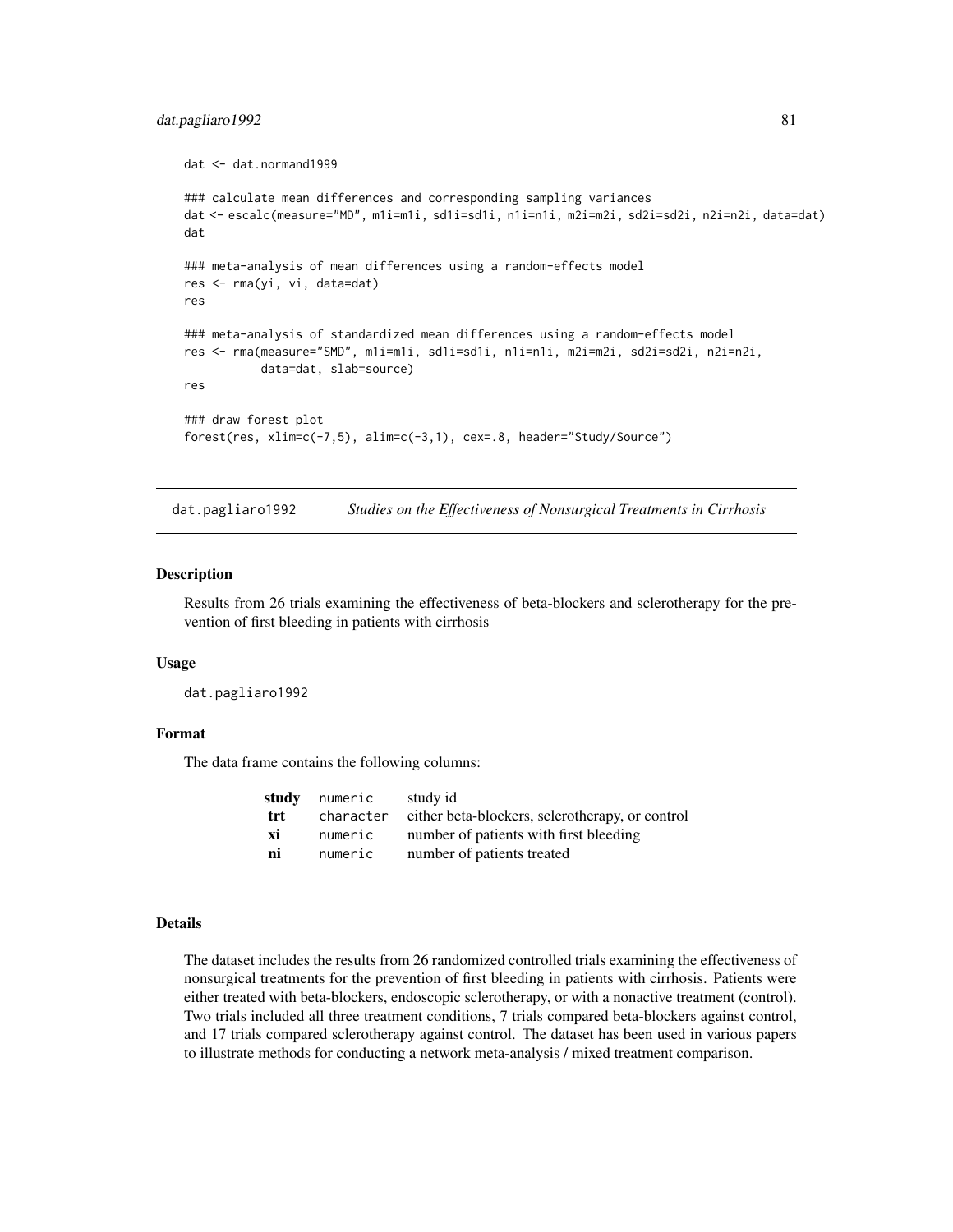```
dat <- dat.normand1999

### calculate mean differences and corresponding sampling variances
dat <- escalc(measure="MD", m1i=m1i, sd1i=sd1i, n1i=n1i, m2i=m2i, sd2i=sd2i, n2i=n2i, data=dat)
dat

### meta-analysis of mean differences using a random-effects model
res <- rma(yi, vi, data=dat)
res

### meta-analysis of standardized mean differences using a random-effects model
res <- rma(measure="SMD", m1i=m1i, sd1i=sd1i, n1i=n1i, m2i=m2i, sd2i=sd2i, n2i=n2i,
           data=dat, slab=source)
res

### draw forest plot
forest(res, xlim=c(-7,5), alim=c(-3,1), cex=.8, header="Study/Source")
```

---

## dat.pagliaro1992 — *Studies on the Effectiveness of Nonsurgical Treatments in Cirrhosis*

### Description

Results from 26 trials examining the effectiveness of beta-blockers and sclerotherapy for the prevention of first bleeding in patients with cirrhosis

### Usage

```
dat.pagliaro1992
```

### Format

The data frame contains the following columns:

| | | |
|---|---|---|
| **study** | numeric | study id |
| **trt** | character | either beta-blockers, sclerotherapy, or control |
| **xi** | numeric | number of patients with first bleeding |
| **ni** | numeric | number of patients treated |

### Details

The dataset includes the results from 26 randomized controlled trials examining the effectiveness of nonsurgical treatments for the prevention of first bleeding in patients with cirrhosis. Patients were either treated with beta-blockers, endoscopic sclerotherapy, or with a nonactive treatment (control). Two trials included all three treatment conditions, 7 trials compared beta-blockers against control, and 17 trials compared sclerotherapy against control. The dataset has been used in various papers to illustrate methods for conducting a network meta-analysis / mixed treatment comparison.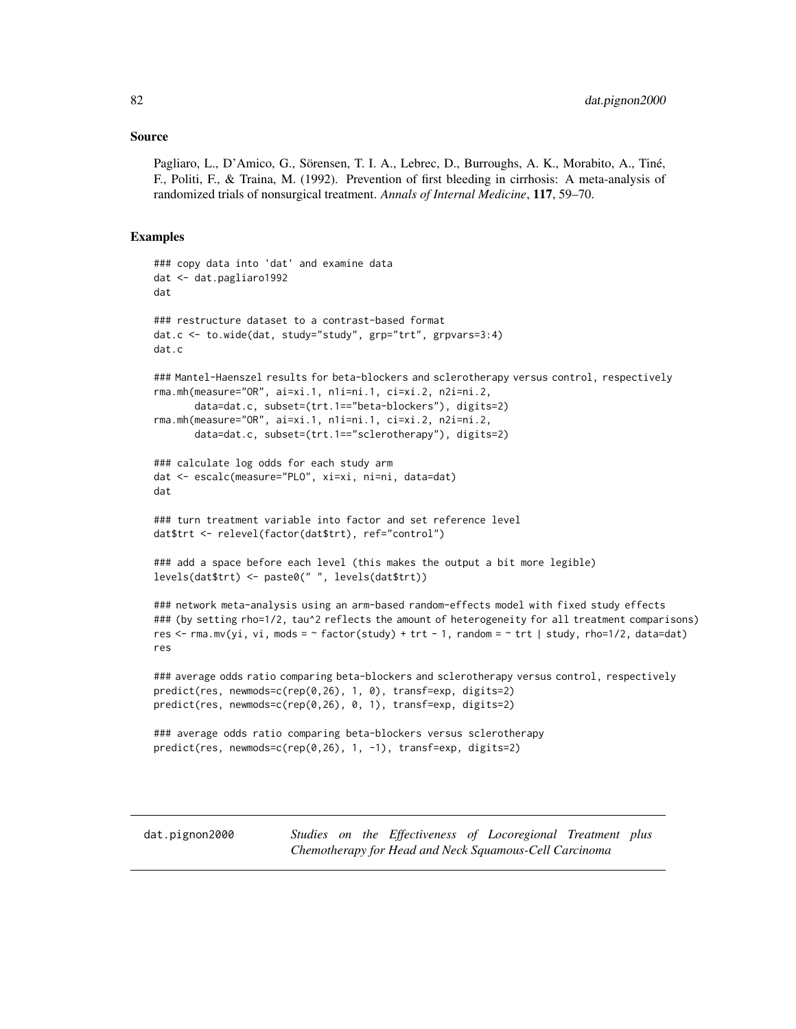## Source

Pagliaro, L., D'Amico, G., Sörensen, T. I. A., Lebrec, D., Burroughs, A. K., Morabito, A., Tiné, F., Politi, F., & Traina, M. (1992). Prevention of first bleeding in cirrhosis: A meta-analysis of randomized trials of nonsurgical treatment. *Annals of Internal Medicine*, **117**, 59–70.

## Examples

```
### copy data into 'dat' and examine data
dat <- dat.pagliaro1992
dat

### restructure dataset to a contrast-based format
dat.c <- to.wide(dat, study="study", grp="trt", grpvars=3:4)
dat.c

### Mantel-Haenszel results for beta-blockers and sclerotherapy versus control, respectively
rma.mh(measure="OR", ai=xi.1, n1i=ni.1, ci=xi.2, n2i=ni.2,
       data=dat.c, subset=(trt.1=="beta-blockers"), digits=2)
rma.mh(measure="OR", ai=xi.1, n1i=ni.1, ci=xi.2, n2i=ni.2,
       data=dat.c, subset=(trt.1=="sclerotherapy"), digits=2)

### calculate log odds for each study arm
dat <- escalc(measure="PLO", xi=xi, ni=ni, data=dat)
dat

### turn treatment variable into factor and set reference level
dat$trt <- relevel(factor(dat$trt), ref="control")

### add a space before each level (this makes the output a bit more legible)
levels(dat$trt) <- paste0(" ", levels(dat$trt))

### network meta-analysis using an arm-based random-effects model with fixed study effects
### (by setting rho=1/2, tau^2 reflects the amount of heterogeneity for all treatment comparisons)
res <- rma.mv(yi, vi, mods = ~ factor(study) + trt - 1, random = ~ trt | study, rho=1/2, data=dat)
res

### average odds ratio comparing beta-blockers and sclerotherapy versus control, respectively
predict(res, newmods=c(rep(0,26), 1, 0), transf=exp, digits=2)
predict(res, newmods=c(rep(0,26), 0, 1), transf=exp, digits=2)

### average odds ratio comparing beta-blockers versus sclerotherapy
predict(res, newmods=c(rep(0,26), 1, -1), transf=exp, digits=2)
```

---

dat.pignon2000 &nbsp;&nbsp;&nbsp; *Studies on the Effectiveness of Locoregional Treatment plus Chemotherapy for Head and Neck Squamous-Cell Carcinoma*

---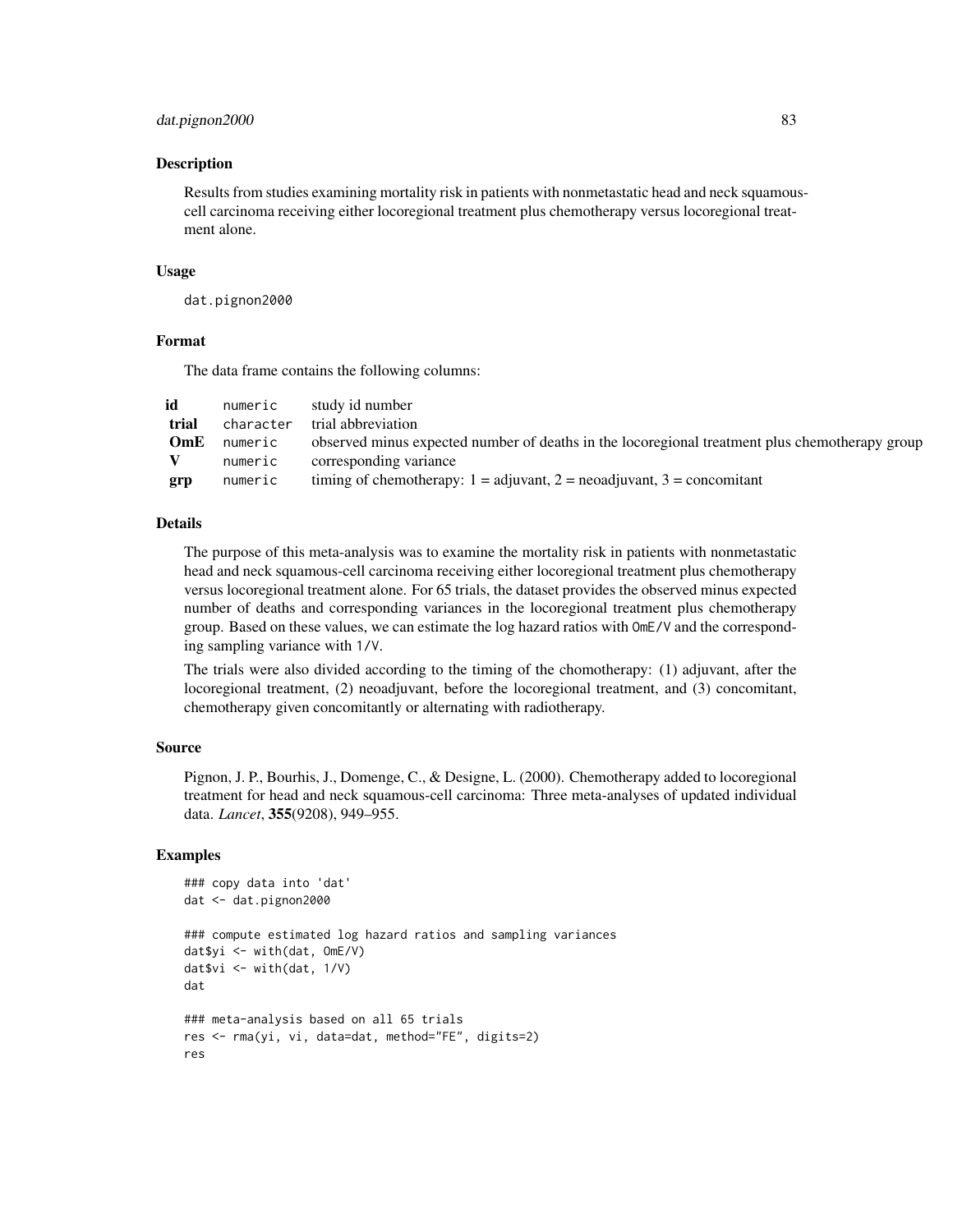## Description

Results from studies examining mortality risk in patients with nonmetastatic head and neck squamous-cell carcinoma receiving either locoregional treatment plus chemotherapy versus locoregional treatment alone.

## Usage

```
dat.pignon2000
```

## Format

The data frame contains the following columns:

| | | |
|---|---|---|
| **id** | `numeric` | study id number |
| **trial** | `character` | trial abbreviation |
| **OmE** | `numeric` | observed minus expected number of deaths in the locoregional treatment plus chemotherapy group |
| **V** | `numeric` | corresponding variance |
| **grp** | `numeric` | timing of chemotherapy: 1 = adjuvant, 2 = neoadjuvant, 3 = concomitant |

## Details

The purpose of this meta-analysis was to examine the mortality risk in patients with nonmetastatic head and neck squamous-cell carcinoma receiving either locoregional treatment plus chemotherapy versus locoregional treatment alone. For 65 trials, the dataset provides the observed minus expected number of deaths and corresponding variances in the locoregional treatment plus chemotherapy group. Based on these values, we can estimate the log hazard ratios with `OmE/V` and the corresponding sampling variance with `1/V`.

The trials were also divided according to the timing of the chomotherapy: (1) adjuvant, after the locoregional treatment, (2) neoadjuvant, before the locoregional treatment, and (3) concomitant, chemotherapy given concomitantly or alternating with radiotherapy.

## Source

Pignon, J. P., Bourhis, J., Domenge, C., & Designe, L. (2000). Chemotherapy added to locoregional treatment for head and neck squamous-cell carcinoma: Three meta-analyses of updated individual data. *Lancet*, **355**(9208), 949–955.

## Examples

```
### copy data into 'dat'
dat <- dat.pignon2000

### compute estimated log hazard ratios and sampling variances
dat$yi <- with(dat, OmE/V)
dat$vi <- with(dat, 1/V)
dat

### meta-analysis based on all 65 trials
res <- rma(yi, vi, data=dat, method="FE", digits=2)
res
```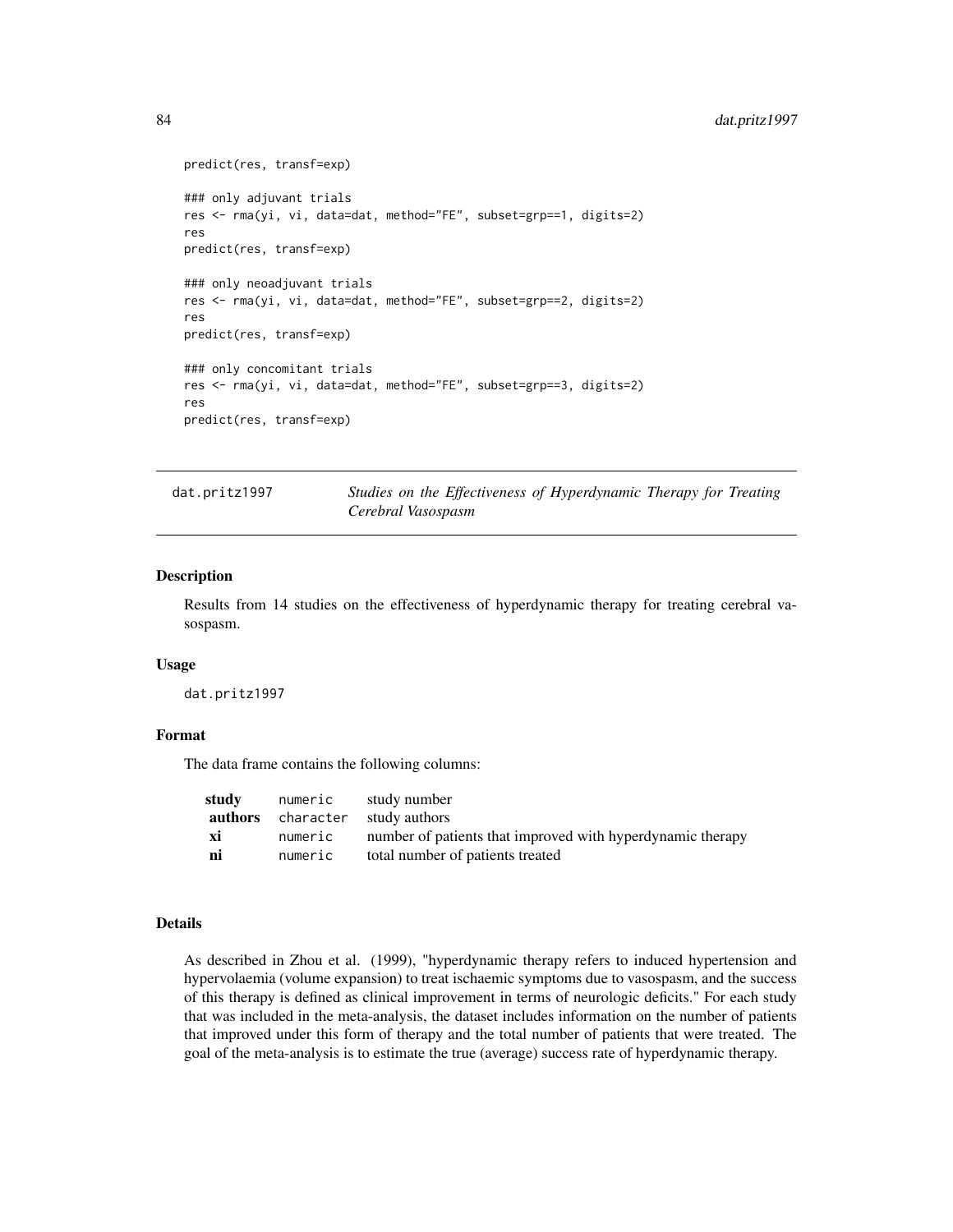```
predict(res, transf=exp)

### only adjuvant trials
res <- rma(yi, vi, data=dat, method="FE", subset=grp==1, digits=2)
res
predict(res, transf=exp)

### only neoadjuvant trials
res <- rma(yi, vi, data=dat, method="FE", subset=grp==2, digits=2)
res
predict(res, transf=exp)

### only concomitant trials
res <- rma(yi, vi, data=dat, method="FE", subset=grp==3, digits=2)
res
predict(res, transf=exp)
```

## dat.pritz1997 — *Studies on the Effectiveness of Hyperdynamic Therapy for Treating Cerebral Vasospasm*

### Description

Results from 14 studies on the effectiveness of hyperdynamic therapy for treating cerebral vasospasm.

### Usage

```
dat.pritz1997
```

### Format

The data frame contains the following columns:

| | | |
|---|---|---|
| **study** | numeric | study number |
| **authors** | character | study authors |
| **xi** | numeric | number of patients that improved with hyperdynamic therapy |
| **ni** | numeric | total number of patients treated |

### Details

As described in Zhou et al. (1999), "hyperdynamic therapy refers to induced hypertension and hypervolaemia (volume expansion) to treat ischaemic symptoms due to vasospasm, and the success of this therapy is defined as clinical improvement in terms of neurologic deficits." For each study that was included in the meta-analysis, the dataset includes information on the number of patients that improved under this form of therapy and the total number of patients that were treated. The goal of the meta-analysis is to estimate the true (average) success rate of hyperdynamic therapy.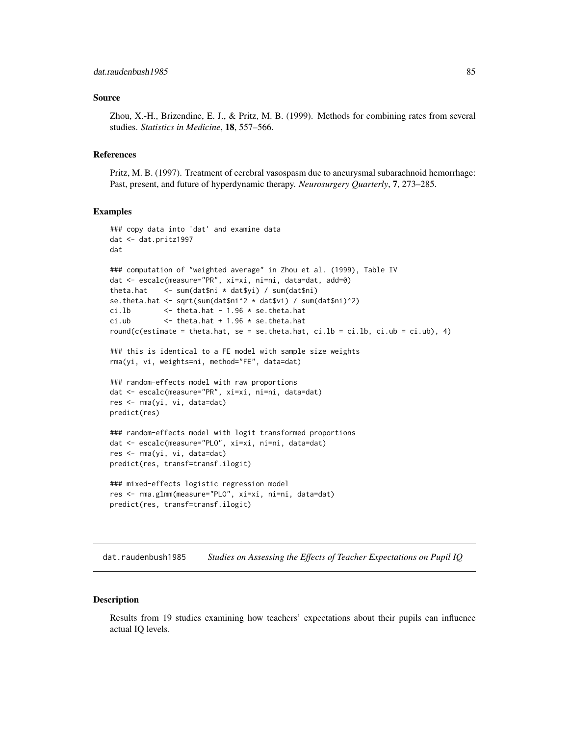## Source

Zhou, X.-H., Brizendine, E. J., & Pritz, M. B. (1999). Methods for combining rates from several studies. *Statistics in Medicine*, **18**, 557–566.

## References

Pritz, M. B. (1997). Treatment of cerebral vasospasm due to aneurysmal subarachnoid hemorrhage: Past, present, and future of hyperdynamic therapy. *Neurosurgery Quarterly*, **7**, 273–285.

## Examples

```
### copy data into 'dat' and examine data
dat <- dat.pritz1997
dat

### computation of "weighted average" in Zhou et al. (1999), Table IV
dat <- escalc(measure="PR", xi=xi, ni=ni, data=dat, add=0)
theta.hat    <- sum(dat$ni * dat$yi) / sum(dat$ni)
se.theta.hat <- sqrt(sum(dat$ni^2 * dat$vi) / sum(dat$ni)^2)
ci.lb        <- theta.hat - 1.96 * se.theta.hat
ci.ub        <- theta.hat + 1.96 * se.theta.hat
round(c(estimate = theta.hat, se = se.theta.hat, ci.lb = ci.lb, ci.ub = ci.ub), 4)

### this is identical to a FE model with sample size weights
rma(yi, vi, weights=ni, method="FE", data=dat)

### random-effects model with raw proportions
dat <- escalc(measure="PR", xi=xi, ni=ni, data=dat)
res <- rma(yi, vi, data=dat)
predict(res)

### random-effects model with logit transformed proportions
dat <- escalc(measure="PLO", xi=xi, ni=ni, data=dat)
res <- rma(yi, vi, data=dat)
predict(res, transf=transf.ilogit)

### mixed-effects logistic regression model
res <- rma.glmm(measure="PLO", xi=xi, ni=ni, data=dat)
predict(res, transf=transf.ilogit)
```

---

# dat.raudenbush1985 — *Studies on Assessing the Effects of Teacher Expectations on Pupil IQ*

## Description

Results from 19 studies examining how teachers' expectations about their pupils can influence actual IQ levels.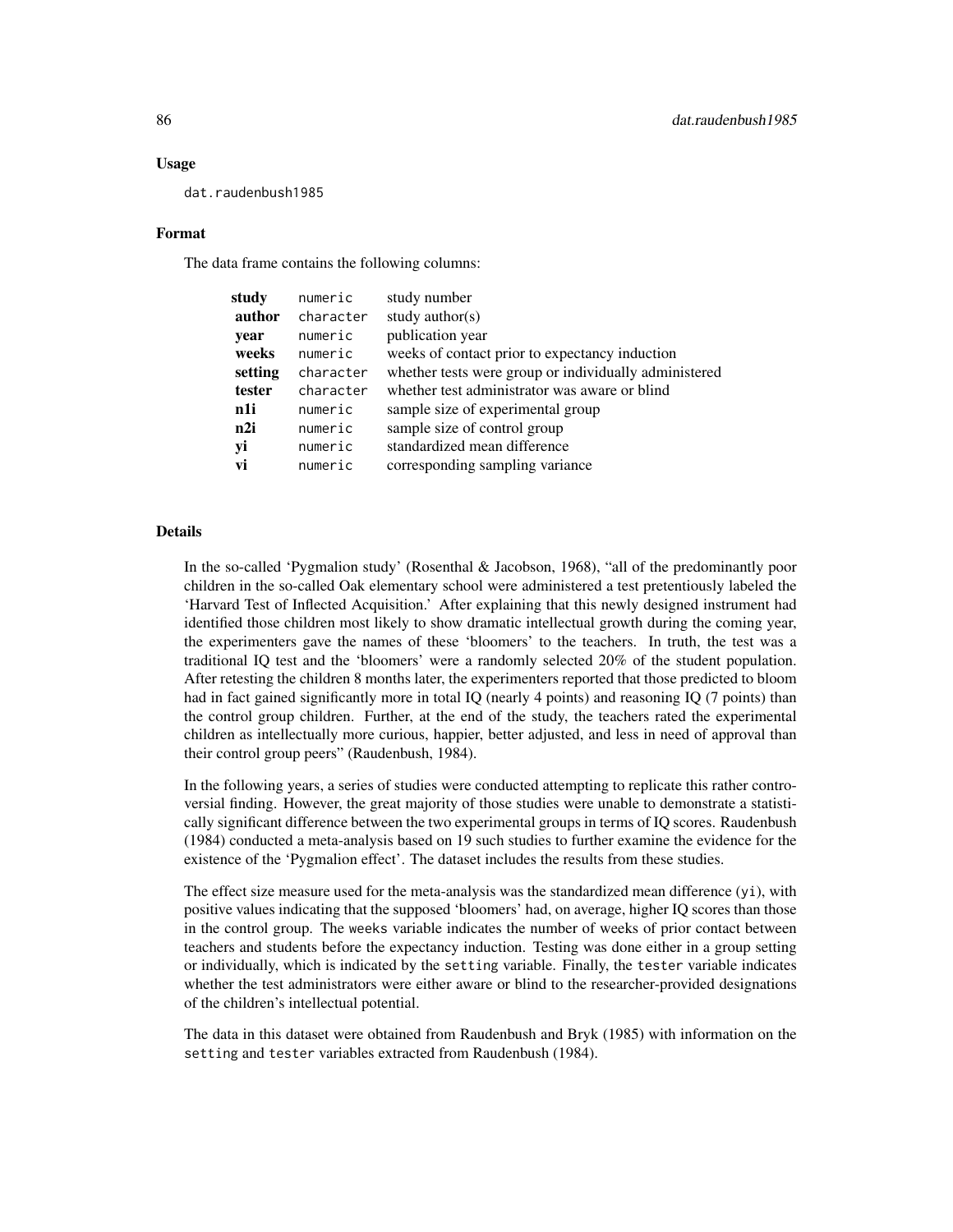## Usage

```
dat.raudenbush1985
```

## Format

The data frame contains the following columns:

| | | |
|---|---|---|
| **study** | numeric | study number |
| **author** | character | study author(s) |
| **year** | numeric | publication year |
| **weeks** | numeric | weeks of contact prior to expectancy induction |
| **setting** | character | whether tests were group or individually administered |
| **tester** | character | whether test administrator was aware or blind |
| **n1i** | numeric | sample size of experimental group |
| **n2i** | numeric | sample size of control group |
| **yi** | numeric | standardized mean difference |
| **vi** | numeric | corresponding sampling variance |

## Details

In the so-called 'Pygmalion study' (Rosenthal & Jacobson, 1968), "all of the predominantly poor children in the so-called Oak elementary school were administered a test pretentiously labeled the 'Harvard Test of Inflected Acquisition.' After explaining that this newly designed instrument had identified those children most likely to show dramatic intellectual growth during the coming year, the experimenters gave the names of these 'bloomers' to the teachers. In truth, the test was a traditional IQ test and the 'bloomers' were a randomly selected 20% of the student population. After retesting the children 8 months later, the experimenters reported that those predicted to bloom had in fact gained significantly more in total IQ (nearly 4 points) and reasoning IQ (7 points) than the control group children. Further, at the end of the study, the teachers rated the experimental children as intellectually more curious, happier, better adjusted, and less in need of approval than their control group peers" (Raudenbush, 1984).

In the following years, a series of studies were conducted attempting to replicate this rather controversial finding. However, the great majority of those studies were unable to demonstrate a statistically significant difference between the two experimental groups in terms of IQ scores. Raudenbush (1984) conducted a meta-analysis based on 19 such studies to further examine the evidence for the existence of the 'Pygmalion effect'. The dataset includes the results from these studies.

The effect size measure used for the meta-analysis was the standardized mean difference (`yi`), with positive values indicating that the supposed 'bloomers' had, on average, higher IQ scores than those in the control group. The `weeks` variable indicates the number of weeks of prior contact between teachers and students before the expectancy induction. Testing was done either in a group setting or individually, which is indicated by the `setting` variable. Finally, the `tester` variable indicates whether the test administrators were either aware or blind to the researcher-provided designations of the children's intellectual potential.

The data in this dataset were obtained from Raudenbush and Bryk (1985) with information on the `setting` and `tester` variables extracted from Raudenbush (1984).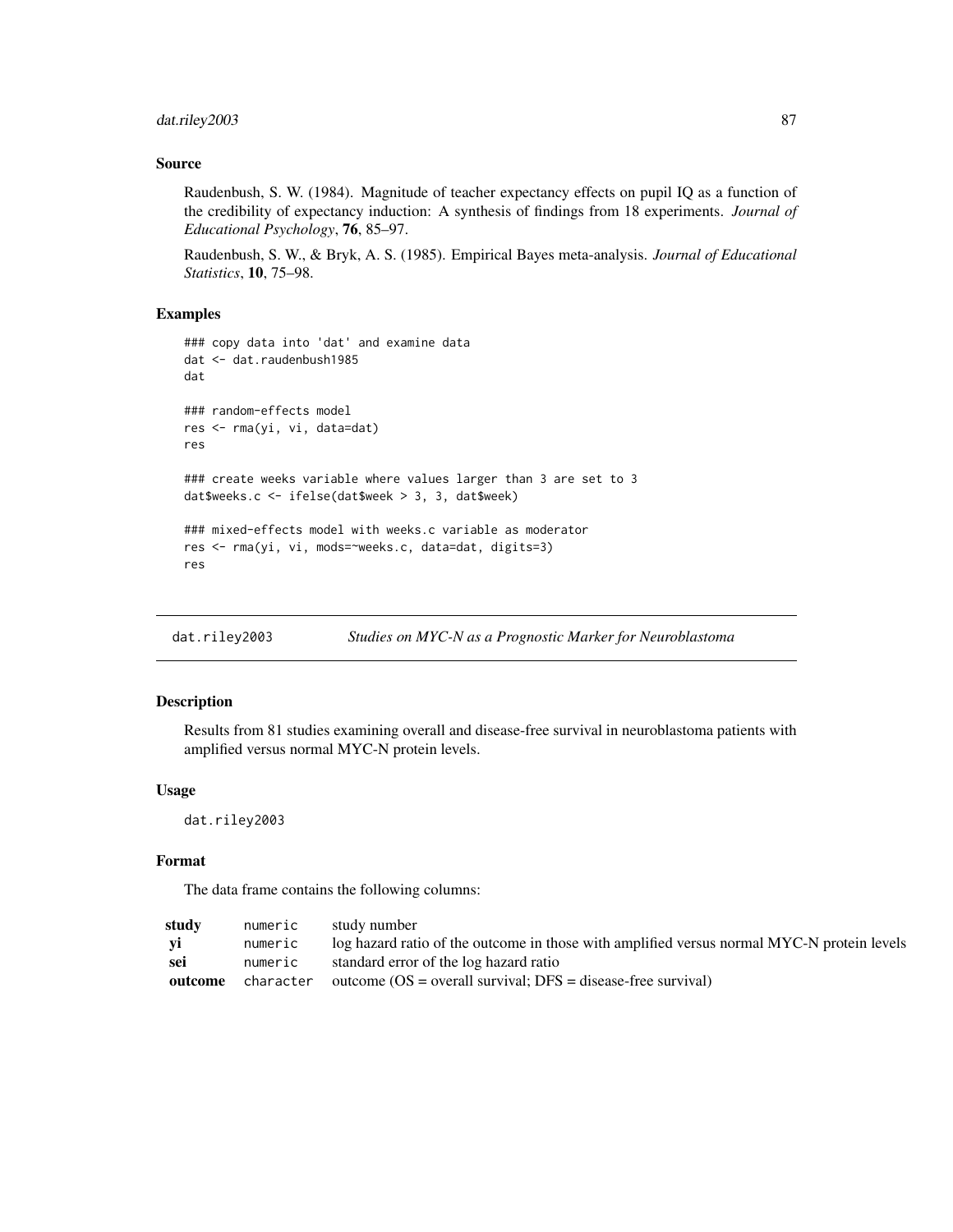### Source

Raudenbush, S. W. (1984). Magnitude of teacher expectancy effects on pupil IQ as a function of the credibility of expectancy induction: A synthesis of findings from 18 experiments. *Journal of Educational Psychology*, **76**, 85–97.

Raudenbush, S. W., & Bryk, A. S. (1985). Empirical Bayes meta-analysis. *Journal of Educational Statistics*, **10**, 75–98.

### Examples

```
### copy data into 'dat' and examine data
dat <- dat.raudenbush1985
dat

### random-effects model
res <- rma(yi, vi, data=dat)
res

### create weeks variable where values larger than 3 are set to 3
dat$weeks.c <- ifelse(dat$week > 3, 3, dat$week)

### mixed-effects model with weeks.c variable as moderator
res <- rma(yi, vi, mods=~weeks.c, data=dat, digits=3)
res
```

## dat.riley2003 *Studies on MYC-N as a Prognostic Marker for Neuroblastoma*

### Description

Results from 81 studies examining overall and disease-free survival in neuroblastoma patients with amplified versus normal MYC-N protein levels.

### Usage

```
dat.riley2003
```

### Format

The data frame contains the following columns:

| | | |
|---|---|---|
| **study** | numeric | study number |
| **yi** | numeric | log hazard ratio of the outcome in those with amplified versus normal MYC-N protein levels |
| **sei** | numeric | standard error of the log hazard ratio |
| **outcome** | character | outcome (OS = overall survival; DFS = disease-free survival) |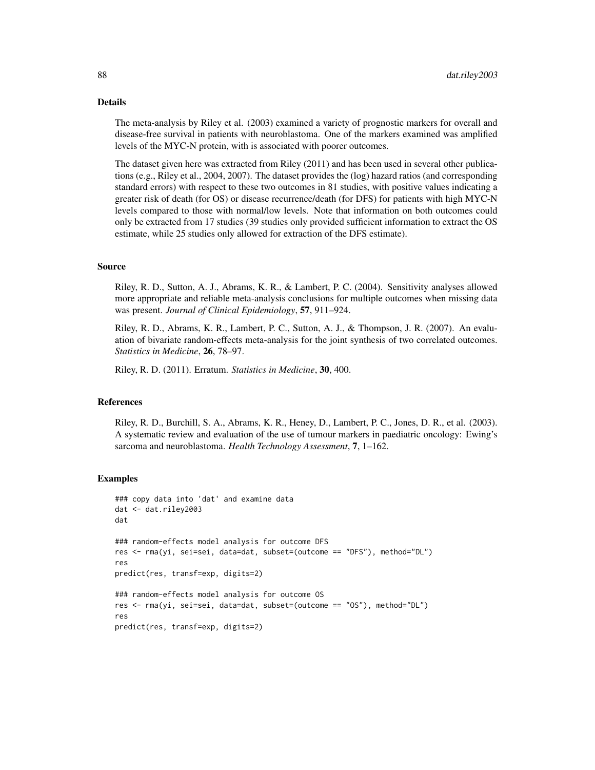## Details

The meta-analysis by Riley et al. (2003) examined a variety of prognostic markers for overall and disease-free survival in patients with neuroblastoma. One of the markers examined was amplified levels of the MYC-N protein, with is associated with poorer outcomes.

The dataset given here was extracted from Riley (2011) and has been used in several other publications (e.g., Riley et al., 2004, 2007). The dataset provides the (log) hazard ratios (and corresponding standard errors) with respect to these two outcomes in 81 studies, with positive values indicating a greater risk of death (for OS) or disease recurrence/death (for DFS) for patients with high MYC-N levels compared to those with normal/low levels. Note that information on both outcomes could only be extracted from 17 studies (39 studies only provided sufficient information to extract the OS estimate, while 25 studies only allowed for extraction of the DFS estimate).

## Source

Riley, R. D., Sutton, A. J., Abrams, K. R., & Lambert, P. C. (2004). Sensitivity analyses allowed more appropriate and reliable meta-analysis conclusions for multiple outcomes when missing data was present. *Journal of Clinical Epidemiology*, **57**, 911–924.

Riley, R. D., Abrams, K. R., Lambert, P. C., Sutton, A. J., & Thompson, J. R. (2007). An evaluation of bivariate random-effects meta-analysis for the joint synthesis of two correlated outcomes. *Statistics in Medicine*, **26**, 78–97.

Riley, R. D. (2011). Erratum. *Statistics in Medicine*, **30**, 400.

## References

Riley, R. D., Burchill, S. A., Abrams, K. R., Heney, D., Lambert, P. C., Jones, D. R., et al. (2003). A systematic review and evaluation of the use of tumour markers in paediatric oncology: Ewing's sarcoma and neuroblastoma. *Health Technology Assessment*, **7**, 1–162.

## Examples

```
### copy data into 'dat' and examine data
dat <- dat.riley2003
dat

### random-effects model analysis for outcome DFS
res <- rma(yi, sei=sei, data=dat, subset=(outcome == "DFS"), method="DL")
res
predict(res, transf=exp, digits=2)

### random-effects model analysis for outcome OS
res <- rma(yi, sei=sei, data=dat, subset=(outcome == "OS"), method="DL")
res
predict(res, transf=exp, digits=2)
```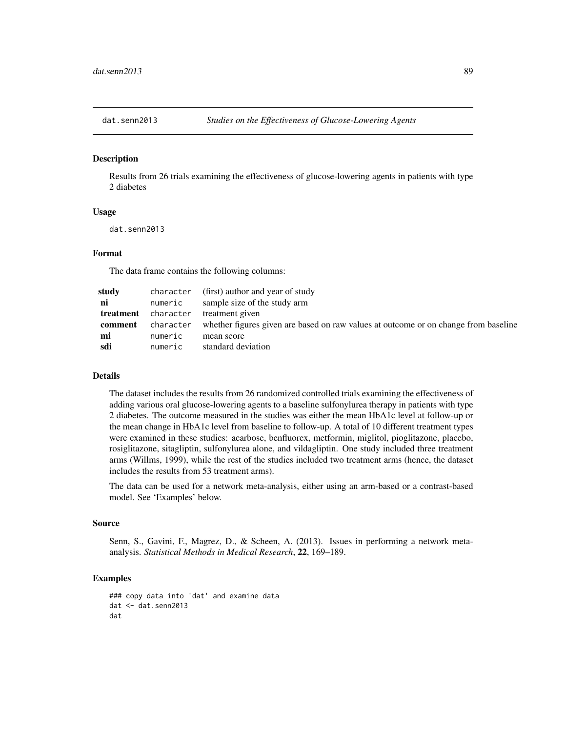`dat.senn2013` *Studies on the Effectiveness of Glucose-Lowering Agents*

## Description

Results from 26 trials examining the effectiveness of glucose-lowering agents in patients with type 2 diabetes

## Usage

```
dat.senn2013
```

## Format

The data frame contains the following columns:

| | | |
|---|---|---|
| **study** | `character` | (first) author and year of study |
| **ni** | `numeric` | sample size of the study arm |
| **treatment** | `character` | treatment given |
| **comment** | `character` | whether figures given are based on raw values at outcome or on change from baseline |
| **mi** | `numeric` | mean score |
| **sdi** | `numeric` | standard deviation |

## Details

The dataset includes the results from 26 randomized controlled trials examining the effectiveness of adding various oral glucose-lowering agents to a baseline sulfonylurea therapy in patients with type 2 diabetes. The outcome measured in the studies was either the mean HbA1c level at follow-up or the mean change in HbA1c level from baseline to follow-up. A total of 10 different treatment types were examined in these studies: acarbose, benfluorex, metformin, miglitol, pioglitazone, placebo, rosiglitazone, sitagliptin, sulfonylurea alone, and vildagliptin. One study included three treatment arms (Willms, 1999), while the rest of the studies included two treatment arms (hence, the dataset includes the results from 53 treatment arms).

The data can be used for a network meta-analysis, either using an arm-based or a contrast-based model. See 'Examples' below.

## Source

Senn, S., Gavini, F., Magrez, D., & Scheen, A. (2013). Issues in performing a network meta-analysis. *Statistical Methods in Medical Research*, **22**, 169–189.

## Examples

```
### copy data into 'dat' and examine data
dat <- dat.senn2013
dat
```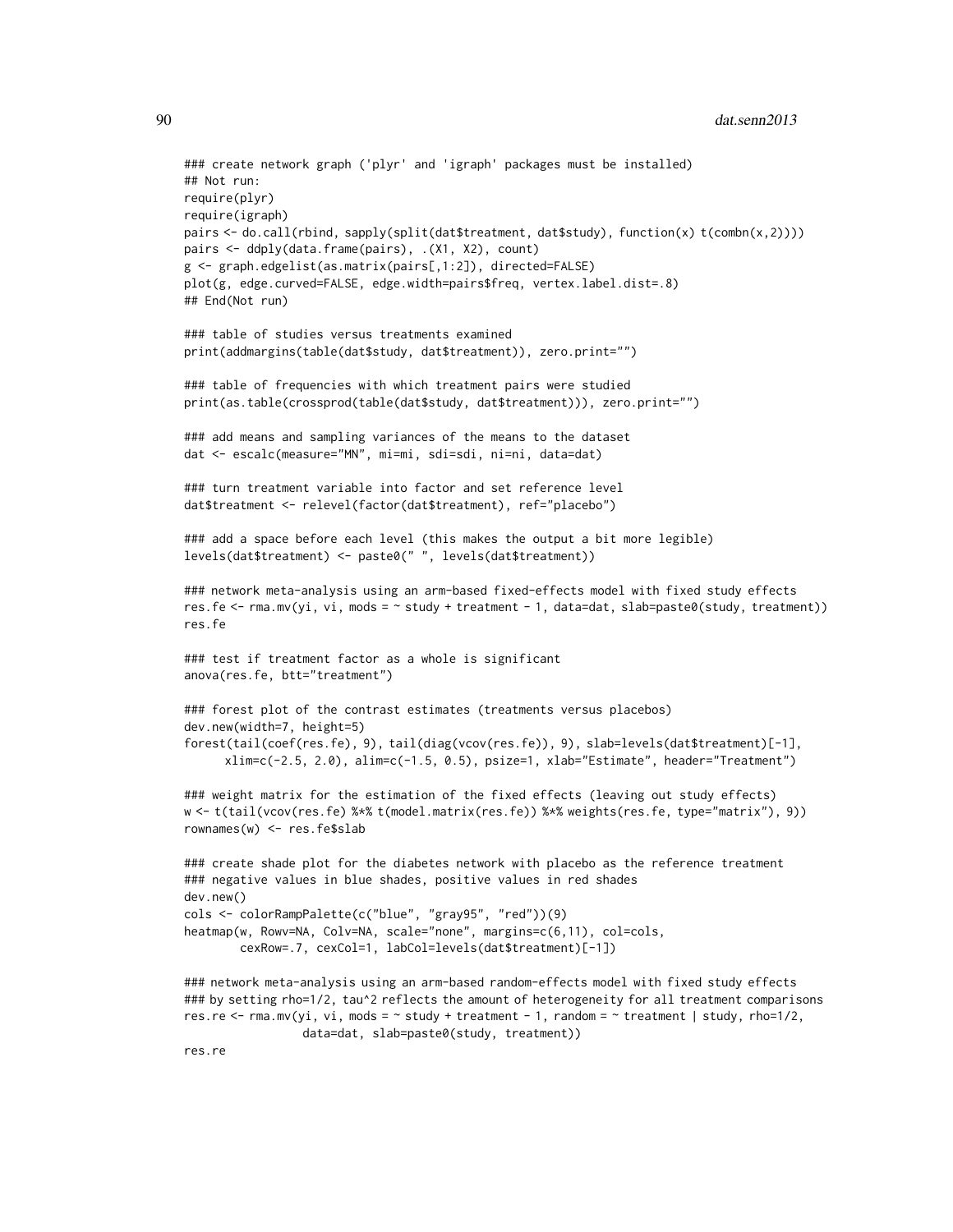```
### create network graph ('plyr' and 'igraph' packages must be installed)
## Not run:
require(plyr)
require(igraph)
pairs <- do.call(rbind, sapply(split(dat$treatment, dat$study), function(x) t(combn(x,2))))
pairs <- ddply(data.frame(pairs), .(X1, X2), count)
g <- graph.edgelist(as.matrix(pairs[,1:2]), directed=FALSE)
plot(g, edge.curved=FALSE, edge.width=pairs$freq, vertex.label.dist=.8)
## End(Not run)

### table of studies versus treatments examined
print(addmargins(table(dat$study, dat$treatment)), zero.print="")

### table of frequencies with which treatment pairs were studied
print(as.table(crossprod(table(dat$study, dat$treatment))), zero.print="")

### add means and sampling variances of the means to the dataset
dat <- escalc(measure="MN", mi=mi, sdi=sdi, ni=ni, data=dat)

### turn treatment variable into factor and set reference level
dat$treatment <- relevel(factor(dat$treatment), ref="placebo")

### add a space before each level (this makes the output a bit more legible)
levels(dat$treatment) <- paste0(" ", levels(dat$treatment))

### network meta-analysis using an arm-based fixed-effects model with fixed study effects
res.fe <- rma.mv(yi, vi, mods = ~ study + treatment - 1, data=dat, slab=paste0(study, treatment))
res.fe

### test if treatment factor as a whole is significant
anova(res.fe, btt="treatment")

### forest plot of the contrast estimates (treatments versus placebos)
dev.new(width=7, height=5)
forest(tail(coef(res.fe), 9), tail(diag(vcov(res.fe)), 9), slab=levels(dat$treatment)[-1],
       xlim=c(-2.5, 2.0), alim=c(-1.5, 0.5), psize=1, xlab="Estimate", header="Treatment")

### weight matrix for the estimation of the fixed effects (leaving out study effects)
w <- t(tail(vcov(res.fe) %*% t(model.matrix(res.fe)) %*% weights(res.fe, type="matrix"), 9))
rownames(w) <- res.fe$slab

### create shade plot for the diabetes network with placebo as the reference treatment
### negative values in blue shades, positive values in red shades
dev.new()
cols <- colorRampPalette(c("blue", "gray95", "red"))(9)
heatmap(w, Rowv=NA, Colv=NA, scale="none", margins=c(6,11), col=cols,
        cexRow=.7, cexCol=1, labCol=levels(dat$treatment)[-1])

### network meta-analysis using an arm-based random-effects model with fixed study effects
### by setting rho=1/2, tau^2 reflects the amount of heterogeneity for all treatment comparisons
res.re <- rma.mv(yi, vi, mods = ~ study + treatment - 1, random = ~ treatment | study, rho=1/2,
                 data=dat, slab=paste0(study, treatment))
res.re
```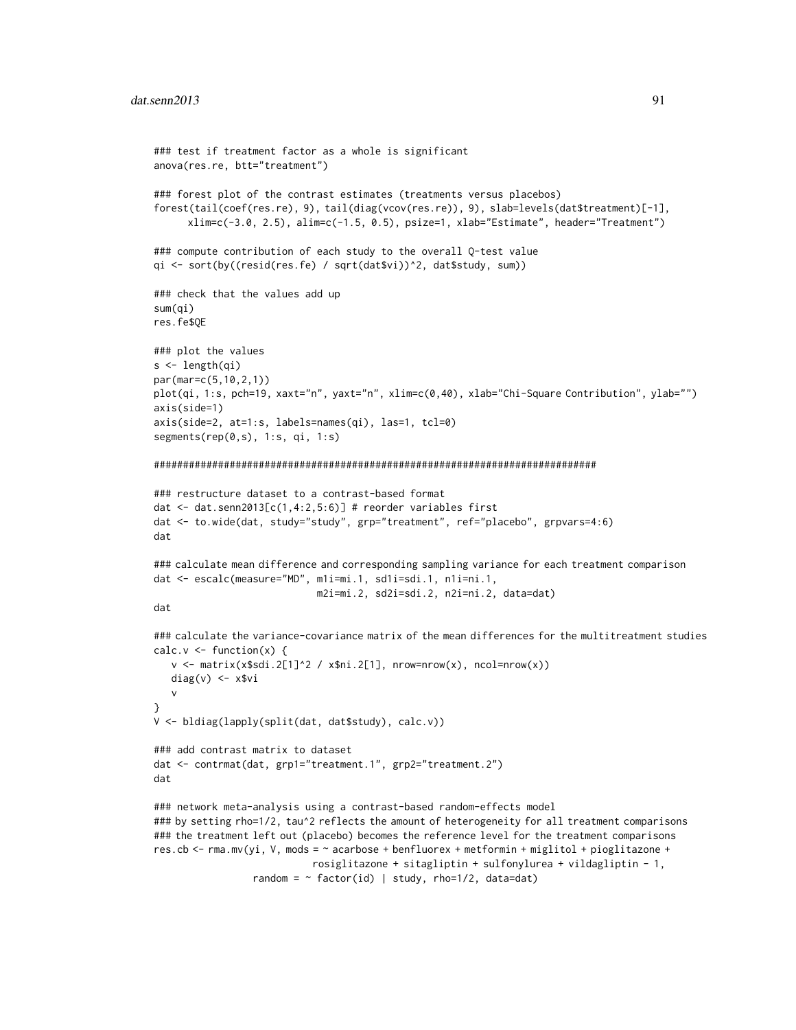```
### test if treatment factor as a whole is significant
anova(res.re, btt="treatment")

### forest plot of the contrast estimates (treatments versus placebos)
forest(tail(coef(res.re), 9), tail(diag(vcov(res.re)), 9), slab=levels(dat$treatment)[-1],
       xlim=c(-3.0, 2.5), alim=c(-1.5, 0.5), psize=1, xlab="Estimate", header="Treatment")

### compute contribution of each study to the overall Q-test value
qi <- sort(by((resid(res.fe) / sqrt(dat$vi))^2, dat$study, sum))

### check that the values add up
sum(qi)
res.fe$QE

### plot the values
s <- length(qi)
par(mar=c(5,10,2,1))
plot(qi, 1:s, pch=19, xaxt="n", yaxt="n", xlim=c(0,40), xlab="Chi-Square Contribution", ylab="")
axis(side=1)
axis(side=2, at=1:s, labels=names(qi), las=1, tcl=0)
segments(rep(0,s), 1:s, qi, 1:s)

############################################################################

### restructure dataset to a contrast-based format
dat <- dat.senn2013[c(1,4:2,5:6)] # reorder variables first
dat <- to.wide(dat, study="study", grp="treatment", ref="placebo", grpvars=4:6)
dat

### calculate mean difference and corresponding sampling variance for each treatment comparison
dat <- escalc(measure="MD", m1i=mi.1, sd1i=sdi.1, n1i=ni.1,
                            m2i=mi.2, sd2i=sdi.2, n2i=ni.2, data=dat)
dat

### calculate the variance-covariance matrix of the mean differences for the multitreatment studies
calc.v <- function(x) {
   v <- matrix(x$sdi.2[1]^2 / x$ni.2[1], nrow=nrow(x), ncol=nrow(x))
   diag(v) <- x$vi
   v
}
V <- bldiag(lapply(split(dat, dat$study), calc.v))

### add contrast matrix to dataset
dat <- contrmat(dat, grp1="treatment.1", grp2="treatment.2")
dat

### network meta-analysis using a contrast-based random-effects model
### by setting rho=1/2, tau^2 reflects the amount of heterogeneity for all treatment comparisons
### the treatment left out (placebo) becomes the reference level for the treatment comparisons
res.cb <- rma.mv(yi, V, mods = ~ acarbose + benfluorex + metformin + miglitol + pioglitazone +
                            rosiglitazone + sitagliptin + sulfonylurea + vildagliptin - 1,
                 random = ~ factor(id) | study, rho=1/2, data=dat)
```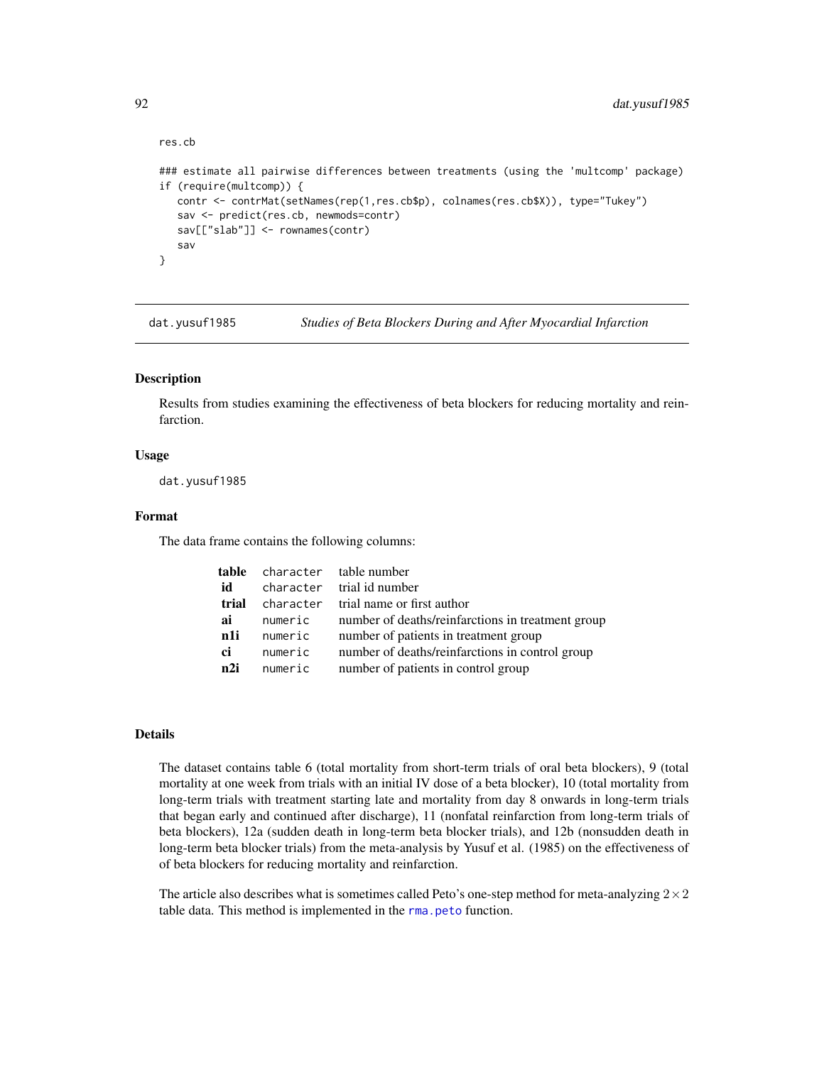```
res.cb

### estimate all pairwise differences between treatments (using the 'multcomp' package)
if (require(multcomp)) {
   contr <- contrMat(setNames(rep(1,res.cb$p), colnames(res.cb$X)), type="Tukey")
   sav <- predict(res.cb, newmods=contr)
   sav[["slab"]] <- rownames(contr)
   sav
}
```

---

`dat.yusuf1985` *Studies of Beta Blockers During and After Myocardial Infarction*

---

## Description

Results from studies examining the effectiveness of beta blockers for reducing mortality and reinfarction.

## Usage

```
dat.yusuf1985
```

## Format

The data frame contains the following columns:

| | | |
|---|---|---|
| **table** | `character` | table number |
| **id** | `character` | trial id number |
| **trial** | `character` | trial name or first author |
| **ai** | `numeric` | number of deaths/reinfarctions in treatment group |
| **n1i** | `numeric` | number of patients in treatment group |
| **ci** | `numeric` | number of deaths/reinfarctions in control group |
| **n2i** | `numeric` | number of patients in control group |

## Details

The dataset contains table 6 (total mortality from short-term trials of oral beta blockers), 9 (total mortality at one week from trials with an initial IV dose of a beta blocker), 10 (total mortality from long-term trials with treatment starting late and mortality from day 8 onwards in long-term trials that began early and continued after discharge), 11 (nonfatal reinfarction from long-term trials of beta blockers), 12a (sudden death in long-term beta blocker trials), and 12b (nonsudden death in long-term beta blocker trials) from the meta-analysis by Yusuf et al. (1985) on the effectiveness of of beta blockers for reducing mortality and reinfarction.

The article also describes what is sometimes called Peto's one-step method for meta-analyzing $2 \times 2$ table data. This method is implemented in the `rma.peto` function.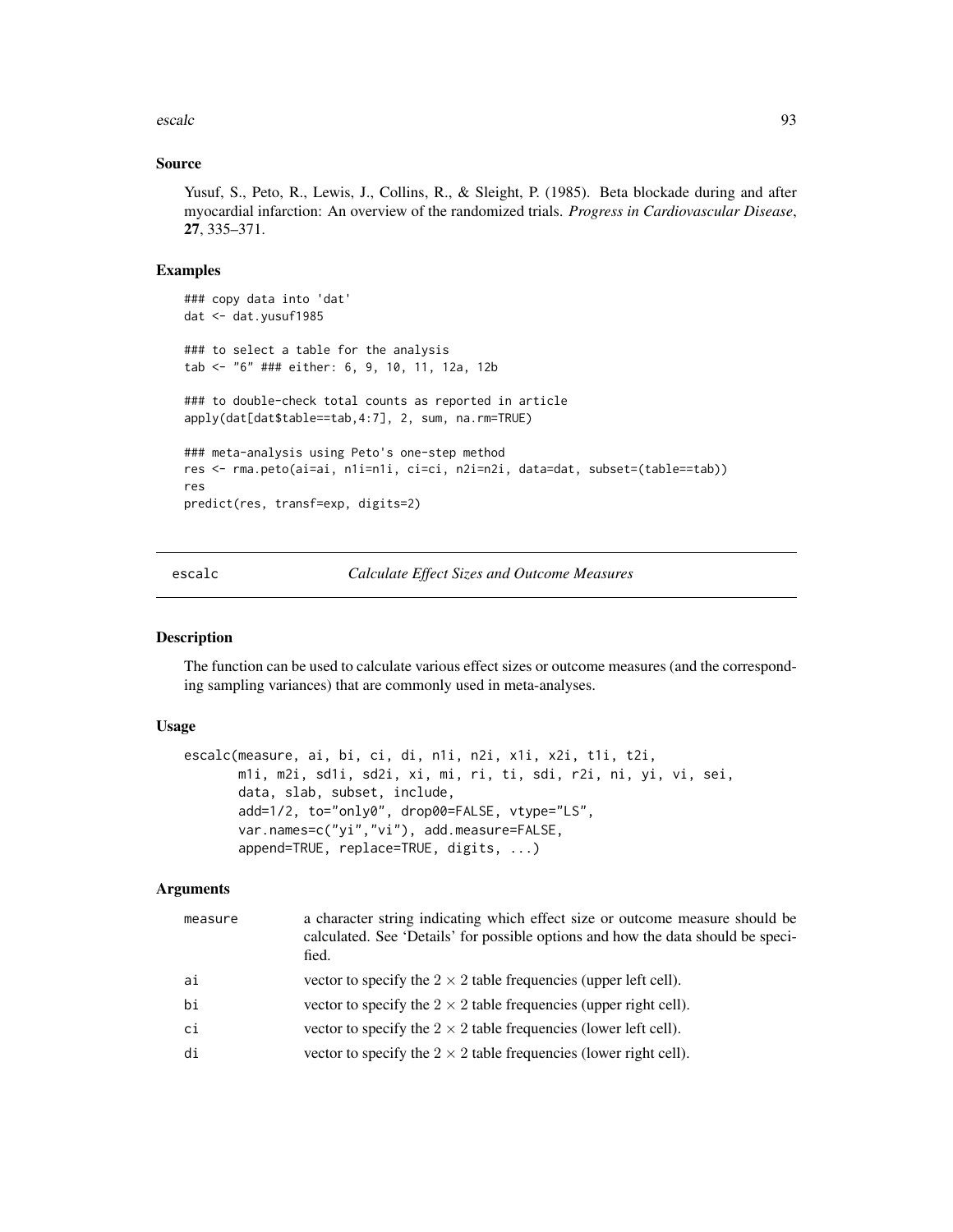### Source

Yusuf, S., Peto, R., Lewis, J., Collins, R., & Sleight, P. (1985). Beta blockade during and after myocardial infarction: An overview of the randomized trials. *Progress in Cardiovascular Disease*, **27**, 335–371.

### Examples

```
### copy data into 'dat'
dat <- dat.yusuf1985

### to select a table for the analysis
tab <- "6" ### either: 6, 9, 10, 11, 12a, 12b

### to double-check total counts as reported in article
apply(dat[dat$table==tab,4:7], 2, sum, na.rm=TRUE)

### meta-analysis using Peto's one-step method
res <- rma.peto(ai=ai, n1i=n1i, ci=ci, n2i=n2i, data=dat, subset=(table==tab))
res
predict(res, transf=exp, digits=2)
```

---

## escalc — *Calculate Effect Sizes and Outcome Measures*

---

### Description

The function can be used to calculate various effect sizes or outcome measures (and the corresponding sampling variances) that are commonly used in meta-analyses.

### Usage

```
escalc(measure, ai, bi, ci, di, n1i, n2i, x1i, x2i, t1i, t2i,
       m1i, m2i, sd1i, sd2i, xi, mi, ri, ti, sdi, r2i, ni, yi, vi, sei,
       data, slab, subset, include,
       add=1/2, to="only0", drop00=FALSE, vtype="LS",
       var.names=c("yi","vi"), add.measure=FALSE,
       append=TRUE, replace=TRUE, digits, ...)
```

### Arguments

| | |
|---|---|
| measure | a character string indicating which effect size or outcome measure should be calculated. See 'Details' for possible options and how the data should be specified. |
| ai | vector to specify the $2 \times 2$ table frequencies (upper left cell). |
| bi | vector to specify the $2 \times 2$ table frequencies (upper right cell). |
| ci | vector to specify the $2 \times 2$ table frequencies (lower left cell). |
| di | vector to specify the $2 \times 2$ table frequencies (lower right cell). |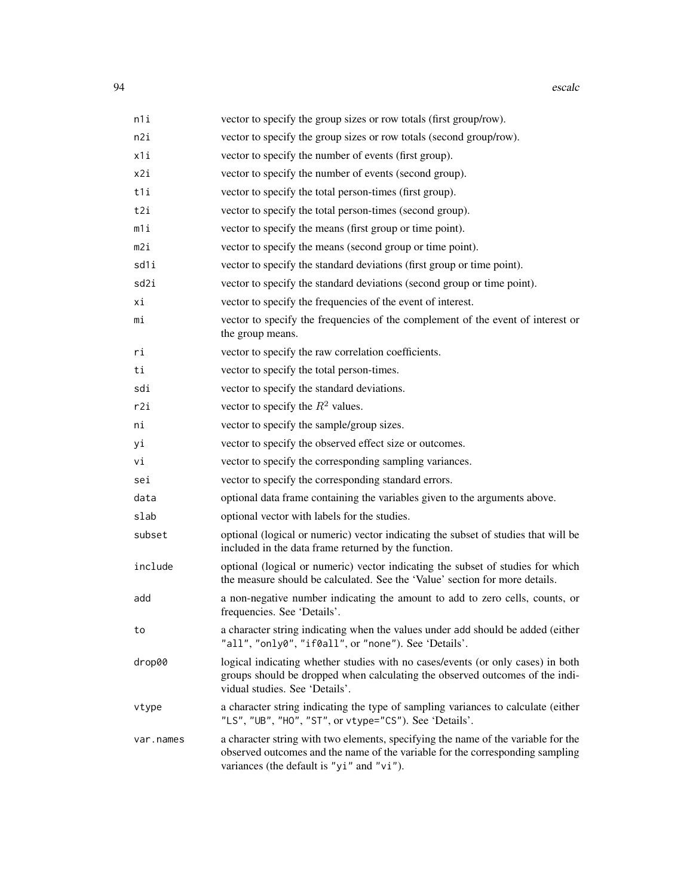| | |
|---|---|
| `n1i` | vector to specify the group sizes or row totals (first group/row). |
| `n2i` | vector to specify the group sizes or row totals (second group/row). |
| `x1i` | vector to specify the number of events (first group). |
| `x2i` | vector to specify the number of events (second group). |
| `t1i` | vector to specify the total person-times (first group). |
| `t2i` | vector to specify the total person-times (second group). |
| `m1i` | vector to specify the means (first group or time point). |
| `m2i` | vector to specify the means (second group or time point). |
| `sd1i` | vector to specify the standard deviations (first group or time point). |
| `sd2i` | vector to specify the standard deviations (second group or time point). |
| `xi` | vector to specify the frequencies of the event of interest. |
| `mi` | vector to specify the frequencies of the complement of the event of interest or the group means. |
| `ri` | vector to specify the raw correlation coefficients. |
| `ti` | vector to specify the total person-times. |
| `sdi` | vector to specify the standard deviations. |
| `r2i` | vector to specify the $R^2$ values. |
| `ni` | vector to specify the sample/group sizes. |
| `yi` | vector to specify the observed effect size or outcomes. |
| `vi` | vector to specify the corresponding sampling variances. |
| `sei` | vector to specify the corresponding standard errors. |
| `data` | optional data frame containing the variables given to the arguments above. |
| `slab` | optional vector with labels for the studies. |
| `subset` | optional (logical or numeric) vector indicating the subset of studies that will be included in the data frame returned by the function. |
| `include` | optional (logical or numeric) vector indicating the subset of studies for which the measure should be calculated. See the 'Value' section for more details. |
| `add` | a non-negative number indicating the amount to add to zero cells, counts, or frequencies. See 'Details'. |
| `to` | a character string indicating when the values under `add` should be added (either `"all"`, `"only0"`, `"if0all"`, or `"none"`). See 'Details'. |
| `drop00` | logical indicating whether studies with no cases/events (or only cases) in both groups should be dropped when calculating the observed outcomes of the individual studies. See 'Details'. |
| `vtype` | a character string indicating the type of sampling variances to calculate (either `"LS"`, `"UB"`, `"HO"`, `"ST"`, or `vtype="CS"`). See 'Details'. |
| `var.names` | a character string with two elements, specifying the name of the variable for the observed outcomes and the name of the variable for the corresponding sampling variances (the default is `"yi"` and `"vi"`). |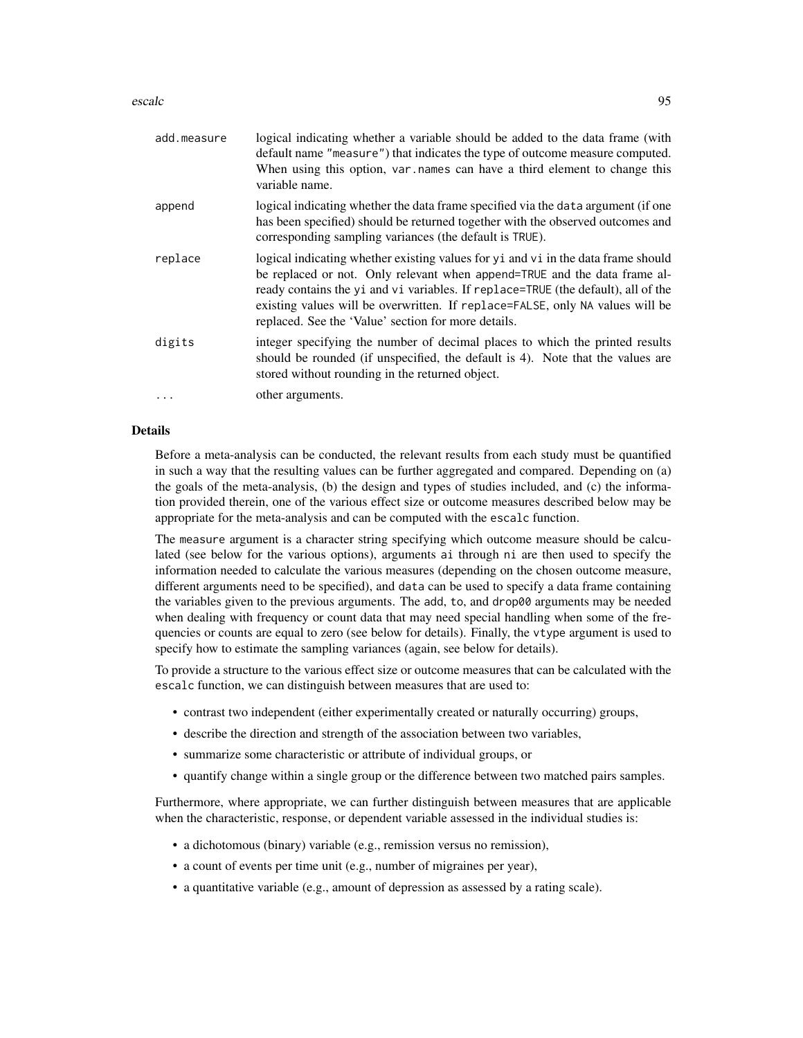| | |
|---|---|
| add.measure | logical indicating whether a variable should be added to the data frame (with default name "measure") that indicates the type of outcome measure computed. When using this option, var.names can have a third element to change this variable name. |
| append | logical indicating whether the data frame specified via the data argument (if one has been specified) should be returned together with the observed outcomes and corresponding sampling variances (the default is TRUE). |
| replace | logical indicating whether existing values for yi and vi in the data frame should be replaced or not. Only relevant when append=TRUE and the data frame already contains the yi and vi variables. If replace=TRUE (the default), all of the existing values will be overwritten. If replace=FALSE, only NA values will be replaced. See the 'Value' section for more details. |
| digits | integer specifying the number of decimal places to which the printed results should be rounded (if unspecified, the default is 4). Note that the values are stored without rounding in the returned object. |
| ... | other arguments. |

## Details

Before a meta-analysis can be conducted, the relevant results from each study must be quantified in such a way that the resulting values can be further aggregated and compared. Depending on (a) the goals of the meta-analysis, (b) the design and types of studies included, and (c) the information provided therein, one of the various effect size or outcome measures described below may be appropriate for the meta-analysis and can be computed with the escalc function.

The measure argument is a character string specifying which outcome measure should be calculated (see below for the various options), arguments ai through ni are then used to specify the information needed to calculate the various measures (depending on the chosen outcome measure, different arguments need to be specified), and data can be used to specify a data frame containing the variables given to the previous arguments. The add, to, and drop00 arguments may be needed when dealing with frequency or count data that may need special handling when some of the frequencies or counts are equal to zero (see below for details). Finally, the vtype argument is used to specify how to estimate the sampling variances (again, see below for details).

To provide a structure to the various effect size or outcome measures that can be calculated with the escalc function, we can distinguish between measures that are used to:

- contrast two independent (either experimentally created or naturally occurring) groups,
- describe the direction and strength of the association between two variables,
- summarize some characteristic or attribute of individual groups, or
- quantify change within a single group or the difference between two matched pairs samples.

Furthermore, where appropriate, we can further distinguish between measures that are applicable when the characteristic, response, or dependent variable assessed in the individual studies is:

- a dichotomous (binary) variable (e.g., remission versus no remission),
- a count of events per time unit (e.g., number of migraines per year),
- a quantitative variable (e.g., amount of depression as assessed by a rating scale).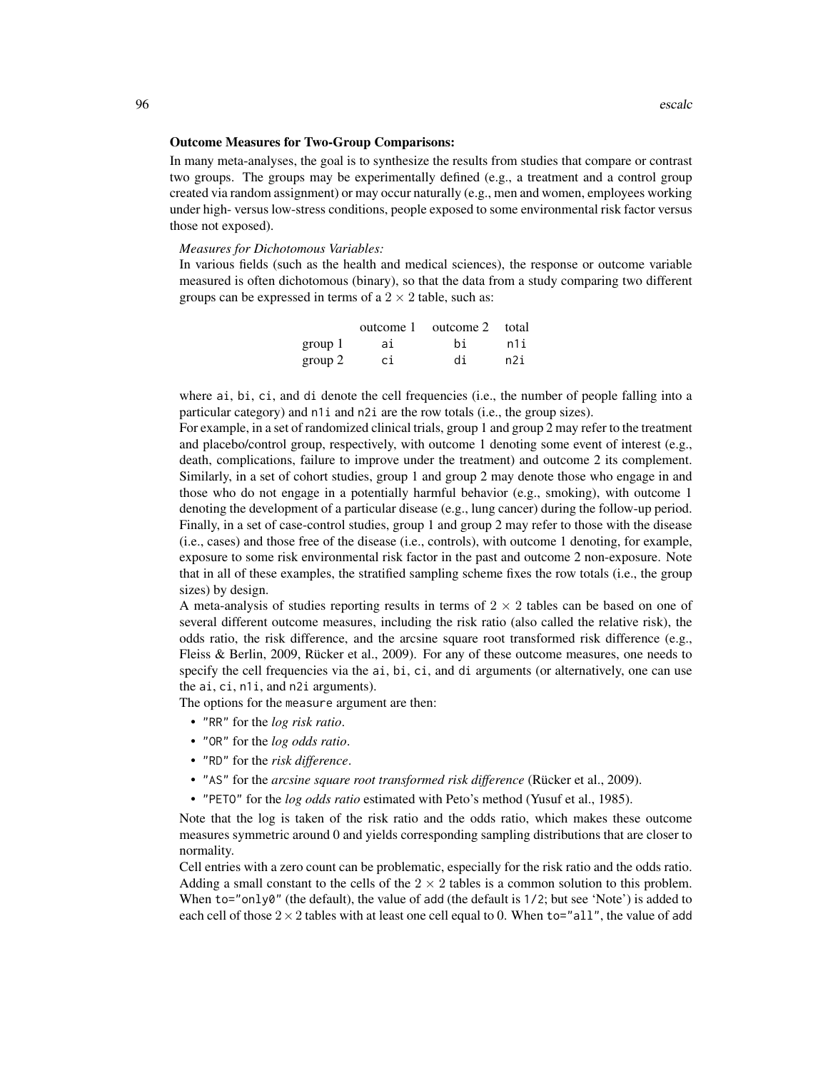**Outcome Measures for Two-Group Comparisons:**

In many meta-analyses, the goal is to synthesize the results from studies that compare or contrast two groups. The groups may be experimentally defined (e.g., a treatment and a control group created via random assignment) or may occur naturally (e.g., men and women, employees working under high- versus low-stress conditions, people exposed to some environmental risk factor versus those not exposed).

*Measures for Dichotomous Variables:*

In various fields (such as the health and medical sciences), the response or outcome variable measured is often dichotomous (binary), so that the data from a study comparing two different groups can be expressed in terms of a $2 \times 2$ table, such as:

| | outcome 1 | outcome 2 | total |
|---|---|---|---|
| group 1 | `ai` | `bi` | `n1i` |
| group 2 | `ci` | `di` | `n2i` |

where `ai`, `bi`, `ci`, and `di` denote the cell frequencies (i.e., the number of people falling into a particular category) and `n1i` and `n2i` are the row totals (i.e., the group sizes).

For example, in a set of randomized clinical trials, group 1 and group 2 may refer to the treatment and placebo/control group, respectively, with outcome 1 denoting some event of interest (e.g., death, complications, failure to improve under the treatment) and outcome 2 its complement. Similarly, in a set of cohort studies, group 1 and group 2 may denote those who engage in and those who do not engage in a potentially harmful behavior (e.g., smoking), with outcome 1 denoting the development of a particular disease (e.g., lung cancer) during the follow-up period. Finally, in a set of case-control studies, group 1 and group 2 may refer to those with the disease (i.e., cases) and those free of the disease (i.e., controls), with outcome 1 denoting, for example, exposure to some risk environmental risk factor in the past and outcome 2 non-exposure. Note that in all of these examples, the stratified sampling scheme fixes the row totals (i.e., the group sizes) by design.

A meta-analysis of studies reporting results in terms of $2 \times 2$ tables can be based on one of several different outcome measures, including the risk ratio (also called the relative risk), the odds ratio, the risk difference, and the arcsine square root transformed risk difference (e.g., Fleiss & Berlin, 2009, Rücker et al., 2009). For any of these outcome measures, one needs to specify the cell frequencies via the `ai`, `bi`, `ci`, and `di` arguments (or alternatively, one can use the `ai`, `ci`, `n1i`, and `n2i` arguments).

The options for the `measure` argument are then:

- `"RR"` for the *log risk ratio*.
- `"OR"` for the *log odds ratio*.
- `"RD"` for the *risk difference*.
- `"AS"` for the *arcsine square root transformed risk difference* (Rücker et al., 2009).
- `"PETO"` for the *log odds ratio* estimated with Peto's method (Yusuf et al., 1985).

Note that the log is taken of the risk ratio and the odds ratio, which makes these outcome measures symmetric around 0 and yields corresponding sampling distributions that are closer to normality.

Cell entries with a zero count can be problematic, especially for the risk ratio and the odds ratio. Adding a small constant to the cells of the $2 \times 2$ tables is a common solution to this problem. When `to="only0"` (the default), the value of `add` (the default is `1/2`; but see 'Note') is added to each cell of those $2 \times 2$ tables with at least one cell equal to 0. When `to="all"`, the value of `add`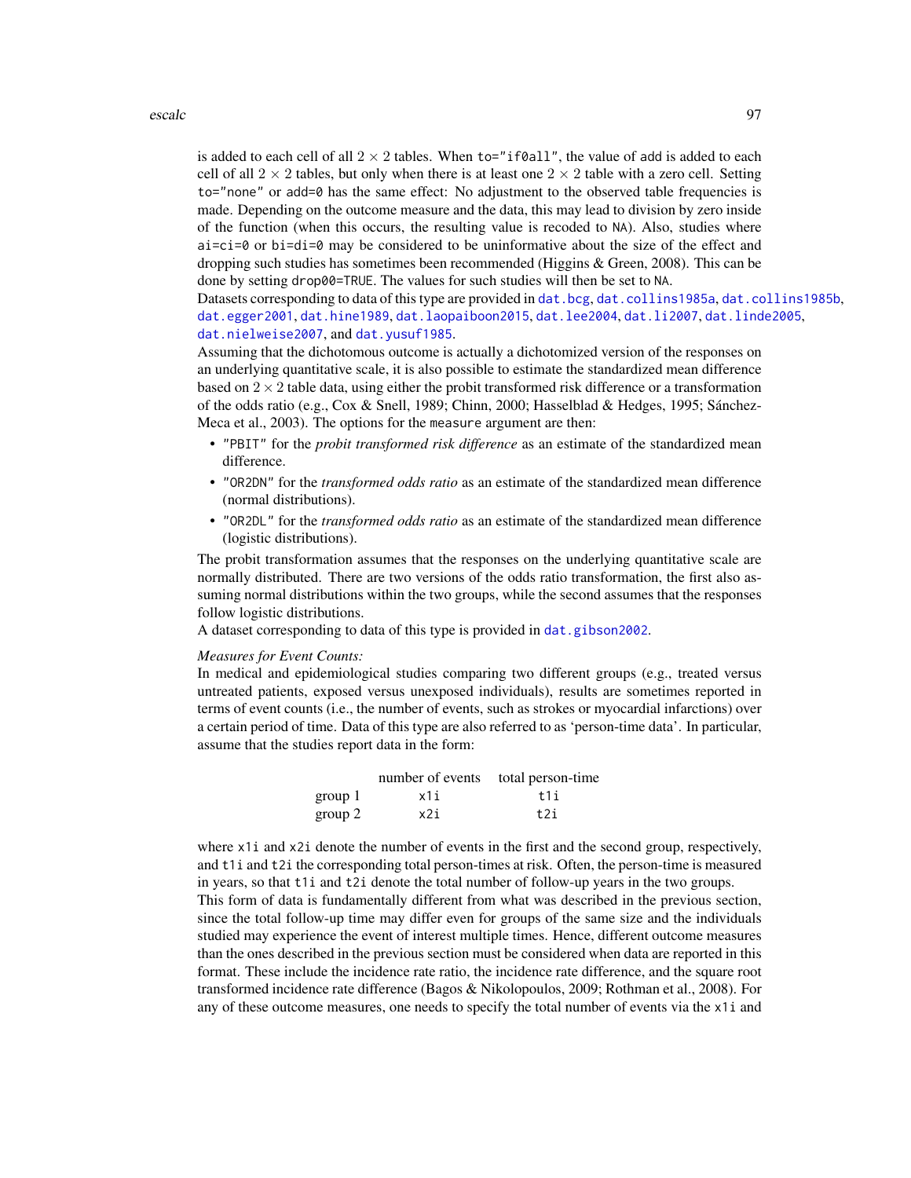is added to each cell of all $2 \times 2$ tables. When `to="if0all"`, the value of `add` is added to each cell of all $2 \times 2$ tables, but only when there is at least one $2 \times 2$ table with a zero cell. Setting `to="none"` or `add=0` has the same effect: No adjustment to the observed table frequencies is made. Depending on the outcome measure and the data, this may lead to division by zero inside of the function (when this occurs, the resulting value is recoded to `NA`). Also, studies where `ai=ci=0` or `bi=di=0` may be considered to be uninformative about the size of the effect and dropping such studies has sometimes been recommended (Higgins & Green, 2008). This can be done by setting `drop00=TRUE`. The values for such studies will then be set to `NA`.

Datasets corresponding to data of this type are provided in `dat.bcg`, `dat.collins1985a`, `dat.collins1985b`, `dat.egger2001`, `dat.hine1989`, `dat.laopaiboon2015`, `dat.lee2004`, `dat.li2007`, `dat.linde2005`, `dat.nielweise2007`, and `dat.yusuf1985`.

Assuming that the dichotomous outcome is actually a dichotomized version of the responses on an underlying quantitative scale, it is also possible to estimate the standardized mean difference based on $2 \times 2$ table data, using either the probit transformed risk difference or a transformation of the odds ratio (e.g., Cox & Snell, 1989; Chinn, 2000; Hasselblad & Hedges, 1995; Sánchez-Meca et al., 2003). The options for the `measure` argument are then:

- `"PBIT"` for the *probit transformed risk difference* as an estimate of the standardized mean difference.
- `"OR2DN"` for the *transformed odds ratio* as an estimate of the standardized mean difference (normal distributions).
- `"OR2DL"` for the *transformed odds ratio* as an estimate of the standardized mean difference (logistic distributions).

The probit transformation assumes that the responses on the underlying quantitative scale are normally distributed. There are two versions of the odds ratio transformation, the first also assuming normal distributions within the two groups, while the second assumes that the responses follow logistic distributions.

A dataset corresponding to data of this type is provided in `dat.gibson2002`.

*Measures for Event Counts:*

In medical and epidemiological studies comparing two different groups (e.g., treated versus untreated patients, exposed versus unexposed individuals), results are sometimes reported in terms of event counts (i.e., the number of events, such as strokes or myocardial infarctions) over a certain period of time. Data of this type are also referred to as 'person-time data'. In particular, assume that the studies report data in the form:

| | number of events | total person-time |
|---|---|---|
| group 1 | `x1i` | `t1i` |
| group 2 | `x2i` | `t2i` |

where `x1i` and `x2i` denote the number of events in the first and the second group, respectively, and `t1i` and `t2i` the corresponding total person-times at risk. Often, the person-time is measured in years, so that `t1i` and `t2i` denote the total number of follow-up years in the two groups.

This form of data is fundamentally different from what was described in the previous section, since the total follow-up time may differ even for groups of the same size and the individuals studied may experience the event of interest multiple times. Hence, different outcome measures than the ones described in the previous section must be considered when data are reported in this format. These include the incidence rate ratio, the incidence rate difference, and the square root transformed incidence rate difference (Bagos & Nikolopoulos, 2009; Rothman et al., 2008). For any of these outcome measures, one needs to specify the total number of events via the `x1i` and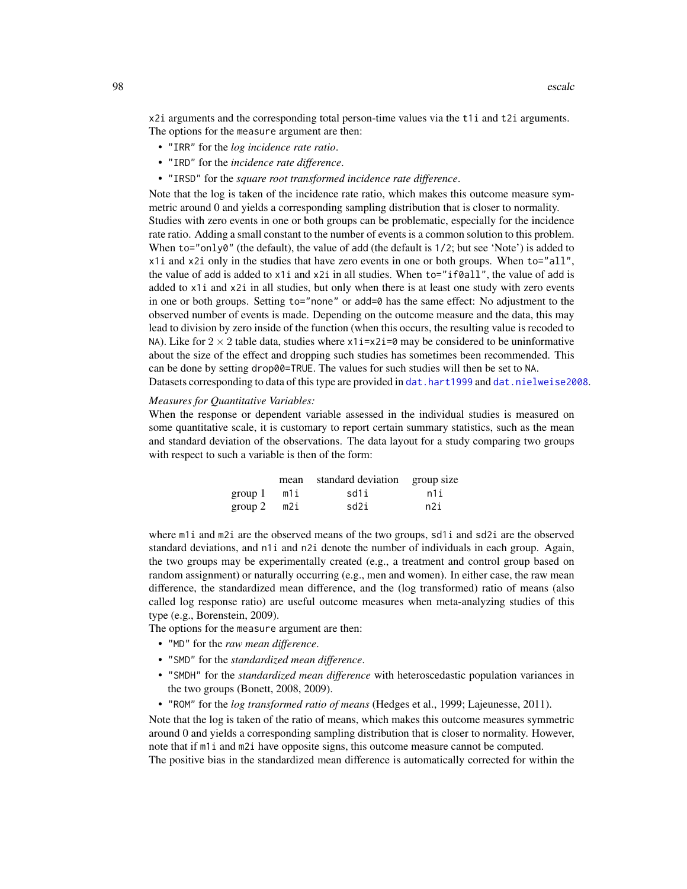x2i arguments and the corresponding total person-time values via the t1i and t2i arguments. The options for the measure argument are then:

- "IRR" for the *log incidence rate ratio*.
- "IRD" for the *incidence rate difference*.
- "IRSD" for the *square root transformed incidence rate difference*.

Note that the log is taken of the incidence rate ratio, which makes this outcome measure symmetric around 0 and yields a corresponding sampling distribution that is closer to normality.

Studies with zero events in one or both groups can be problematic, especially for the incidence rate ratio. Adding a small constant to the number of events is a common solution to this problem. When to="only0" (the default), the value of add (the default is 1/2; but see 'Note') is added to x1i and x2i only in the studies that have zero events in one or both groups. When to="all", the value of add is added to x1i and x2i in all studies. When to="if0all", the value of add is added to x1i and x2i in all studies, but only when there is at least one study with zero events in one or both groups. Setting to="none" or add=0 has the same effect: No adjustment to the observed number of events is made. Depending on the outcome measure and the data, this may lead to division by zero inside of the function (when this occurs, the resulting value is recoded to NA). Like for $2 \times 2$ table data, studies where x1i=x2i=0 may be considered to be uninformative about the size of the effect and dropping such studies has sometimes been recommended. This can be done by setting drop00=TRUE. The values for such studies will then be set to NA.

Datasets corresponding to data of this type are provided in dat.hart1999 and dat.nielweise2008.

*Measures for Quantitative Variables:*

When the response or dependent variable assessed in the individual studies is measured on some quantitative scale, it is customary to report certain summary statistics, such as the mean and standard deviation of the observations. The data layout for a study comparing two groups with respect to such a variable is then of the form:

| | mean | standard deviation | group size |
|---|---|---|---|
| group 1 | m1i | sd1i | n1i |
| group 2 | m2i | sd2i | n2i |

where m1i and m2i are the observed means of the two groups, sd1i and sd2i are the observed standard deviations, and n1i and n2i denote the number of individuals in each group. Again, the two groups may be experimentally created (e.g., a treatment and control group based on random assignment) or naturally occurring (e.g., men and women). In either case, the raw mean difference, the standardized mean difference, and the (log transformed) ratio of means (also called log response ratio) are useful outcome measures when meta-analyzing studies of this type (e.g., Borenstein, 2009).

The options for the measure argument are then:

- "MD" for the *raw mean difference*.
- "SMD" for the *standardized mean difference*.
- "SMDH" for the *standardized mean difference* with heteroscedastic population variances in the two groups (Bonett, 2008, 2009).
- "ROM" for the *log transformed ratio of means* (Hedges et al., 1999; Lajeunesse, 2011).

Note that the log is taken of the ratio of means, which makes this outcome measures symmetric around 0 and yields a corresponding sampling distribution that is closer to normality. However, note that if m1i and m2i have opposite signs, this outcome measure cannot be computed.

The positive bias in the standardized mean difference is automatically corrected for within the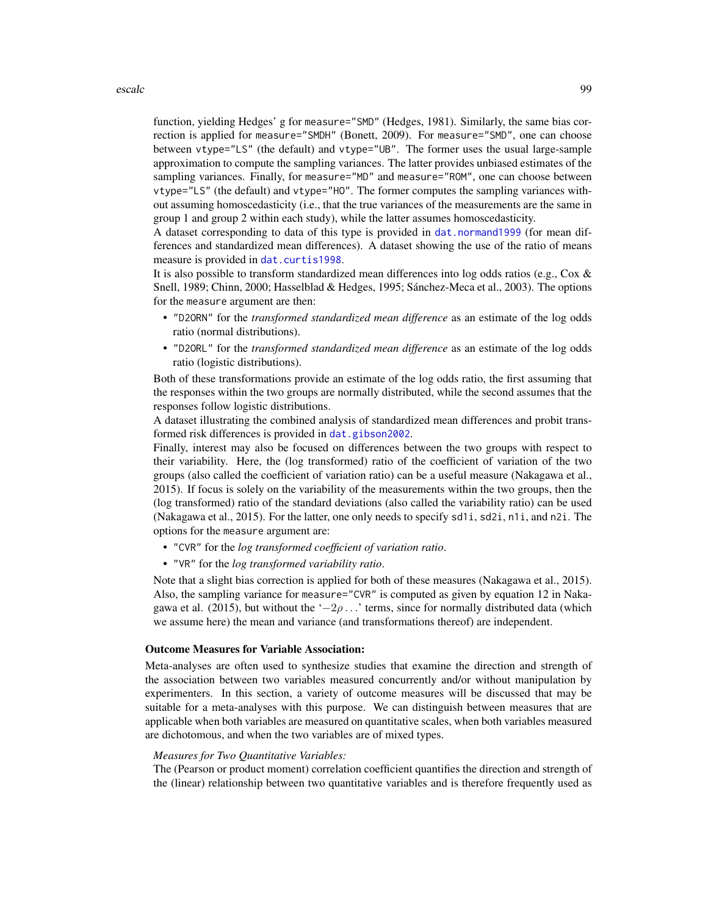function, yielding Hedges' g for `measure="SMD"` (Hedges, 1981). Similarly, the same bias correction is applied for `measure="SMDH"` (Bonett, 2009). For `measure="SMD"`, one can choose between `vtype="LS"` (the default) and `vtype="UB"`. The former uses the usual large-sample approximation to compute the sampling variances. The latter provides unbiased estimates of the sampling variances. Finally, for `measure="MD"` and `measure="ROM"`, one can choose between `vtype="LS"` (the default) and `vtype="HO"`. The former computes the sampling variances without assuming homoscedasticity (i.e., that the true variances of the measurements are the same in group 1 and group 2 within each study), while the latter assumes homoscedasticity.

A dataset corresponding to data of this type is provided in `dat.normand1999` (for mean differences and standardized mean differences). A dataset showing the use of the ratio of means measure is provided in `dat.curtis1998`.

It is also possible to transform standardized mean differences into log odds ratios (e.g., Cox & Snell, 1989; Chinn, 2000; Hasselblad & Hedges, 1995; Sánchez-Meca et al., 2003). The options for the `measure` argument are then:

- `"D2ORN"` for the *transformed standardized mean difference* as an estimate of the log odds ratio (normal distributions).
- `"D2ORL"` for the *transformed standardized mean difference* as an estimate of the log odds ratio (logistic distributions).

Both of these transformations provide an estimate of the log odds ratio, the first assuming that the responses within the two groups are normally distributed, while the second assumes that the responses follow logistic distributions.

A dataset illustrating the combined analysis of standardized mean differences and probit transformed risk differences is provided in `dat.gibson2002`.

Finally, interest may also be focused on differences between the two groups with respect to their variability. Here, the (log transformed) ratio of the coefficient of variation of the two groups (also called the coefficient of variation ratio) can be a useful measure (Nakagawa et al., 2015). If focus is solely on the variability of the measurements within the two groups, then the (log transformed) ratio of the standard deviations (also called the variability ratio) can be used (Nakagawa et al., 2015). For the latter, one only needs to specify `sd1i`, `sd2i`, `n1i`, and `n2i`. The options for the `measure` argument are:

- `"CVR"` for the *log transformed coefficient of variation ratio*.
- `"VR"` for the *log transformed variability ratio*.

Note that a slight bias correction is applied for both of these measures (Nakagawa et al., 2015). Also, the sampling variance for `measure="CVR"` is computed as given by equation 12 in Nakagawa et al. (2015), but without the '$-2\rho\ldots$' terms, since for normally distributed data (which we assume here) the mean and variance (and transformations thereof) are independent.

**Outcome Measures for Variable Association:**

Meta-analyses are often used to synthesize studies that examine the direction and strength of the association between two variables measured concurrently and/or without manipulation by experimenters. In this section, a variety of outcome measures will be discussed that may be suitable for a meta-analyses with this purpose. We can distinguish between measures that are applicable when both variables are measured on quantitative scales, when both variables measured are dichotomous, and when the two variables are of mixed types.

*Measures for Two Quantitative Variables:*

The (Pearson or product moment) correlation coefficient quantifies the direction and strength of the (linear) relationship between two quantitative variables and is therefore frequently used as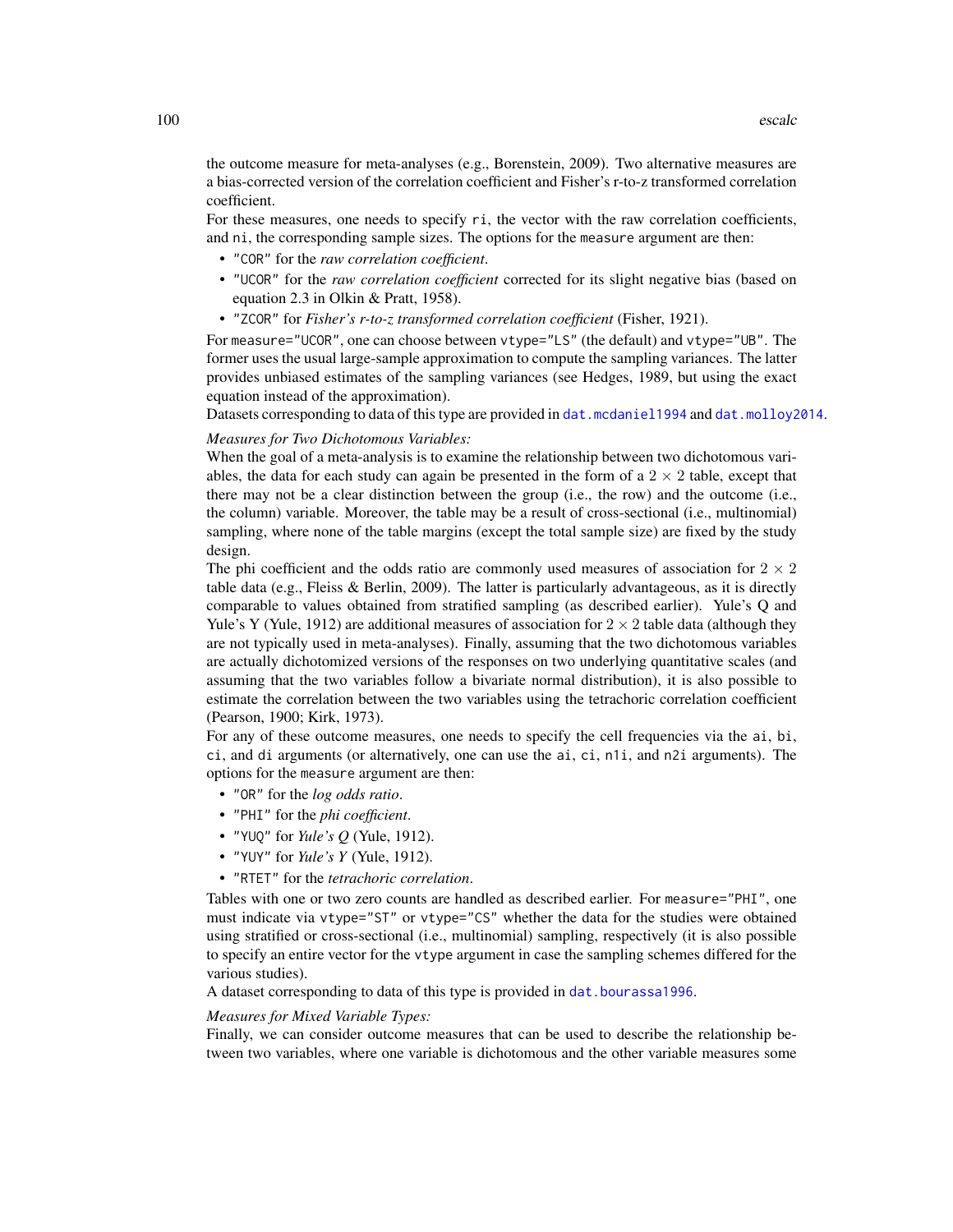the outcome measure for meta-analyses (e.g., Borenstein, 2009). Two alternative measures are a bias-corrected version of the correlation coefficient and Fisher's r-to-z transformed correlation coefficient.

For these measures, one needs to specify `ri`, the vector with the raw correlation coefficients, and `ni`, the corresponding sample sizes. The options for the `measure` argument are then:

- `"COR"` for the *raw correlation coefficient*.
- `"UCOR"` for the *raw correlation coefficient* corrected for its slight negative bias (based on equation 2.3 in Olkin & Pratt, 1958).
- `"ZCOR"` for *Fisher's r-to-z transformed correlation coefficient* (Fisher, 1921).

For `measure="UCOR"`, one can choose between `vtype="LS"` (the default) and `vtype="UB"`. The former uses the usual large-sample approximation to compute the sampling variances. The latter provides unbiased estimates of the sampling variances (see Hedges, 1989, but using the exact equation instead of the approximation).

Datasets corresponding to data of this type are provided in `dat.mcdaniel1994` and `dat.molloy2014`.

*Measures for Two Dichotomous Variables:*

When the goal of a meta-analysis is to examine the relationship between two dichotomous variables, the data for each study can again be presented in the form of a $2 \times 2$ table, except that there may not be a clear distinction between the group (i.e., the row) and the outcome (i.e., the column) variable. Moreover, the table may be a result of cross-sectional (i.e., multinomial) sampling, where none of the table margins (except the total sample size) are fixed by the study design.

The phi coefficient and the odds ratio are commonly used measures of association for $2 \times 2$ table data (e.g., Fleiss & Berlin, 2009). The latter is particularly advantageous, as it is directly comparable to values obtained from stratified sampling (as described earlier). Yule's Q and Yule's Y (Yule, 1912) are additional measures of association for $2 \times 2$ table data (although they are not typically used in meta-analyses). Finally, assuming that the two dichotomous variables are actually dichotomized versions of the responses on two underlying quantitative scales (and assuming that the two variables follow a bivariate normal distribution), it is also possible to estimate the correlation between the two variables using the tetrachoric correlation coefficient (Pearson, 1900; Kirk, 1973).

For any of these outcome measures, one needs to specify the cell frequencies via the `ai`, `bi`, `ci`, and `di` arguments (or alternatively, one can use the `ai`, `ci`, `n1i`, and `n2i` arguments). The options for the `measure` argument are then:

- `"OR"` for the *log odds ratio*.
- `"PHI"` for the *phi coefficient*.
- `"YUQ"` for *Yule's Q* (Yule, 1912).
- `"YUY"` for *Yule's Y* (Yule, 1912).
- `"RTET"` for the *tetrachoric correlation*.

Tables with one or two zero counts are handled as described earlier. For `measure="PHI"`, one must indicate via `vtype="ST"` or `vtype="CS"` whether the data for the studies were obtained using stratified or cross-sectional (i.e., multinomial) sampling, respectively (it is also possible to specify an entire vector for the `vtype` argument in case the sampling schemes differed for the various studies).

A dataset corresponding to data of this type is provided in `dat.bourassa1996`.

*Measures for Mixed Variable Types:*

Finally, we can consider outcome measures that can be used to describe the relationship between two variables, where one variable is dichotomous and the other variable measures some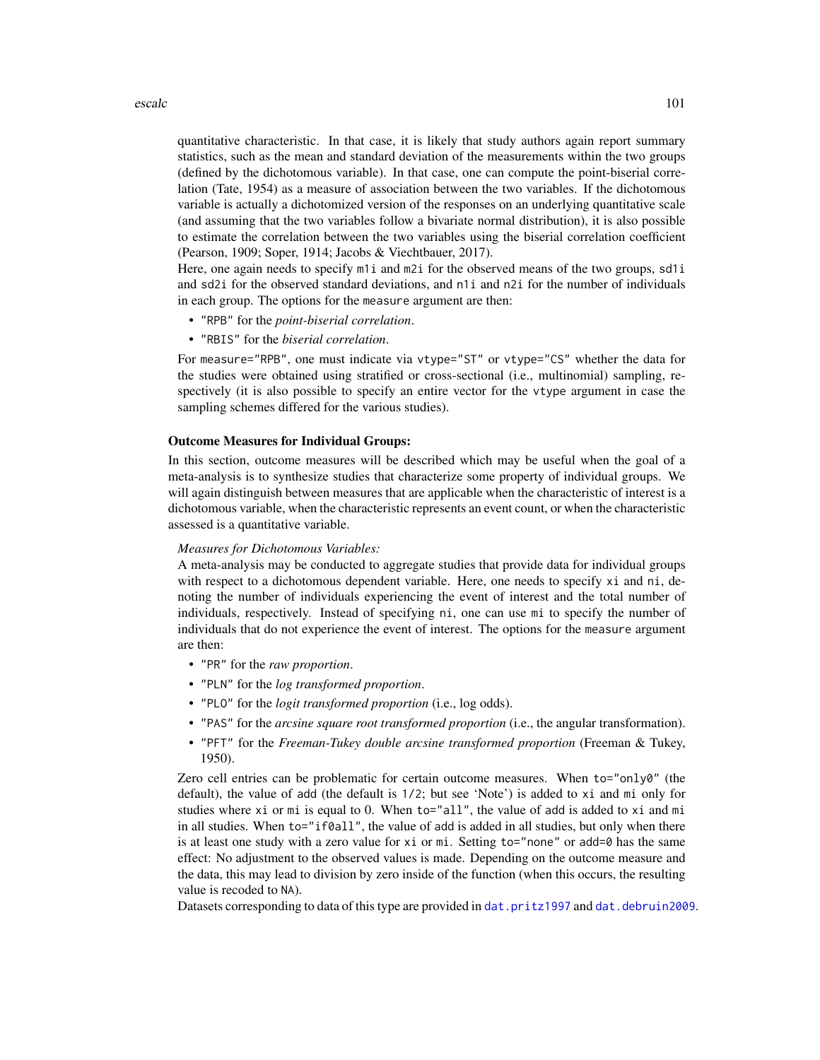quantitative characteristic. In that case, it is likely that study authors again report summary statistics, such as the mean and standard deviation of the measurements within the two groups (defined by the dichotomous variable). In that case, one can compute the point-biserial correlation (Tate, 1954) as a measure of association between the two variables. If the dichotomous variable is actually a dichotomized version of the responses on an underlying quantitative scale (and assuming that the two variables follow a bivariate normal distribution), it is also possible to estimate the correlation between the two variables using the biserial correlation coefficient (Pearson, 1909; Soper, 1914; Jacobs & Viechtbauer, 2017).

Here, one again needs to specify `m1i` and `m2i` for the observed means of the two groups, `sd1i` and `sd2i` for the observed standard deviations, and `n1i` and `n2i` for the number of individuals in each group. The options for the `measure` argument are then:

- `"RPB"` for the *point-biserial correlation*.
- `"RBIS"` for the *biserial correlation*.

For `measure="RPB"`, one must indicate via `vtype="ST"` or `vtype="CS"` whether the data for the studies were obtained using stratified or cross-sectional (i.e., multinomial) sampling, respectively (it is also possible to specify an entire vector for the `vtype` argument in case the sampling schemes differed for the various studies).

### Outcome Measures for Individual Groups:

In this section, outcome measures will be described which may be useful when the goal of a meta-analysis is to synthesize studies that characterize some property of individual groups. We will again distinguish between measures that are applicable when the characteristic of interest is a dichotomous variable, when the characteristic represents an event count, or when the characteristic assessed is a quantitative variable.

*Measures for Dichotomous Variables:*

A meta-analysis may be conducted to aggregate studies that provide data for individual groups with respect to a dichotomous dependent variable. Here, one needs to specify `xi` and `ni`, denoting the number of individuals experiencing the event of interest and the total number of individuals, respectively. Instead of specifying `ni`, one can use `mi` to specify the number of individuals that do not experience the event of interest. The options for the `measure` argument are then:

- `"PR"` for the *raw proportion*.
- `"PLN"` for the *log transformed proportion*.
- `"PLO"` for the *logit transformed proportion* (i.e., log odds).
- `"PAS"` for the *arcsine square root transformed proportion* (i.e., the angular transformation).
- `"PFT"` for the *Freeman-Tukey double arcsine transformed proportion* (Freeman & Tukey, 1950).

Zero cell entries can be problematic for certain outcome measures. When `to="only0"` (the default), the value of `add` (the default is `1/2`; but see 'Note') is added to `xi` and `mi` only for studies where `xi` or `mi` is equal to 0. When `to="all"`, the value of `add` is added to `xi` and `mi` in all studies. When `to="if0all"`, the value of `add` is added in all studies, but only when there is at least one study with a zero value for `xi` or `mi`. Setting `to="none"` or `add=0` has the same effect: No adjustment to the observed values is made. Depending on the outcome measure and the data, this may lead to division by zero inside of the function (when this occurs, the resulting value is recoded to `NA`).

Datasets corresponding to data of this type are provided in `dat.pritz1997` and `dat.debruin2009`.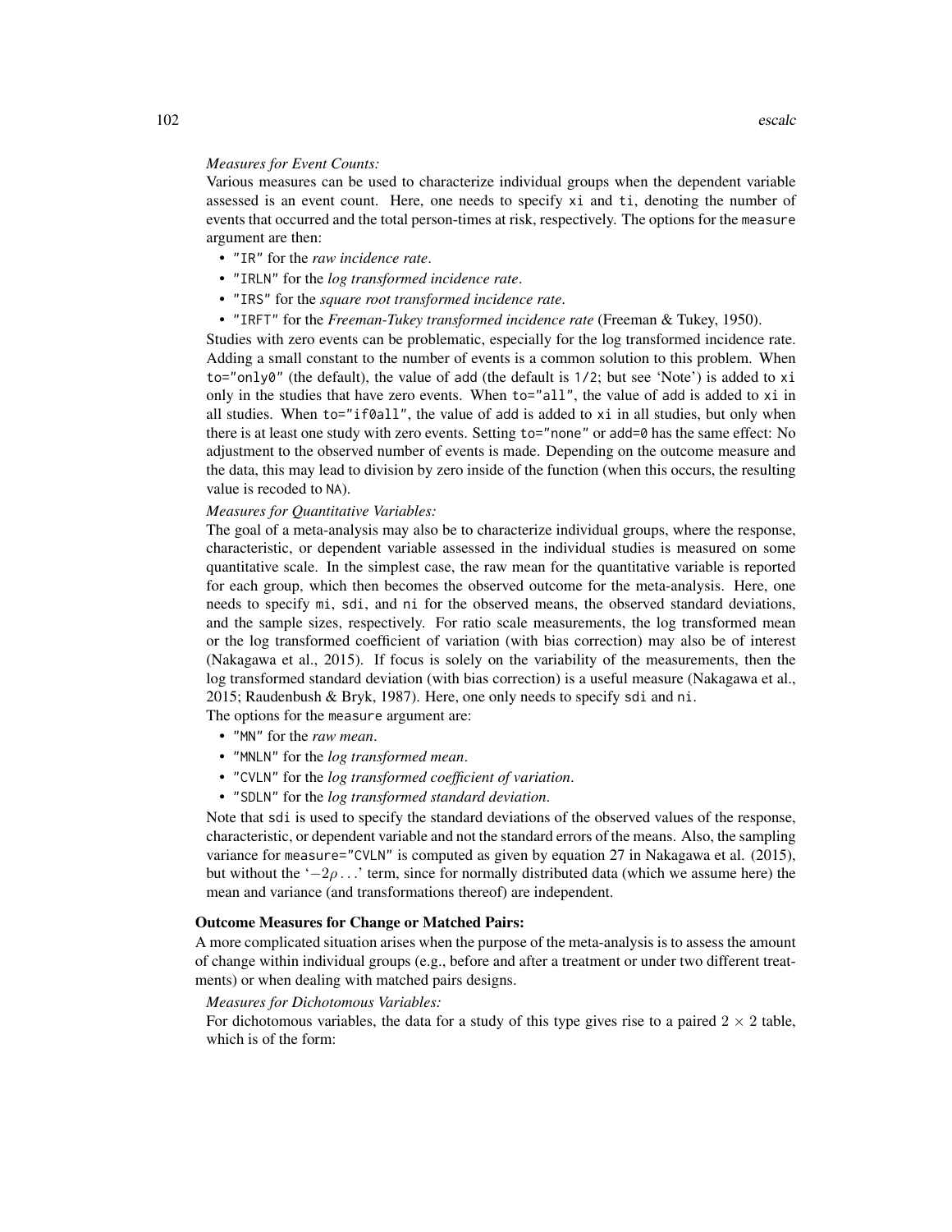*Measures for Event Counts:*

Various measures can be used to characterize individual groups when the dependent variable assessed is an event count. Here, one needs to specify `xi` and `ti`, denoting the number of events that occurred and the total person-times at risk, respectively. The options for the `measure` argument are then:

- `"IR"` for the *raw incidence rate*.
- `"IRLN"` for the *log transformed incidence rate*.
- `"IRS"` for the *square root transformed incidence rate*.
- `"IRFT"` for the *Freeman-Tukey transformed incidence rate* (Freeman & Tukey, 1950).

Studies with zero events can be problematic, especially for the log transformed incidence rate. Adding a small constant to the number of events is a common solution to this problem. When `to="only0"` (the default), the value of `add` (the default is `1/2`; but see 'Note') is added to `xi` only in the studies that have zero events. When `to="all"`, the value of `add` is added to `xi` in all studies. When `to="if0all"`, the value of `add` is added to `xi` in all studies, but only when there is at least one study with zero events. Setting `to="none"` or `add=0` has the same effect: No adjustment to the observed number of events is made. Depending on the outcome measure and the data, this may lead to division by zero inside of the function (when this occurs, the resulting value is recoded to `NA`).

*Measures for Quantitative Variables:*

The goal of a meta-analysis may also be to characterize individual groups, where the response, characteristic, or dependent variable assessed in the individual studies is measured on some quantitative scale. In the simplest case, the raw mean for the quantitative variable is reported for each group, which then becomes the observed outcome for the meta-analysis. Here, one needs to specify `mi`, `sdi`, and `ni` for the observed means, the observed standard deviations, and the sample sizes, respectively. For ratio scale measurements, the log transformed mean or the log transformed coefficient of variation (with bias correction) may also be of interest (Nakagawa et al., 2015). If focus is solely on the variability of the measurements, then the log transformed standard deviation (with bias correction) is a useful measure (Nakagawa et al., 2015; Raudenbush & Bryk, 1987). Here, one only needs to specify `sdi` and `ni`.

The options for the `measure` argument are:

- `"MN"` for the *raw mean*.
- `"MNLN"` for the *log transformed mean*.
- `"CVLN"` for the *log transformed coefficient of variation*.
- `"SDLN"` for the *log transformed standard deviation*.

Note that `sdi` is used to specify the standard deviations of the observed values of the response, characteristic, or dependent variable and not the standard errors of the means. Also, the sampling variance for `measure="CVLN"` is computed as given by equation 27 in Nakagawa et al. (2015), but without the '$-2\rho\ldots$' term, since for normally distributed data (which we assume here) the mean and variance (and transformations thereof) are independent.

**Outcome Measures for Change or Matched Pairs:**

A more complicated situation arises when the purpose of the meta-analysis is to assess the amount of change within individual groups (e.g., before and after a treatment or under two different treatments) or when dealing with matched pairs designs.

*Measures for Dichotomous Variables:*

For dichotomous variables, the data for a study of this type gives rise to a paired $2 \times 2$ table, which is of the form: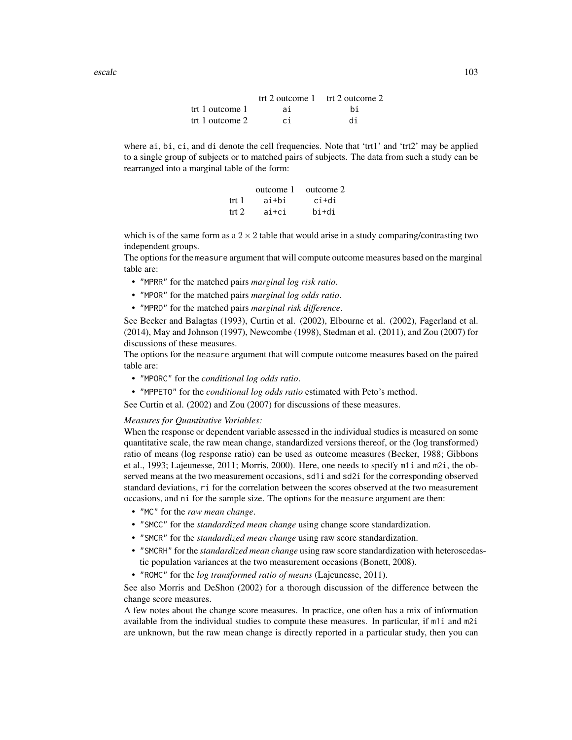| | trt 2 outcome 1 | trt 2 outcome 2 |
|---|---|---|
| trt 1 outcome 1 | ai | bi |
| trt 1 outcome 2 | ci | di |

where ai, bi, ci, and di denote the cell frequencies. Note that 'trt1' and 'trt2' may be applied to a single group of subjects or to matched pairs of subjects. The data from such a study can be rearranged into a marginal table of the form:

| | outcome 1 | outcome 2 |
|---|---|---|
| trt 1 | ai+bi | ci+di |
| trt 2 | ai+ci | bi+di |

which is of the same form as a $2 \times 2$ table that would arise in a study comparing/contrasting two independent groups.

The options for the measure argument that will compute outcome measures based on the marginal table are:

- "MPRR" for the matched pairs *marginal log risk ratio*.
- "MPOR" for the matched pairs *marginal log odds ratio*.
- "MPRD" for the matched pairs *marginal risk difference*.

See Becker and Balagtas (1993), Curtin et al. (2002), Elbourne et al. (2002), Fagerland et al. (2014), May and Johnson (1997), Newcombe (1998), Stedman et al. (2011), and Zou (2007) for discussions of these measures.

The options for the measure argument that will compute outcome measures based on the paired table are:

- "MPORC" for the *conditional log odds ratio*.
- "MPPETO" for the *conditional log odds ratio* estimated with Peto's method.

See Curtin et al. (2002) and Zou (2007) for discussions of these measures.

*Measures for Quantitative Variables:*

When the response or dependent variable assessed in the individual studies is measured on some quantitative scale, the raw mean change, standardized versions thereof, or the (log transformed) ratio of means (log response ratio) can be used as outcome measures (Becker, 1988; Gibbons et al., 1993; Lajeunesse, 2011; Morris, 2000). Here, one needs to specify m1i and m2i, the observed means at the two measurement occasions, sd1i and sd2i for the corresponding observed standard deviations, ri for the correlation between the scores observed at the two measurement occasions, and ni for the sample size. The options for the measure argument are then:

- "MC" for the *raw mean change*.
- "SMCC" for the *standardized mean change* using change score standardization.
- "SMCR" for the *standardized mean change* using raw score standardization.
- "SMCRH" for the *standardized mean change* using raw score standardization with heteroscedastic population variances at the two measurement occasions (Bonett, 2008).
- "ROMC" for the *log transformed ratio of means* (Lajeunesse, 2011).

See also Morris and DeShon (2002) for a thorough discussion of the difference between the change score measures.

A few notes about the change score measures. In practice, one often has a mix of information available from the individual studies to compute these measures. In particular, if m1i and m2i are unknown, but the raw mean change is directly reported in a particular study, then you can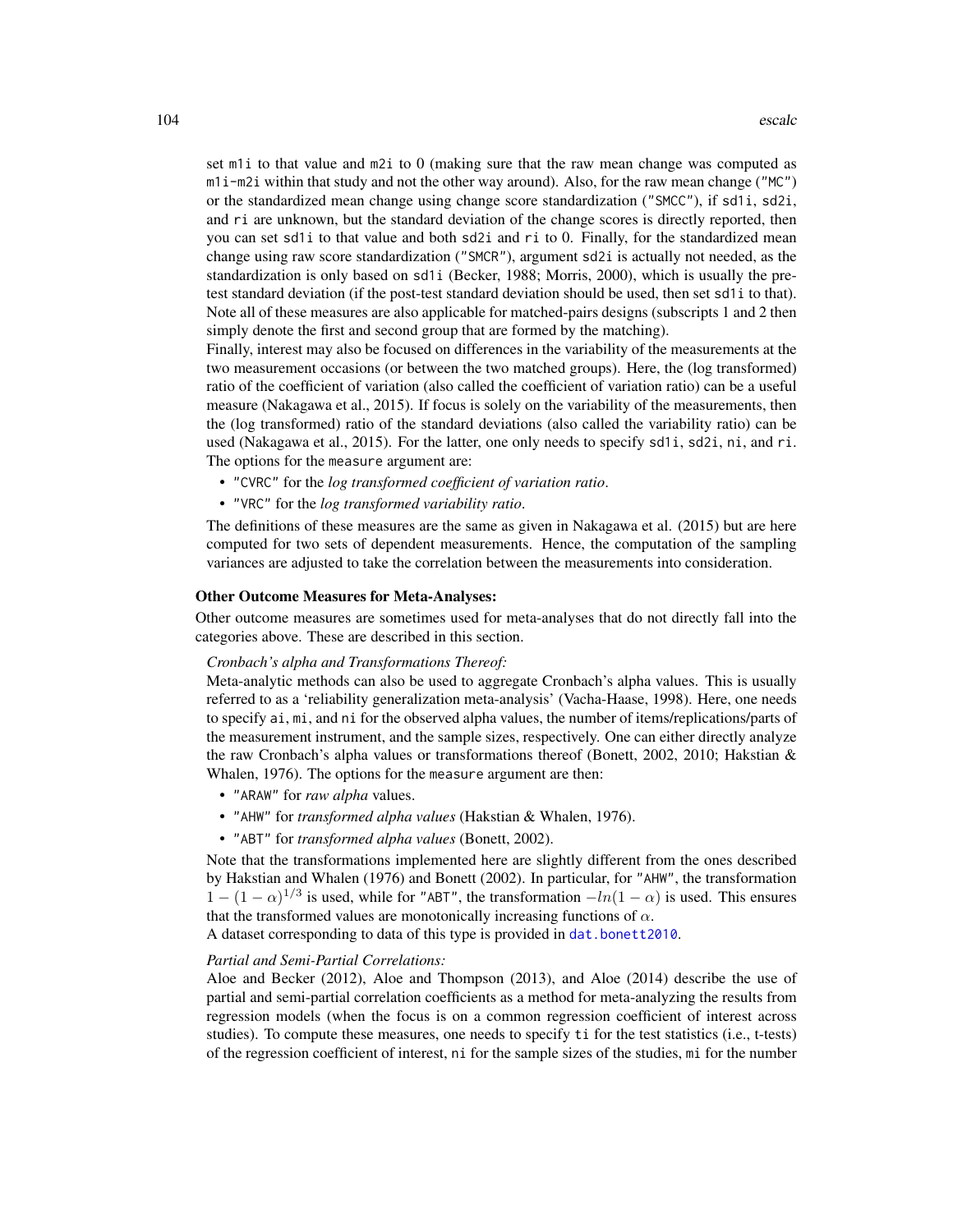set `m1i` to that value and `m2i` to 0 (making sure that the raw mean change was computed as `m1i-m2i` within that study and not the other way around). Also, for the raw mean change ("MC") or the standardized mean change using change score standardization ("SMCC"), if `sd1i`, `sd2i`, and `ri` are unknown, but the standard deviation of the change scores is directly reported, then you can set `sd1i` to that value and both `sd2i` and `ri` to 0. Finally, for the standardized mean change using raw score standardization ("SMCR"), argument `sd2i` is actually not needed, as the standardization is only based on `sd1i` (Becker, 1988; Morris, 2000), which is usually the pre-test standard deviation (if the post-test standard deviation should be used, then set `sd1i` to that). Note all of these measures are also applicable for matched-pairs designs (subscripts 1 and 2 then simply denote the first and second group that are formed by the matching).

Finally, interest may also be focused on differences in the variability of the measurements at the two measurement occasions (or between the two matched groups). Here, the (log transformed) ratio of the coefficient of variation (also called the coefficient of variation ratio) can be a useful measure (Nakagawa et al., 2015). If focus is solely on the variability of the measurements, then the (log transformed) ratio of the standard deviations (also called the variability ratio) can be used (Nakagawa et al., 2015). For the latter, one only needs to specify `sd1i`, `sd2i`, `ni`, and `ri`. The options for the `measure` argument are:

- "CVRC" for the *log transformed coefficient of variation ratio*.
- "VRC" for the *log transformed variability ratio*.

The definitions of these measures are the same as given in Nakagawa et al. (2015) but are here computed for two sets of dependent measurements. Hence, the computation of the sampling variances are adjusted to take the correlation between the measurements into consideration.

**Other Outcome Measures for Meta-Analyses:**

Other outcome measures are sometimes used for meta-analyses that do not directly fall into the categories above. These are described in this section.

*Cronbach's alpha and Transformations Thereof:*

Meta-analytic methods can also be used to aggregate Cronbach's alpha values. This is usually referred to as a 'reliability generalization meta-analysis' (Vacha-Haase, 1998). Here, one needs to specify `ai`, `mi`, and `ni` for the observed alpha values, the number of items/replications/parts of the measurement instrument, and the sample sizes, respectively. One can either directly analyze the raw Cronbach's alpha values or transformations thereof (Bonett, 2002, 2010; Hakstian & Whalen, 1976). The options for the `measure` argument are then:

- "ARAW" for *raw alpha* values.
- "AHW" for *transformed alpha values* (Hakstian & Whalen, 1976).
- "ABT" for *transformed alpha values* (Bonett, 2002).

Note that the transformations implemented here are slightly different from the ones described by Hakstian and Whalen (1976) and Bonett (2002). In particular, for "AHW", the transformation $1 - (1 - \alpha)^{1/3}$ is used, while for "ABT", the transformation $-ln(1 - \alpha)$ is used. This ensures that the transformed values are monotonically increasing functions of $\alpha$.

A dataset corresponding to data of this type is provided in `dat.bonett2010`.

*Partial and Semi-Partial Correlations:*

Aloe and Becker (2012), Aloe and Thompson (2013), and Aloe (2014) describe the use of partial and semi-partial correlation coefficients as a method for meta-analyzing the results from regression models (when the focus is on a common regression coefficient of interest across studies). To compute these measures, one needs to specify `ti` for the test statistics (i.e., t-tests) of the regression coefficient of interest, `ni` for the sample sizes of the studies, `mi` for the number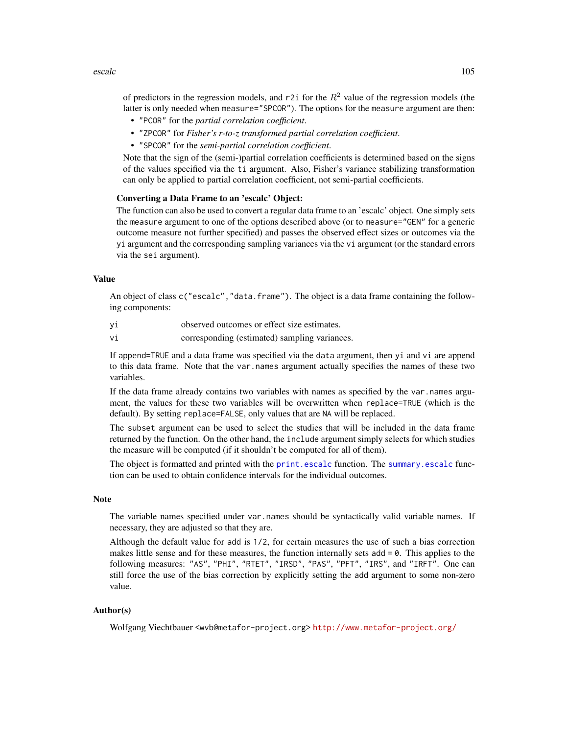of predictors in the regression models, and `r2i` for the $R^2$ value of the regression models (the latter is only needed when `measure="SPCOR"`). The options for the `measure` argument are then:

- `"PCOR"` for the *partial correlation coefficient*.
- `"ZPCOR"` for *Fisher's r-to-z transformed partial correlation coefficient*.
- `"SPCOR"` for the *semi-partial correlation coefficient*.

Note that the sign of the (semi-)partial correlation coefficients is determined based on the signs of the values specified via the `ti` argument. Also, Fisher's variance stabilizing transformation can only be applied to partial correlation coefficient, not semi-partial coefficients.

**Converting a Data Frame to an 'escalc' Object:**

The function can also be used to convert a regular data frame to an 'escalc' object. One simply sets the `measure` argument to one of the options described above (or to `measure="GEN"` for a generic outcome measure not further specified) and passes the observed effect sizes or outcomes via the `yi` argument and the corresponding sampling variances via the `vi` argument (or the standard errors via the `sei` argument).

## Value

An object of class `c("escalc","data.frame")`. The object is a data frame containing the following components:

| | |
|---|---|
| `yi` | observed outcomes or effect size estimates. |
| `vi` | corresponding (estimated) sampling variances. |

If `append=TRUE` and a data frame was specified via the `data` argument, then `yi` and `vi` are append to this data frame. Note that the `var.names` argument actually specifies the names of these two variables.

If the data frame already contains two variables with names as specified by the `var.names` argument, the values for these two variables will be overwritten when `replace=TRUE` (which is the default). By setting `replace=FALSE`, only values that are `NA` will be replaced.

The `subset` argument can be used to select the studies that will be included in the data frame returned by the function. On the other hand, the `include` argument simply selects for which studies the measure will be computed (if it shouldn't be computed for all of them).

The object is formatted and printed with the `print.escalc` function. The `summary.escalc` function can be used to obtain confidence intervals for the individual outcomes.

## Note

The variable names specified under `var.names` should be syntactically valid variable names. If necessary, they are adjusted so that they are.

Although the default value for `add` is `1/2`, for certain measures the use of such a bias correction makes little sense and for these measures, the function internally sets `add = 0`. This applies to the following measures: `"AS"`, `"PHI"`, `"RTET"`, `"IRSD"`, `"PAS"`, `"PFT"`, `"IRS"`, and `"IRFT"`. One can still force the use of the bias correction by explicitly setting the `add` argument to some non-zero value.

## Author(s)

Wolfgang Viechtbauer <wvb@metafor-project.org> http://www.metafor-project.org/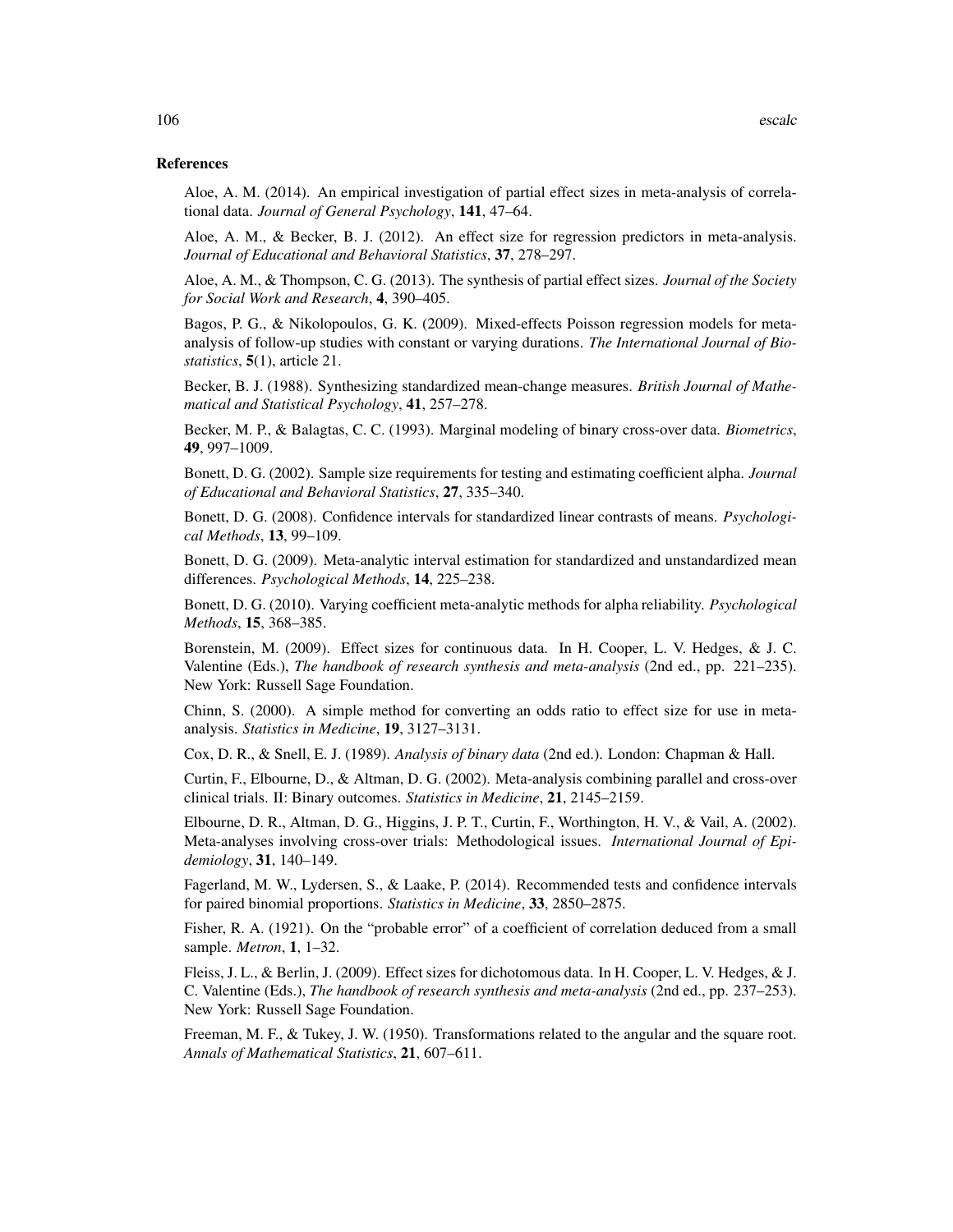## References

Aloe, A. M. (2014). An empirical investigation of partial effect sizes in meta-analysis of correlational data. *Journal of General Psychology*, **141**, 47–64.

Aloe, A. M., & Becker, B. J. (2012). An effect size for regression predictors in meta-analysis. *Journal of Educational and Behavioral Statistics*, **37**, 278–297.

Aloe, A. M., & Thompson, C. G. (2013). The synthesis of partial effect sizes. *Journal of the Society for Social Work and Research*, **4**, 390–405.

Bagos, P. G., & Nikolopoulos, G. K. (2009). Mixed-effects Poisson regression models for meta-analysis of follow-up studies with constant or varying durations. *The International Journal of Biostatistics*, **5**(1), article 21.

Becker, B. J. (1988). Synthesizing standardized mean-change measures. *British Journal of Mathematical and Statistical Psychology*, **41**, 257–278.

Becker, M. P., & Balagtas, C. C. (1993). Marginal modeling of binary cross-over data. *Biometrics*, **49**, 997–1009.

Bonett, D. G. (2002). Sample size requirements for testing and estimating coefficient alpha. *Journal of Educational and Behavioral Statistics*, **27**, 335–340.

Bonett, D. G. (2008). Confidence intervals for standardized linear contrasts of means. *Psychological Methods*, **13**, 99–109.

Bonett, D. G. (2009). Meta-analytic interval estimation for standardized and unstandardized mean differences. *Psychological Methods*, **14**, 225–238.

Bonett, D. G. (2010). Varying coefficient meta-analytic methods for alpha reliability. *Psychological Methods*, **15**, 368–385.

Borenstein, M. (2009). Effect sizes for continuous data. In H. Cooper, L. V. Hedges, & J. C. Valentine (Eds.), *The handbook of research synthesis and meta-analysis* (2nd ed., pp. 221–235). New York: Russell Sage Foundation.

Chinn, S. (2000). A simple method for converting an odds ratio to effect size for use in meta-analysis. *Statistics in Medicine*, **19**, 3127–3131.

Cox, D. R., & Snell, E. J. (1989). *Analysis of binary data* (2nd ed.). London: Chapman & Hall.

Curtin, F., Elbourne, D., & Altman, D. G. (2002). Meta-analysis combining parallel and cross-over clinical trials. II: Binary outcomes. *Statistics in Medicine*, **21**, 2145–2159.

Elbourne, D. R., Altman, D. G., Higgins, J. P. T., Curtin, F., Worthington, H. V., & Vail, A. (2002). Meta-analyses involving cross-over trials: Methodological issues. *International Journal of Epidemiology*, **31**, 140–149.

Fagerland, M. W., Lydersen, S., & Laake, P. (2014). Recommended tests and confidence intervals for paired binomial proportions. *Statistics in Medicine*, **33**, 2850–2875.

Fisher, R. A. (1921). On the "probable error" of a coefficient of correlation deduced from a small sample. *Metron*, **1**, 1–32.

Fleiss, J. L., & Berlin, J. (2009). Effect sizes for dichotomous data. In H. Cooper, L. V. Hedges, & J. C. Valentine (Eds.), *The handbook of research synthesis and meta-analysis* (2nd ed., pp. 237–253). New York: Russell Sage Foundation.

Freeman, M. F., & Tukey, J. W. (1950). Transformations related to the angular and the square root. *Annals of Mathematical Statistics*, **21**, 607–611.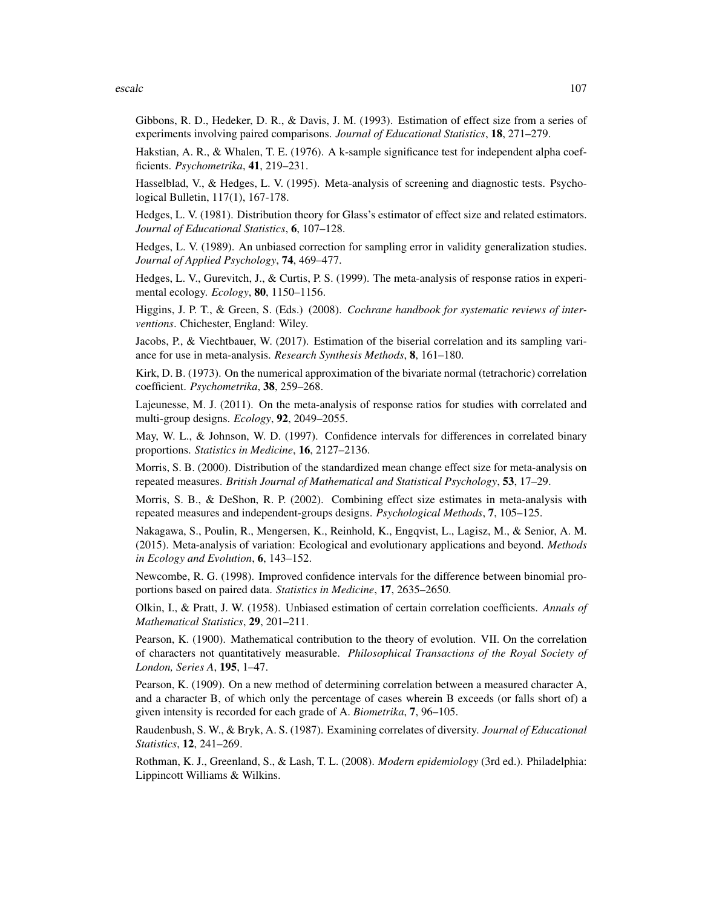Gibbons, R. D., Hedeker, D. R., & Davis, J. M. (1993). Estimation of effect size from a series of experiments involving paired comparisons. *Journal of Educational Statistics*, **18**, 271–279.

Hakstian, A. R., & Whalen, T. E. (1976). A k-sample significance test for independent alpha coefficients. *Psychometrika*, **41**, 219–231.

Hasselblad, V., & Hedges, L. V. (1995). Meta-analysis of screening and diagnostic tests. Psychological Bulletin, 117(1), 167-178.

Hedges, L. V. (1981). Distribution theory for Glass's estimator of effect size and related estimators. *Journal of Educational Statistics*, **6**, 107–128.

Hedges, L. V. (1989). An unbiased correction for sampling error in validity generalization studies. *Journal of Applied Psychology*, **74**, 469–477.

Hedges, L. V., Gurevitch, J., & Curtis, P. S. (1999). The meta-analysis of response ratios in experimental ecology. *Ecology*, **80**, 1150–1156.

Higgins, J. P. T., & Green, S. (Eds.) (2008). *Cochrane handbook for systematic reviews of interventions*. Chichester, England: Wiley.

Jacobs, P., & Viechtbauer, W. (2017). Estimation of the biserial correlation and its sampling variance for use in meta-analysis. *Research Synthesis Methods*, **8**, 161–180.

Kirk, D. B. (1973). On the numerical approximation of the bivariate normal (tetrachoric) correlation coefficient. *Psychometrika*, **38**, 259–268.

Lajeunesse, M. J. (2011). On the meta-analysis of response ratios for studies with correlated and multi-group designs. *Ecology*, **92**, 2049–2055.

May, W. L., & Johnson, W. D. (1997). Confidence intervals for differences in correlated binary proportions. *Statistics in Medicine*, **16**, 2127–2136.

Morris, S. B. (2000). Distribution of the standardized mean change effect size for meta-analysis on repeated measures. *British Journal of Mathematical and Statistical Psychology*, **53**, 17–29.

Morris, S. B., & DeShon, R. P. (2002). Combining effect size estimates in meta-analysis with repeated measures and independent-groups designs. *Psychological Methods*, **7**, 105–125.

Nakagawa, S., Poulin, R., Mengersen, K., Reinhold, K., Engqvist, L., Lagisz, M., & Senior, A. M. (2015). Meta-analysis of variation: Ecological and evolutionary applications and beyond. *Methods in Ecology and Evolution*, **6**, 143–152.

Newcombe, R. G. (1998). Improved confidence intervals for the difference between binomial proportions based on paired data. *Statistics in Medicine*, **17**, 2635–2650.

Olkin, I., & Pratt, J. W. (1958). Unbiased estimation of certain correlation coefficients. *Annals of Mathematical Statistics*, **29**, 201–211.

Pearson, K. (1900). Mathematical contribution to the theory of evolution. VII. On the correlation of characters not quantitatively measurable. *Philosophical Transactions of the Royal Society of London, Series A*, **195**, 1–47.

Pearson, K. (1909). On a new method of determining correlation between a measured character A, and a character B, of which only the percentage of cases wherein B exceeds (or falls short of) a given intensity is recorded for each grade of A. *Biometrika*, **7**, 96–105.

Raudenbush, S. W., & Bryk, A. S. (1987). Examining correlates of diversity. *Journal of Educational Statistics*, **12**, 241–269.

Rothman, K. J., Greenland, S., & Lash, T. L. (2008). *Modern epidemiology* (3rd ed.). Philadelphia: Lippincott Williams & Wilkins.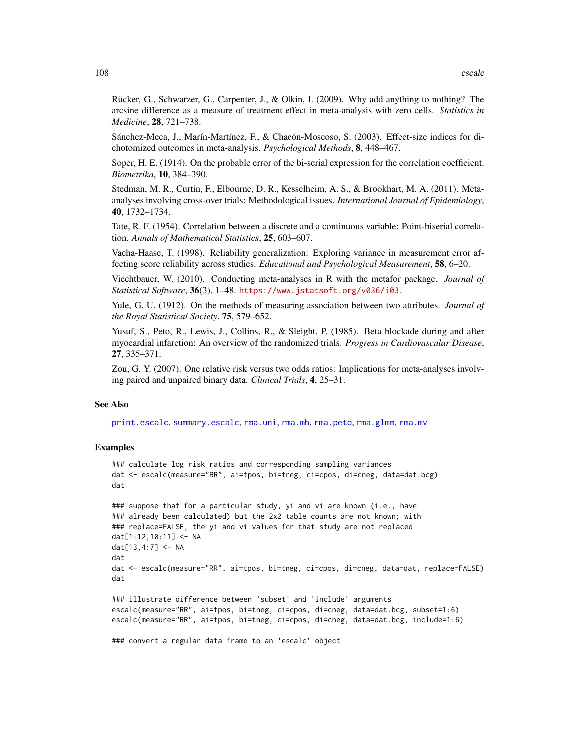Rücker, G., Schwarzer, G., Carpenter, J., & Olkin, I. (2009). Why add anything to nothing? The arcsine difference as a measure of treatment effect in meta-analysis with zero cells. *Statistics in Medicine*, **28**, 721–738.

Sánchez-Meca, J., Marín-Martínez, F., & Chacón-Moscoso, S. (2003). Effect-size indices for dichotomized outcomes in meta-analysis. *Psychological Methods*, **8**, 448–467.

Soper, H. E. (1914). On the probable error of the bi-serial expression for the correlation coefficient. *Biometrika*, **10**, 384–390.

Stedman, M. R., Curtin, F., Elbourne, D. R., Kesselheim, A. S., & Brookhart, M. A. (2011). Meta-analyses involving cross-over trials: Methodological issues. *International Journal of Epidemiology*, **40**, 1732–1734.

Tate, R. F. (1954). Correlation between a discrete and a continuous variable: Point-biserial correlation. *Annals of Mathematical Statistics*, **25**, 603–607.

Vacha-Haase, T. (1998). Reliability generalization: Exploring variance in measurement error affecting score reliability across studies. *Educational and Psychological Measurement*, **58**, 6–20.

Viechtbauer, W. (2010). Conducting meta-analyses in R with the metafor package. *Journal of Statistical Software*, **36**(3), 1–48. https://www.jstatsoft.org/v036/i03.

Yule, G. U. (1912). On the methods of measuring association between two attributes. *Journal of the Royal Statistical Society*, **75**, 579–652.

Yusuf, S., Peto, R., Lewis, J., Collins, R., & Sleight, P. (1985). Beta blockade during and after myocardial infarction: An overview of the randomized trials. *Progress in Cardiovascular Disease*, **27**, 335–371.

Zou, G. Y. (2007). One relative risk versus two odds ratios: Implications for meta-analyses involving paired and unpaired binary data. *Clinical Trials*, **4**, 25–31.

## See Also

print.escalc, summary.escalc, rma.uni, rma.mh, rma.peto, rma.glmm, rma.mv

## Examples

```
### calculate log risk ratios and corresponding sampling variances
dat <- escalc(measure="RR", ai=tpos, bi=tneg, ci=cpos, di=cneg, data=dat.bcg)
dat

### suppose that for a particular study, yi and vi are known (i.e., have
### already been calculated) but the 2x2 table counts are not known; with
### replace=FALSE, the yi and vi values for that study are not replaced
dat[1:12,10:11] <- NA
dat[13,4:7] <- NA
dat
dat <- escalc(measure="RR", ai=tpos, bi=tneg, ci=cpos, di=cneg, data=dat, replace=FALSE)
dat

### illustrate difference between 'subset' and 'include' arguments
escalc(measure="RR", ai=tpos, bi=tneg, ci=cpos, di=cneg, data=dat.bcg, subset=1:6)
escalc(measure="RR", ai=tpos, bi=tneg, ci=cpos, di=cneg, data=dat.bcg, include=1:6)

### convert a regular data frame to an 'escalc' object
```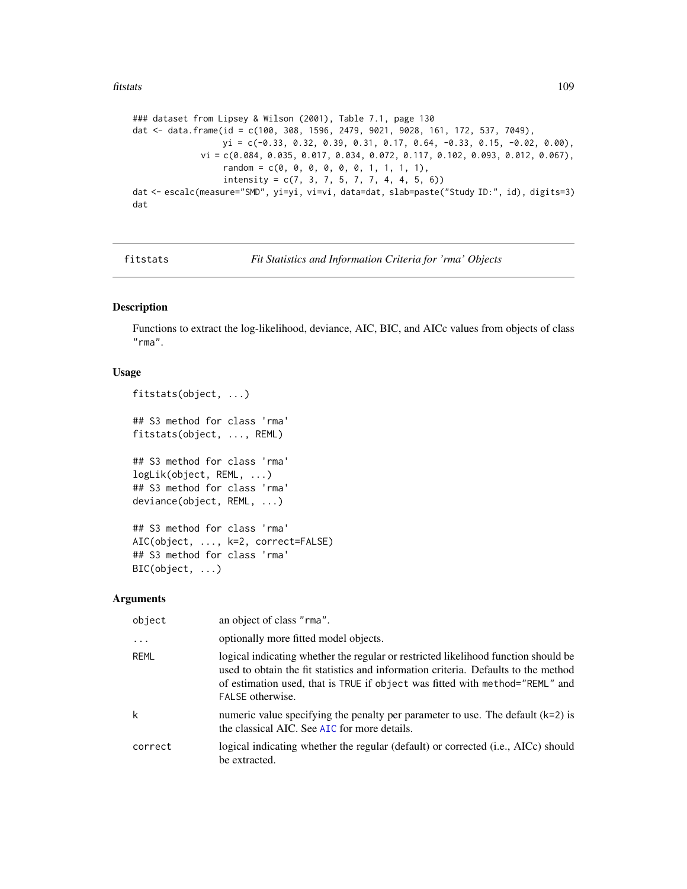```
### dataset from Lipsey & Wilson (2001), Table 7.1, page 130
dat <- data.frame(id = c(100, 308, 1596, 2479, 9021, 9028, 161, 172, 537, 7049),
                  yi = c(-0.33, 0.32, 0.39, 0.31, 0.17, 0.64, -0.33, 0.15, -0.02, 0.00),
             vi = c(0.084, 0.035, 0.017, 0.034, 0.072, 0.117, 0.102, 0.093, 0.012, 0.067),
                  random = c(0, 0, 0, 0, 0, 0, 1, 1, 1, 1),
                  intensity = c(7, 3, 7, 5, 7, 7, 4, 4, 5, 6))
dat <- escalc(measure="SMD", yi=yi, vi=vi, data=dat, slab=paste("Study ID:", id), digits=3)
dat
```

---

# fitstats — *Fit Statistics and Information Criteria for 'rma' Objects*

## Description

Functions to extract the log-likelihood, deviance, AIC, BIC, and AICc values from objects of class `"rma"`.

## Usage

```
fitstats(object, ...)

## S3 method for class 'rma'
fitstats(object, ..., REML)

## S3 method for class 'rma'
logLik(object, REML, ...)
## S3 method for class 'rma'
deviance(object, REML, ...)

## S3 method for class 'rma'
AIC(object, ..., k=2, correct=FALSE)
## S3 method for class 'rma'
BIC(object, ...)
```

## Arguments

| | |
|---|---|
| `object` | an object of class `"rma"`. |
| `...` | optionally more fitted model objects. |
| `REML` | logical indicating whether the regular or restricted likelihood function should be used to obtain the fit statistics and information criteria. Defaults to the method of estimation used, that is `TRUE` if `object` was fitted with `method="REML"` and `FALSE` otherwise. |
| `k` | numeric value specifying the penalty per parameter to use. The default (k=2) is the classical AIC. See `AIC` for more details. |
| `correct` | logical indicating whether the regular (default) or corrected (i.e., AICc) should be extracted. |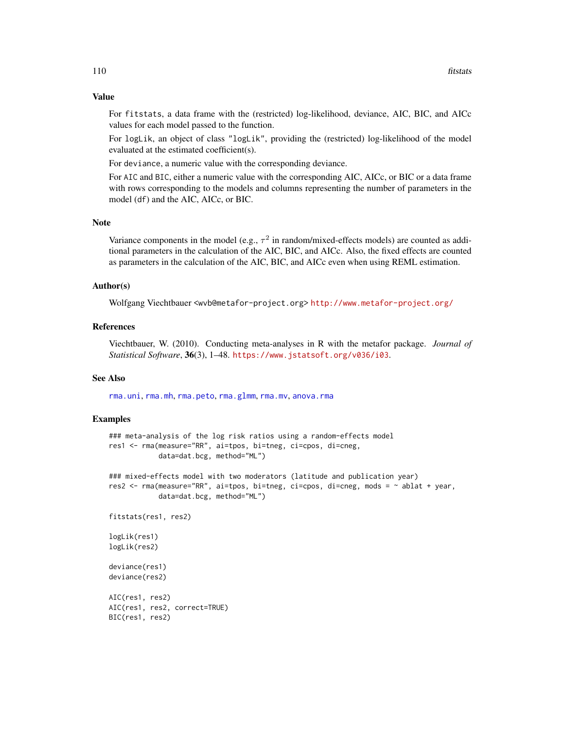## Value

For `fitstats`, a data frame with the (restricted) log-likelihood, deviance, AIC, BIC, and AICc values for each model passed to the function.

For `logLik`, an object of class `"logLik"`, providing the (restricted) log-likelihood of the model evaluated at the estimated coefficient(s).

For `deviance`, a numeric value with the corresponding deviance.

For `AIC` and `BIC`, either a numeric value with the corresponding AIC, AICc, or BIC or a data frame with rows corresponding to the models and columns representing the number of parameters in the model (`df`) and the AIC, AICc, or BIC.

## Note

Variance components in the model (e.g., $\tau^2$ in random/mixed-effects models) are counted as additional parameters in the calculation of the AIC, BIC, and AICc. Also, the fixed effects are counted as parameters in the calculation of the AIC, BIC, and AICc even when using REML estimation.

## Author(s)

Wolfgang Viechtbauer <wvb@metafor-project.org> http://www.metafor-project.org/

## References

Viechtbauer, W. (2010). Conducting meta-analyses in R with the metafor package. *Journal of Statistical Software*, **36**(3), 1–48. https://www.jstatsoft.org/v036/i03.

## See Also

`rma.uni`, `rma.mh`, `rma.peto`, `rma.glmm`, `rma.mv`, `anova.rma`

## Examples

```
### meta-analysis of the log risk ratios using a random-effects model
res1 <- rma(measure="RR", ai=tpos, bi=tneg, ci=cpos, di=cneg,
            data=dat.bcg, method="ML")

### mixed-effects model with two moderators (latitude and publication year)
res2 <- rma(measure="RR", ai=tpos, bi=tneg, ci=cpos, di=cneg, mods = ~ ablat + year,
            data=dat.bcg, method="ML")

fitstats(res1, res2)

logLik(res1)
logLik(res2)

deviance(res1)
deviance(res2)

AIC(res1, res2)
AIC(res1, res2, correct=TRUE)
BIC(res1, res2)
```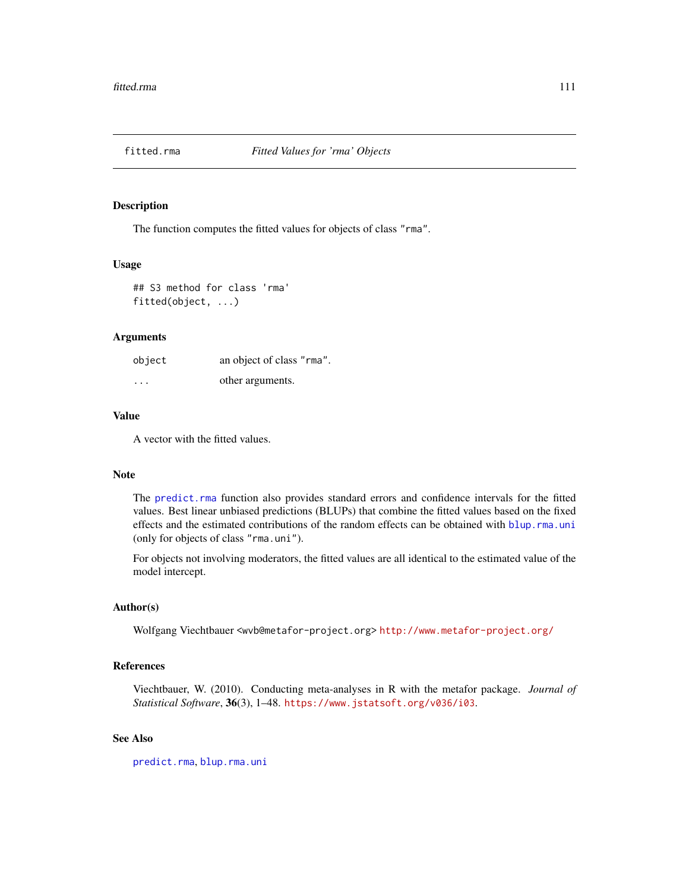# fitted.rma *Fitted Values for 'rma' Objects*

## Description

The function computes the fitted values for objects of class `"rma"`.

## Usage

```
## S3 method for class 'rma'
fitted(object, ...)
```

## Arguments

| | |
|---|---|
| `object` | an object of class `"rma"`. |
| `...` | other arguments. |

## Value

A vector with the fitted values.

## Note

The `predict.rma` function also provides standard errors and confidence intervals for the fitted values. Best linear unbiased predictions (BLUPs) that combine the fitted values based on the fixed effects and the estimated contributions of the random effects can be obtained with `blup.rma.uni` (only for objects of class `"rma.uni"`).

For objects not involving moderators, the fitted values are all identical to the estimated value of the model intercept.

## Author(s)

Wolfgang Viechtbauer <wvb@metafor-project.org> http://www.metafor-project.org/

## References

Viechtbauer, W. (2010). Conducting meta-analyses in R with the metafor package. *Journal of Statistical Software*, **36**(3), 1–48. https://www.jstatsoft.org/v036/i03.

## See Also

`predict.rma`, `blup.rma.uni`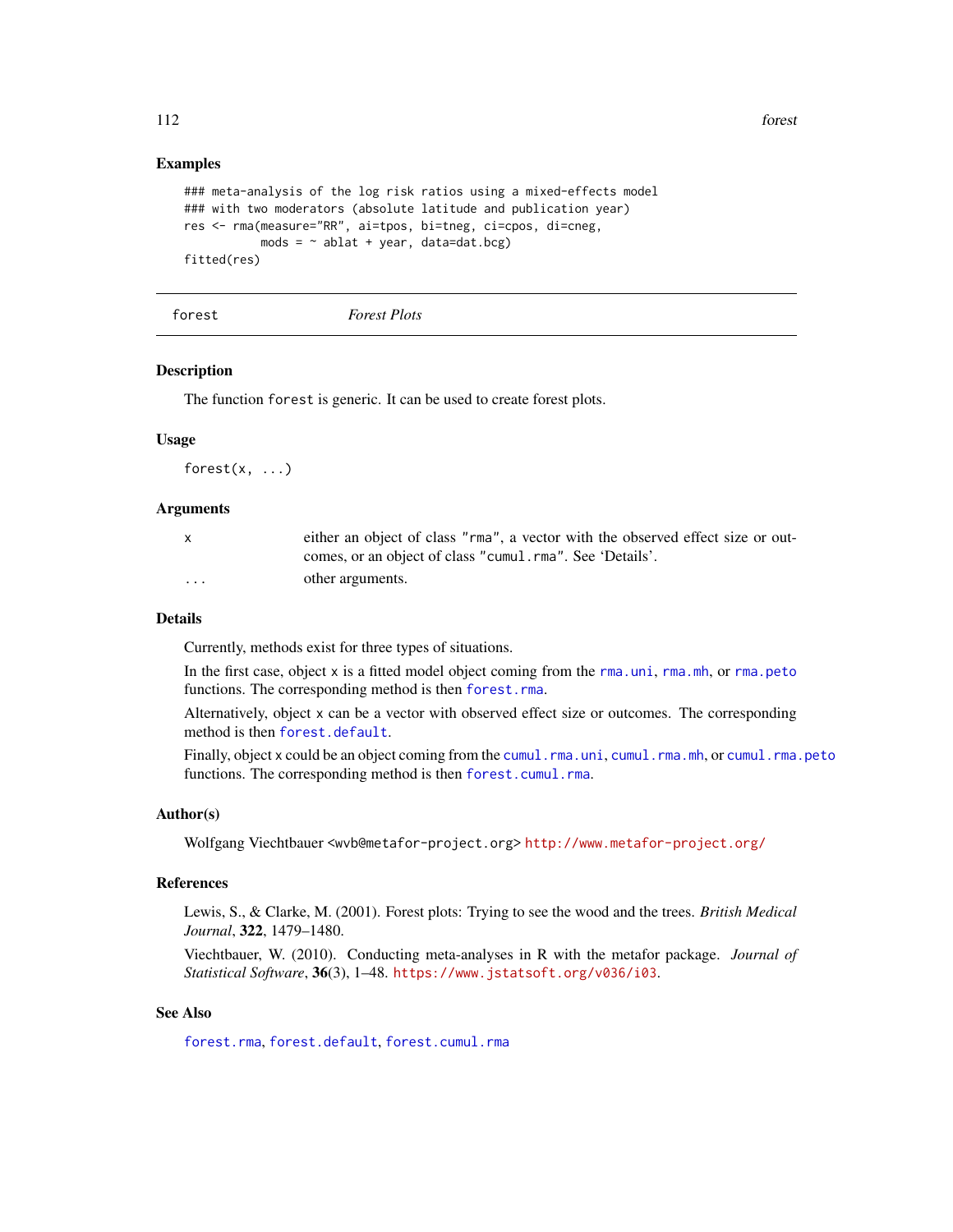## Examples

```
### meta-analysis of the log risk ratios using a mixed-effects model
### with two moderators (absolute latitude and publication year)
res <- rma(measure="RR", ai=tpos, bi=tneg, ci=cpos, di=cneg,
           mods = ~ ablat + year, data=dat.bcg)
fitted(res)
```

---

# forest — *Forest Plots*

---

## Description

The function `forest` is generic. It can be used to create forest plots.

## Usage

```
forest(x, ...)
```

## Arguments

| | |
|---|---|
| `x` | either an object of class `"rma"`, a vector with the observed effect size or outcomes, or an object of class `"cumul.rma"`. See 'Details'. |
| `...` | other arguments. |

## Details

Currently, methods exist for three types of situations.

In the first case, object `x` is a fitted model object coming from the `rma.uni`, `rma.mh`, or `rma.peto` functions. The corresponding method is then `forest.rma`.

Alternatively, object `x` can be a vector with observed effect size or outcomes. The corresponding method is then `forest.default`.

Finally, object `x` could be an object coming from the `cumul.rma.uni`, `cumul.rma.mh`, or `cumul.rma.peto` functions. The corresponding method is then `forest.cumul.rma`.

## Author(s)

Wolfgang Viechtbauer `<wvb@metafor-project.org>` `http://www.metafor-project.org/`

## References

Lewis, S., & Clarke, M. (2001). Forest plots: Trying to see the wood and the trees. *British Medical Journal*, **322**, 1479–1480.

Viechtbauer, W. (2010). Conducting meta-analyses in R with the metafor package. *Journal of Statistical Software*, **36**(3), 1–48. `https://www.jstatsoft.org/v036/i03`.

## See Also

`forest.rma`, `forest.default`, `forest.cumul.rma`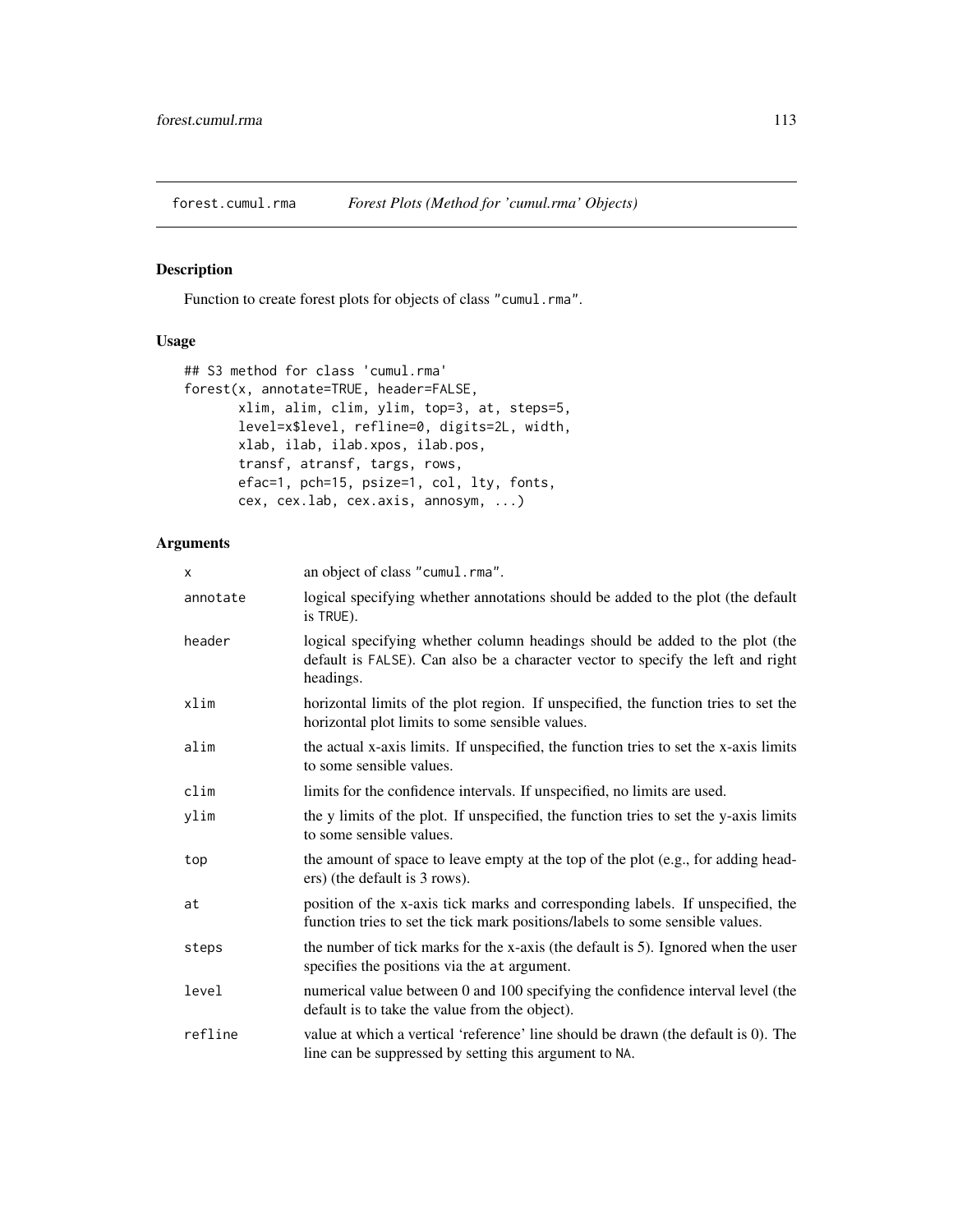forest.cumul.rma *Forest Plots (Method for 'cumul.rma' Objects)*

## Description

Function to create forest plots for objects of class "cumul.rma".

## Usage

```
## S3 method for class 'cumul.rma'
forest(x, annotate=TRUE, header=FALSE,
       xlim, alim, clim, ylim, top=3, at, steps=5,
       level=x$level, refline=0, digits=2L, width,
       xlab, ilab, ilab.xpos, ilab.pos,
       transf, atransf, targs, rows,
       efac=1, pch=15, psize=1, col, lty, fonts,
       cex, cex.lab, cex.axis, annosym, ...)
```

## Arguments

| | |
|---|---|
| x | an object of class "cumul.rma". |
| annotate | logical specifying whether annotations should be added to the plot (the default is TRUE). |
| header | logical specifying whether column headings should be added to the plot (the default is FALSE). Can also be a character vector to specify the left and right headings. |
| xlim | horizontal limits of the plot region. If unspecified, the function tries to set the horizontal plot limits to some sensible values. |
| alim | the actual x-axis limits. If unspecified, the function tries to set the x-axis limits to some sensible values. |
| clim | limits for the confidence intervals. If unspecified, no limits are used. |
| ylim | the y limits of the plot. If unspecified, the function tries to set the y-axis limits to some sensible values. |
| top | the amount of space to leave empty at the top of the plot (e.g., for adding headers) (the default is 3 rows). |
| at | position of the x-axis tick marks and corresponding labels. If unspecified, the function tries to set the tick mark positions/labels to some sensible values. |
| steps | the number of tick marks for the x-axis (the default is 5). Ignored when the user specifies the positions via the at argument. |
| level | numerical value between 0 and 100 specifying the confidence interval level (the default is to take the value from the object). |
| refline | value at which a vertical 'reference' line should be drawn (the default is 0). The line can be suppressed by setting this argument to NA. |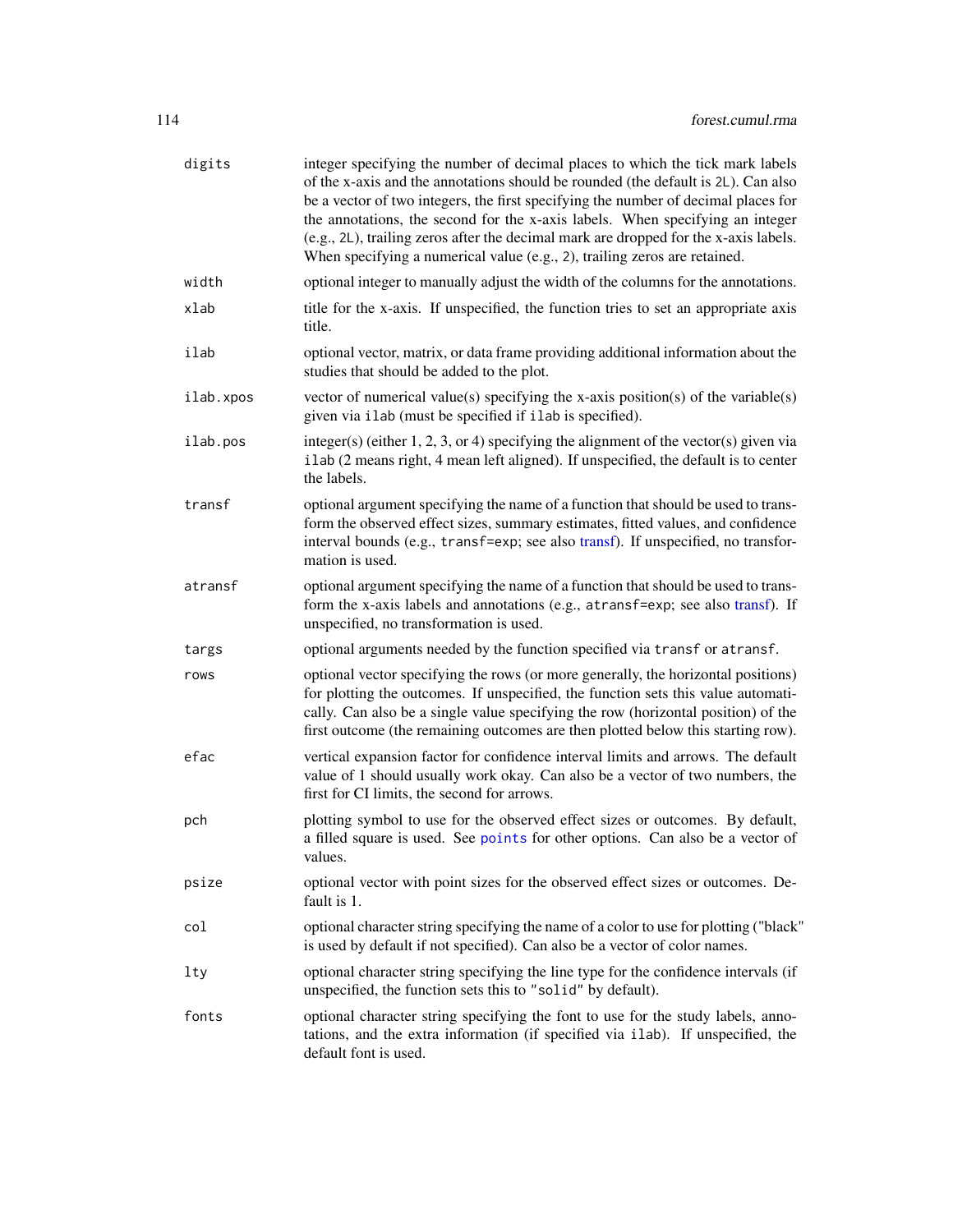| | |
|---|---|
| `digits` | integer specifying the number of decimal places to which the tick mark labels of the x-axis and the annotations should be rounded (the default is `2L`). Can also be a vector of two integers, the first specifying the number of decimal places for the annotations, the second for the x-axis labels. When specifying an integer (e.g., `2L`), trailing zeros after the decimal mark are dropped for the x-axis labels. When specifying a numerical value (e.g., `2`), trailing zeros are retained. |
| `width` | optional integer to manually adjust the width of the columns for the annotations. |
| `xlab` | title for the x-axis. If unspecified, the function tries to set an appropriate axis title. |
| `ilab` | optional vector, matrix, or data frame providing additional information about the studies that should be added to the plot. |
| `ilab.xpos` | vector of numerical value(s) specifying the x-axis position(s) of the variable(s) given via `ilab` (must be specified if `ilab` is specified). |
| `ilab.pos` | integer(s) (either 1, 2, 3, or 4) specifying the alignment of the vector(s) given via `ilab` (2 means right, 4 mean left aligned). If unspecified, the default is to center the labels. |
| `transf` | optional argument specifying the name of a function that should be used to transform the observed effect sizes, summary estimates, fitted values, and confidence interval bounds (e.g., `transf=exp`; see also transf). If unspecified, no transformation is used. |
| `atransf` | optional argument specifying the name of a function that should be used to transform the x-axis labels and annotations (e.g., `atransf=exp`; see also transf). If unspecified, no transformation is used. |
| `targs` | optional arguments needed by the function specified via `transf` or `atransf`. |
| `rows` | optional vector specifying the rows (or more generally, the horizontal positions) for plotting the outcomes. If unspecified, the function sets this value automatically. Can also be a single value specifying the row (horizontal position) of the first outcome (the remaining outcomes are then plotted below this starting row). |
| `efac` | vertical expansion factor for confidence interval limits and arrows. The default value of 1 should usually work okay. Can also be a vector of two numbers, the first for CI limits, the second for arrows. |
| `pch` | plotting symbol to use for the observed effect sizes or outcomes. By default, a filled square is used. See `points` for other options. Can also be a vector of values. |
| `psize` | optional vector with point sizes for the observed effect sizes or outcomes. Default is 1. |
| `col` | optional character string specifying the name of a color to use for plotting ("black" is used by default if not specified). Can also be a vector of color names. |
| `lty` | optional character string specifying the line type for the confidence intervals (if unspecified, the function sets this to `"solid"` by default). |
| `fonts` | optional character string specifying the font to use for the study labels, annotations, and the extra information (if specified via `ilab`). If unspecified, the default font is used. |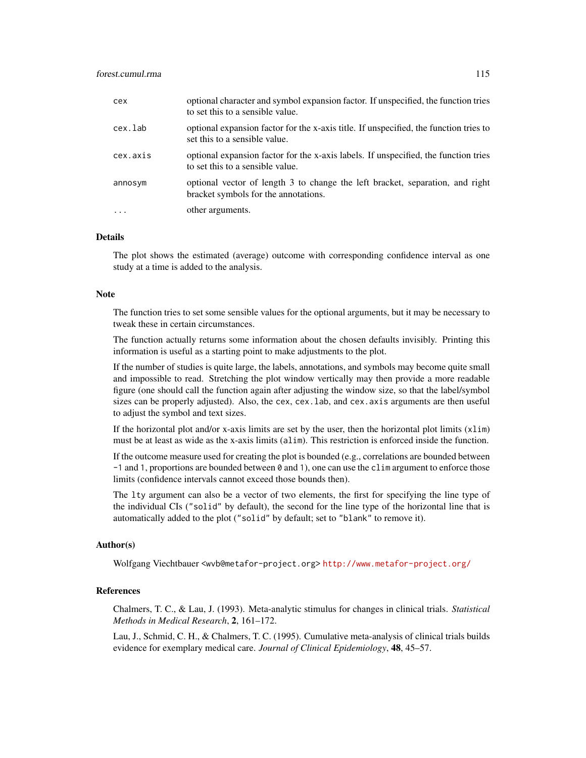| | |
|---|---|
| `cex` | optional character and symbol expansion factor. If unspecified, the function tries to set this to a sensible value. |
| `cex.lab` | optional expansion factor for the x-axis title. If unspecified, the function tries to set this to a sensible value. |
| `cex.axis` | optional expansion factor for the x-axis labels. If unspecified, the function tries to set this to a sensible value. |
| `annosym` | optional vector of length 3 to change the left bracket, separation, and right bracket symbols for the annotations. |
| `...` | other arguments. |

## Details

The plot shows the estimated (average) outcome with corresponding confidence interval as one study at a time is added to the analysis.

## Note

The function tries to set some sensible values for the optional arguments, but it may be necessary to tweak these in certain circumstances.

The function actually returns some information about the chosen defaults invisibly. Printing this information is useful as a starting point to make adjustments to the plot.

If the number of studies is quite large, the labels, annotations, and symbols may become quite small and impossible to read. Stretching the plot window vertically may then provide a more readable figure (one should call the function again after adjusting the window size, so that the label/symbol sizes can be properly adjusted). Also, the `cex`, `cex.lab`, and `cex.axis` arguments are then useful to adjust the symbol and text sizes.

If the horizontal plot and/or x-axis limits are set by the user, then the horizontal plot limits (`xlim`) must be at least as wide as the x-axis limits (`alim`). This restriction is enforced inside the function.

If the outcome measure used for creating the plot is bounded (e.g., correlations are bounded between `-1` and `1`, proportions are bounded between `0` and `1`), one can use the `clim` argument to enforce those limits (confidence intervals cannot exceed those bounds then).

The `lty` argument can also be a vector of two elements, the first for specifying the line type of the individual CIs (`"solid"` by default), the second for the line type of the horizontal line that is automatically added to the plot (`"solid"` by default; set to `"blank"` to remove it).

## Author(s)

Wolfgang Viechtbauer <wvb@metafor-project.org> http://www.metafor-project.org/

## References

Chalmers, T. C., & Lau, J. (1993). Meta-analytic stimulus for changes in clinical trials. *Statistical Methods in Medical Research*, **2**, 161–172.

Lau, J., Schmid, C. H., & Chalmers, T. C. (1995). Cumulative meta-analysis of clinical trials builds evidence for exemplary medical care. *Journal of Clinical Epidemiology*, **48**, 45–57.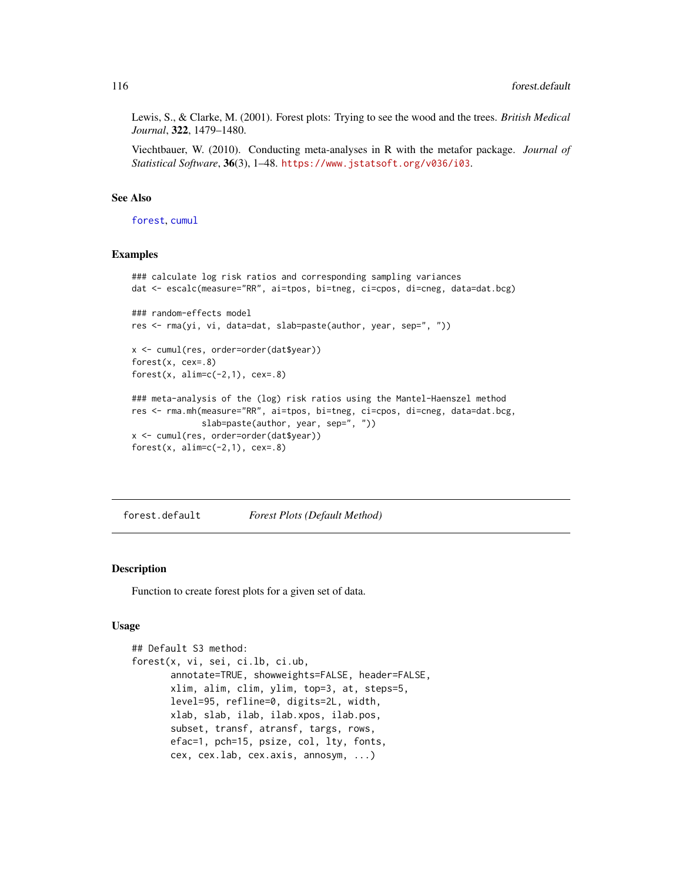Lewis, S., & Clarke, M. (2001). Forest plots: Trying to see the wood and the trees. *British Medical Journal*, **322**, 1479–1480.

Viechtbauer, W. (2010). Conducting meta-analyses in R with the metafor package. *Journal of Statistical Software*, **36**(3), 1–48. https://www.jstatsoft.org/v036/i03.

## See Also

forest, cumul

## Examples

```
### calculate log risk ratios and corresponding sampling variances
dat <- escalc(measure="RR", ai=tpos, bi=tneg, ci=cpos, di=cneg, data=dat.bcg)

### random-effects model
res <- rma(yi, vi, data=dat, slab=paste(author, year, sep=", "))

x <- cumul(res, order=order(dat$year))
forest(x, cex=.8)
forest(x, alim=c(-2,1), cex=.8)

### meta-analysis of the (log) risk ratios using the Mantel-Haenszel method
res <- rma.mh(measure="RR", ai=tpos, bi=tneg, ci=cpos, di=cneg, data=dat.bcg,
              slab=paste(author, year, sep=", "))
x <- cumul(res, order=order(dat$year))
forest(x, alim=c(-2,1), cex=.8)
```

---

# forest.default *Forest Plots (Default Method)*

---

## Description

Function to create forest plots for a given set of data.

## Usage

```
## Default S3 method:
forest(x, vi, sei, ci.lb, ci.ub,
       annotate=TRUE, showweights=FALSE, header=FALSE,
       xlim, alim, clim, ylim, top=3, at, steps=5,
       level=95, refline=0, digits=2L, width,
       xlab, slab, ilab, ilab.xpos, ilab.pos,
       subset, transf, atransf, targs, rows,
       efac=1, pch=15, psize, col, lty, fonts,
       cex, cex.lab, cex.axis, annosym, ...)
```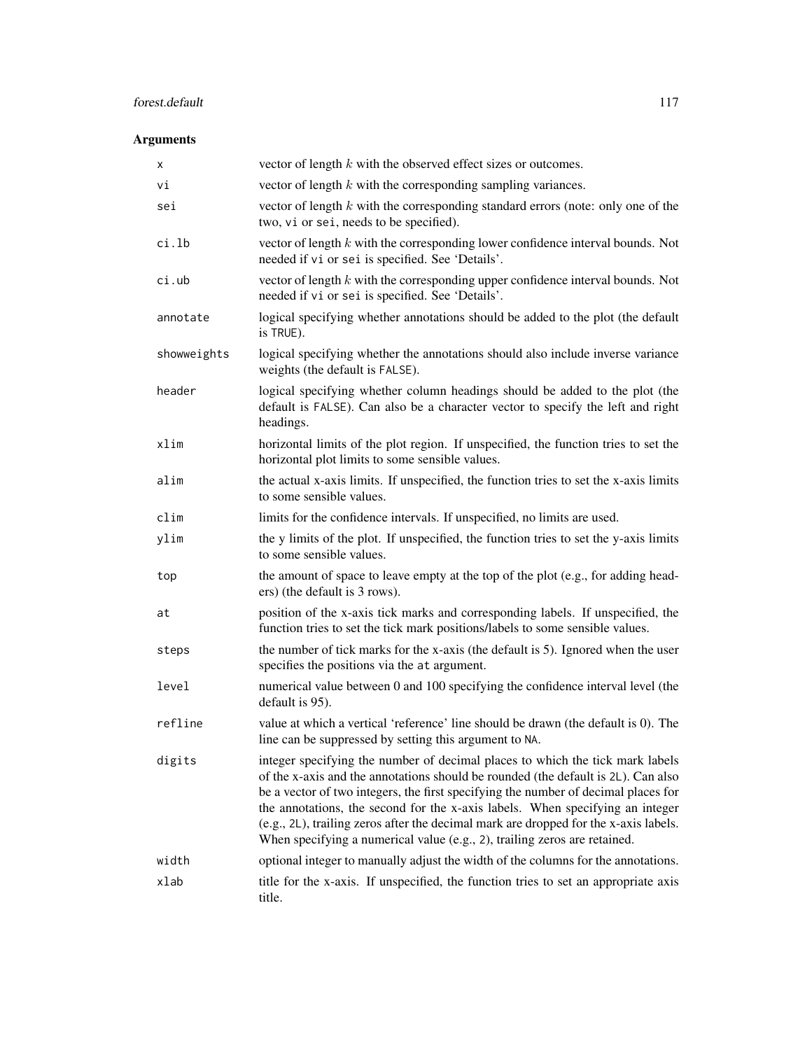## Arguments

| | |
|---|---|
| `x` | vector of length $k$ with the observed effect sizes or outcomes. |
| `vi` | vector of length $k$ with the corresponding sampling variances. |
| `sei` | vector of length $k$ with the corresponding standard errors (note: only one of the two, `vi` or `sei`, needs to be specified). |
| `ci.lb` | vector of length $k$ with the corresponding lower confidence interval bounds. Not needed if `vi` or `sei` is specified. See 'Details'. |
| `ci.ub` | vector of length $k$ with the corresponding upper confidence interval bounds. Not needed if `vi` or `sei` is specified. See 'Details'. |
| `annotate` | logical specifying whether annotations should be added to the plot (the default is `TRUE`). |
| `showweights` | logical specifying whether the annotations should also include inverse variance weights (the default is `FALSE`). |
| `header` | logical specifying whether column headings should be added to the plot (the default is `FALSE`). Can also be a character vector to specify the left and right headings. |
| `xlim` | horizontal limits of the plot region. If unspecified, the function tries to set the horizontal plot limits to some sensible values. |
| `alim` | the actual x-axis limits. If unspecified, the function tries to set the x-axis limits to some sensible values. |
| `clim` | limits for the confidence intervals. If unspecified, no limits are used. |
| `ylim` | the y limits of the plot. If unspecified, the function tries to set the y-axis limits to some sensible values. |
| `top` | the amount of space to leave empty at the top of the plot (e.g., for adding headers) (the default is 3 rows). |
| `at` | position of the x-axis tick marks and corresponding labels. If unspecified, the function tries to set the tick mark positions/labels to some sensible values. |
| `steps` | the number of tick marks for the x-axis (the default is 5). Ignored when the user specifies the positions via the `at` argument. |
| `level` | numerical value between 0 and 100 specifying the confidence interval level (the default is 95). |
| `refline` | value at which a vertical 'reference' line should be drawn (the default is 0). The line can be suppressed by setting this argument to `NA`. |
| `digits` | integer specifying the number of decimal places to which the tick mark labels of the x-axis and the annotations should be rounded (the default is `2L`). Can also be a vector of two integers, the first specifying the number of decimal places for the annotations, the second for the x-axis labels. When specifying an integer (e.g., `2L`), trailing zeros after the decimal mark are dropped for the x-axis labels. When specifying a numerical value (e.g., `2`), trailing zeros are retained. |
| `width` | optional integer to manually adjust the width of the columns for the annotations. |
| `xlab` | title for the x-axis. If unspecified, the function tries to set an appropriate axis title. |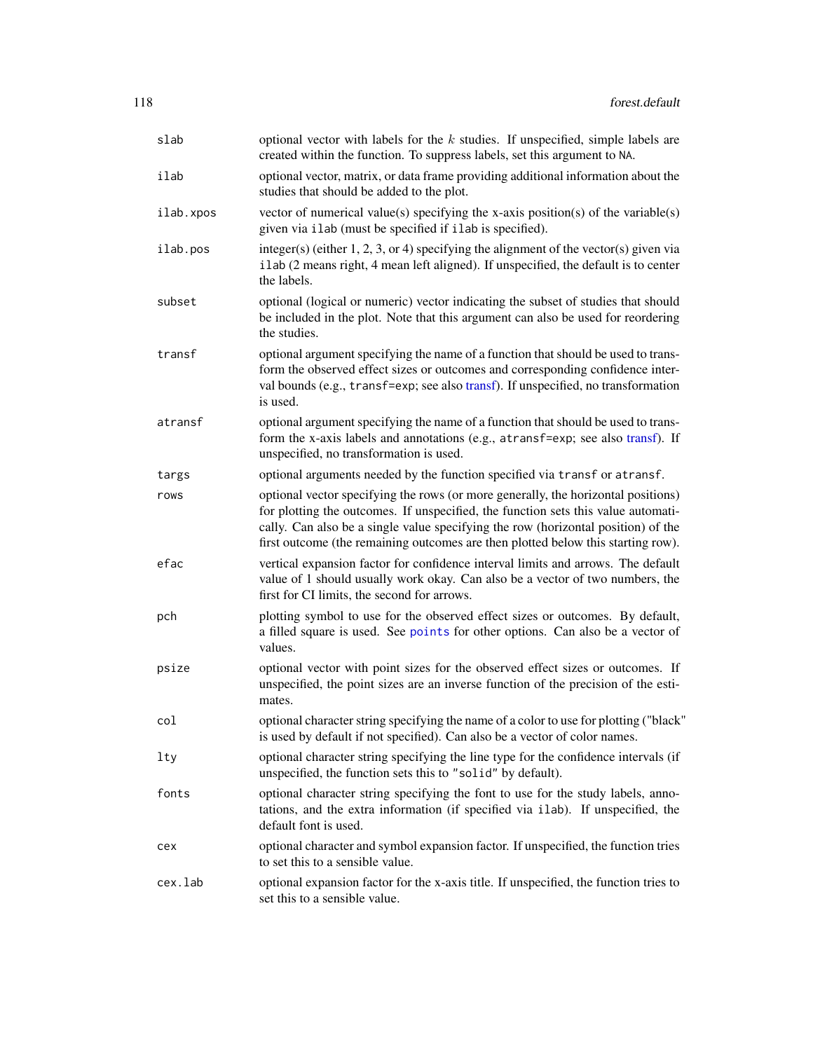| | |
|---|---|
| `slab` | optional vector with labels for the $k$ studies. If unspecified, simple labels are created within the function. To suppress labels, set this argument to `NA`. |
| `ilab` | optional vector, matrix, or data frame providing additional information about the studies that should be added to the plot. |
| `ilab.xpos` | vector of numerical value(s) specifying the x-axis position(s) of the variable(s) given via `ilab` (must be specified if `ilab` is specified). |
| `ilab.pos` | integer(s) (either 1, 2, 3, or 4) specifying the alignment of the vector(s) given via `ilab` (2 means right, 4 mean left aligned). If unspecified, the default is to center the labels. |
| `subset` | optional (logical or numeric) vector indicating the subset of studies that should be included in the plot. Note that this argument can also be used for reordering the studies. |
| `transf` | optional argument specifying the name of a function that should be used to transform the observed effect sizes or outcomes and corresponding confidence interval bounds (e.g., `transf=exp`; see also transf). If unspecified, no transformation is used. |
| `atransf` | optional argument specifying the name of a function that should be used to transform the x-axis labels and annotations (e.g., `atransf=exp`; see also transf). If unspecified, no transformation is used. |
| `targs` | optional arguments needed by the function specified via `transf` or `atransf`. |
| `rows` | optional vector specifying the rows (or more generally, the horizontal positions) for plotting the outcomes. If unspecified, the function sets this value automatically. Can also be a single value specifying the row (horizontal position) of the first outcome (the remaining outcomes are then plotted below this starting row). |
| `efac` | vertical expansion factor for confidence interval limits and arrows. The default value of 1 should usually work okay. Can also be a vector of two numbers, the first for CI limits, the second for arrows. |
| `pch` | plotting symbol to use for the observed effect sizes or outcomes. By default, a filled square is used. See `points` for other options. Can also be a vector of values. |
| `psize` | optional vector with point sizes for the observed effect sizes or outcomes. If unspecified, the point sizes are an inverse function of the precision of the estimates. |
| `col` | optional character string specifying the name of a color to use for plotting ("black" is used by default if not specified). Can also be a vector of color names. |
| `lty` | optional character string specifying the line type for the confidence intervals (if unspecified, the function sets this to `"solid"` by default). |
| `fonts` | optional character string specifying the font to use for the study labels, annotations, and the extra information (if specified via `ilab`). If unspecified, the default font is used. |
| `cex` | optional character and symbol expansion factor. If unspecified, the function tries to set this to a sensible value. |
| `cex.lab` | optional expansion factor for the x-axis title. If unspecified, the function tries to set this to a sensible value. |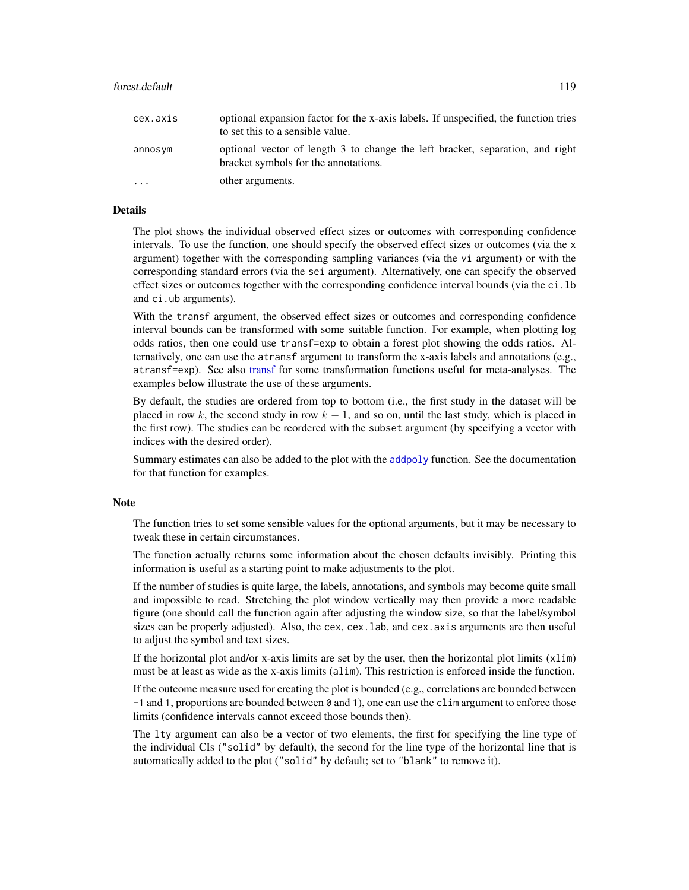| | |
|---|---|
| `cex.axis` | optional expansion factor for the x-axis labels. If unspecified, the function tries to set this to a sensible value. |
| `annosym` | optional vector of length 3 to change the left bracket, separation, and right bracket symbols for the annotations. |
| `...` | other arguments. |

## Details

The plot shows the individual observed effect sizes or outcomes with corresponding confidence intervals. To use the function, one should specify the observed effect sizes or outcomes (via the `x` argument) together with the corresponding sampling variances (via the `vi` argument) or with the corresponding standard errors (via the `sei` argument). Alternatively, one can specify the observed effect sizes or outcomes together with the corresponding confidence interval bounds (via the `ci.lb` and `ci.ub` arguments).

With the `transf` argument, the observed effect sizes or outcomes and corresponding confidence interval bounds can be transformed with some suitable function. For example, when plotting log odds ratios, then one could use `transf=exp` to obtain a forest plot showing the odds ratios. Alternatively, one can use the `atransf` argument to transform the x-axis labels and annotations (e.g., `atransf=exp`). See also transf for some transformation functions useful for meta-analyses. The examples below illustrate the use of these arguments.

By default, the studies are ordered from top to bottom (i.e., the first study in the dataset will be placed in row $k$, the second study in row $k-1$, and so on, until the last study, which is placed in the first row). The studies can be reordered with the `subset` argument (by specifying a vector with indices with the desired order).

Summary estimates can also be added to the plot with the `addpoly` function. See the documentation for that function for examples.

## Note

The function tries to set some sensible values for the optional arguments, but it may be necessary to tweak these in certain circumstances.

The function actually returns some information about the chosen defaults invisibly. Printing this information is useful as a starting point to make adjustments to the plot.

If the number of studies is quite large, the labels, annotations, and symbols may become quite small and impossible to read. Stretching the plot window vertically may then provide a more readable figure (one should call the function again after adjusting the window size, so that the label/symbol sizes can be properly adjusted). Also, the `cex`, `cex.lab`, and `cex.axis` arguments are then useful to adjust the symbol and text sizes.

If the horizontal plot and/or x-axis limits are set by the user, then the horizontal plot limits (`xlim`) must be at least as wide as the x-axis limits (`alim`). This restriction is enforced inside the function.

If the outcome measure used for creating the plot is bounded (e.g., correlations are bounded between `-1` and `1`, proportions are bounded between `0` and `1`), one can use the `clim` argument to enforce those limits (confidence intervals cannot exceed those bounds then).

The `lty` argument can also be a vector of two elements, the first for specifying the line type of the individual CIs (`"solid"` by default), the second for the line type of the horizontal line that is automatically added to the plot (`"solid"` by default; set to `"blank"` to remove it).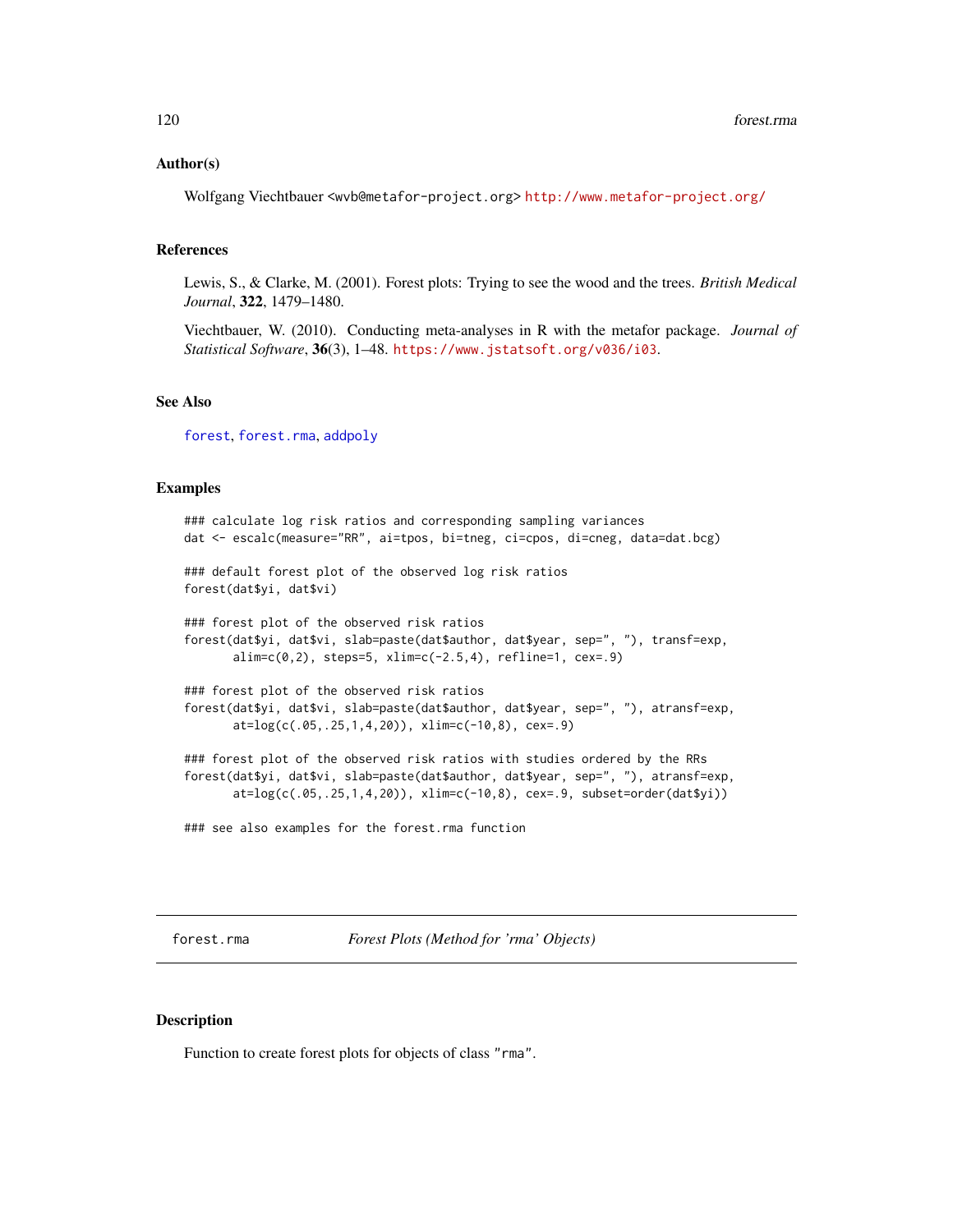### Author(s)

Wolfgang Viechtbauer <wvb@metafor-project.org> http://www.metafor-project.org/

### References

Lewis, S., & Clarke, M. (2001). Forest plots: Trying to see the wood and the trees. *British Medical Journal*, **322**, 1479–1480.

Viechtbauer, W. (2010). Conducting meta-analyses in R with the metafor package. *Journal of Statistical Software*, **36**(3), 1–48. https://www.jstatsoft.org/v036/i03.

### See Also

forest, forest.rma, addpoly

### Examples

```
### calculate log risk ratios and corresponding sampling variances
dat <- escalc(measure="RR", ai=tpos, bi=tneg, ci=cpos, di=cneg, data=dat.bcg)

### default forest plot of the observed log risk ratios
forest(dat$yi, dat$vi)

### forest plot of the observed risk ratios
forest(dat$yi, dat$vi, slab=paste(dat$author, dat$year, sep=", "), transf=exp,
       alim=c(0,2), steps=5, xlim=c(-2.5,4), refline=1, cex=.9)

### forest plot of the observed risk ratios
forest(dat$yi, dat$vi, slab=paste(dat$author, dat$year, sep=", "), atransf=exp,
       at=log(c(.05,.25,1,4,20)), xlim=c(-10,8), cex=.9)

### forest plot of the observed risk ratios with studies ordered by the RRs
forest(dat$yi, dat$vi, slab=paste(dat$author, dat$year, sep=", "), atransf=exp,
       at=log(c(.05,.25,1,4,20)), xlim=c(-10,8), cex=.9, subset=order(dat$yi))

### see also examples for the forest.rma function
```

---

## forest.rma — *Forest Plots (Method for 'rma' Objects)*

### Description

Function to create forest plots for objects of class "rma".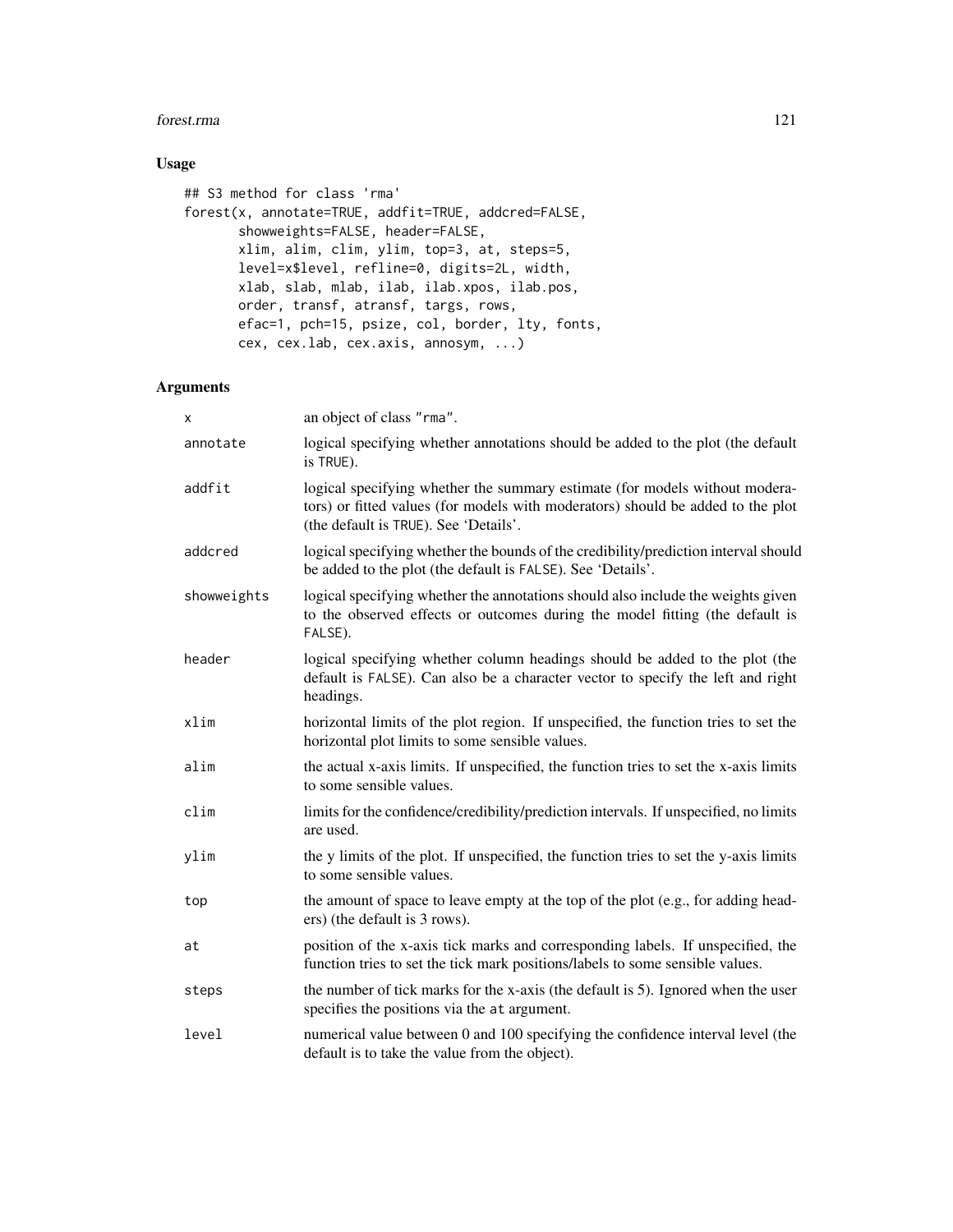## Usage

```
## S3 method for class 'rma'
forest(x, annotate=TRUE, addfit=TRUE, addcred=FALSE,
       showweights=FALSE, header=FALSE,
       xlim, alim, clim, ylim, top=3, at, steps=5,
       level=x$level, refline=0, digits=2L, width,
       xlab, slab, mlab, ilab, ilab.xpos, ilab.pos,
       order, transf, atransf, targs, rows,
       efac=1, pch=15, psize, col, border, lty, fonts,
       cex, cex.lab, cex.axis, annosym, ...)
```

## Arguments

| | |
|---|---|
| `x` | an object of class "rma". |
| `annotate` | logical specifying whether annotations should be added to the plot (the default is TRUE). |
| `addfit` | logical specifying whether the summary estimate (for models without moderators) or fitted values (for models with moderators) should be added to the plot (the default is TRUE). See 'Details'. |
| `addcred` | logical specifying whether the bounds of the credibility/prediction interval should be added to the plot (the default is FALSE). See 'Details'. |
| `showweights` | logical specifying whether the annotations should also include the weights given to the observed effects or outcomes during the model fitting (the default is FALSE). |
| `header` | logical specifying whether column headings should be added to the plot (the default is FALSE). Can also be a character vector to specify the left and right headings. |
| `xlim` | horizontal limits of the plot region. If unspecified, the function tries to set the horizontal plot limits to some sensible values. |
| `alim` | the actual x-axis limits. If unspecified, the function tries to set the x-axis limits to some sensible values. |
| `clim` | limits for the confidence/credibility/prediction intervals. If unspecified, no limits are used. |
| `ylim` | the y limits of the plot. If unspecified, the function tries to set the y-axis limits to some sensible values. |
| `top` | the amount of space to leave empty at the top of the plot (e.g., for adding headers) (the default is 3 rows). |
| `at` | position of the x-axis tick marks and corresponding labels. If unspecified, the function tries to set the tick mark positions/labels to some sensible values. |
| `steps` | the number of tick marks for the x-axis (the default is 5). Ignored when the user specifies the positions via the `at` argument. |
| `level` | numerical value between 0 and 100 specifying the confidence interval level (the default is to take the value from the object). |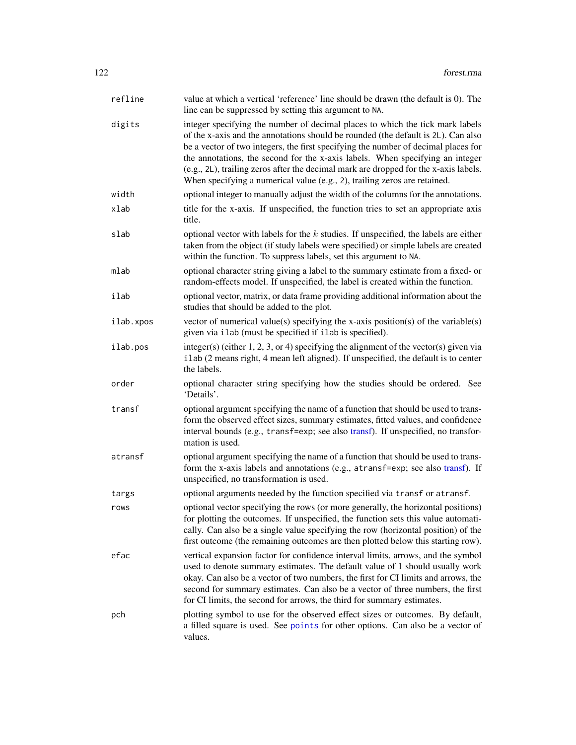| | |
|---|---|
| `refline` | value at which a vertical 'reference' line should be drawn (the default is 0). The line can be suppressed by setting this argument to `NA`. |
| `digits` | integer specifying the number of decimal places to which the tick mark labels of the x-axis and the annotations should be rounded (the default is `2L`). Can also be a vector of two integers, the first specifying the number of decimal places for the annotations, the second for the x-axis labels. When specifying an integer (e.g., `2L`), trailing zeros after the decimal mark are dropped for the x-axis labels. When specifying a numerical value (e.g., `2`), trailing zeros are retained. |
| `width` | optional integer to manually adjust the width of the columns for the annotations. |
| `xlab` | title for the x-axis. If unspecified, the function tries to set an appropriate axis title. |
| `slab` | optional vector with labels for the $k$ studies. If unspecified, the labels are either taken from the object (if study labels were specified) or simple labels are created within the function. To suppress labels, set this argument to `NA`. |
| `mlab` | optional character string giving a label to the summary estimate from a fixed- or random-effects model. If unspecified, the label is created within the function. |
| `ilab` | optional vector, matrix, or data frame providing additional information about the studies that should be added to the plot. |
| `ilab.xpos` | vector of numerical value(s) specifying the x-axis position(s) of the variable(s) given via `ilab` (must be specified if `ilab` is specified). |
| `ilab.pos` | integer(s) (either 1, 2, 3, or 4) specifying the alignment of the vector(s) given via `ilab` (2 means right, 4 mean left aligned). If unspecified, the default is to center the labels. |
| `order` | optional character string specifying how the studies should be ordered. See 'Details'. |
| `transf` | optional argument specifying the name of a function that should be used to transform the observed effect sizes, summary estimates, fitted values, and confidence interval bounds (e.g., `transf=exp`; see also transf). If unspecified, no transformation is used. |
| `atransf` | optional argument specifying the name of a function that should be used to transform the x-axis labels and annotations (e.g., `atransf=exp`; see also transf). If unspecified, no transformation is used. |
| `targs` | optional arguments needed by the function specified via `transf` or `atransf`. |
| `rows` | optional vector specifying the rows (or more generally, the horizontal positions) for plotting the outcomes. If unspecified, the function sets this value automatically. Can also be a single value specifying the row (horizontal position) of the first outcome (the remaining outcomes are then plotted below this starting row). |
| `efac` | vertical expansion factor for confidence interval limits, arrows, and the symbol used to denote summary estimates. The default value of 1 should usually work okay. Can also be a vector of two numbers, the first for CI limits and arrows, the second for summary estimates. Can also be a vector of three numbers, the first for CI limits, the second for arrows, the third for summary estimates. |
| `pch` | plotting symbol to use for the observed effect sizes or outcomes. By default, a filled square is used. See `points` for other options. Can also be a vector of values. |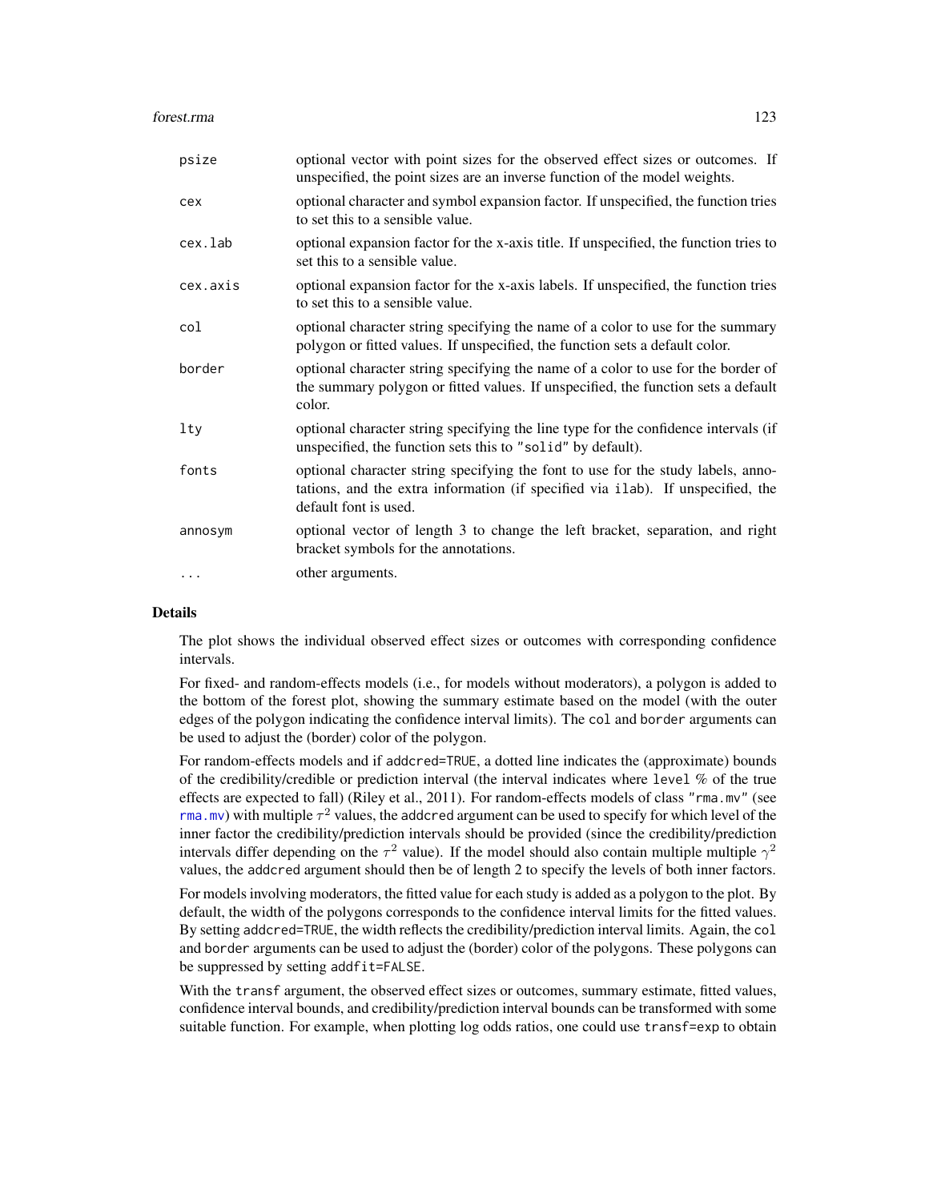| | |
|---|---|
| psize | optional vector with point sizes for the observed effect sizes or outcomes. If unspecified, the point sizes are an inverse function of the model weights. |
| cex | optional character and symbol expansion factor. If unspecified, the function tries to set this to a sensible value. |
| cex.lab | optional expansion factor for the x-axis title. If unspecified, the function tries to set this to a sensible value. |
| cex.axis | optional expansion factor for the x-axis labels. If unspecified, the function tries to set this to a sensible value. |
| col | optional character string specifying the name of a color to use for the summary polygon or fitted values. If unspecified, the function sets a default color. |
| border | optional character string specifying the name of a color to use for the border of the summary polygon or fitted values. If unspecified, the function sets a default color. |
| lty | optional character string specifying the line type for the confidence intervals (if unspecified, the function sets this to "solid" by default). |
| fonts | optional character string specifying the font to use for the study labels, annotations, and the extra information (if specified via ilab). If unspecified, the default font is used. |
| annosym | optional vector of length 3 to change the left bracket, separation, and right bracket symbols for the annotations. |
| ... | other arguments. |

## Details

The plot shows the individual observed effect sizes or outcomes with corresponding confidence intervals.

For fixed- and random-effects models (i.e., for models without moderators), a polygon is added to the bottom of the forest plot, showing the summary estimate based on the model (with the outer edges of the polygon indicating the confidence interval limits). The col and border arguments can be used to adjust the (border) color of the polygon.

For random-effects models and if addcred=TRUE, a dotted line indicates the (approximate) bounds of the credibility/credible or prediction interval (the interval indicates where level % of the true effects are expected to fall) (Riley et al., 2011). For random-effects models of class "rma.mv" (see rma.mv) with multiple $\tau^2$ values, the addcred argument can be used to specify for which level of the inner factor the credibility/prediction intervals should be provided (since the credibility/prediction intervals differ depending on the $\tau^2$ value). If the model should also contain multiple multiple $\gamma^2$ values, the addcred argument should then be of length 2 to specify the levels of both inner factors.

For models involving moderators, the fitted value for each study is added as a polygon to the plot. By default, the width of the polygons corresponds to the confidence interval limits for the fitted values. By setting addcred=TRUE, the width reflects the credibility/prediction interval limits. Again, the col and border arguments can be used to adjust the (border) color of the polygons. These polygons can be suppressed by setting addfit=FALSE.

With the transf argument, the observed effect sizes or outcomes, summary estimate, fitted values, confidence interval bounds, and credibility/prediction interval bounds can be transformed with some suitable function. For example, when plotting log odds ratios, one could use transf=exp to obtain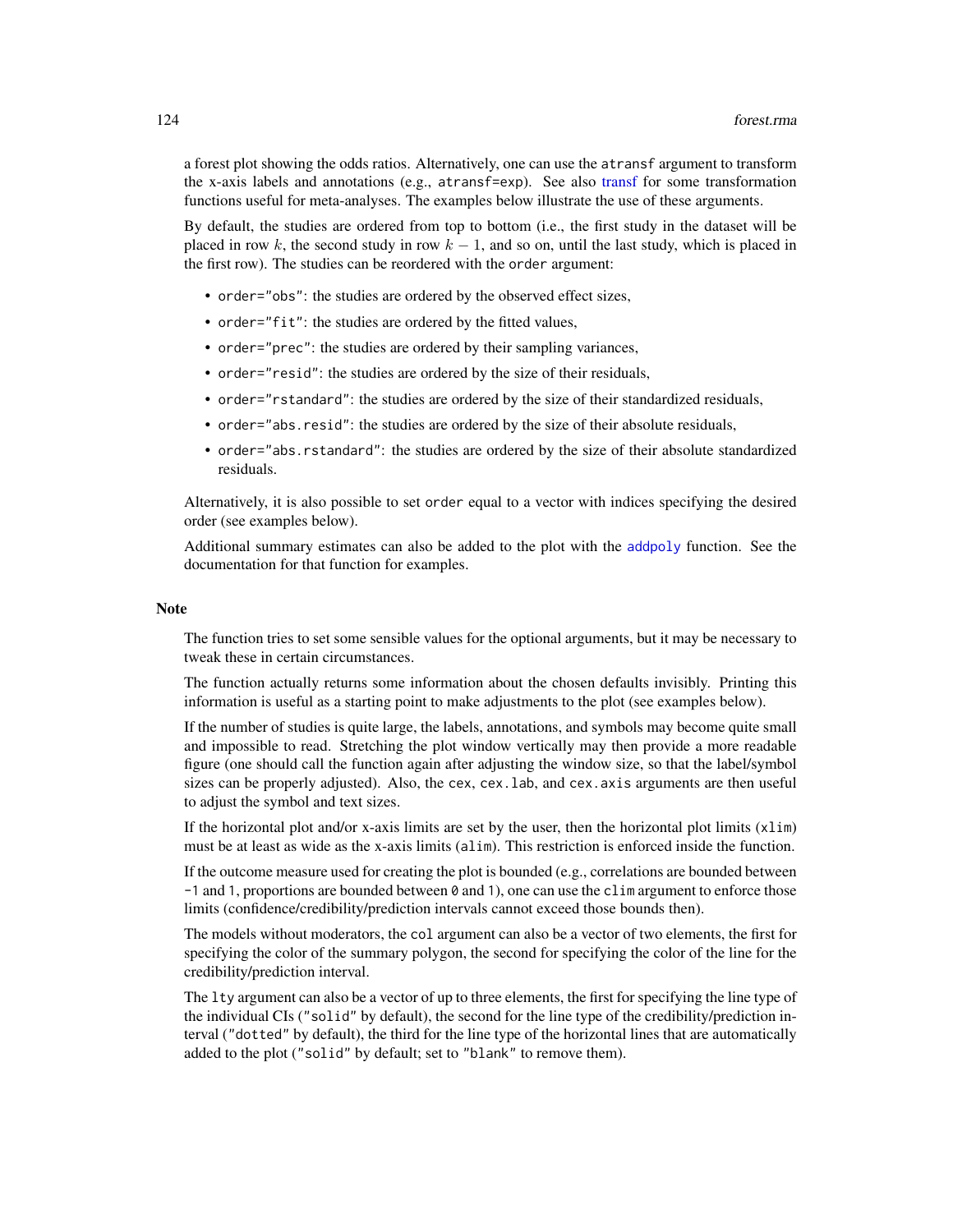a forest plot showing the odds ratios. Alternatively, one can use the `atransf` argument to transform the x-axis labels and annotations (e.g., `atransf=exp`). See also transf for some transformation functions useful for meta-analyses. The examples below illustrate the use of these arguments.

By default, the studies are ordered from top to bottom (i.e., the first study in the dataset will be placed in row $k$, the second study in row $k-1$, and so on, until the last study, which is placed in the first row). The studies can be reordered with the `order` argument:

- `order="obs"`: the studies are ordered by the observed effect sizes,
- `order="fit"`: the studies are ordered by the fitted values,
- `order="prec"`: the studies are ordered by their sampling variances,
- `order="resid"`: the studies are ordered by the size of their residuals,
- `order="rstandard"`: the studies are ordered by the size of their standardized residuals,
- `order="abs.resid"`: the studies are ordered by the size of their absolute residuals,
- `order="abs.rstandard"`: the studies are ordered by the size of their absolute standardized residuals.

Alternatively, it is also possible to set `order` equal to a vector with indices specifying the desired order (see examples below).

Additional summary estimates can also be added to the plot with the `addpoly` function. See the documentation for that function for examples.

## Note

The function tries to set some sensible values for the optional arguments, but it may be necessary to tweak these in certain circumstances.

The function actually returns some information about the chosen defaults invisibly. Printing this information is useful as a starting point to make adjustments to the plot (see examples below).

If the number of studies is quite large, the labels, annotations, and symbols may become quite small and impossible to read. Stretching the plot window vertically may then provide a more readable figure (one should call the function again after adjusting the window size, so that the label/symbol sizes can be properly adjusted). Also, the `cex`, `cex.lab`, and `cex.axis` arguments are then useful to adjust the symbol and text sizes.

If the horizontal plot and/or x-axis limits are set by the user, then the horizontal plot limits (`xlim`) must be at least as wide as the x-axis limits (`alim`). This restriction is enforced inside the function.

If the outcome measure used for creating the plot is bounded (e.g., correlations are bounded between `-1` and `1`, proportions are bounded between `0` and `1`), one can use the `clim` argument to enforce those limits (confidence/credibility/prediction intervals cannot exceed those bounds then).

The models without moderators, the `col` argument can also be a vector of two elements, the first for specifying the color of the summary polygon, the second for specifying the color of the line for the credibility/prediction interval.

The `lty` argument can also be a vector of up to three elements, the first for specifying the line type of the individual CIs (`"solid"` by default), the second for the line type of the credibility/prediction interval (`"dotted"` by default), the third for the line type of the horizontal lines that are automatically added to the plot (`"solid"` by default; set to `"blank"` to remove them).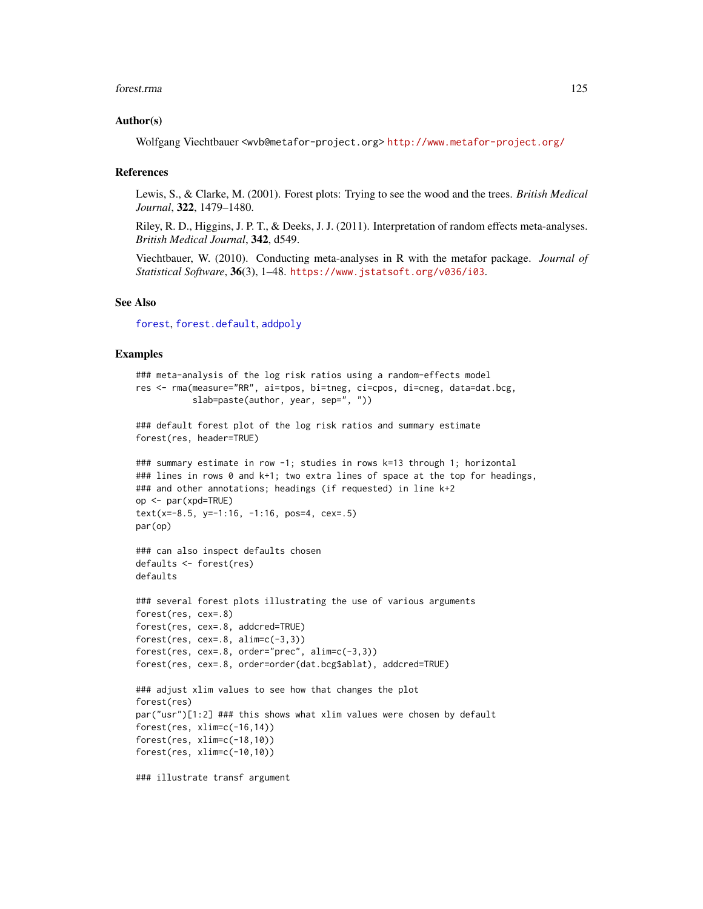## Author(s)

Wolfgang Viechtbauer <wvb@metafor-project.org> http://www.metafor-project.org/

## References

Lewis, S., & Clarke, M. (2001). Forest plots: Trying to see the wood and the trees. *British Medical Journal*, **322**, 1479–1480.

Riley, R. D., Higgins, J. P. T., & Deeks, J. J. (2011). Interpretation of random effects meta-analyses. *British Medical Journal*, **342**, d549.

Viechtbauer, W. (2010). Conducting meta-analyses in R with the metafor package. *Journal of Statistical Software*, **36**(3), 1–48. https://www.jstatsoft.org/v036/i03.

## See Also

forest, forest.default, addpoly

## Examples

```
### meta-analysis of the log risk ratios using a random-effects model
res <- rma(measure="RR", ai=tpos, bi=tneg, ci=cpos, di=cneg, data=dat.bcg,
           slab=paste(author, year, sep=", "))

### default forest plot of the log risk ratios and summary estimate
forest(res, header=TRUE)

### summary estimate in row -1; studies in rows k=13 through 1; horizontal
### lines in rows 0 and k+1; two extra lines of space at the top for headings,
### and other annotations; headings (if requested) in line k+2
op <- par(xpd=TRUE)
text(x=-8.5, y=-1:16, -1:16, pos=4, cex=.5)
par(op)

### can also inspect defaults chosen
defaults <- forest(res)
defaults

### several forest plots illustrating the use of various arguments
forest(res, cex=.8)
forest(res, cex=.8, addcred=TRUE)
forest(res, cex=.8, alim=c(-3,3))
forest(res, cex=.8, order="prec", alim=c(-3,3))
forest(res, cex=.8, order=order(dat.bcg$ablat), addcred=TRUE)

### adjust xlim values to see how that changes the plot
forest(res)
par("usr")[1:2] ### this shows what xlim values were chosen by default
forest(res, xlim=c(-16,14))
forest(res, xlim=c(-18,10))
forest(res, xlim=c(-10,10))

### illustrate transf argument
```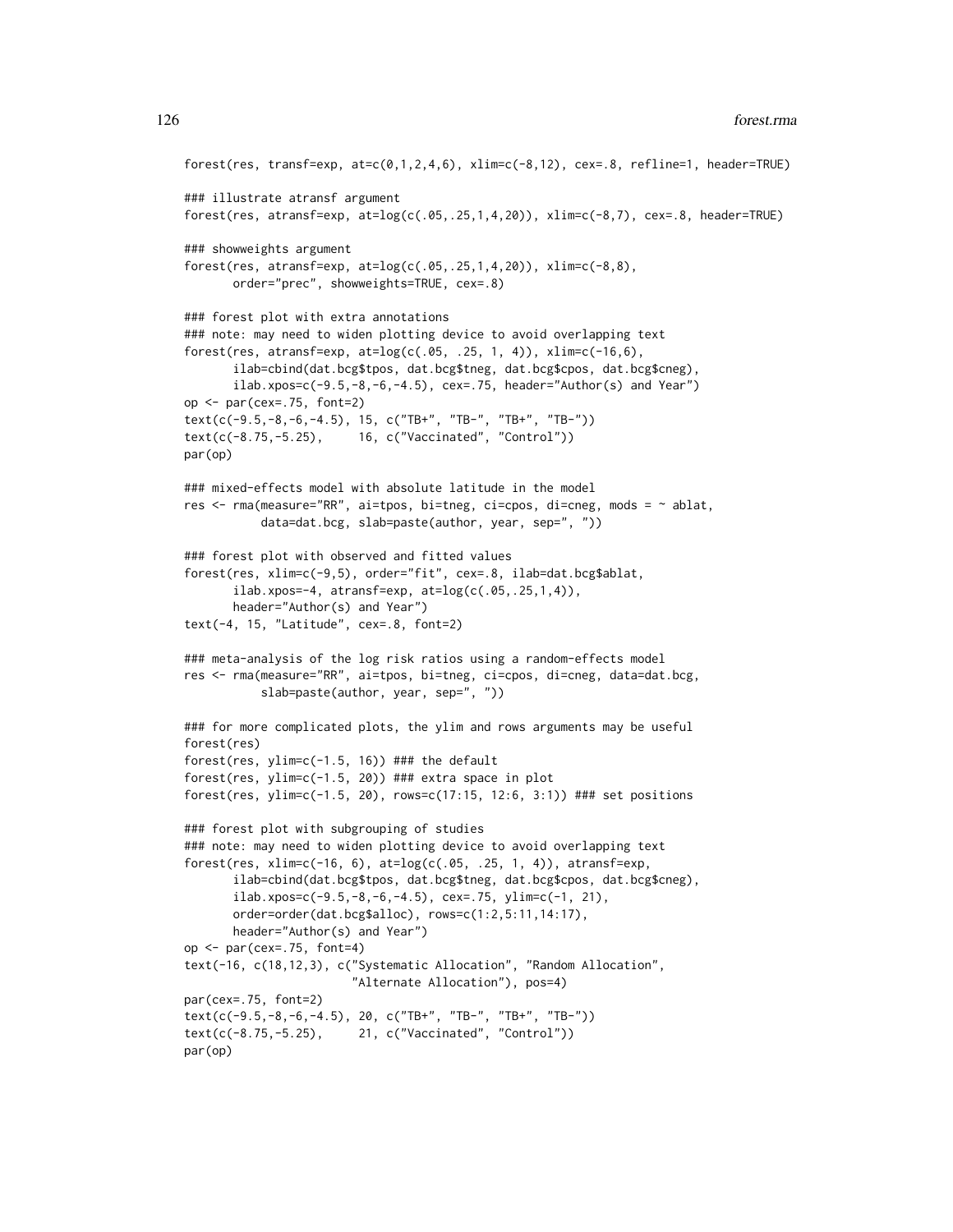```
forest(res, transf=exp, at=c(0,1,2,4,6), xlim=c(-8,12), cex=.8, refline=1, header=TRUE)

### illustrate atransf argument
forest(res, atransf=exp, at=log(c(.05,.25,1,4,20)), xlim=c(-8,7), cex=.8, header=TRUE)

### showweights argument
forest(res, atransf=exp, at=log(c(.05,.25,1,4,20)), xlim=c(-8,8),
       order="prec", showweights=TRUE, cex=.8)

### forest plot with extra annotations
### note: may need to widen plotting device to avoid overlapping text
forest(res, atransf=exp, at=log(c(.05, .25, 1, 4)), xlim=c(-16,6),
       ilab=cbind(dat.bcg$tpos, dat.bcg$tneg, dat.bcg$cpos, dat.bcg$cneg),
       ilab.xpos=c(-9.5,-8,-6,-4.5), cex=.75, header="Author(s) and Year")
op <- par(cex=.75, font=2)
text(c(-9.5,-8,-6,-4.5), 15, c("TB+", "TB-", "TB+", "TB-"))
text(c(-8.75,-5.25),     16, c("Vaccinated", "Control"))
par(op)

### mixed-effects model with absolute latitude in the model
res <- rma(measure="RR", ai=tpos, bi=tneg, ci=cpos, di=cneg, mods = ~ ablat,
           data=dat.bcg, slab=paste(author, year, sep=", "))

### forest plot with observed and fitted values
forest(res, xlim=c(-9,5), order="fit", cex=.8, ilab=dat.bcg$ablat,
       ilab.xpos=-4, atransf=exp, at=log(c(.05,.25,1,4)),
       header="Author(s) and Year")
text(-4, 15, "Latitude", cex=.8, font=2)

### meta-analysis of the log risk ratios using a random-effects model
res <- rma(measure="RR", ai=tpos, bi=tneg, ci=cpos, di=cneg, data=dat.bcg,
           slab=paste(author, year, sep=", "))

### for more complicated plots, the ylim and rows arguments may be useful
forest(res)
forest(res, ylim=c(-1.5, 16)) ### the default
forest(res, ylim=c(-1.5, 20)) ### extra space in plot
forest(res, ylim=c(-1.5, 20), rows=c(17:15, 12:6, 3:1)) ### set positions

### forest plot with subgrouping of studies
### note: may need to widen plotting device to avoid overlapping text
forest(res, xlim=c(-16, 6), at=log(c(.05, .25, 1, 4)), atransf=exp,
       ilab=cbind(dat.bcg$tpos, dat.bcg$tneg, dat.bcg$cpos, dat.bcg$cneg),
       ilab.xpos=c(-9.5,-8,-6,-4.5), cex=.75, ylim=c(-1, 21),
       order=order(dat.bcg$alloc), rows=c(1:2,5:11,14:17),
       header="Author(s) and Year")
op <- par(cex=.75, font=4)
text(-16, c(18,12,3), c("Systematic Allocation", "Random Allocation",
                        "Alternate Allocation"), pos=4)
par(cex=.75, font=2)
text(c(-9.5,-8,-6,-4.5), 20, c("TB+", "TB-", "TB+", "TB-"))
text(c(-8.75,-5.25),     21, c("Vaccinated", "Control"))
par(op)
```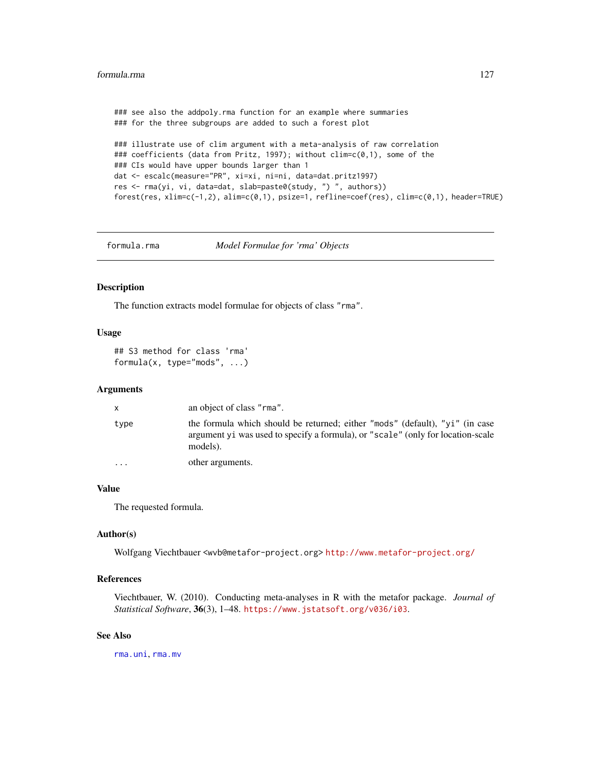```
### see also the addpoly.rma function for an example where summaries
### for the three subgroups are added to such a forest plot

### illustrate use of clim argument with a meta-analysis of raw correlation
### coefficients (data from Pritz, 1997); without clim=c(0,1), some of the
### CIs would have upper bounds larger than 1
dat <- escalc(measure="PR", xi=xi, ni=ni, data=dat.pritz1997)
res <- rma(yi, vi, data=dat, slab=paste0(study, ") ", authors))
forest(res, xlim=c(-1,2), alim=c(0,1), psize=1, refline=coef(res), clim=c(0,1), header=TRUE)
```

---

`formula.rma` *Model Formulae for 'rma' Objects*

---

## Description

The function extracts model formulae for objects of class `"rma"`.

## Usage

```
## S3 method for class 'rma'
formula(x, type="mods", ...)
```

## Arguments

| | |
|---|---|
| `x` | an object of class `"rma"`. |
| `type` | the formula which should be returned; either `"mods"` (default), `"yi"` (in case argument `yi` was used to specify a formula), or `"scale"` (only for location-scale models). |
| `...` | other arguments. |

## Value

The requested formula.

## Author(s)

Wolfgang Viechtbauer <wvb@metafor-project.org> http://www.metafor-project.org/

## References

Viechtbauer, W. (2010). Conducting meta-analyses in R with the metafor package. *Journal of Statistical Software*, **36**(3), 1–48. https://www.jstatsoft.org/v036/i03.

## See Also

`rma.uni`, `rma.mv`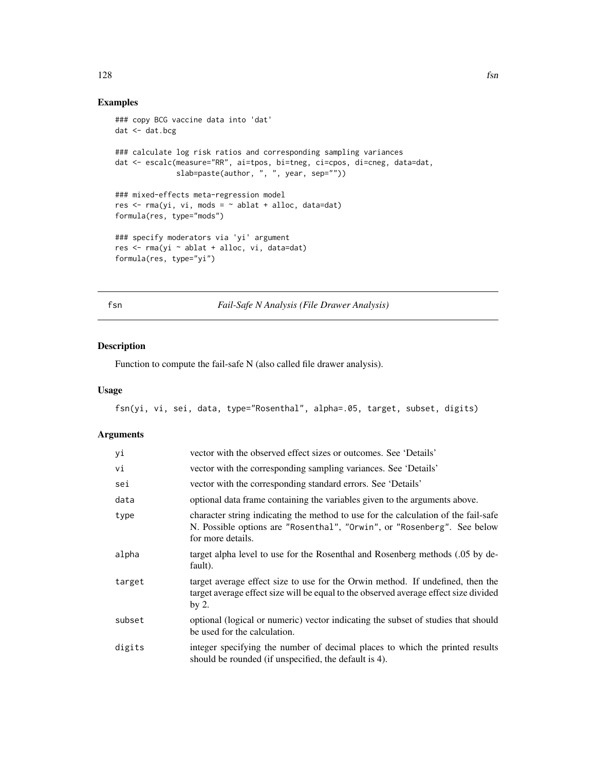## Examples

```
### copy BCG vaccine data into 'dat'
dat <- dat.bcg

### calculate log risk ratios and corresponding sampling variances
dat <- escalc(measure="RR", ai=tpos, bi=tneg, ci=cpos, di=cneg, data=dat,
              slab=paste(author, ", ", year, sep=""))

### mixed-effects meta-regression model
res <- rma(yi, vi, mods = ~ ablat + alloc, data=dat)
formula(res, type="mods")

### specify moderators via 'yi' argument
res <- rma(yi ~ ablat + alloc, vi, data=dat)
formula(res, type="yi")
```

---

# fsn — *Fail-Safe N Analysis (File Drawer Analysis)*

---

## Description

Function to compute the fail-safe N (also called file drawer analysis).

## Usage

```
fsn(yi, vi, sei, data, type="Rosenthal", alpha=.05, target, subset, digits)
```

## Arguments

| | |
|---|---|
| `yi` | vector with the observed effect sizes or outcomes. See 'Details' |
| `vi` | vector with the corresponding sampling variances. See 'Details' |
| `sei` | vector with the corresponding standard errors. See 'Details' |
| `data` | optional data frame containing the variables given to the arguments above. |
| `type` | character string indicating the method to use for the calculation of the fail-safe N. Possible options are `"Rosenthal"`, `"Orwin"`, or `"Rosenberg"`. See below for more details. |
| `alpha` | target alpha level to use for the Rosenthal and Rosenberg methods (.05 by default). |
| `target` | target average effect size to use for the Orwin method. If undefined, then the target average effect size will be equal to the observed average effect size divided by 2. |
| `subset` | optional (logical or numeric) vector indicating the subset of studies that should be used for the calculation. |
| `digits` | integer specifying the number of decimal places to which the printed results should be rounded (if unspecified, the default is 4). |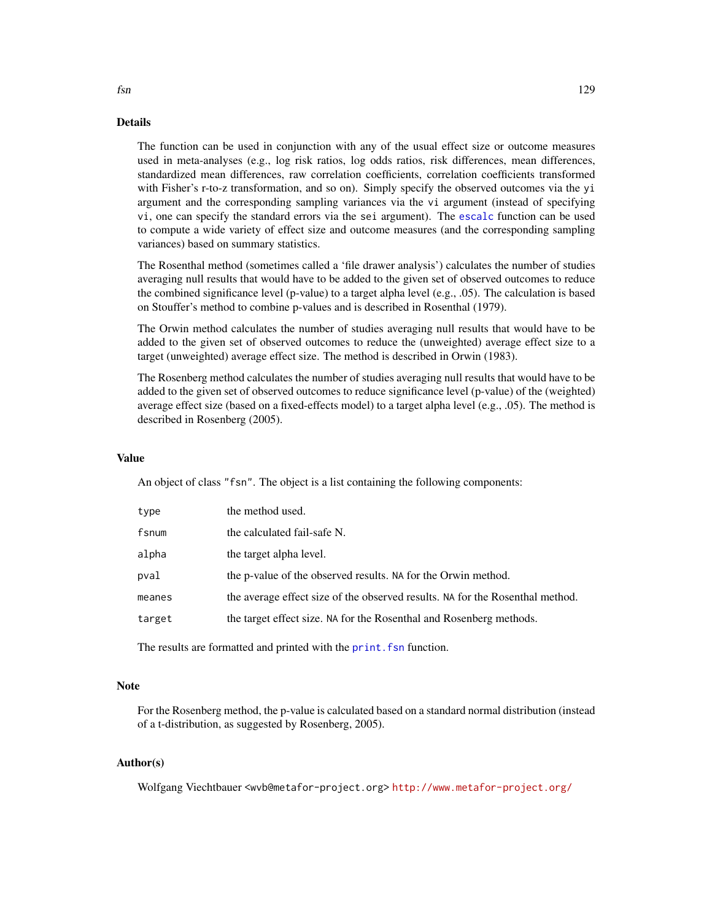## Details

The function can be used in conjunction with any of the usual effect size or outcome measures used in meta-analyses (e.g., log risk ratios, log odds ratios, risk differences, mean differences, standardized mean differences, raw correlation coefficients, correlation coefficients transformed with Fisher's r-to-z transformation, and so on). Simply specify the observed outcomes via the `yi` argument and the corresponding sampling variances via the `vi` argument (instead of specifying `vi`, one can specify the standard errors via the `sei` argument). The `escalc` function can be used to compute a wide variety of effect size and outcome measures (and the corresponding sampling variances) based on summary statistics.

The Rosenthal method (sometimes called a 'file drawer analysis') calculates the number of studies averaging null results that would have to be added to the given set of observed outcomes to reduce the combined significance level (p-value) to a target alpha level (e.g., .05). The calculation is based on Stouffer's method to combine p-values and is described in Rosenthal (1979).

The Orwin method calculates the number of studies averaging null results that would have to be added to the given set of observed outcomes to reduce the (unweighted) average effect size to a target (unweighted) average effect size. The method is described in Orwin (1983).

The Rosenberg method calculates the number of studies averaging null results that would have to be added to the given set of observed outcomes to reduce significance level (p-value) of the (weighted) average effect size (based on a fixed-effects model) to a target alpha level (e.g., .05). The method is described in Rosenberg (2005).

## Value

An object of class `"fsn"`. The object is a list containing the following components:

| | |
|---|---|
| `type` | the method used. |
| `fsnum` | the calculated fail-safe N. |
| `alpha` | the target alpha level. |
| `pval` | the p-value of the observed results. `NA` for the Orwin method. |
| `meanes` | the average effect size of the observed results. `NA` for the Rosenthal method. |
| `target` | the target effect size. `NA` for the Rosenthal and Rosenberg methods. |

The results are formatted and printed with the `print.fsn` function.

## Note

For the Rosenberg method, the p-value is calculated based on a standard normal distribution (instead of a t-distribution, as suggested by Rosenberg, 2005).

## Author(s)

Wolfgang Viechtbauer <wvb@metafor-project.org> http://www.metafor-project.org/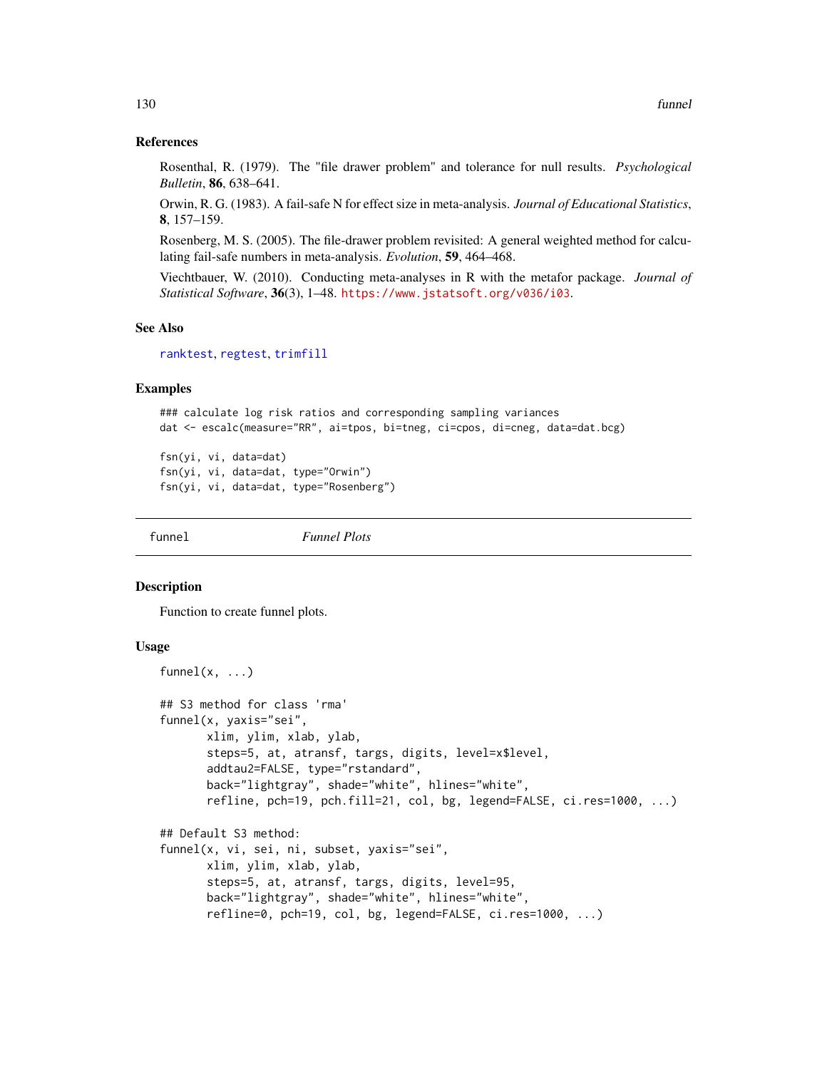### References

Rosenthal, R. (1979). The "file drawer problem" and tolerance for null results. *Psychological Bulletin*, **86**, 638–641.

Orwin, R. G. (1983). A fail-safe N for effect size in meta-analysis. *Journal of Educational Statistics*, **8**, 157–159.

Rosenberg, M. S. (2005). The file-drawer problem revisited: A general weighted method for calculating fail-safe numbers in meta-analysis. *Evolution*, **59**, 464–468.

Viechtbauer, W. (2010). Conducting meta-analyses in R with the metafor package. *Journal of Statistical Software*, **36**(3), 1–48. https://www.jstatsoft.org/v036/i03.

### See Also

ranktest, regtest, trimfill

### Examples

```
### calculate log risk ratios and corresponding sampling variances
dat <- escalc(measure="RR", ai=tpos, bi=tneg, ci=cpos, di=cneg, data=dat.bcg)

fsn(yi, vi, data=dat)
fsn(yi, vi, data=dat, type="Orwin")
fsn(yi, vi, data=dat, type="Rosenberg")
```

---

## funnel — *Funnel Plots*

---

### Description

Function to create funnel plots.

### Usage

```
funnel(x, ...)

## S3 method for class 'rma'
funnel(x, yaxis="sei",
       xlim, ylim, xlab, ylab,
       steps=5, at, atransf, targs, digits, level=x$level,
       addtau2=FALSE, type="rstandard",
       back="lightgray", shade="white", hlines="white",
       refline, pch=19, pch.fill=21, col, bg, legend=FALSE, ci.res=1000, ...)

## Default S3 method:
funnel(x, vi, sei, ni, subset, yaxis="sei",
       xlim, ylim, xlab, ylab,
       steps=5, at, atransf, targs, digits, level=95,
       back="lightgray", shade="white", hlines="white",
       refline=0, pch=19, col, bg, legend=FALSE, ci.res=1000, ...)
```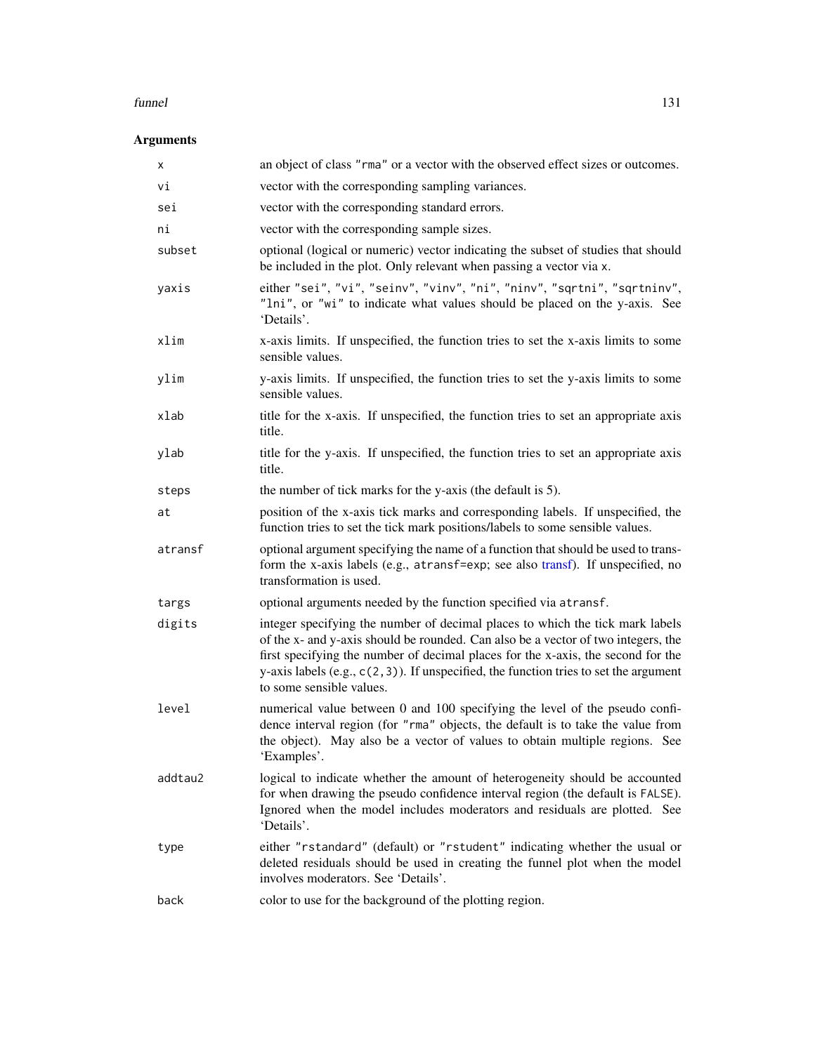## Arguments

| | |
|---|---|
| `x` | an object of class `"rma"` or a vector with the observed effect sizes or outcomes. |
| `vi` | vector with the corresponding sampling variances. |
| `sei` | vector with the corresponding standard errors. |
| `ni` | vector with the corresponding sample sizes. |
| `subset` | optional (logical or numeric) vector indicating the subset of studies that should be included in the plot. Only relevant when passing a vector via `x`. |
| `yaxis` | either `"sei"`, `"vi"`, `"seinv"`, `"vinv"`, `"ni"`, `"ninv"`, `"sqrtni"`, `"sqrtninv"`, `"lni"`, or `"wi"` to indicate what values should be placed on the y-axis. See 'Details'. |
| `xlim` | x-axis limits. If unspecified, the function tries to set the x-axis limits to some sensible values. |
| `ylim` | y-axis limits. If unspecified, the function tries to set the y-axis limits to some sensible values. |
| `xlab` | title for the x-axis. If unspecified, the function tries to set an appropriate axis title. |
| `ylab` | title for the y-axis. If unspecified, the function tries to set an appropriate axis title. |
| `steps` | the number of tick marks for the y-axis (the default is 5). |
| `at` | position of the x-axis tick marks and corresponding labels. If unspecified, the function tries to set the tick mark positions/labels to some sensible values. |
| `atransf` | optional argument specifying the name of a function that should be used to transform the x-axis labels (e.g., `atransf=exp`; see also transf). If unspecified, no transformation is used. |
| `targs` | optional arguments needed by the function specified via `atransf`. |
| `digits` | integer specifying the number of decimal places to which the tick mark labels of the x- and y-axis should be rounded. Can also be a vector of two integers, the first specifying the number of decimal places for the x-axis, the second for the y-axis labels (e.g., `c(2,3)`). If unspecified, the function tries to set the argument to some sensible values. |
| `level` | numerical value between 0 and 100 specifying the level of the pseudo confidence interval region (for `"rma"` objects, the default is to take the value from the object). May also be a vector of values to obtain multiple regions. See 'Examples'. |
| `addtau2` | logical to indicate whether the amount of heterogeneity should be accounted for when drawing the pseudo confidence interval region (the default is `FALSE`). Ignored when the model includes moderators and residuals are plotted. See 'Details'. |
| `type` | either `"rstandard"` (default) or `"rstudent"` indicating whether the usual or deleted residuals should be used in creating the funnel plot when the model involves moderators. See 'Details'. |
| `back` | color to use for the background of the plotting region. |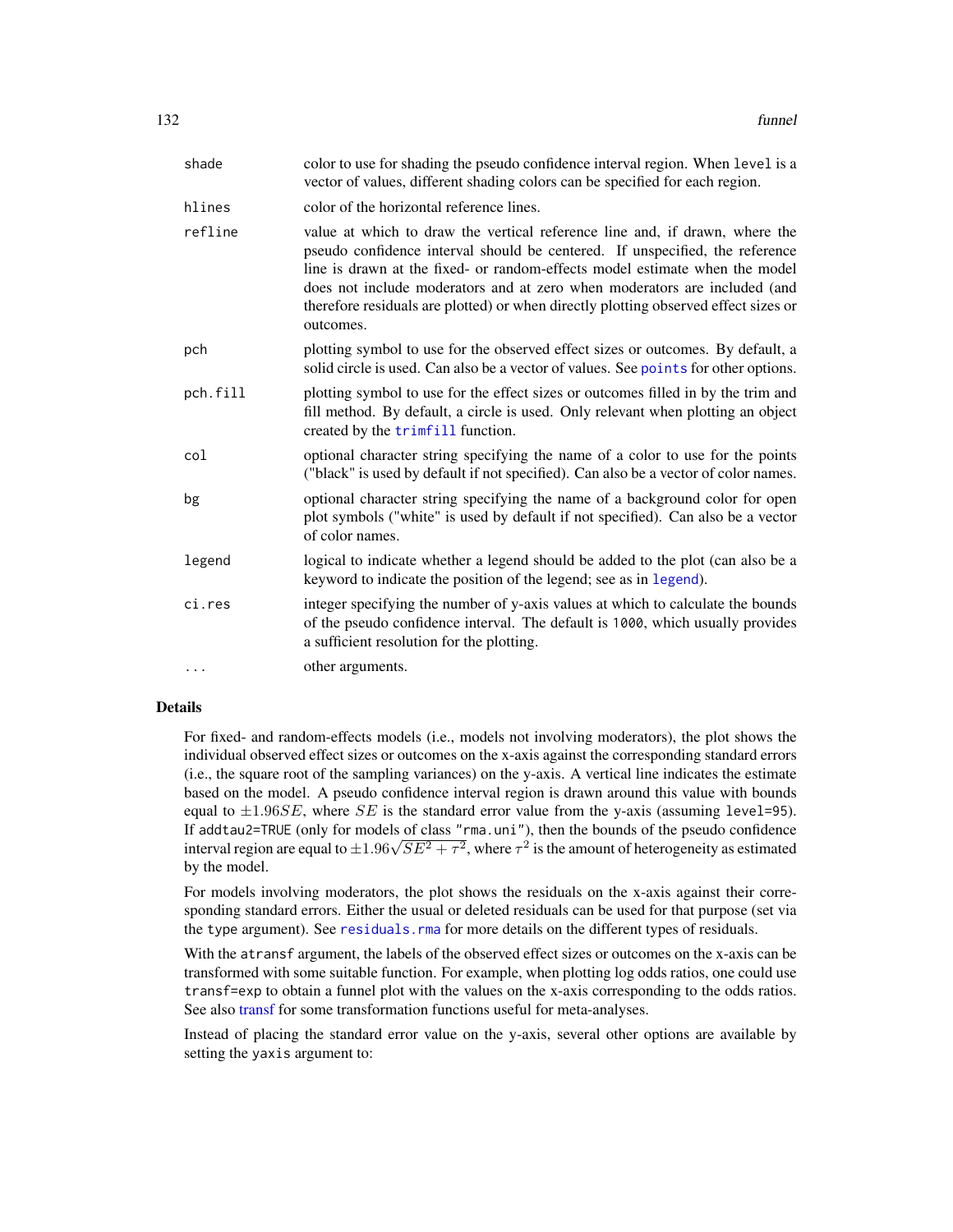| | |
|---|---|
| shade | color to use for shading the pseudo confidence interval region. When level is a vector of values, different shading colors can be specified for each region. |
| hlines | color of the horizontal reference lines. |
| refline | value at which to draw the vertical reference line and, if drawn, where the pseudo confidence interval should be centered. If unspecified, the reference line is drawn at the fixed- or random-effects model estimate when the model does not include moderators and at zero when moderators are included (and therefore residuals are plotted) or when directly plotting observed effect sizes or outcomes. |
| pch | plotting symbol to use for the observed effect sizes or outcomes. By default, a solid circle is used. Can also be a vector of values. See points for other options. |
| pch.fill | plotting symbol to use for the effect sizes or outcomes filled in by the trim and fill method. By default, a circle is used. Only relevant when plotting an object created by the trimfill function. |
| col | optional character string specifying the name of a color to use for the points ("black" is used by default if not specified). Can also be a vector of color names. |
| bg | optional character string specifying the name of a background color for open plot symbols ("white" is used by default if not specified). Can also be a vector of color names. |
| legend | logical to indicate whether a legend should be added to the plot (can also be a keyword to indicate the position of the legend; see as in legend). |
| ci.res | integer specifying the number of y-axis values at which to calculate the bounds of the pseudo confidence interval. The default is 1000, which usually provides a sufficient resolution for the plotting. |
| ... | other arguments. |

## Details

For fixed- and random-effects models (i.e., models not involving moderators), the plot shows the individual observed effect sizes or outcomes on the x-axis against the corresponding standard errors (i.e., the square root of the sampling variances) on the y-axis. A vertical line indicates the estimate based on the model. A pseudo confidence interval region is drawn around this value with bounds equal to $\pm 1.96 SE$, where $SE$ is the standard error value from the y-axis (assuming level=95). If addtau2=TRUE (only for models of class "rma.uni"), then the bounds of the pseudo confidence interval region are equal to $\pm 1.96\sqrt{SE^2 + \tau^2}$, where $\tau^2$ is the amount of heterogeneity as estimated by the model.

For models involving moderators, the plot shows the residuals on the x-axis against their corresponding standard errors. Either the usual or deleted residuals can be used for that purpose (set via the type argument). See residuals.rma for more details on the different types of residuals.

With the atransf argument, the labels of the observed effect sizes or outcomes on the x-axis can be transformed with some suitable function. For example, when plotting log odds ratios, one could use transf=exp to obtain a funnel plot with the values on the x-axis corresponding to the odds ratios. See also transf for some transformation functions useful for meta-analyses.

Instead of placing the standard error value on the y-axis, several other options are available by setting the yaxis argument to: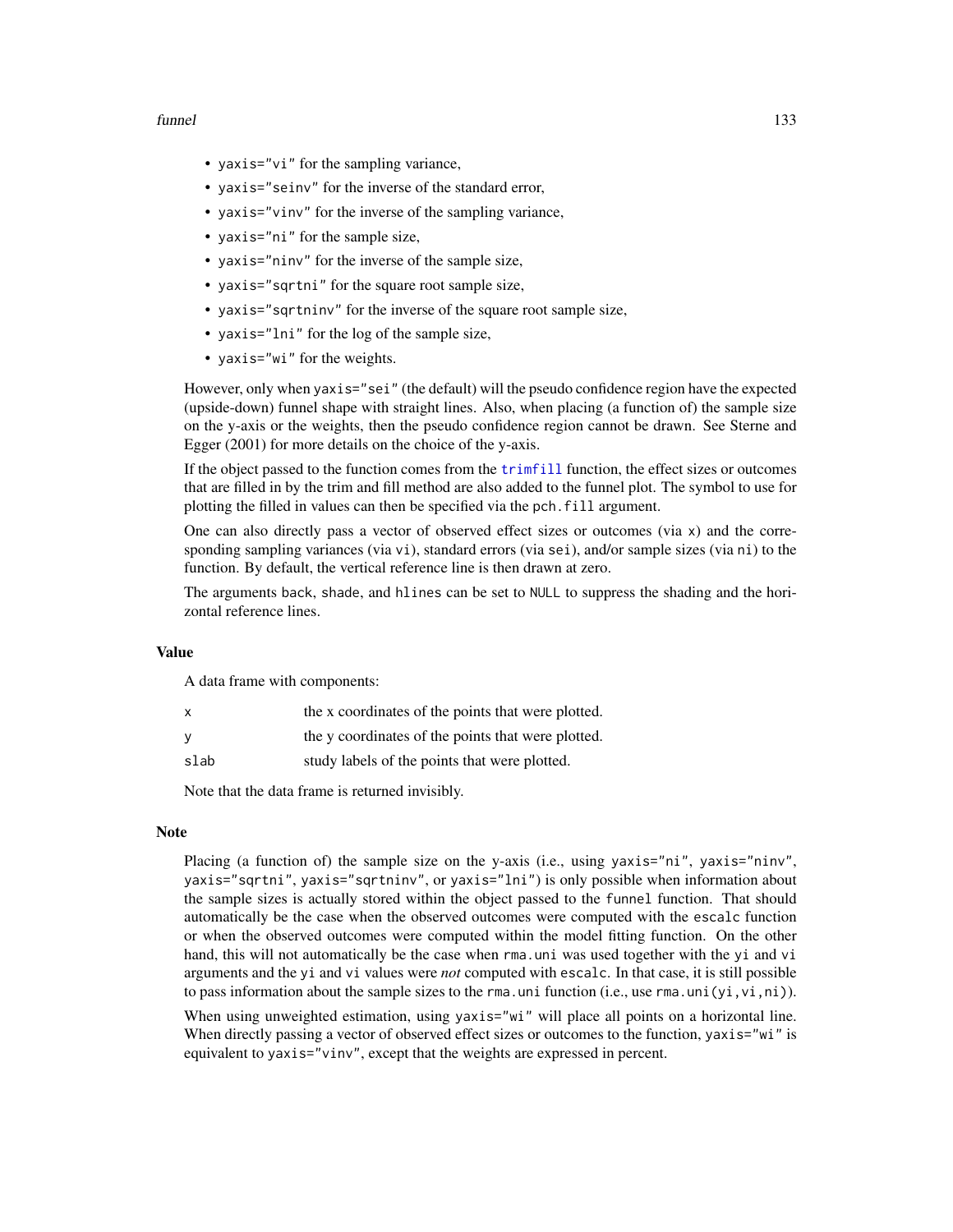- `yaxis="vi"` for the sampling variance,
- `yaxis="seinv"` for the inverse of the standard error,
- `yaxis="vinv"` for the inverse of the sampling variance,
- `yaxis="ni"` for the sample size,
- `yaxis="ninv"` for the inverse of the sample size,
- `yaxis="sqrtni"` for the square root sample size,
- `yaxis="sqrtninv"` for the inverse of the square root sample size,
- `yaxis="lni"` for the log of the sample size,
- `yaxis="wi"` for the weights.

However, only when `yaxis="sei"` (the default) will the pseudo confidence region have the expected (upside-down) funnel shape with straight lines. Also, when placing (a function of) the sample size on the y-axis or the weights, then the pseudo confidence region cannot be drawn. See Sterne and Egger (2001) for more details on the choice of the y-axis.

If the object passed to the function comes from the `trimfill` function, the effect sizes or outcomes that are filled in by the trim and fill method are also added to the funnel plot. The symbol to use for plotting the filled in values can then be specified via the `pch.fill` argument.

One can also directly pass a vector of observed effect sizes or outcomes (via `x`) and the corresponding sampling variances (via `vi`), standard errors (via `sei`), and/or sample sizes (via `ni`) to the function. By default, the vertical reference line is then drawn at zero.

The arguments `back`, `shade`, and `hlines` can be set to `NULL` to suppress the shading and the horizontal reference lines.

## Value

A data frame with components:

| | |
|---|---|
| x | the x coordinates of the points that were plotted. |
| y | the y coordinates of the points that were plotted. |
| slab | study labels of the points that were plotted. |

Note that the data frame is returned invisibly.

## Note

Placing (a function of) the sample size on the y-axis (i.e., using `yaxis="ni"`, `yaxis="ninv"`, `yaxis="sqrtni"`, `yaxis="sqrtninv"`, or `yaxis="lni"`) is only possible when information about the sample sizes is actually stored within the object passed to the `funnel` function. That should automatically be the case when the observed outcomes were computed with the `escalc` function or when the observed outcomes were computed within the model fitting function. On the other hand, this will not automatically be the case when `rma.uni` was used together with the `yi` and `vi` arguments and the `yi` and `vi` values were *not* computed with `escalc`. In that case, it is still possible to pass information about the sample sizes to the `rma.uni` function (i.e., use `rma.uni(yi,vi,ni)`).

When using unweighted estimation, using `yaxis="wi"` will place all points on a horizontal line. When directly passing a vector of observed effect sizes or outcomes to the function, `yaxis="wi"` is equivalent to `yaxis="vinv"`, except that the weights are expressed in percent.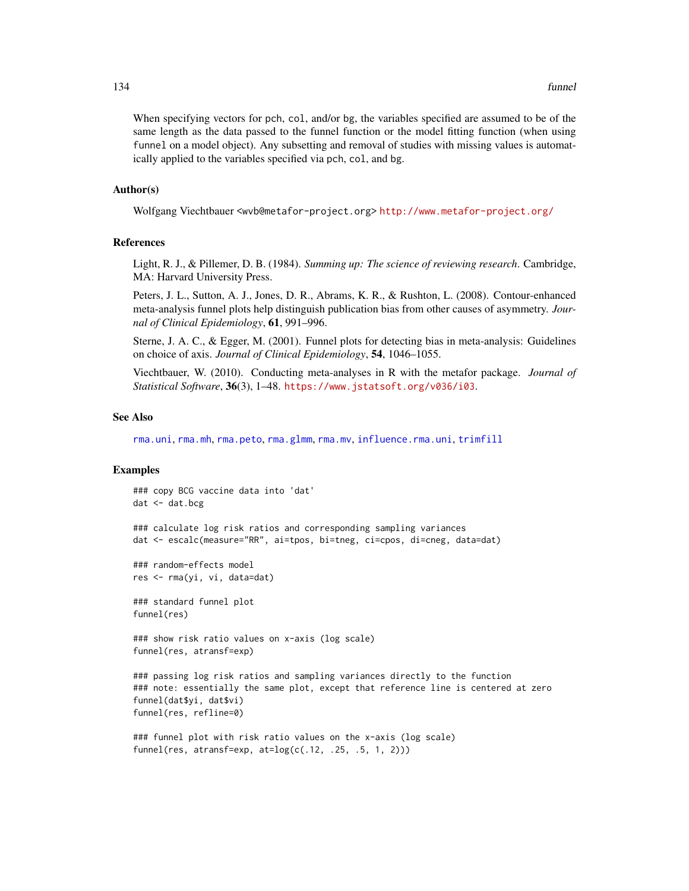When specifying vectors for pch, col, and/or bg, the variables specified are assumed to be of the same length as the data passed to the funnel function or the model fitting function (when using funnel on a model object). Any subsetting and removal of studies with missing values is automatically applied to the variables specified via pch, col, and bg.

## Author(s)

Wolfgang Viechtbauer <wvb@metafor-project.org> http://www.metafor-project.org/

## References

Light, R. J., & Pillemer, D. B. (1984). *Summing up: The science of reviewing research*. Cambridge, MA: Harvard University Press.

Peters, J. L., Sutton, A. J., Jones, D. R., Abrams, K. R., & Rushton, L. (2008). Contour-enhanced meta-analysis funnel plots help distinguish publication bias from other causes of asymmetry. *Journal of Clinical Epidemiology*, **61**, 991–996.

Sterne, J. A. C., & Egger, M. (2001). Funnel plots for detecting bias in meta-analysis: Guidelines on choice of axis. *Journal of Clinical Epidemiology*, **54**, 1046–1055.

Viechtbauer, W. (2010). Conducting meta-analyses in R with the metafor package. *Journal of Statistical Software*, **36**(3), 1–48. https://www.jstatsoft.org/v036/i03.

## See Also

rma.uni, rma.mh, rma.peto, rma.glmm, rma.mv, influence.rma.uni, trimfill

## Examples

```
### copy BCG vaccine data into 'dat'
dat <- dat.bcg

### calculate log risk ratios and corresponding sampling variances
dat <- escalc(measure="RR", ai=tpos, bi=tneg, ci=cpos, di=cneg, data=dat)

### random-effects model
res <- rma(yi, vi, data=dat)

### standard funnel plot
funnel(res)

### show risk ratio values on x-axis (log scale)
funnel(res, atransf=exp)

### passing log risk ratios and sampling variances directly to the function
### note: essentially the same plot, except that reference line is centered at zero
funnel(dat$yi, dat$vi)
funnel(res, refline=0)

### funnel plot with risk ratio values on the x-axis (log scale)
funnel(res, atransf=exp, at=log(c(.12, .25, .5, 1, 2)))
```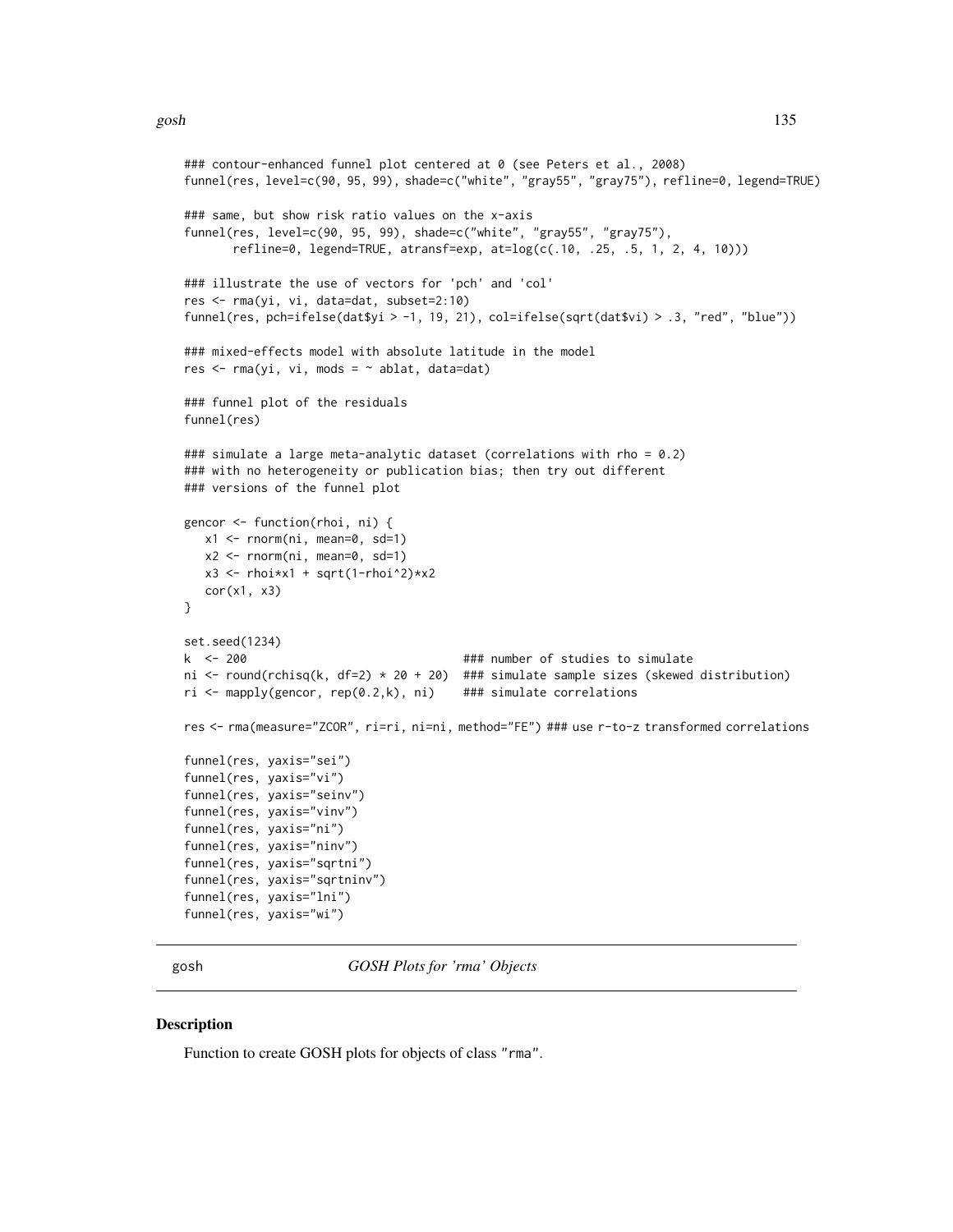```
### contour-enhanced funnel plot centered at 0 (see Peters et al., 2008)
funnel(res, level=c(90, 95, 99), shade=c("white", "gray55", "gray75"), refline=0, legend=TRUE)

### same, but show risk ratio values on the x-axis
funnel(res, level=c(90, 95, 99), shade=c("white", "gray55", "gray75"),
       refline=0, legend=TRUE, atransf=exp, at=log(c(.10, .25, .5, 1, 2, 4, 10)))

### illustrate the use of vectors for 'pch' and 'col'
res <- rma(yi, vi, data=dat, subset=2:10)
funnel(res, pch=ifelse(dat$yi > -1, 19, 21), col=ifelse(sqrt(dat$vi) > .3, "red", "blue"))

### mixed-effects model with absolute latitude in the model
res <- rma(yi, vi, mods = ~ ablat, data=dat)

### funnel plot of the residuals
funnel(res)

### simulate a large meta-analytic dataset (correlations with rho = 0.2)
### with no heterogeneity or publication bias; then try out different
### versions of the funnel plot

gencor <- function(rhoi, ni) {
   x1 <- rnorm(ni, mean=0, sd=1)
   x2 <- rnorm(ni, mean=0, sd=1)
   x3 <- rhoi*x1 + sqrt(1-rhoi^2)*x2
   cor(x1, x3)
}

set.seed(1234)
k  <- 200                               ### number of studies to simulate
ni <- round(rchisq(k, df=2) * 20 + 20)  ### simulate sample sizes (skewed distribution)
ri <- mapply(gencor, rep(0.2,k), ni)    ### simulate correlations

res <- rma(measure="ZCOR", ri=ri, ni=ni, method="FE") ### use r-to-z transformed correlations

funnel(res, yaxis="sei")
funnel(res, yaxis="vi")
funnel(res, yaxis="seinv")
funnel(res, yaxis="vinv")
funnel(res, yaxis="ni")
funnel(res, yaxis="ninv")
funnel(res, yaxis="sqrtni")
funnel(res, yaxis="sqrtninv")
funnel(res, yaxis="lni")
funnel(res, yaxis="wi")
```

## gosh — *GOSH Plots for 'rma' Objects*

### Description

Function to create GOSH plots for objects of class "rma".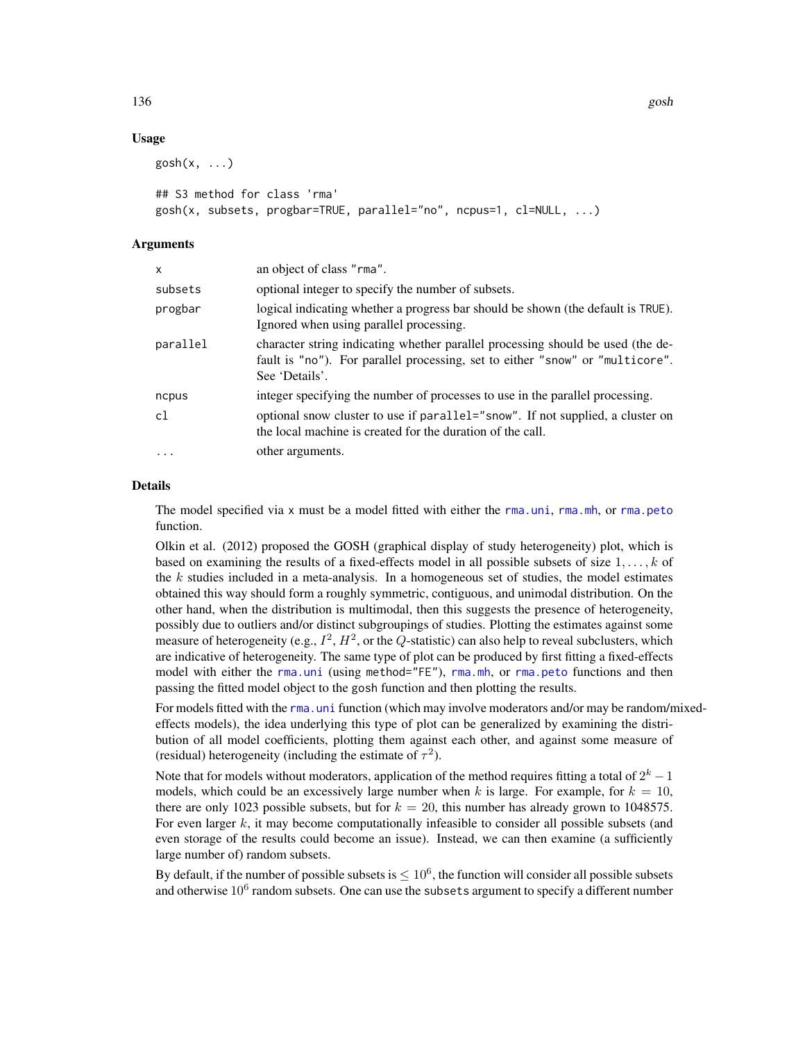## Usage

```
gosh(x, ...)

## S3 method for class 'rma'
gosh(x, subsets, progbar=TRUE, parallel="no", ncpus=1, cl=NULL, ...)
```

## Arguments

| | |
|---|---|
| x | an object of class "rma". |
| subsets | optional integer to specify the number of subsets. |
| progbar | logical indicating whether a progress bar should be shown (the default is TRUE). Ignored when using parallel processing. |
| parallel | character string indicating whether parallel processing should be used (the default is "no"). For parallel processing, set to either "snow" or "multicore". See 'Details'. |
| ncpus | integer specifying the number of processes to use in the parallel processing. |
| cl | optional snow cluster to use if parallel="snow". If not supplied, a cluster on the local machine is created for the duration of the call. |
| ... | other arguments. |

## Details

The model specified via x must be a model fitted with either the rma.uni, rma.mh, or rma.peto function.

Olkin et al. (2012) proposed the GOSH (graphical display of study heterogeneity) plot, which is based on examining the results of a fixed-effects model in all possible subsets of size $1, \ldots, k$ of the $k$ studies included in a meta-analysis. In a homogeneous set of studies, the model estimates obtained this way should form a roughly symmetric, contiguous, and unimodal distribution. On the other hand, when the distribution is multimodal, then this suggests the presence of heterogeneity, possibly due to outliers and/or distinct subgroupings of studies. Plotting the estimates against some measure of heterogeneity (e.g., $I^2$, $H^2$, or the $Q$-statistic) can also help to reveal subclusters, which are indicative of heterogeneity. The same type of plot can be produced by first fitting a fixed-effects model with either the rma.uni (using method="FE"), rma.mh, or rma.peto functions and then passing the fitted model object to the gosh function and then plotting the results.

For models fitted with the rma.uni function (which may involve moderators and/or may be random/mixed-effects models), the idea underlying this type of plot can be generalized by examining the distribution of all model coefficients, plotting them against each other, and against some measure of (residual) heterogeneity (including the estimate of $\tau^2$).

Note that for models without moderators, application of the method requires fitting a total of $2^k - 1$ models, which could be an excessively large number when $k$ is large. For example, for $k = 10$, there are only 1023 possible subsets, but for $k = 20$, this number has already grown to 1048575. For even larger $k$, it may become computationally infeasible to consider all possible subsets (and even storage of the results could become an issue). Instead, we can then examine (a sufficiently large number of) random subsets.

By default, if the number of possible subsets is $\leq 10^6$, the function will consider all possible subsets and otherwise $10^6$ random subsets. One can use the subsets argument to specify a different number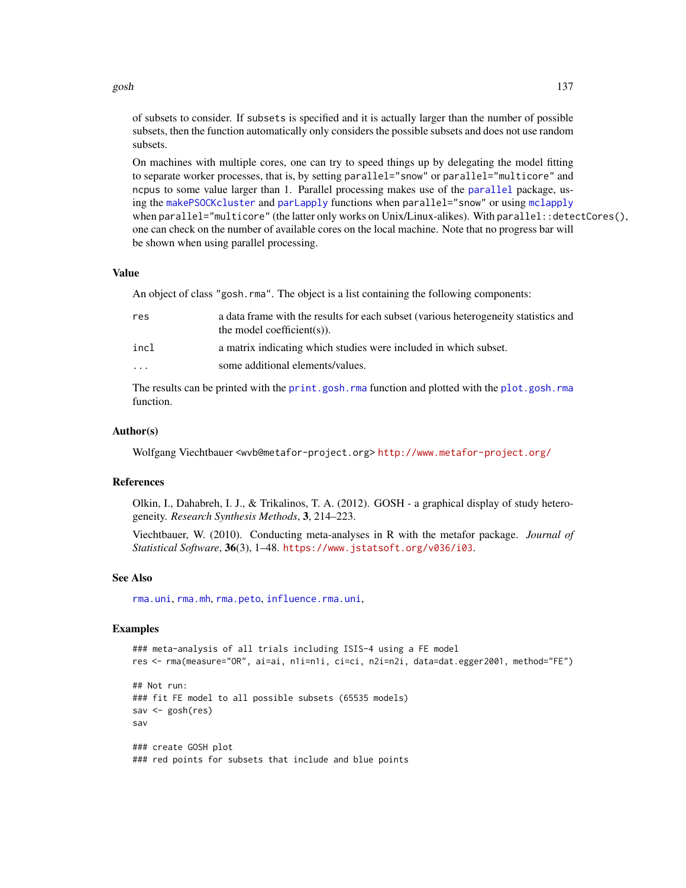of subsets to consider. If `subsets` is specified and it is actually larger than the number of possible subsets, then the function automatically only considers the possible subsets and does not use random subsets.

On machines with multiple cores, one can try to speed things up by delegating the model fitting to separate worker processes, that is, by setting `parallel="snow"` or `parallel="multicore"` and `ncpus` to some value larger than 1. Parallel processing makes use of the `parallel` package, using the `makePSOCKcluster` and `parLapply` functions when `parallel="snow"` or using `mclapply` when `parallel="multicore"` (the latter only works on Unix/Linux-alikes). With `parallel::detectCores()`, one can check on the number of available cores on the local machine. Note that no progress bar will be shown when using parallel processing.

## Value

An object of class `"gosh.rma"`. The object is a list containing the following components:

| | |
|---|---|
| `res` | a data frame with the results for each subset (various heterogeneity statistics and the model coefficient(s)). |
| `incl` | a matrix indicating which studies were included in which subset. |
| `...` | some additional elements/values. |

The results can be printed with the `print.gosh.rma` function and plotted with the `plot.gosh.rma` function.

## Author(s)

Wolfgang Viechtbauer <wvb@metafor-project.org> http://www.metafor-project.org/

## References

Olkin, I., Dahabreh, I. J., & Trikalinos, T. A. (2012). GOSH - a graphical display of study heterogeneity. *Research Synthesis Methods*, **3**, 214–223.

Viechtbauer, W. (2010). Conducting meta-analyses in R with the metafor package. *Journal of Statistical Software*, **36**(3), 1–48. https://www.jstatsoft.org/v036/i03.

## See Also

`rma.uni`, `rma.mh`, `rma.peto`, `influence.rma.uni`,

## Examples

```
### meta-analysis of all trials including ISIS-4 using a FE model
res <- rma(measure="OR", ai=ai, n1i=n1i, ci=ci, n2i=n2i, data=dat.egger2001, method="FE")

## Not run:
### fit FE model to all possible subsets (65535 models)
sav <- gosh(res)
sav

### create GOSH plot
### red points for subsets that include and blue points
```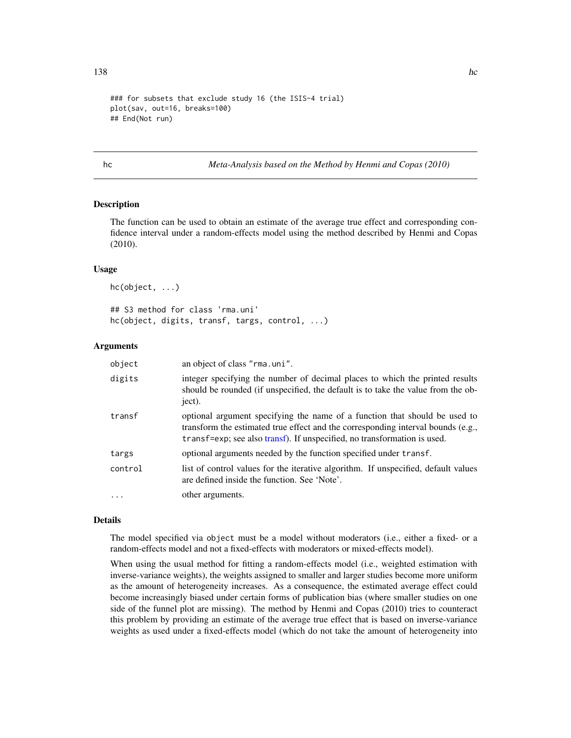```
### for subsets that exclude study 16 (the ISIS-4 trial)
plot(sav, out=16, breaks=100)
## End(Not run)
```

## hc — *Meta-Analysis based on the Method by Henmi and Copas (2010)*

### Description

The function can be used to obtain an estimate of the average true effect and corresponding confidence interval under a random-effects model using the method described by Henmi and Copas (2010).

### Usage

```
hc(object, ...)

## S3 method for class 'rma.uni'
hc(object, digits, transf, targs, control, ...)
```

### Arguments

| | |
|---|---|
| `object` | an object of class `"rma.uni"`. |
| `digits` | integer specifying the number of decimal places to which the printed results should be rounded (if unspecified, the default is to take the value from the object). |
| `transf` | optional argument specifying the name of a function that should be used to transform the estimated true effect and the corresponding interval bounds (e.g., `transf=exp`; see also transf). If unspecified, no transformation is used. |
| `targs` | optional arguments needed by the function specified under `transf`. |
| `control` | list of control values for the iterative algorithm. If unspecified, default values are defined inside the function. See 'Note'. |
| `...` | other arguments. |

### Details

The model specified via `object` must be a model without moderators (i.e., either a fixed- or a random-effects model and not a fixed-effects with moderators or mixed-effects model).

When using the usual method for fitting a random-effects model (i.e., weighted estimation with inverse-variance weights), the weights assigned to smaller and larger studies become more uniform as the amount of heterogeneity increases. As a consequence, the estimated average effect could become increasingly biased under certain forms of publication bias (where smaller studies on one side of the funnel plot are missing). The method by Henmi and Copas (2010) tries to counteract this problem by providing an estimate of the average true effect that is based on inverse-variance weights as used under a fixed-effects model (which do not take the amount of heterogeneity into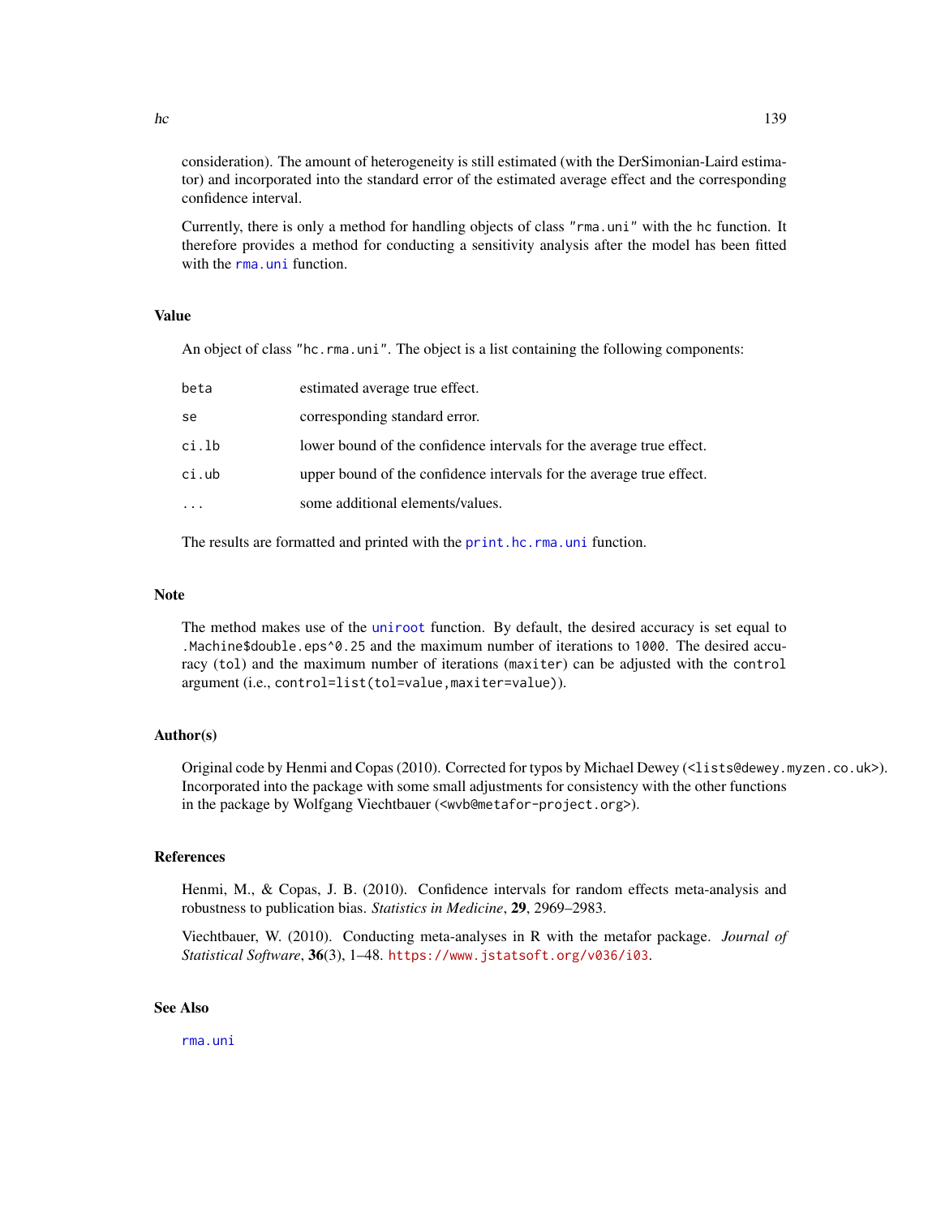consideration). The amount of heterogeneity is still estimated (with the DerSimonian-Laird estimator) and incorporated into the standard error of the estimated average effect and the corresponding confidence interval.

Currently, there is only a method for handling objects of class `"rma.uni"` with the `hc` function. It therefore provides a method for conducting a sensitivity analysis after the model has been fitted with the `rma.uni` function.

## Value

An object of class `"hc.rma.uni"`. The object is a list containing the following components:

| | |
|---|---|
| `beta` | estimated average true effect. |
| `se` | corresponding standard error. |
| `ci.lb` | lower bound of the confidence intervals for the average true effect. |
| `ci.ub` | upper bound of the confidence intervals for the average true effect. |
| `...` | some additional elements/values. |

The results are formatted and printed with the `print.hc.rma.uni` function.

## Note

The method makes use of the `uniroot` function. By default, the desired accuracy is set equal to `.Machine$double.eps^0.25` and the maximum number of iterations to `1000`. The desired accuracy (`tol`) and the maximum number of iterations (`maxiter`) can be adjusted with the `control` argument (i.e., `control=list(tol=value,maxiter=value)`).

## Author(s)

Original code by Henmi and Copas (2010). Corrected for typos by Michael Dewey (<lists@dewey.myzen.co.uk>). Incorporated into the package with some small adjustments for consistency with the other functions in the package by Wolfgang Viechtbauer (<wvb@metafor-project.org>).

## References

Henmi, M., & Copas, J. B. (2010). Confidence intervals for random effects meta-analysis and robustness to publication bias. *Statistics in Medicine*, **29**, 2969–2983.

Viechtbauer, W. (2010). Conducting meta-analyses in R with the metafor package. *Journal of Statistical Software*, **36**(3), 1–48. https://www.jstatsoft.org/v036/i03.

## See Also

`rma.uni`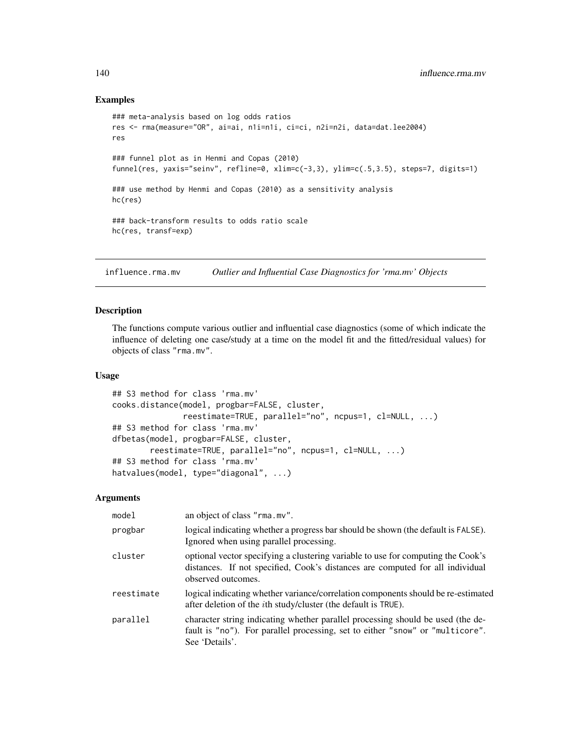## Examples

```
### meta-analysis based on log odds ratios
res <- rma(measure="OR", ai=ai, n1i=n1i, ci=ci, n2i=n2i, data=dat.lee2004)
res

### funnel plot as in Henmi and Copas (2010)
funnel(res, yaxis="seinv", refline=0, xlim=c(-3,3), ylim=c(.5,3.5), steps=7, digits=1)

### use method by Henmi and Copas (2010) as a sensitivity analysis
hc(res)

### back-transform results to odds ratio scale
hc(res, transf=exp)
```

# influence.rma.mv — *Outlier and Influential Case Diagnostics for 'rma.mv' Objects*

## Description

The functions compute various outlier and influential case diagnostics (some of which indicate the influence of deleting one case/study at a time on the model fit and the fitted/residual values) for objects of class "rma.mv".

## Usage

```
## S3 method for class 'rma.mv'
cooks.distance(model, progbar=FALSE, cluster,
               reestimate=TRUE, parallel="no", ncpus=1, cl=NULL, ...)
## S3 method for class 'rma.mv'
dfbetas(model, progbar=FALSE, cluster,
        reestimate=TRUE, parallel="no", ncpus=1, cl=NULL, ...)
## S3 method for class 'rma.mv'
hatvalues(model, type="diagonal", ...)
```

## Arguments

| | |
|---|---|
| model | an object of class "rma.mv". |
| progbar | logical indicating whether a progress bar should be shown (the default is FALSE). Ignored when using parallel processing. |
| cluster | optional vector specifying a clustering variable to use for computing the Cook's distances. If not specified, Cook's distances are computed for all individual observed outcomes. |
| reestimate | logical indicating whether variance/correlation components should be re-estimated after deletion of the $i$th study/cluster (the default is TRUE). |
| parallel | character string indicating whether parallel processing should be used (the default is "no"). For parallel processing, set to either "snow" or "multicore". See 'Details'. |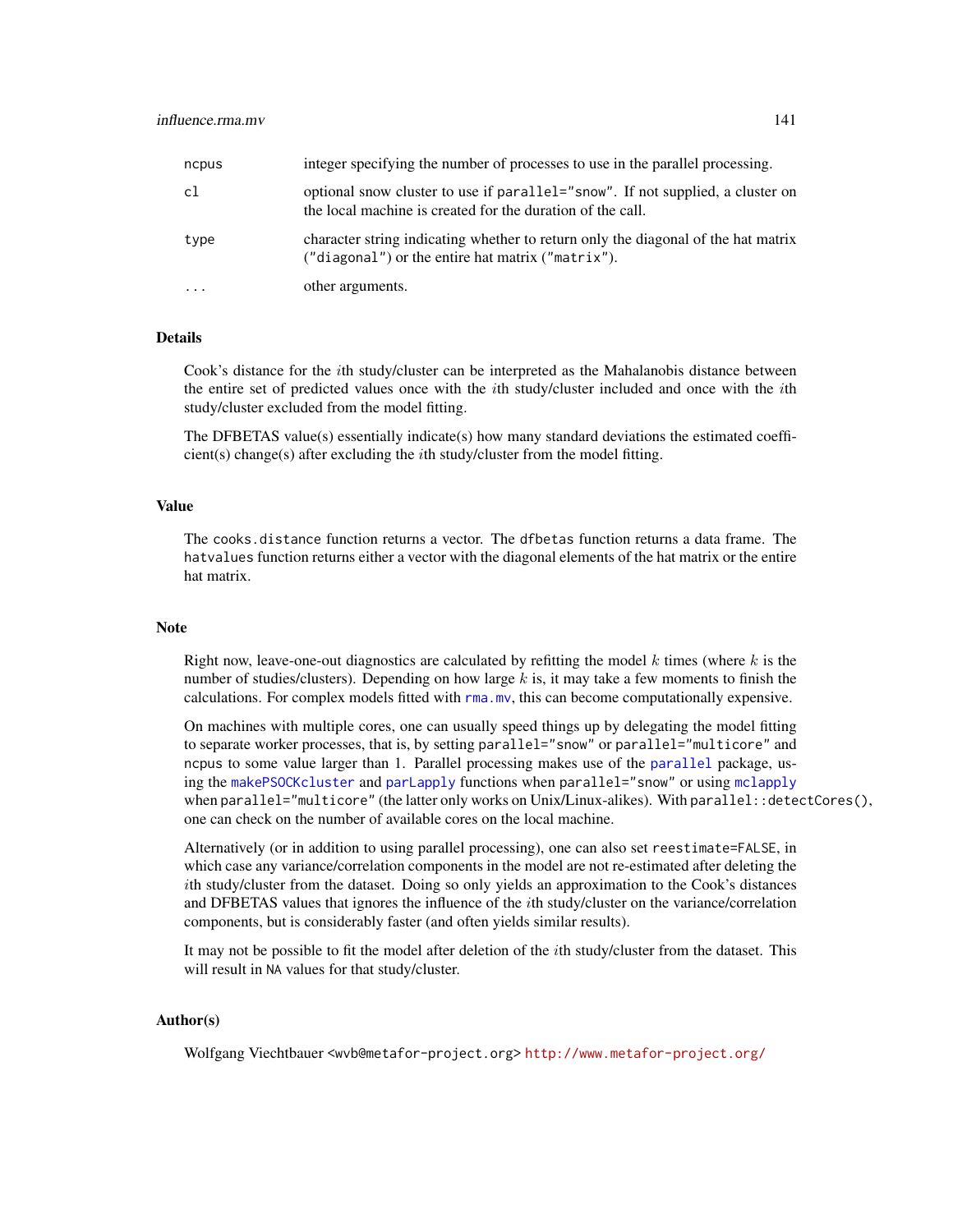| | |
|---|---|
| ncpus | integer specifying the number of processes to use in the parallel processing. |
| cl | optional snow cluster to use if `parallel="snow"`. If not supplied, a cluster on the local machine is created for the duration of the call. |
| type | character string indicating whether to return only the diagonal of the hat matrix (`"diagonal"`) or the entire hat matrix (`"matrix"`). |
| ... | other arguments. |

## Details

Cook's distance for the $i$th study/cluster can be interpreted as the Mahalanobis distance between the entire set of predicted values once with the $i$th study/cluster included and once with the $i$th study/cluster excluded from the model fitting.

The DFBETAS value(s) essentially indicate(s) how many standard deviations the estimated coefficient(s) change(s) after excluding the $i$th study/cluster from the model fitting.

## Value

The `cooks.distance` function returns a vector. The `dfbetas` function returns a data frame. The `hatvalues` function returns either a vector with the diagonal elements of the hat matrix or the entire hat matrix.

## Note

Right now, leave-one-out diagnostics are calculated by refitting the model $k$ times (where $k$ is the number of studies/clusters). Depending on how large $k$ is, it may take a few moments to finish the calculations. For complex models fitted with `rma.mv`, this can become computationally expensive.

On machines with multiple cores, one can usually speed things up by delegating the model fitting to separate worker processes, that is, by setting `parallel="snow"` or `parallel="multicore"` and `ncpus` to some value larger than 1. Parallel processing makes use of the `parallel` package, using the `makePSOCKcluster` and `parLapply` functions when `parallel="snow"` or using `mclapply` when `parallel="multicore"` (the latter only works on Unix/Linux-alikes). With `parallel::detectCores()`, one can check on the number of available cores on the local machine.

Alternatively (or in addition to using parallel processing), one can also set `reestimate=FALSE`, in which case any variance/correlation components in the model are not re-estimated after deleting the $i$th study/cluster from the dataset. Doing so only yields an approximation to the Cook's distances and DFBETAS values that ignores the influence of the $i$th study/cluster on the variance/correlation components, but is considerably faster (and often yields similar results).

It may not be possible to fit the model after deletion of the $i$th study/cluster from the dataset. This will result in `NA` values for that study/cluster.

## Author(s)

Wolfgang Viechtbauer <wvb@metafor-project.org> http://www.metafor-project.org/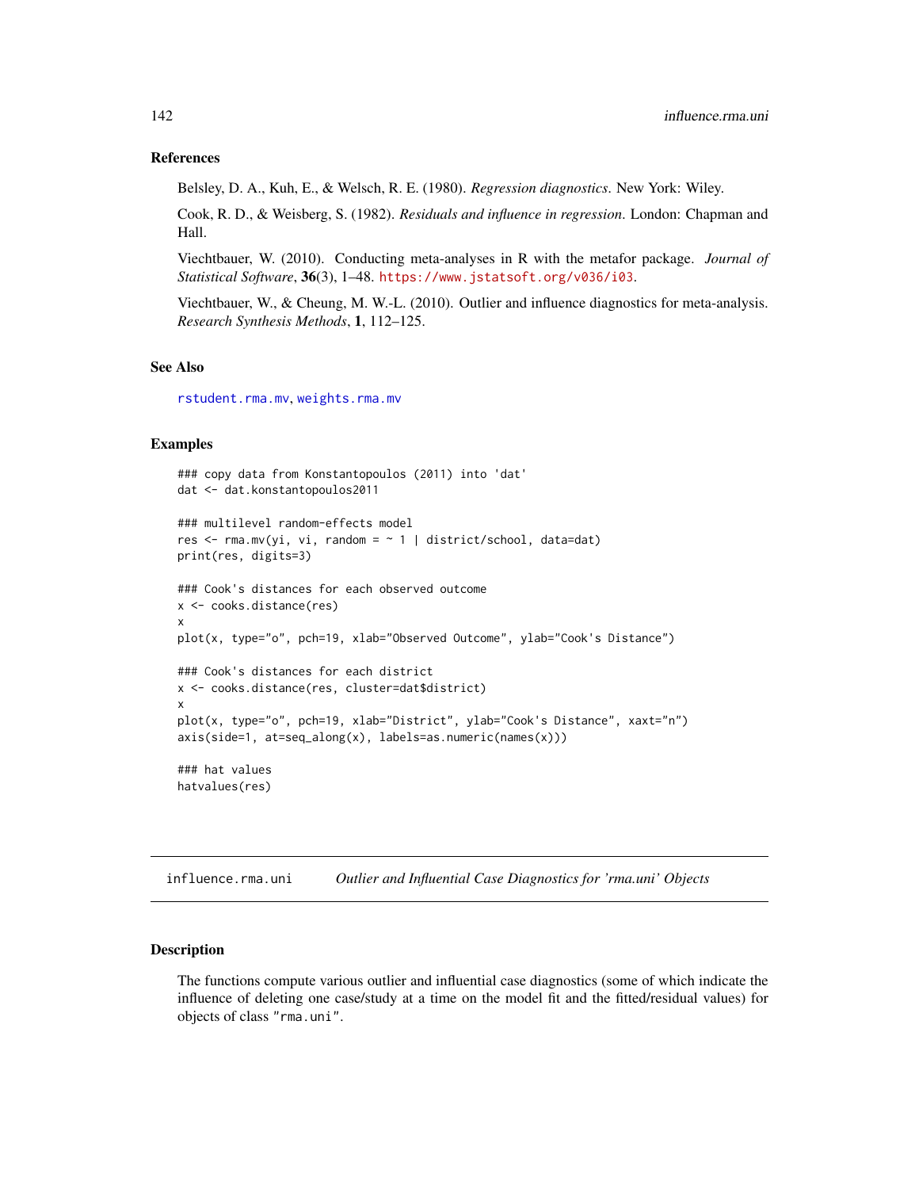### References

Belsley, D. A., Kuh, E., & Welsch, R. E. (1980). *Regression diagnostics*. New York: Wiley.

Cook, R. D., & Weisberg, S. (1982). *Residuals and influence in regression*. London: Chapman and Hall.

Viechtbauer, W. (2010). Conducting meta-analyses in R with the metafor package. *Journal of Statistical Software*, **36**(3), 1–48. https://www.jstatsoft.org/v036/i03.

Viechtbauer, W., & Cheung, M. W.-L. (2010). Outlier and influence diagnostics for meta-analysis. *Research Synthesis Methods*, **1**, 112–125.

### See Also

rstudent.rma.mv, weights.rma.mv

### Examples

```
### copy data from Konstantopoulos (2011) into 'dat'
dat <- dat.konstantopoulos2011

### multilevel random-effects model
res <- rma.mv(yi, vi, random = ~ 1 | district/school, data=dat)
print(res, digits=3)

### Cook's distances for each observed outcome
x <- cooks.distance(res)
x
plot(x, type="o", pch=19, xlab="Observed Outcome", ylab="Cook's Distance")

### Cook's distances for each district
x <- cooks.distance(res, cluster=dat$district)
x
plot(x, type="o", pch=19, xlab="District", ylab="Cook's Distance", xaxt="n")
axis(side=1, at=seq_along(x), labels=as.numeric(names(x)))

### hat values
hatvalues(res)
```

---

## influence.rma.uni &nbsp;&nbsp;&nbsp; *Outlier and Influential Case Diagnostics for 'rma.uni' Objects*

---

### Description

The functions compute various outlier and influential case diagnostics (some of which indicate the influence of deleting one case/study at a time on the model fit and the fitted/residual values) for objects of class "rma.uni".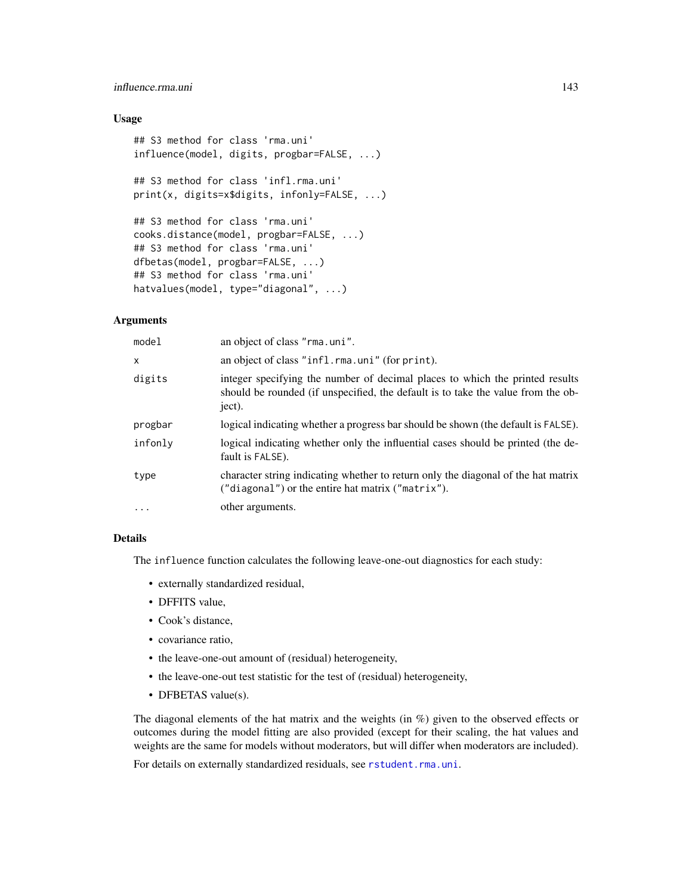## Usage

```
## S3 method for class 'rma.uni'
influence(model, digits, progbar=FALSE, ...)

## S3 method for class 'infl.rma.uni'
print(x, digits=x$digits, infonly=FALSE, ...)

## S3 method for class 'rma.uni'
cooks.distance(model, progbar=FALSE, ...)
## S3 method for class 'rma.uni'
dfbetas(model, progbar=FALSE, ...)
## S3 method for class 'rma.uni'
hatvalues(model, type="diagonal", ...)
```

## Arguments

| | |
|---|---|
| `model` | an object of class `"rma.uni"`. |
| `x` | an object of class `"infl.rma.uni"` (for `print`). |
| `digits` | integer specifying the number of decimal places to which the printed results should be rounded (if unspecified, the default is to take the value from the object). |
| `progbar` | logical indicating whether a progress bar should be shown (the default is `FALSE`). |
| `infonly` | logical indicating whether only the influential cases should be printed (the default is `FALSE`). |
| `type` | character string indicating whether to return only the diagonal of the hat matrix (`"diagonal"`) or the entire hat matrix (`"matrix"`). |
| `...` | other arguments. |

## Details

The `influence` function calculates the following leave-one-out diagnostics for each study:

- externally standardized residual,
- DFFITS value,
- Cook's distance,
- covariance ratio,
- the leave-one-out amount of (residual) heterogeneity,
- the leave-one-out test statistic for the test of (residual) heterogeneity,
- DFBETAS value(s).

The diagonal elements of the hat matrix and the weights (in %) given to the observed effects or outcomes during the model fitting are also provided (except for their scaling, the hat values and weights are the same for models without moderators, but will differ when moderators are included).

For details on externally standardized residuals, see `rstudent.rma.uni`.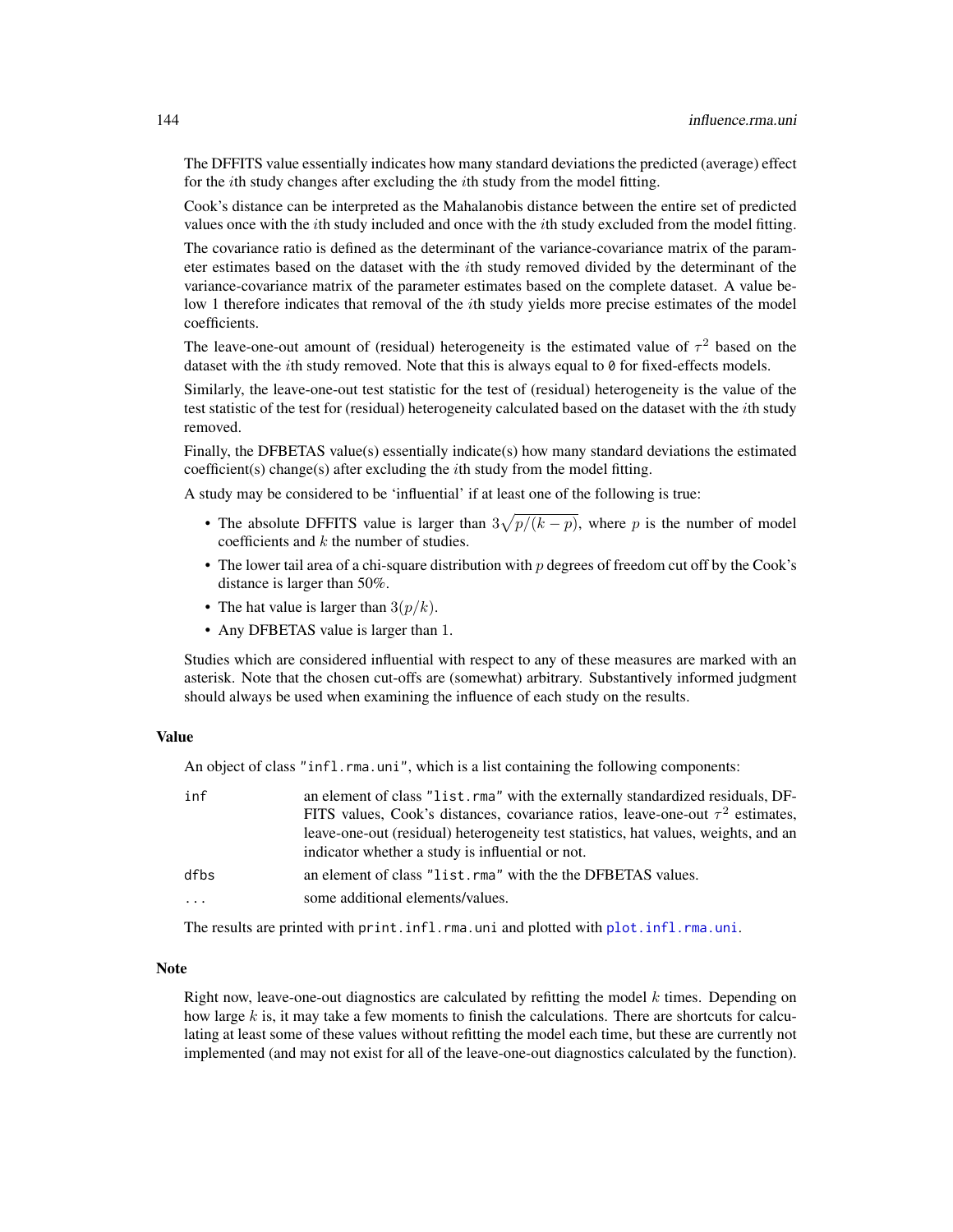The DFFITS value essentially indicates how many standard deviations the predicted (average) effect for the $i$th study changes after excluding the $i$th study from the model fitting.

Cook's distance can be interpreted as the Mahalanobis distance between the entire set of predicted values once with the $i$th study included and once with the $i$th study excluded from the model fitting.

The covariance ratio is defined as the determinant of the variance-covariance matrix of the parameter estimates based on the dataset with the $i$th study removed divided by the determinant of the variance-covariance matrix of the parameter estimates based on the complete dataset. A value below 1 therefore indicates that removal of the $i$th study yields more precise estimates of the model coefficients.

The leave-one-out amount of (residual) heterogeneity is the estimated value of $\tau^2$ based on the dataset with the $i$th study removed. Note that this is always equal to `0` for fixed-effects models.

Similarly, the leave-one-out test statistic for the test of (residual) heterogeneity is the value of the test statistic of the test for (residual) heterogeneity calculated based on the dataset with the $i$th study removed.

Finally, the DFBETAS value(s) essentially indicate(s) how many standard deviations the estimated coefficient(s) change(s) after excluding the $i$th study from the model fitting.

A study may be considered to be 'influential' if at least one of the following is true:

- The absolute DFFITS value is larger than $3\sqrt{p/(k-p)}$, where $p$ is the number of model coefficients and $k$ the number of studies.
- The lower tail area of a chi-square distribution with $p$ degrees of freedom cut off by the Cook's distance is larger than 50%.
- The hat value is larger than $3(p/k)$.
- Any DFBETAS value is larger than 1.

Studies which are considered influential with respect to any of these measures are marked with an asterisk. Note that the chosen cut-offs are (somewhat) arbitrary. Substantively informed judgment should always be used when examining the influence of each study on the results.

## Value

An object of class `"infl.rma.uni"`, which is a list containing the following components:

| | |
|---|---|
| `inf` | an element of class `"list.rma"` with the externally standardized residuals, DFFITS values, Cook's distances, covariance ratios, leave-one-out $\tau^2$ estimates, leave-one-out (residual) heterogeneity test statistics, hat values, weights, and an indicator whether a study is influential or not. |
| `dfbs` | an element of class `"list.rma"` with the the DFBETAS values. |
| `...` | some additional elements/values. |

The results are printed with `print.infl.rma.uni` and plotted with `plot.infl.rma.uni`.

## Note

Right now, leave-one-out diagnostics are calculated by refitting the model $k$ times. Depending on how large $k$ is, it may take a few moments to finish the calculations. There are shortcuts for calculating at least some of these values without refitting the model each time, but these are currently not implemented (and may not exist for all of the leave-one-out diagnostics calculated by the function).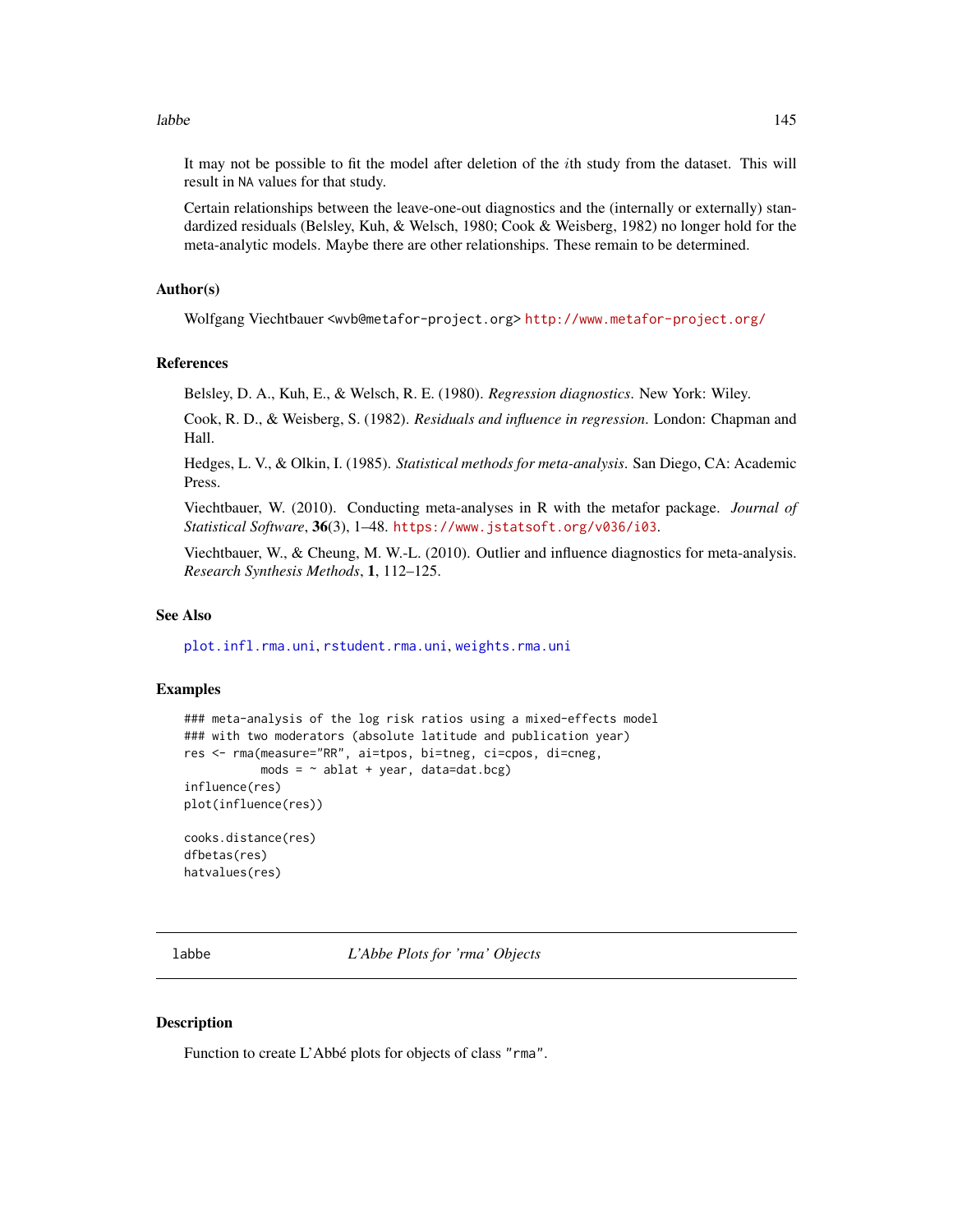It may not be possible to fit the model after deletion of the $i$th study from the dataset. This will result in NA values for that study.

Certain relationships between the leave-one-out diagnostics and the (internally or externally) standardized residuals (Belsley, Kuh, & Welsch, 1980; Cook & Weisberg, 1982) no longer hold for the meta-analytic models. Maybe there are other relationships. These remain to be determined.

### Author(s)

Wolfgang Viechtbauer <wvb@metafor-project.org> http://www.metafor-project.org/

### References

Belsley, D. A., Kuh, E., & Welsch, R. E. (1980). *Regression diagnostics*. New York: Wiley.

Cook, R. D., & Weisberg, S. (1982). *Residuals and influence in regression*. London: Chapman and Hall.

Hedges, L. V., & Olkin, I. (1985). *Statistical methods for meta-analysis*. San Diego, CA: Academic Press.

Viechtbauer, W. (2010). Conducting meta-analyses in R with the metafor package. *Journal of Statistical Software*, **36**(3), 1–48. https://www.jstatsoft.org/v036/i03.

Viechtbauer, W., & Cheung, M. W.-L. (2010). Outlier and influence diagnostics for meta-analysis. *Research Synthesis Methods*, **1**, 112–125.

### See Also

plot.infl.rma.uni, rstudent.rma.uni, weights.rma.uni

### Examples

```
### meta-analysis of the log risk ratios using a mixed-effects model
### with two moderators (absolute latitude and publication year)
res <- rma(measure="RR", ai=tpos, bi=tneg, ci=cpos, di=cneg,
           mods = ~ ablat + year, data=dat.bcg)
influence(res)
plot(influence(res))

cooks.distance(res)
dfbetas(res)
hatvalues(res)
```

---

## labbe — *L'Abbe Plots for 'rma' Objects*

### Description

Function to create L'Abbé plots for objects of class "rma".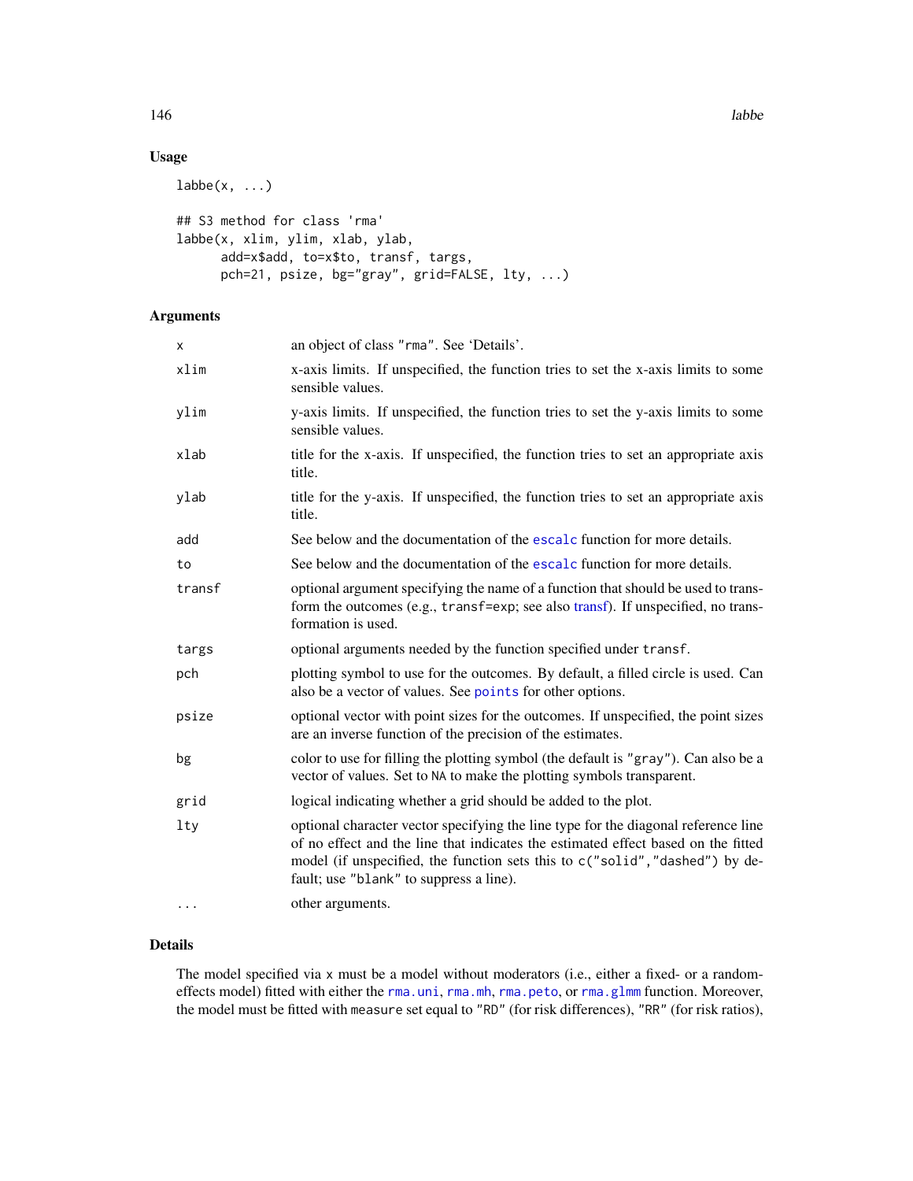## Usage

```
labbe(x, ...)

## S3 method for class 'rma'
labbe(x, xlim, ylim, xlab, ylab,
      add=x$add, to=x$to, transf, targs,
      pch=21, psize, bg="gray", grid=FALSE, lty, ...)
```

## Arguments

| | |
|---|---|
| `x` | an object of class "rma". See 'Details'. |
| `xlim` | x-axis limits. If unspecified, the function tries to set the x-axis limits to some sensible values. |
| `ylim` | y-axis limits. If unspecified, the function tries to set the y-axis limits to some sensible values. |
| `xlab` | title for the x-axis. If unspecified, the function tries to set an appropriate axis title. |
| `ylab` | title for the y-axis. If unspecified, the function tries to set an appropriate axis title. |
| `add` | See below and the documentation of the `escalc` function for more details. |
| `to` | See below and the documentation of the `escalc` function for more details. |
| `transf` | optional argument specifying the name of a function that should be used to transform the outcomes (e.g., `transf=exp`; see also transf). If unspecified, no transformation is used. |
| `targs` | optional arguments needed by the function specified under `transf`. |
| `pch` | plotting symbol to use for the outcomes. By default, a filled circle is used. Can also be a vector of values. See `points` for other options. |
| `psize` | optional vector with point sizes for the outcomes. If unspecified, the point sizes are an inverse function of the precision of the estimates. |
| `bg` | color to use for filling the plotting symbol (the default is "gray"). Can also be a vector of values. Set to `NA` to make the plotting symbols transparent. |
| `grid` | logical indicating whether a grid should be added to the plot. |
| `lty` | optional character vector specifying the line type for the diagonal reference line of no effect and the line that indicates the estimated effect based on the fitted model (if unspecified, the function sets this to `c("solid","dashed")` by default; use "blank" to suppress a line). |
| `...` | other arguments. |

## Details

The model specified via `x` must be a model without moderators (i.e., either a fixed- or a random-effects model) fitted with either the `rma.uni`, `rma.mh`, `rma.peto`, or `rma.glmm` function. Moreover, the model must be fitted with `measure` set equal to "RD" (for risk differences), "RR" (for risk ratios),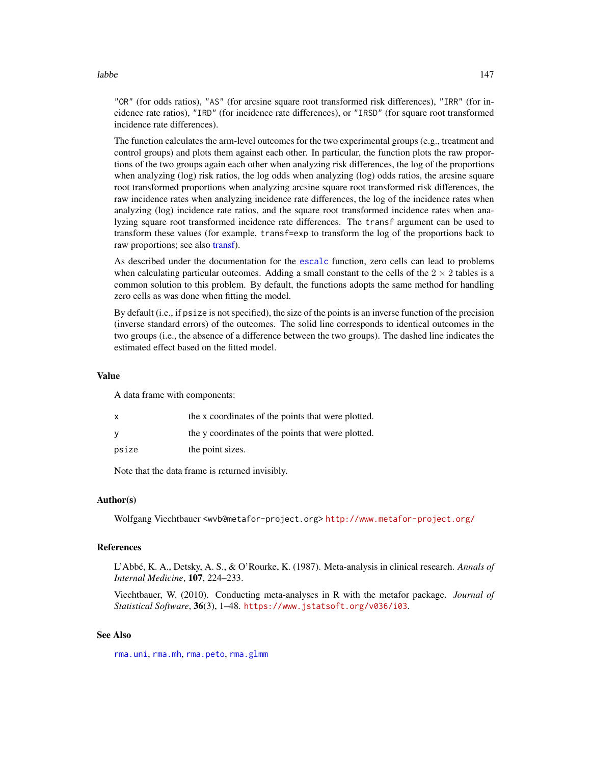"OR" (for odds ratios), "AS" (for arcsine square root transformed risk differences), "IRR" (for incidence rate ratios), "IRD" (for incidence rate differences), or "IRSD" (for square root transformed incidence rate differences).

The function calculates the arm-level outcomes for the two experimental groups (e.g., treatment and control groups) and plots them against each other. In particular, the function plots the raw proportions of the two groups again each other when analyzing risk differences, the log of the proportions when analyzing (log) risk ratios, the log odds when analyzing (log) odds ratios, the arcsine square root transformed proportions when analyzing arcsine square root transformed risk differences, the raw incidence rates when analyzing incidence rate differences, the log of the incidence rates when analyzing (log) incidence rate ratios, and the square root transformed incidence rates when analyzing square root transformed incidence rate differences. The `transf` argument can be used to transform these values (for example, `transf=exp` to transform the log of the proportions back to raw proportions; see also transf).

As described under the documentation for the `escalc` function, zero cells can lead to problems when calculating particular outcomes. Adding a small constant to the cells of the $2 \times 2$ tables is a common solution to this problem. By default, the functions adopts the same method for handling zero cells as was done when fitting the model.

By default (i.e., if `psize` is not specified), the size of the points is an inverse function of the precision (inverse standard errors) of the outcomes. The solid line corresponds to identical outcomes in the two groups (i.e., the absence of a difference between the two groups). The dashed line indicates the estimated effect based on the fitted model.

## Value

A data frame with components:

| | |
|---|---|
| `x` | the x coordinates of the points that were plotted. |
| `y` | the y coordinates of the points that were plotted. |
| `psize` | the point sizes. |

Note that the data frame is returned invisibly.

## Author(s)

Wolfgang Viechtbauer <wvb@metafor-project.org> http://www.metafor-project.org/

## References

L'Abbé, K. A., Detsky, A. S., & O'Rourke, K. (1987). Meta-analysis in clinical research. *Annals of Internal Medicine*, **107**, 224–233.

Viechtbauer, W. (2010). Conducting meta-analyses in R with the metafor package. *Journal of Statistical Software*, **36**(3), 1–48. https://www.jstatsoft.org/v036/i03.

## See Also

`rma.uni`, `rma.mh`, `rma.peto`, `rma.glmm`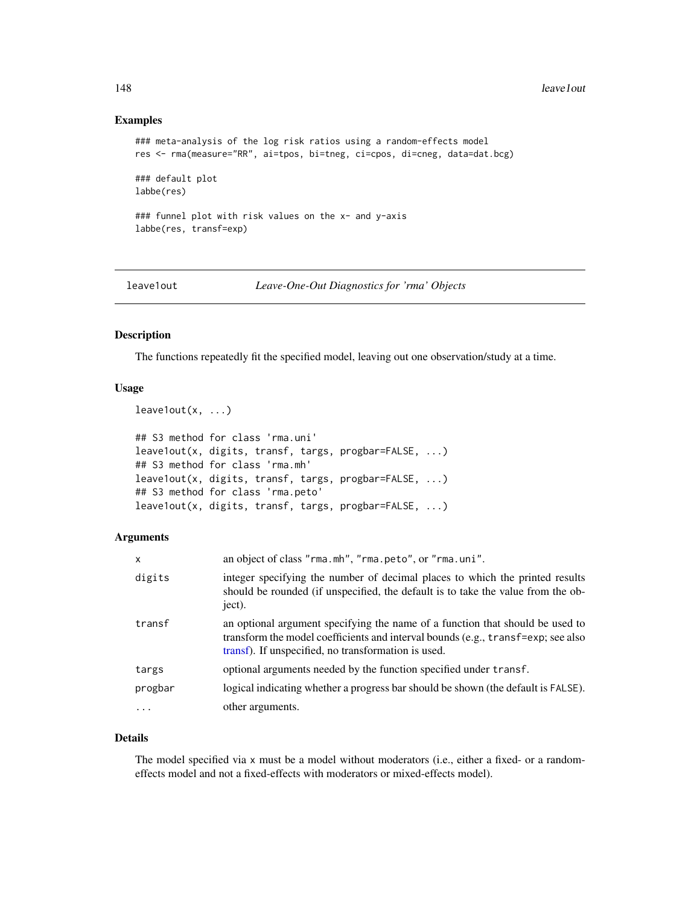## Examples

```
### meta-analysis of the log risk ratios using a random-effects model
res <- rma(measure="RR", ai=tpos, bi=tneg, ci=cpos, di=cneg, data=dat.bcg)

### default plot
labbe(res)

### funnel plot with risk values on the x- and y-axis
labbe(res, transf=exp)
```

---

# leave1out — *Leave-One-Out Diagnostics for 'rma' Objects*

---

## Description

The functions repeatedly fit the specified model, leaving out one observation/study at a time.

## Usage

```
leave1out(x, ...)

## S3 method for class 'rma.uni'
leave1out(x, digits, transf, targs, progbar=FALSE, ...)
## S3 method for class 'rma.mh'
leave1out(x, digits, transf, targs, progbar=FALSE, ...)
## S3 method for class 'rma.peto'
leave1out(x, digits, transf, targs, progbar=FALSE, ...)
```

## Arguments

| | |
|---|---|
| `x` | an object of class "rma.mh", "rma.peto", or "rma.uni". |
| `digits` | integer specifying the number of decimal places to which the printed results should be rounded (if unspecified, the default is to take the value from the object). |
| `transf` | an optional argument specifying the name of a function that should be used to transform the model coefficients and interval bounds (e.g., `transf=exp`; see also transf). If unspecified, no transformation is used. |
| `targs` | optional arguments needed by the function specified under `transf`. |
| `progbar` | logical indicating whether a progress bar should be shown (the default is `FALSE`). |
| `...` | other arguments. |

## Details

The model specified via `x` must be a model without moderators (i.e., either a fixed- or a random-effects model and not a fixed-effects with moderators or mixed-effects model).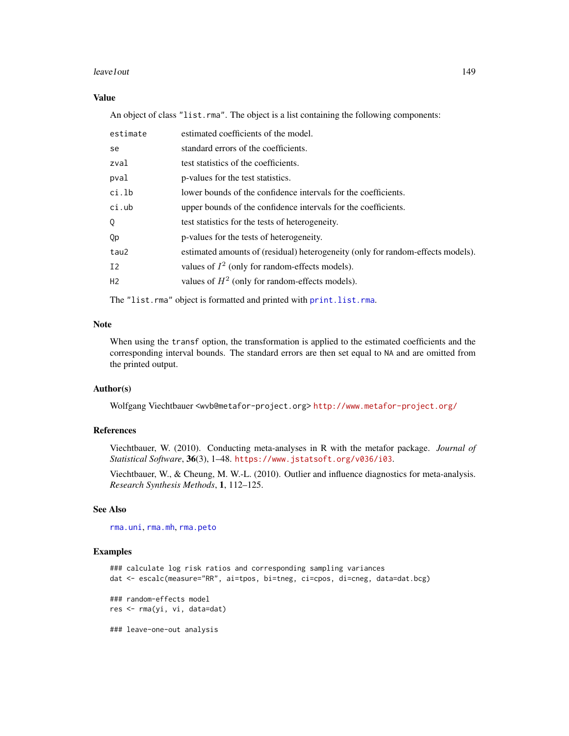## Value

An object of class `"list.rma"`. The object is a list containing the following components:

| | |
|---|---|
| `estimate` | estimated coefficients of the model. |
| `se` | standard errors of the coefficients. |
| `zval` | test statistics of the coefficients. |
| `pval` | p-values for the test statistics. |
| `ci.lb` | lower bounds of the confidence intervals for the coefficients. |
| `ci.ub` | upper bounds of the confidence intervals for the coefficients. |
| `Q` | test statistics for the tests of heterogeneity. |
| `Qp` | p-values for the tests of heterogeneity. |
| `tau2` | estimated amounts of (residual) heterogeneity (only for random-effects models). |
| `I2` | values of $I^2$ (only for random-effects models). |
| `H2` | values of $H^2$ (only for random-effects models). |

The `"list.rma"` object is formatted and printed with `print.list.rma`.

## Note

When using the `transf` option, the transformation is applied to the estimated coefficients and the corresponding interval bounds. The standard errors are then set equal to `NA` and are omitted from the printed output.

## Author(s)

Wolfgang Viechtbauer <wvb@metafor-project.org> http://www.metafor-project.org/

## References

Viechtbauer, W. (2010). Conducting meta-analyses in R with the metafor package. *Journal of Statistical Software*, **36**(3), 1–48. https://www.jstatsoft.org/v036/i03.

Viechtbauer, W., & Cheung, M. W.-L. (2010). Outlier and influence diagnostics for meta-analysis. *Research Synthesis Methods*, **1**, 112–125.

## See Also

`rma.uni`, `rma.mh`, `rma.peto`

## Examples

```
### calculate log risk ratios and corresponding sampling variances
dat <- escalc(measure="RR", ai=tpos, bi=tneg, ci=cpos, di=cneg, data=dat.bcg)

### random-effects model
res <- rma(yi, vi, data=dat)

### leave-one-out analysis
```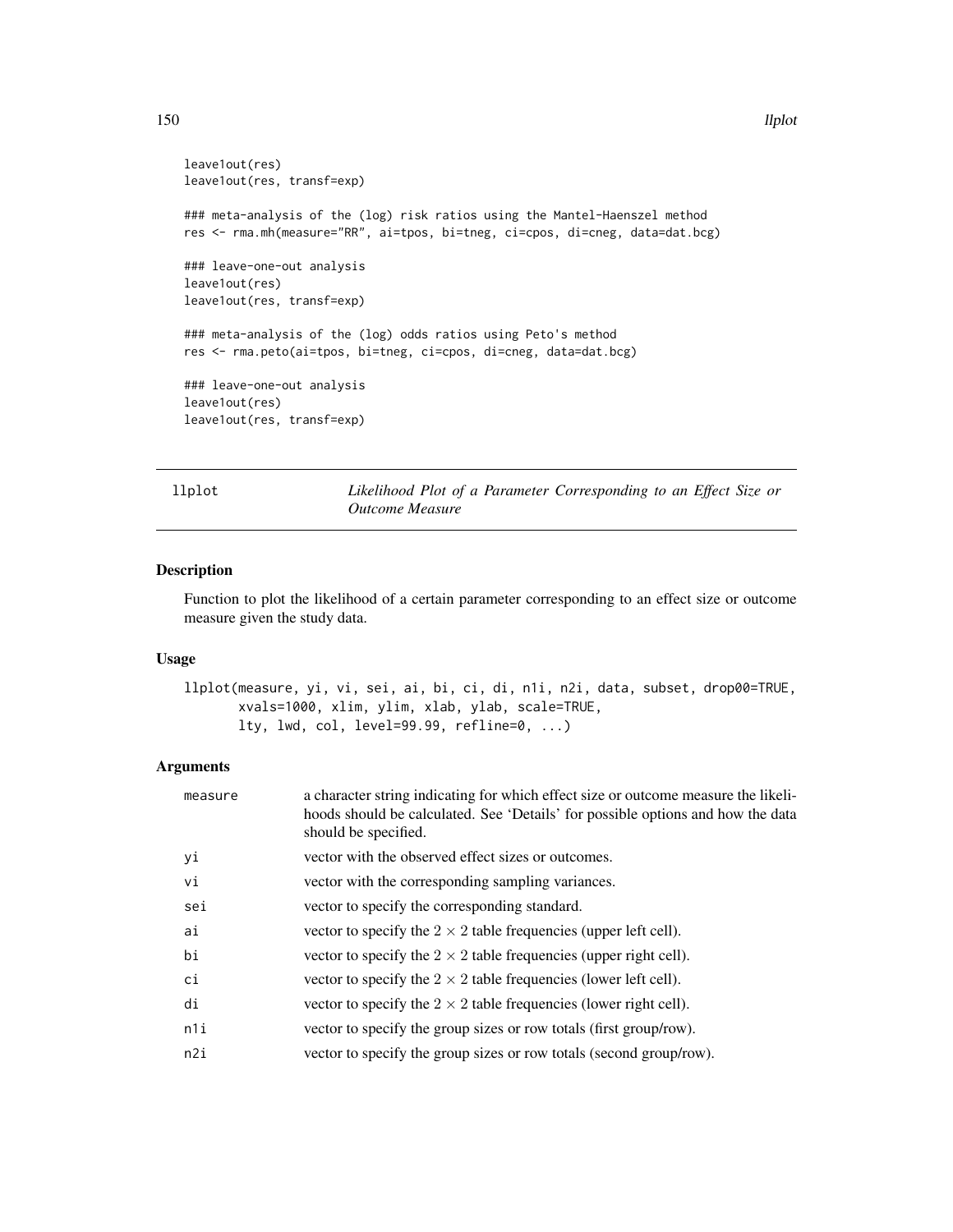```
leave1out(res)
leave1out(res, transf=exp)

### meta-analysis of the (log) risk ratios using the Mantel-Haenszel method
res <- rma.mh(measure="RR", ai=tpos, bi=tneg, ci=cpos, di=cneg, data=dat.bcg)

### leave-one-out analysis
leave1out(res)
leave1out(res, transf=exp)

### meta-analysis of the (log) odds ratios using Peto's method
res <- rma.peto(ai=tpos, bi=tneg, ci=cpos, di=cneg, data=dat.bcg)

### leave-one-out analysis
leave1out(res)
leave1out(res, transf=exp)
```

## llplot — *Likelihood Plot of a Parameter Corresponding to an Effect Size or Outcome Measure*

### Description

Function to plot the likelihood of a certain parameter corresponding to an effect size or outcome measure given the study data.

### Usage

```
llplot(measure, yi, vi, sei, ai, bi, ci, di, n1i, n2i, data, subset, drop00=TRUE,
       xvals=1000, xlim, ylim, xlab, ylab, scale=TRUE,
       lty, lwd, col, level=99.99, refline=0, ...)
```

### Arguments

| | |
|---|---|
| measure | a character string indicating for which effect size or outcome measure the likelihoods should be calculated. See 'Details' for possible options and how the data should be specified. |
| yi | vector with the observed effect sizes or outcomes. |
| vi | vector with the corresponding sampling variances. |
| sei | vector to specify the corresponding standard. |
| ai | vector to specify the $2 \times 2$ table frequencies (upper left cell). |
| bi | vector to specify the $2 \times 2$ table frequencies (upper right cell). |
| ci | vector to specify the $2 \times 2$ table frequencies (lower left cell). |
| di | vector to specify the $2 \times 2$ table frequencies (lower right cell). |
| n1i | vector to specify the group sizes or row totals (first group/row). |
| n2i | vector to specify the group sizes or row totals (second group/row). |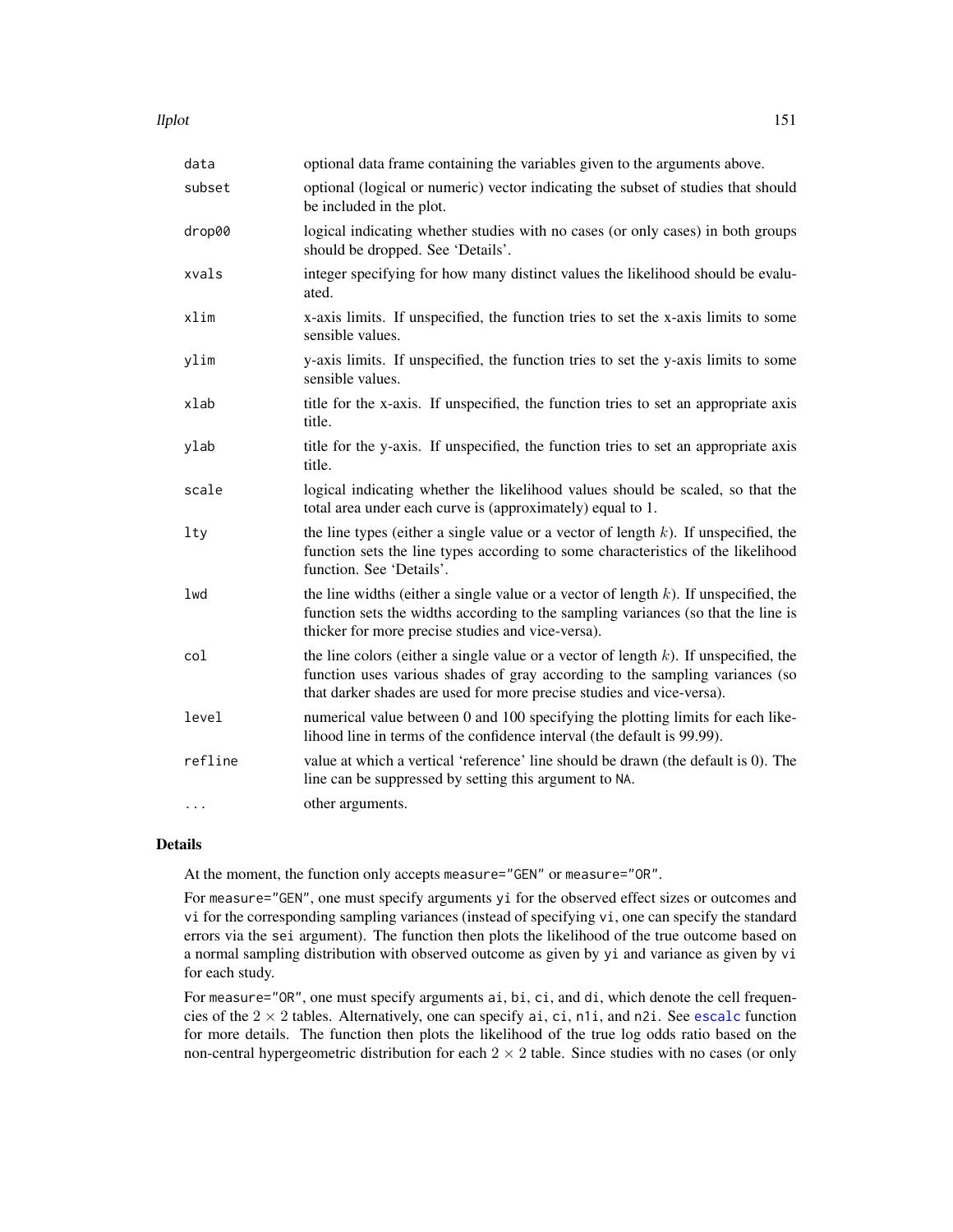| | |
|---|---|
| `data` | optional data frame containing the variables given to the arguments above. |
| `subset` | optional (logical or numeric) vector indicating the subset of studies that should be included in the plot. |
| `drop00` | logical indicating whether studies with no cases (or only cases) in both groups should be dropped. See 'Details'. |
| `xvals` | integer specifying for how many distinct values the likelihood should be evaluated. |
| `xlim` | x-axis limits. If unspecified, the function tries to set the x-axis limits to some sensible values. |
| `ylim` | y-axis limits. If unspecified, the function tries to set the y-axis limits to some sensible values. |
| `xlab` | title for the x-axis. If unspecified, the function tries to set an appropriate axis title. |
| `ylab` | title for the y-axis. If unspecified, the function tries to set an appropriate axis title. |
| `scale` | logical indicating whether the likelihood values should be scaled, so that the total area under each curve is (approximately) equal to 1. |
| `lty` | the line types (either a single value or a vector of length $k$). If unspecified, the function sets the line types according to some characteristics of the likelihood function. See 'Details'. |
| `lwd` | the line widths (either a single value or a vector of length $k$). If unspecified, the function sets the widths according to the sampling variances (so that the line is thicker for more precise studies and vice-versa). |
| `col` | the line colors (either a single value or a vector of length $k$). If unspecified, the function uses various shades of gray according to the sampling variances (so that darker shades are used for more precise studies and vice-versa). |
| `level` | numerical value between 0 and 100 specifying the plotting limits for each likelihood line in terms of the confidence interval (the default is 99.99). |
| `refline` | value at which a vertical 'reference' line should be drawn (the default is 0). The line can be suppressed by setting this argument to `NA`. |
| `...` | other arguments. |

## Details

At the moment, the function only accepts `measure="GEN"` or `measure="OR"`.

For `measure="GEN"`, one must specify arguments `yi` for the observed effect sizes or outcomes and `vi` for the corresponding sampling variances (instead of specifying `vi`, one can specify the standard errors via the `sei` argument). The function then plots the likelihood of the true outcome based on a normal sampling distribution with observed outcome as given by `yi` and variance as given by `vi` for each study.

For `measure="OR"`, one must specify arguments `ai`, `bi`, `ci`, and `di`, which denote the cell frequencies of the $2 \times 2$ tables. Alternatively, one can specify `ai`, `ci`, `n1i`, and `n2i`. See `escalc` function for more details. The function then plots the likelihood of the true log odds ratio based on the non-central hypergeometric distribution for each $2 \times 2$ table. Since studies with no cases (or only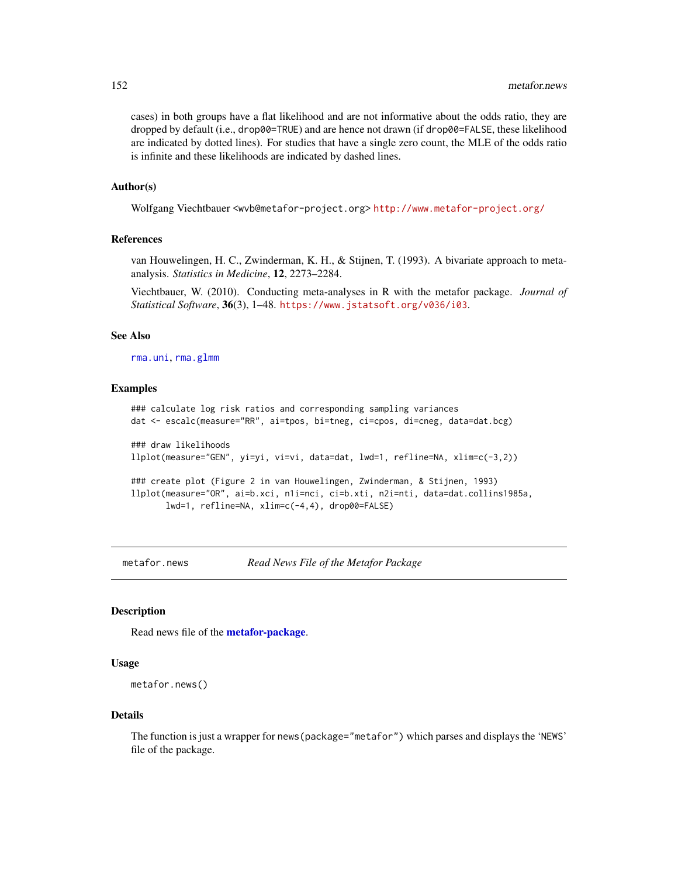cases) in both groups have a flat likelihood and are not informative about the odds ratio, they are dropped by default (i.e., `drop00=TRUE`) and are hence not drawn (if `drop00=FALSE`, these likelihood are indicated by dotted lines). For studies that have a single zero count, the MLE of the odds ratio is infinite and these likelihoods are indicated by dashed lines.

### Author(s)

Wolfgang Viechtbauer <wvb@metafor-project.org> http://www.metafor-project.org/

### References

van Houwelingen, H. C., Zwinderman, K. H., & Stijnen, T. (1993). A bivariate approach to meta-analysis. *Statistics in Medicine*, **12**, 2273–2284.

Viechtbauer, W. (2010). Conducting meta-analyses in R with the metafor package. *Journal of Statistical Software*, **36**(3), 1–48. https://www.jstatsoft.org/v036/i03.

### See Also

`rma.uni`, `rma.glmm`

### Examples

```
### calculate log risk ratios and corresponding sampling variances
dat <- escalc(measure="RR", ai=tpos, bi=tneg, ci=cpos, di=cneg, data=dat.bcg)

### draw likelihoods
llplot(measure="GEN", yi=yi, vi=vi, data=dat, lwd=1, refline=NA, xlim=c(-3,2))

### create plot (Figure 2 in van Houwelingen, Zwinderman, & Stijnen, 1993)
llplot(measure="OR", ai=b.xci, n1i=nci, ci=b.xti, n2i=nti, data=dat.collins1985a,
       lwd=1, refline=NA, xlim=c(-4,4), drop00=FALSE)
```

---

## metafor.news — *Read News File of the Metafor Package*

---

### Description

Read news file of the **metafor-package**.

### Usage

```
metafor.news()
```

### Details

The function is just a wrapper for `news(package="metafor")` which parses and displays the 'NEWS' file of the package.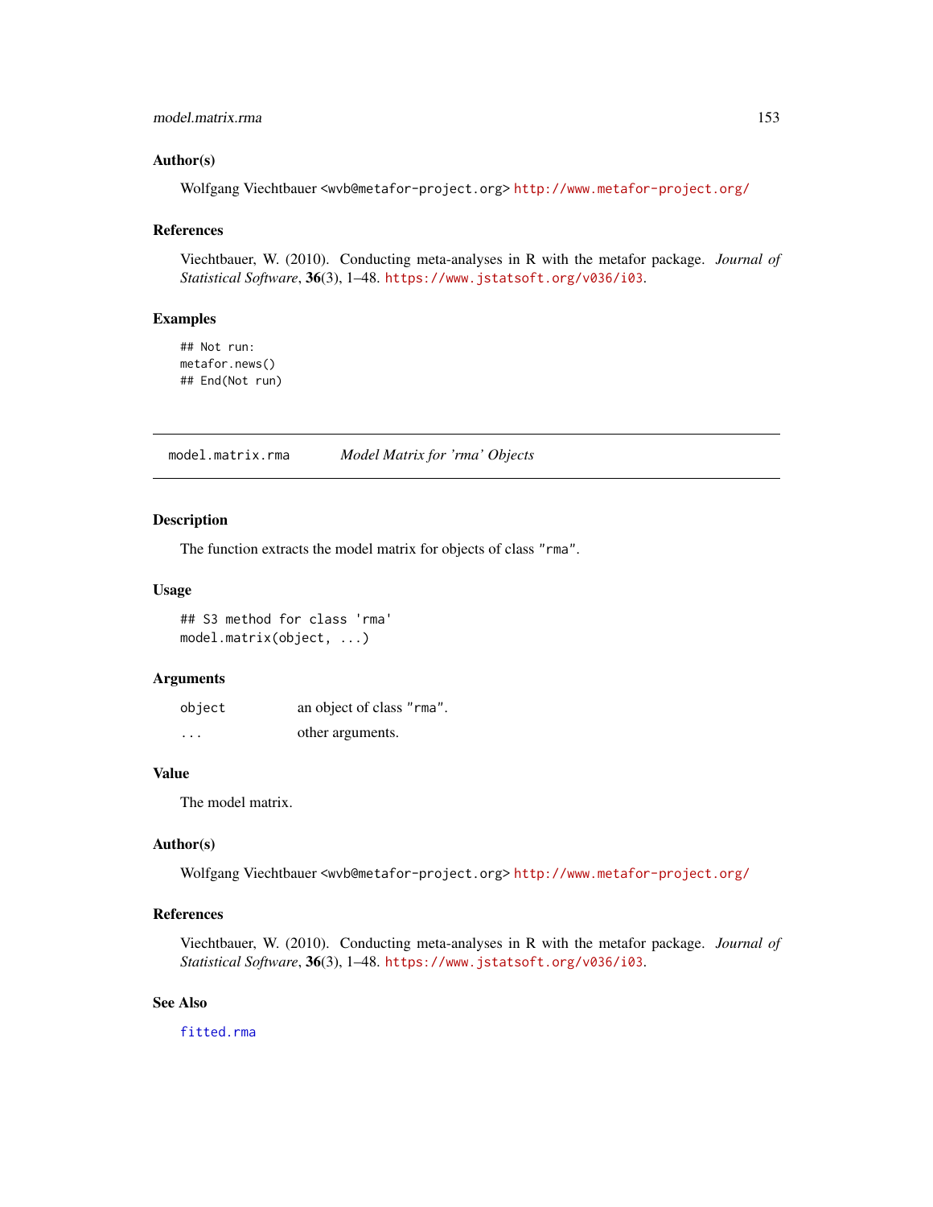### Author(s)

Wolfgang Viechtbauer <wvb@metafor-project.org> http://www.metafor-project.org/

### References

Viechtbauer, W. (2010). Conducting meta-analyses in R with the metafor package. *Journal of Statistical Software*, **36**(3), 1–48. https://www.jstatsoft.org/v036/i03.

### Examples

```
## Not run:
metafor.news()
## End(Not run)
```

---

## model.matrix.rma — *Model Matrix for 'rma' Objects*

---

### Description

The function extracts the model matrix for objects of class "rma".

### Usage

```
## S3 method for class 'rma'
model.matrix(object, ...)
```

### Arguments

| | |
|---|---|
| object | an object of class "rma". |
| ... | other arguments. |

### Value

The model matrix.

### Author(s)

Wolfgang Viechtbauer <wvb@metafor-project.org> http://www.metafor-project.org/

### References

Viechtbauer, W. (2010). Conducting meta-analyses in R with the metafor package. *Journal of Statistical Software*, **36**(3), 1–48. https://www.jstatsoft.org/v036/i03.

### See Also

fitted.rma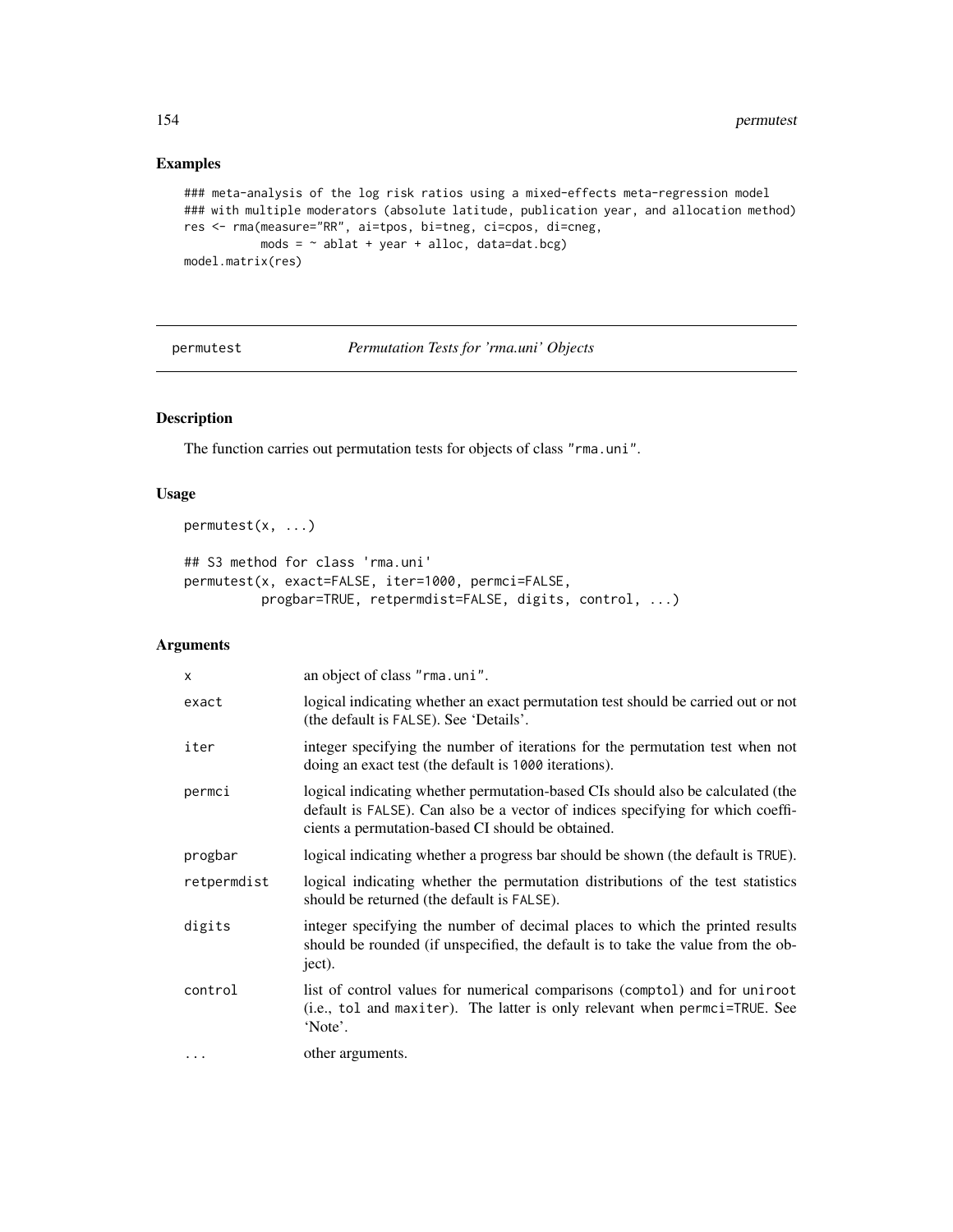## Examples

```
### meta-analysis of the log risk ratios using a mixed-effects meta-regression model
### with multiple moderators (absolute latitude, publication year, and allocation method)
res <- rma(measure="RR", ai=tpos, bi=tneg, ci=cpos, di=cneg,
           mods = ~ ablat + year + alloc, data=dat.bcg)
model.matrix(res)
```

---

permutest *Permutation Tests for 'rma.uni' Objects*

---

## Description

The function carries out permutation tests for objects of class "rma.uni".

## Usage

```
permutest(x, ...)

## S3 method for class 'rma.uni'
permutest(x, exact=FALSE, iter=1000, permci=FALSE,
          progbar=TRUE, retpermdist=FALSE, digits, control, ...)
```

## Arguments

| | |
|---|---|
| x | an object of class "rma.uni". |
| exact | logical indicating whether an exact permutation test should be carried out or not (the default is FALSE). See 'Details'. |
| iter | integer specifying the number of iterations for the permutation test when not doing an exact test (the default is 1000 iterations). |
| permci | logical indicating whether permutation-based CIs should also be calculated (the default is FALSE). Can also be a vector of indices specifying for which coefficients a permutation-based CI should be obtained. |
| progbar | logical indicating whether a progress bar should be shown (the default is TRUE). |
| retpermdist | logical indicating whether the permutation distributions of the test statistics should be returned (the default is FALSE). |
| digits | integer specifying the number of decimal places to which the printed results should be rounded (if unspecified, the default is to take the value from the object). |
| control | list of control values for numerical comparisons (comptol) and for uniroot (i.e., tol and maxiter). The latter is only relevant when permci=TRUE. See 'Note'. |
| ... | other arguments. |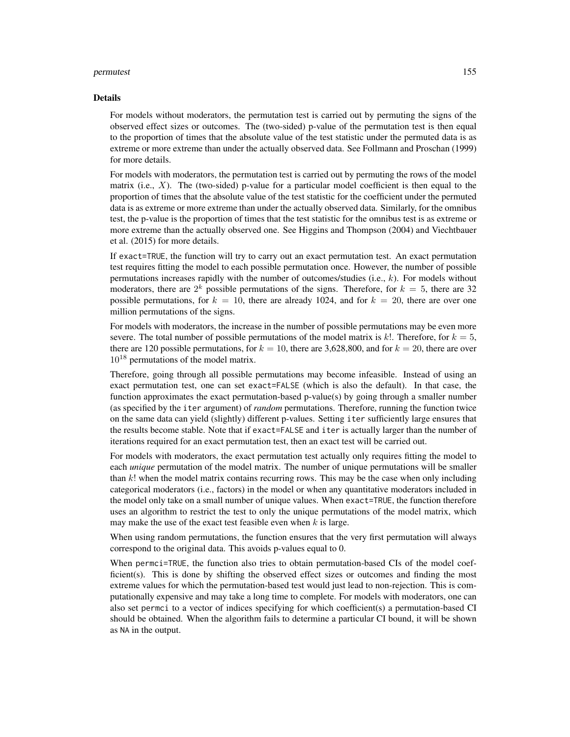### Details

For models without moderators, the permutation test is carried out by permuting the signs of the observed effect sizes or outcomes. The (two-sided) p-value of the permutation test is then equal to the proportion of times that the absolute value of the test statistic under the permuted data is as extreme or more extreme than under the actually observed data. See Follmann and Proschan (1999) for more details.

For models with moderators, the permutation test is carried out by permuting the rows of the model matrix (i.e., $X$). The (two-sided) p-value for a particular model coefficient is then equal to the proportion of times that the absolute value of the test statistic for the coefficient under the permuted data is as extreme or more extreme than under the actually observed data. Similarly, for the omnibus test, the p-value is the proportion of times that the test statistic for the omnibus test is as extreme or more extreme than the actually observed one. See Higgins and Thompson (2004) and Viechtbauer et al. (2015) for more details.

If `exact=TRUE`, the function will try to carry out an exact permutation test. An exact permutation test requires fitting the model to each possible permutation once. However, the number of possible permutations increases rapidly with the number of outcomes/studies (i.e., $k$). For models without moderators, there are $2^k$ possible permutations of the signs. Therefore, for $k = 5$, there are 32 possible permutations, for $k = 10$, there are already 1024, and for $k = 20$, there are over one million permutations of the signs.

For models with moderators, the increase in the number of possible permutations may be even more severe. The total number of possible permutations of the model matrix is $k!$. Therefore, for $k = 5$, there are 120 possible permutations, for $k = 10$, there are 3,628,800, and for $k = 20$, there are over $10^{18}$ permutations of the model matrix.

Therefore, going through all possible permutations may become infeasible. Instead of using an exact permutation test, one can set `exact=FALSE` (which is also the default). In that case, the function approximates the exact permutation-based p-value(s) by going through a smaller number (as specified by the `iter` argument) of *random* permutations. Therefore, running the function twice on the same data can yield (slightly) different p-values. Setting `iter` sufficiently large ensures that the results become stable. Note that if `exact=FALSE` and `iter` is actually larger than the number of iterations required for an exact permutation test, then an exact test will be carried out.

For models with moderators, the exact permutation test actually only requires fitting the model to each *unique* permutation of the model matrix. The number of unique permutations will be smaller than $k!$ when the model matrix contains recurring rows. This may be the case when only including categorical moderators (i.e., factors) in the model or when any quantitative moderators included in the model only take on a small number of unique values. When `exact=TRUE`, the function therefore uses an algorithm to restrict the test to only the unique permutations of the model matrix, which may make the use of the exact test feasible even when $k$ is large.

When using random permutations, the function ensures that the very first permutation will always correspond to the original data. This avoids p-values equal to 0.

When `permci=TRUE`, the function also tries to obtain permutation-based CIs of the model coefficient(s). This is done by shifting the observed effect sizes or outcomes and finding the most extreme values for which the permutation-based test would just lead to non-rejection. This is computationally expensive and may take a long time to complete. For models with moderators, one can also set `permci` to a vector of indices specifying for which coefficient(s) a permutation-based CI should be obtained. When the algorithm fails to determine a particular CI bound, it will be shown as `NA` in the output.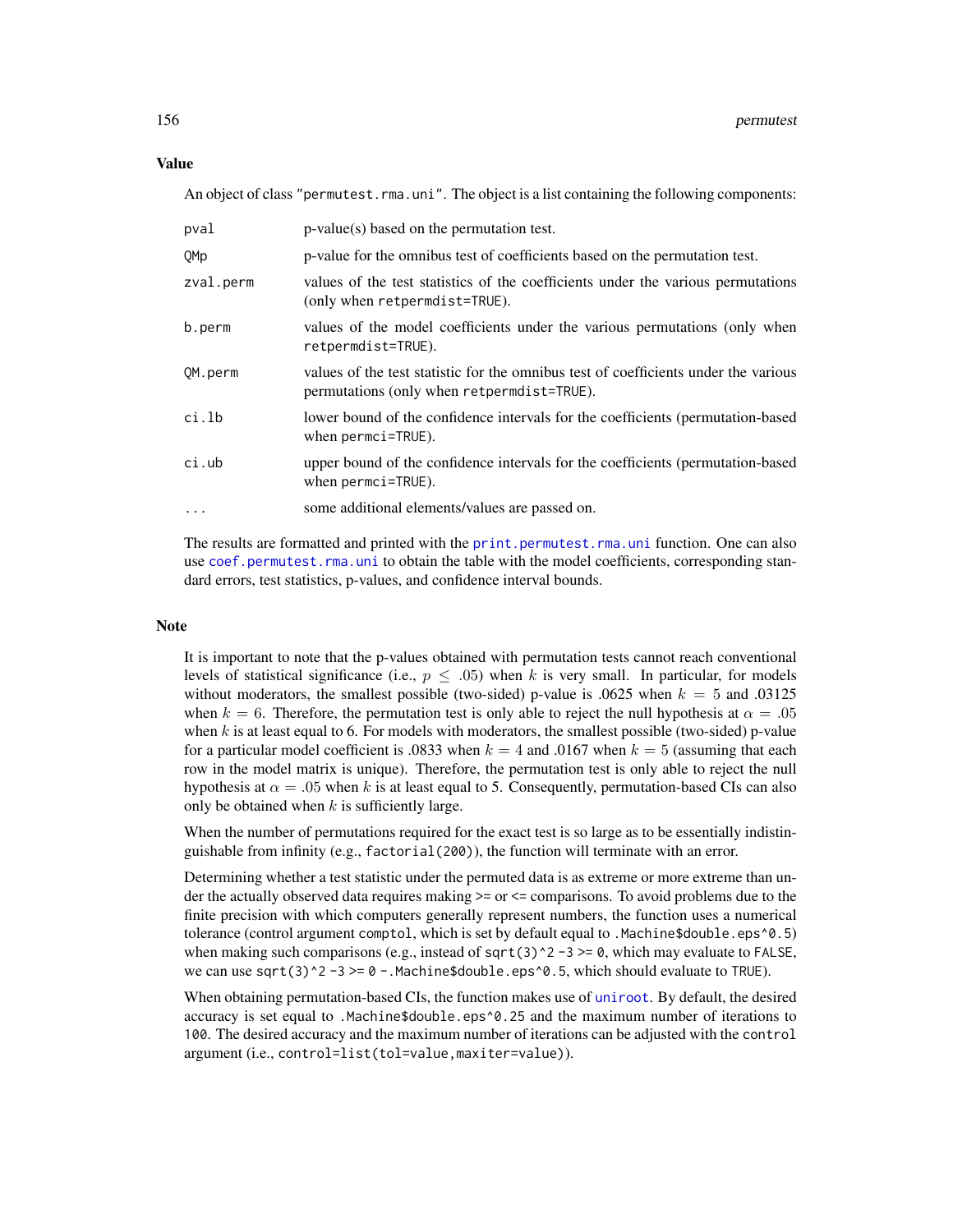## Value

An object of class `"permutest.rma.uni"`. The object is a list containing the following components:

| | |
|---|---|
| `pval` | p-value(s) based on the permutation test. |
| `QMp` | p-value for the omnibus test of coefficients based on the permutation test. |
| `zval.perm` | values of the test statistics of the coefficients under the various permutations (only when `retpermdist=TRUE`). |
| `b.perm` | values of the model coefficients under the various permutations (only when `retpermdist=TRUE`). |
| `QM.perm` | values of the test statistic for the omnibus test of coefficients under the various permutations (only when `retpermdist=TRUE`). |
| `ci.lb` | lower bound of the confidence intervals for the coefficients (permutation-based when `permci=TRUE`). |
| `ci.ub` | upper bound of the confidence intervals for the coefficients (permutation-based when `permci=TRUE`). |
| `...` | some additional elements/values are passed on. |

The results are formatted and printed with the `print.permutest.rma.uni` function. One can also use `coef.permutest.rma.uni` to obtain the table with the model coefficients, corresponding standard errors, test statistics, p-values, and confidence interval bounds.

## Note

It is important to note that the p-values obtained with permutation tests cannot reach conventional levels of statistical significance (i.e., $p \leq .05$) when $k$ is very small. In particular, for models without moderators, the smallest possible (two-sided) p-value is .0625 when $k = 5$ and .03125 when $k = 6$. Therefore, the permutation test is only able to reject the null hypothesis at $\alpha = .05$ when $k$ is at least equal to 6. For models with moderators, the smallest possible (two-sided) p-value for a particular model coefficient is .0833 when $k = 4$ and .0167 when $k = 5$ (assuming that each row in the model matrix is unique). Therefore, the permutation test is only able to reject the null hypothesis at $\alpha = .05$ when $k$ is at least equal to 5. Consequently, permutation-based CIs can also only be obtained when $k$ is sufficiently large.

When the number of permutations required for the exact test is so large as to be essentially indistinguishable from infinity (e.g., `factorial(200)`), the function will terminate with an error.

Determining whether a test statistic under the permuted data is as extreme or more extreme than under the actually observed data requires making >= or <= comparisons. To avoid problems due to the finite precision with which computers generally represent numbers, the function uses a numerical tolerance (control argument `comptol`, which is set by default equal to `.Machine$double.eps^0.5`) when making such comparisons (e.g., instead of `sqrt(3)^2 -3 >= 0`, which may evaluate to `FALSE`, we can use `sqrt(3)^2 -3 >= 0 -.Machine$double.eps^0.5`, which should evaluate to `TRUE`).

When obtaining permutation-based CIs, the function makes use of `uniroot`. By default, the desired accuracy is set equal to `.Machine$double.eps^0.25` and the maximum number of iterations to `100`. The desired accuracy and the maximum number of iterations can be adjusted with the `control` argument (i.e., `control=list(tol=value,maxiter=value)`).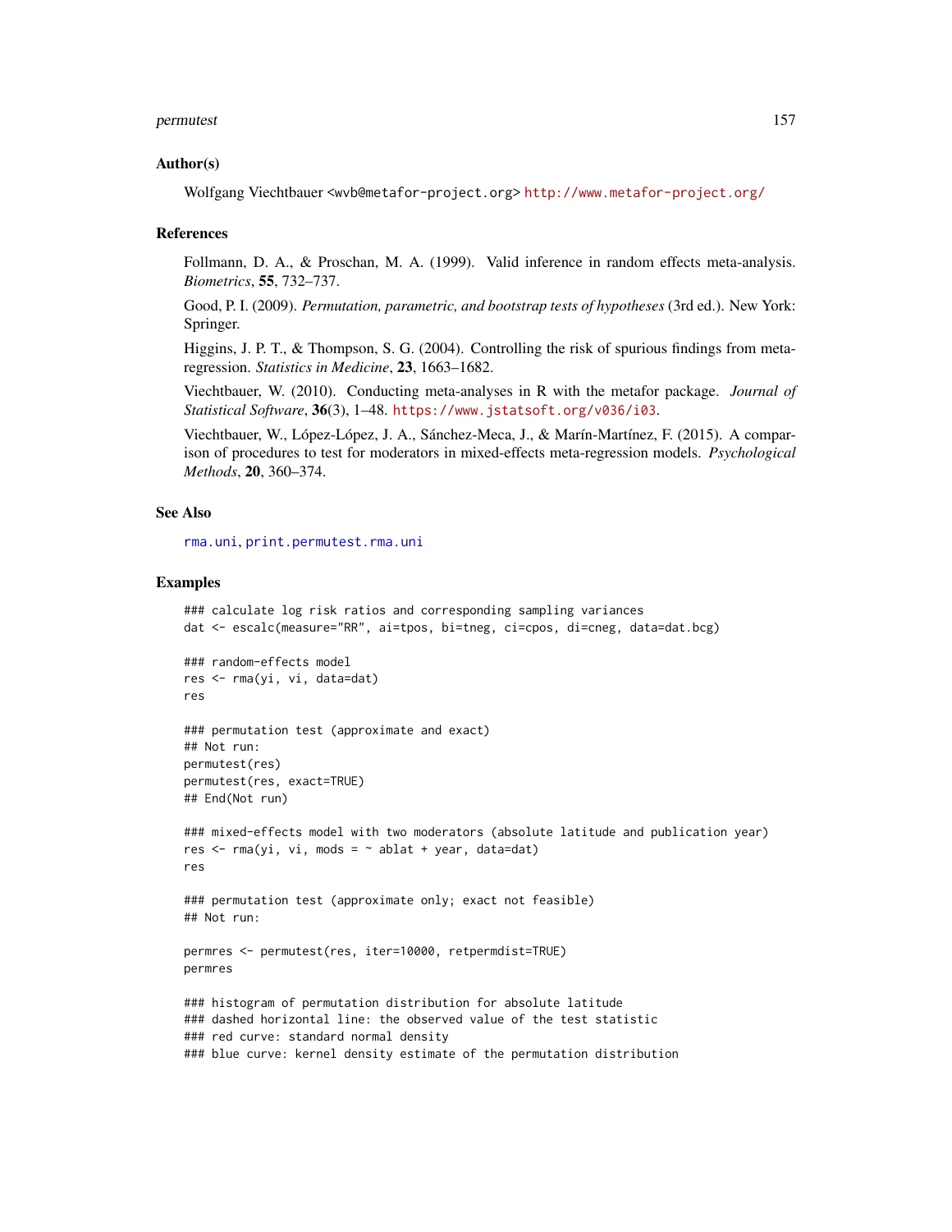## Author(s)

Wolfgang Viechtbauer <wvb@metafor-project.org> http://www.metafor-project.org/

## References

Follmann, D. A., & Proschan, M. A. (1999). Valid inference in random effects meta-analysis. *Biometrics*, **55**, 732–737.

Good, P. I. (2009). *Permutation, parametric, and bootstrap tests of hypotheses* (3rd ed.). New York: Springer.

Higgins, J. P. T., & Thompson, S. G. (2004). Controlling the risk of spurious findings from meta-regression. *Statistics in Medicine*, **23**, 1663–1682.

Viechtbauer, W. (2010). Conducting meta-analyses in R with the metafor package. *Journal of Statistical Software*, **36**(3), 1–48. https://www.jstatsoft.org/v036/i03.

Viechtbauer, W., López-López, J. A., Sánchez-Meca, J., & Marín-Martínez, F. (2015). A comparison of procedures to test for moderators in mixed-effects meta-regression models. *Psychological Methods*, **20**, 360–374.

## See Also

rma.uni, print.permutest.rma.uni

## Examples

```
### calculate log risk ratios and corresponding sampling variances
dat <- escalc(measure="RR", ai=tpos, bi=tneg, ci=cpos, di=cneg, data=dat.bcg)

### random-effects model
res <- rma(yi, vi, data=dat)
res

### permutation test (approximate and exact)
## Not run:
permutest(res)
permutest(res, exact=TRUE)
## End(Not run)

### mixed-effects model with two moderators (absolute latitude and publication year)
res <- rma(yi, vi, mods = ~ ablat + year, data=dat)
res

### permutation test (approximate only; exact not feasible)
## Not run:

permres <- permutest(res, iter=10000, retpermdist=TRUE)
permres

### histogram of permutation distribution for absolute latitude
### dashed horizontal line: the observed value of the test statistic
### red curve: standard normal density
### blue curve: kernel density estimate of the permutation distribution
```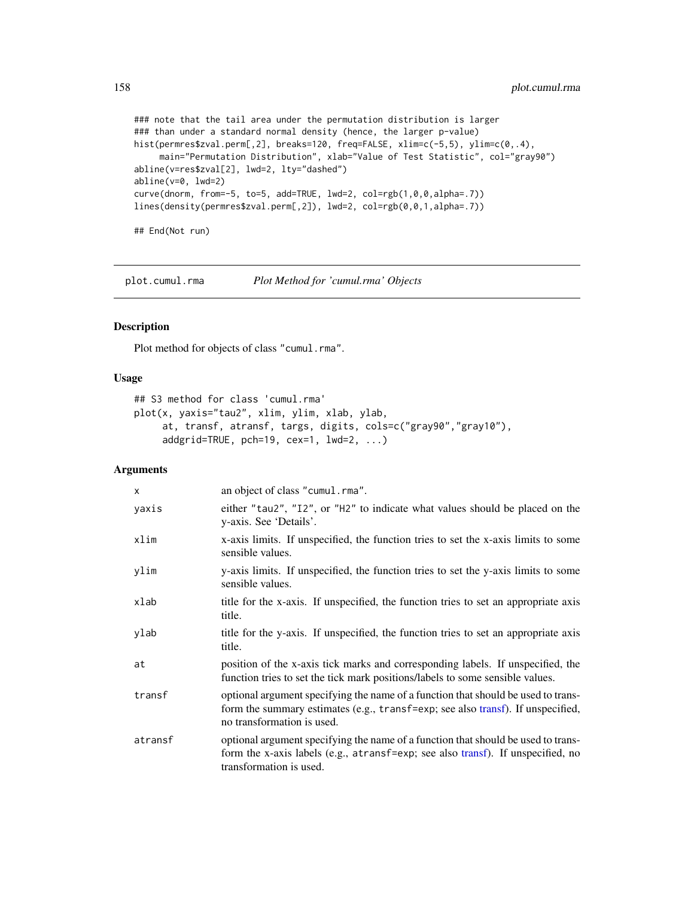```
### note that the tail area under the permutation distribution is larger
### than under a standard normal density (hence, the larger p-value)
hist(permres$zval.perm[,2], breaks=120, freq=FALSE, xlim=c(-5,5), ylim=c(0,.4),
     main="Permutation Distribution", xlab="Value of Test Statistic", col="gray90")
abline(v=res$zval[2], lwd=2, lty="dashed")
abline(v=0, lwd=2)
curve(dnorm, from=-5, to=5, add=TRUE, lwd=2, col=rgb(1,0,0,alpha=.7))
lines(density(permres$zval.perm[,2]), lwd=2, col=rgb(0,0,1,alpha=.7))

## End(Not run)
```

---

## plot.cumul.rma — *Plot Method for 'cumul.rma' Objects*

### Description

Plot method for objects of class "cumul.rma".

### Usage

```
## S3 method for class 'cumul.rma'
plot(x, yaxis="tau2", xlim, ylim, xlab, ylab,
     at, transf, atransf, targs, digits, cols=c("gray90","gray10"),
     addgrid=TRUE, pch=19, cex=1, lwd=2, ...)
```

### Arguments

| | |
|---|---|
| `x` | an object of class "cumul.rma". |
| `yaxis` | either "tau2", "I2", or "H2" to indicate what values should be placed on the y-axis. See 'Details'. |
| `xlim` | x-axis limits. If unspecified, the function tries to set the x-axis limits to some sensible values. |
| `ylim` | y-axis limits. If unspecified, the function tries to set the y-axis limits to some sensible values. |
| `xlab` | title for the x-axis. If unspecified, the function tries to set an appropriate axis title. |
| `ylab` | title for the y-axis. If unspecified, the function tries to set an appropriate axis title. |
| `at` | position of the x-axis tick marks and corresponding labels. If unspecified, the function tries to set the tick mark positions/labels to some sensible values. |
| `transf` | optional argument specifying the name of a function that should be used to transform the summary estimates (e.g., `transf=exp`; see also transf). If unspecified, no transformation is used. |
| `atransf` | optional argument specifying the name of a function that should be used to transform the x-axis labels (e.g., `atransf=exp`; see also transf). If unspecified, no transformation is used. |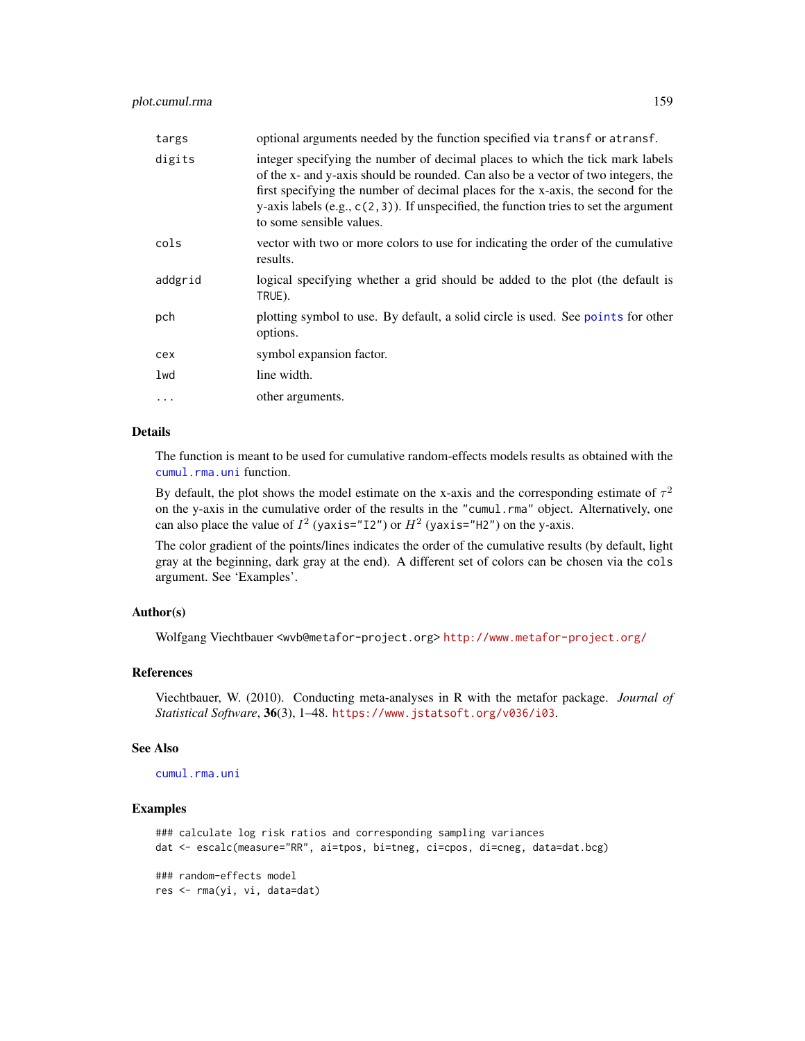| | |
|---|---|
| targs | optional arguments needed by the function specified via `transf` or `atransf`. |
| digits | integer specifying the number of decimal places to which the tick mark labels of the x- and y-axis should be rounded. Can also be a vector of two integers, the first specifying the number of decimal places for the x-axis, the second for the y-axis labels (e.g., `c(2,3)`). If unspecified, the function tries to set the argument to some sensible values. |
| cols | vector with two or more colors to use for indicating the order of the cumulative results. |
| addgrid | logical specifying whether a grid should be added to the plot (the default is `TRUE`). |
| pch | plotting symbol to use. By default, a solid circle is used. See `points` for other options. |
| cex | symbol expansion factor. |
| lwd | line width. |
| ... | other arguments. |

## Details

The function is meant to be used for cumulative random-effects models results as obtained with the `cumul.rma.uni` function.

By default, the plot shows the model estimate on the x-axis and the corresponding estimate of $\tau^2$ on the y-axis in the cumulative order of the results in the `"cumul.rma"` object. Alternatively, one can also place the value of $I^2$ (`yaxis="I2"`) or $H^2$ (`yaxis="H2"`) on the y-axis.

The color gradient of the points/lines indicates the order of the cumulative results (by default, light gray at the beginning, dark gray at the end). A different set of colors can be chosen via the `cols` argument. See 'Examples'.

## Author(s)

Wolfgang Viechtbauer <wvb@metafor-project.org> http://www.metafor-project.org/

## References

Viechtbauer, W. (2010). Conducting meta-analyses in R with the metafor package. *Journal of Statistical Software*, **36**(3), 1–48. https://www.jstatsoft.org/v036/i03.

## See Also

`cumul.rma.uni`

## Examples

```
### calculate log risk ratios and corresponding sampling variances
dat <- escalc(measure="RR", ai=tpos, bi=tneg, ci=cpos, di=cneg, data=dat.bcg)

### random-effects model
res <- rma(yi, vi, data=dat)
```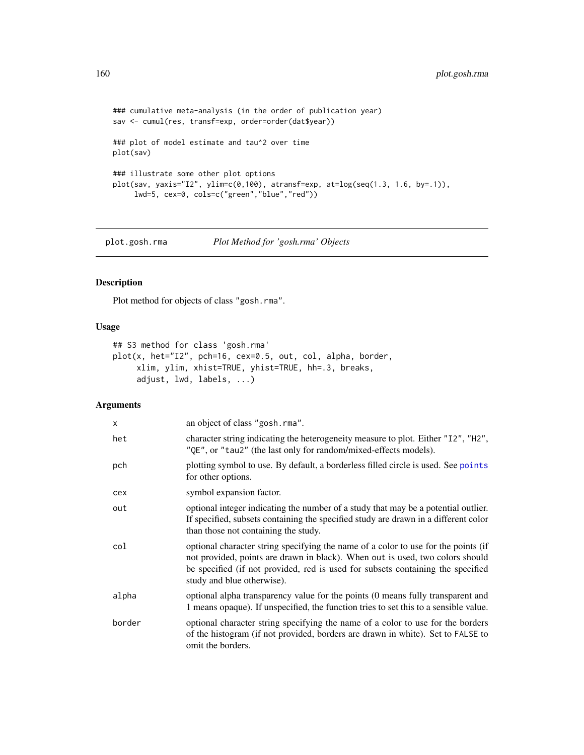```
### cumulative meta-analysis (in the order of publication year)
sav <- cumul(res, transf=exp, order=order(dat$year))

### plot of model estimate and tau^2 over time
plot(sav)

### illustrate some other plot options
plot(sav, yaxis="I2", ylim=c(0,100), atransf=exp, at=log(seq(1.3, 1.6, by=.1)),
     lwd=5, cex=0, cols=c("green","blue","red"))
```

## plot.gosh.rma — *Plot Method for 'gosh.rma' Objects*

### Description

Plot method for objects of class "gosh.rma".

### Usage

```
## S3 method for class 'gosh.rma'
plot(x, het="I2", pch=16, cex=0.5, out, col, alpha, border,
     xlim, ylim, xhist=TRUE, yhist=TRUE, hh=.3, breaks,
     adjust, lwd, labels, ...)
```

### Arguments

| | |
|---|---|
| x | an object of class "gosh.rma". |
| het | character string indicating the heterogeneity measure to plot. Either "I2", "H2", "QE", or "tau2" (the last only for random/mixed-effects models). |
| pch | plotting symbol to use. By default, a borderless filled circle is used. See points for other options. |
| cex | symbol expansion factor. |
| out | optional integer indicating the number of a study that may be a potential outlier. If specified, subsets containing the specified study are drawn in a different color than those not containing the study. |
| col | optional character string specifying the name of a color to use for the points (if not provided, points are drawn in black). When out is used, two colors should be specified (if not provided, red is used for subsets containing the specified study and blue otherwise). |
| alpha | optional alpha transparency value for the points (0 means fully transparent and 1 means opaque). If unspecified, the function tries to set this to a sensible value. |
| border | optional character string specifying the name of a color to use for the borders of the histogram (if not provided, borders are drawn in white). Set to FALSE to omit the borders. |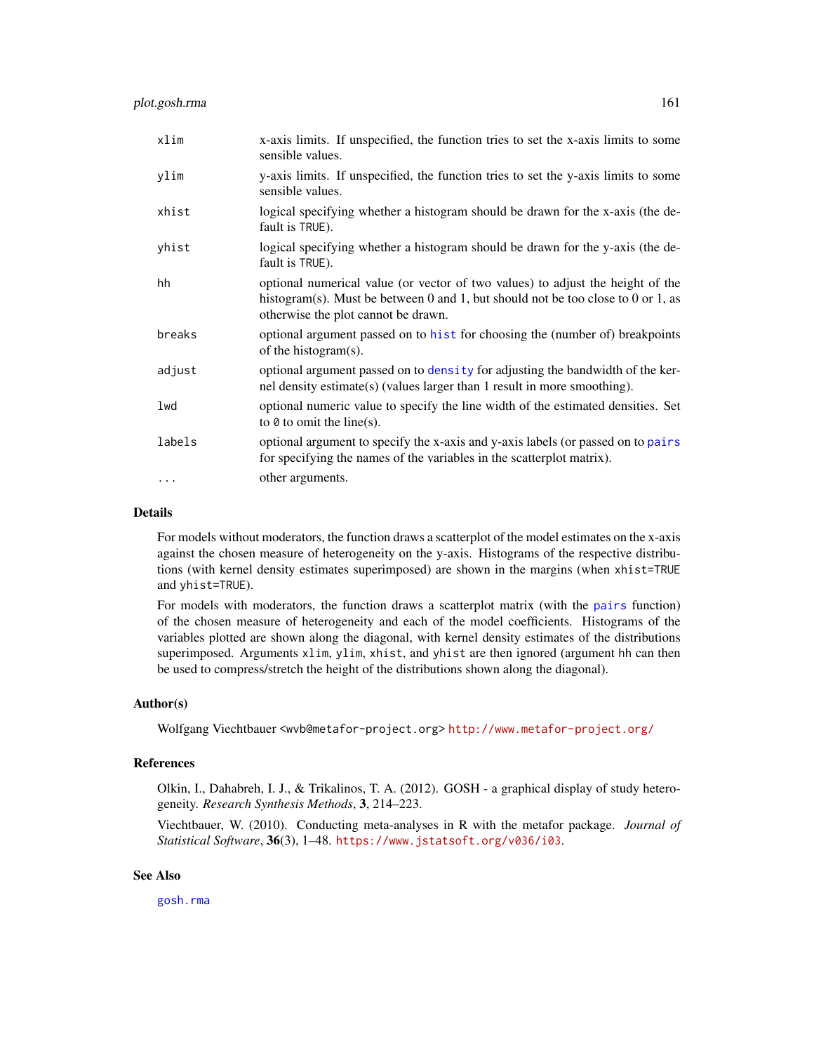| | |
|---|---|
| `xlim` | x-axis limits. If unspecified, the function tries to set the x-axis limits to some sensible values. |
| `ylim` | y-axis limits. If unspecified, the function tries to set the y-axis limits to some sensible values. |
| `xhist` | logical specifying whether a histogram should be drawn for the x-axis (the default is `TRUE`). |
| `yhist` | logical specifying whether a histogram should be drawn for the y-axis (the default is `TRUE`). |
| `hh` | optional numerical value (or vector of two values) to adjust the height of the histogram(s). Must be between 0 and 1, but should not be too close to 0 or 1, as otherwise the plot cannot be drawn. |
| `breaks` | optional argument passed on to `hist` for choosing the (number of) breakpoints of the histogram(s). |
| `adjust` | optional argument passed on to `density` for adjusting the bandwidth of the kernel density estimate(s) (values larger than 1 result in more smoothing). |
| `lwd` | optional numeric value to specify the line width of the estimated densities. Set to `0` to omit the line(s). |
| `labels` | optional argument to specify the x-axis and y-axis labels (or passed on to `pairs` for specifying the names of the variables in the scatterplot matrix). |
| `...` | other arguments. |

## Details

For models without moderators, the function draws a scatterplot of the model estimates on the x-axis against the chosen measure of heterogeneity on the y-axis. Histograms of the respective distributions (with kernel density estimates superimposed) are shown in the margins (when `xhist=TRUE` and `yhist=TRUE`).

For models with moderators, the function draws a scatterplot matrix (with the `pairs` function) of the chosen measure of heterogeneity and each of the model coefficients. Histograms of the variables plotted are shown along the diagonal, with kernel density estimates of the distributions superimposed. Arguments `xlim`, `ylim`, `xhist`, and `yhist` are then ignored (argument `hh` can then be used to compress/stretch the height of the distributions shown along the diagonal).

## Author(s)

Wolfgang Viechtbauer <wvb@metafor-project.org> http://www.metafor-project.org/

## References

Olkin, I., Dahabreh, I. J., & Trikalinos, T. A. (2012). GOSH - a graphical display of study heterogeneity. *Research Synthesis Methods*, **3**, 214–223.

Viechtbauer, W. (2010). Conducting meta-analyses in R with the metafor package. *Journal of Statistical Software*, **36**(3), 1–48. https://www.jstatsoft.org/v036/i03.

## See Also

`gosh.rma`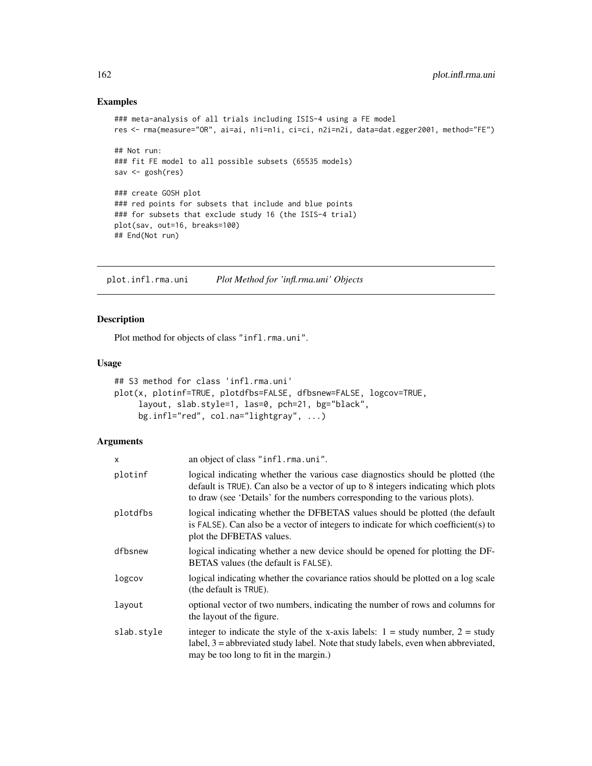## Examples

```
### meta-analysis of all trials including ISIS-4 using a FE model
res <- rma(measure="OR", ai=ai, n1i=n1i, ci=ci, n2i=n2i, data=dat.egger2001, method="FE")

## Not run:
### fit FE model to all possible subsets (65535 models)
sav <- gosh(res)

### create GOSH plot
### red points for subsets that include and blue points
### for subsets that exclude study 16 (the ISIS-4 trial)
plot(sav, out=16, breaks=100)
## End(Not run)
```

---

# plot.infl.rma.uni *Plot Method for 'infl.rma.uni' Objects*

---

## Description

Plot method for objects of class "infl.rma.uni".

## Usage

```
## S3 method for class 'infl.rma.uni'
plot(x, plotinf=TRUE, plotdfbs=FALSE, dfbsnew=FALSE, logcov=TRUE,
     layout, slab.style=1, las=0, pch=21, bg="black",
     bg.infl="red", col.na="lightgray", ...)
```

## Arguments

| | |
|---|---|
| x | an object of class "infl.rma.uni". |
| plotinf | logical indicating whether the various case diagnostics should be plotted (the default is TRUE). Can also be a vector of up to 8 integers indicating which plots to draw (see 'Details' for the numbers corresponding to the various plots). |
| plotdfbs | logical indicating whether the DFBETAS values should be plotted (the default is FALSE). Can also be a vector of integers to indicate for which coefficient(s) to plot the DFBETAS values. |
| dfbsnew | logical indicating whether a new device should be opened for plotting the DFBETAS values (the default is FALSE). |
| logcov | logical indicating whether the covariance ratios should be plotted on a log scale (the default is TRUE). |
| layout | optional vector of two numbers, indicating the number of rows and columns for the layout of the figure. |
| slab.style | integer to indicate the style of the x-axis labels: 1 = study number, 2 = study label, 3 = abbreviated study label. Note that study labels, even when abbreviated, may be too long to fit in the margin.) |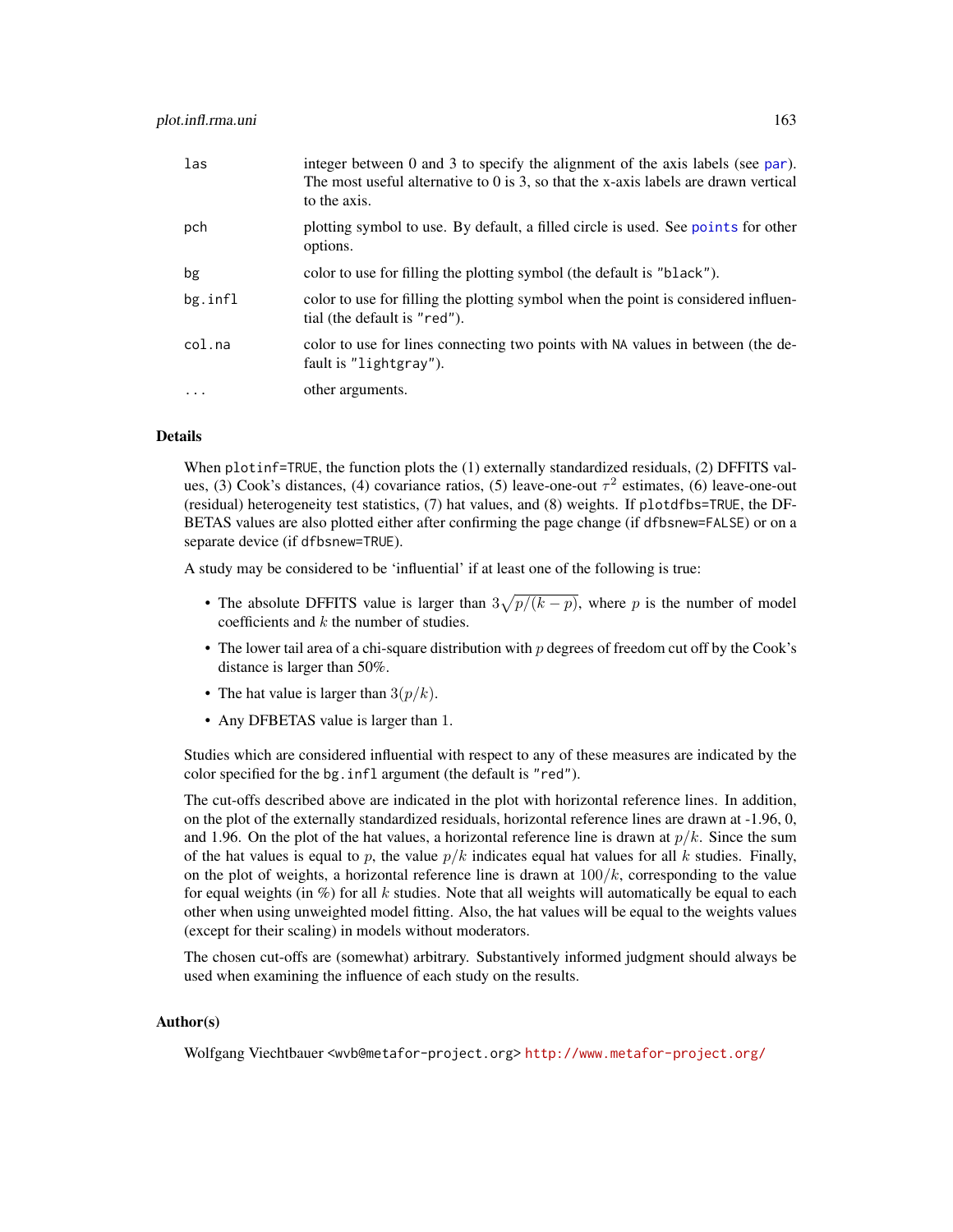| | |
|---|---|
| las | integer between 0 and 3 to specify the alignment of the axis labels (see par). The most useful alternative to 0 is 3, so that the x-axis labels are drawn vertical to the axis. |
| pch | plotting symbol to use. By default, a filled circle is used. See points for other options. |
| bg | color to use for filling the plotting symbol (the default is "black"). |
| bg.infl | color to use for filling the plotting symbol when the point is considered influential (the default is "red"). |
| col.na | color to use for lines connecting two points with NA values in between (the default is "lightgray"). |
| ... | other arguments. |

## Details

When plotinf=TRUE, the function plots the (1) externally standardized residuals, (2) DFFITS values, (3) Cook's distances, (4) covariance ratios, (5) leave-one-out $\tau^2$ estimates, (6) leave-one-out (residual) heterogeneity test statistics, (7) hat values, and (8) weights. If plotdfbs=TRUE, the DFBETAS values are also plotted either after confirming the page change (if dfbsnew=FALSE) or on a separate device (if dfbsnew=TRUE).

A study may be considered to be 'influential' if at least one of the following is true:

- The absolute DFFITS value is larger than $3\sqrt{p/(k-p)}$, where $p$ is the number of model coefficients and $k$ the number of studies.
- The lower tail area of a chi-square distribution with $p$ degrees of freedom cut off by the Cook's distance is larger than 50%.
- The hat value is larger than $3(p/k)$.
- Any DFBETAS value is larger than $1$.

Studies which are considered influential with respect to any of these measures are indicated by the color specified for the bg.infl argument (the default is "red").

The cut-offs described above are indicated in the plot with horizontal reference lines. In addition, on the plot of the externally standardized residuals, horizontal reference lines are drawn at -1.96, 0, and 1.96. On the plot of the hat values, a horizontal reference line is drawn at $p/k$. Since the sum of the hat values is equal to $p$, the value $p/k$ indicates equal hat values for all $k$ studies. Finally, on the plot of weights, a horizontal reference line is drawn at $100/k$, corresponding to the value for equal weights (in %) for all $k$ studies. Note that all weights will automatically be equal to each other when using unweighted model fitting. Also, the hat values will be equal to the weights values (except for their scaling) in models without moderators.

The chosen cut-offs are (somewhat) arbitrary. Substantively informed judgment should always be used when examining the influence of each study on the results.

## Author(s)

Wolfgang Viechtbauer <wvb@metafor-project.org> http://www.metafor-project.org/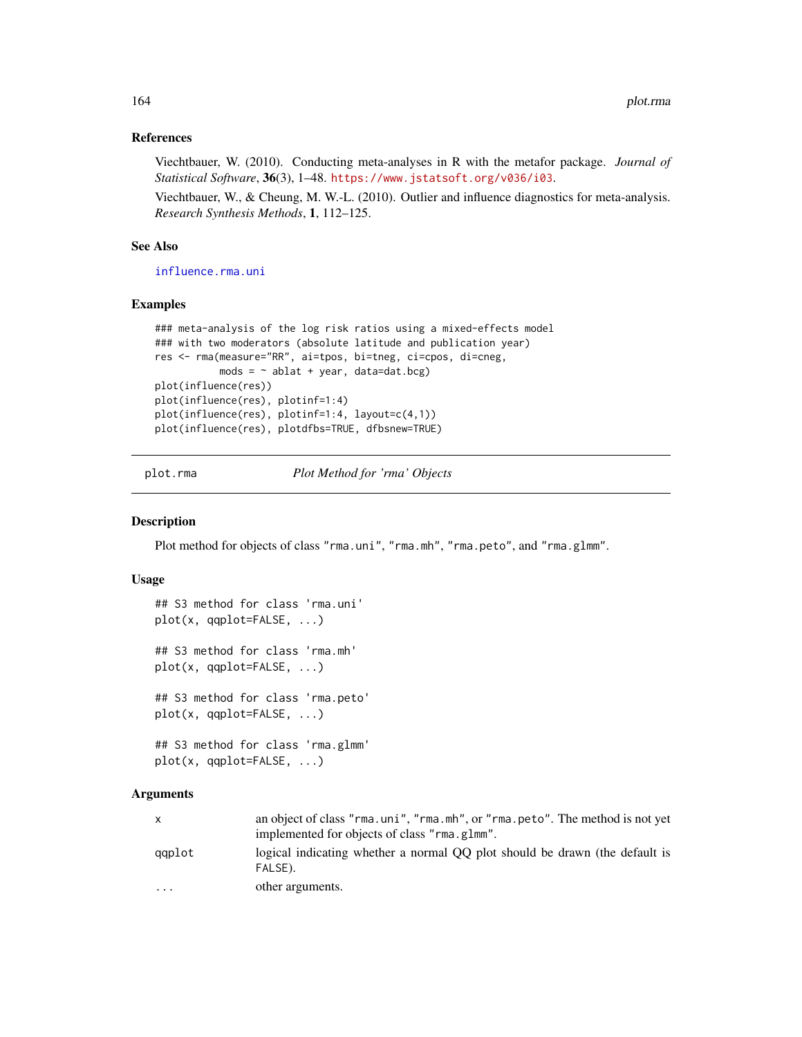### References

Viechtbauer, W. (2010). Conducting meta-analyses in R with the metafor package. *Journal of Statistical Software*, **36**(3), 1–48. https://www.jstatsoft.org/v036/i03.

Viechtbauer, W., & Cheung, M. W.-L. (2010). Outlier and influence diagnostics for meta-analysis. *Research Synthesis Methods*, **1**, 112–125.

### See Also

influence.rma.uni

### Examples

```
### meta-analysis of the log risk ratios using a mixed-effects model
### with two moderators (absolute latitude and publication year)
res <- rma(measure="RR", ai=tpos, bi=tneg, ci=cpos, di=cneg,
           mods = ~ ablat + year, data=dat.bcg)
plot(influence(res))
plot(influence(res), plotinf=1:4)
plot(influence(res), plotinf=1:4, layout=c(4,1))
plot(influence(res), plotdfbs=TRUE, dfbsnew=TRUE)
```

---

## plot.rma — *Plot Method for 'rma' Objects*

### Description

Plot method for objects of class "rma.uni", "rma.mh", "rma.peto", and "rma.glmm".

### Usage

```
## S3 method for class 'rma.uni'
plot(x, qqplot=FALSE, ...)

## S3 method for class 'rma.mh'
plot(x, qqplot=FALSE, ...)

## S3 method for class 'rma.peto'
plot(x, qqplot=FALSE, ...)

## S3 method for class 'rma.glmm'
plot(x, qqplot=FALSE, ...)
```

### Arguments

| | |
|---|---|
| x | an object of class "rma.uni", "rma.mh", or "rma.peto". The method is not yet implemented for objects of class "rma.glmm". |
| qqplot | logical indicating whether a normal QQ plot should be drawn (the default is FALSE). |
| ... | other arguments. |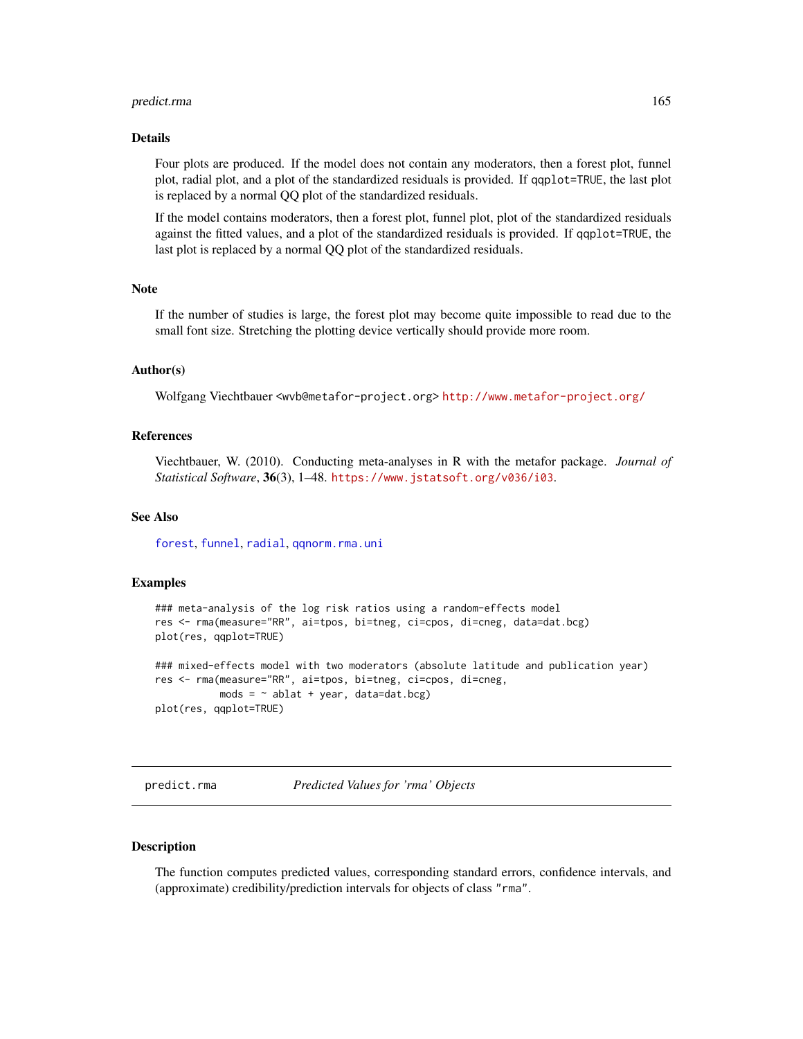### Details

Four plots are produced. If the model does not contain any moderators, then a forest plot, funnel plot, radial plot, and a plot of the standardized residuals is provided. If `qqplot=TRUE`, the last plot is replaced by a normal QQ plot of the standardized residuals.

If the model contains moderators, then a forest plot, funnel plot, plot of the standardized residuals against the fitted values, and a plot of the standardized residuals is provided. If `qqplot=TRUE`, the last plot is replaced by a normal QQ plot of the standardized residuals.

### Note

If the number of studies is large, the forest plot may become quite impossible to read due to the small font size. Stretching the plotting device vertically should provide more room.

### Author(s)

Wolfgang Viechtbauer <wvb@metafor-project.org> http://www.metafor-project.org/

### References

Viechtbauer, W. (2010). Conducting meta-analyses in R with the metafor package. *Journal of Statistical Software*, **36**(3), 1–48. https://www.jstatsoft.org/v036/i03.

### See Also

forest, funnel, radial, qqnorm.rma.uni

### Examples

```
### meta-analysis of the log risk ratios using a random-effects model
res <- rma(measure="RR", ai=tpos, bi=tneg, ci=cpos, di=cneg, data=dat.bcg)
plot(res, qqplot=TRUE)

### mixed-effects model with two moderators (absolute latitude and publication year)
res <- rma(measure="RR", ai=tpos, bi=tneg, ci=cpos, di=cneg,
           mods = ~ ablat + year, data=dat.bcg)
plot(res, qqplot=TRUE)
```

---

## predict.rma — *Predicted Values for 'rma' Objects*

### Description

The function computes predicted values, corresponding standard errors, confidence intervals, and (approximate) credibility/prediction intervals for objects of class `"rma"`.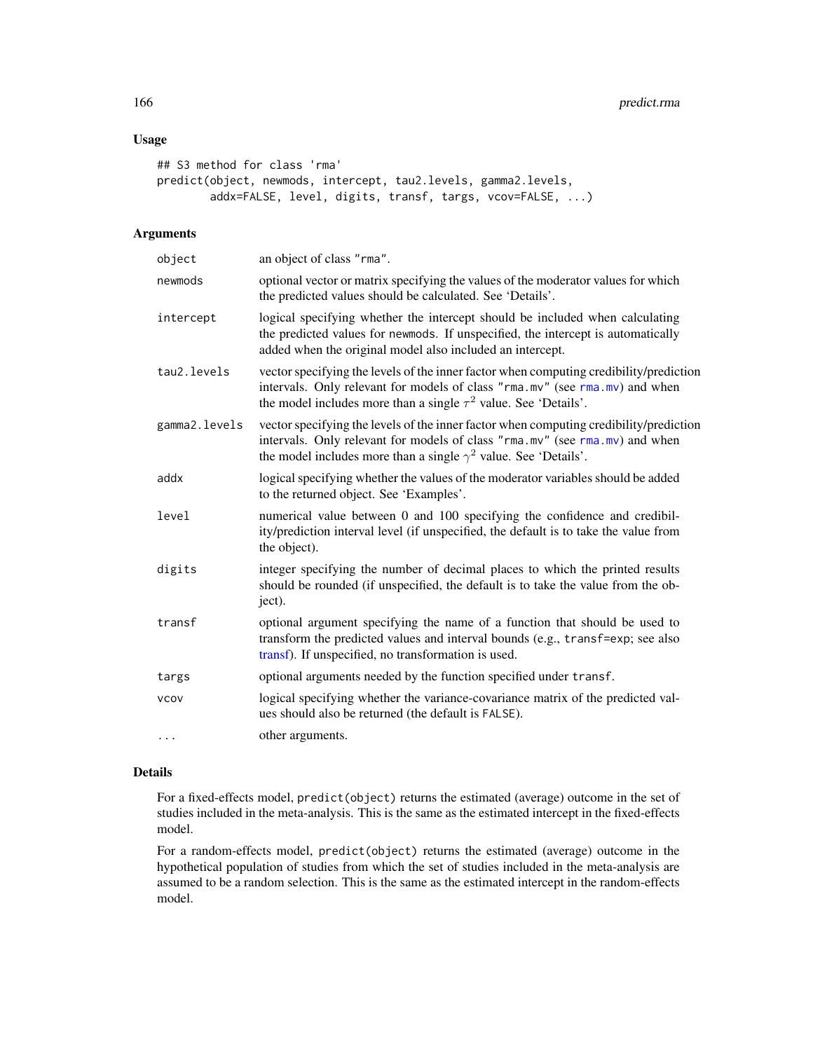## Usage

```
## S3 method for class 'rma'
predict(object, newmods, intercept, tau2.levels, gamma2.levels,
        addx=FALSE, level, digits, transf, targs, vcov=FALSE, ...)
```

## Arguments

| | |
|---|---|
| object | an object of class "rma". |
| newmods | optional vector or matrix specifying the values of the moderator values for which the predicted values should be calculated. See 'Details'. |
| intercept | logical specifying whether the intercept should be included when calculating the predicted values for newmods. If unspecified, the intercept is automatically added when the original model also included an intercept. |
| tau2.levels | vector specifying the levels of the inner factor when computing credibility/prediction intervals. Only relevant for models of class "rma.mv" (see rma.mv) and when the model includes more than a single $\tau^2$ value. See 'Details'. |
| gamma2.levels | vector specifying the levels of the inner factor when computing credibility/prediction intervals. Only relevant for models of class "rma.mv" (see rma.mv) and when the model includes more than a single $\gamma^2$ value. See 'Details'. |
| addx | logical specifying whether the values of the moderator variables should be added to the returned object. See 'Examples'. |
| level | numerical value between 0 and 100 specifying the confidence and credibility/prediction interval level (if unspecified, the default is to take the value from the object). |
| digits | integer specifying the number of decimal places to which the printed results should be rounded (if unspecified, the default is to take the value from the object). |
| transf | optional argument specifying the name of a function that should be used to transform the predicted values and interval bounds (e.g., transf=exp; see also transf). If unspecified, no transformation is used. |
| targs | optional arguments needed by the function specified under transf. |
| vcov | logical specifying whether the variance-covariance matrix of the predicted values should also be returned (the default is FALSE). |
| ... | other arguments. |

## Details

For a fixed-effects model, predict(object) returns the estimated (average) outcome in the set of studies included in the meta-analysis. This is the same as the estimated intercept in the fixed-effects model.

For a random-effects model, predict(object) returns the estimated (average) outcome in the hypothetical population of studies from which the set of studies included in the meta-analysis are assumed to be a random selection. This is the same as the estimated intercept in the random-effects model.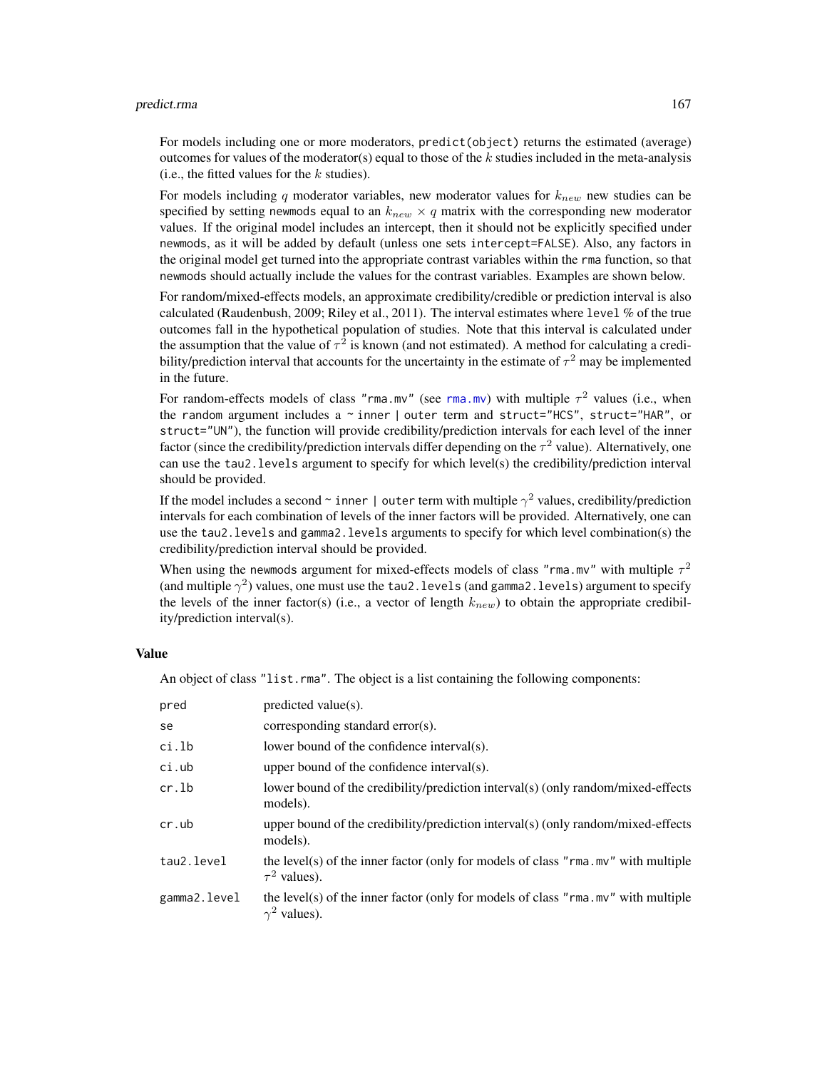For models including one or more moderators, `predict(object)` returns the estimated (average) outcomes for values of the moderator(s) equal to those of the $k$ studies included in the meta-analysis (i.e., the fitted values for the $k$ studies).

For models including $q$ moderator variables, new moderator values for $k_{new}$ new studies can be specified by setting `newmods` equal to an $k_{new} \times q$ matrix with the corresponding new moderator values. If the original model includes an intercept, then it should not be explicitly specified under `newmods`, as it will be added by default (unless one sets `intercept=FALSE`). Also, any factors in the original model get turned into the appropriate contrast variables within the `rma` function, so that `newmods` should actually include the values for the contrast variables. Examples are shown below.

For random/mixed-effects models, an approximate credibility/credible or prediction interval is also calculated (Raudenbush, 2009; Riley et al., 2011). The interval estimates where `level` % of the true outcomes fall in the hypothetical population of studies. Note that this interval is calculated under the assumption that the value of $\tau^2$ is known (and not estimated). A method for calculating a credibility/prediction interval that accounts for the uncertainty in the estimate of $\tau^2$ may be implemented in the future.

For random-effects models of class `"rma.mv"` (see `rma.mv`) with multiple $\tau^2$ values (i.e., when the `random` argument includes a `~ inner | outer` term and `struct="HCS"`, `struct="HAR"`, or `struct="UN"`), the function will provide credibility/prediction intervals for each level of the inner factor (since the credibility/prediction intervals differ depending on the $\tau^2$ value). Alternatively, one can use the `tau2.levels` argument to specify for which level(s) the credibility/prediction interval should be provided.

If the model includes a second `~ inner | outer` term with multiple $\gamma^2$ values, credibility/prediction intervals for each combination of levels of the inner factors will be provided. Alternatively, one can use the `tau2.levels` and `gamma2.levels` arguments to specify for which level combination(s) the credibility/prediction interval should be provided.

When using the `newmods` argument for mixed-effects models of class `"rma.mv"` with multiple $\tau^2$ (and multiple $\gamma^2$) values, one must use the `tau2.levels` (and `gamma2.levels`) argument to specify the levels of the inner factor(s) (i.e., a vector of length $k_{new}$) to obtain the appropriate credibility/prediction interval(s).

## Value

An object of class `"list.rma"`. The object is a list containing the following components:

| | |
|---|---|
| `pred` | predicted value(s). |
| `se` | corresponding standard error(s). |
| `ci.lb` | lower bound of the confidence interval(s). |
| `ci.ub` | upper bound of the confidence interval(s). |
| `cr.lb` | lower bound of the credibility/prediction interval(s) (only random/mixed-effects models). |
| `cr.ub` | upper bound of the credibility/prediction interval(s) (only random/mixed-effects models). |
| `tau2.level` | the level(s) of the inner factor (only for models of class `"rma.mv"` with multiple $\tau^2$ values). |
| `gamma2.level` | the level(s) of the inner factor (only for models of class `"rma.mv"` with multiple $\gamma^2$ values). |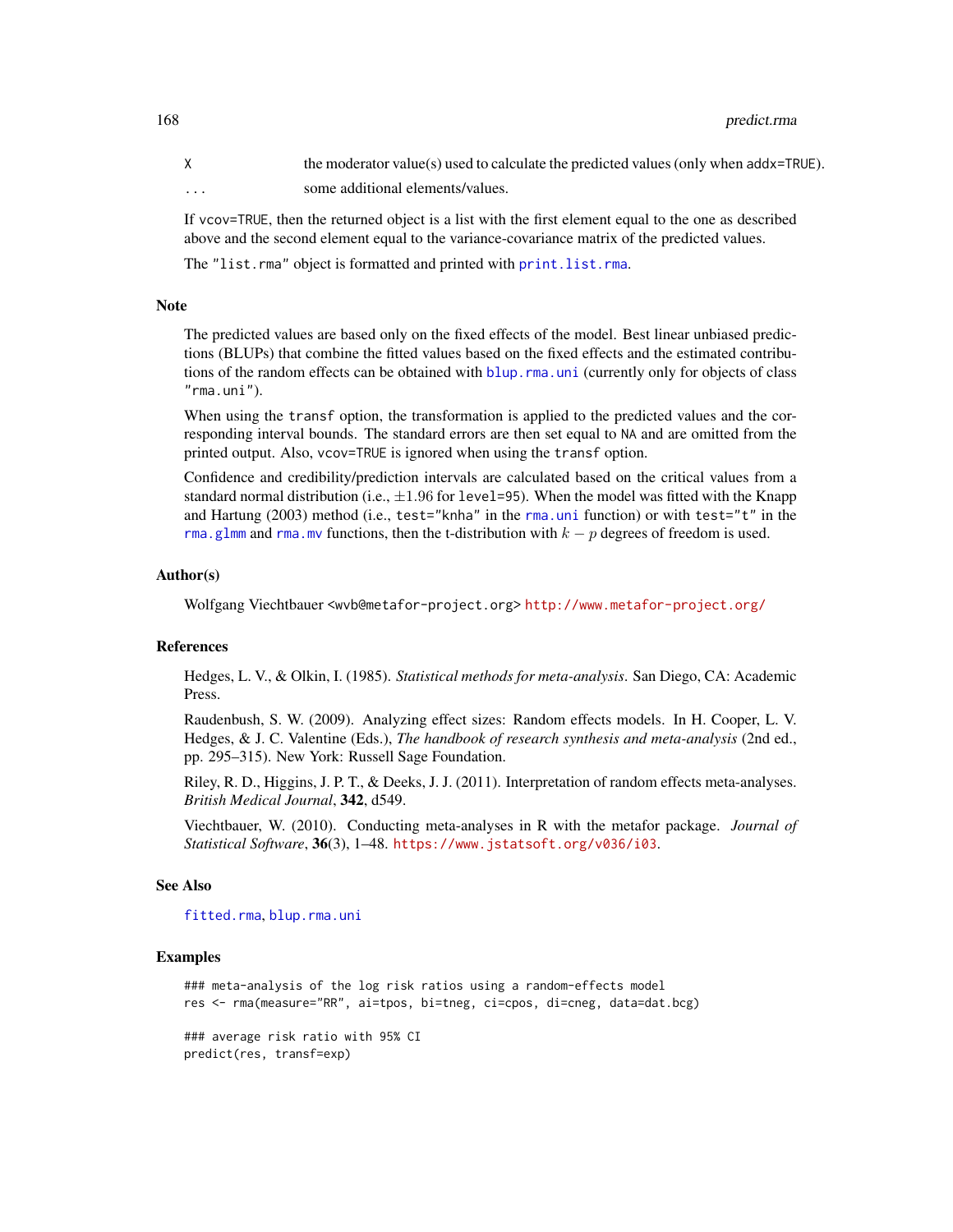| | |
|---|---|
| X | the moderator value(s) used to calculate the predicted values (only when addx=TRUE). |
| ... | some additional elements/values. |

If vcov=TRUE, then the returned object is a list with the first element equal to the one as described above and the second element equal to the variance-covariance matrix of the predicted values.

The "list.rma" object is formatted and printed with print.list.rma.

## Note

The predicted values are based only on the fixed effects of the model. Best linear unbiased predictions (BLUPs) that combine the fitted values based on the fixed effects and the estimated contributions of the random effects can be obtained with blup.rma.uni (currently only for objects of class "rma.uni").

When using the transf option, the transformation is applied to the predicted values and the corresponding interval bounds. The standard errors are then set equal to NA and are omitted from the printed output. Also, vcov=TRUE is ignored when using the transf option.

Confidence and credibility/prediction intervals are calculated based on the critical values from a standard normal distribution (i.e., $\pm 1.96$ for level=95). When the model was fitted with the Knapp and Hartung (2003) method (i.e., test="knha" in the rma.uni function) or with test="t" in the rma.glmm and rma.mv functions, then the t-distribution with $k - p$ degrees of freedom is used.

## Author(s)

Wolfgang Viechtbauer <wvb@metafor-project.org> http://www.metafor-project.org/

## References

Hedges, L. V., & Olkin, I. (1985). *Statistical methods for meta-analysis*. San Diego, CA: Academic Press.

Raudenbush, S. W. (2009). Analyzing effect sizes: Random effects models. In H. Cooper, L. V. Hedges, & J. C. Valentine (Eds.), *The handbook of research synthesis and meta-analysis* (2nd ed., pp. 295–315). New York: Russell Sage Foundation.

Riley, R. D., Higgins, J. P. T., & Deeks, J. J. (2011). Interpretation of random effects meta-analyses. *British Medical Journal*, **342**, d549.

Viechtbauer, W. (2010). Conducting meta-analyses in R with the metafor package. *Journal of Statistical Software*, **36**(3), 1–48. https://www.jstatsoft.org/v036/i03.

## See Also

fitted.rma, blup.rma.uni

## Examples

```
### meta-analysis of the log risk ratios using a random-effects model
res <- rma(measure="RR", ai=tpos, bi=tneg, ci=cpos, di=cneg, data=dat.bcg)

### average risk ratio with 95% CI
predict(res, transf=exp)
```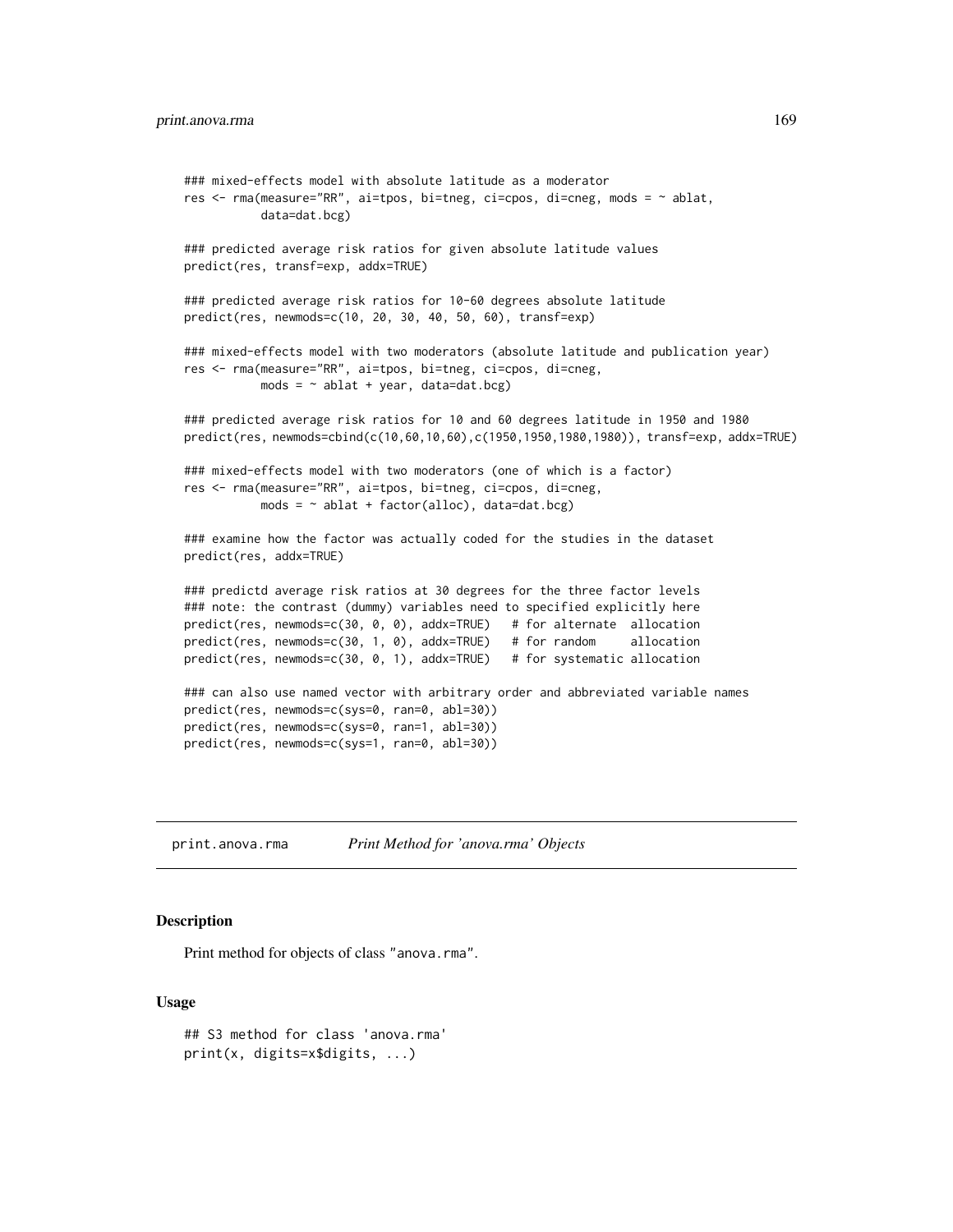```
### mixed-effects model with absolute latitude as a moderator
res <- rma(measure="RR", ai=tpos, bi=tneg, ci=cpos, di=cneg, mods = ~ ablat,
           data=dat.bcg)

### predicted average risk ratios for given absolute latitude values
predict(res, transf=exp, addx=TRUE)

### predicted average risk ratios for 10-60 degrees absolute latitude
predict(res, newmods=c(10, 20, 30, 40, 50, 60), transf=exp)

### mixed-effects model with two moderators (absolute latitude and publication year)
res <- rma(measure="RR", ai=tpos, bi=tneg, ci=cpos, di=cneg,
           mods = ~ ablat + year, data=dat.bcg)

### predicted average risk ratios for 10 and 60 degrees latitude in 1950 and 1980
predict(res, newmods=cbind(c(10,60,10,60),c(1950,1950,1980,1980)), transf=exp, addx=TRUE)

### mixed-effects model with two moderators (one of which is a factor)
res <- rma(measure="RR", ai=tpos, bi=tneg, ci=cpos, di=cneg,
           mods = ~ ablat + factor(alloc), data=dat.bcg)

### examine how the factor was actually coded for the studies in the dataset
predict(res, addx=TRUE)

### predictd average risk ratios at 30 degrees for the three factor levels
### note: the contrast (dummy) variables need to specified explicitly here
predict(res, newmods=c(30, 0, 0), addx=TRUE)   # for alternate  allocation
predict(res, newmods=c(30, 1, 0), addx=TRUE)   # for random     allocation
predict(res, newmods=c(30, 0, 1), addx=TRUE)   # for systematic allocation

### can also use named vector with arbitrary order and abbreviated variable names
predict(res, newmods=c(sys=0, ran=0, abl=30))
predict(res, newmods=c(sys=0, ran=1, abl=30))
predict(res, newmods=c(sys=1, ran=0, abl=30))
```

---

## print.anova.rma *Print Method for 'anova.rma' Objects*

### Description

Print method for objects of class "anova.rma".

### Usage

```
## S3 method for class 'anova.rma'
print(x, digits=x$digits, ...)
```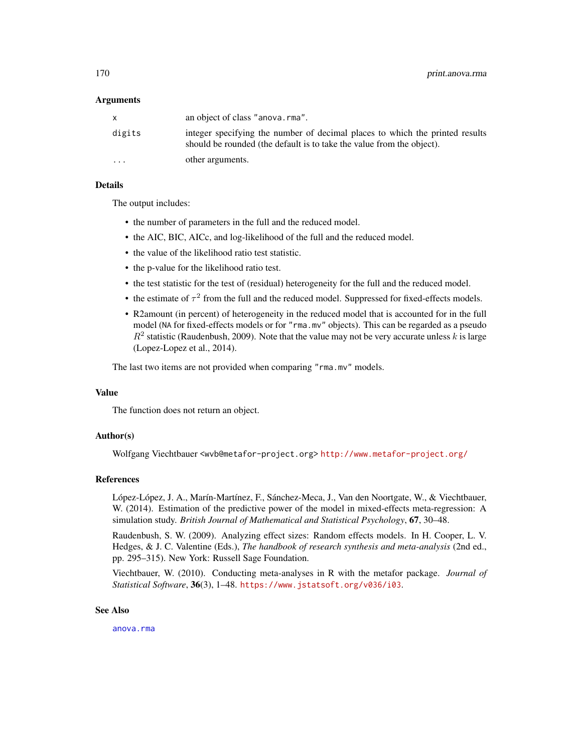### Arguments

| | |
|---|---|
| `x` | an object of class `"anova.rma"`. |
| `digits` | integer specifying the number of decimal places to which the printed results should be rounded (the default is to take the value from the object). |
| `...` | other arguments. |

### Details

The output includes:

- the number of parameters in the full and the reduced model.
- the AIC, BIC, AICc, and log-likelihood of the full and the reduced model.
- the value of the likelihood ratio test statistic.
- the p-value for the likelihood ratio test.
- the test statistic for the test of (residual) heterogeneity for the full and the reduced model.
- the estimate of $\tau^2$ from the full and the reduced model. Suppressed for fixed-effects models.
- R2amount (in percent) of heterogeneity in the reduced model that is accounted for in the full model (`NA` for fixed-effects models or for `"rma.mv"` objects). This can be regarded as a pseudo $R^2$ statistic (Raudenbush, 2009). Note that the value may not be very accurate unless $k$ is large (Lopez-Lopez et al., 2014).

The last two items are not provided when comparing `"rma.mv"` models.

### Value

The function does not return an object.

### Author(s)

Wolfgang Viechtbauer `<wvb@metafor-project.org>` `http://www.metafor-project.org/`

### References

López-López, J. A., Marín-Martínez, F., Sánchez-Meca, J., Van den Noortgate, W., & Viechtbauer, W. (2014). Estimation of the predictive power of the model in mixed-effects meta-regression: A simulation study. *British Journal of Mathematical and Statistical Psychology*, **67**, 30–48.

Raudenbush, S. W. (2009). Analyzing effect sizes: Random effects models. In H. Cooper, L. V. Hedges, & J. C. Valentine (Eds.), *The handbook of research synthesis and meta-analysis* (2nd ed., pp. 295–315). New York: Russell Sage Foundation.

Viechtbauer, W. (2010). Conducting meta-analyses in R with the metafor package. *Journal of Statistical Software*, **36**(3), 1–48. `https://www.jstatsoft.org/v036/i03`.

### See Also

`anova.rma`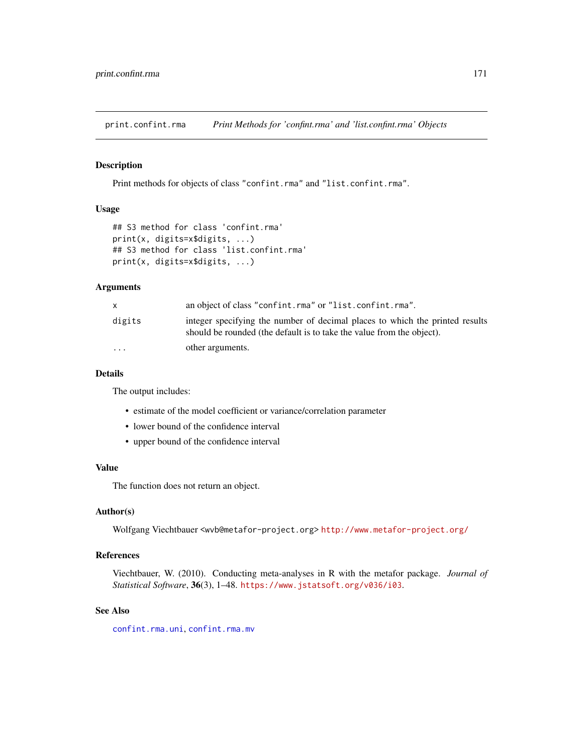print.confint.rma    *Print Methods for 'confint.rma' and 'list.confint.rma' Objects*

## Description

Print methods for objects of class "confint.rma" and "list.confint.rma".

## Usage

```
## S3 method for class 'confint.rma'
print(x, digits=x$digits, ...)
## S3 method for class 'list.confint.rma'
print(x, digits=x$digits, ...)
```

## Arguments

| | |
|---|---|
| x | an object of class "confint.rma" or "list.confint.rma". |
| digits | integer specifying the number of decimal places to which the printed results should be rounded (the default is to take the value from the object). |
| ... | other arguments. |

## Details

The output includes:

- estimate of the model coefficient or variance/correlation parameter
- lower bound of the confidence interval
- upper bound of the confidence interval

## Value

The function does not return an object.

## Author(s)

Wolfgang Viechtbauer <wvb@metafor-project.org> http://www.metafor-project.org/

## References

Viechtbauer, W. (2010). Conducting meta-analyses in R with the metafor package. *Journal of Statistical Software*, **36**(3), 1–48. https://www.jstatsoft.org/v036/i03.

## See Also

confint.rma.uni, confint.rma.mv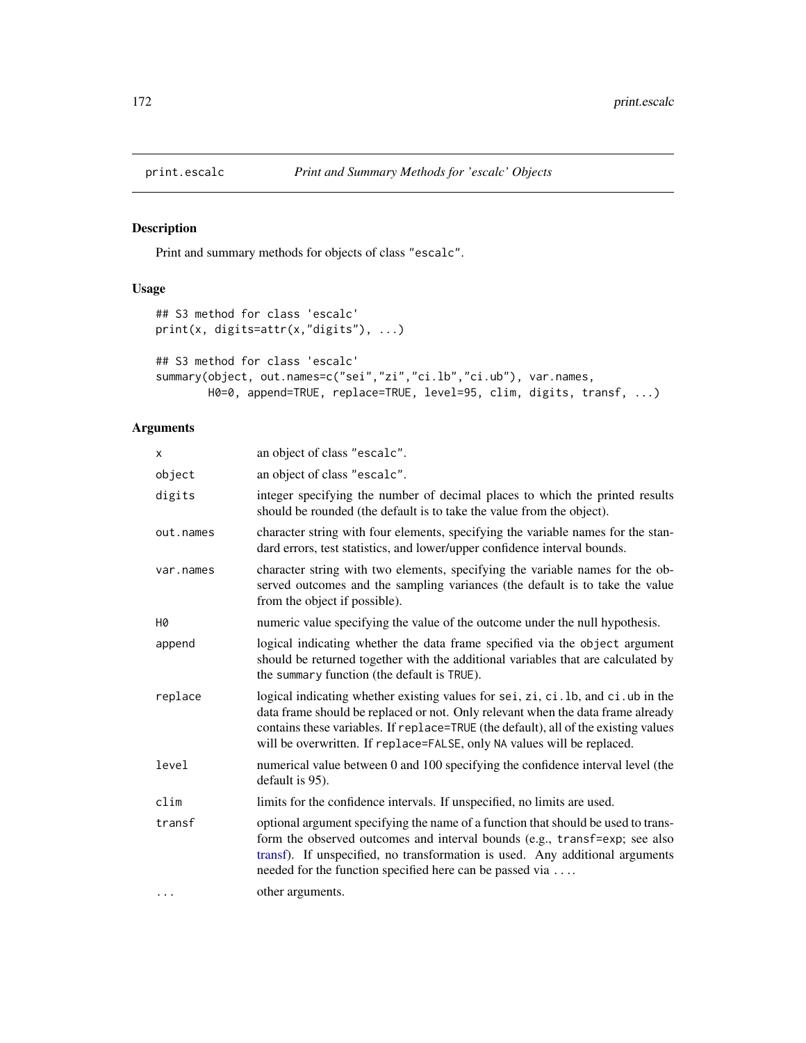print.escalc *Print and Summary Methods for 'escalc' Objects*

## Description

Print and summary methods for objects of class "escalc".

## Usage

```
## S3 method for class 'escalc'
print(x, digits=attr(x,"digits"), ...)

## S3 method for class 'escalc'
summary(object, out.names=c("sei","zi","ci.lb","ci.ub"), var.names,
        H0=0, append=TRUE, replace=TRUE, level=95, clim, digits, transf, ...)
```

## Arguments

| | |
|---|---|
| x | an object of class "escalc". |
| object | an object of class "escalc". |
| digits | integer specifying the number of decimal places to which the printed results should be rounded (the default is to take the value from the object). |
| out.names | character string with four elements, specifying the variable names for the standard errors, test statistics, and lower/upper confidence interval bounds. |
| var.names | character string with two elements, specifying the variable names for the observed outcomes and the sampling variances (the default is to take the value from the object if possible). |
| H0 | numeric value specifying the value of the outcome under the null hypothesis. |
| append | logical indicating whether the data frame specified via the object argument should be returned together with the additional variables that are calculated by the summary function (the default is TRUE). |
| replace | logical indicating whether existing values for sei, zi, ci.lb, and ci.ub in the data frame should be replaced or not. Only relevant when the data frame already contains these variables. If replace=TRUE (the default), all of the existing values will be overwritten. If replace=FALSE, only NA values will be replaced. |
| level | numerical value between 0 and 100 specifying the confidence interval level (the default is 95). |
| clim | limits for the confidence intervals. If unspecified, no limits are used. |
| transf | optional argument specifying the name of a function that should be used to transform the observed outcomes and interval bounds (e.g., transf=exp; see also transf). If unspecified, no transformation is used. Any additional arguments needed for the function specified here can be passed via .... |
| ... | other arguments. |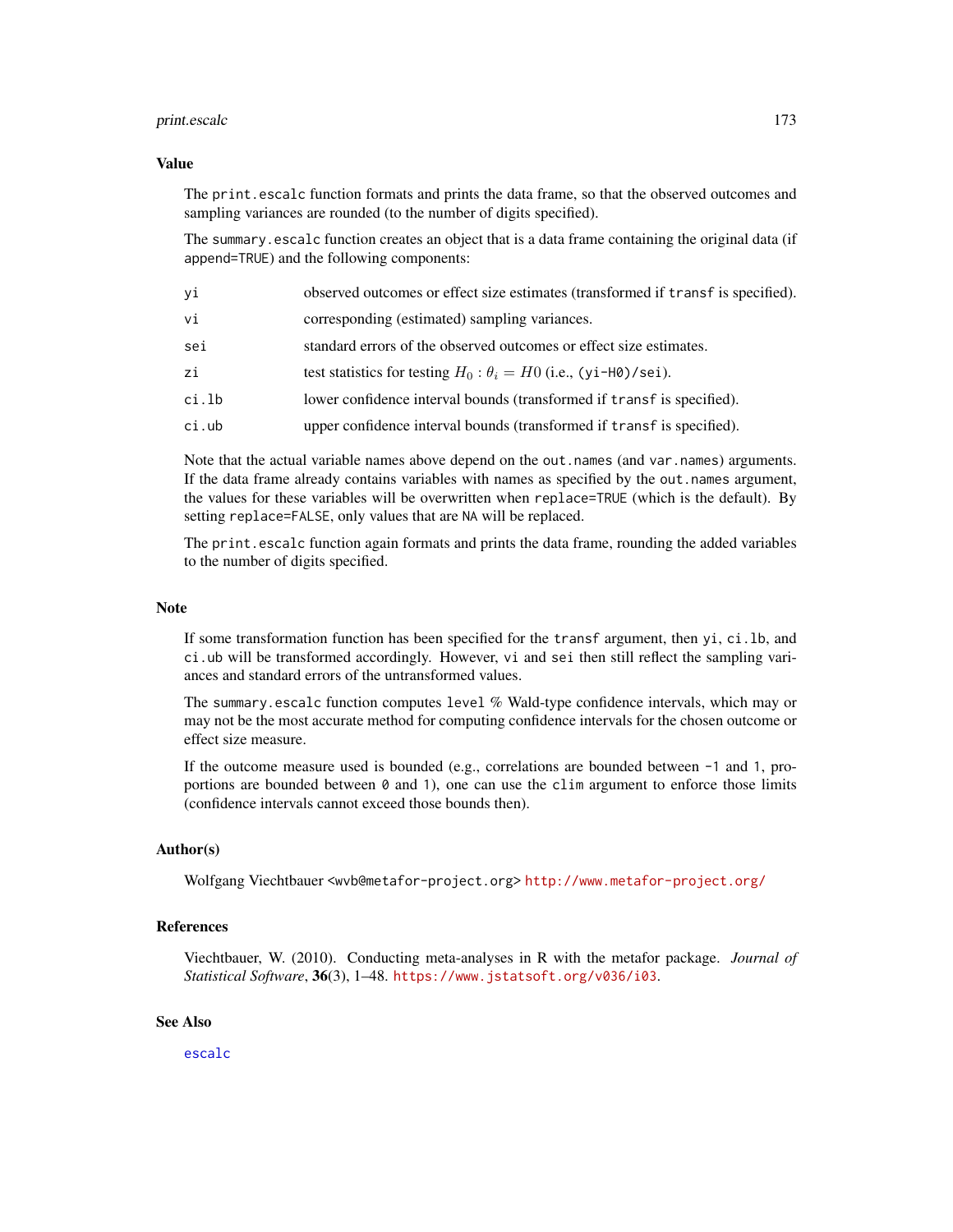## Value

The `print.escalc` function formats and prints the data frame, so that the observed outcomes and sampling variances are rounded (to the number of digits specified).

The `summary.escalc` function creates an object that is a data frame containing the original data (if `append=TRUE`) and the following components:

| | |
|---|---|
| `yi` | observed outcomes or effect size estimates (transformed if `transf` is specified). |
| `vi` | corresponding (estimated) sampling variances. |
| `sei` | standard errors of the observed outcomes or effect size estimates. |
| `zi` | test statistics for testing $H_0 : \theta_i = H0$ (i.e., `(yi-H0)/sei`). |
| `ci.lb` | lower confidence interval bounds (transformed if `transf` is specified). |
| `ci.ub` | upper confidence interval bounds (transformed if `transf` is specified). |

Note that the actual variable names above depend on the `out.names` (and `var.names`) arguments. If the data frame already contains variables with names as specified by the `out.names` argument, the values for these variables will be overwritten when `replace=TRUE` (which is the default). By setting `replace=FALSE`, only values that are `NA` will be replaced.

The `print.escalc` function again formats and prints the data frame, rounding the added variables to the number of digits specified.

## Note

If some transformation function has been specified for the `transf` argument, then `yi`, `ci.lb`, and `ci.ub` will be transformed accordingly. However, `vi` and `sei` then still reflect the sampling variances and standard errors of the untransformed values.

The `summary.escalc` function computes `level` % Wald-type confidence intervals, which may or may not be the most accurate method for computing confidence intervals for the chosen outcome or effect size measure.

If the outcome measure used is bounded (e.g., correlations are bounded between `-1` and `1`, proportions are bounded between `0` and `1`), one can use the `clim` argument to enforce those limits (confidence intervals cannot exceed those bounds then).

## Author(s)

Wolfgang Viechtbauer <wvb@metafor-project.org> http://www.metafor-project.org/

## References

Viechtbauer, W. (2010). Conducting meta-analyses in R with the metafor package. *Journal of Statistical Software*, **36**(3), 1–48. https://www.jstatsoft.org/v036/i03.

## See Also

`escalc`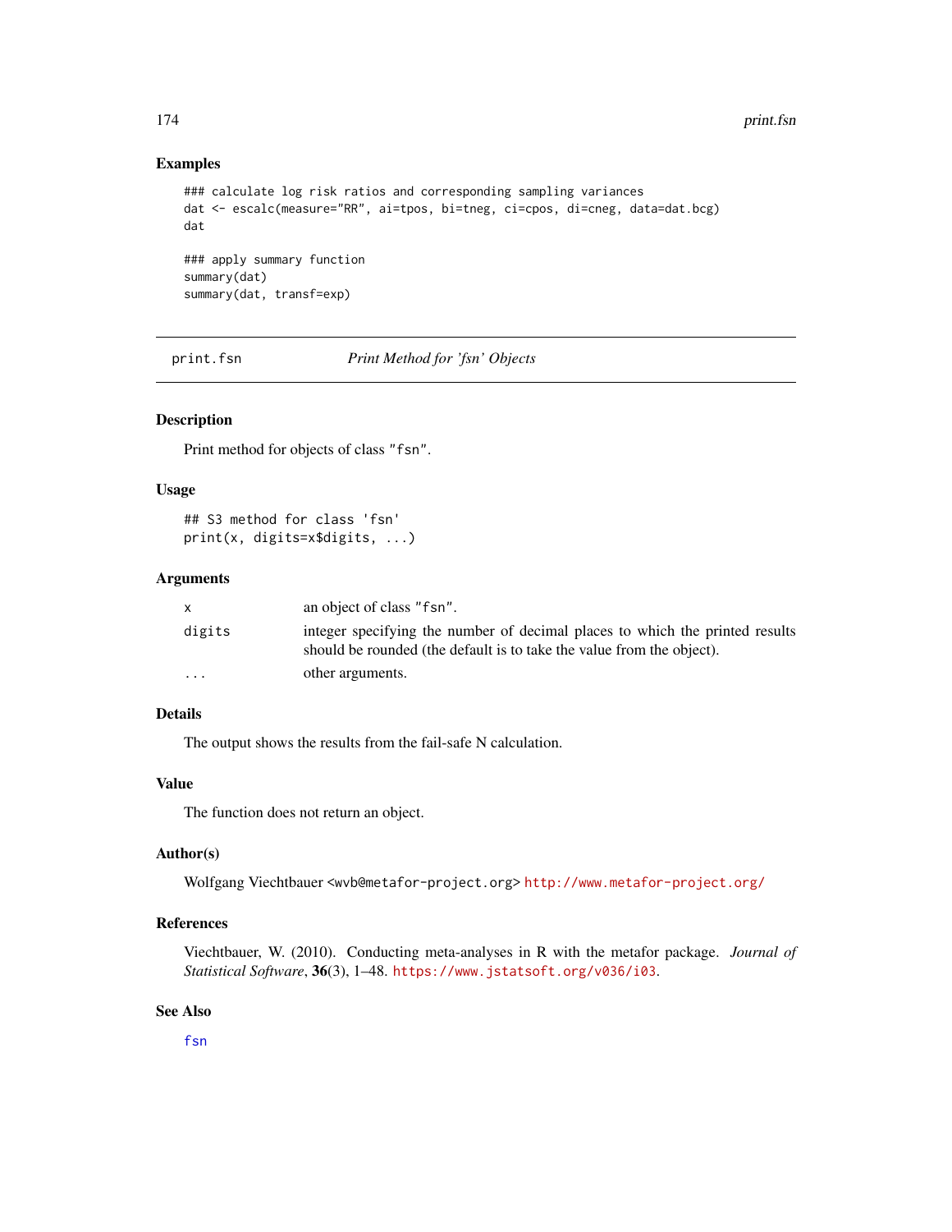## Examples

```
### calculate log risk ratios and corresponding sampling variances
dat <- escalc(measure="RR", ai=tpos, bi=tneg, ci=cpos, di=cneg, data=dat.bcg)
dat

### apply summary function
summary(dat)
summary(dat, transf=exp)
```

---

# print.fsn — *Print Method for 'fsn' Objects*

---

## Description

Print method for objects of class "fsn".

## Usage

```
## S3 method for class 'fsn'
print(x, digits=x$digits, ...)
```

## Arguments

| | |
|---|---|
| x | an object of class "fsn". |
| digits | integer specifying the number of decimal places to which the printed results should be rounded (the default is to take the value from the object). |
| ... | other arguments. |

## Details

The output shows the results from the fail-safe N calculation.

## Value

The function does not return an object.

## Author(s)

Wolfgang Viechtbauer <wvb@metafor-project.org> http://www.metafor-project.org/

## References

Viechtbauer, W. (2010). Conducting meta-analyses in R with the metafor package. *Journal of Statistical Software*, **36**(3), 1–48. https://www.jstatsoft.org/v036/i03.

## See Also

fsn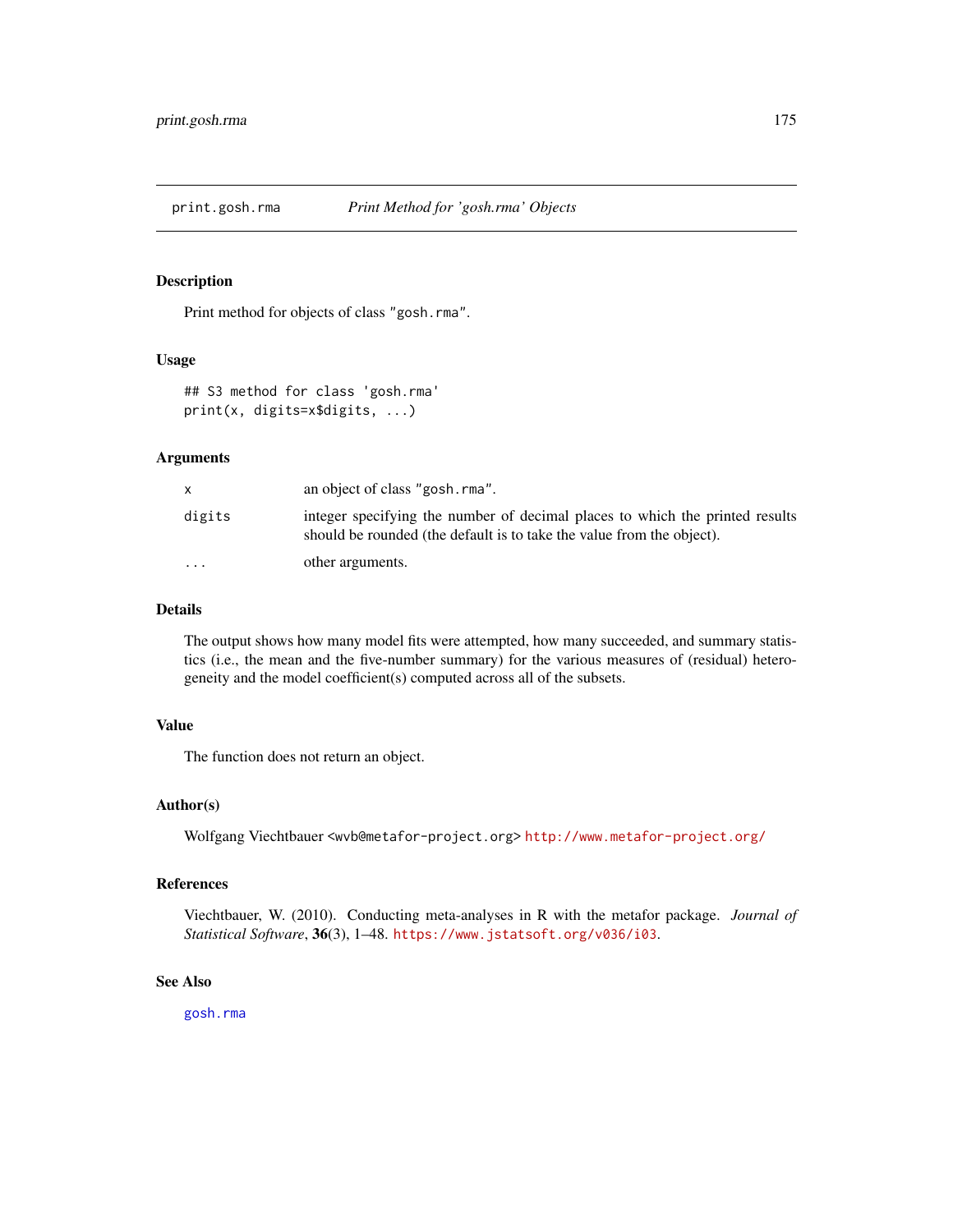## print.gosh.rma — *Print Method for 'gosh.rma' Objects*

### Description

Print method for objects of class "gosh.rma".

### Usage

```
## S3 method for class 'gosh.rma'
print(x, digits=x$digits, ...)
```

### Arguments

| | |
|---|---|
| x | an object of class "gosh.rma". |
| digits | integer specifying the number of decimal places to which the printed results should be rounded (the default is to take the value from the object). |
| ... | other arguments. |

### Details

The output shows how many model fits were attempted, how many succeeded, and summary statistics (i.e., the mean and the five-number summary) for the various measures of (residual) heterogeneity and the model coefficient(s) computed across all of the subsets.

### Value

The function does not return an object.

### Author(s)

Wolfgang Viechtbauer <wvb@metafor-project.org> http://www.metafor-project.org/

### References

Viechtbauer, W. (2010). Conducting meta-analyses in R with the metafor package. *Journal of Statistical Software*, **36**(3), 1–48. https://www.jstatsoft.org/v036/i03.

### See Also

gosh.rma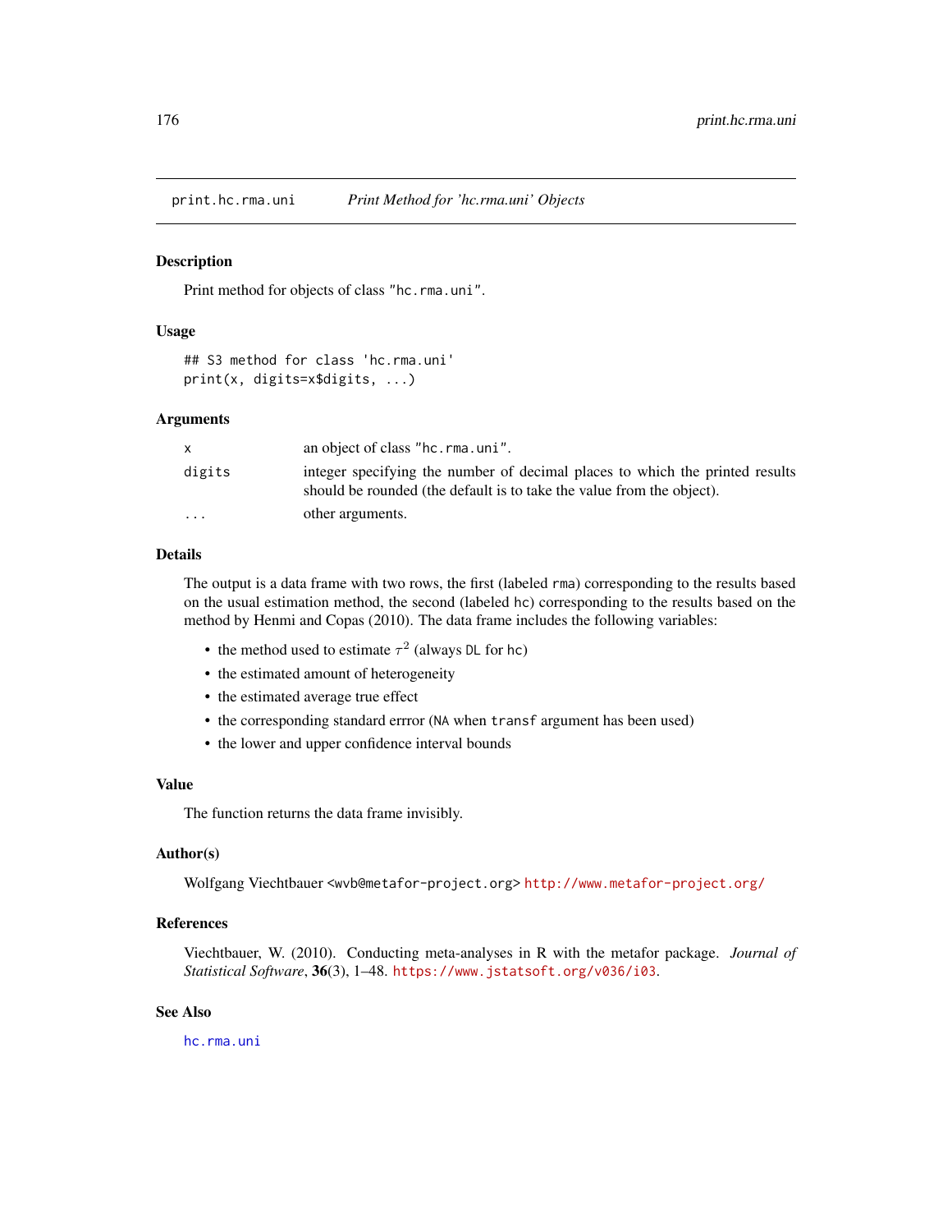print.hc.rma.uni — *Print Method for 'hc.rma.uni' Objects*

## Description

Print method for objects of class "hc.rma.uni".

## Usage

```
## S3 method for class 'hc.rma.uni'
print(x, digits=x$digits, ...)
```

## Arguments

| | |
|---|---|
| x | an object of class "hc.rma.uni". |
| digits | integer specifying the number of decimal places to which the printed results should be rounded (the default is to take the value from the object). |
| ... | other arguments. |

## Details

The output is a data frame with two rows, the first (labeled rma) corresponding to the results based on the usual estimation method, the second (labeled hc) corresponding to the results based on the method by Henmi and Copas (2010). The data frame includes the following variables:

- the method used to estimate $\tau^2$ (always DL for hc)
- the estimated amount of heterogeneity
- the estimated average true effect
- the corresponding standard errror (NA when transf argument has been used)
- the lower and upper confidence interval bounds

## Value

The function returns the data frame invisibly.

## Author(s)

Wolfgang Viechtbauer <wvb@metafor-project.org> http://www.metafor-project.org/

## References

Viechtbauer, W. (2010). Conducting meta-analyses in R with the metafor package. *Journal of Statistical Software*, **36**(3), 1–48. https://www.jstatsoft.org/v036/i03.

## See Also

hc.rma.uni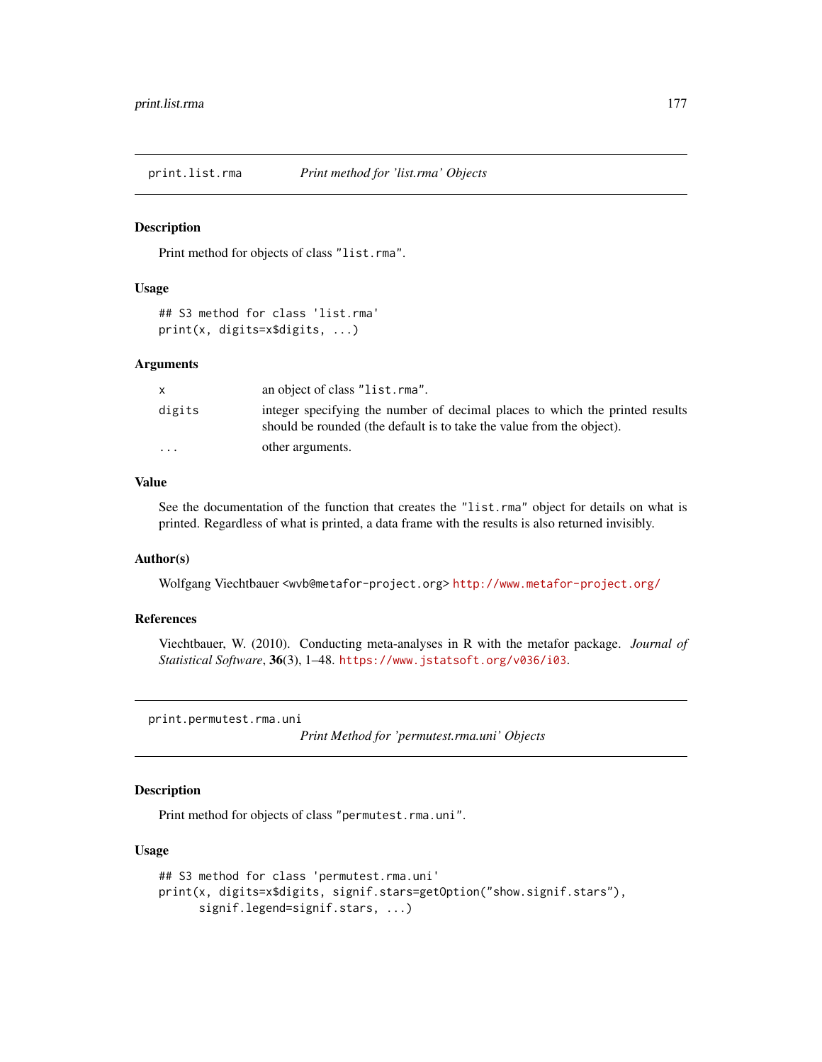## print.list.rma — *Print method for 'list.rma' Objects*

### Description

Print method for objects of class `"list.rma"`.

### Usage

```
## S3 method for class 'list.rma'
print(x, digits=x$digits, ...)
```

### Arguments

| | |
|---|---|
| `x` | an object of class `"list.rma"`. |
| `digits` | integer specifying the number of decimal places to which the printed results should be rounded (the default is to take the value from the object). |
| `...` | other arguments. |

### Value

See the documentation of the function that creates the `"list.rma"` object for details on what is printed. Regardless of what is printed, a data frame with the results is also returned invisibly.

### Author(s)

Wolfgang Viechtbauer <wvb@metafor-project.org> http://www.metafor-project.org/

### References

Viechtbauer, W. (2010). Conducting meta-analyses in R with the metafor package. *Journal of Statistical Software*, **36**(3), 1–48. https://www.jstatsoft.org/v036/i03.

## print.permutest.rma.uni — *Print Method for 'permutest.rma.uni' Objects*

### Description

Print method for objects of class `"permutest.rma.uni"`.

### Usage

```
## S3 method for class 'permutest.rma.uni'
print(x, digits=x$digits, signif.stars=getOption("show.signif.stars"),
      signif.legend=signif.stars, ...)
```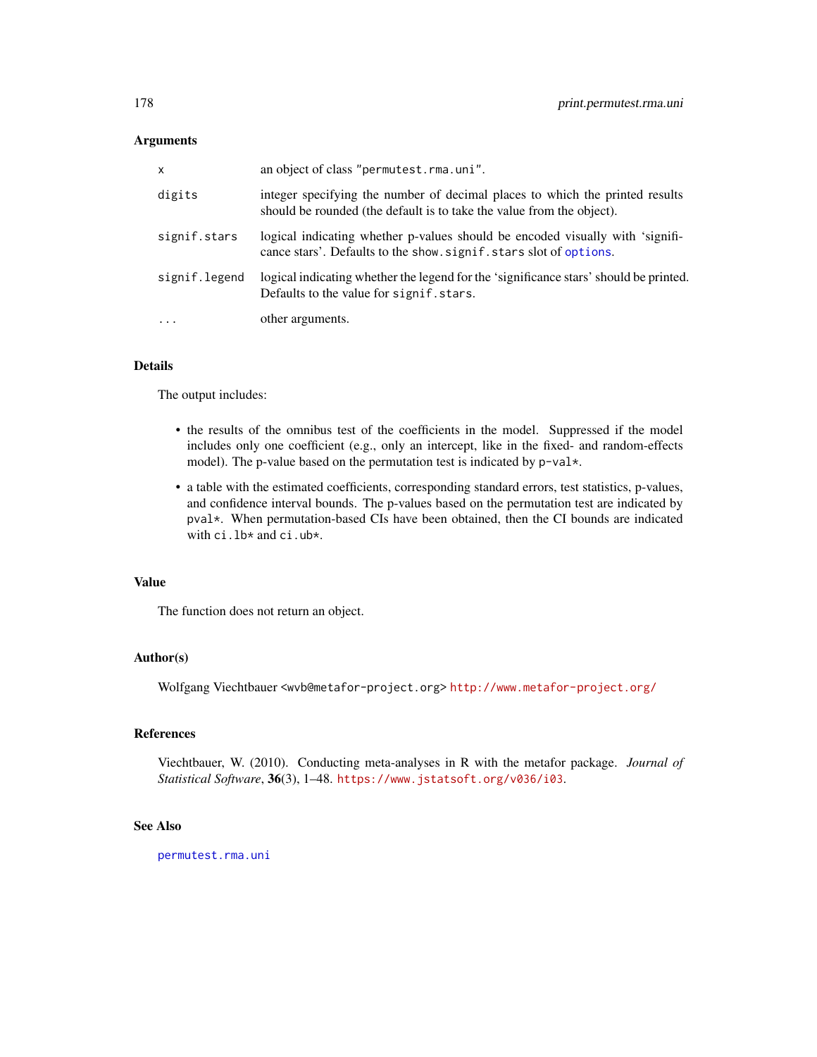### Arguments

| | |
|---|---|
| x | an object of class "permutest.rma.uni". |
| digits | integer specifying the number of decimal places to which the printed results should be rounded (the default is to take the value from the object). |
| signif.stars | logical indicating whether p-values should be encoded visually with 'significance stars'. Defaults to the show.signif.stars slot of options. |
| signif.legend | logical indicating whether the legend for the 'significance stars' should be printed. Defaults to the value for signif.stars. |
| ... | other arguments. |

### Details

The output includes:

- the results of the omnibus test of the coefficients in the model. Suppressed if the model includes only one coefficient (e.g., only an intercept, like in the fixed- and random-effects model). The p-value based on the permutation test is indicated by `p-val*`.
- a table with the estimated coefficients, corresponding standard errors, test statistics, p-values, and confidence interval bounds. The p-values based on the permutation test are indicated by `pval*`. When permutation-based CIs have been obtained, then the CI bounds are indicated with `ci.lb*` and `ci.ub*`.

### Value

The function does not return an object.

### Author(s)

Wolfgang Viechtbauer <wvb@metafor-project.org> http://www.metafor-project.org/

### References

Viechtbauer, W. (2010). Conducting meta-analyses in R with the metafor package. *Journal of Statistical Software*, **36**(3), 1–48. https://www.jstatsoft.org/v036/i03.

### See Also

permutest.rma.uni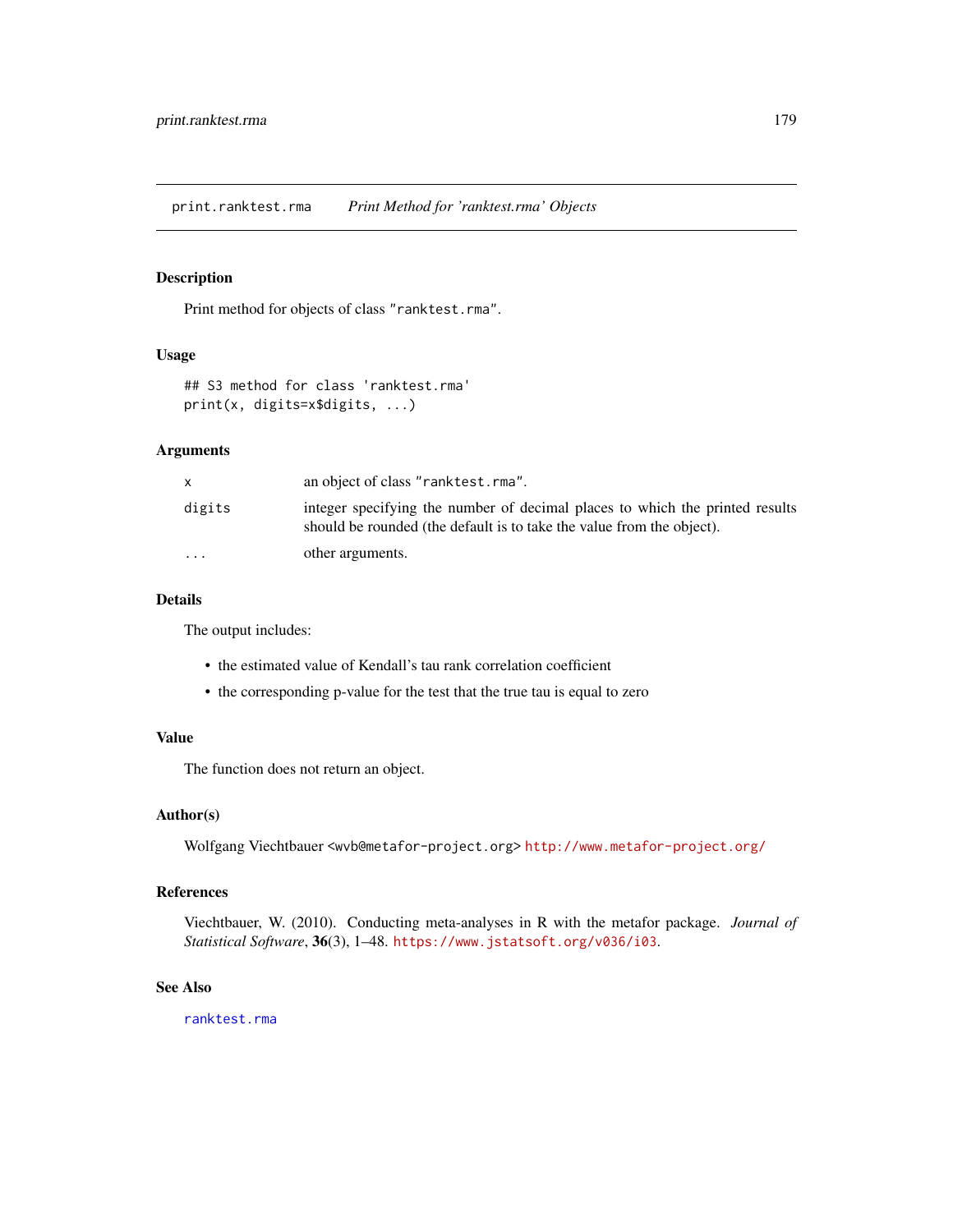## print.ranktest.rma    *Print Method for 'ranktest.rma' Objects*

### Description

Print method for objects of class `"ranktest.rma"`.

### Usage

```
## S3 method for class 'ranktest.rma'
print(x, digits=x$digits, ...)
```

### Arguments

| | |
|---|---|
| `x` | an object of class `"ranktest.rma"`. |
| `digits` | integer specifying the number of decimal places to which the printed results should be rounded (the default is to take the value from the object). |
| `...` | other arguments. |

### Details

The output includes:

- the estimated value of Kendall's tau rank correlation coefficient
- the corresponding p-value for the test that the true tau is equal to zero

### Value

The function does not return an object.

### Author(s)

Wolfgang Viechtbauer <wvb@metafor-project.org> http://www.metafor-project.org/

### References

Viechtbauer, W. (2010). Conducting meta-analyses in R with the metafor package. *Journal of Statistical Software*, **36**(3), 1–48. https://www.jstatsoft.org/v036/i03.

### See Also

`ranktest.rma`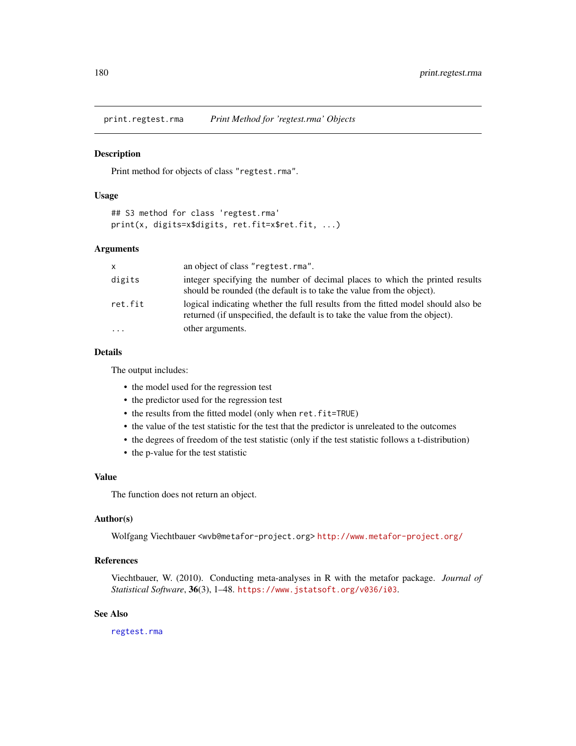# print.regtest.rma — *Print Method for 'regtest.rma' Objects*

## Description

Print method for objects of class `"regtest.rma"`.

## Usage

```
## S3 method for class 'regtest.rma'
print(x, digits=x$digits, ret.fit=x$ret.fit, ...)
```

## Arguments

| | |
|---|---|
| `x` | an object of class `"regtest.rma"`. |
| `digits` | integer specifying the number of decimal places to which the printed results should be rounded (the default is to take the value from the object). |
| `ret.fit` | logical indicating whether the full results from the fitted model should also be returned (if unspecified, the default is to take the value from the object). |
| `...` | other arguments. |

## Details

The output includes:

- the model used for the regression test
- the predictor used for the regression test
- the results from the fitted model (only when `ret.fit=TRUE`)
- the value of the test statistic for the test that the predictor is unreleated to the outcomes
- the degrees of freedom of the test statistic (only if the test statistic follows a t-distribution)
- the p-value for the test statistic

## Value

The function does not return an object.

## Author(s)

Wolfgang Viechtbauer <wvb@metafor-project.org> http://www.metafor-project.org/

## References

Viechtbauer, W. (2010). Conducting meta-analyses in R with the metafor package. *Journal of Statistical Software*, **36**(3), 1–48. https://www.jstatsoft.org/v036/i03.

## See Also

`regtest.rma`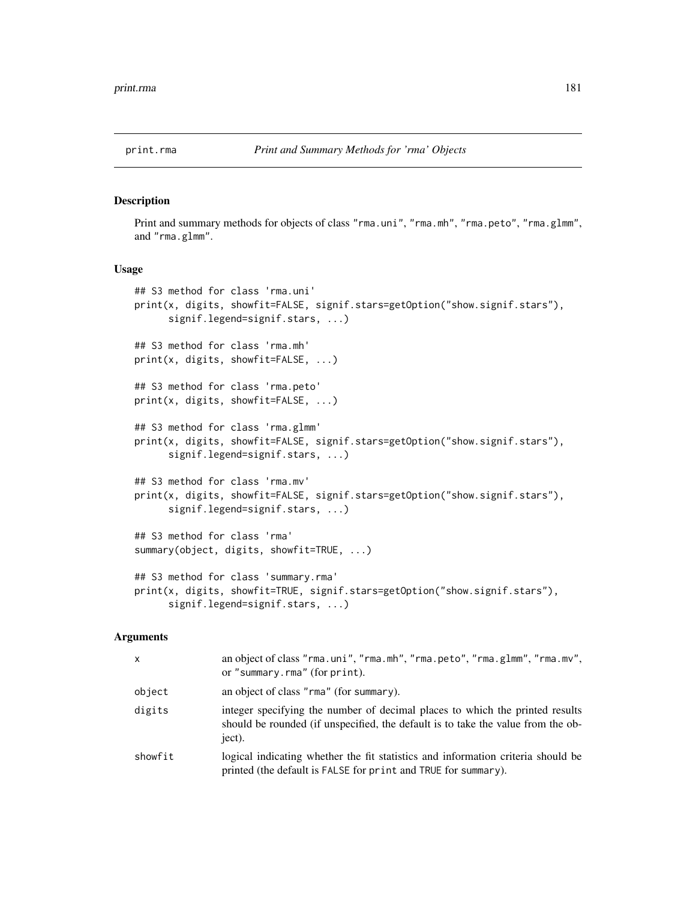## print.rma — *Print and Summary Methods for 'rma' Objects*

### Description

Print and summary methods for objects of class "rma.uni", "rma.mh", "rma.peto", "rma.glmm", and "rma.glmm".

### Usage

```
## S3 method for class 'rma.uni'
print(x, digits, showfit=FALSE, signif.stars=getOption("show.signif.stars"),
      signif.legend=signif.stars, ...)

## S3 method for class 'rma.mh'
print(x, digits, showfit=FALSE, ...)

## S3 method for class 'rma.peto'
print(x, digits, showfit=FALSE, ...)

## S3 method for class 'rma.glmm'
print(x, digits, showfit=FALSE, signif.stars=getOption("show.signif.stars"),
      signif.legend=signif.stars, ...)

## S3 method for class 'rma.mv'
print(x, digits, showfit=FALSE, signif.stars=getOption("show.signif.stars"),
      signif.legend=signif.stars, ...)

## S3 method for class 'rma'
summary(object, digits, showfit=TRUE, ...)

## S3 method for class 'summary.rma'
print(x, digits, showfit=TRUE, signif.stars=getOption("show.signif.stars"),
      signif.legend=signif.stars, ...)
```

### Arguments

| | |
|---|---|
| `x` | an object of class "rma.uni", "rma.mh", "rma.peto", "rma.glmm", "rma.mv", or "summary.rma" (for print). |
| `object` | an object of class "rma" (for summary). |
| `digits` | integer specifying the number of decimal places to which the printed results should be rounded (if unspecified, the default is to take the value from the object). |
| `showfit` | logical indicating whether the fit statistics and information criteria should be printed (the default is FALSE for print and TRUE for summary). |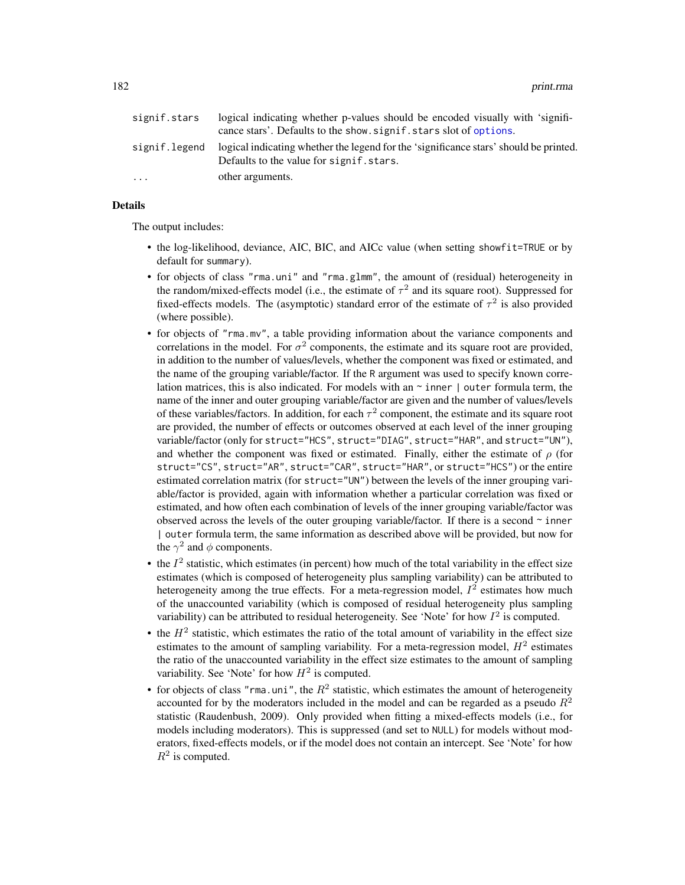| | |
|---|---|
| signif.stars | logical indicating whether p-values should be encoded visually with 'significance stars'. Defaults to the show.signif.stars slot of options. |
| signif.legend | logical indicating whether the legend for the 'significance stars' should be printed. Defaults to the value for signif.stars. |
| ... | other arguments. |

## Details

The output includes:

- the log-likelihood, deviance, AIC, BIC, and AICc value (when setting showfit=TRUE or by default for summary).
- for objects of class "rma.uni" and "rma.glmm", the amount of (residual) heterogeneity in the random/mixed-effects model (i.e., the estimate of $\tau^2$ and its square root). Suppressed for fixed-effects models. The (asymptotic) standard error of the estimate of $\tau^2$ is also provided (where possible).
- for objects of "rma.mv", a table providing information about the variance components and correlations in the model. For $\sigma^2$ components, the estimate and its square root are provided, in addition to the number of values/levels, whether the component was fixed or estimated, and the name of the grouping variable/factor. If the R argument was used to specify known correlation matrices, this is also indicated. For models with an ~ inner | outer formula term, the name of the inner and outer grouping variable/factor are given and the number of values/levels of these variables/factors. In addition, for each $\tau^2$ component, the estimate and its square root are provided, the number of effects or outcomes observed at each level of the inner grouping variable/factor (only for struct="HCS", struct="DIAG", struct="HAR", and struct="UN"), and whether the component was fixed or estimated. Finally, either the estimate of $\rho$ (for struct="CS", struct="AR", struct="CAR", struct="HAR", or struct="HCS") or the entire estimated correlation matrix (for struct="UN") between the levels of the inner grouping variable/factor is provided, again with information whether a particular correlation was fixed or estimated, and how often each combination of levels of the inner grouping variable/factor was observed across the levels of the outer grouping variable/factor. If there is a second ~ inner | outer formula term, the same information as described above will be provided, but now for the $\gamma^2$ and $\phi$ components.
- the $I^2$ statistic, which estimates (in percent) how much of the total variability in the effect size estimates (which is composed of heterogeneity plus sampling variability) can be attributed to heterogeneity among the true effects. For a meta-regression model, $I^2$ estimates how much of the unaccounted variability (which is composed of residual heterogeneity plus sampling variability) can be attributed to residual heterogeneity. See 'Note' for how $I^2$ is computed.
- the $H^2$ statistic, which estimates the ratio of the total amount of variability in the effect size estimates to the amount of sampling variability. For a meta-regression model, $H^2$ estimates the ratio of the unaccounted variability in the effect size estimates to the amount of sampling variability. See 'Note' for how $H^2$ is computed.
- for objects of class "rma.uni", the $R^2$ statistic, which estimates the amount of heterogeneity accounted for by the moderators included in the model and can be regarded as a pseudo $R^2$ statistic (Raudenbush, 2009). Only provided when fitting a mixed-effects models (i.e., for models including moderators). This is suppressed (and set to NULL) for models without moderators, fixed-effects models, or if the model does not contain an intercept. See 'Note' for how $R^2$ is computed.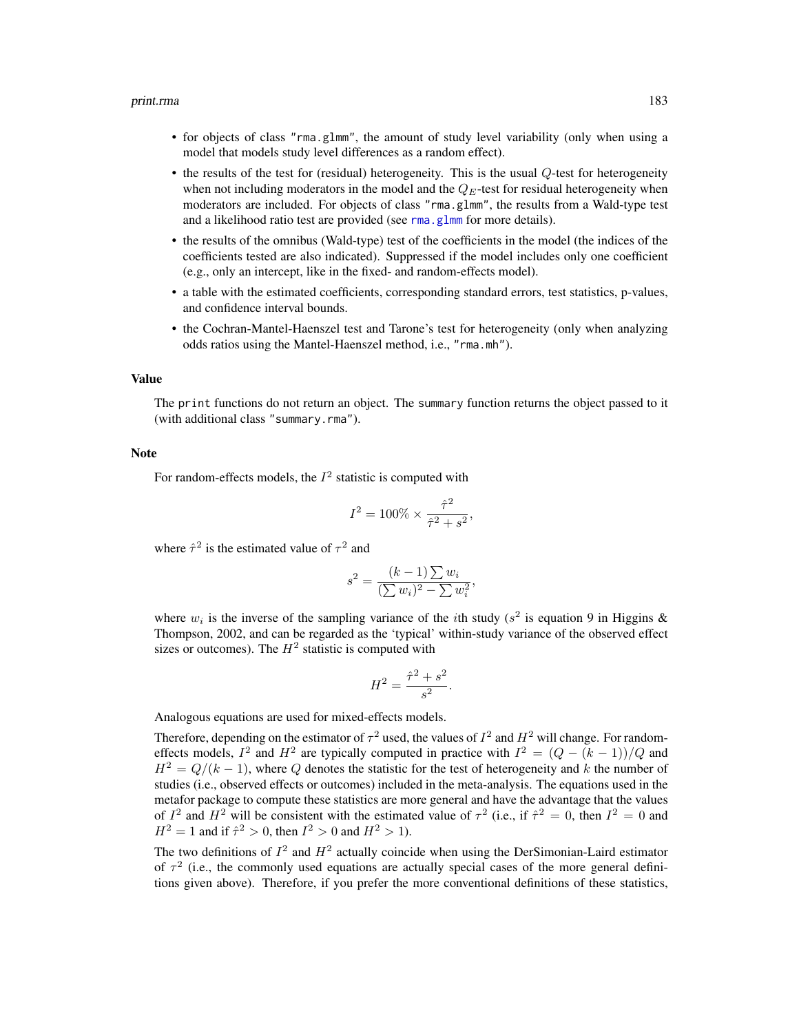- for objects of class "rma.glmm", the amount of study level variability (only when using a model that models study level differences as a random effect).
- the results of the test for (residual) heterogeneity. This is the usual $Q$-test for heterogeneity when not including moderators in the model and the $Q_E$-test for residual heterogeneity when moderators are included. For objects of class "rma.glmm", the results from a Wald-type test and a likelihood ratio test are provided (see rma.glmm for more details).
- the results of the omnibus (Wald-type) test of the coefficients in the model (the indices of the coefficients tested are also indicated). Suppressed if the model includes only one coefficient (e.g., only an intercept, like in the fixed- and random-effects model).
- a table with the estimated coefficients, corresponding standard errors, test statistics, p-values, and confidence interval bounds.
- the Cochran-Mantel-Haenszel test and Tarone's test for heterogeneity (only when analyzing odds ratios using the Mantel-Haenszel method, i.e., "rma.mh").

## Value

The print functions do not return an object. The summary function returns the object passed to it (with additional class "summary.rma").

## Note

For random-effects models, the $I^2$ statistic is computed with

$$I^2 = 100\% \times \frac{\hat{\tau}^2}{\hat{\tau}^2 + s^2},$$

where $\hat{\tau}^2$ is the estimated value of $\tau^2$ and

$$s^2 = \frac{(k-1)\sum w_i}{(\sum w_i)^2 - \sum w_i^2},$$

where $w_i$ is the inverse of the sampling variance of the $i$th study ($s^2$ is equation 9 in Higgins & Thompson, 2002, and can be regarded as the 'typical' within-study variance of the observed effect sizes or outcomes). The $H^2$ statistic is computed with

$$H^2 = \frac{\hat{\tau}^2 + s^2}{s^2}.$$

Analogous equations are used for mixed-effects models.

Therefore, depending on the estimator of $\tau^2$ used, the values of $I^2$ and $H^2$ will change. For random-effects models, $I^2$ and $H^2$ are typically computed in practice with $I^2 = (Q - (k-1))/Q$ and $H^2 = Q/(k-1)$, where $Q$ denotes the statistic for the test of heterogeneity and $k$ the number of studies (i.e., observed effects or outcomes) included in the meta-analysis. The equations used in the metafor package to compute these statistics are more general and have the advantage that the values of $I^2$ and $H^2$ will be consistent with the estimated value of $\tau^2$ (i.e., if $\hat{\tau}^2 = 0$, then $I^2 = 0$ and $H^2 = 1$ and if $\hat{\tau}^2 > 0$, then $I^2 > 0$ and $H^2 > 1$).

The two definitions of $I^2$ and $H^2$ actually coincide when using the DerSimonian-Laird estimator of $\tau^2$ (i.e., the commonly used equations are actually special cases of the more general definitions given above). Therefore, if you prefer the more conventional definitions of these statistics,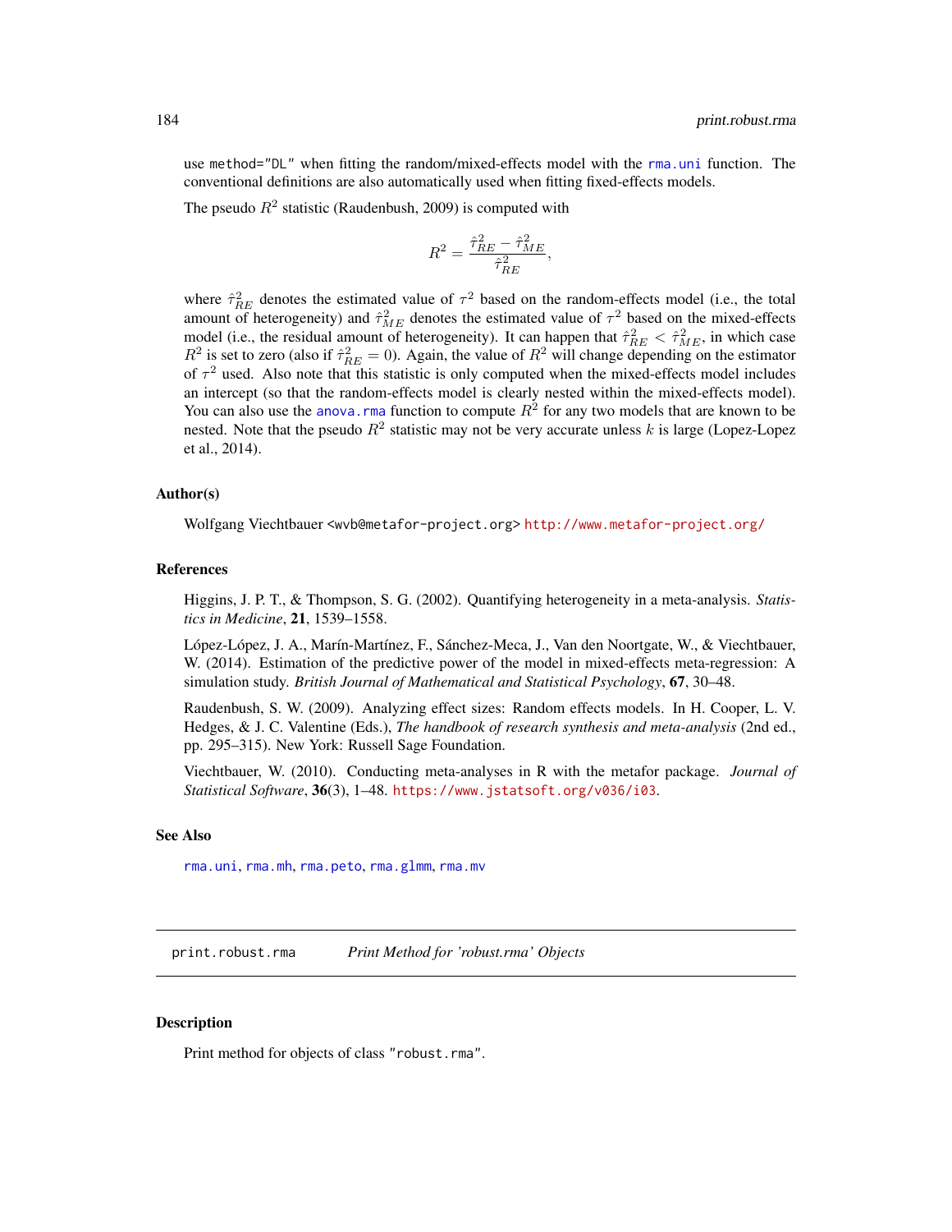use `method="DL"` when fitting the random/mixed-effects model with the `rma.uni` function. The conventional definitions are also automatically used when fitting fixed-effects models.

The pseudo $R^2$ statistic (Raudenbush, 2009) is computed with

$$R^2 = \frac{\hat{\tau}^2_{RE} - \hat{\tau}^2_{ME}}{\hat{\tau}^2_{RE}},$$

where $\hat{\tau}^2_{RE}$ denotes the estimated value of $\tau^2$ based on the random-effects model (i.e., the total amount of heterogeneity) and $\hat{\tau}^2_{ME}$ denotes the estimated value of $\tau^2$ based on the mixed-effects model (i.e., the residual amount of heterogeneity). It can happen that $\hat{\tau}^2_{RE} < \hat{\tau}^2_{ME}$, in which case $R^2$ is set to zero (also if $\hat{\tau}^2_{RE} = 0$). Again, the value of $R^2$ will change depending on the estimator of $\tau^2$ used. Also note that this statistic is only computed when the mixed-effects model includes an intercept (so that the random-effects model is clearly nested within the mixed-effects model). You can also use the `anova.rma` function to compute $R^2$ for any two models that are known to be nested. Note that the pseudo $R^2$ statistic may not be very accurate unless $k$ is large (Lopez-Lopez et al., 2014).

### Author(s)

Wolfgang Viechtbauer <wvb@metafor-project.org> http://www.metafor-project.org/

### References

Higgins, J. P. T., & Thompson, S. G. (2002). Quantifying heterogeneity in a meta-analysis. *Statistics in Medicine*, **21**, 1539–1558.

López-López, J. A., Marín-Martínez, F., Sánchez-Meca, J., Van den Noortgate, W., & Viechtbauer, W. (2014). Estimation of the predictive power of the model in mixed-effects meta-regression: A simulation study. *British Journal of Mathematical and Statistical Psychology*, **67**, 30–48.

Raudenbush, S. W. (2009). Analyzing effect sizes: Random effects models. In H. Cooper, L. V. Hedges, & J. C. Valentine (Eds.), *The handbook of research synthesis and meta-analysis* (2nd ed., pp. 295–315). New York: Russell Sage Foundation.

Viechtbauer, W. (2010). Conducting meta-analyses in R with the metafor package. *Journal of Statistical Software*, **36**(3), 1–48. https://www.jstatsoft.org/v036/i03.

### See Also

`rma.uni`, `rma.mh`, `rma.peto`, `rma.glmm`, `rma.mv`

---

## print.robust.rma — *Print Method for 'robust.rma' Objects*

### Description

Print method for objects of class `"robust.rma"`.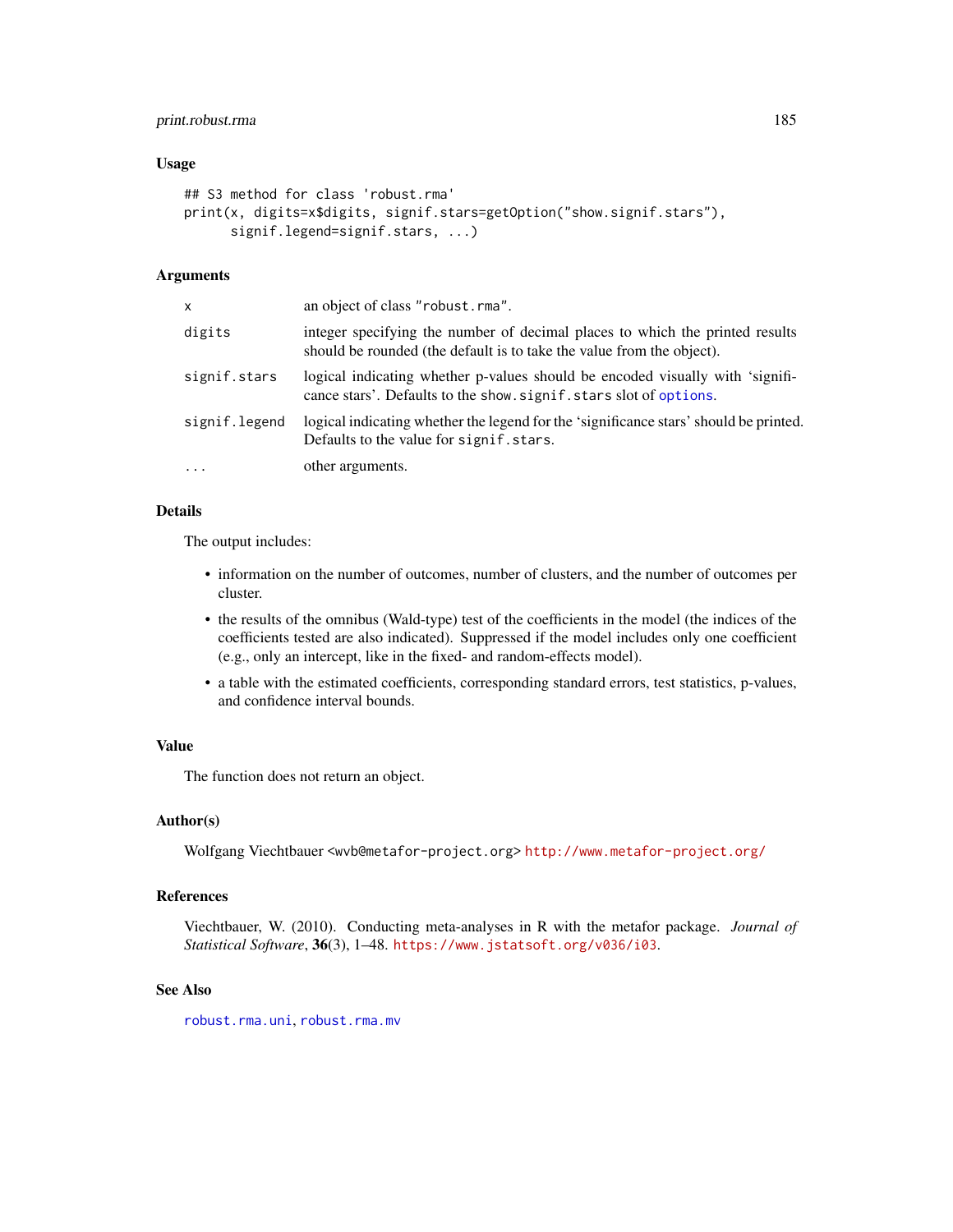## Usage

```
## S3 method for class 'robust.rma'
print(x, digits=x$digits, signif.stars=getOption("show.signif.stars"),
      signif.legend=signif.stars, ...)
```

## Arguments

| | |
|---|---|
| `x` | an object of class "robust.rma". |
| `digits` | integer specifying the number of decimal places to which the printed results should be rounded (the default is to take the value from the object). |
| `signif.stars` | logical indicating whether p-values should be encoded visually with 'significance stars'. Defaults to the `show.signif.stars` slot of `options`. |
| `signif.legend` | logical indicating whether the legend for the 'significance stars' should be printed. Defaults to the value for `signif.stars`. |
| `...` | other arguments. |

## Details

The output includes:

- information on the number of outcomes, number of clusters, and the number of outcomes per cluster.
- the results of the omnibus (Wald-type) test of the coefficients in the model (the indices of the coefficients tested are also indicated). Suppressed if the model includes only one coefficient (e.g., only an intercept, like in the fixed- and random-effects model).
- a table with the estimated coefficients, corresponding standard errors, test statistics, p-values, and confidence interval bounds.

## Value

The function does not return an object.

## Author(s)

Wolfgang Viechtbauer <wvb@metafor-project.org> http://www.metafor-project.org/

## References

Viechtbauer, W. (2010). Conducting meta-analyses in R with the metafor package. *Journal of Statistical Software*, **36**(3), 1–48. https://www.jstatsoft.org/v036/i03.

## See Also

`robust.rma.uni`, `robust.rma.mv`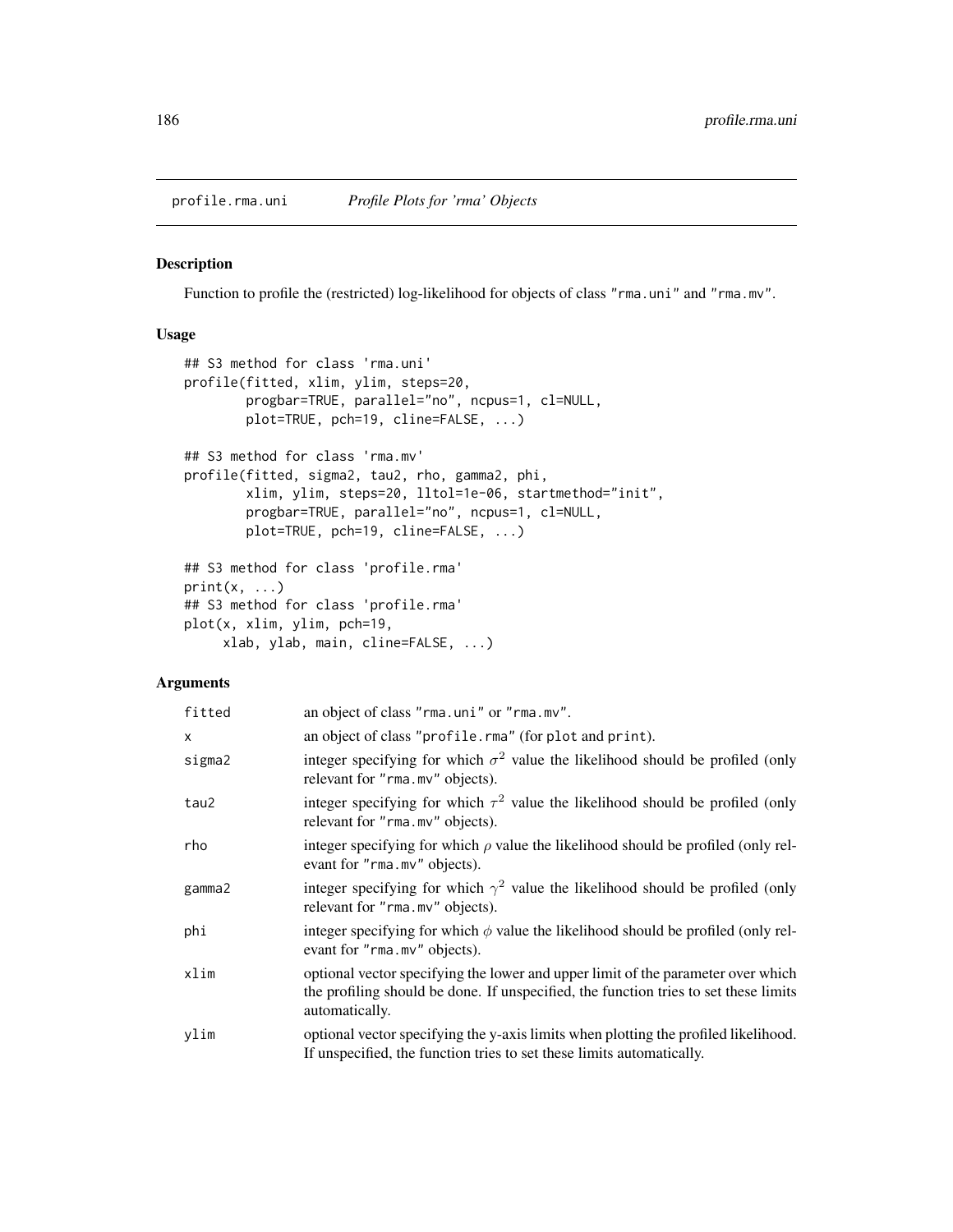## profile.rma.uni — *Profile Plots for 'rma' Objects*

### Description

Function to profile the (restricted) log-likelihood for objects of class "rma.uni" and "rma.mv".

### Usage

```
## S3 method for class 'rma.uni'
profile(fitted, xlim, ylim, steps=20,
        progbar=TRUE, parallel="no", ncpus=1, cl=NULL,
        plot=TRUE, pch=19, cline=FALSE, ...)

## S3 method for class 'rma.mv'
profile(fitted, sigma2, tau2, rho, gamma2, phi,
        xlim, ylim, steps=20, lltol=1e-06, startmethod="init",
        progbar=TRUE, parallel="no", ncpus=1, cl=NULL,
        plot=TRUE, pch=19, cline=FALSE, ...)

## S3 method for class 'profile.rma'
print(x, ...)
## S3 method for class 'profile.rma'
plot(x, xlim, ylim, pch=19,
     xlab, ylab, main, cline=FALSE, ...)
```

### Arguments

| | |
|---|---|
| fitted | an object of class "rma.uni" or "rma.mv". |
| x | an object of class "profile.rma" (for plot and print). |
| sigma2 | integer specifying for which $\sigma^2$ value the likelihood should be profiled (only relevant for "rma.mv" objects). |
| tau2 | integer specifying for which $\tau^2$ value the likelihood should be profiled (only relevant for "rma.mv" objects). |
| rho | integer specifying for which $\rho$ value the likelihood should be profiled (only relevant for "rma.mv" objects). |
| gamma2 | integer specifying for which $\gamma^2$ value the likelihood should be profiled (only relevant for "rma.mv" objects). |
| phi | integer specifying for which $\phi$ value the likelihood should be profiled (only relevant for "rma.mv" objects). |
| xlim | optional vector specifying the lower and upper limit of the parameter over which the profiling should be done. If unspecified, the function tries to set these limits automatically. |
| ylim | optional vector specifying the y-axis limits when plotting the profiled likelihood. If unspecified, the function tries to set these limits automatically. |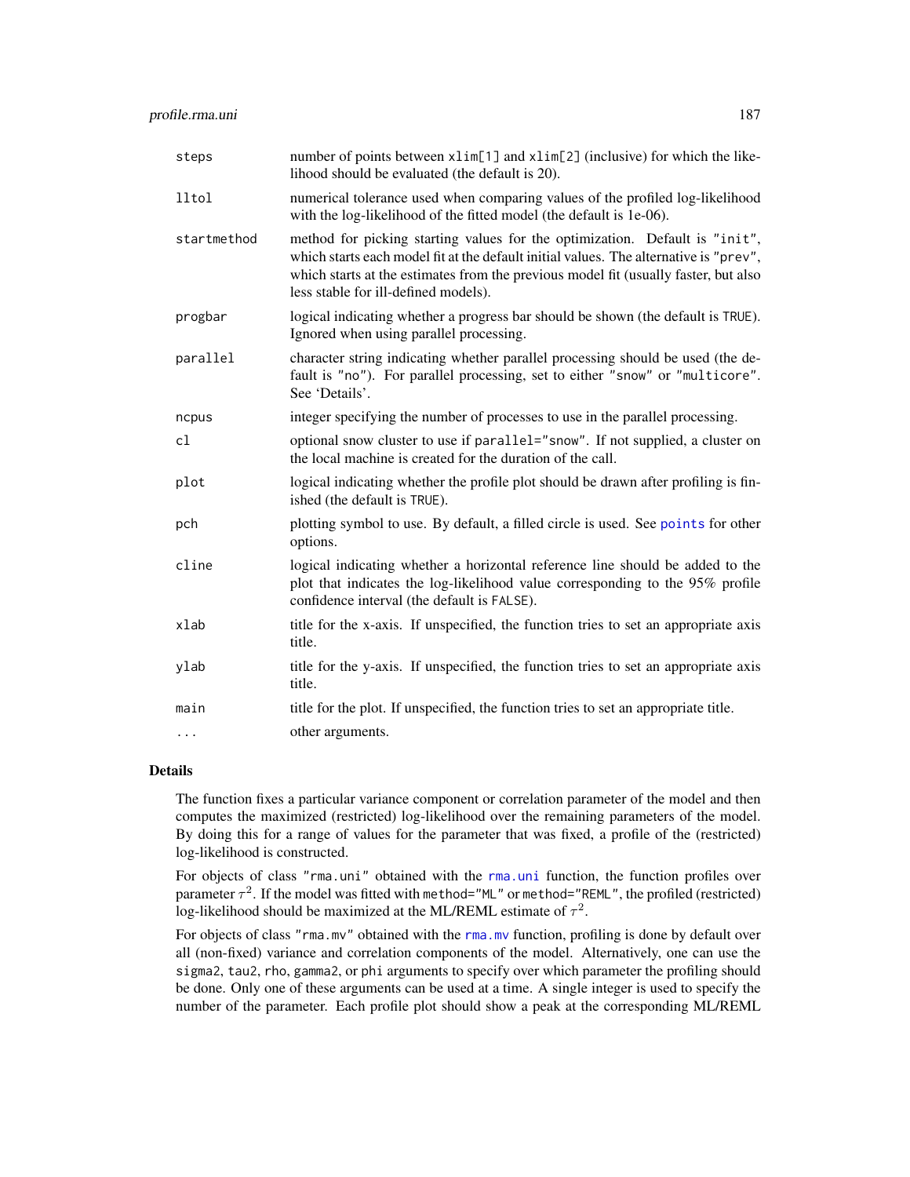| | |
|---|---|
| steps | number of points between `xlim[1]` and `xlim[2]` (inclusive) for which the likelihood should be evaluated (the default is 20). |
| lltol | numerical tolerance used when comparing values of the profiled log-likelihood with the log-likelihood of the fitted model (the default is 1e-06). |
| startmethod | method for picking starting values for the optimization. Default is `"init"`, which starts each model fit at the default initial values. The alternative is `"prev"`, which starts at the estimates from the previous model fit (usually faster, but also less stable for ill-defined models). |
| progbar | logical indicating whether a progress bar should be shown (the default is `TRUE`). Ignored when using parallel processing. |
| parallel | character string indicating whether parallel processing should be used (the default is `"no"`). For parallel processing, set to either `"snow"` or `"multicore"`. See 'Details'. |
| ncpus | integer specifying the number of processes to use in the parallel processing. |
| cl | optional snow cluster to use if `parallel="snow"`. If not supplied, a cluster on the local machine is created for the duration of the call. |
| plot | logical indicating whether the profile plot should be drawn after profiling is finished (the default is `TRUE`). |
| pch | plotting symbol to use. By default, a filled circle is used. See `points` for other options. |
| cline | logical indicating whether a horizontal reference line should be added to the plot that indicates the log-likelihood value corresponding to the 95% profile confidence interval (the default is `FALSE`). |
| xlab | title for the x-axis. If unspecified, the function tries to set an appropriate axis title. |
| ylab | title for the y-axis. If unspecified, the function tries to set an appropriate axis title. |
| main | title for the plot. If unspecified, the function tries to set an appropriate title. |
| ... | other arguments. |

## Details

The function fixes a particular variance component or correlation parameter of the model and then computes the maximized (restricted) log-likelihood over the remaining parameters of the model. By doing this for a range of values for the parameter that was fixed, a profile of the (restricted) log-likelihood is constructed.

For objects of class `"rma.uni"` obtained with the `rma.uni` function, the function profiles over parameter $\tau^2$. If the model was fitted with `method="ML"` or `method="REML"`, the profiled (restricted) log-likelihood should be maximized at the ML/REML estimate of $\tau^2$.

For objects of class `"rma.mv"` obtained with the `rma.mv` function, profiling is done by default over all (non-fixed) variance and correlation components of the model. Alternatively, one can use the `sigma2`, `tau2`, `rho`, `gamma2`, or `phi` arguments to specify over which parameter the profiling should be done. Only one of these arguments can be used at a time. A single integer is used to specify the number of the parameter. Each profile plot should show a peak at the corresponding ML/REML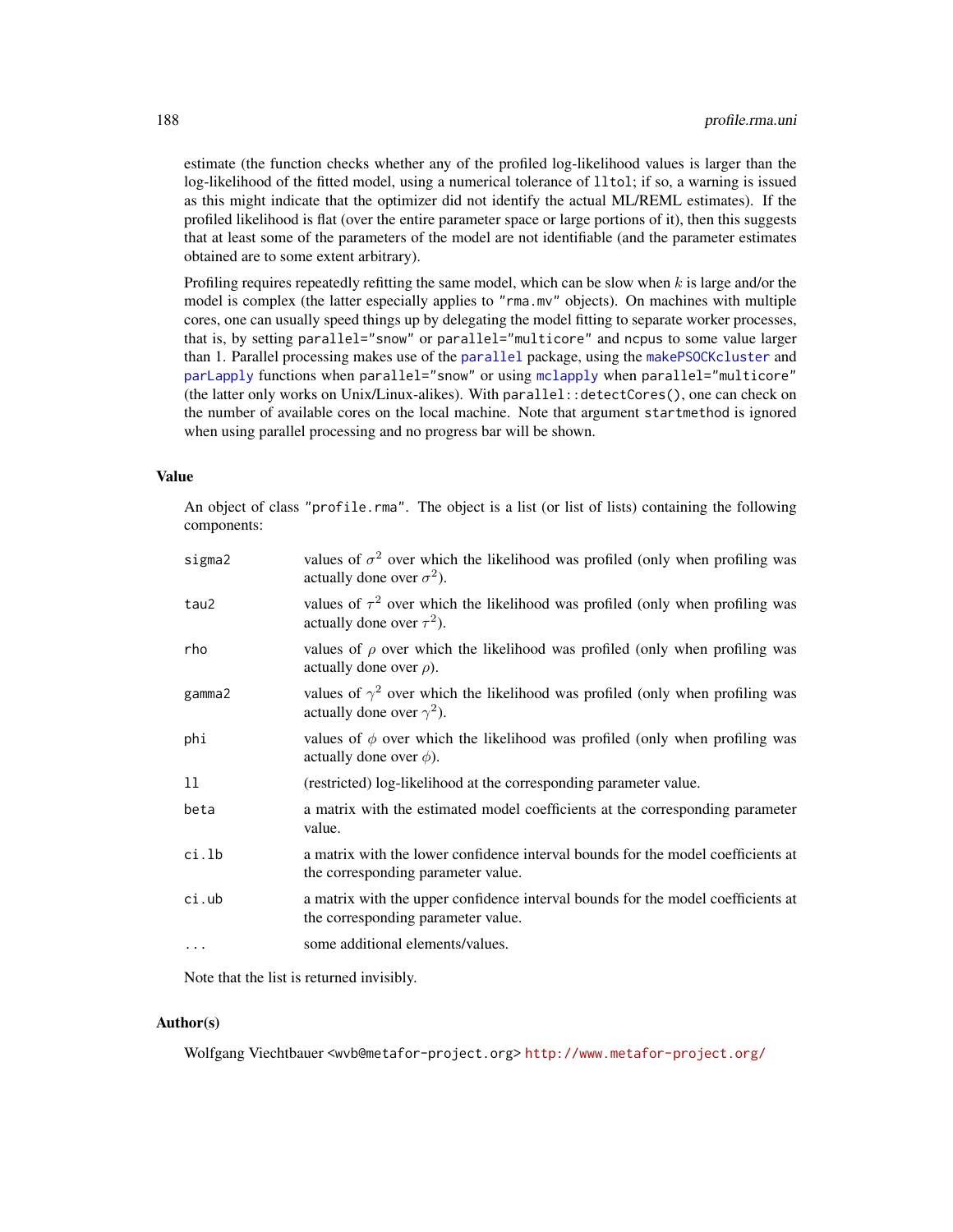estimate (the function checks whether any of the profiled log-likelihood values is larger than the log-likelihood of the fitted model, using a numerical tolerance of `lltol`; if so, a warning is issued as this might indicate that the optimizer did not identify the actual ML/REML estimates). If the profiled likelihood is flat (over the entire parameter space or large portions of it), then this suggests that at least some of the parameters of the model are not identifiable (and the parameter estimates obtained are to some extent arbitrary).

Profiling requires repeatedly refitting the same model, which can be slow when $k$ is large and/or the model is complex (the latter especially applies to `"rma.mv"` objects). On machines with multiple cores, one can usually speed things up by delegating the model fitting to separate worker processes, that is, by setting `parallel="snow"` or `parallel="multicore"` and `ncpus` to some value larger than 1. Parallel processing makes use of the `parallel` package, using the `makePSOCKcluster` and `parLapply` functions when `parallel="snow"` or using `mclapply` when `parallel="multicore"` (the latter only works on Unix/Linux-alikes). With `parallel::detectCores()`, one can check on the number of available cores on the local machine. Note that argument `startmethod` is ignored when using parallel processing and no progress bar will be shown.

## Value

An object of class `"profile.rma"`. The object is a list (or list of lists) containing the following components:

- `sigma2` — values of $\sigma^2$ over which the likelihood was profiled (only when profiling was actually done over $\sigma^2$).
- `tau2` — values of $\tau^2$ over which the likelihood was profiled (only when profiling was actually done over $\tau^2$).
- `rho` — values of $\rho$ over which the likelihood was profiled (only when profiling was actually done over $\rho$).
- `gamma2` — values of $\gamma^2$ over which the likelihood was profiled (only when profiling was actually done over $\gamma^2$).
- `phi` — values of $\phi$ over which the likelihood was profiled (only when profiling was actually done over $\phi$).
- `ll` — (restricted) log-likelihood at the corresponding parameter value.
- `beta` — a matrix with the estimated model coefficients at the corresponding parameter value.
- `ci.lb` — a matrix with the lower confidence interval bounds for the model coefficients at the corresponding parameter value.
- `ci.ub` — a matrix with the upper confidence interval bounds for the model coefficients at the corresponding parameter value.
- `...` — some additional elements/values.

Note that the list is returned invisibly.

## Author(s)

Wolfgang Viechtbauer <wvb@metafor-project.org> http://www.metafor-project.org/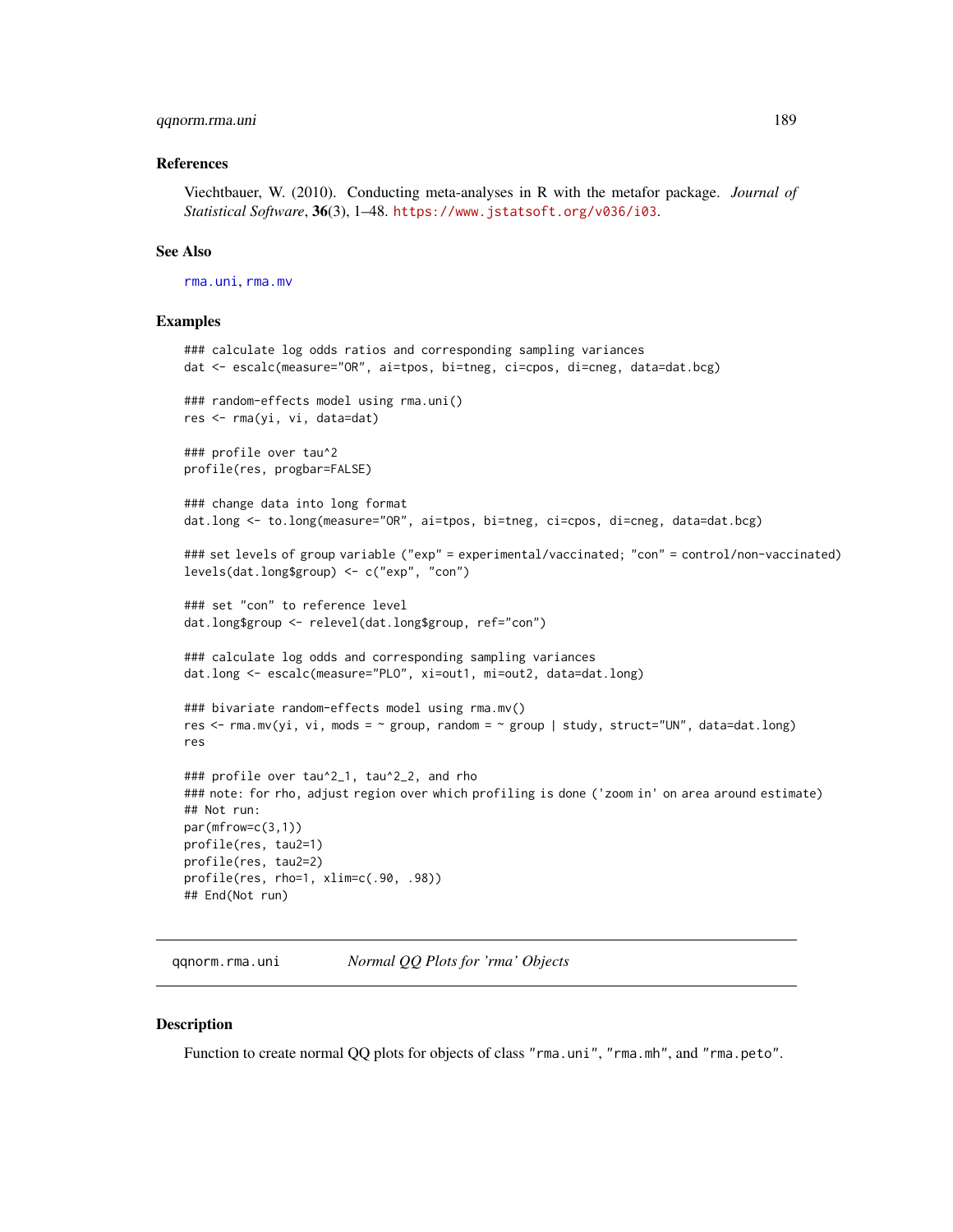### References

Viechtbauer, W. (2010). Conducting meta-analyses in R with the metafor package. *Journal of Statistical Software*, **36**(3), 1–48. https://www.jstatsoft.org/v036/i03.

### See Also

rma.uni, rma.mv

### Examples

```
### calculate log odds ratios and corresponding sampling variances
dat <- escalc(measure="OR", ai=tpos, bi=tneg, ci=cpos, di=cneg, data=dat.bcg)

### random-effects model using rma.uni()
res <- rma(yi, vi, data=dat)

### profile over tau^2
profile(res, progbar=FALSE)

### change data into long format
dat.long <- to.long(measure="OR", ai=tpos, bi=tneg, ci=cpos, di=cneg, data=dat.bcg)

### set levels of group variable ("exp" = experimental/vaccinated; "con" = control/non-vaccinated)
levels(dat.long$group) <- c("exp", "con")

### set "con" to reference level
dat.long$group <- relevel(dat.long$group, ref="con")

### calculate log odds and corresponding sampling variances
dat.long <- escalc(measure="PLO", xi=out1, mi=out2, data=dat.long)

### bivariate random-effects model using rma.mv()
res <- rma.mv(yi, vi, mods = ~ group, random = ~ group | study, struct="UN", data=dat.long)
res

### profile over tau^2_1, tau^2_2, and rho
### note: for rho, adjust region over which profiling is done ('zoom in' on area around estimate)
## Not run:
par(mfrow=c(3,1))
profile(res, tau2=1)
profile(res, tau2=2)
profile(res, rho=1, xlim=c(.90, .98))
## End(Not run)
```

---

## qqnorm.rma.uni — *Normal QQ Plots for 'rma' Objects*

---

### Description

Function to create normal QQ plots for objects of class "rma.uni", "rma.mh", and "rma.peto".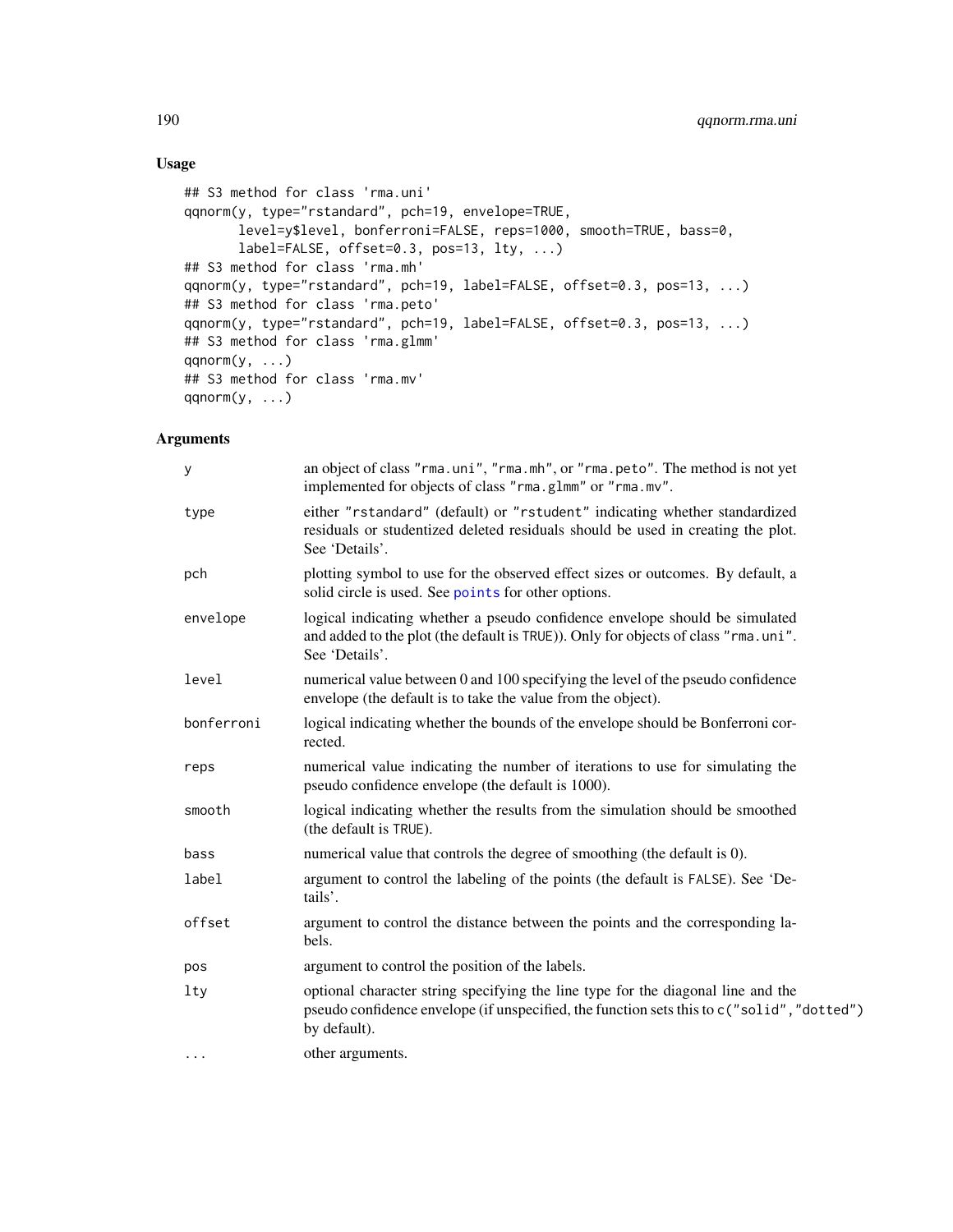## Usage

```
## S3 method for class 'rma.uni'
qqnorm(y, type="rstandard", pch=19, envelope=TRUE,
       level=y$level, bonferroni=FALSE, reps=1000, smooth=TRUE, bass=0,
       label=FALSE, offset=0.3, pos=13, lty, ...)
## S3 method for class 'rma.mh'
qqnorm(y, type="rstandard", pch=19, label=FALSE, offset=0.3, pos=13, ...)
## S3 method for class 'rma.peto'
qqnorm(y, type="rstandard", pch=19, label=FALSE, offset=0.3, pos=13, ...)
## S3 method for class 'rma.glmm'
qqnorm(y, ...)
## S3 method for class 'rma.mv'
qqnorm(y, ...)
```

## Arguments

| | |
|---|---|
| `y` | an object of class `"rma.uni"`, `"rma.mh"`, or `"rma.peto"`. The method is not yet implemented for objects of class `"rma.glmm"` or `"rma.mv"`. |
| `type` | either `"rstandard"` (default) or `"rstudent"` indicating whether standardized residuals or studentized deleted residuals should be used in creating the plot. See 'Details'. |
| `pch` | plotting symbol to use for the observed effect sizes or outcomes. By default, a solid circle is used. See `points` for other options. |
| `envelope` | logical indicating whether a pseudo confidence envelope should be simulated and added to the plot (the default is `TRUE`)). Only for objects of class `"rma.uni"`. See 'Details'. |
| `level` | numerical value between 0 and 100 specifying the level of the pseudo confidence envelope (the default is to take the value from the object). |
| `bonferroni` | logical indicating whether the bounds of the envelope should be Bonferroni corrected. |
| `reps` | numerical value indicating the number of iterations to use for simulating the pseudo confidence envelope (the default is 1000). |
| `smooth` | logical indicating whether the results from the simulation should be smoothed (the default is `TRUE`). |
| `bass` | numerical value that controls the degree of smoothing (the default is 0). |
| `label` | argument to control the labeling of the points (the default is `FALSE`). See 'Details'. |
| `offset` | argument to control the distance between the points and the corresponding labels. |
| `pos` | argument to control the position of the labels. |
| `lty` | optional character string specifying the line type for the diagonal line and the pseudo confidence envelope (if unspecified, the function sets this to `c("solid","dotted")` by default). |
| `...` | other arguments. |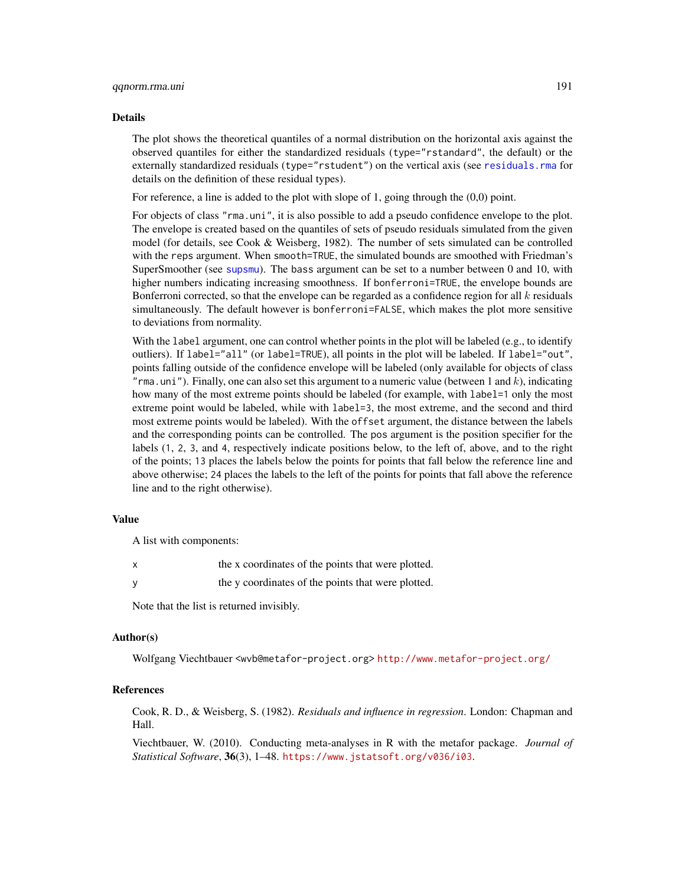## Details

The plot shows the theoretical quantiles of a normal distribution on the horizontal axis against the observed quantiles for either the standardized residuals (`type="rstandard"`, the default) or the externally standardized residuals (`type="rstudent"`) on the vertical axis (see `residuals.rma` for details on the definition of these residual types).

For reference, a line is added to the plot with slope of 1, going through the (0,0) point.

For objects of class `"rma.uni"`, it is also possible to add a pseudo confidence envelope to the plot. The envelope is created based on the quantiles of sets of pseudo residuals simulated from the given model (for details, see Cook & Weisberg, 1982). The number of sets simulated can be controlled with the `reps` argument. When `smooth=TRUE`, the simulated bounds are smoothed with Friedman's SuperSmoother (see `supsmu`). The `bass` argument can be set to a number between 0 and 10, with higher numbers indicating increasing smoothness. If `bonferroni=TRUE`, the envelope bounds are Bonferroni corrected, so that the envelope can be regarded as a confidence region for all $k$ residuals simultaneously. The default however is `bonferroni=FALSE`, which makes the plot more sensitive to deviations from normality.

With the `label` argument, one can control whether points in the plot will be labeled (e.g., to identify outliers). If `label="all"` (or `label=TRUE`), all points in the plot will be labeled. If `label="out"`, points falling outside of the confidence envelope will be labeled (only available for objects of class `"rma.uni"`). Finally, one can also set this argument to a numeric value (between 1 and $k$), indicating how many of the most extreme points should be labeled (for example, with `label=1` only the most extreme point would be labeled, while with `label=3`, the most extreme, and the second and third most extreme points would be labeled). With the `offset` argument, the distance between the labels and the corresponding points can be controlled. The `pos` argument is the position specifier for the labels (`1`, `2`, `3`, and `4`, respectively indicate positions below, to the left of, above, and to the right of the points; `13` places the labels below the points for points that fall below the reference line and above otherwise; `24` places the labels to the left of the points for points that fall above the reference line and to the right otherwise).

## Value

A list with components:

| | |
|---|---|
| `x` | the x coordinates of the points that were plotted. |
| `y` | the y coordinates of the points that were plotted. |

Note that the list is returned invisibly.

## Author(s)

Wolfgang Viechtbauer `<wvb@metafor-project.org>` `http://www.metafor-project.org/`

## References

Cook, R. D., & Weisberg, S. (1982). *Residuals and influence in regression*. London: Chapman and Hall.

Viechtbauer, W. (2010). Conducting meta-analyses in R with the metafor package. *Journal of Statistical Software*, **36**(3), 1–48. `https://www.jstatsoft.org/v036/i03`.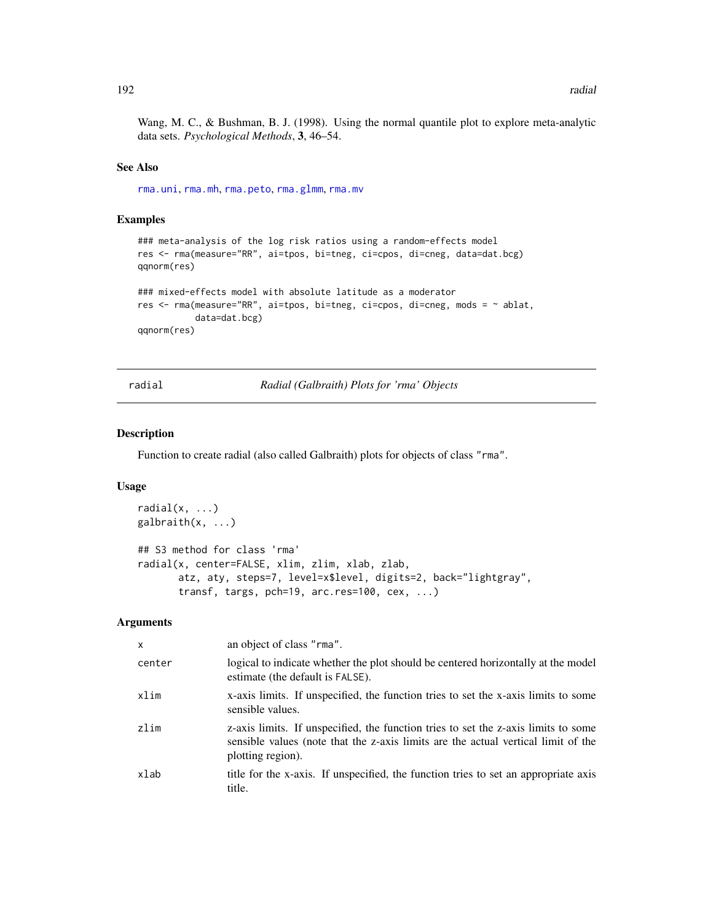Wang, M. C., & Bushman, B. J. (1998). Using the normal quantile plot to explore meta-analytic data sets. *Psychological Methods*, **3**, 46–54.

### See Also

rma.uni, rma.mh, rma.peto, rma.glmm, rma.mv

### Examples

```
### meta-analysis of the log risk ratios using a random-effects model
res <- rma(measure="RR", ai=tpos, bi=tneg, ci=cpos, di=cneg, data=dat.bcg)
qqnorm(res)

### mixed-effects model with absolute latitude as a moderator
res <- rma(measure="RR", ai=tpos, bi=tneg, ci=cpos, di=cneg, mods = ~ ablat,
           data=dat.bcg)
qqnorm(res)
```

---

## radial — *Radial (Galbraith) Plots for 'rma' Objects*

---

### Description

Function to create radial (also called Galbraith) plots for objects of class "rma".

### Usage

```
radial(x, ...)
galbraith(x, ...)

## S3 method for class 'rma'
radial(x, center=FALSE, xlim, zlim, xlab, zlab,
       atz, aty, steps=7, level=x$level, digits=2, back="lightgray",
       transf, targs, pch=19, arc.res=100, cex, ...)
```

### Arguments

| | |
|---|---|
| x | an object of class "rma". |
| center | logical to indicate whether the plot should be centered horizontally at the model estimate (the default is FALSE). |
| xlim | x-axis limits. If unspecified, the function tries to set the x-axis limits to some sensible values. |
| zlim | z-axis limits. If unspecified, the function tries to set the z-axis limits to some sensible values (note that the z-axis limits are the actual vertical limit of the plotting region). |
| xlab | title for the x-axis. If unspecified, the function tries to set an appropriate axis title. |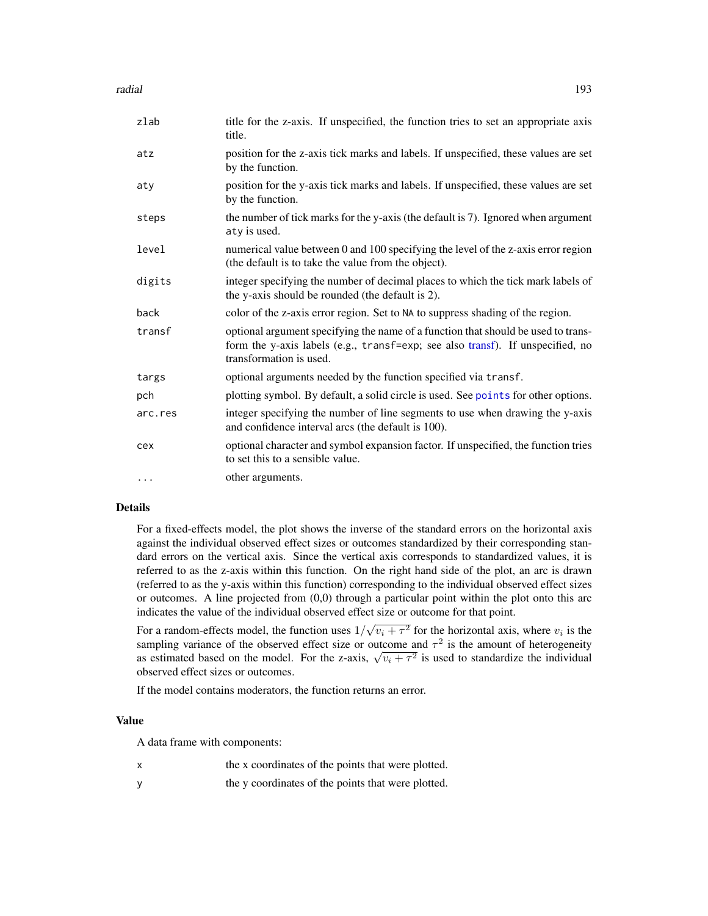| | |
|---|---|
| zlab | title for the z-axis. If unspecified, the function tries to set an appropriate axis title. |
| atz | position for the z-axis tick marks and labels. If unspecified, these values are set by the function. |
| aty | position for the y-axis tick marks and labels. If unspecified, these values are set by the function. |
| steps | the number of tick marks for the y-axis (the default is 7). Ignored when argument aty is used. |
| level | numerical value between 0 and 100 specifying the level of the z-axis error region (the default is to take the value from the object). |
| digits | integer specifying the number of decimal places to which the tick mark labels of the y-axis should be rounded (the default is 2). |
| back | color of the z-axis error region. Set to NA to suppress shading of the region. |
| transf | optional argument specifying the name of a function that should be used to transform the y-axis labels (e.g., transf=exp; see also transf). If unspecified, no transformation is used. |
| targs | optional arguments needed by the function specified via transf. |
| pch | plotting symbol. By default, a solid circle is used. See points for other options. |
| arc.res | integer specifying the number of line segments to use when drawing the y-axis and confidence interval arcs (the default is 100). |
| cex | optional character and symbol expansion factor. If unspecified, the function tries to set this to a sensible value. |
| ... | other arguments. |

## Details

For a fixed-effects model, the plot shows the inverse of the standard errors on the horizontal axis against the individual observed effect sizes or outcomes standardized by their corresponding standard errors on the vertical axis. Since the vertical axis corresponds to standardized values, it is referred to as the z-axis within this function. On the right hand side of the plot, an arc is drawn (referred to as the y-axis within this function) corresponding to the individual observed effect sizes or outcomes. A line projected from (0,0) through a particular point within the plot onto this arc indicates the value of the individual observed effect size or outcome for that point.

For a random-effects model, the function uses $1/\sqrt{v_i + \tau^2}$ for the horizontal axis, where $v_i$ is the sampling variance of the observed effect size or outcome and $\tau^2$ is the amount of heterogeneity as estimated based on the model. For the z-axis, $\sqrt{v_i + \tau^2}$ is used to standardize the individual observed effect sizes or outcomes.

If the model contains moderators, the function returns an error.

## Value

A data frame with components:

| | |
|---|---|
| x | the x coordinates of the points that were plotted. |
| y | the y coordinates of the points that were plotted. |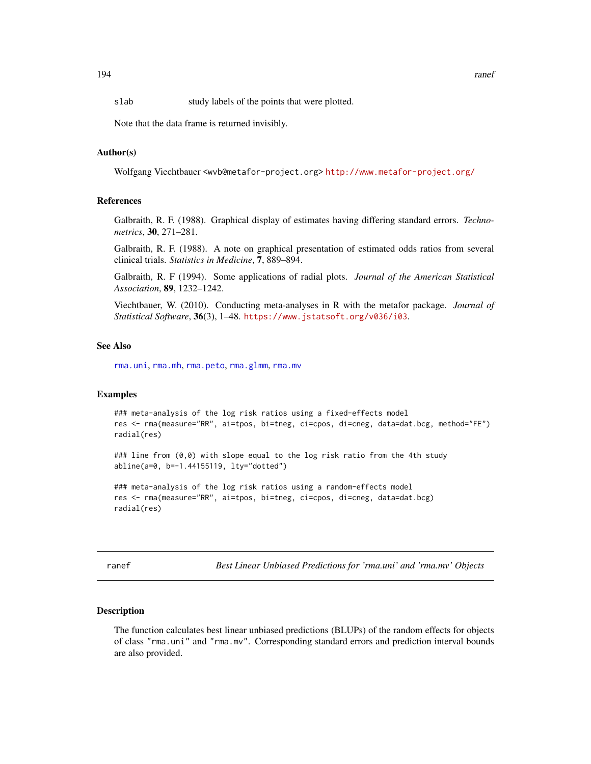slab    study labels of the points that were plotted.

Note that the data frame is returned invisibly.

### Author(s)

Wolfgang Viechtbauer <wvb@metafor-project.org> http://www.metafor-project.org/

### References

Galbraith, R. F. (1988). Graphical display of estimates having differing standard errors. *Technometrics*, **30**, 271–281.

Galbraith, R. F. (1988). A note on graphical presentation of estimated odds ratios from several clinical trials. *Statistics in Medicine*, **7**, 889–894.

Galbraith, R. F (1994). Some applications of radial plots. *Journal of the American Statistical Association*, **89**, 1232–1242.

Viechtbauer, W. (2010). Conducting meta-analyses in R with the metafor package. *Journal of Statistical Software*, **36**(3), 1–48. https://www.jstatsoft.org/v036/i03.

### See Also

rma.uni, rma.mh, rma.peto, rma.glmm, rma.mv

### Examples

```
### meta-analysis of the log risk ratios using a fixed-effects model
res <- rma(measure="RR", ai=tpos, bi=tneg, ci=cpos, di=cneg, data=dat.bcg, method="FE")
radial(res)

### line from (0,0) with slope equal to the log risk ratio from the 4th study
abline(a=0, b=-1.44155119, lty="dotted")

### meta-analysis of the log risk ratios using a random-effects model
res <- rma(measure="RR", ai=tpos, bi=tneg, ci=cpos, di=cneg, data=dat.bcg)
radial(res)
```

---

## ranef    *Best Linear Unbiased Predictions for 'rma.uni' and 'rma.mv' Objects*

---

### Description

The function calculates best linear unbiased predictions (BLUPs) of the random effects for objects of class "rma.uni" and "rma.mv". Corresponding standard errors and prediction interval bounds are also provided.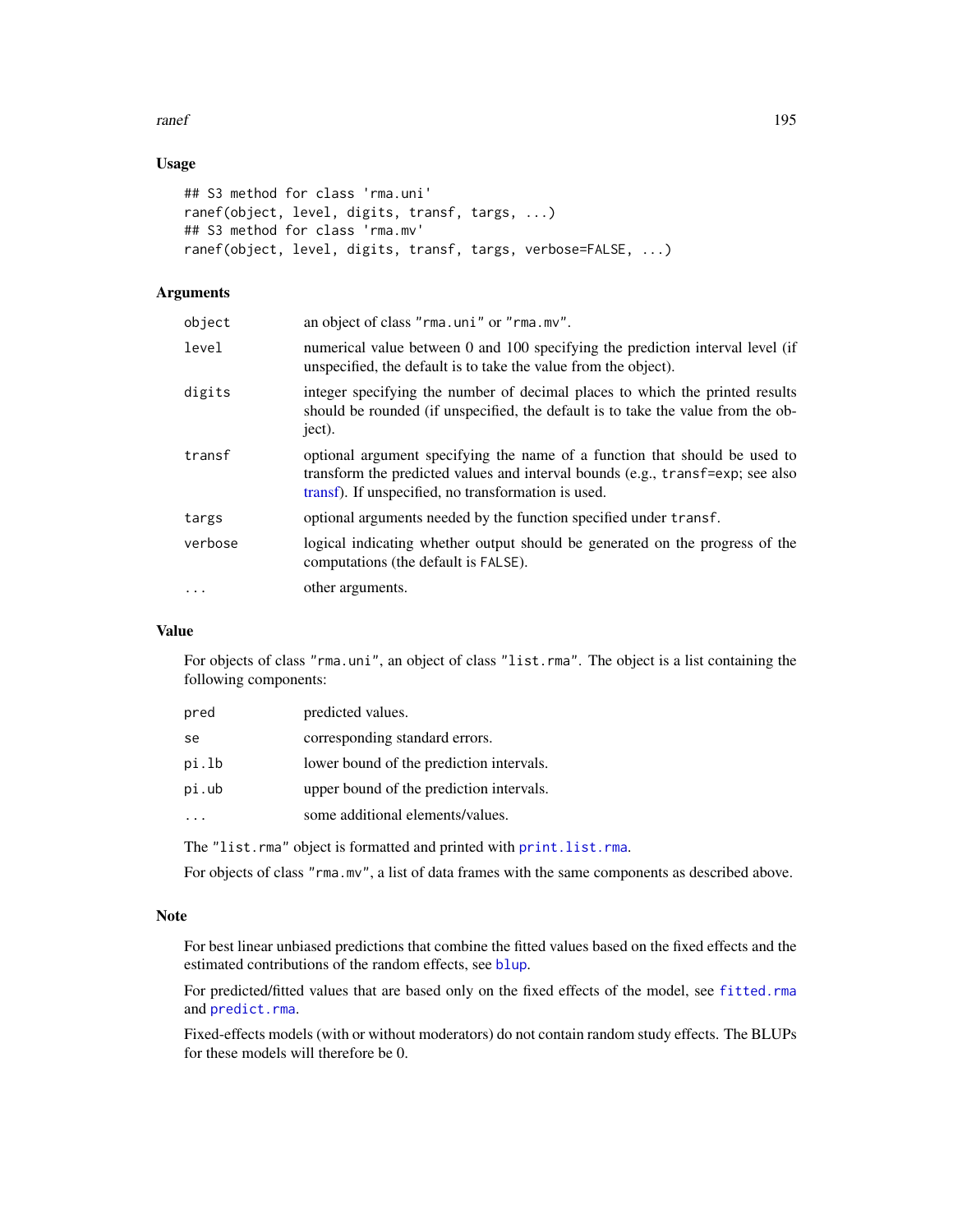## Usage

```
## S3 method for class 'rma.uni'
ranef(object, level, digits, transf, targs, ...)
## S3 method for class 'rma.mv'
ranef(object, level, digits, transf, targs, verbose=FALSE, ...)
```

## Arguments

| | |
|---|---|
| `object` | an object of class `"rma.uni"` or `"rma.mv"`. |
| `level` | numerical value between 0 and 100 specifying the prediction interval level (if unspecified, the default is to take the value from the object). |
| `digits` | integer specifying the number of decimal places to which the printed results should be rounded (if unspecified, the default is to take the value from the object). |
| `transf` | optional argument specifying the name of a function that should be used to transform the predicted values and interval bounds (e.g., `transf=exp`; see also transf). If unspecified, no transformation is used. |
| `targs` | optional arguments needed by the function specified under `transf`. |
| `verbose` | logical indicating whether output should be generated on the progress of the computations (the default is `FALSE`). |
| `...` | other arguments. |

## Value

For objects of class `"rma.uni"`, an object of class `"list.rma"`. The object is a list containing the following components:

| | |
|---|---|
| `pred` | predicted values. |
| `se` | corresponding standard errors. |
| `pi.lb` | lower bound of the prediction intervals. |
| `pi.ub` | upper bound of the prediction intervals. |
| `...` | some additional elements/values. |

The `"list.rma"` object is formatted and printed with `print.list.rma`.

For objects of class `"rma.mv"`, a list of data frames with the same components as described above.

## Note

For best linear unbiased predictions that combine the fitted values based on the fixed effects and the estimated contributions of the random effects, see `blup`.

For predicted/fitted values that are based only on the fixed effects of the model, see `fitted.rma` and `predict.rma`.

Fixed-effects models (with or without moderators) do not contain random study effects. The BLUPs for these models will therefore be 0.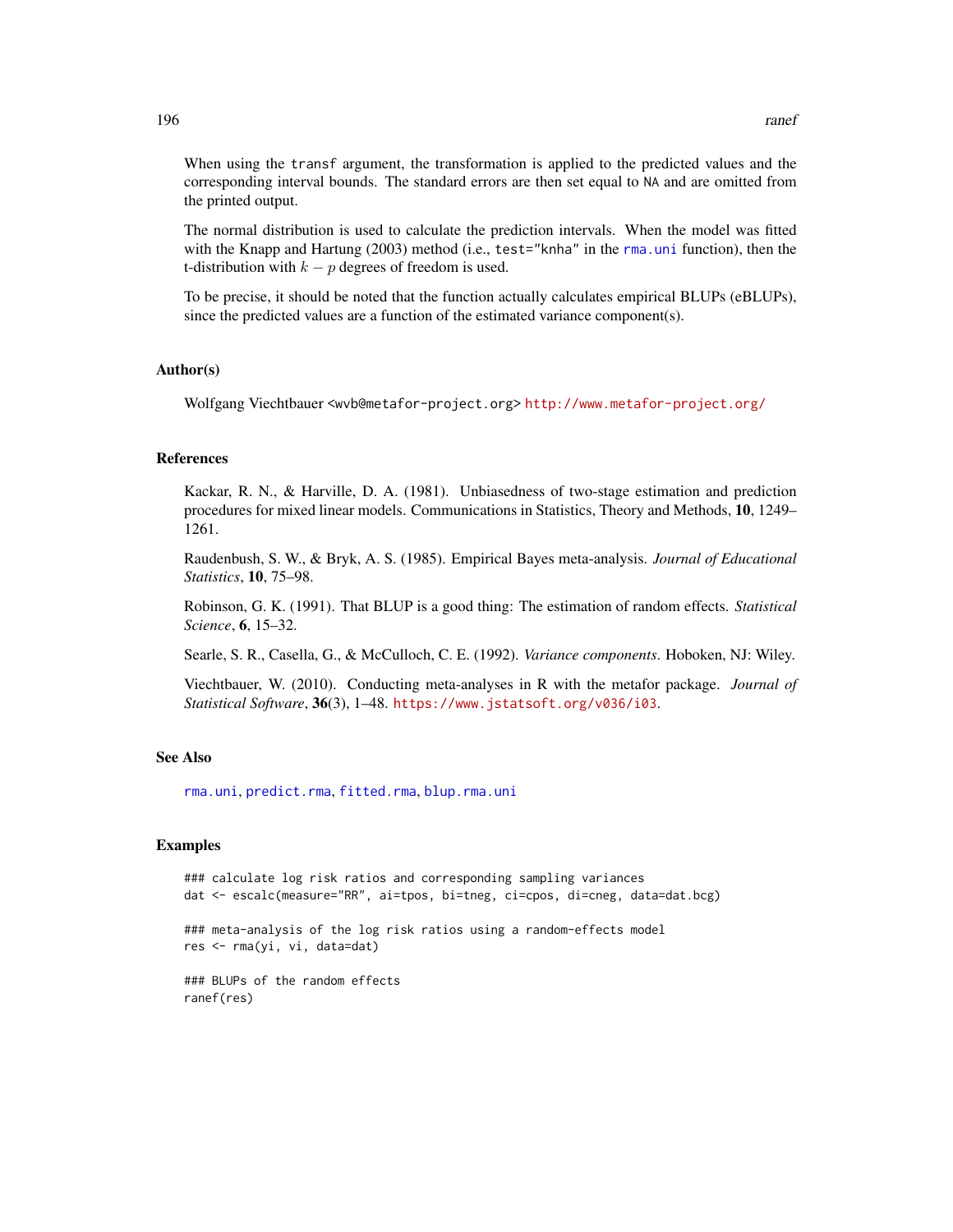When using the `transf` argument, the transformation is applied to the predicted values and the corresponding interval bounds. The standard errors are then set equal to `NA` and are omitted from the printed output.

The normal distribution is used to calculate the prediction intervals. When the model was fitted with the Knapp and Hartung (2003) method (i.e., `test="knha"` in the `rma.uni` function), then the t-distribution with $k - p$ degrees of freedom is used.

To be precise, it should be noted that the function actually calculates empirical BLUPs (eBLUPs), since the predicted values are a function of the estimated variance component(s).

## Author(s)

Wolfgang Viechtbauer <wvb@metafor-project.org> http://www.metafor-project.org/

## References

Kackar, R. N., & Harville, D. A. (1981). Unbiasedness of two-stage estimation and prediction procedures for mixed linear models. Communications in Statistics, Theory and Methods, **10**, 1249–1261.

Raudenbush, S. W., & Bryk, A. S. (1985). Empirical Bayes meta-analysis. *Journal of Educational Statistics*, **10**, 75–98.

Robinson, G. K. (1991). That BLUP is a good thing: The estimation of random effects. *Statistical Science*, **6**, 15–32.

Searle, S. R., Casella, G., & McCulloch, C. E. (1992). *Variance components*. Hoboken, NJ: Wiley.

Viechtbauer, W. (2010). Conducting meta-analyses in R with the metafor package. *Journal of Statistical Software*, **36**(3), 1–48. https://www.jstatsoft.org/v036/i03.

## See Also

`rma.uni`, `predict.rma`, `fitted.rma`, `blup.rma.uni`

## Examples

```
### calculate log risk ratios and corresponding sampling variances
dat <- escalc(measure="RR", ai=tpos, bi=tneg, ci=cpos, di=cneg, data=dat.bcg)

### meta-analysis of the log risk ratios using a random-effects model
res <- rma(yi, vi, data=dat)

### BLUPs of the random effects
ranef(res)
```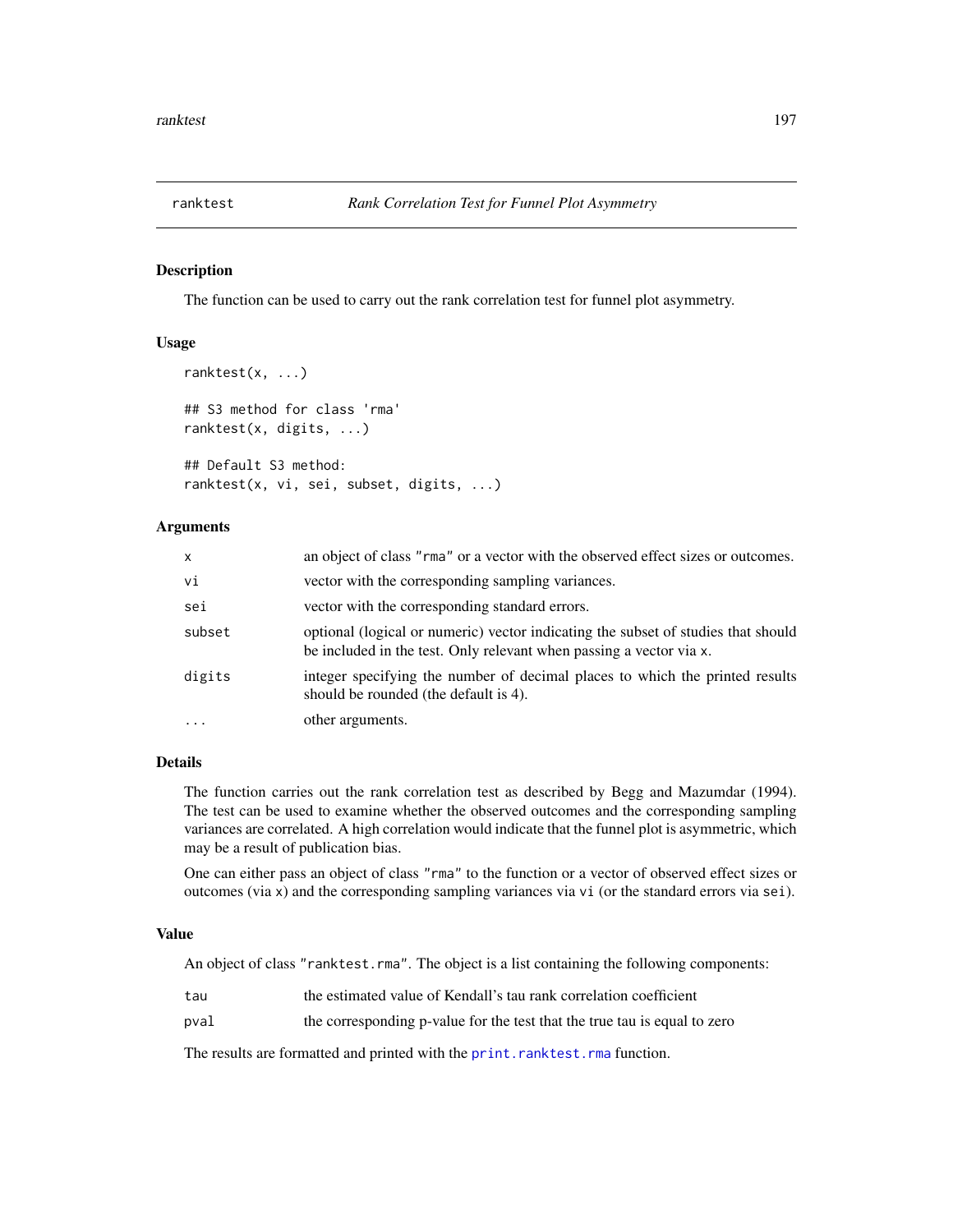## ranktest — *Rank Correlation Test for Funnel Plot Asymmetry*

### Description

The function can be used to carry out the rank correlation test for funnel plot asymmetry.

### Usage

```
ranktest(x, ...)

## S3 method for class 'rma'
ranktest(x, digits, ...)

## Default S3 method:
ranktest(x, vi, sei, subset, digits, ...)
```

### Arguments

| | |
|---|---|
| `x` | an object of class `"rma"` or a vector with the observed effect sizes or outcomes. |
| `vi` | vector with the corresponding sampling variances. |
| `sei` | vector with the corresponding standard errors. |
| `subset` | optional (logical or numeric) vector indicating the subset of studies that should be included in the test. Only relevant when passing a vector via `x`. |
| `digits` | integer specifying the number of decimal places to which the printed results should be rounded (the default is 4). |
| `...` | other arguments. |

### Details

The function carries out the rank correlation test as described by Begg and Mazumdar (1994). The test can be used to examine whether the observed outcomes and the corresponding sampling variances are correlated. A high correlation would indicate that the funnel plot is asymmetric, which may be a result of publication bias.

One can either pass an object of class `"rma"` to the function or a vector of observed effect sizes or outcomes (via `x`) and the corresponding sampling variances via `vi` (or the standard errors via `sei`).

### Value

An object of class `"ranktest.rma"`. The object is a list containing the following components:

| | |
|---|---|
| `tau` | the estimated value of Kendall's tau rank correlation coefficient |
| `pval` | the corresponding p-value for the test that the true tau is equal to zero |

The results are formatted and printed with the `print.ranktest.rma` function.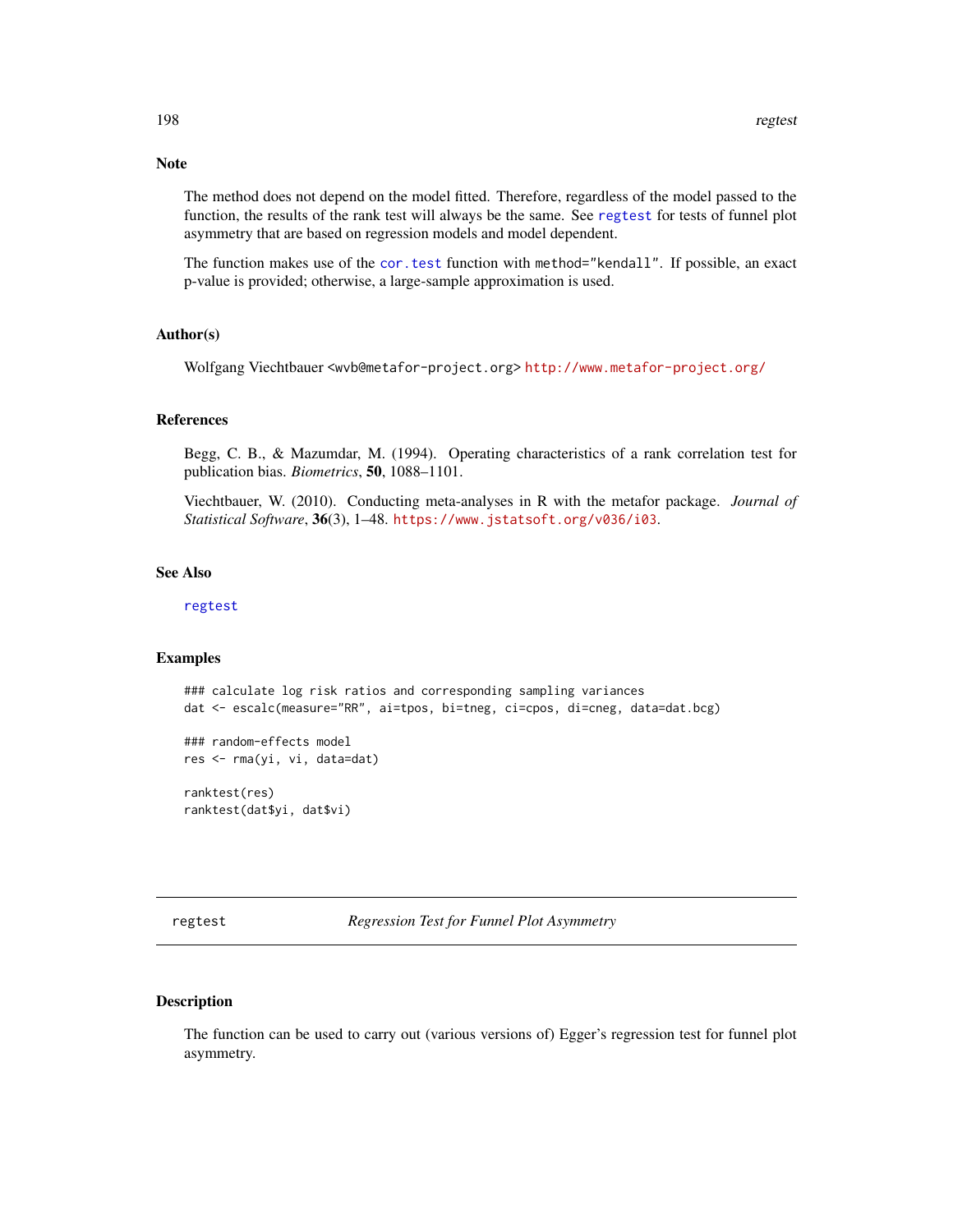## Note

The method does not depend on the model fitted. Therefore, regardless of the model passed to the function, the results of the rank test will always be the same. See regtest for tests of funnel plot asymmetry that are based on regression models and model dependent.

The function makes use of the cor.test function with method="kendall". If possible, an exact p-value is provided; otherwise, a large-sample approximation is used.

## Author(s)

Wolfgang Viechtbauer <wvb@metafor-project.org> http://www.metafor-project.org/

## References

Begg, C. B., & Mazumdar, M. (1994). Operating characteristics of a rank correlation test for publication bias. *Biometrics*, **50**, 1088–1101.

Viechtbauer, W. (2010). Conducting meta-analyses in R with the metafor package. *Journal of Statistical Software*, **36**(3), 1–48. https://www.jstatsoft.org/v036/i03.

## See Also

regtest

## Examples

```
### calculate log risk ratios and corresponding sampling variances
dat <- escalc(measure="RR", ai=tpos, bi=tneg, ci=cpos, di=cneg, data=dat.bcg)

### random-effects model
res <- rma(yi, vi, data=dat)

ranktest(res)
ranktest(dat$yi, dat$vi)
```

---

# regtest *Regression Test for Funnel Plot Asymmetry*

## Description

The function can be used to carry out (various versions of) Egger's regression test for funnel plot asymmetry.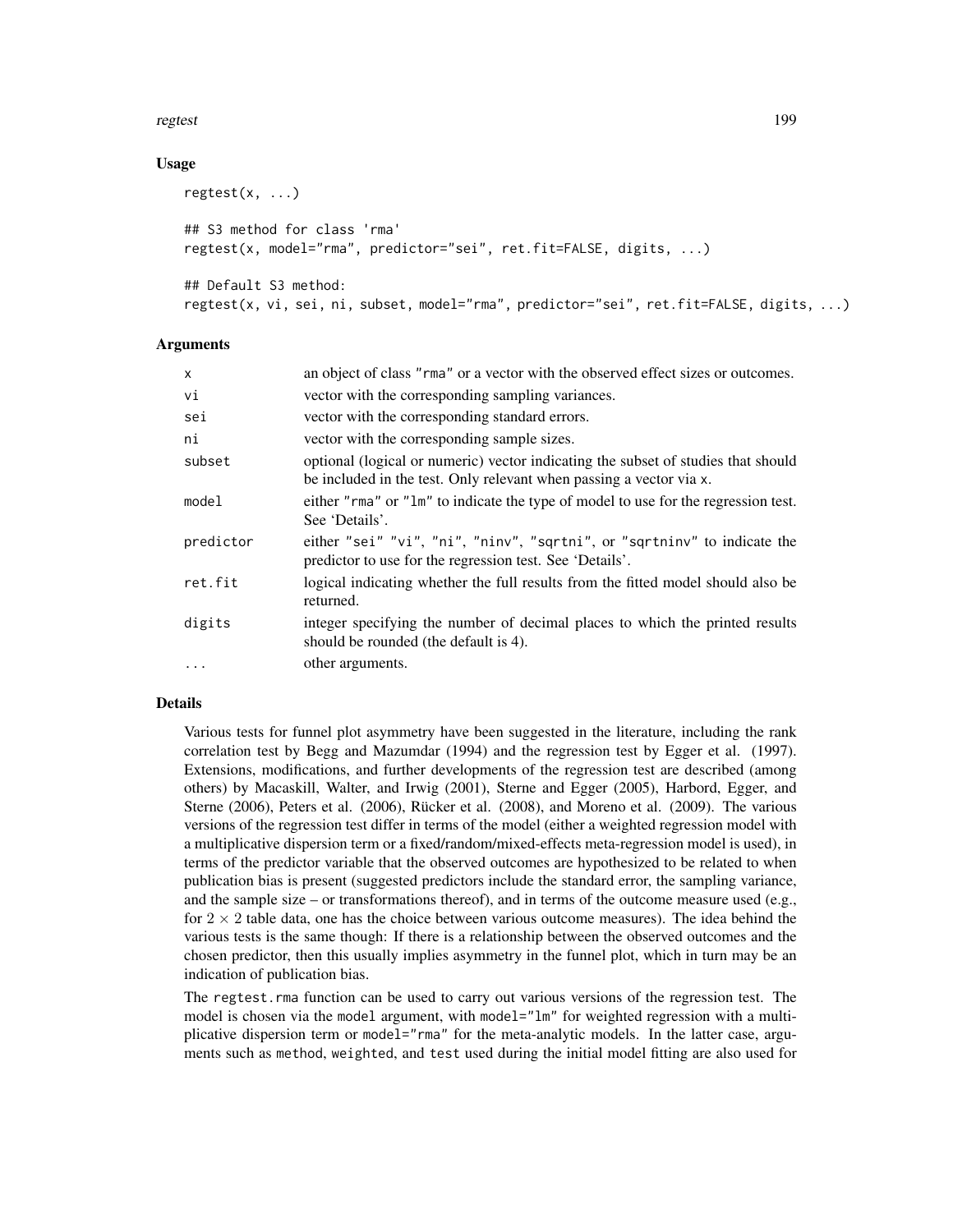## Usage

```
regtest(x, ...)

## S3 method for class 'rma'
regtest(x, model="rma", predictor="sei", ret.fit=FALSE, digits, ...)

## Default S3 method:
regtest(x, vi, sei, ni, subset, model="rma", predictor="sei", ret.fit=FALSE, digits, ...)
```

## Arguments

| | |
|---|---|
| `x` | an object of class "rma" or a vector with the observed effect sizes or outcomes. |
| `vi` | vector with the corresponding sampling variances. |
| `sei` | vector with the corresponding standard errors. |
| `ni` | vector with the corresponding sample sizes. |
| `subset` | optional (logical or numeric) vector indicating the subset of studies that should be included in the test. Only relevant when passing a vector via `x`. |
| `model` | either "rma" or "lm" to indicate the type of model to use for the regression test. See 'Details'. |
| `predictor` | either "sei" "vi", "ni", "ninv", "sqrtni", or "sqrtninv" to indicate the predictor to use for the regression test. See 'Details'. |
| `ret.fit` | logical indicating whether the full results from the fitted model should also be returned. |
| `digits` | integer specifying the number of decimal places to which the printed results should be rounded (the default is 4). |
| `...` | other arguments. |

## Details

Various tests for funnel plot asymmetry have been suggested in the literature, including the rank correlation test by Begg and Mazumdar (1994) and the regression test by Egger et al. (1997). Extensions, modifications, and further developments of the regression test are described (among others) by Macaskill, Walter, and Irwig (2001), Sterne and Egger (2005), Harbord, Egger, and Sterne (2006), Peters et al. (2006), Rücker et al. (2008), and Moreno et al. (2009). The various versions of the regression test differ in terms of the model (either a weighted regression model with a multiplicative dispersion term or a fixed/random/mixed-effects meta-regression model is used), in terms of the predictor variable that the observed outcomes are hypothesized to be related to when publication bias is present (suggested predictors include the standard error, the sampling variance, and the sample size – or transformations thereof), and in terms of the outcome measure used (e.g., for $2 \times 2$ table data, one has the choice between various outcome measures). The idea behind the various tests is the same though: If there is a relationship between the observed outcomes and the chosen predictor, then this usually implies asymmetry in the funnel plot, which in turn may be an indication of publication bias.

The `regtest.rma` function can be used to carry out various versions of the regression test. The model is chosen via the `model` argument, with `model="lm"` for weighted regression with a multiplicative dispersion term or `model="rma"` for the meta-analytic models. In the latter case, arguments such as `method`, `weighted`, and `test` used during the initial model fitting are also used for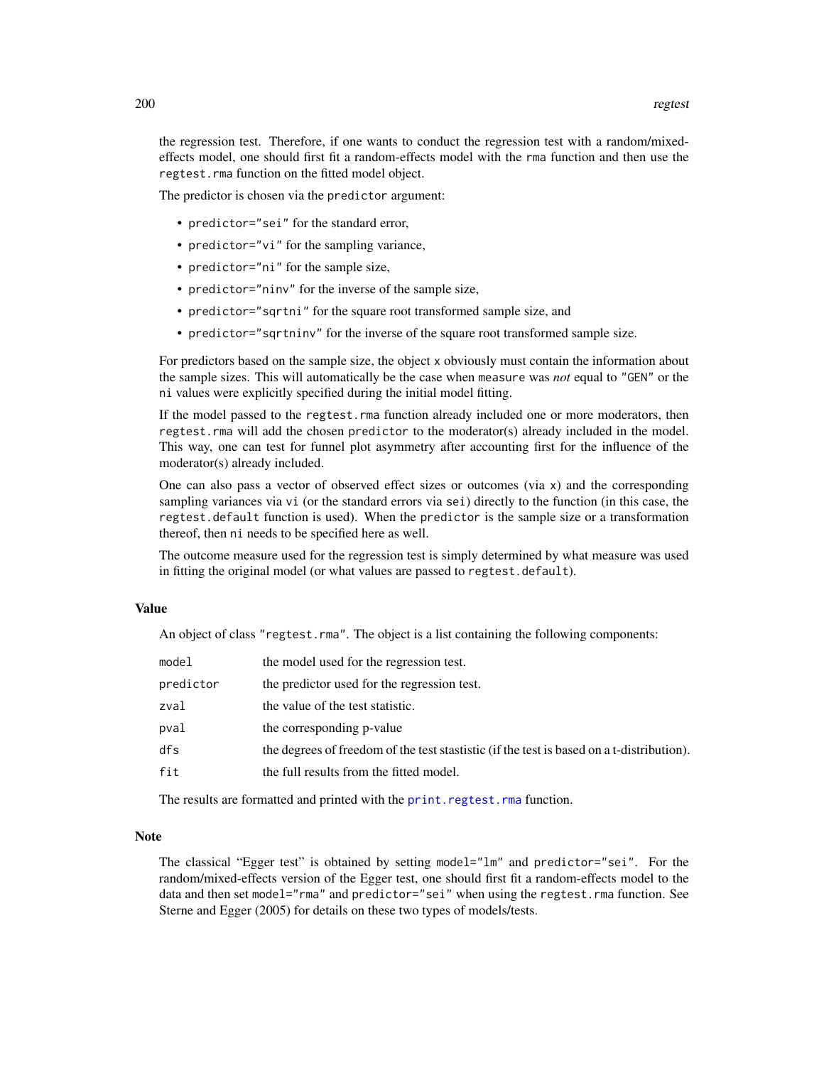the regression test. Therefore, if one wants to conduct the regression test with a random/mixed-effects model, one should first fit a random-effects model with the `rma` function and then use the `regtest.rma` function on the fitted model object.

The predictor is chosen via the `predictor` argument:

- `predictor="sei"` for the standard error,
- `predictor="vi"` for the sampling variance,
- `predictor="ni"` for the sample size,
- `predictor="ninv"` for the inverse of the sample size,
- `predictor="sqrtni"` for the square root transformed sample size, and
- `predictor="sqrtninv"` for the inverse of the square root transformed sample size.

For predictors based on the sample size, the object `x` obviously must contain the information about the sample sizes. This will automatically be the case when `measure` was *not* equal to `"GEN"` or the `ni` values were explicitly specified during the initial model fitting.

If the model passed to the `regtest.rma` function already included one or more moderators, then `regtest.rma` will add the chosen `predictor` to the moderator(s) already included in the model. This way, one can test for funnel plot asymmetry after accounting first for the influence of the moderator(s) already included.

One can also pass a vector of observed effect sizes or outcomes (via `x`) and the corresponding sampling variances via `vi` (or the standard errors via `sei`) directly to the function (in this case, the `regtest.default` function is used). When the `predictor` is the sample size or a transformation thereof, then `ni` needs to be specified here as well.

The outcome measure used for the regression test is simply determined by what measure was used in fitting the original model (or what values are passed to `regtest.default`).

## Value

An object of class `"regtest.rma"`. The object is a list containing the following components:

| | |
|---|---|
| `model` | the model used for the regression test. |
| `predictor` | the predictor used for the regression test. |
| `zval` | the value of the test statistic. |
| `pval` | the corresponding p-value |
| `dfs` | the degrees of freedom of the test stastistic (if the test is based on a t-distribution). |
| `fit` | the full results from the fitted model. |

The results are formatted and printed with the `print.regtest.rma` function.

## Note

The classical "Egger test" is obtained by setting `model="lm"` and `predictor="sei"`. For the random/mixed-effects version of the Egger test, one should first fit a random-effects model to the data and then set `model="rma"` and `predictor="sei"` when using the `regtest.rma` function. See Sterne and Egger (2005) for details on these two types of models/tests.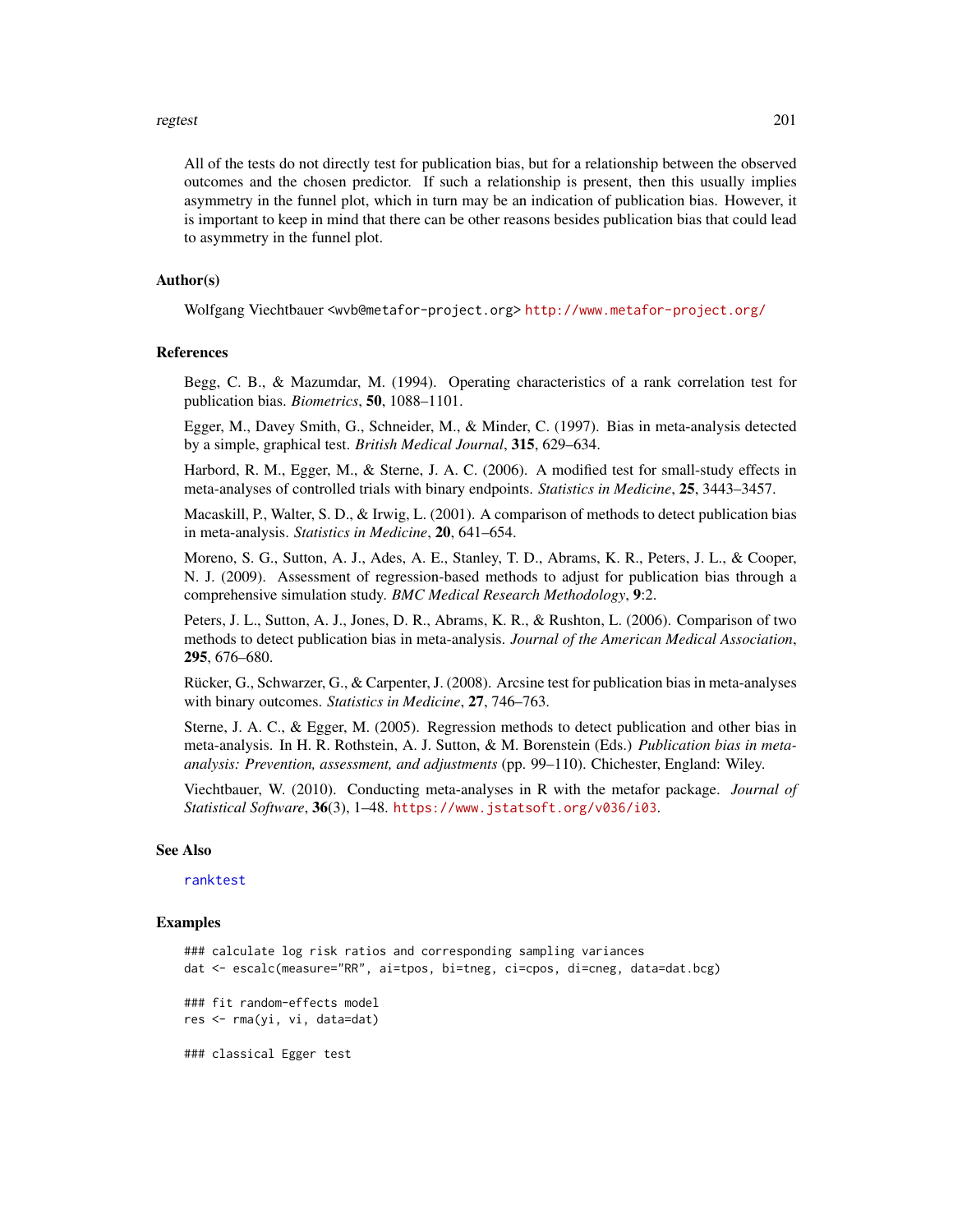All of the tests do not directly test for publication bias, but for a relationship between the observed outcomes and the chosen predictor. If such a relationship is present, then this usually implies asymmetry in the funnel plot, which in turn may be an indication of publication bias. However, it is important to keep in mind that there can be other reasons besides publication bias that could lead to asymmetry in the funnel plot.

## Author(s)

Wolfgang Viechtbauer <wvb@metafor-project.org> http://www.metafor-project.org/

## References

Begg, C. B., & Mazumdar, M. (1994). Operating characteristics of a rank correlation test for publication bias. *Biometrics*, **50**, 1088–1101.

Egger, M., Davey Smith, G., Schneider, M., & Minder, C. (1997). Bias in meta-analysis detected by a simple, graphical test. *British Medical Journal*, **315**, 629–634.

Harbord, R. M., Egger, M., & Sterne, J. A. C. (2006). A modified test for small-study effects in meta-analyses of controlled trials with binary endpoints. *Statistics in Medicine*, **25**, 3443–3457.

Macaskill, P., Walter, S. D., & Irwig, L. (2001). A comparison of methods to detect publication bias in meta-analysis. *Statistics in Medicine*, **20**, 641–654.

Moreno, S. G., Sutton, A. J., Ades, A. E., Stanley, T. D., Abrams, K. R., Peters, J. L., & Cooper, N. J. (2009). Assessment of regression-based methods to adjust for publication bias through a comprehensive simulation study. *BMC Medical Research Methodology*, **9**:2.

Peters, J. L., Sutton, A. J., Jones, D. R., Abrams, K. R., & Rushton, L. (2006). Comparison of two methods to detect publication bias in meta-analysis. *Journal of the American Medical Association*, **295**, 676–680.

Rücker, G., Schwarzer, G., & Carpenter, J. (2008). Arcsine test for publication bias in meta-analyses with binary outcomes. *Statistics in Medicine*, **27**, 746–763.

Sterne, J. A. C., & Egger, M. (2005). Regression methods to detect publication and other bias in meta-analysis. In H. R. Rothstein, A. J. Sutton, & M. Borenstein (Eds.) *Publication bias in meta-analysis: Prevention, assessment, and adjustments* (pp. 99–110). Chichester, England: Wiley.

Viechtbauer, W. (2010). Conducting meta-analyses in R with the metafor package. *Journal of Statistical Software*, **36**(3), 1–48. https://www.jstatsoft.org/v036/i03.

## See Also

ranktest

## Examples

```
### calculate log risk ratios and corresponding sampling variances
dat <- escalc(measure="RR", ai=tpos, bi=tneg, ci=cpos, di=cneg, data=dat.bcg)

### fit random-effects model
res <- rma(yi, vi, data=dat)

### classical Egger test
```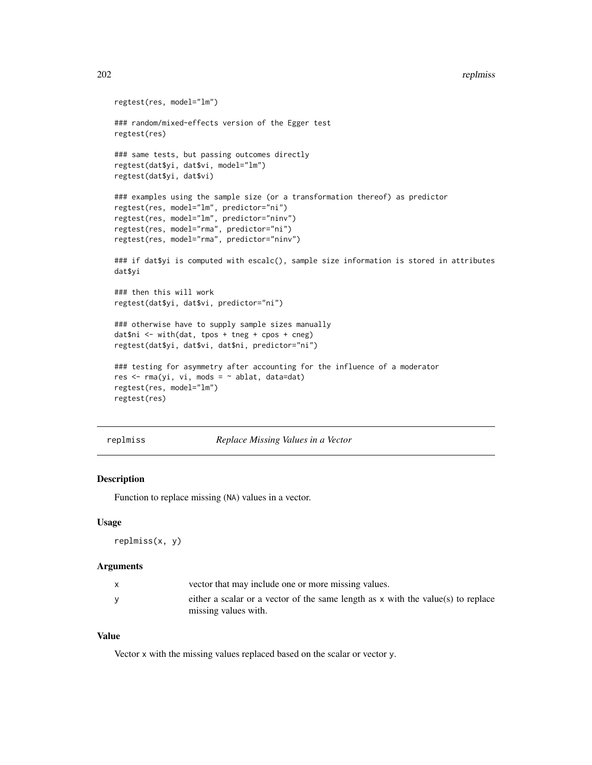```
regtest(res, model="lm")

### random/mixed-effects version of the Egger test
regtest(res)

### same tests, but passing outcomes directly
regtest(dat$yi, dat$vi, model="lm")
regtest(dat$yi, dat$vi)

### examples using the sample size (or a transformation thereof) as predictor
regtest(res, model="lm", predictor="ni")
regtest(res, model="lm", predictor="ninv")
regtest(res, model="rma", predictor="ni")
regtest(res, model="rma", predictor="ninv")

### if dat$yi is computed with escalc(), sample size information is stored in attributes
dat$yi

### then this will work
regtest(dat$yi, dat$vi, predictor="ni")

### otherwise have to supply sample sizes manually
dat$ni <- with(dat, tpos + tneg + cpos + cneg)
regtest(dat$yi, dat$vi, dat$ni, predictor="ni")

### testing for asymmetry after accounting for the influence of a moderator
res <- rma(yi, vi, mods = ~ ablat, data=dat)
regtest(res, model="lm")
regtest(res)
```

---

## replmiss — *Replace Missing Values in a Vector*

### Description

Function to replace missing (NA) values in a vector.

### Usage

```
replmiss(x, y)
```

### Arguments

| | |
|---|---|
| x | vector that may include one or more missing values. |
| y | either a scalar or a vector of the same length as x with the value(s) to replace missing values with. |

### Value

Vector x with the missing values replaced based on the scalar or vector y.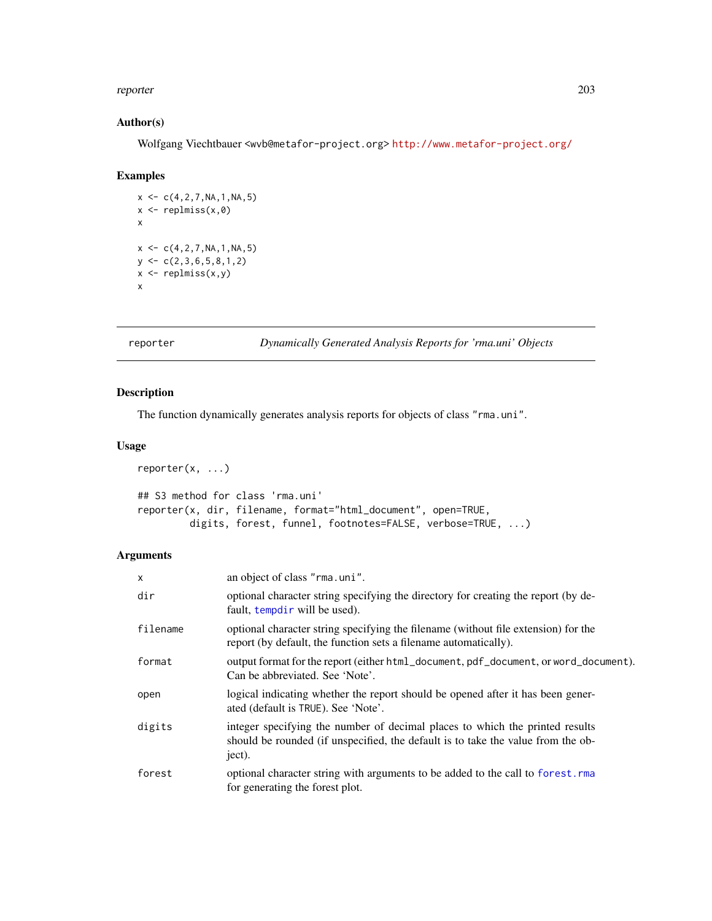## Author(s)

Wolfgang Viechtbauer <wvb@metafor-project.org> http://www.metafor-project.org/

## Examples

```
x <- c(4,2,7,NA,1,NA,5)
x <- replmiss(x,0)
x

x <- c(4,2,7,NA,1,NA,5)
y <- c(2,3,6,5,8,1,2)
x <- replmiss(x,y)
x
```

---

# reporter *Dynamically Generated Analysis Reports for 'rma.uni' Objects*

---

## Description

The function dynamically generates analysis reports for objects of class "rma.uni".

## Usage

```
reporter(x, ...)

## S3 method for class 'rma.uni'
reporter(x, dir, filename, format="html_document", open=TRUE,
         digits, forest, funnel, footnotes=FALSE, verbose=TRUE, ...)
```

## Arguments

| | |
|---|---|
| x | an object of class "rma.uni". |
| dir | optional character string specifying the directory for creating the report (by default, tempdir will be used). |
| filename | optional character string specifying the filename (without file extension) for the report (by default, the function sets a filename automatically). |
| format | output format for the report (either html_document, pdf_document, or word_document). Can be abbreviated. See 'Note'. |
| open | logical indicating whether the report should be opened after it has been generated (default is TRUE). See 'Note'. |
| digits | integer specifying the number of decimal places to which the printed results should be rounded (if unspecified, the default is to take the value from the object). |
| forest | optional character string with arguments to be added to the call to forest.rma for generating the forest plot. |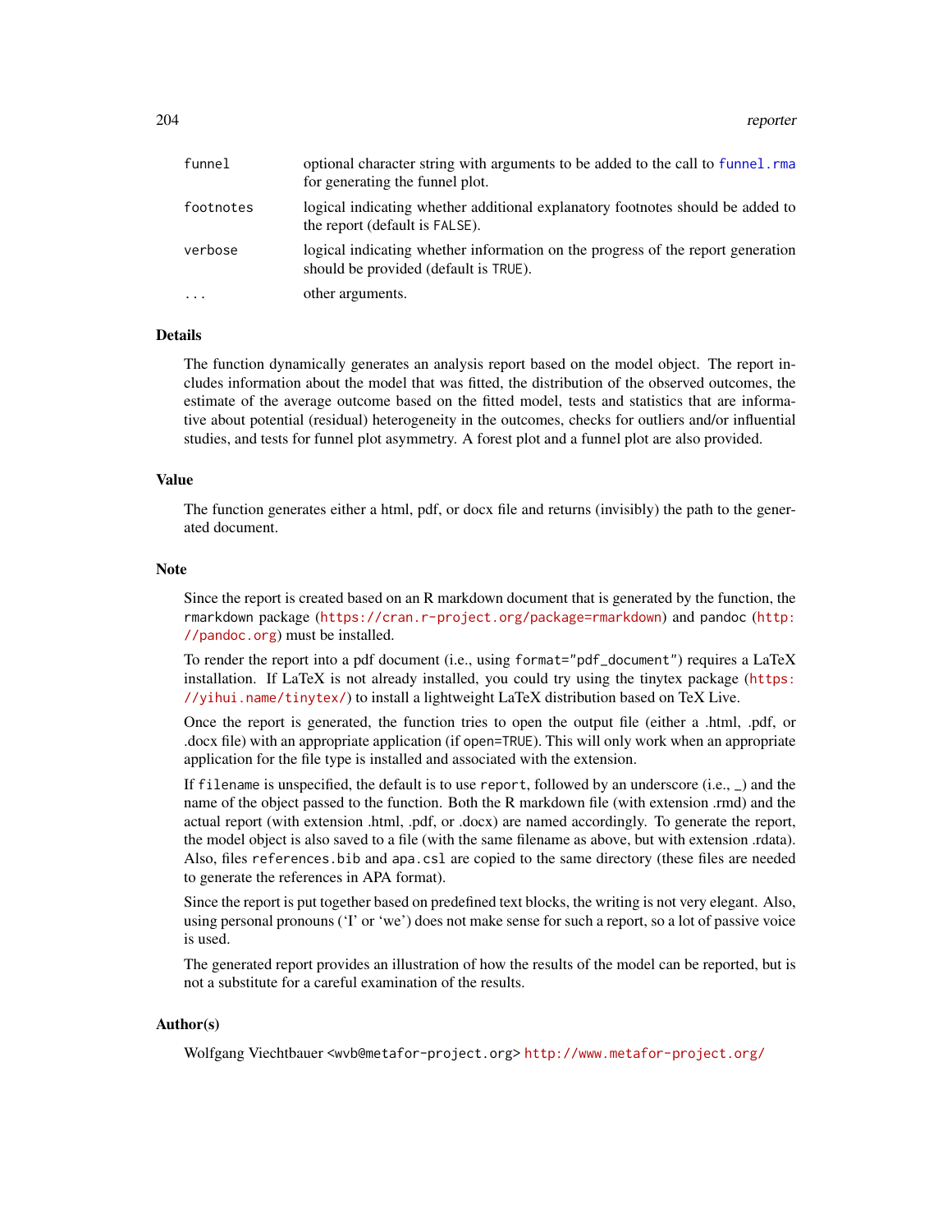| | |
|---|---|
| `funnel` | optional character string with arguments to be added to the call to `funnel.rma` for generating the funnel plot. |
| `footnotes` | logical indicating whether additional explanatory footnotes should be added to the report (default is `FALSE`). |
| `verbose` | logical indicating whether information on the progress of the report generation should be provided (default is `TRUE`). |
| `...` | other arguments. |

## Details

The function dynamically generates an analysis report based on the model object. The report includes information about the model that was fitted, the distribution of the observed outcomes, the estimate of the average outcome based on the fitted model, tests and statistics that are informative about potential (residual) heterogeneity in the outcomes, checks for outliers and/or influential studies, and tests for funnel plot asymmetry. A forest plot and a funnel plot are also provided.

## Value

The function generates either a html, pdf, or docx file and returns (invisibly) the path to the generated document.

## Note

Since the report is created based on an R markdown document that is generated by the function, the `rmarkdown` package (https://cran.r-project.org/package=rmarkdown) and `pandoc` (http://pandoc.org) must be installed.

To render the report into a pdf document (i.e., using `format="pdf_document"`) requires a LaTeX installation. If LaTeX is not already installed, you could try using the tinytex package (https://yihui.name/tinytex/) to install a lightweight LaTeX distribution based on TeX Live.

Once the report is generated, the function tries to open the output file (either a .html, .pdf, or .docx file) with an appropriate application (if `open=TRUE`). This will only work when an appropriate application for the file type is installed and associated with the extension.

If `filename` is unspecified, the default is to use `report`, followed by an underscore (i.e., `_`) and the name of the object passed to the function. Both the R markdown file (with extension .rmd) and the actual report (with extension .html, .pdf, or .docx) are named accordingly. To generate the report, the model object is also saved to a file (with the same filename as above, but with extension .rdata). Also, files `references.bib` and `apa.csl` are copied to the same directory (these files are needed to generate the references in APA format).

Since the report is put together based on predefined text blocks, the writing is not very elegant. Also, using personal pronouns ('I' or 'we') does not make sense for such a report, so a lot of passive voice is used.

The generated report provides an illustration of how the results of the model can be reported, but is not a substitute for a careful examination of the results.

## Author(s)

Wolfgang Viechtbauer <wvb@metafor-project.org> http://www.metafor-project.org/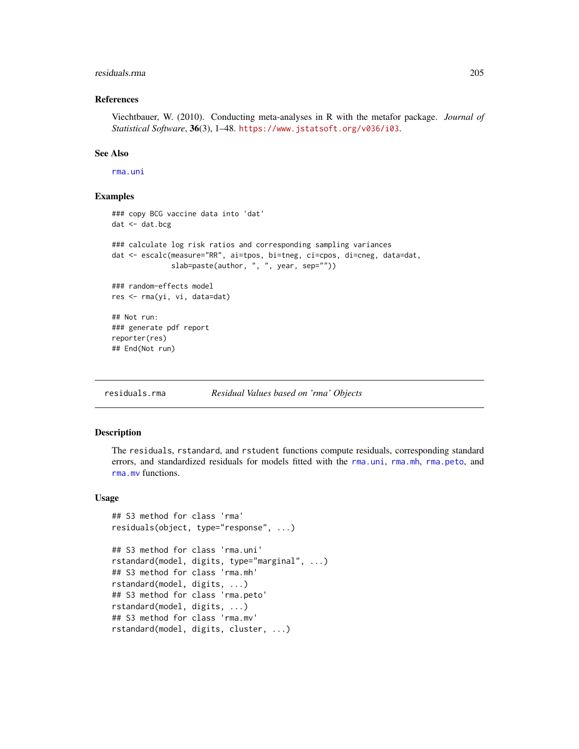### References

Viechtbauer, W. (2010). Conducting meta-analyses in R with the metafor package. *Journal of Statistical Software*, **36**(3), 1–48. https://www.jstatsoft.org/v036/i03.

### See Also

rma.uni

### Examples

```
### copy BCG vaccine data into 'dat'
dat <- dat.bcg

### calculate log risk ratios and corresponding sampling variances
dat <- escalc(measure="RR", ai=tpos, bi=tneg, ci=cpos, di=cneg, data=dat,
              slab=paste(author, ", ", year, sep=""))

### random-effects model
res <- rma(yi, vi, data=dat)

## Not run:
### generate pdf report
reporter(res)
## End(Not run)
```

---

## residuals.rma    *Residual Values based on 'rma' Objects*

---

### Description

The residuals, rstandard, and rstudent functions compute residuals, corresponding standard errors, and standardized residuals for models fitted with the rma.uni, rma.mh, rma.peto, and rma.mv functions.

### Usage

```
## S3 method for class 'rma'
residuals(object, type="response", ...)

## S3 method for class 'rma.uni'
rstandard(model, digits, type="marginal", ...)
## S3 method for class 'rma.mh'
rstandard(model, digits, ...)
## S3 method for class 'rma.peto'
rstandard(model, digits, ...)
## S3 method for class 'rma.mv'
rstandard(model, digits, cluster, ...)
```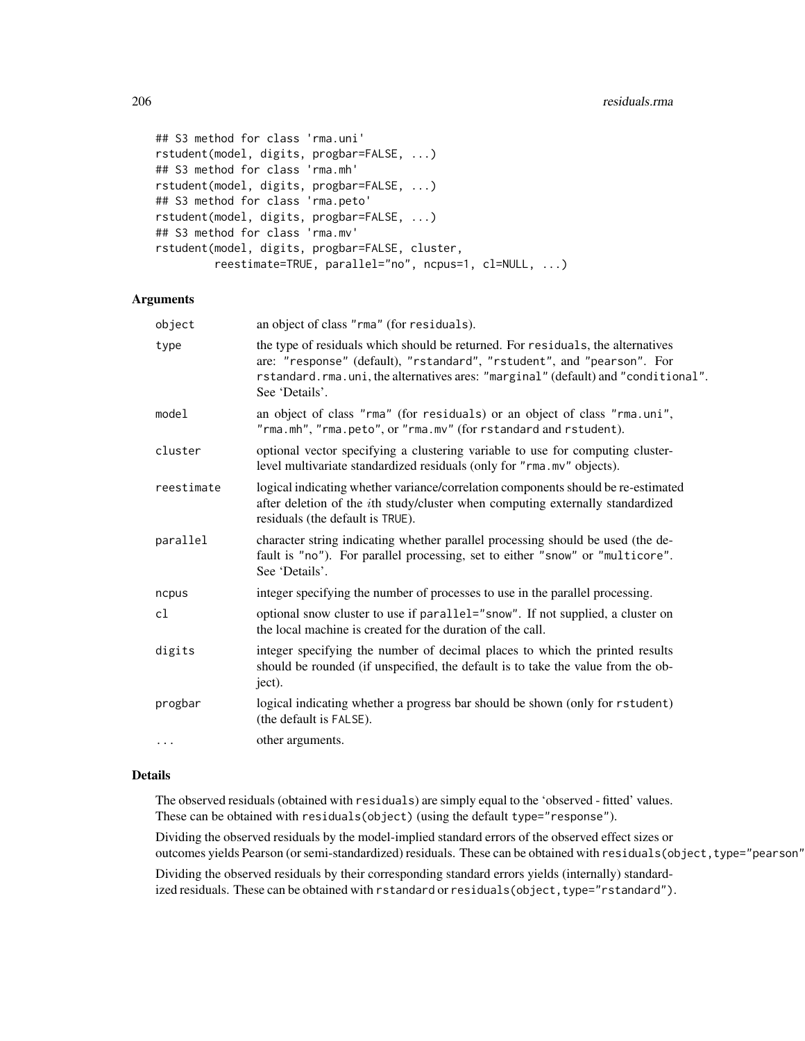```
## S3 method for class 'rma.uni'
rstudent(model, digits, progbar=FALSE, ...)
## S3 method for class 'rma.mh'
rstudent(model, digits, progbar=FALSE, ...)
## S3 method for class 'rma.peto'
rstudent(model, digits, progbar=FALSE, ...)
## S3 method for class 'rma.mv'
rstudent(model, digits, progbar=FALSE, cluster,
         reestimate=TRUE, parallel="no", ncpus=1, cl=NULL, ...)
```

### Arguments

| | |
|---|---|
| `object` | an object of class "rma" (for residuals). |
| `type` | the type of residuals which should be returned. For residuals, the alternatives are: "response" (default), "rstandard", "rstudent", and "pearson". For rstandard.rma.uni, the alternatives ares: "marginal" (default) and "conditional". See 'Details'. |
| `model` | an object of class "rma" (for residuals) or an object of class "rma.uni", "rma.mh", "rma.peto", or "rma.mv" (for rstandard and rstudent). |
| `cluster` | optional vector specifying a clustering variable to use for computing cluster-level multivariate standardized residuals (only for "rma.mv" objects). |
| `reestimate` | logical indicating whether variance/correlation components should be re-estimated after deletion of the $i$th study/cluster when computing externally standardized residuals (the default is TRUE). |
| `parallel` | character string indicating whether parallel processing should be used (the default is "no"). For parallel processing, set to either "snow" or "multicore". See 'Details'. |
| `ncpus` | integer specifying the number of processes to use in the parallel processing. |
| `cl` | optional snow cluster to use if parallel="snow". If not supplied, a cluster on the local machine is created for the duration of the call. |
| `digits` | integer specifying the number of decimal places to which the printed results should be rounded (if unspecified, the default is to take the value from the object). |
| `progbar` | logical indicating whether a progress bar should be shown (only for rstudent) (the default is FALSE). |
| `...` | other arguments. |

### Details

The observed residuals (obtained with residuals) are simply equal to the 'observed - fitted' values. These can be obtained with residuals(object) (using the default type="response").

Dividing the observed residuals by the model-implied standard errors of the observed effect sizes or outcomes yields Pearson (or semi-standardized) residuals. These can be obtained with residuals(object,type="pearson"

Dividing the observed residuals by their corresponding standard errors yields (internally) standardized residuals. These can be obtained with rstandard or residuals(object,type="rstandard").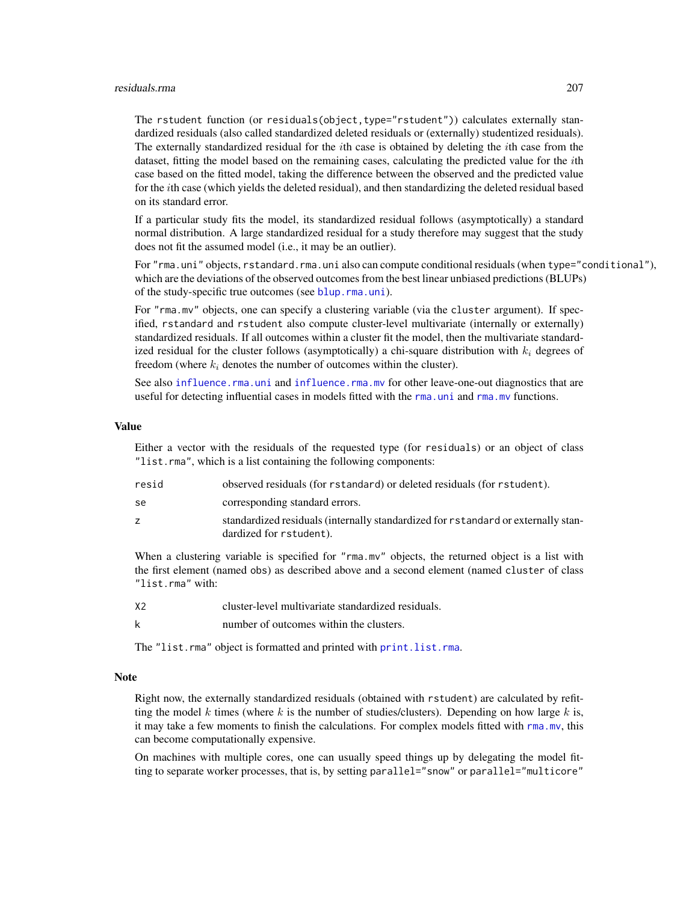The rstudent function (or residuals(object,type="rstudent")) calculates externally standardized residuals (also called standardized deleted residuals or (externally) studentized residuals). The externally standardized residual for the $i$th case is obtained by deleting the $i$th case from the dataset, fitting the model based on the remaining cases, calculating the predicted value for the $i$th case based on the fitted model, taking the difference between the observed and the predicted value for the $i$th case (which yields the deleted residual), and then standardizing the deleted residual based on its standard error.

If a particular study fits the model, its standardized residual follows (asymptotically) a standard normal distribution. A large standardized residual for a study therefore may suggest that the study does not fit the assumed model (i.e., it may be an outlier).

For "rma.uni" objects, rstandard.rma.uni also can compute conditional residuals (when type="conditional"), which are the deviations of the observed outcomes from the best linear unbiased predictions (BLUPs) of the study-specific true outcomes (see blup.rma.uni).

For "rma.mv" objects, one can specify a clustering variable (via the cluster argument). If specified, rstandard and rstudent also compute cluster-level multivariate (internally or externally) standardized residuals. If all outcomes within a cluster fit the model, then the multivariate standardized residual for the cluster follows (asymptotically) a chi-square distribution with $k_i$ degrees of freedom (where $k_i$ denotes the number of outcomes within the cluster).

See also influence.rma.uni and influence.rma.mv for other leave-one-out diagnostics that are useful for detecting influential cases in models fitted with the rma.uni and rma.mv functions.

## Value

Either a vector with the residuals of the requested type (for residuals) or an object of class "list.rma", which is a list containing the following components:

| | |
|---|---|
| resid | observed residuals (for rstandard) or deleted residuals (for rstudent). |
| se | corresponding standard errors. |
| z | standardized residuals (internally standardized for rstandard or externally standardized for rstudent). |

When a clustering variable is specified for "rma.mv" objects, the returned object is a list with the first element (named obs) as described above and a second element (named cluster of class "list.rma" with:

| | |
|---|---|
| X2 | cluster-level multivariate standardized residuals. |
| k | number of outcomes within the clusters. |

The "list.rma" object is formatted and printed with print.list.rma.

## Note

Right now, the externally standardized residuals (obtained with rstudent) are calculated by refitting the model $k$ times (where $k$ is the number of studies/clusters). Depending on how large $k$ is, it may take a few moments to finish the calculations. For complex models fitted with rma.mv, this can become computationally expensive.

On machines with multiple cores, one can usually speed things up by delegating the model fitting to separate worker processes, that is, by setting parallel="snow" or parallel="multicore"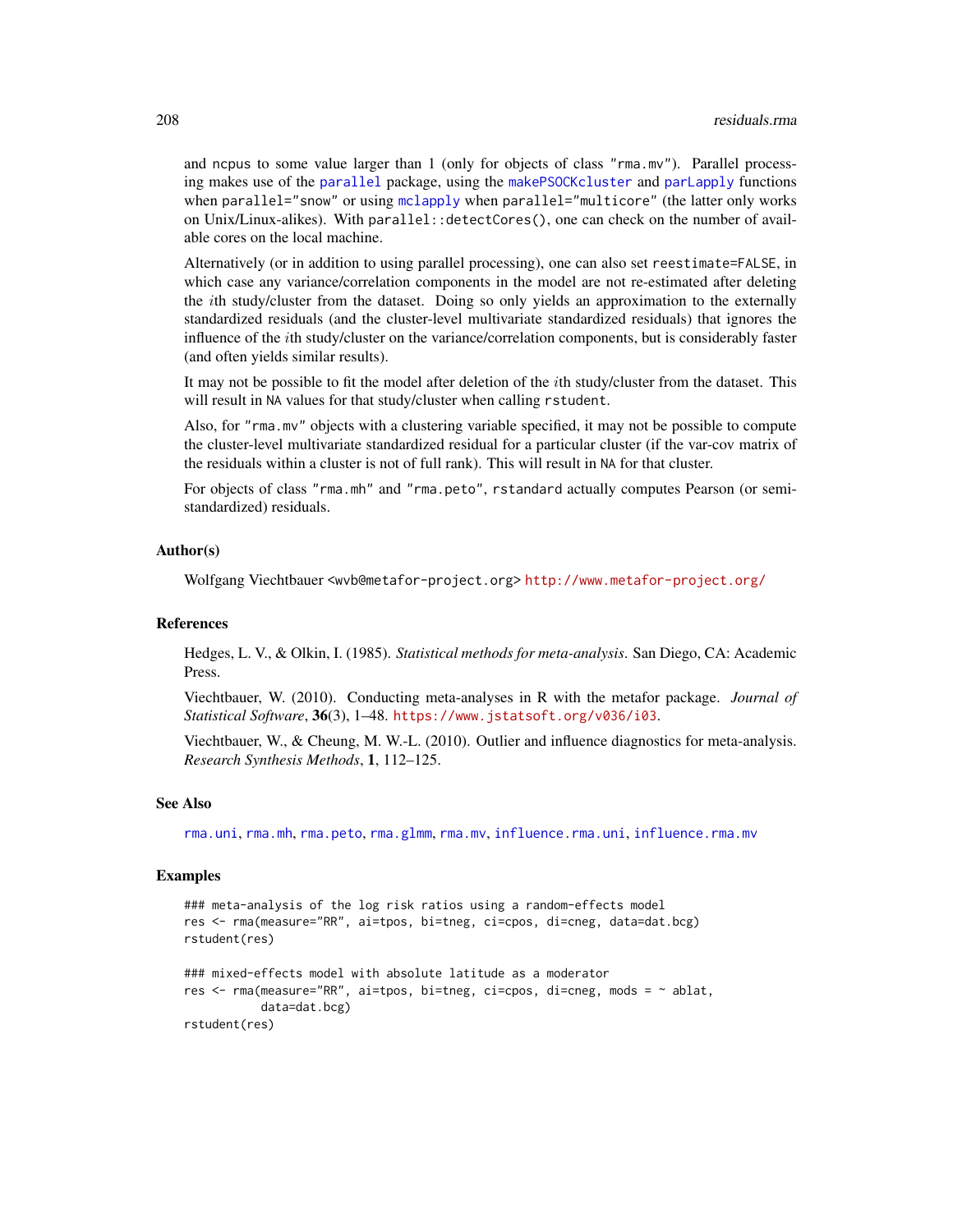and ncpus to some value larger than 1 (only for objects of class "rma.mv"). Parallel processing makes use of the parallel package, using the makePSOCKcluster and parLapply functions when parallel="snow" or using mclapply when parallel="multicore" (the latter only works on Unix/Linux-alikes). With parallel::detectCores(), one can check on the number of available cores on the local machine.

Alternatively (or in addition to using parallel processing), one can also set reestimate=FALSE, in which case any variance/correlation components in the model are not re-estimated after deleting the $i$th study/cluster from the dataset. Doing so only yields an approximation to the externally standardized residuals (and the cluster-level multivariate standardized residuals) that ignores the influence of the $i$th study/cluster on the variance/correlation components, but is considerably faster (and often yields similar results).

It may not be possible to fit the model after deletion of the $i$th study/cluster from the dataset. This will result in NA values for that study/cluster when calling rstudent.

Also, for "rma.mv" objects with a clustering variable specified, it may not be possible to compute the cluster-level multivariate standardized residual for a particular cluster (if the var-cov matrix of the residuals within a cluster is not of full rank). This will result in NA for that cluster.

For objects of class "rma.mh" and "rma.peto", rstandard actually computes Pearson (or semi-standardized) residuals.

## Author(s)

Wolfgang Viechtbauer <wvb@metafor-project.org> http://www.metafor-project.org/

## References

Hedges, L. V., & Olkin, I. (1985). *Statistical methods for meta-analysis*. San Diego, CA: Academic Press.

Viechtbauer, W. (2010). Conducting meta-analyses in R with the metafor package. *Journal of Statistical Software*, **36**(3), 1–48. https://www.jstatsoft.org/v036/i03.

Viechtbauer, W., & Cheung, M. W.-L. (2010). Outlier and influence diagnostics for meta-analysis. *Research Synthesis Methods*, **1**, 112–125.

## See Also

rma.uni, rma.mh, rma.peto, rma.glmm, rma.mv, influence.rma.uni, influence.rma.mv

## Examples

```
### meta-analysis of the log risk ratios using a random-effects model
res <- rma(measure="RR", ai=tpos, bi=tneg, ci=cpos, di=cneg, data=dat.bcg)
rstudent(res)

### mixed-effects model with absolute latitude as a moderator
res <- rma(measure="RR", ai=tpos, bi=tneg, ci=cpos, di=cneg, mods = ~ ablat,
           data=dat.bcg)
rstudent(res)
```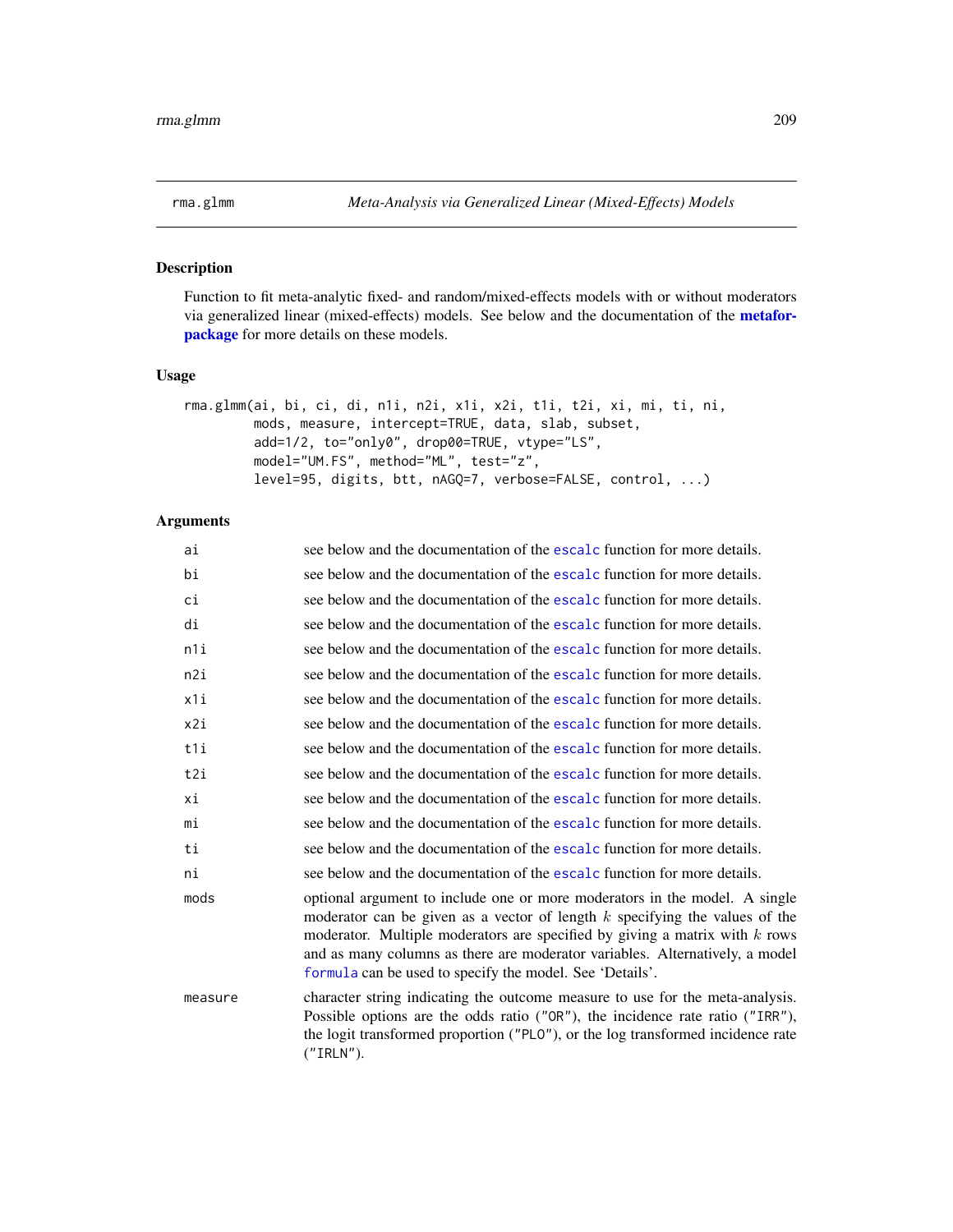rma.glmm — *Meta-Analysis via Generalized Linear (Mixed-Effects) Models*

## Description

Function to fit meta-analytic fixed- and random/mixed-effects models with or without moderators via generalized linear (mixed-effects) models. See below and the documentation of the **metafor-package** for more details on these models.

## Usage

```
rma.glmm(ai, bi, ci, di, n1i, n2i, x1i, x2i, t1i, t2i, xi, mi, ti, ni,
         mods, measure, intercept=TRUE, data, slab, subset,
         add=1/2, to="only0", drop00=TRUE, vtype="LS",
         model="UM.FS", method="ML", test="z",
         level=95, digits, btt, nAGQ=7, verbose=FALSE, control, ...)
```

## Arguments

| | |
|---|---|
| `ai` | see below and the documentation of the `escalc` function for more details. |
| `bi` | see below and the documentation of the `escalc` function for more details. |
| `ci` | see below and the documentation of the `escalc` function for more details. |
| `di` | see below and the documentation of the `escalc` function for more details. |
| `n1i` | see below and the documentation of the `escalc` function for more details. |
| `n2i` | see below and the documentation of the `escalc` function for more details. |
| `x1i` | see below and the documentation of the `escalc` function for more details. |
| `x2i` | see below and the documentation of the `escalc` function for more details. |
| `t1i` | see below and the documentation of the `escalc` function for more details. |
| `t2i` | see below and the documentation of the `escalc` function for more details. |
| `xi` | see below and the documentation of the `escalc` function for more details. |
| `mi` | see below and the documentation of the `escalc` function for more details. |
| `ti` | see below and the documentation of the `escalc` function for more details. |
| `ni` | see below and the documentation of the `escalc` function for more details. |
| `mods` | optional argument to include one or more moderators in the model. A single moderator can be given as a vector of length $k$ specifying the values of the moderator. Multiple moderators are specified by giving a matrix with $k$ rows and as many columns as there are moderator variables. Alternatively, a model `formula` can be used to specify the model. See 'Details'. |
| `measure` | character string indicating the outcome measure to use for the meta-analysis. Possible options are the odds ratio (`"OR"`), the incidence rate ratio (`"IRR"`), the logit transformed proportion (`"PLO"`), or the log transformed incidence rate (`"IRLN"`). |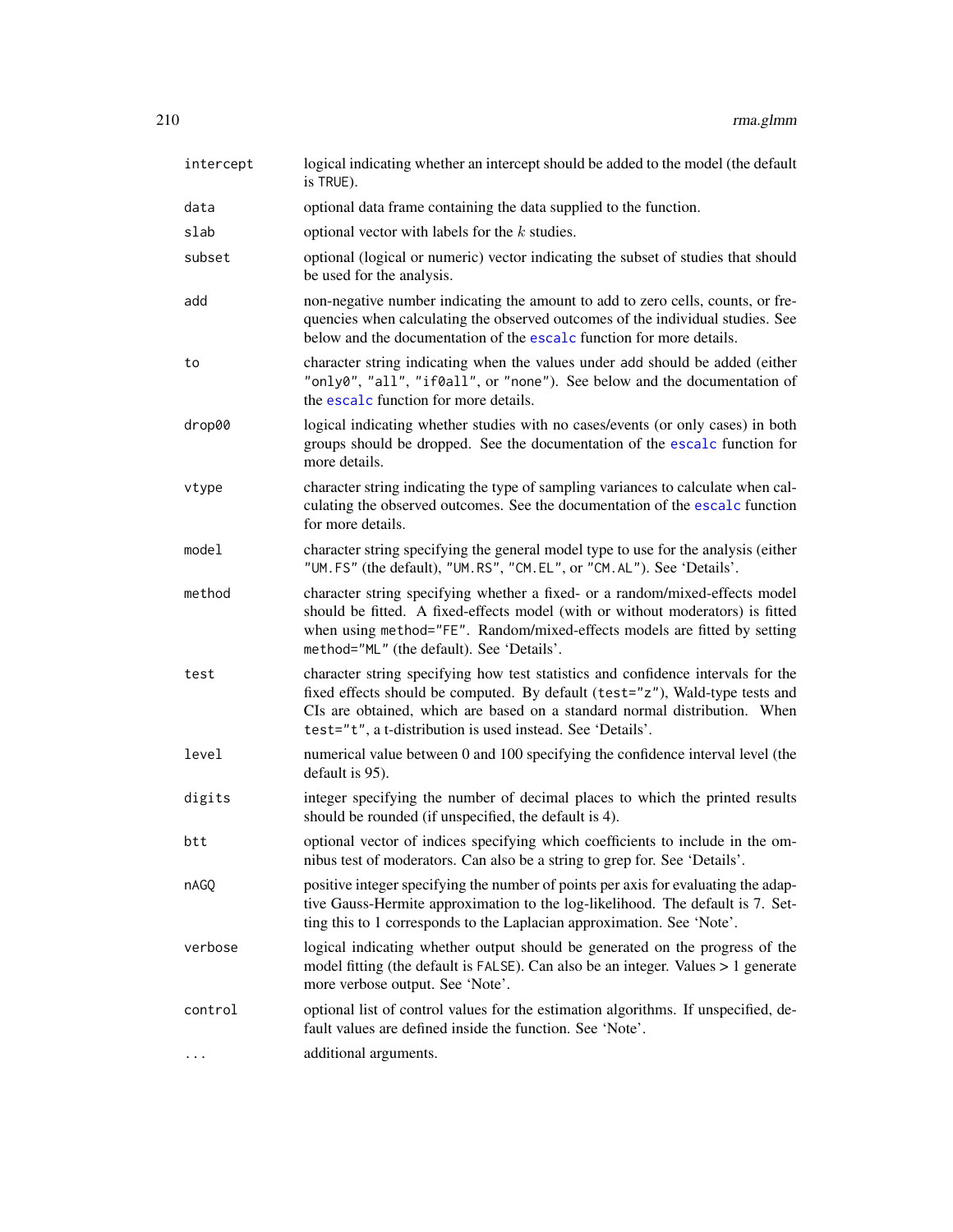| | |
|---|---|
| `intercept` | logical indicating whether an intercept should be added to the model (the default is `TRUE`). |
| `data` | optional data frame containing the data supplied to the function. |
| `slab` | optional vector with labels for the $k$ studies. |
| `subset` | optional (logical or numeric) vector indicating the subset of studies that should be used for the analysis. |
| `add` | non-negative number indicating the amount to add to zero cells, counts, or frequencies when calculating the observed outcomes of the individual studies. See below and the documentation of the `escalc` function for more details. |
| `to` | character string indicating when the values under `add` should be added (either `"only0"`, `"all"`, `"if0all"`, or `"none"`). See below and the documentation of the `escalc` function for more details. |
| `drop00` | logical indicating whether studies with no cases/events (or only cases) in both groups should be dropped. See the documentation of the `escalc` function for more details. |
| `vtype` | character string indicating the type of sampling variances to calculate when calculating the observed outcomes. See the documentation of the `escalc` function for more details. |
| `model` | character string specifying the general model type to use for the analysis (either `"UM.FS"` (the default), `"UM.RS"`, `"CM.EL"`, or `"CM.AL"`). See 'Details'. |
| `method` | character string specifying whether a fixed- or a random/mixed-effects model should be fitted. A fixed-effects model (with or without moderators) is fitted when using `method="FE"`. Random/mixed-effects models are fitted by setting `method="ML"` (the default). See 'Details'. |
| `test` | character string specifying how test statistics and confidence intervals for the fixed effects should be computed. By default (`test="z"`), Wald-type tests and CIs are obtained, which are based on a standard normal distribution. When `test="t"`, a t-distribution is used instead. See 'Details'. |
| `level` | numerical value between 0 and 100 specifying the confidence interval level (the default is 95). |
| `digits` | integer specifying the number of decimal places to which the printed results should be rounded (if unspecified, the default is 4). |
| `btt` | optional vector of indices specifying which coefficients to include in the omnibus test of moderators. Can also be a string to grep for. See 'Details'. |
| `nAGQ` | positive integer specifying the number of points per axis for evaluating the adaptive Gauss-Hermite approximation to the log-likelihood. The default is 7. Setting this to 1 corresponds to the Laplacian approximation. See 'Note'. |
| `verbose` | logical indicating whether output should be generated on the progress of the model fitting (the default is `FALSE`). Can also be an integer. Values > 1 generate more verbose output. See 'Note'. |
| `control` | optional list of control values for the estimation algorithms. If unspecified, default values are defined inside the function. See 'Note'. |
| `...` | additional arguments. |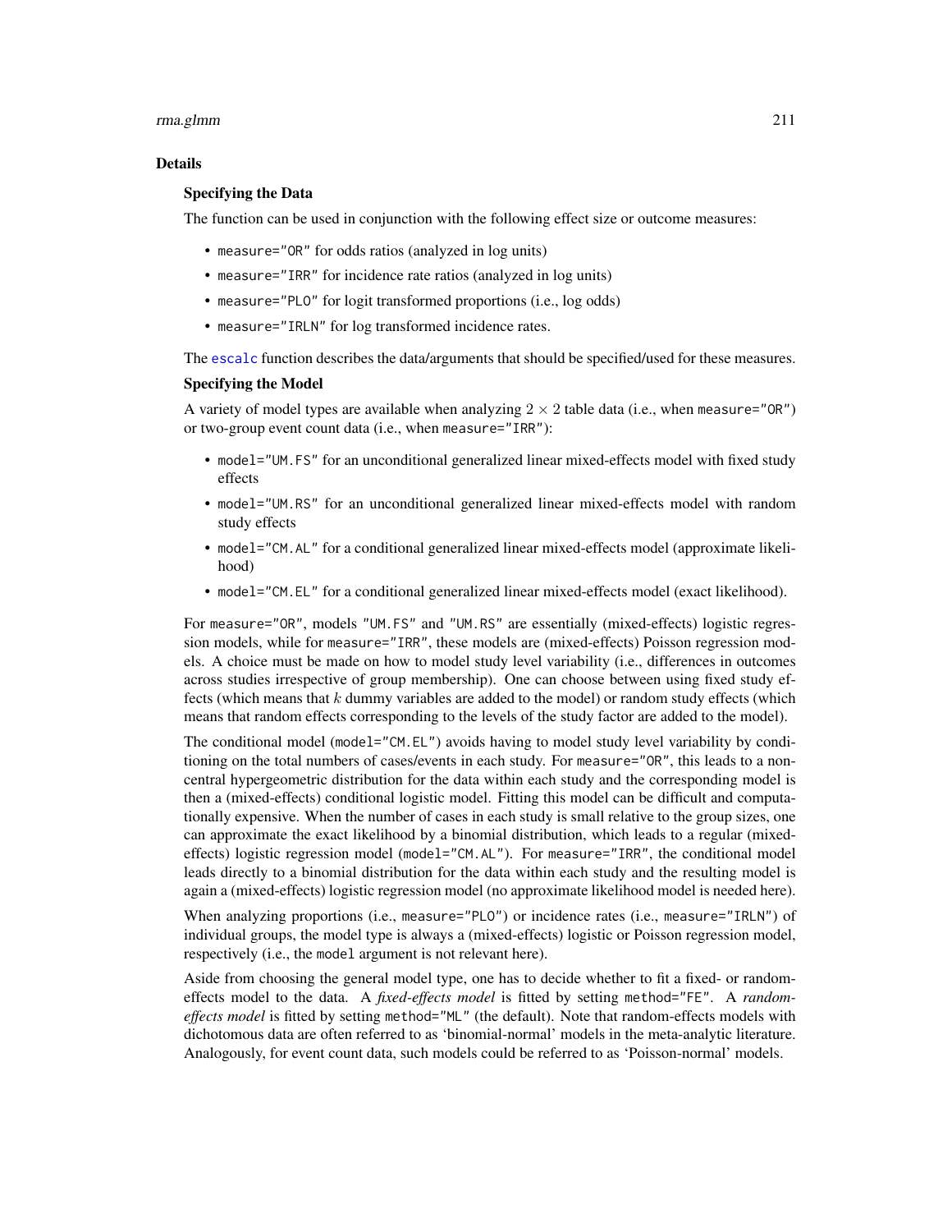## Details

### Specifying the Data

The function can be used in conjunction with the following effect size or outcome measures:

- `measure="OR"` for odds ratios (analyzed in log units)
- `measure="IRR"` for incidence rate ratios (analyzed in log units)
- `measure="PLO"` for logit transformed proportions (i.e., log odds)
- `measure="IRLN"` for log transformed incidence rates.

The `escalc` function describes the data/arguments that should be specified/used for these measures.

### Specifying the Model

A variety of model types are available when analyzing $2 \times 2$ table data (i.e., when `measure="OR"`) or two-group event count data (i.e., when `measure="IRR"`):

- `model="UM.FS"` for an unconditional generalized linear mixed-effects model with fixed study effects
- `model="UM.RS"` for an unconditional generalized linear mixed-effects model with random study effects
- `model="CM.AL"` for a conditional generalized linear mixed-effects model (approximate likelihood)
- `model="CM.EL"` for a conditional generalized linear mixed-effects model (exact likelihood).

For `measure="OR"`, models `"UM.FS"` and `"UM.RS"` are essentially (mixed-effects) logistic regression models, while for `measure="IRR"`, these models are (mixed-effects) Poisson regression models. A choice must be made on how to model study level variability (i.e., differences in outcomes across studies irrespective of group membership). One can choose between using fixed study effects (which means that $k$ dummy variables are added to the model) or random study effects (which means that random effects corresponding to the levels of the study factor are added to the model).

The conditional model (`model="CM.EL"`) avoids having to model study level variability by conditioning on the total numbers of cases/events in each study. For `measure="OR"`, this leads to a non-central hypergeometric distribution for the data within each study and the corresponding model is then a (mixed-effects) conditional logistic model. Fitting this model can be difficult and computationally expensive. When the number of cases in each study is small relative to the group sizes, one can approximate the exact likelihood by a binomial distribution, which leads to a regular (mixed-effects) logistic regression model (`model="CM.AL"`). For `measure="IRR"`, the conditional model leads directly to a binomial distribution for the data within each study and the resulting model is again a (mixed-effects) logistic regression model (no approximate likelihood model is needed here).

When analyzing proportions (i.e., `measure="PLO"`) or incidence rates (i.e., `measure="IRLN"`) of individual groups, the model type is always a (mixed-effects) logistic or Poisson regression model, respectively (i.e., the `model` argument is not relevant here).

Aside from choosing the general model type, one has to decide whether to fit a fixed- or random-effects model to the data. A *fixed-effects model* is fitted by setting `method="FE"`. A *random-effects model* is fitted by setting `method="ML"` (the default). Note that random-effects models with dichotomous data are often referred to as 'binomial-normal' models in the meta-analytic literature. Analogously, for event count data, such models could be referred to as 'Poisson-normal' models.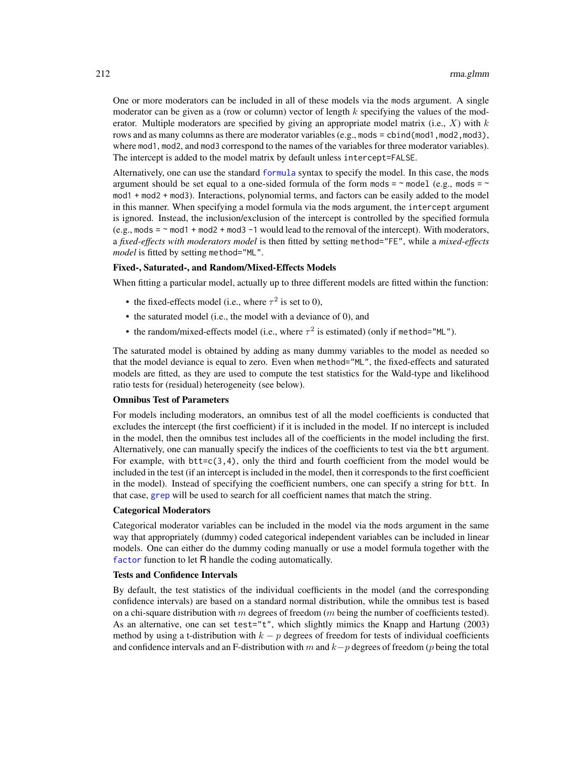One or more moderators can be included in all of these models via the `mods` argument. A single moderator can be given as a (row or column) vector of length $k$ specifying the values of the moderator. Multiple moderators are specified by giving an appropriate model matrix (i.e., $X$) with $k$ rows and as many columns as there are moderator variables (e.g., `mods = cbind(mod1,mod2,mod3)`, where `mod1`, `mod2`, and `mod3` correspond to the names of the variables for three moderator variables). The intercept is added to the model matrix by default unless `intercept=FALSE`.

Alternatively, one can use the standard `formula` syntax to specify the model. In this case, the `mods` argument should be set equal to a one-sided formula of the form `mods = ~ model` (e.g., `mods = ~ mod1 + mod2 + mod3`). Interactions, polynomial terms, and factors can be easily added to the model in this manner. When specifying a model formula via the `mods` argument, the `intercept` argument is ignored. Instead, the inclusion/exclusion of the intercept is controlled by the specified formula (e.g., `mods = ~ mod1 + mod2 + mod3 -1` would lead to the removal of the intercept). With moderators, a *fixed-effects with moderators model* is then fitted by setting `method="FE"`, while a *mixed-effects model* is fitted by setting `method="ML"`.

**Fixed-, Saturated-, and Random/Mixed-Effects Models**

When fitting a particular model, actually up to three different models are fitted within the function:

- the fixed-effects model (i.e., where $\tau^2$ is set to 0),
- the saturated model (i.e., the model with a deviance of 0), and
- the random/mixed-effects model (i.e., where $\tau^2$ is estimated) (only if `method="ML"`).

The saturated model is obtained by adding as many dummy variables to the model as needed so that the model deviance is equal to zero. Even when `method="ML"`, the fixed-effects and saturated models are fitted, as they are used to compute the test statistics for the Wald-type and likelihood ratio tests for (residual) heterogeneity (see below).

**Omnibus Test of Parameters**

For models including moderators, an omnibus test of all the model coefficients is conducted that excludes the intercept (the first coefficient) if it is included in the model. If no intercept is included in the model, then the omnibus test includes all of the coefficients in the model including the first. Alternatively, one can manually specify the indices of the coefficients to test via the `btt` argument. For example, with `btt=c(3,4)`, only the third and fourth coefficient from the model would be included in the test (if an intercept is included in the model, then it corresponds to the first coefficient in the model). Instead of specifying the coefficient numbers, one can specify a string for `btt`. In that case, `grep` will be used to search for all coefficient names that match the string.

**Categorical Moderators**

Categorical moderator variables can be included in the model via the `mods` argument in the same way that appropriately (dummy) coded categorical independent variables can be included in linear models. One can either do the dummy coding manually or use a model formula together with the `factor` function to let R handle the coding automatically.

**Tests and Confidence Intervals**

By default, the test statistics of the individual coefficients in the model (and the corresponding confidence intervals) are based on a standard normal distribution, while the omnibus test is based on a chi-square distribution with $m$ degrees of freedom ($m$ being the number of coefficients tested). As an alternative, one can set `test="t"`, which slightly mimics the Knapp and Hartung (2003) method by using a t-distribution with $k - p$ degrees of freedom for tests of individual coefficients and confidence intervals and an F-distribution with $m$ and $k-p$ degrees of freedom ($p$ being the total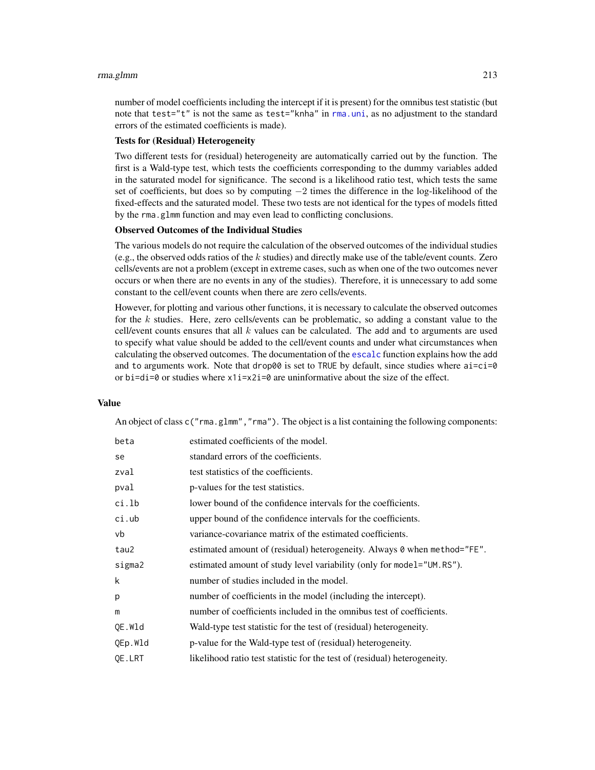number of model coefficients including the intercept if it is present) for the omnibus test statistic (but note that `test="t"` is not the same as `test="knha"` in `rma.uni`, as no adjustment to the standard errors of the estimated coefficients is made).

**Tests for (Residual) Heterogeneity**

Two different tests for (residual) heterogeneity are automatically carried out by the function. The first is a Wald-type test, which tests the coefficients corresponding to the dummy variables added in the saturated model for significance. The second is a likelihood ratio test, which tests the same set of coefficients, but does so by computing $-2$ times the difference in the log-likelihood of the fixed-effects and the saturated model. These two tests are not identical for the types of models fitted by the `rma.glmm` function and may even lead to conflicting conclusions.

**Observed Outcomes of the Individual Studies**

The various models do not require the calculation of the observed outcomes of the individual studies (e.g., the observed odds ratios of the $k$ studies) and directly make use of the table/event counts. Zero cells/events are not a problem (except in extreme cases, such as when one of the two outcomes never occurs or when there are no events in any of the studies). Therefore, it is unnecessary to add some constant to the cell/event counts when there are zero cells/events.

However, for plotting and various other functions, it is necessary to calculate the observed outcomes for the $k$ studies. Here, zero cells/events can be problematic, so adding a constant value to the cell/event counts ensures that all $k$ values can be calculated. The `add` and `to` arguments are used to specify what value should be added to the cell/event counts and under what circumstances when calculating the observed outcomes. The documentation of the `escalc` function explains how the `add` and `to` arguments work. Note that `drop00` is set to `TRUE` by default, since studies where `ai=ci=0` or `bi=di=0` or studies where `x1i=x2i=0` are uninformative about the size of the effect.

## Value

An object of class `c("rma.glmm","rma")`. The object is a list containing the following components:

| | |
|---|---|
| `beta` | estimated coefficients of the model. |
| `se` | standard errors of the coefficients. |
| `zval` | test statistics of the coefficients. |
| `pval` | p-values for the test statistics. |
| `ci.lb` | lower bound of the confidence intervals for the coefficients. |
| `ci.ub` | upper bound of the confidence intervals for the coefficients. |
| `vb` | variance-covariance matrix of the estimated coefficients. |
| `tau2` | estimated amount of (residual) heterogeneity. Always `0` when `method="FE"`. |
| `sigma2` | estimated amount of study level variability (only for `model="UM.RS"`). |
| `k` | number of studies included in the model. |
| `p` | number of coefficients in the model (including the intercept). |
| `m` | number of coefficients included in the omnibus test of coefficients. |
| `QE.Wld` | Wald-type test statistic for the test of (residual) heterogeneity. |
| `QEp.Wld` | p-value for the Wald-type test of (residual) heterogeneity. |
| `QE.LRT` | likelihood ratio test statistic for the test of (residual) heterogeneity. |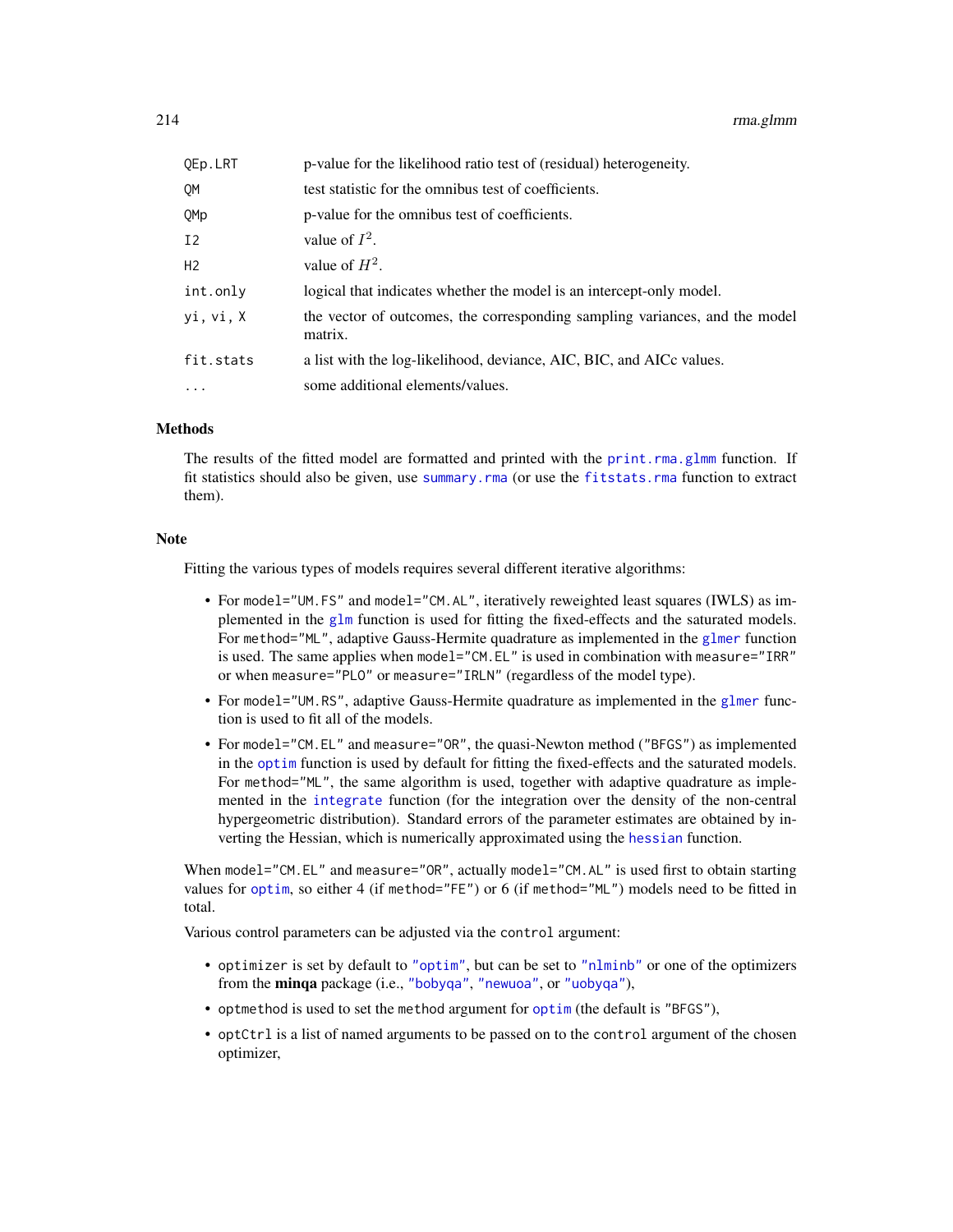| | |
|---|---|
| `QEp.LRT` | p-value for the likelihood ratio test of (residual) heterogeneity. |
| `QM` | test statistic for the omnibus test of coefficients. |
| `QMp` | p-value for the omnibus test of coefficients. |
| `I2` | value of $I^2$. |
| `H2` | value of $H^2$. |
| `int.only` | logical that indicates whether the model is an intercept-only model. |
| `yi, vi, X` | the vector of outcomes, the corresponding sampling variances, and the model matrix. |
| `fit.stats` | a list with the log-likelihood, deviance, AIC, BIC, and AICc values. |
| `...` | some additional elements/values. |

## Methods

The results of the fitted model are formatted and printed with the `print.rma.glmm` function. If fit statistics should also be given, use `summary.rma` (or use the `fitstats.rma` function to extract them).

## Note

Fitting the various types of models requires several different iterative algorithms:

- For `model="UM.FS"` and `model="CM.AL"`, iteratively reweighted least squares (IWLS) as implemented in the `glm` function is used for fitting the fixed-effects and the saturated models. For `method="ML"`, adaptive Gauss-Hermite quadrature as implemented in the `glmer` function is used. The same applies when `model="CM.EL"` is used in combination with `measure="IRR"` or when `measure="PLO"` or `measure="IRLN"` (regardless of the model type).
- For `model="UM.RS"`, adaptive Gauss-Hermite quadrature as implemented in the `glmer` function is used to fit all of the models.
- For `model="CM.EL"` and `measure="OR"`, the quasi-Newton method (`"BFGS"`) as implemented in the `optim` function is used by default for fitting the fixed-effects and the saturated models. For `method="ML"`, the same algorithm is used, together with adaptive quadrature as implemented in the `integrate` function (for the integration over the density of the non-central hypergeometric distribution). Standard errors of the parameter estimates are obtained by inverting the Hessian, which is numerically approximated using the `hessian` function.

When `model="CM.EL"` and `measure="OR"`, actually `model="CM.AL"` is used first to obtain starting values for `optim`, so either 4 (if `method="FE"`) or 6 (if `method="ML"`) models need to be fitted in total.

Various control parameters can be adjusted via the `control` argument:

- `optimizer` is set by default to `"optim"`, but can be set to `"nlminb"` or one of the optimizers from the **minqa** package (i.e., `"bobyqa"`, `"newuoa"`, or `"uobyqa"`),
- `optmethod` is used to set the `method` argument for `optim` (the default is `"BFGS"`),
- `optCtrl` is a list of named arguments to be passed on to the `control` argument of the chosen optimizer,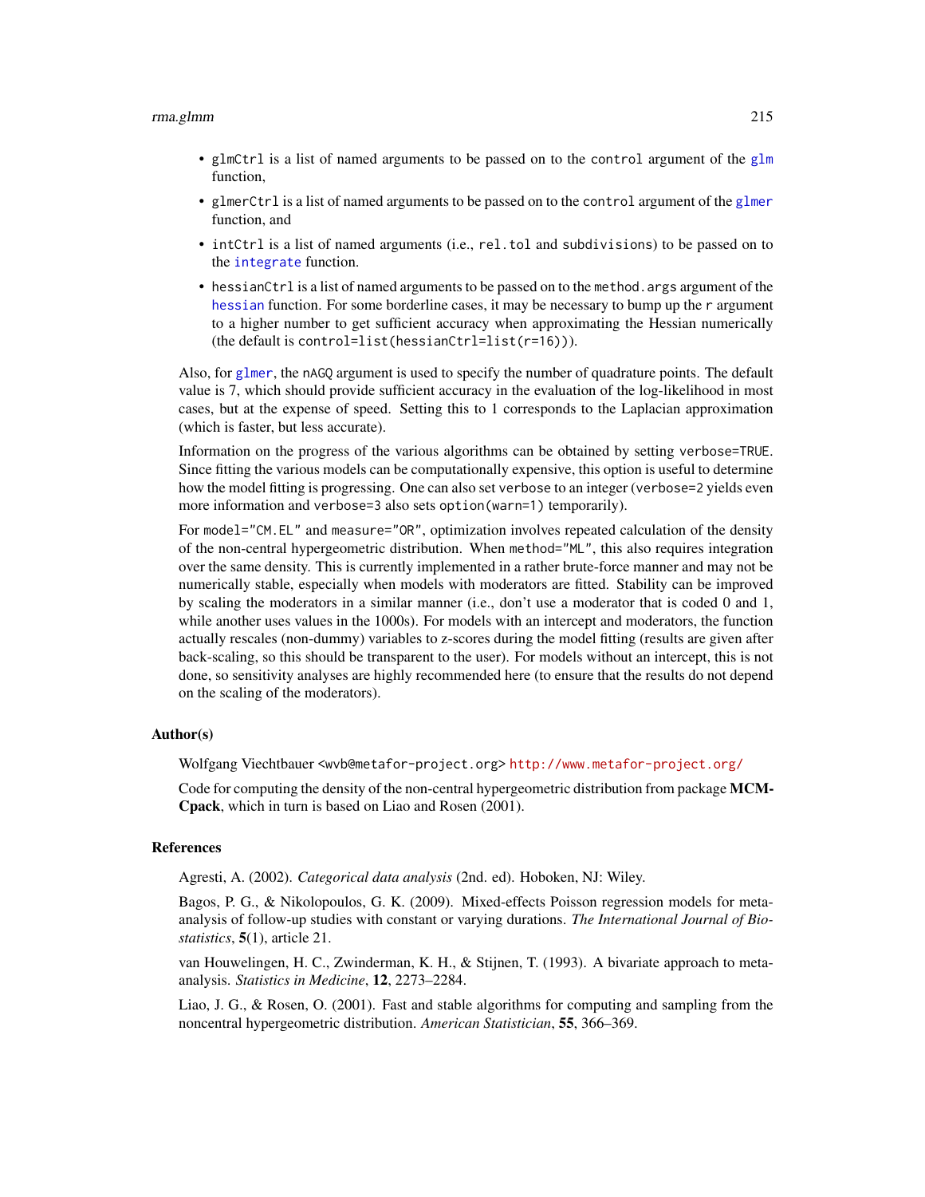- glmCtrl is a list of named arguments to be passed on to the control argument of the glm function,
- glmerCtrl is a list of named arguments to be passed on to the control argument of the glmer function, and
- intCtrl is a list of named arguments (i.e., rel.tol and subdivisions) to be passed on to the integrate function.
- hessianCtrl is a list of named arguments to be passed on to the method.args argument of the hessian function. For some borderline cases, it may be necessary to bump up the r argument to a higher number to get sufficient accuracy when approximating the Hessian numerically (the default is control=list(hessianCtrl=list(r=16))).

Also, for glmer, the nAGQ argument is used to specify the number of quadrature points. The default value is 7, which should provide sufficient accuracy in the evaluation of the log-likelihood in most cases, but at the expense of speed. Setting this to 1 corresponds to the Laplacian approximation (which is faster, but less accurate).

Information on the progress of the various algorithms can be obtained by setting verbose=TRUE. Since fitting the various models can be computationally expensive, this option is useful to determine how the model fitting is progressing. One can also set verbose to an integer (verbose=2 yields even more information and verbose=3 also sets option(warn=1) temporarily).

For model="CM.EL" and measure="OR", optimization involves repeated calculation of the density of the non-central hypergeometric distribution. When method="ML", this also requires integration over the same density. This is currently implemented in a rather brute-force manner and may not be numerically stable, especially when models with moderators are fitted. Stability can be improved by scaling the moderators in a similar manner (i.e., don't use a moderator that is coded 0 and 1, while another uses values in the 1000s). For models with an intercept and moderators, the function actually rescales (non-dummy) variables to z-scores during the model fitting (results are given after back-scaling, so this should be transparent to the user). For models without an intercept, this is not done, so sensitivity analyses are highly recommended here (to ensure that the results do not depend on the scaling of the moderators).

## Author(s)

Wolfgang Viechtbauer <wvb@metafor-project.org> http://www.metafor-project.org/

Code for computing the density of the non-central hypergeometric distribution from package **MCMCpack**, which in turn is based on Liao and Rosen (2001).

## References

Agresti, A. (2002). *Categorical data analysis* (2nd. ed). Hoboken, NJ: Wiley.

Bagos, P. G., & Nikolopoulos, G. K. (2009). Mixed-effects Poisson regression models for meta-analysis of follow-up studies with constant or varying durations. *The International Journal of Biostatistics*, **5**(1), article 21.

van Houwelingen, H. C., Zwinderman, K. H., & Stijnen, T. (1993). A bivariate approach to meta-analysis. *Statistics in Medicine*, **12**, 2273–2284.

Liao, J. G., & Rosen, O. (2001). Fast and stable algorithms for computing and sampling from the noncentral hypergeometric distribution. *American Statistician*, **55**, 366–369.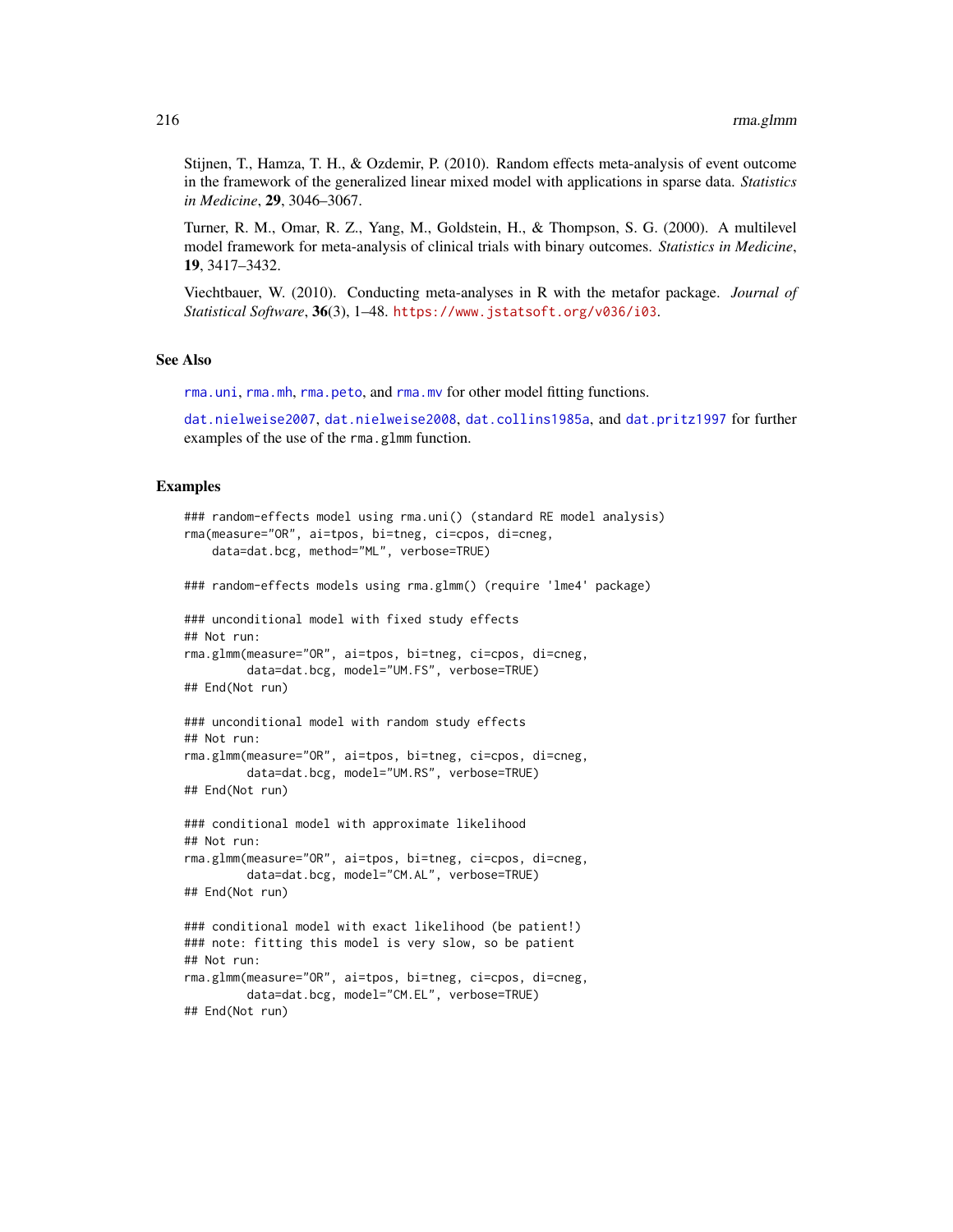Stijnen, T., Hamza, T. H., & Ozdemir, P. (2010). Random effects meta-analysis of event outcome in the framework of the generalized linear mixed model with applications in sparse data. *Statistics in Medicine*, **29**, 3046–3067.

Turner, R. M., Omar, R. Z., Yang, M., Goldstein, H., & Thompson, S. G. (2000). A multilevel model framework for meta-analysis of clinical trials with binary outcomes. *Statistics in Medicine*, **19**, 3417–3432.

Viechtbauer, W. (2010). Conducting meta-analyses in R with the metafor package. *Journal of Statistical Software*, **36**(3), 1–48. https://www.jstatsoft.org/v036/i03.

## See Also

rma.uni, rma.mh, rma.peto, and rma.mv for other model fitting functions.

dat.nielweise2007, dat.nielweise2008, dat.collins1985a, and dat.pritz1997 for further examples of the use of the rma.glmm function.

## Examples

```
### random-effects model using rma.uni() (standard RE model analysis)
rma(measure="OR", ai=tpos, bi=tneg, ci=cpos, di=cneg,
    data=dat.bcg, method="ML", verbose=TRUE)

### random-effects models using rma.glmm() (require 'lme4' package)

### unconditional model with fixed study effects
## Not run:
rma.glmm(measure="OR", ai=tpos, bi=tneg, ci=cpos, di=cneg,
         data=dat.bcg, model="UM.FS", verbose=TRUE)
## End(Not run)

### unconditional model with random study effects
## Not run:
rma.glmm(measure="OR", ai=tpos, bi=tneg, ci=cpos, di=cneg,
         data=dat.bcg, model="UM.RS", verbose=TRUE)
## End(Not run)

### conditional model with approximate likelihood
## Not run:
rma.glmm(measure="OR", ai=tpos, bi=tneg, ci=cpos, di=cneg,
         data=dat.bcg, model="CM.AL", verbose=TRUE)
## End(Not run)

### conditional model with exact likelihood (be patient!)
### note: fitting this model is very slow, so be patient
## Not run:
rma.glmm(measure="OR", ai=tpos, bi=tneg, ci=cpos, di=cneg,
         data=dat.bcg, model="CM.EL", verbose=TRUE)
## End(Not run)
```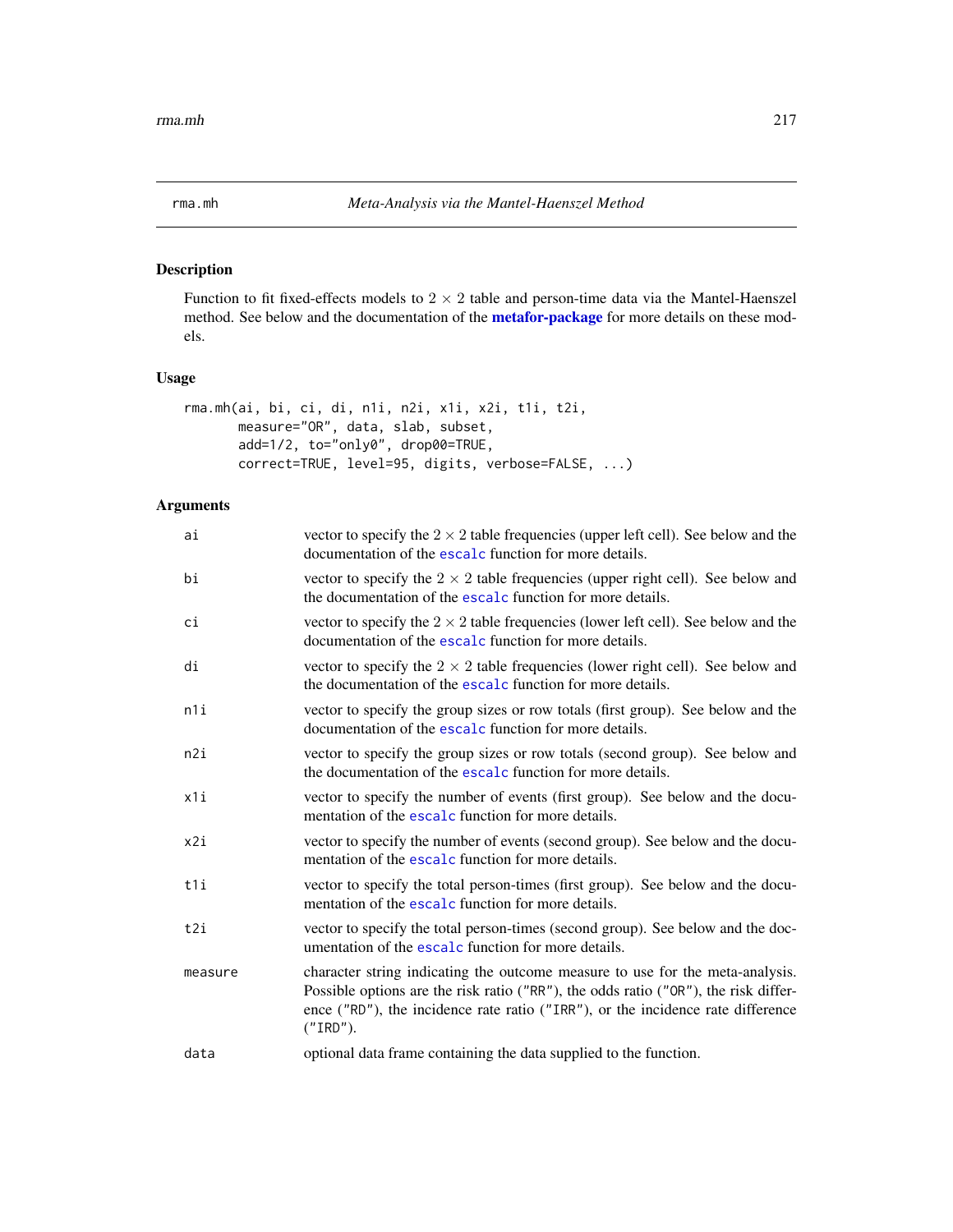rma.mh *Meta-Analysis via the Mantel-Haenszel Method*

## Description

Function to fit fixed-effects models to $2 \times 2$ table and person-time data via the Mantel-Haenszel method. See below and the documentation of the **metafor-package** for more details on these models.

## Usage

```
rma.mh(ai, bi, ci, di, n1i, n2i, x1i, x2i, t1i, t2i,
       measure="OR", data, slab, subset,
       add=1/2, to="only0", drop00=TRUE,
       correct=TRUE, level=95, digits, verbose=FALSE, ...)
```

## Arguments

| | |
|---|---|
| `ai` | vector to specify the $2 \times 2$ table frequencies (upper left cell). See below and the documentation of the `escalc` function for more details. |
| `bi` | vector to specify the $2 \times 2$ table frequencies (upper right cell). See below and the documentation of the `escalc` function for more details. |
| `ci` | vector to specify the $2 \times 2$ table frequencies (lower left cell). See below and the documentation of the `escalc` function for more details. |
| `di` | vector to specify the $2 \times 2$ table frequencies (lower right cell). See below and the documentation of the `escalc` function for more details. |
| `n1i` | vector to specify the group sizes or row totals (first group). See below and the documentation of the `escalc` function for more details. |
| `n2i` | vector to specify the group sizes or row totals (second group). See below and the documentation of the `escalc` function for more details. |
| `x1i` | vector to specify the number of events (first group). See below and the documentation of the `escalc` function for more details. |
| `x2i` | vector to specify the number of events (second group). See below and the documentation of the `escalc` function for more details. |
| `t1i` | vector to specify the total person-times (first group). See below and the documentation of the `escalc` function for more details. |
| `t2i` | vector to specify the total person-times (second group). See below and the documentation of the `escalc` function for more details. |
| `measure` | character string indicating the outcome measure to use for the meta-analysis. Possible options are the risk ratio (`"RR"`), the odds ratio (`"OR"`), the risk difference (`"RD"`), the incidence rate ratio (`"IRR"`), or the incidence rate difference (`"IRD"`). |
| `data` | optional data frame containing the data supplied to the function. |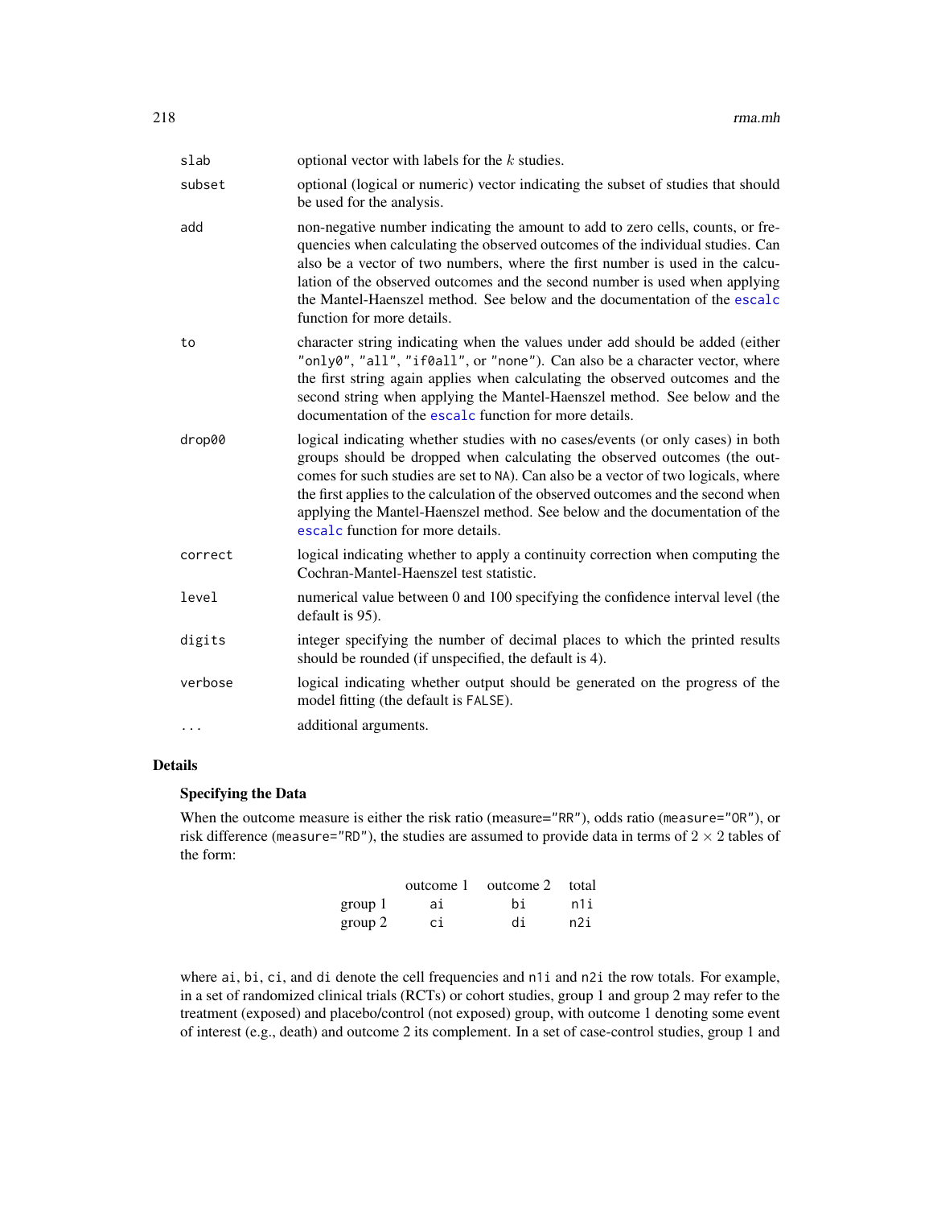| | |
|---|---|
| `slab` | optional vector with labels for the $k$ studies. |
| `subset` | optional (logical or numeric) vector indicating the subset of studies that should be used for the analysis. |
| `add` | non-negative number indicating the amount to add to zero cells, counts, or frequencies when calculating the observed outcomes of the individual studies. Can also be a vector of two numbers, where the first number is used in the calculation of the observed outcomes and the second number is used when applying the Mantel-Haenszel method. See below and the documentation of the `escalc` function for more details. |
| `to` | character string indicating when the values under add should be added (either `"only0"`, `"all"`, `"if0all"`, or `"none"`). Can also be a character vector, where the first string again applies when calculating the observed outcomes and the second string when applying the Mantel-Haenszel method. See below and the documentation of the `escalc` function for more details. |
| `drop00` | logical indicating whether studies with no cases/events (or only cases) in both groups should be dropped when calculating the observed outcomes (the outcomes for such studies are set to `NA`). Can also be a vector of two logicals, where the first applies to the calculation of the observed outcomes and the second when applying the Mantel-Haenszel method. See below and the documentation of the `escalc` function for more details. |
| `correct` | logical indicating whether to apply a continuity correction when computing the Cochran-Mantel-Haenszel test statistic. |
| `level` | numerical value between 0 and 100 specifying the confidence interval level (the default is 95). |
| `digits` | integer specifying the number of decimal places to which the printed results should be rounded (if unspecified, the default is 4). |
| `verbose` | logical indicating whether output should be generated on the progress of the model fitting (the default is `FALSE`). |
| `...` | additional arguments. |

## Details

### Specifying the Data

When the outcome measure is either the risk ratio (`measure="RR"`), odds ratio (`measure="OR"`), or risk difference (`measure="RD"`), the studies are assumed to provide data in terms of $2 \times 2$ tables of the form:

| | outcome 1 | outcome 2 | total |
|---|---|---|---|
| group 1 | `ai` | `bi` | `n1i` |
| group 2 | `ci` | `di` | `n2i` |

where `ai`, `bi`, `ci`, and `di` denote the cell frequencies and `n1i` and `n2i` the row totals. For example, in a set of randomized clinical trials (RCTs) or cohort studies, group 1 and group 2 may refer to the treatment (exposed) and placebo/control (not exposed) group, with outcome 1 denoting some event of interest (e.g., death) and outcome 2 its complement. In a set of case-control studies, group 1 and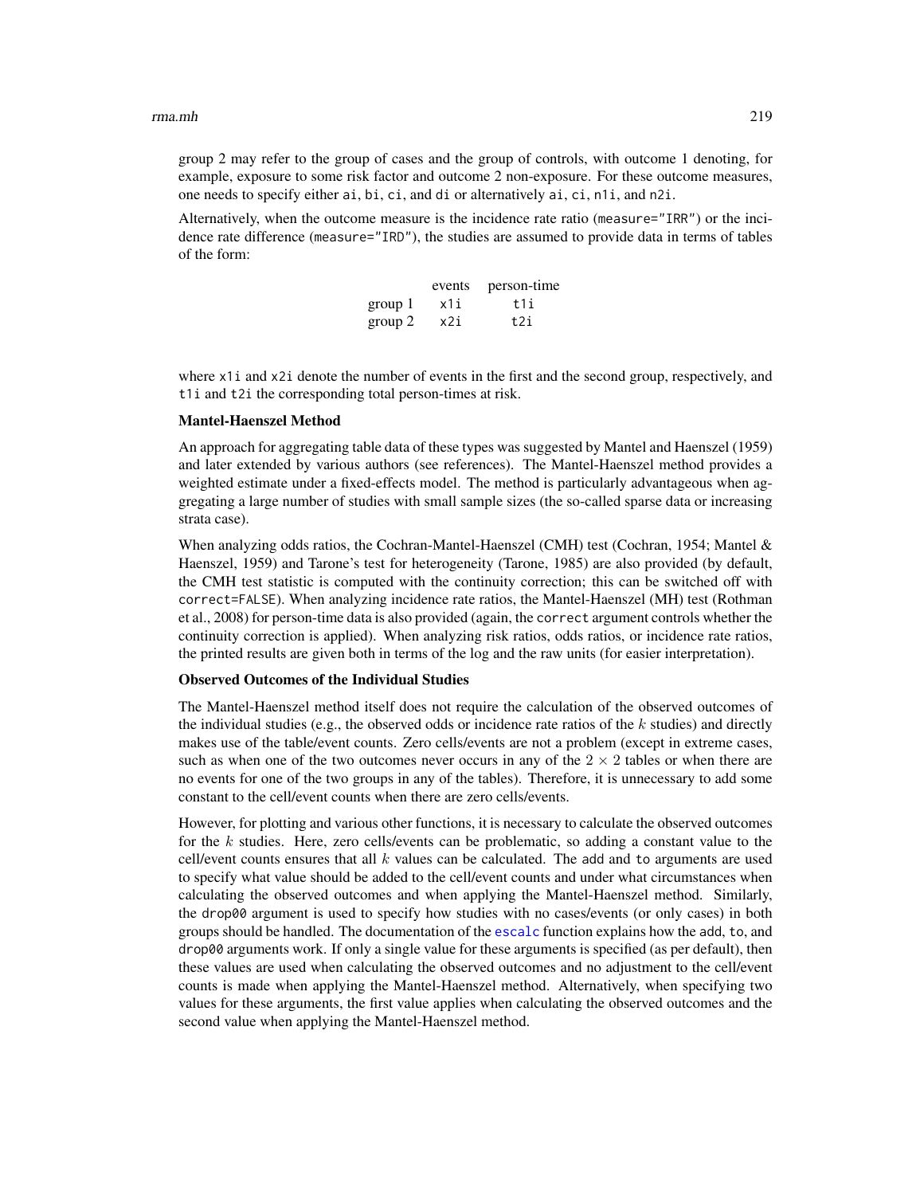group 2 may refer to the group of cases and the group of controls, with outcome 1 denoting, for example, exposure to some risk factor and outcome 2 non-exposure. For these outcome measures, one needs to specify either `ai`, `bi`, `ci`, and `di` or alternatively `ai`, `ci`, `n1i`, and `n2i`.

Alternatively, when the outcome measure is the incidence rate ratio (`measure="IRR"`) or the incidence rate difference (`measure="IRD"`), the studies are assumed to provide data in terms of tables of the form:

| | events | person-time |
|---|---|---|
| group 1 | x1i | t1i |
| group 2 | x2i | t2i |

where `x1i` and `x2i` denote the number of events in the first and the second group, respectively, and `t1i` and `t2i` the corresponding total person-times at risk.

**Mantel-Haenszel Method**

An approach for aggregating table data of these types was suggested by Mantel and Haenszel (1959) and later extended by various authors (see references). The Mantel-Haenszel method provides a weighted estimate under a fixed-effects model. The method is particularly advantageous when aggregating a large number of studies with small sample sizes (the so-called sparse data or increasing strata case).

When analyzing odds ratios, the Cochran-Mantel-Haenszel (CMH) test (Cochran, 1954; Mantel & Haenszel, 1959) and Tarone's test for heterogeneity (Tarone, 1985) are also provided (by default, the CMH test statistic is computed with the continuity correction; this can be switched off with `correct=FALSE`). When analyzing incidence rate ratios, the Mantel-Haenszel (MH) test (Rothman et al., 2008) for person-time data is also provided (again, the `correct` argument controls whether the continuity correction is applied). When analyzing risk ratios, odds ratios, or incidence rate ratios, the printed results are given both in terms of the log and the raw units (for easier interpretation).

**Observed Outcomes of the Individual Studies**

The Mantel-Haenszel method itself does not require the calculation of the observed outcomes of the individual studies (e.g., the observed odds or incidence rate ratios of the $k$ studies) and directly makes use of the table/event counts. Zero cells/events are not a problem (except in extreme cases, such as when one of the two outcomes never occurs in any of the $2 \times 2$ tables or when there are no events for one of the two groups in any of the tables). Therefore, it is unnecessary to add some constant to the cell/event counts when there are zero cells/events.

However, for plotting and various other functions, it is necessary to calculate the observed outcomes for the $k$ studies. Here, zero cells/events can be problematic, so adding a constant value to the cell/event counts ensures that all $k$ values can be calculated. The `add` and `to` arguments are used to specify what value should be added to the cell/event counts and under what circumstances when calculating the observed outcomes and when applying the Mantel-Haenszel method. Similarly, the `drop00` argument is used to specify how studies with no cases/events (or only cases) in both groups should be handled. The documentation of the `escalc` function explains how the `add`, `to`, and `drop00` arguments work. If only a single value for these arguments is specified (as per default), then these values are used when calculating the observed outcomes and no adjustment to the cell/event counts is made when applying the Mantel-Haenszel method. Alternatively, when specifying two values for these arguments, the first value applies when calculating the observed outcomes and the second value when applying the Mantel-Haenszel method.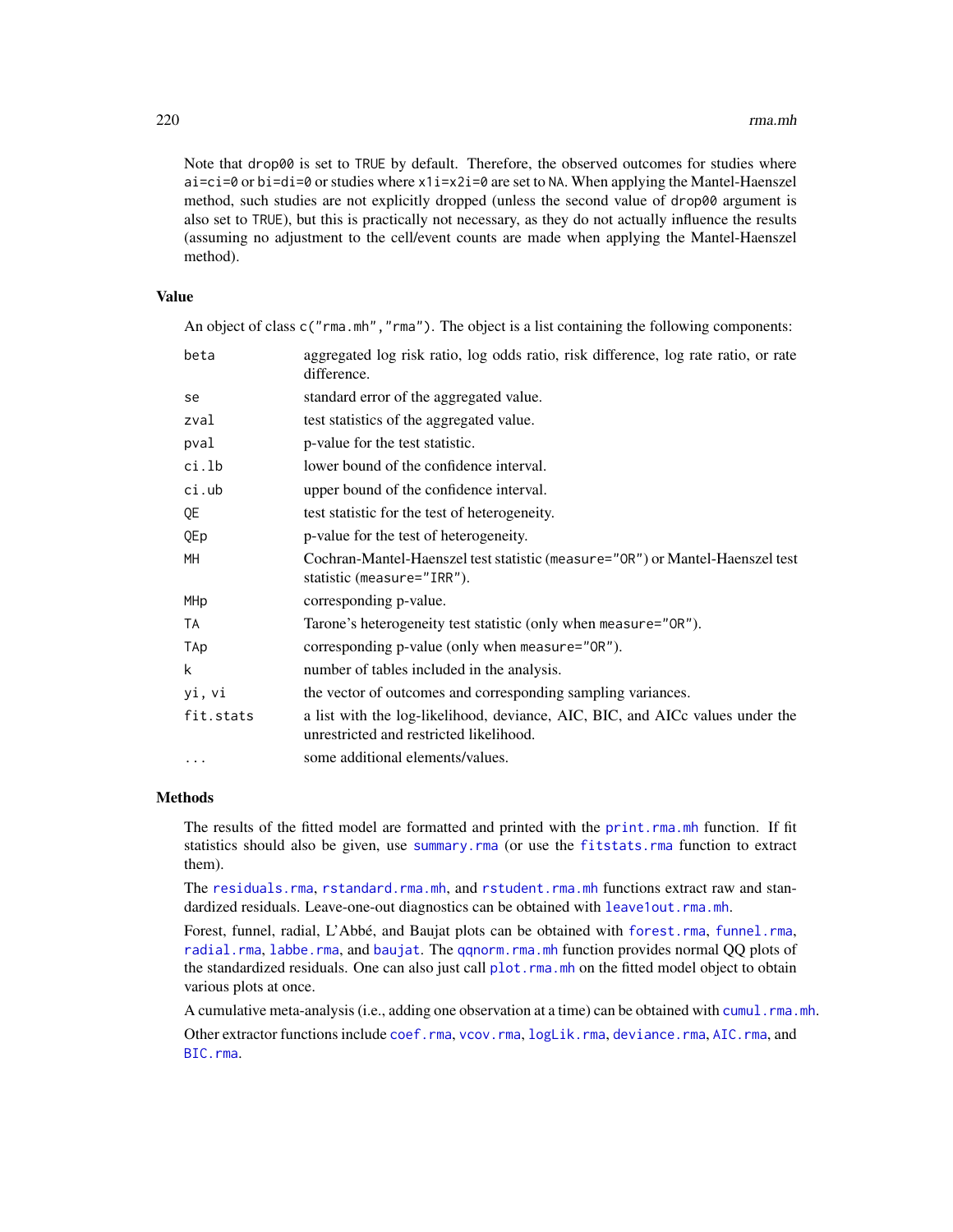Note that `drop00` is set to `TRUE` by default. Therefore, the observed outcomes for studies where `ai=ci=0` or `bi=di=0` or studies where `x1i=x2i=0` are set to `NA`. When applying the Mantel-Haenszel method, such studies are not explicitly dropped (unless the second value of `drop00` argument is also set to `TRUE`), but this is practically not necessary, as they do not actually influence the results (assuming no adjustment to the cell/event counts are made when applying the Mantel-Haenszel method).

### Value

An object of class `c("rma.mh","rma")`. The object is a list containing the following components:

| | |
|---|---|
| `beta` | aggregated log risk ratio, log odds ratio, risk difference, log rate ratio, or rate difference. |
| `se` | standard error of the aggregated value. |
| `zval` | test statistics of the aggregated value. |
| `pval` | p-value for the test statistic. |
| `ci.lb` | lower bound of the confidence interval. |
| `ci.ub` | upper bound of the confidence interval. |
| `QE` | test statistic for the test of heterogeneity. |
| `QEp` | p-value for the test of heterogeneity. |
| `MH` | Cochran-Mantel-Haenszel test statistic (`measure="OR"`) or Mantel-Haenszel test statistic (`measure="IRR"`). |
| `MHp` | corresponding p-value. |
| `TA` | Tarone's heterogeneity test statistic (only when `measure="OR"`). |
| `TAp` | corresponding p-value (only when `measure="OR"`). |
| `k` | number of tables included in the analysis. |
| `yi, vi` | the vector of outcomes and corresponding sampling variances. |
| `fit.stats` | a list with the log-likelihood, deviance, AIC, BIC, and AICc values under the unrestricted and restricted likelihood. |
| `...` | some additional elements/values. |

### Methods

The results of the fitted model are formatted and printed with the `print.rma.mh` function. If fit statistics should also be given, use `summary.rma` (or use the `fitstats.rma` function to extract them).

The `residuals.rma`, `rstandard.rma.mh`, and `rstudent.rma.mh` functions extract raw and standardized residuals. Leave-one-out diagnostics can be obtained with `leave1out.rma.mh`.

Forest, funnel, radial, L'Abbé, and Baujat plots can be obtained with `forest.rma`, `funnel.rma`, `radial.rma`, `labbe.rma`, and `baujat`. The `qqnorm.rma.mh` function provides normal QQ plots of the standardized residuals. One can also just call `plot.rma.mh` on the fitted model object to obtain various plots at once.

A cumulative meta-analysis (i.e., adding one observation at a time) can be obtained with `cumul.rma.mh`.

Other extractor functions include `coef.rma`, `vcov.rma`, `logLik.rma`, `deviance.rma`, `AIC.rma`, and `BIC.rma`.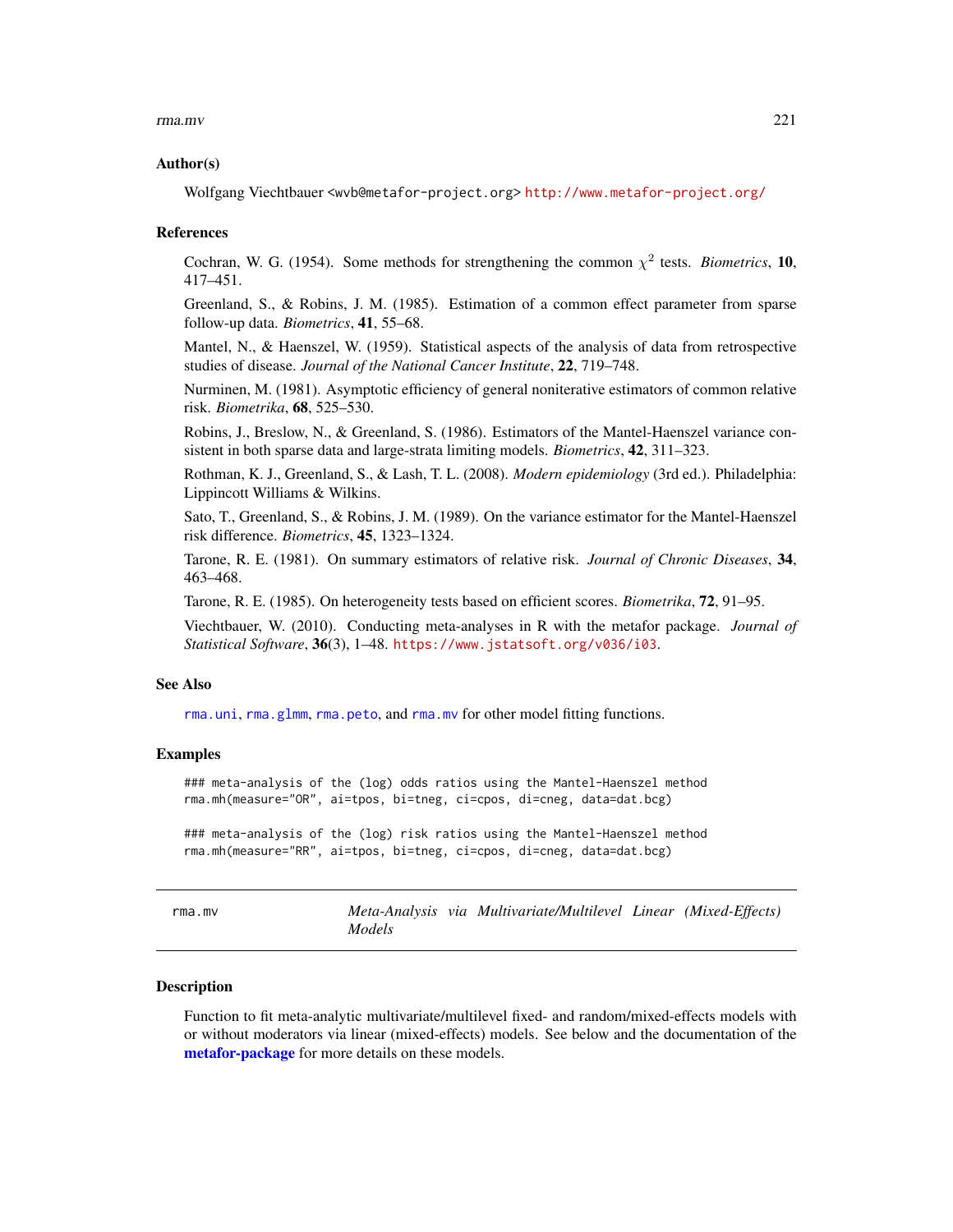### Author(s)

Wolfgang Viechtbauer <wvb@metafor-project.org> http://www.metafor-project.org/

### References

Cochran, W. G. (1954). Some methods for strengthening the common $\chi^2$ tests. *Biometrics*, **10**, 417–451.

Greenland, S., & Robins, J. M. (1985). Estimation of a common effect parameter from sparse follow-up data. *Biometrics*, **41**, 55–68.

Mantel, N., & Haenszel, W. (1959). Statistical aspects of the analysis of data from retrospective studies of disease. *Journal of the National Cancer Institute*, **22**, 719–748.

Nurminen, M. (1981). Asymptotic efficiency of general noniterative estimators of common relative risk. *Biometrika*, **68**, 525–530.

Robins, J., Breslow, N., & Greenland, S. (1986). Estimators of the Mantel-Haenszel variance consistent in both sparse data and large-strata limiting models. *Biometrics*, **42**, 311–323.

Rothman, K. J., Greenland, S., & Lash, T. L. (2008). *Modern epidemiology* (3rd ed.). Philadelphia: Lippincott Williams & Wilkins.

Sato, T., Greenland, S., & Robins, J. M. (1989). On the variance estimator for the Mantel-Haenszel risk difference. *Biometrics*, **45**, 1323–1324.

Tarone, R. E. (1981). On summary estimators of relative risk. *Journal of Chronic Diseases*, **34**, 463–468.

Tarone, R. E. (1985). On heterogeneity tests based on efficient scores. *Biometrika*, **72**, 91–95.

Viechtbauer, W. (2010). Conducting meta-analyses in R with the metafor package. *Journal of Statistical Software*, **36**(3), 1–48. https://www.jstatsoft.org/v036/i03.

### See Also

`rma.uni`, `rma.glmm`, `rma.peto`, and `rma.mv` for other model fitting functions.

### Examples

```
### meta-analysis of the (log) odds ratios using the Mantel-Haenszel method
rma.mh(measure="OR", ai=tpos, bi=tneg, ci=cpos, di=cneg, data=dat.bcg)

### meta-analysis of the (log) risk ratios using the Mantel-Haenszel method
rma.mh(measure="RR", ai=tpos, bi=tneg, ci=cpos, di=cneg, data=dat.bcg)
```

---

## rma.mv — *Meta-Analysis via Multivariate/Multilevel Linear (Mixed-Effects) Models*

### Description

Function to fit meta-analytic multivariate/multilevel fixed- and random/mixed-effects models with or without moderators via linear (mixed-effects) models. See below and the documentation of the **metafor-package** for more details on these models.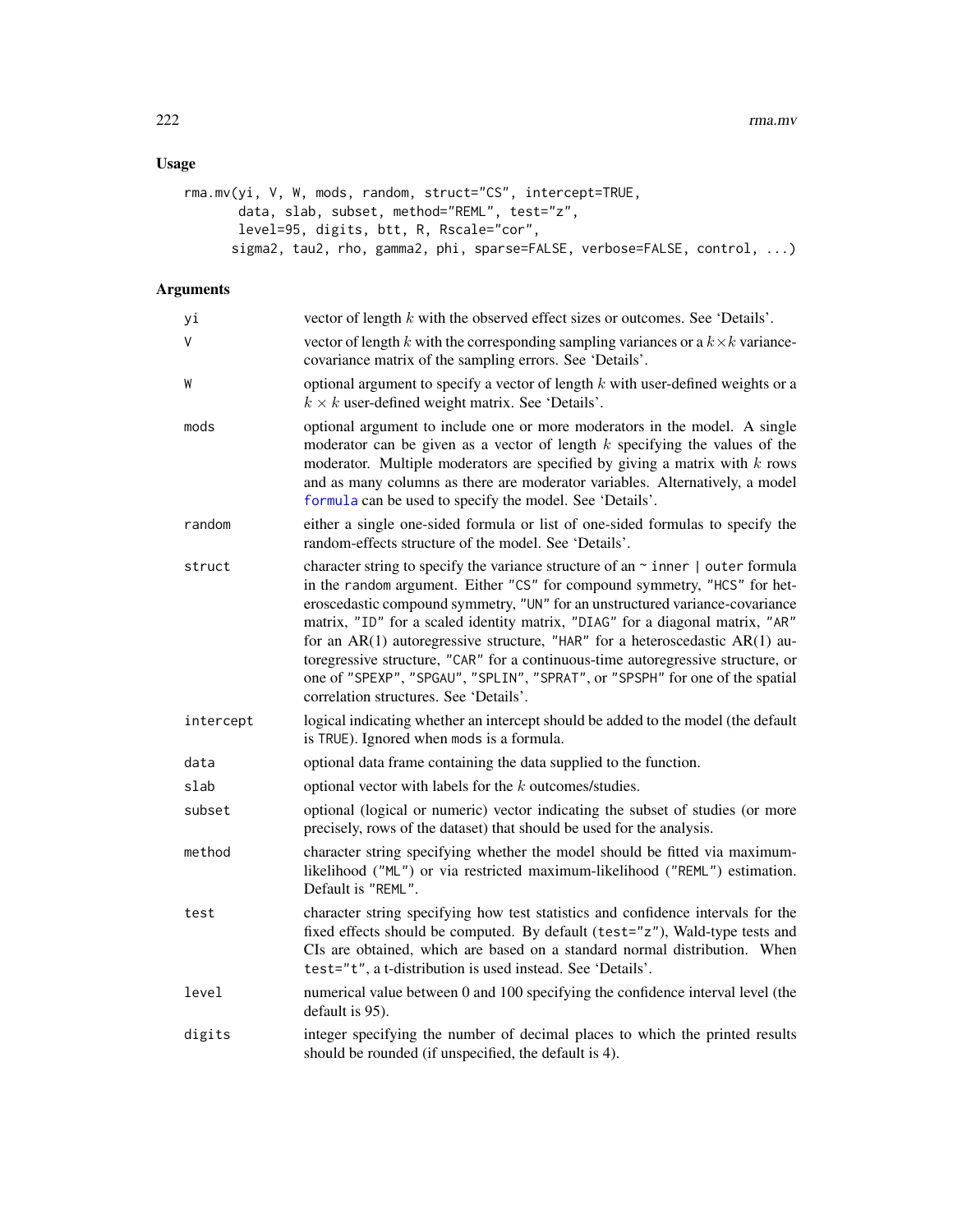## Usage

```
rma.mv(yi, V, W, mods, random, struct="CS", intercept=TRUE,
       data, slab, subset, method="REML", test="z",
       level=95, digits, btt, R, Rscale="cor",
      sigma2, tau2, rho, gamma2, phi, sparse=FALSE, verbose=FALSE, control, ...)
```

## Arguments

| | |
|---|---|
| `yi` | vector of length $k$ with the observed effect sizes or outcomes. See 'Details'. |
| `V` | vector of length $k$ with the corresponding sampling variances or a $k \times k$ variance-covariance matrix of the sampling errors. See 'Details'. |
| `W` | optional argument to specify a vector of length $k$ with user-defined weights or a $k \times k$ user-defined weight matrix. See 'Details'. |
| `mods` | optional argument to include one or more moderators in the model. A single moderator can be given as a vector of length $k$ specifying the values of the moderator. Multiple moderators are specified by giving a matrix with $k$ rows and as many columns as there are moderator variables. Alternatively, a model `formula` can be used to specify the model. See 'Details'. |
| `random` | either a single one-sided formula or list of one-sided formulas to specify the random-effects structure of the model. See 'Details'. |
| `struct` | character string to specify the variance structure of an `~ inner \| outer` formula in the `random` argument. Either `"CS"` for compound symmetry, `"HCS"` for heteroscedastic compound symmetry, `"UN"` for an unstructured variance-covariance matrix, `"ID"` for a scaled identity matrix, `"DIAG"` for a diagonal matrix, `"AR"` for an AR(1) autoregressive structure, `"HAR"` for a heteroscedastic AR(1) autoregressive structure, `"CAR"` for a continuous-time autoregressive structure, or one of `"SPEXP"`, `"SPGAU"`, `"SPLIN"`, `"SPRAT"`, or `"SPSPH"` for one of the spatial correlation structures. See 'Details'. |
| `intercept` | logical indicating whether an intercept should be added to the model (the default is `TRUE`). Ignored when `mods` is a formula. |
| `data` | optional data frame containing the data supplied to the function. |
| `slab` | optional vector with labels for the $k$ outcomes/studies. |
| `subset` | optional (logical or numeric) vector indicating the subset of studies (or more precisely, rows of the dataset) that should be used for the analysis. |
| `method` | character string specifying whether the model should be fitted via maximum-likelihood (`"ML"`) or via restricted maximum-likelihood (`"REML"`) estimation. Default is `"REML"`. |
| `test` | character string specifying how test statistics and confidence intervals for the fixed effects should be computed. By default (`test="z"`), Wald-type tests and CIs are obtained, which are based on a standard normal distribution. When `test="t"`, a t-distribution is used instead. See 'Details'. |
| `level` | numerical value between 0 and 100 specifying the confidence interval level (the default is 95). |
| `digits` | integer specifying the number of decimal places to which the printed results should be rounded (if unspecified, the default is 4). |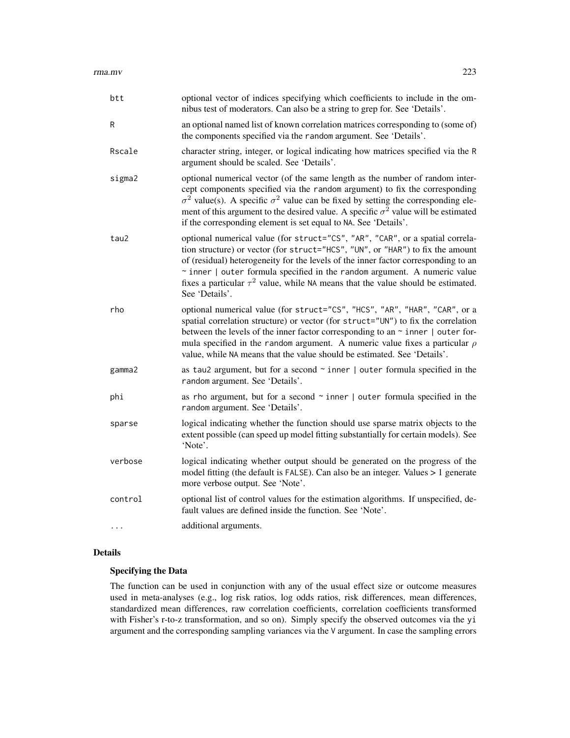| | |
|---|---|
| `btt` | optional vector of indices specifying which coefficients to include in the omnibus test of moderators. Can also be a string to grep for. See 'Details'. |
| `R` | an optional named list of known correlation matrices corresponding to (some of) the components specified via the `random` argument. See 'Details'. |
| `Rscale` | character string, integer, or logical indicating how matrices specified via the `R` argument should be scaled. See 'Details'. |
| `sigma2` | optional numerical vector (of the same length as the number of random intercept components specified via the `random` argument) to fix the corresponding $\sigma^2$ value(s). A specific $\sigma^2$ value can be fixed by setting the corresponding element of this argument to the desired value. A specific $\sigma^2$ value will be estimated if the corresponding element is set equal to `NA`. See 'Details'. |
| `tau2` | optional numerical value (for `struct="CS"`, `"AR"`, `"CAR"`, or a spatial correlation structure) or vector (for `struct="HCS"`, `"UN"`, or `"HAR"`) to fix the amount of (residual) heterogeneity for the levels of the inner factor corresponding to an `~ inner \| outer` formula specified in the `random` argument. A numeric value fixes a particular $\tau^2$ value, while `NA` means that the value should be estimated. See 'Details'. |
| `rho` | optional numerical value (for `struct="CS"`, `"HCS"`, `"AR"`, `"HAR"`, `"CAR"`, or a spatial correlation structure) or vector (for `struct="UN"`) to fix the correlation between the levels of the inner factor corresponding to an `~ inner \| outer` formula specified in the `random` argument. A numeric value fixes a particular $\rho$ value, while `NA` means that the value should be estimated. See 'Details'. |
| `gamma2` | as `tau2` argument, but for a second `~ inner \| outer` formula specified in the `random` argument. See 'Details'. |
| `phi` | as `rho` argument, but for a second `~ inner \| outer` formula specified in the `random` argument. See 'Details'. |
| `sparse` | logical indicating whether the function should use sparse matrix objects to the extent possible (can speed up model fitting substantially for certain models). See 'Note'. |
| `verbose` | logical indicating whether output should be generated on the progress of the model fitting (the default is `FALSE`). Can also be an integer. Values > 1 generate more verbose output. See 'Note'. |
| `control` | optional list of control values for the estimation algorithms. If unspecified, default values are defined inside the function. See 'Note'. |
| `...` | additional arguments. |

## Details

### Specifying the Data

The function can be used in conjunction with any of the usual effect size or outcome measures used in meta-analyses (e.g., log risk ratios, log odds ratios, risk differences, mean differences, standardized mean differences, raw correlation coefficients, correlation coefficients transformed with Fisher's r-to-z transformation, and so on). Simply specify the observed outcomes via the `yi` argument and the corresponding sampling variances via the `V` argument. In case the sampling errors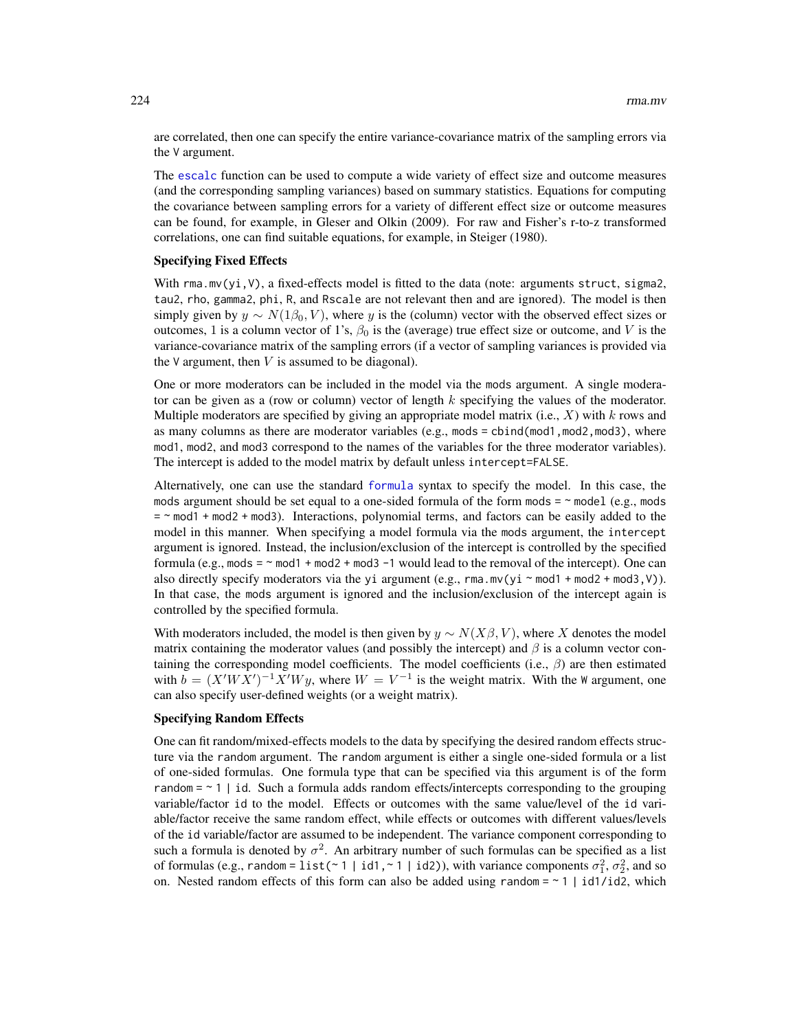are correlated, then one can specify the entire variance-covariance matrix of the sampling errors via the `V` argument.

The `escalc` function can be used to compute a wide variety of effect size and outcome measures (and the corresponding sampling variances) based on summary statistics. Equations for computing the covariance between sampling errors for a variety of different effect size or outcome measures can be found, for example, in Gleser and Olkin (2009). For raw and Fisher's r-to-z transformed correlations, one can find suitable equations, for example, in Steiger (1980).

**Specifying Fixed Effects**

With `rma.mv(yi,V)`, a fixed-effects model is fitted to the data (note: arguments `struct`, `sigma2`, `tau2`, `rho`, `gamma2`, `phi`, `R`, and `Rscale` are not relevant then and are ignored). The model is then simply given by $y \sim N(1\beta_0, V)$, where $y$ is the (column) vector with the observed effect sizes or outcomes, 1 is a column vector of 1's, $\beta_0$ is the (average) true effect size or outcome, and $V$ is the variance-covariance matrix of the sampling errors (if a vector of sampling variances is provided via the `V` argument, then $V$ is assumed to be diagonal).

One or more moderators can be included in the model via the `mods` argument. A single moderator can be given as a (row or column) vector of length $k$ specifying the values of the moderator. Multiple moderators are specified by giving an appropriate model matrix (i.e., $X$) with $k$ rows and as many columns as there are moderator variables (e.g., `mods = cbind(mod1,mod2,mod3)`, where `mod1`, `mod2`, and `mod3` correspond to the names of the variables for the three moderator variables). The intercept is added to the model matrix by default unless `intercept=FALSE`.

Alternatively, one can use the standard `formula` syntax to specify the model. In this case, the `mods` argument should be set equal to a one-sided formula of the form `mods = ~ model` (e.g., `mods = ~ mod1 + mod2 + mod3`). Interactions, polynomial terms, and factors can be easily added to the model in this manner. When specifying a model formula via the `mods` argument, the `intercept` argument is ignored. Instead, the inclusion/exclusion of the intercept is controlled by the specified formula (e.g., `mods = ~ mod1 + mod2 + mod3 -1` would lead to the removal of the intercept). One can also directly specify moderators via the `yi` argument (e.g., `rma.mv(yi ~ mod1 + mod2 + mod3,V)`). In that case, the `mods` argument is ignored and the inclusion/exclusion of the intercept again is controlled by the specified formula.

With moderators included, the model is then given by $y \sim N(X\beta, V)$, where $X$ denotes the model matrix containing the moderator values (and possibly the intercept) and $\beta$ is a column vector containing the corresponding model coefficients. The model coefficients (i.e., $\beta$) are then estimated with $b = (X'WX')^{-1}X'Wy$, where $W = V^{-1}$ is the weight matrix. With the `W` argument, one can also specify user-defined weights (or a weight matrix).

**Specifying Random Effects**

One can fit random/mixed-effects models to the data by specifying the desired random effects structure via the `random` argument. The `random` argument is either a single one-sided formula or a list of one-sided formulas. One formula type that can be specified via this argument is of the form `random = ~ 1 | id`. Such a formula adds random effects/intercepts corresponding to the grouping variable/factor `id` to the model. Effects or outcomes with the same value/level of the `id` variable/factor receive the same random effect, while effects or outcomes with different values/levels of the `id` variable/factor are assumed to be independent. The variance component corresponding to such a formula is denoted by $\sigma^2$. An arbitrary number of such formulas can be specified as a list of formulas (e.g., `random = list(~ 1 | id1, ~ 1 | id2)`), with variance components $\sigma_1^2$, $\sigma_2^2$, and so on. Nested random effects of this form can also be added using `random = ~ 1 | id1/id2`, which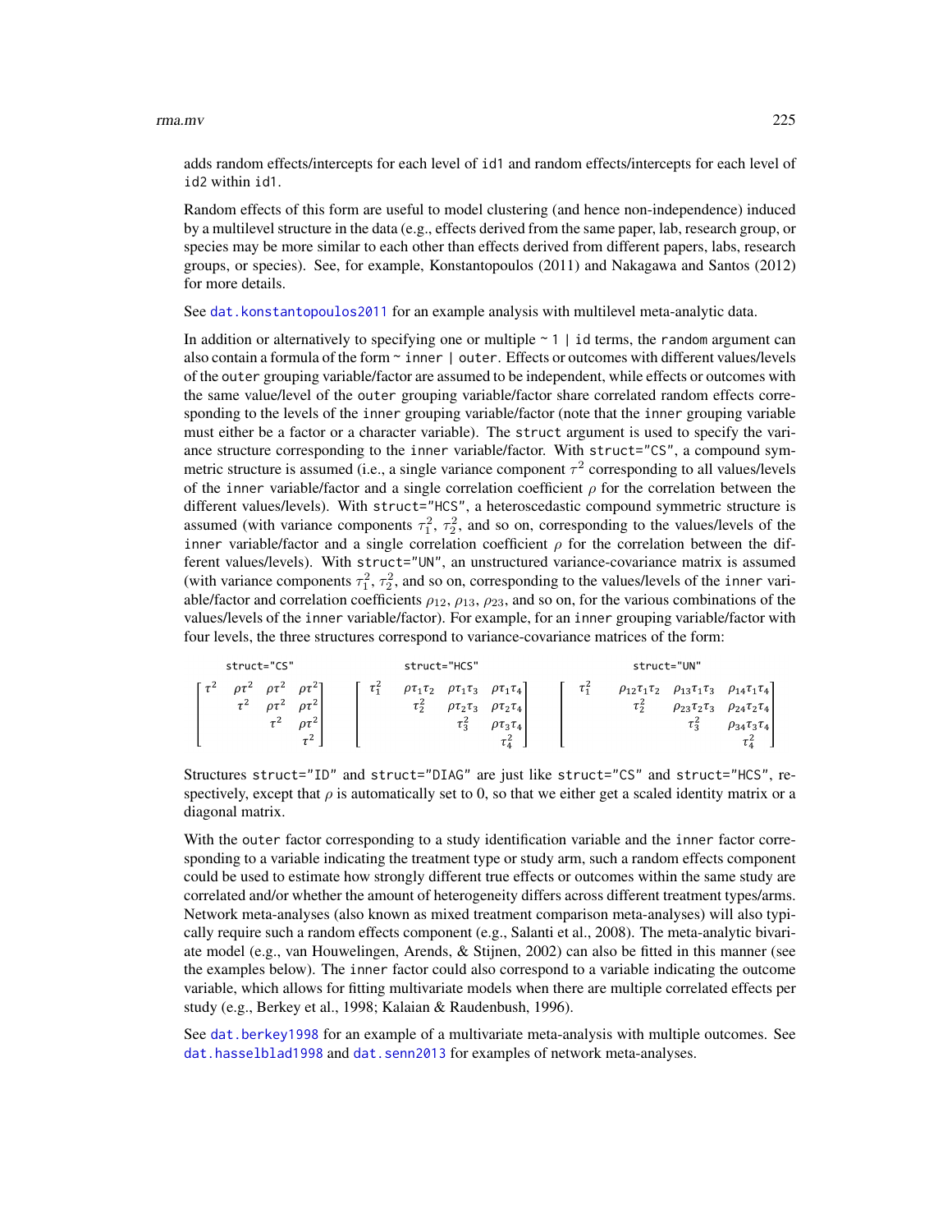adds random effects/intercepts for each level of `id1` and random effects/intercepts for each level of `id2` within `id1`.

Random effects of this form are useful to model clustering (and hence non-independence) induced by a multilevel structure in the data (e.g., effects derived from the same paper, lab, research group, or species may be more similar to each other than effects derived from different papers, labs, research groups, or species). See, for example, Konstantopoulos (2011) and Nakagawa and Santos (2012) for more details.

See `dat.konstantopoulos2011` for an example analysis with multilevel meta-analytic data.

In addition or alternatively to specifying one or multiple `~ 1 | id` terms, the `random` argument can also contain a formula of the form `~ inner | outer`. Effects or outcomes with different values/levels of the `outer` grouping variable/factor are assumed to be independent, while effects or outcomes with the same value/level of the `outer` grouping variable/factor share correlated random effects corresponding to the levels of the `inner` grouping variable/factor (note that the `inner` grouping variable must either be a factor or a character variable). The `struct` argument is used to specify the variance structure corresponding to the `inner` variable/factor. With `struct="CS"`, a compound symmetric structure is assumed (i.e., a single variance component $\tau^2$ corresponding to all values/levels of the `inner` variable/factor and a single correlation coefficient $\rho$ for the correlation between the different values/levels). With `struct="HCS"`, a heteroscedastic compound symmetric structure is assumed (with variance components $\tau_1^2$, $\tau_2^2$, and so on, corresponding to the values/levels of the `inner` variable/factor and a single correlation coefficient $\rho$ for the correlation between the different values/levels). With `struct="UN"`, an unstructured variance-covariance matrix is assumed (with variance components $\tau_1^2$, $\tau_2^2$, and so on, corresponding to the values/levels of the `inner` variable/factor and correlation coefficients $\rho_{12}$, $\rho_{13}$, $\rho_{23}$, and so on, for the various combinations of the values/levels of the `inner` variable/factor). For example, for an `inner` grouping variable/factor with four levels, the three structures correspond to variance-covariance matrices of the form:

struct="CS" $\quad$ struct="HCS" $\quad$ struct="UN"

$$
\begin{bmatrix} \tau^2 & \rho\tau^2 & \rho\tau^2 & \rho\tau^2 \\ & \tau^2 & \rho\tau^2 & \rho\tau^2 \\ & & \tau^2 & \rho\tau^2 \\ & & & \tau^2 \end{bmatrix}
\quad
\begin{bmatrix} \tau_1^2 & \rho\tau_1\tau_2 & \rho\tau_1\tau_3 & \rho\tau_1\tau_4 \\ & \tau_2^2 & \rho\tau_2\tau_3 & \rho\tau_2\tau_4 \\ & & \tau_3^2 & \rho\tau_3\tau_4 \\ & & & \tau_4^2 \end{bmatrix}
\quad
\begin{bmatrix} \tau_1^2 & \rho_{12}\tau_1\tau_2 & \rho_{13}\tau_1\tau_3 & \rho_{14}\tau_1\tau_4 \\ & \tau_2^2 & \rho_{23}\tau_2\tau_3 & \rho_{24}\tau_2\tau_4 \\ & & \tau_3^2 & \rho_{34}\tau_3\tau_4 \\ & & & \tau_4^2 \end{bmatrix}
$$

Structures `struct="ID"` and `struct="DIAG"` are just like `struct="CS"` and `struct="HCS"`, respectively, except that $\rho$ is automatically set to 0, so that we either get a scaled identity matrix or a diagonal matrix.

With the `outer` factor corresponding to a study identification variable and the `inner` factor corresponding to a variable indicating the treatment type or study arm, such a random effects component could be used to estimate how strongly different true effects or outcomes within the same study are correlated and/or whether the amount of heterogeneity differs across different treatment types/arms. Network meta-analyses (also known as mixed treatment comparison meta-analyses) will also typically require such a random effects component (e.g., Salanti et al., 2008). The meta-analytic bivariate model (e.g., van Houwelingen, Arends, & Stijnen, 2002) can also be fitted in this manner (see the examples below). The `inner` factor could also correspond to a variable indicating the outcome variable, which allows for fitting multivariate models when there are multiple correlated effects per study (e.g., Berkey et al., 1998; Kalaian & Raudenbush, 1996).

See `dat.berkey1998` for an example of a multivariate meta-analysis with multiple outcomes. See `dat.hasselblad1998` and `dat.senn2013` for examples of network meta-analyses.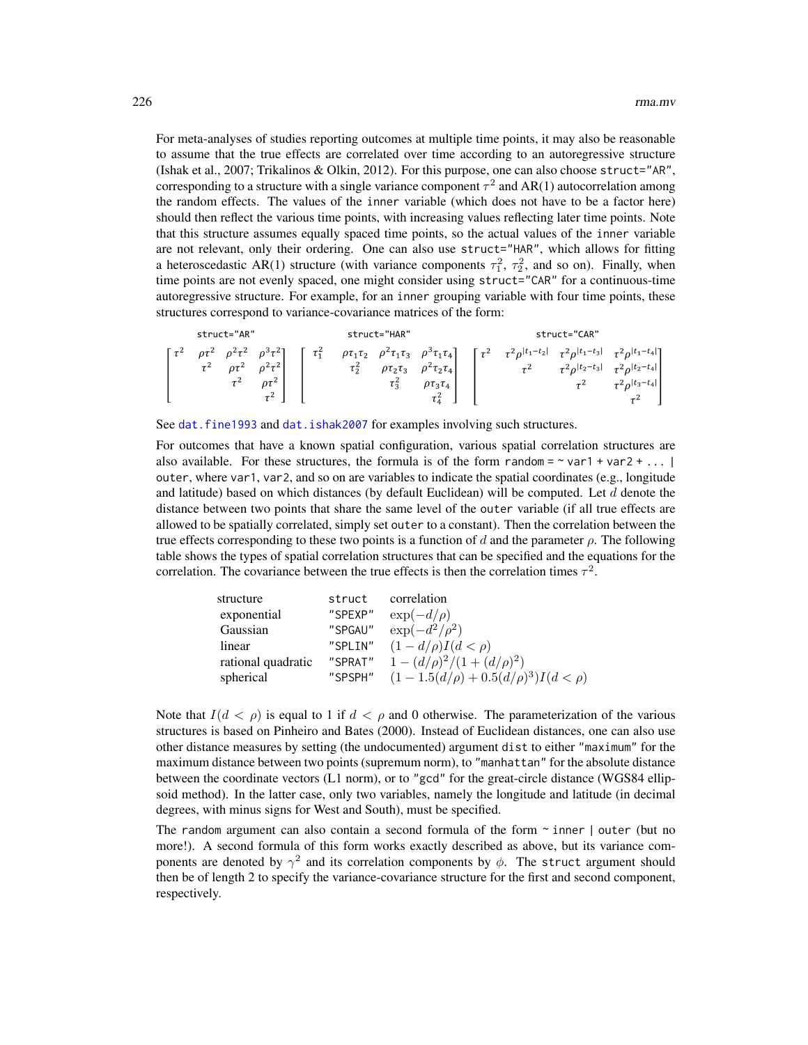For meta-analyses of studies reporting outcomes at multiple time points, it may also be reasonable to assume that the true effects are correlated over time according to an autoregressive structure (Ishak et al., 2007; Trikalinos & Olkin, 2012). For this purpose, one can also choose `struct="AR"`, corresponding to a structure with a single variance component $\tau^2$ and AR(1) autocorrelation among the random effects. The values of the `inner` variable (which does not have to be a factor here) should then reflect the various time points, with increasing values reflecting later time points. Note that this structure assumes equally spaced time points, so the actual values of the `inner` variable are not relevant, only their ordering. One can also use `struct="HAR"`, which allows for fitting a heteroscedastic AR(1) structure (with variance components $\tau_1^2$, $\tau_2^2$, and so on). Finally, when time points are not evenly spaced, one might consider using `struct="CAR"` for a continuous-time autoregressive structure. For example, for an `inner` grouping variable with four time points, these structures correspond to variance-covariance matrices of the form:

`struct="AR"`

$$\begin{bmatrix} \tau^2 & \rho\tau^2 & \rho^2\tau^2 & \rho^3\tau^2 \\ & \tau^2 & \rho\tau^2 & \rho^2\tau^2 \\ & & \tau^2 & \rho\tau^2 \\ & & & \tau^2 \end{bmatrix}$$

`struct="HAR"`

$$\begin{bmatrix} \tau_1^2 & \rho\tau_1\tau_2 & \rho^2\tau_1\tau_3 & \rho^3\tau_1\tau_4 \\ & \tau_2^2 & \rho\tau_2\tau_3 & \rho^2\tau_2\tau_4 \\ & & \tau_3^2 & \rho\tau_3\tau_4 \\ & & & \tau_4^2 \end{bmatrix}$$

`struct="CAR"`

$$\begin{bmatrix} \tau^2 & \tau^2\rho^{|t_1-t_2|} & \tau^2\rho^{|t_1-t_3|} & \tau^2\rho^{|t_1-t_4|} \\ & \tau^2 & \tau^2\rho^{|t_2-t_3|} & \tau^2\rho^{|t_2-t_4|} \\ & & \tau^2 & \tau^2\rho^{|t_3-t_4|} \\ & & & \tau^2 \end{bmatrix}$$

See `dat.fine1993` and `dat.ishak2007` for examples involving such structures.

For outcomes that have a known spatial configuration, various spatial correlation structures are also available. For these structures, the formula is of the form `random = ~ var1 + var2 + ... | outer`, where `var1`, `var2`, and so on are variables to indicate the spatial coordinates (e.g., longitude and latitude) based on which distances (by default Euclidean) will be computed. Let $d$ denote the distance between two points that share the same level of the `outer` variable (if all true effects are allowed to be spatially correlated, simply set `outer` to a constant). Then the correlation between the true effects corresponding to these two points is a function of $d$ and the parameter $\rho$. The following table shows the types of spatial correlation structures that can be specified and the equations for the correlation. The covariance between the true effects is then the correlation times $\tau^2$.

| structure | struct | correlation |
|---|---|---|
| exponential | "SPEXP" | $\exp(-d/\rho)$ |
| Gaussian | "SPGAU" | $\exp(-d^2/\rho^2)$ |
| linear | "SPLIN" | $(1 - d/\rho)I(d < \rho)$ |
| rational quadratic | "SPRAT" | $1 - (d/\rho)^2/(1 + (d/\rho)^2)$ |
| spherical | "SPSPH" | $(1 - 1.5(d/\rho) + 0.5(d/\rho)^3)I(d < \rho)$ |

Note that $I(d < \rho)$ is equal to 1 if $d < \rho$ and 0 otherwise. The parameterization of the various structures is based on Pinheiro and Bates (2000). Instead of Euclidean distances, one can also use other distance measures by setting (the undocumented) argument `dist` to either `"maximum"` for the maximum distance between two points (supremum norm), to `"manhattan"` for the absolute distance between the coordinate vectors (L1 norm), or to `"gcd"` for the great-circle distance (WGS84 ellipsoid method). In the latter case, only two variables, namely the longitude and latitude (in decimal degrees, with minus signs for West and South), must be specified.

The `random` argument can also contain a second formula of the form `~ inner | outer` (but no more!). A second formula of this form works exactly described as above, but its variance components are denoted by $\gamma^2$ and its correlation components by $\phi$. The `struct` argument should then be of length 2 to specify the variance-covariance structure for the first and second component, respectively.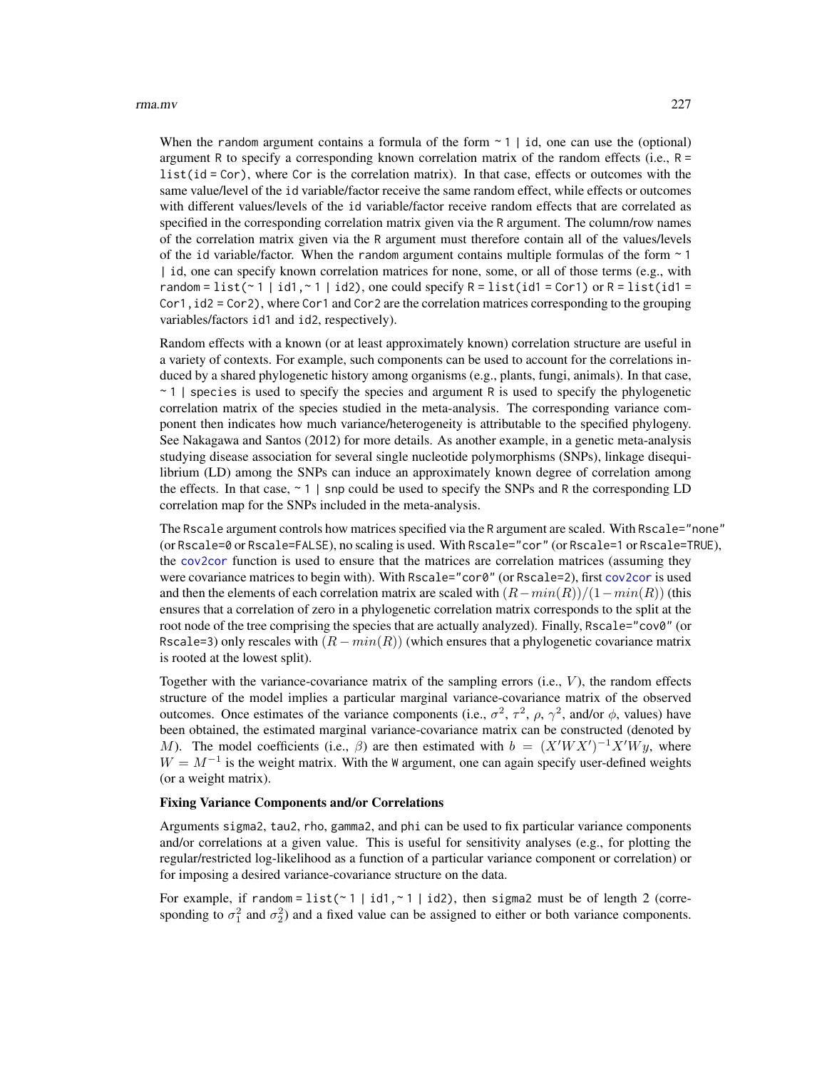When the random argument contains a formula of the form ~ 1 | id, one can use the (optional) argument R to specify a corresponding known correlation matrix of the random effects (i.e., R = list(id = Cor), where Cor is the correlation matrix). In that case, effects or outcomes with the same value/level of the id variable/factor receive the same random effect, while effects or outcomes with different values/levels of the id variable/factor receive random effects that are correlated as specified in the corresponding correlation matrix given via the R argument. The column/row names of the correlation matrix given via the R argument must therefore contain all of the values/levels of the id variable/factor. When the random argument contains multiple formulas of the form ~ 1 | id, one can specify known correlation matrices for none, some, or all of those terms (e.g., with random = list(~ 1 | id1, ~ 1 | id2), one could specify R = list(id1 = Cor1) or R = list(id1 = Cor1, id2 = Cor2), where Cor1 and Cor2 are the correlation matrices corresponding to the grouping variables/factors id1 and id2, respectively).

Random effects with a known (or at least approximately known) correlation structure are useful in a variety of contexts. For example, such components can be used to account for the correlations induced by a shared phylogenetic history among organisms (e.g., plants, fungi, animals). In that case, ~ 1 | species is used to specify the species and argument R is used to specify the phylogenetic correlation matrix of the species studied in the meta-analysis. The corresponding variance component then indicates how much variance/heterogeneity is attributable to the specified phylogeny. See Nakagawa and Santos (2012) for more details. As another example, in a genetic meta-analysis studying disease association for several single nucleotide polymorphisms (SNPs), linkage disequilibrium (LD) among the SNPs can induce an approximately known degree of correlation among the effects. In that case, ~ 1 | snp could be used to specify the SNPs and R the corresponding LD correlation map for the SNPs included in the meta-analysis.

The Rscale argument controls how matrices specified via the R argument are scaled. With Rscale="none" (or Rscale=0 or Rscale=FALSE), no scaling is used. With Rscale="cor" (or Rscale=1 or Rscale=TRUE), the cov2cor function is used to ensure that the matrices are correlation matrices (assuming they were covariance matrices to begin with). With Rscale="cor0" (or Rscale=2), first cov2cor is used and then the elements of each correlation matrix are scaled with $(R - min(R))/(1 - min(R))$ (this ensures that a correlation of zero in a phylogenetic correlation matrix corresponds to the split at the root node of the tree comprising the species that are actually analyzed). Finally, Rscale="cov0" (or Rscale=3) only rescales with $(R - min(R))$ (which ensures that a phylogenetic covariance matrix is rooted at the lowest split).

Together with the variance-covariance matrix of the sampling errors (i.e., $V$), the random effects structure of the model implies a particular marginal variance-covariance matrix of the observed outcomes. Once estimates of the variance components (i.e., $\sigma^2$, $\tau^2$, $\rho$, $\gamma^2$, and/or $\phi$, values) have been obtained, the estimated marginal variance-covariance matrix can be constructed (denoted by $M$). The model coefficients (i.e., $\beta$) are then estimated with $b = (X'WX')^{-1}X'Wy$, where $W = M^{-1}$ is the weight matrix. With the W argument, one can again specify user-defined weights (or a weight matrix).

**Fixing Variance Components and/or Correlations**

Arguments sigma2, tau2, rho, gamma2, and phi can be used to fix particular variance components and/or correlations at a given value. This is useful for sensitivity analyses (e.g., for plotting the regular/restricted log-likelihood as a function of a particular variance component or correlation) or for imposing a desired variance-covariance structure on the data.

For example, if random = list(~ 1 | id1, ~ 1 | id2), then sigma2 must be of length 2 (corresponding to $\sigma_1^2$ and $\sigma_2^2$) and a fixed value can be assigned to either or both variance components.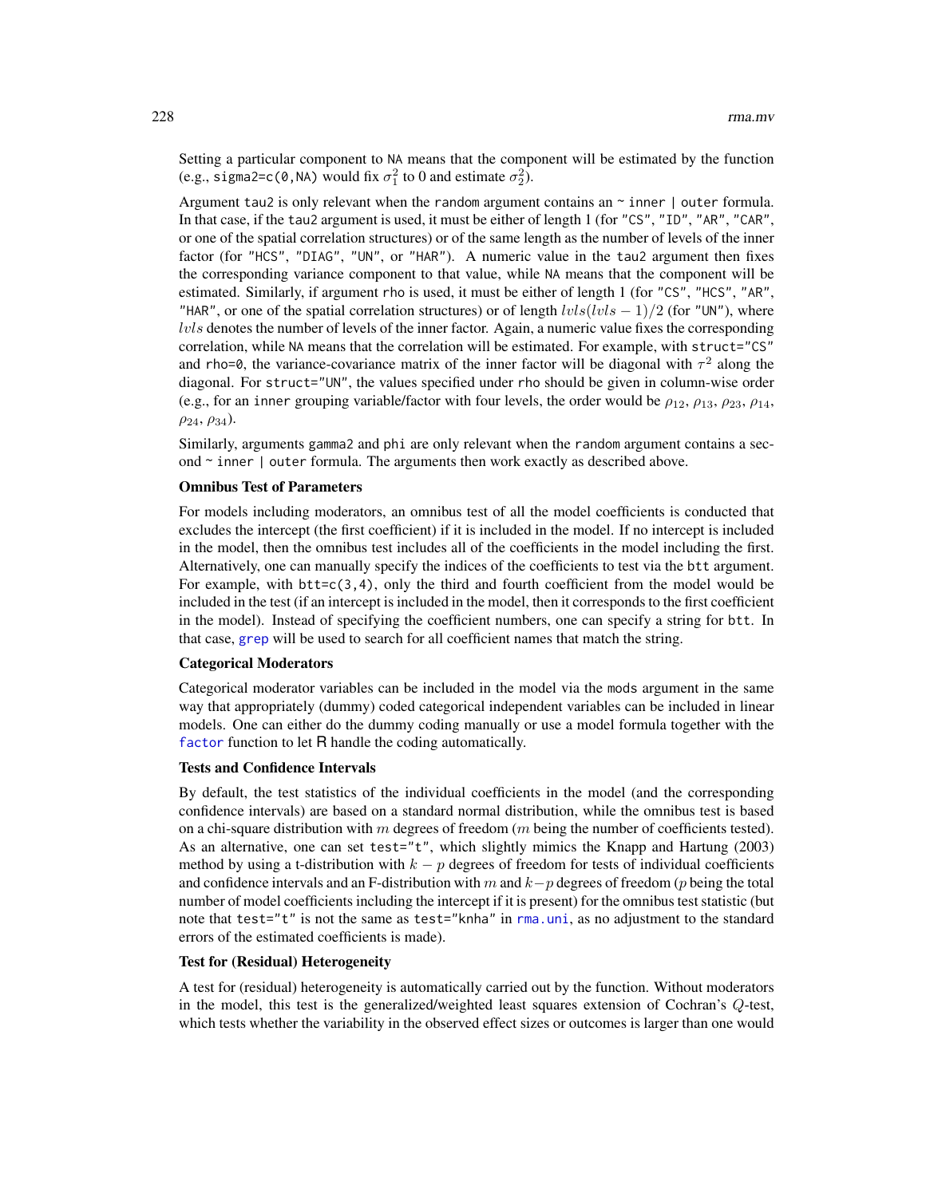Setting a particular component to NA means that the component will be estimated by the function (e.g., sigma2=c(0,NA) would fix $\sigma_1^2$ to 0 and estimate $\sigma_2^2$).

Argument tau2 is only relevant when the random argument contains an ~ inner | outer formula. In that case, if the tau2 argument is used, it must be either of length 1 (for "CS", "ID", "AR", "CAR", or one of the spatial correlation structures) or of the same length as the number of levels of the inner factor (for "HCS", "DIAG", "UN", or "HAR"). A numeric value in the tau2 argument then fixes the corresponding variance component to that value, while NA means that the component will be estimated. Similarly, if argument rho is used, it must be either of length 1 (for "CS", "HCS", "AR", "HAR", or one of the spatial correlation structures) or of length $lvls(lvls-1)/2$ (for "UN"), where $lvls$ denotes the number of levels of the inner factor. Again, a numeric value fixes the corresponding correlation, while NA means that the correlation will be estimated. For example, with struct="CS" and rho=0, the variance-covariance matrix of the inner factor will be diagonal with $\tau^2$ along the diagonal. For struct="UN", the values specified under rho should be given in column-wise order (e.g., for an inner grouping variable/factor with four levels, the order would be $\rho_{12}$, $\rho_{13}$, $\rho_{23}$, $\rho_{14}$, $\rho_{24}$, $\rho_{34}$).

Similarly, arguments gamma2 and phi are only relevant when the random argument contains a second ~ inner | outer formula. The arguments then work exactly as described above.

**Omnibus Test of Parameters**

For models including moderators, an omnibus test of all the model coefficients is conducted that excludes the intercept (the first coefficient) if it is included in the model. If no intercept is included in the model, then the omnibus test includes all of the coefficients in the model including the first. Alternatively, one can manually specify the indices of the coefficients to test via the btt argument. For example, with btt=c(3,4), only the third and fourth coefficient from the model would be included in the test (if an intercept is included in the model, then it corresponds to the first coefficient in the model). Instead of specifying the coefficient numbers, one can specify a string for btt. In that case, grep will be used to search for all coefficient names that match the string.

**Categorical Moderators**

Categorical moderator variables can be included in the model via the mods argument in the same way that appropriately (dummy) coded categorical independent variables can be included in linear models. One can either do the dummy coding manually or use a model formula together with the factor function to let R handle the coding automatically.

**Tests and Confidence Intervals**

By default, the test statistics of the individual coefficients in the model (and the corresponding confidence intervals) are based on a standard normal distribution, while the omnibus test is based on a chi-square distribution with $m$ degrees of freedom ($m$ being the number of coefficients tested). As an alternative, one can set test="t", which slightly mimics the Knapp and Hartung (2003) method by using a t-distribution with $k-p$ degrees of freedom for tests of individual coefficients and confidence intervals and an F-distribution with $m$ and $k-p$ degrees of freedom ($p$ being the total number of model coefficients including the intercept if it is present) for the omnibus test statistic (but note that test="t" is not the same as test="knha" in rma.uni, as no adjustment to the standard errors of the estimated coefficients is made).

**Test for (Residual) Heterogeneity**

A test for (residual) heterogeneity is automatically carried out by the function. Without moderators in the model, this test is the generalized/weighted least squares extension of Cochran's $Q$-test, which tests whether the variability in the observed effect sizes or outcomes is larger than one would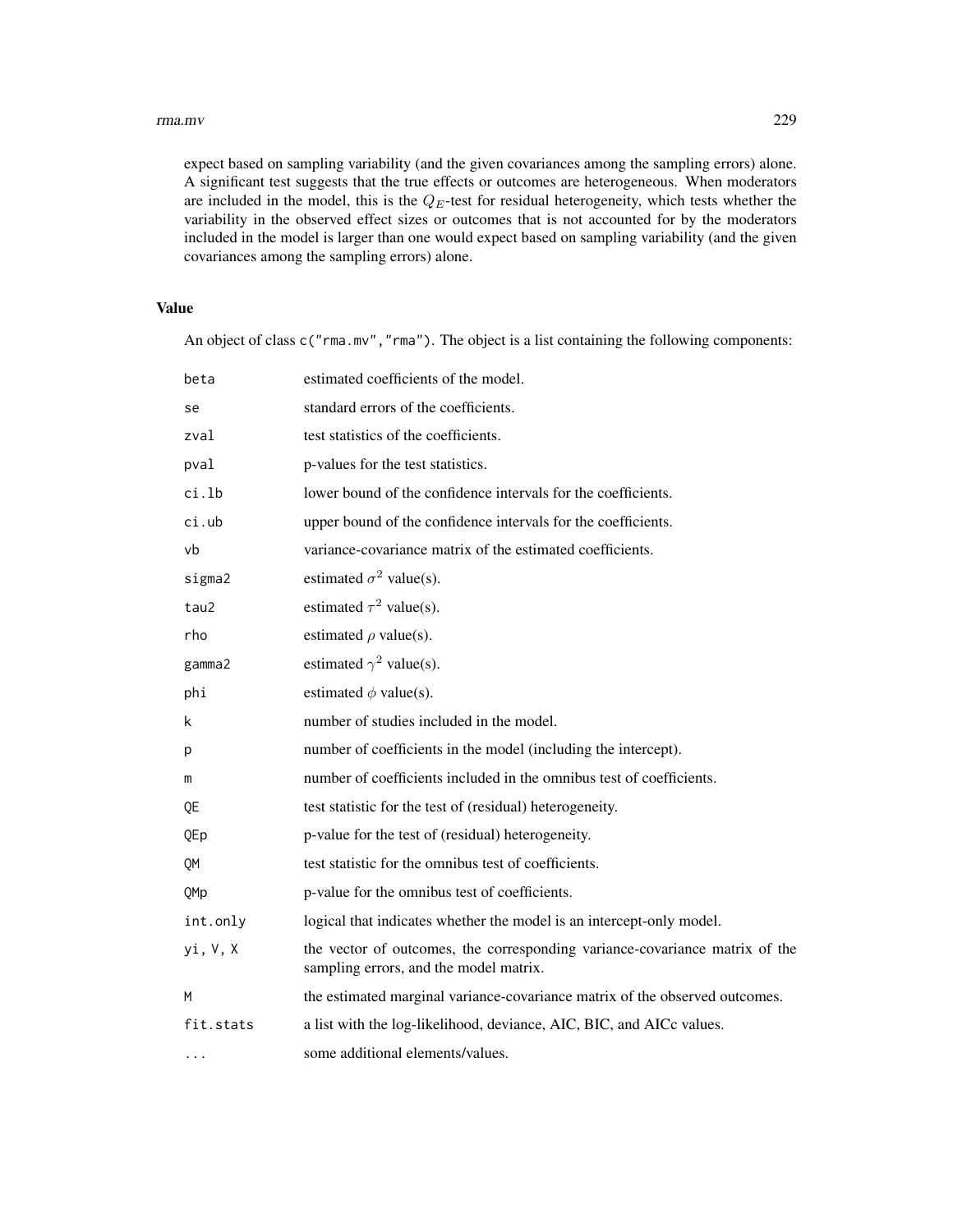expect based on sampling variability (and the given covariances among the sampling errors) alone. A significant test suggests that the true effects or outcomes are heterogeneous. When moderators are included in the model, this is the $Q_E$-test for residual heterogeneity, which tests whether the variability in the observed effect sizes or outcomes that is not accounted for by the moderators included in the model is larger than one would expect based on sampling variability (and the given covariances among the sampling errors) alone.

## Value

An object of class `c("rma.mv","rma")`. The object is a list containing the following components:

| | |
|---|---|
| `beta` | estimated coefficients of the model. |
| `se` | standard errors of the coefficients. |
| `zval` | test statistics of the coefficients. |
| `pval` | p-values for the test statistics. |
| `ci.lb` | lower bound of the confidence intervals for the coefficients. |
| `ci.ub` | upper bound of the confidence intervals for the coefficients. |
| `vb` | variance-covariance matrix of the estimated coefficients. |
| `sigma2` | estimated $\sigma^2$ value(s). |
| `tau2` | estimated $\tau^2$ value(s). |
| `rho` | estimated $\rho$ value(s). |
| `gamma2` | estimated $\gamma^2$ value(s). |
| `phi` | estimated $\phi$ value(s). |
| `k` | number of studies included in the model. |
| `p` | number of coefficients in the model (including the intercept). |
| `m` | number of coefficients included in the omnibus test of coefficients. |
| `QE` | test statistic for the test of (residual) heterogeneity. |
| `QEp` | p-value for the test of (residual) heterogeneity. |
| `QM` | test statistic for the omnibus test of coefficients. |
| `QMp` | p-value for the omnibus test of coefficients. |
| `int.only` | logical that indicates whether the model is an intercept-only model. |
| `yi, V, X` | the vector of outcomes, the corresponding variance-covariance matrix of the sampling errors, and the model matrix. |
| `M` | the estimated marginal variance-covariance matrix of the observed outcomes. |
| `fit.stats` | a list with the log-likelihood, deviance, AIC, BIC, and AICc values. |
| `...` | some additional elements/values. |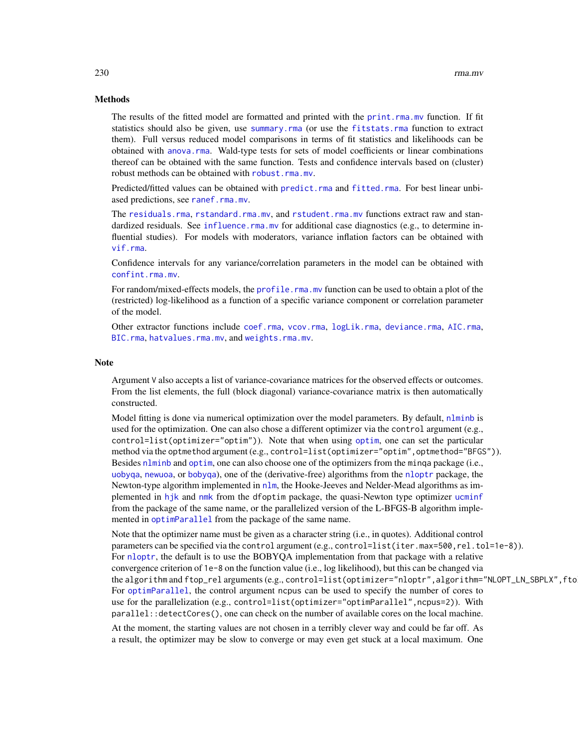## Methods

The results of the fitted model are formatted and printed with the `print.rma.mv` function. If fit statistics should also be given, use `summary.rma` (or use the `fitstats.rma` function to extract them). Full versus reduced model comparisons in terms of fit statistics and likelihoods can be obtained with `anova.rma`. Wald-type tests for sets of model coefficients or linear combinations thereof can be obtained with the same function. Tests and confidence intervals based on (cluster) robust methods can be obtained with `robust.rma.mv`.

Predicted/fitted values can be obtained with `predict.rma` and `fitted.rma`. For best linear unbiased predictions, see `ranef.rma.mv`.

The `residuals.rma`, `rstandard.rma.mv`, and `rstudent.rma.mv` functions extract raw and standardized residuals. See `influence.rma.mv` for additional case diagnostics (e.g., to determine influential studies). For models with moderators, variance inflation factors can be obtained with `vif.rma`.

Confidence intervals for any variance/correlation parameters in the model can be obtained with `confint.rma.mv`.

For random/mixed-effects models, the `profile.rma.mv` function can be used to obtain a plot of the (restricted) log-likelihood as a function of a specific variance component or correlation parameter of the model.

Other extractor functions include `coef.rma`, `vcov.rma`, `logLik.rma`, `deviance.rma`, `AIC.rma`, `BIC.rma`, `hatvalues.rma.mv`, and `weights.rma.mv`.

## Note

Argument `V` also accepts a list of variance-covariance matrices for the observed effects or outcomes. From the list elements, the full (block diagonal) variance-covariance matrix is then automatically constructed.

Model fitting is done via numerical optimization over the model parameters. By default, `nlminb` is used for the optimization. One can also chose a different optimizer via the `control` argument (e.g., `control=list(optimizer="optim")`). Note that when using `optim`, one can set the particular method via the `optmethod` argument (e.g., `control=list(optimizer="optim",optmethod="BFGS")`). Besides `nlminb` and `optim`, one can also choose one of the optimizers from the `minqa` package (i.e., `uobyqa`, `newuoa`, or `bobyqa`), one of the (derivative-free) algorithms from the `nloptr` package, the Newton-type algorithm implemented in `nlm`, the Hooke-Jeeves and Nelder-Mead algorithms as implemented in `hjk` and `nmk` from the `dfoptim` package, the quasi-Newton type optimizer `ucminf` from the package of the same name, or the parallelized version of the L-BFGS-B algorithm implemented in `optimParallel` from the package of the same name.

Note that the optimizer name must be given as a character string (i.e., in quotes). Additional control parameters can be specified via the `control` argument (e.g., `control=list(iter.max=500,rel.tol=1e-8)`). For `nloptr`, the default is to use the BOBYQA implementation from that package with a relative convergence criterion of `1e-8` on the function value (i.e., log likelihood), but this can be changed via the `algorithm` and `ftop_rel` arguments (e.g., `control=list(optimizer="nloptr",algorithm="NLOPT_LN_SBPLX",fto`
For `optimParallel`, the control argument `ncpus` can be used to specify the number of cores to use for the parallelization (e.g., `control=list(optimizer="optimParallel",ncpus=2)`). With `parallel::detectCores()`, one can check on the number of available cores on the local machine.

At the moment, the starting values are not chosen in a terribly clever way and could be far off. As a result, the optimizer may be slow to converge or may even get stuck at a local maximum. One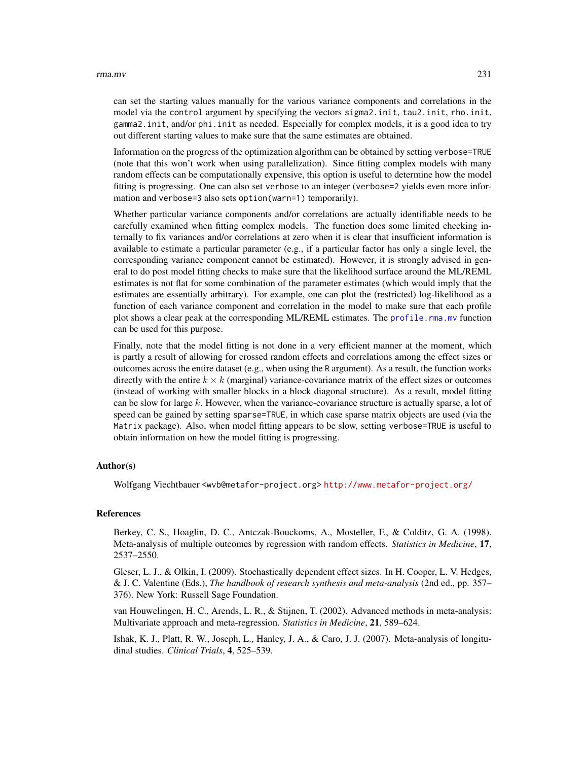can set the starting values manually for the various variance components and correlations in the model via the `control` argument by specifying the vectors `sigma2.init`, `tau2.init`, `rho.init`, `gamma2.init`, and/or `phi.init` as needed. Especially for complex models, it is a good idea to try out different starting values to make sure that the same estimates are obtained.

Information on the progress of the optimization algorithm can be obtained by setting `verbose=TRUE` (note that this won't work when using parallelization). Since fitting complex models with many random effects can be computationally expensive, this option is useful to determine how the model fitting is progressing. One can also set `verbose` to an integer (`verbose=2` yields even more information and `verbose=3` also sets `option(warn=1)` temporarily).

Whether particular variance components and/or correlations are actually identifiable needs to be carefully examined when fitting complex models. The function does some limited checking internally to fix variances and/or correlations at zero when it is clear that insufficient information is available to estimate a particular parameter (e.g., if a particular factor has only a single level, the corresponding variance component cannot be estimated). However, it is strongly advised in general to do post model fitting checks to make sure that the likelihood surface around the ML/REML estimates is not flat for some combination of the parameter estimates (which would imply that the estimates are essentially arbitrary). For example, one can plot the (restricted) log-likelihood as a function of each variance component and correlation in the model to make sure that each profile plot shows a clear peak at the corresponding ML/REML estimates. The `profile.rma.mv` function can be used for this purpose.

Finally, note that the model fitting is not done in a very efficient manner at the moment, which is partly a result of allowing for crossed random effects and correlations among the effect sizes or outcomes across the entire dataset (e.g., when using the `R` argument). As a result, the function works directly with the entire $k \times k$ (marginal) variance-covariance matrix of the effect sizes or outcomes (instead of working with smaller blocks in a block diagonal structure). As a result, model fitting can be slow for large $k$. However, when the variance-covariance structure is actually sparse, a lot of speed can be gained by setting `sparse=TRUE`, in which case sparse matrix objects are used (via the `Matrix` package). Also, when model fitting appears to be slow, setting `verbose=TRUE` is useful to obtain information on how the model fitting is progressing.

## Author(s)

Wolfgang Viechtbauer <wvb@metafor-project.org> http://www.metafor-project.org/

## References

Berkey, C. S., Hoaglin, D. C., Antczak-Bouckoms, A., Mosteller, F., & Colditz, G. A. (1998). Meta-analysis of multiple outcomes by regression with random effects. *Statistics in Medicine*, **17**, 2537–2550.

Gleser, L. J., & Olkin, I. (2009). Stochastically dependent effect sizes. In H. Cooper, L. V. Hedges, & J. C. Valentine (Eds.), *The handbook of research synthesis and meta-analysis* (2nd ed., pp. 357–376). New York: Russell Sage Foundation.

van Houwelingen, H. C., Arends, L. R., & Stijnen, T. (2002). Advanced methods in meta-analysis: Multivariate approach and meta-regression. *Statistics in Medicine*, **21**, 589–624.

Ishak, K. J., Platt, R. W., Joseph, L., Hanley, J. A., & Caro, J. J. (2007). Meta-analysis of longitudinal studies. *Clinical Trials*, **4**, 525–539.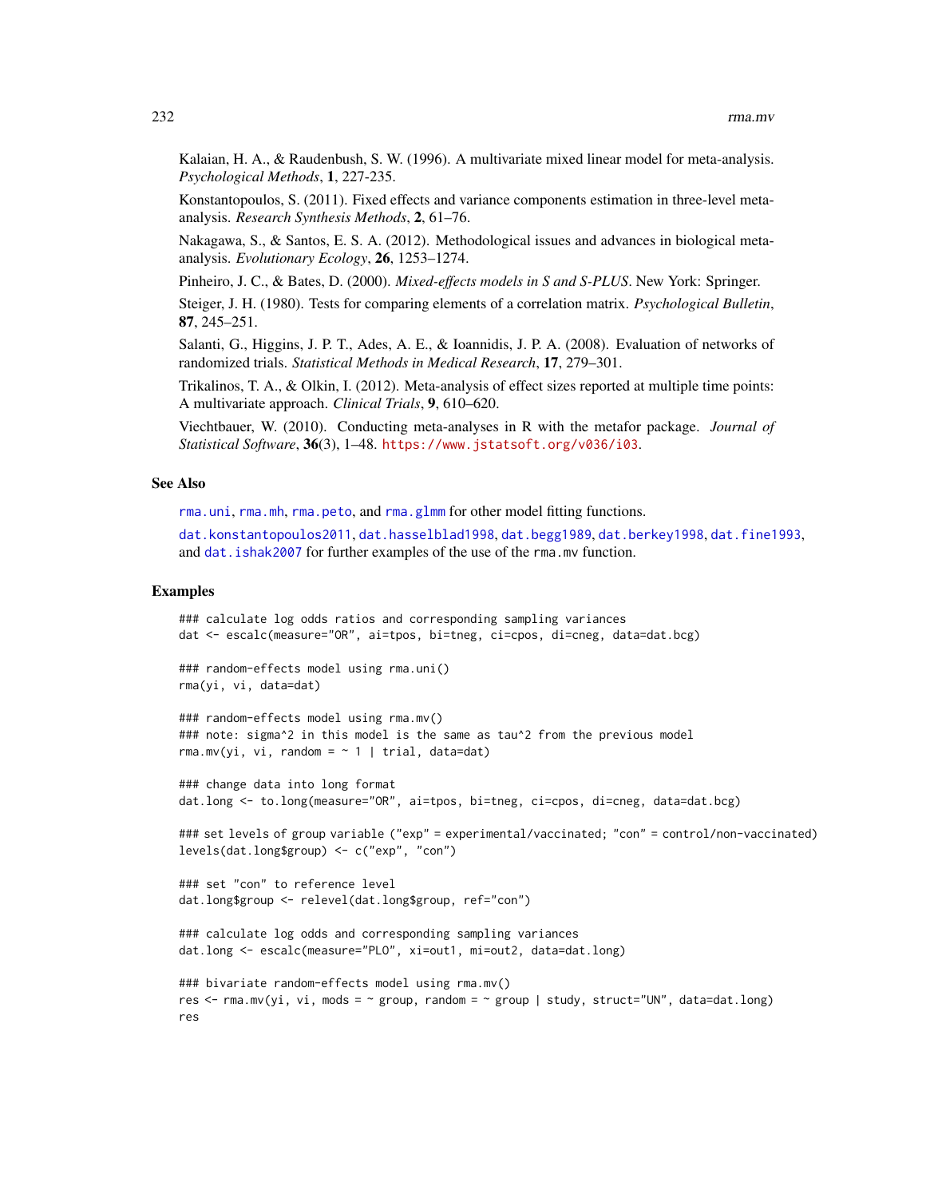Kalaian, H. A., & Raudenbush, S. W. (1996). A multivariate mixed linear model for meta-analysis. *Psychological Methods*, **1**, 227-235.

Konstantopoulos, S. (2011). Fixed effects and variance components estimation in three-level meta-analysis. *Research Synthesis Methods*, **2**, 61–76.

Nakagawa, S., & Santos, E. S. A. (2012). Methodological issues and advances in biological meta-analysis. *Evolutionary Ecology*, **26**, 1253–1274.

Pinheiro, J. C., & Bates, D. (2000). *Mixed-effects models in S and S-PLUS*. New York: Springer.

Steiger, J. H. (1980). Tests for comparing elements of a correlation matrix. *Psychological Bulletin*, **87**, 245–251.

Salanti, G., Higgins, J. P. T., Ades, A. E., & Ioannidis, J. P. A. (2008). Evaluation of networks of randomized trials. *Statistical Methods in Medical Research*, **17**, 279–301.

Trikalinos, T. A., & Olkin, I. (2012). Meta-analysis of effect sizes reported at multiple time points: A multivariate approach. *Clinical Trials*, **9**, 610–620.

Viechtbauer, W. (2010). Conducting meta-analyses in R with the metafor package. *Journal of Statistical Software*, **36**(3), 1–48. https://www.jstatsoft.org/v036/i03.

## See Also

`rma.uni`, `rma.mh`, `rma.peto`, and `rma.glmm` for other model fitting functions.

`dat.konstantopoulos2011`, `dat.hasselblad1998`, `dat.begg1989`, `dat.berkey1998`, `dat.fine1993`, and `dat.ishak2007` for further examples of the use of the `rma.mv` function.

## Examples

```
### calculate log odds ratios and corresponding sampling variances
dat <- escalc(measure="OR", ai=tpos, bi=tneg, ci=cpos, di=cneg, data=dat.bcg)

### random-effects model using rma.uni()
rma(yi, vi, data=dat)

### random-effects model using rma.mv()
### note: sigma^2 in this model is the same as tau^2 from the previous model
rma.mv(yi, vi, random = ~ 1 | trial, data=dat)

### change data into long format
dat.long <- to.long(measure="OR", ai=tpos, bi=tneg, ci=cpos, di=cneg, data=dat.bcg)

### set levels of group variable ("exp" = experimental/vaccinated; "con" = control/non-vaccinated)
levels(dat.long$group) <- c("exp", "con")

### set "con" to reference level
dat.long$group <- relevel(dat.long$group, ref="con")

### calculate log odds and corresponding sampling variances
dat.long <- escalc(measure="PLO", xi=out1, mi=out2, data=dat.long)

### bivariate random-effects model using rma.mv()
res <- rma.mv(yi, vi, mods = ~ group, random = ~ group | study, struct="UN", data=dat.long)
res
```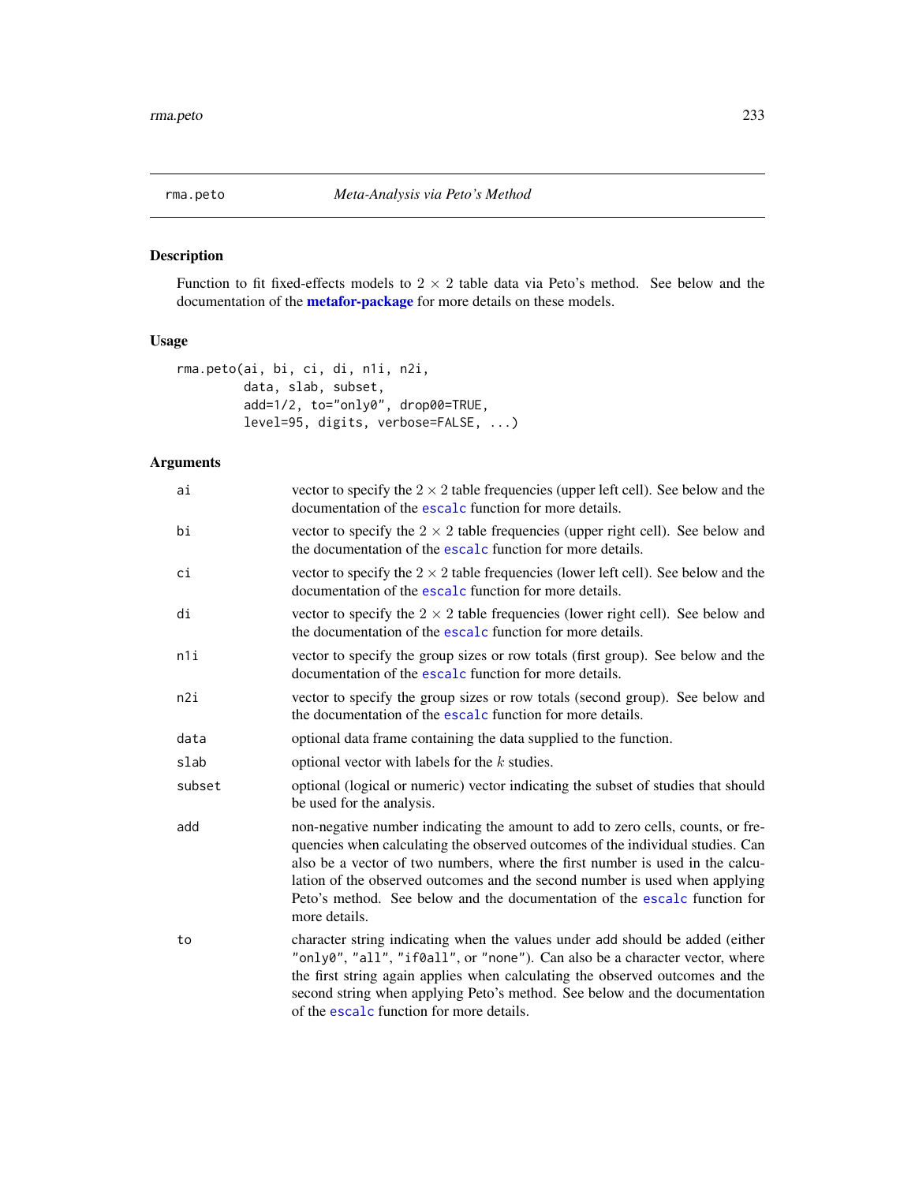## rma.peto — *Meta-Analysis via Peto's Method*

### Description

Function to fit fixed-effects models to $2 \times 2$ table data via Peto's method. See below and the documentation of the **metafor-package** for more details on these models.

### Usage

```
rma.peto(ai, bi, ci, di, n1i, n2i,
         data, slab, subset,
         add=1/2, to="only0", drop00=TRUE,
         level=95, digits, verbose=FALSE, ...)
```

### Arguments

- `ai`: vector to specify the $2 \times 2$ table frequencies (upper left cell). See below and the documentation of the `escalc` function for more details.
- `bi`: vector to specify the $2 \times 2$ table frequencies (upper right cell). See below and the documentation of the `escalc` function for more details.
- `ci`: vector to specify the $2 \times 2$ table frequencies (lower left cell). See below and the documentation of the `escalc` function for more details.
- `di`: vector to specify the $2 \times 2$ table frequencies (lower right cell). See below and the documentation of the `escalc` function for more details.
- `n1i`: vector to specify the group sizes or row totals (first group). See below and the documentation of the `escalc` function for more details.
- `n2i`: vector to specify the group sizes or row totals (second group). See below and the documentation of the `escalc` function for more details.
- `data`: optional data frame containing the data supplied to the function.
- `slab`: optional vector with labels for the $k$ studies.
- `subset`: optional (logical or numeric) vector indicating the subset of studies that should be used for the analysis.
- `add`: non-negative number indicating the amount to add to zero cells, counts, or frequencies when calculating the observed outcomes of the individual studies. Can also be a vector of two numbers, where the first number is used in the calculation of the observed outcomes and the second number is used when applying Peto's method. See below and the documentation of the `escalc` function for more details.
- `to`: character string indicating when the values under add should be added (either `"only0"`, `"all"`, `"if0all"`, or `"none"`). Can also be a character vector, where the first string again applies when calculating the observed outcomes and the second string when applying Peto's method. See below and the documentation of the `escalc` function for more details.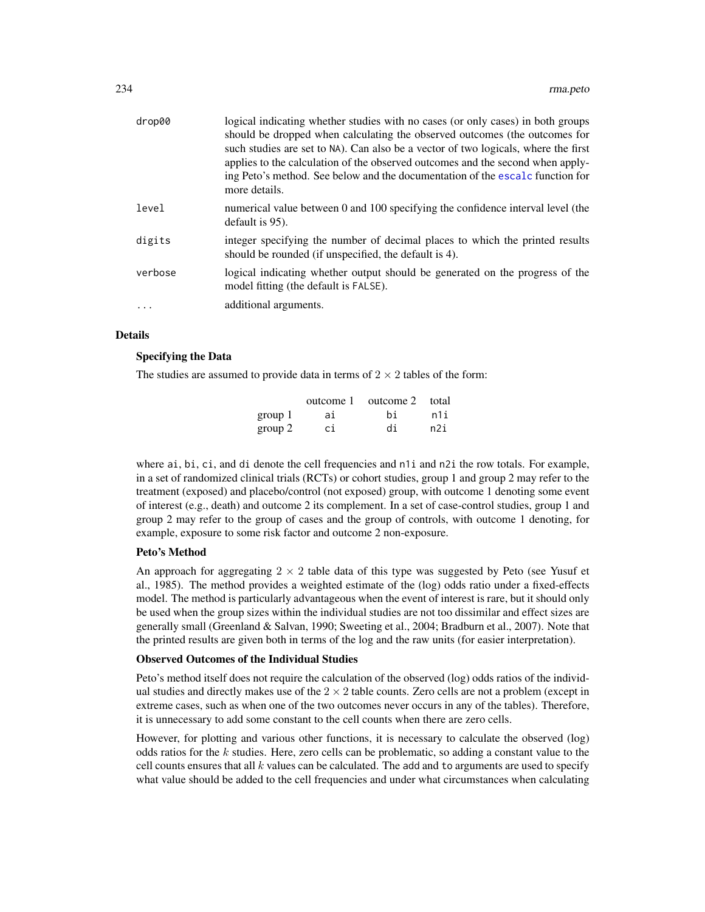| | |
|---|---|
| `drop00` | logical indicating whether studies with no cases (or only cases) in both groups should be dropped when calculating the observed outcomes (the outcomes for such studies are set to `NA`). Can also be a vector of two logicals, where the first applies to the calculation of the observed outcomes and the second when applying Peto's method. See below and the documentation of the `escalc` function for more details. |
| `level` | numerical value between 0 and 100 specifying the confidence interval level (the default is 95). |
| `digits` | integer specifying the number of decimal places to which the printed results should be rounded (if unspecified, the default is 4). |
| `verbose` | logical indicating whether output should be generated on the progress of the model fitting (the default is `FALSE`). |
| `...` | additional arguments. |

## Details

### Specifying the Data

The studies are assumed to provide data in terms of $2 \times 2$ tables of the form:

| | outcome 1 | outcome 2 | total |
|---|---|---|---|
| group 1 | `ai` | `bi` | `n1i` |
| group 2 | `ci` | `di` | `n2i` |

where `ai`, `bi`, `ci`, and `di` denote the cell frequencies and `n1i` and `n2i` the row totals. For example, in a set of randomized clinical trials (RCTs) or cohort studies, group 1 and group 2 may refer to the treatment (exposed) and placebo/control (not exposed) group, with outcome 1 denoting some event of interest (e.g., death) and outcome 2 its complement. In a set of case-control studies, group 1 and group 2 may refer to the group of cases and the group of controls, with outcome 1 denoting, for example, exposure to some risk factor and outcome 2 non-exposure.

### Peto's Method

An approach for aggregating $2 \times 2$ table data of this type was suggested by Peto (see Yusuf et al., 1985). The method provides a weighted estimate of the (log) odds ratio under a fixed-effects model. The method is particularly advantageous when the event of interest is rare, but it should only be used when the group sizes within the individual studies are not too dissimilar and effect sizes are generally small (Greenland & Salvan, 1990; Sweeting et al., 2004; Bradburn et al., 2007). Note that the printed results are given both in terms of the log and the raw units (for easier interpretation).

### Observed Outcomes of the Individual Studies

Peto's method itself does not require the calculation of the observed (log) odds ratios of the individual studies and directly makes use of the $2 \times 2$ table counts. Zero cells are not a problem (except in extreme cases, such as when one of the two outcomes never occurs in any of the tables). Therefore, it is unnecessary to add some constant to the cell counts when there are zero cells.

However, for plotting and various other functions, it is necessary to calculate the observed (log) odds ratios for the $k$ studies. Here, zero cells can be problematic, so adding a constant value to the cell counts ensures that all $k$ values can be calculated. The `add` and `to` arguments are used to specify what value should be added to the cell frequencies and under what circumstances when calculating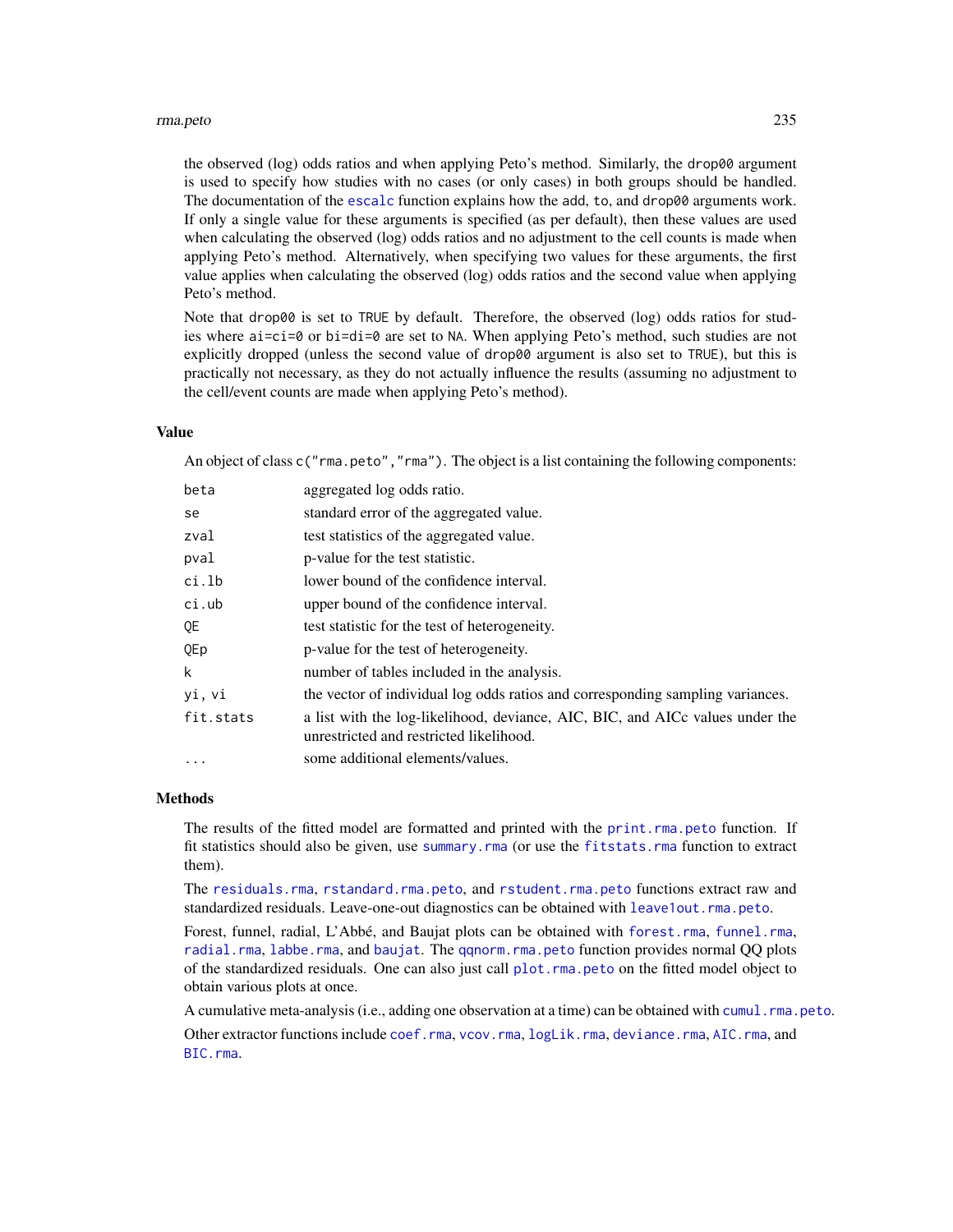the observed (log) odds ratios and when applying Peto's method. Similarly, the `drop00` argument is used to specify how studies with no cases (or only cases) in both groups should be handled. The documentation of the `escalc` function explains how the `add`, `to`, and `drop00` arguments work. If only a single value for these arguments is specified (as per default), then these values are used when calculating the observed (log) odds ratios and no adjustment to the cell counts is made when applying Peto's method. Alternatively, when specifying two values for these arguments, the first value applies when calculating the observed (log) odds ratios and the second value when applying Peto's method.

Note that `drop00` is set to `TRUE` by default. Therefore, the observed (log) odds ratios for studies where `ai=ci=0` or `bi=di=0` are set to `NA`. When applying Peto's method, such studies are not explicitly dropped (unless the second value of `drop00` argument is also set to `TRUE`), but this is practically not necessary, as they do not actually influence the results (assuming no adjustment to the cell/event counts are made when applying Peto's method).

## Value

An object of class `c("rma.peto","rma")`. The object is a list containing the following components:

| | |
|---|---|
| `beta` | aggregated log odds ratio. |
| `se` | standard error of the aggregated value. |
| `zval` | test statistics of the aggregated value. |
| `pval` | p-value for the test statistic. |
| `ci.lb` | lower bound of the confidence interval. |
| `ci.ub` | upper bound of the confidence interval. |
| `QE` | test statistic for the test of heterogeneity. |
| `QEp` | p-value for the test of heterogeneity. |
| `k` | number of tables included in the analysis. |
| `yi, vi` | the vector of individual log odds ratios and corresponding sampling variances. |
| `fit.stats` | a list with the log-likelihood, deviance, AIC, BIC, and AICc values under the unrestricted and restricted likelihood. |
| `...` | some additional elements/values. |

## Methods

The results of the fitted model are formatted and printed with the `print.rma.peto` function. If fit statistics should also be given, use `summary.rma` (or use the `fitstats.rma` function to extract them).

The `residuals.rma`, `rstandard.rma.peto`, and `rstudent.rma.peto` functions extract raw and standardized residuals. Leave-one-out diagnostics can be obtained with `leave1out.rma.peto`.

Forest, funnel, radial, L'Abbé, and Baujat plots can be obtained with `forest.rma`, `funnel.rma`, `radial.rma`, `labbe.rma`, and `baujat`. The `qqnorm.rma.peto` function provides normal QQ plots of the standardized residuals. One can also just call `plot.rma.peto` on the fitted model object to obtain various plots at once.

A cumulative meta-analysis (i.e., adding one observation at a time) can be obtained with `cumul.rma.peto`.

Other extractor functions include `coef.rma`, `vcov.rma`, `logLik.rma`, `deviance.rma`, `AIC.rma`, and `BIC.rma`.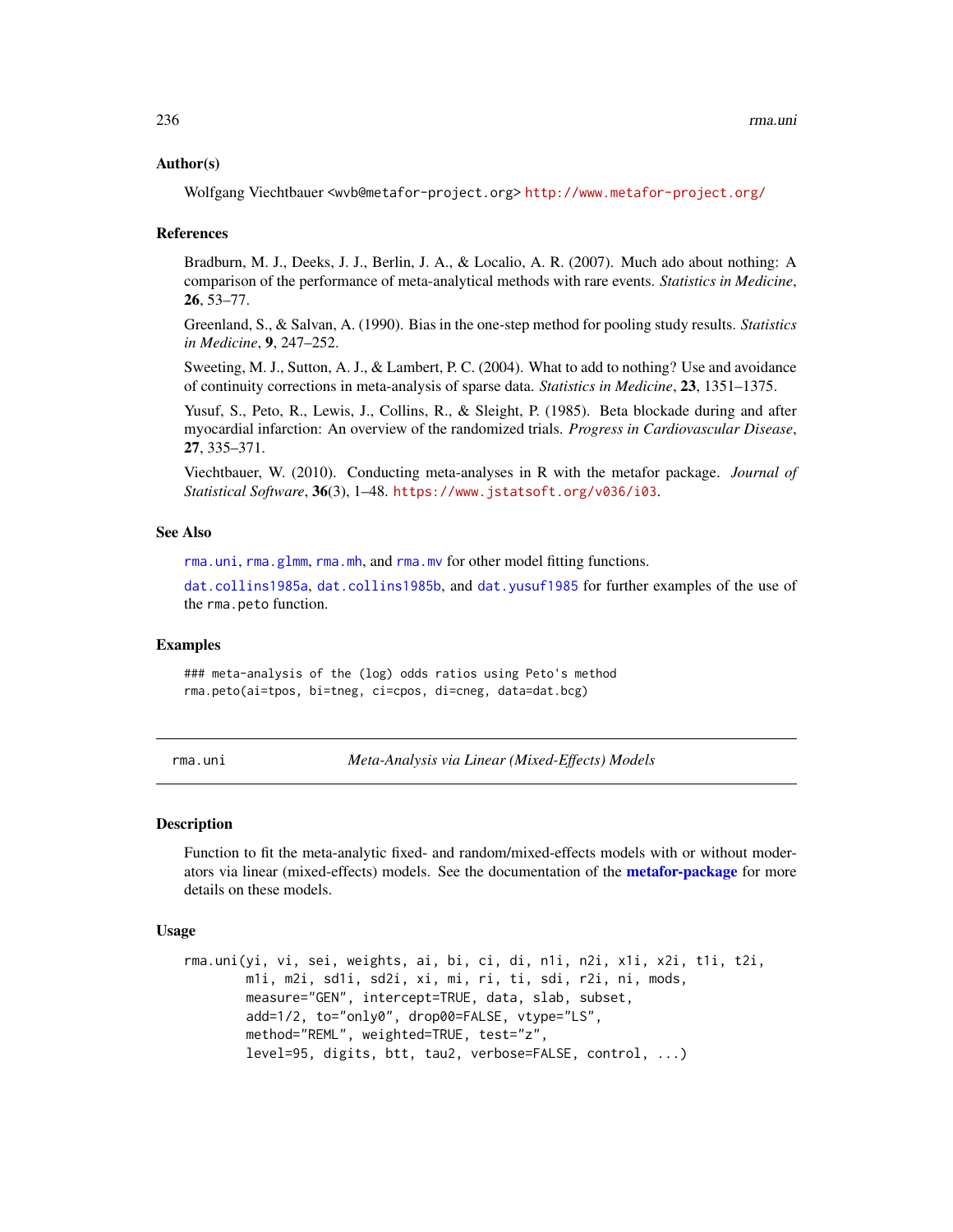### Author(s)

Wolfgang Viechtbauer <wvb@metafor-project.org> http://www.metafor-project.org/

### References

Bradburn, M. J., Deeks, J. J., Berlin, J. A., & Localio, A. R. (2007). Much ado about nothing: A comparison of the performance of meta-analytical methods with rare events. *Statistics in Medicine*, **26**, 53–77.

Greenland, S., & Salvan, A. (1990). Bias in the one-step method for pooling study results. *Statistics in Medicine*, **9**, 247–252.

Sweeting, M. J., Sutton, A. J., & Lambert, P. C. (2004). What to add to nothing? Use and avoidance of continuity corrections in meta-analysis of sparse data. *Statistics in Medicine*, **23**, 1351–1375.

Yusuf, S., Peto, R., Lewis, J., Collins, R., & Sleight, P. (1985). Beta blockade during and after myocardial infarction: An overview of the randomized trials. *Progress in Cardiovascular Disease*, **27**, 335–371.

Viechtbauer, W. (2010). Conducting meta-analyses in R with the metafor package. *Journal of Statistical Software*, **36**(3), 1–48. https://www.jstatsoft.org/v036/i03.

### See Also

`rma.uni`, `rma.glmm`, `rma.mh`, and `rma.mv` for other model fitting functions.

`dat.collins1985a`, `dat.collins1985b`, and `dat.yusuf1985` for further examples of the use of the `rma.peto` function.

### Examples

```
### meta-analysis of the (log) odds ratios using Peto's method
rma.peto(ai=tpos, bi=tneg, ci=cpos, di=cneg, data=dat.bcg)
```

---

## rma.uni — *Meta-Analysis via Linear (Mixed-Effects) Models*

### Description

Function to fit the meta-analytic fixed- and random/mixed-effects models with or without moderators via linear (mixed-effects) models. See the documentation of the **metafor-package** for more details on these models.

### Usage

```
rma.uni(yi, vi, sei, weights, ai, bi, ci, di, n1i, n2i, x1i, x2i, t1i, t2i,
        m1i, m2i, sd1i, sd2i, xi, mi, ri, ti, sdi, r2i, ni, mods,
        measure="GEN", intercept=TRUE, data, slab, subset,
        add=1/2, to="only0", drop00=FALSE, vtype="LS",
        method="REML", weighted=TRUE, test="z",
        level=95, digits, btt, tau2, verbose=FALSE, control, ...)
```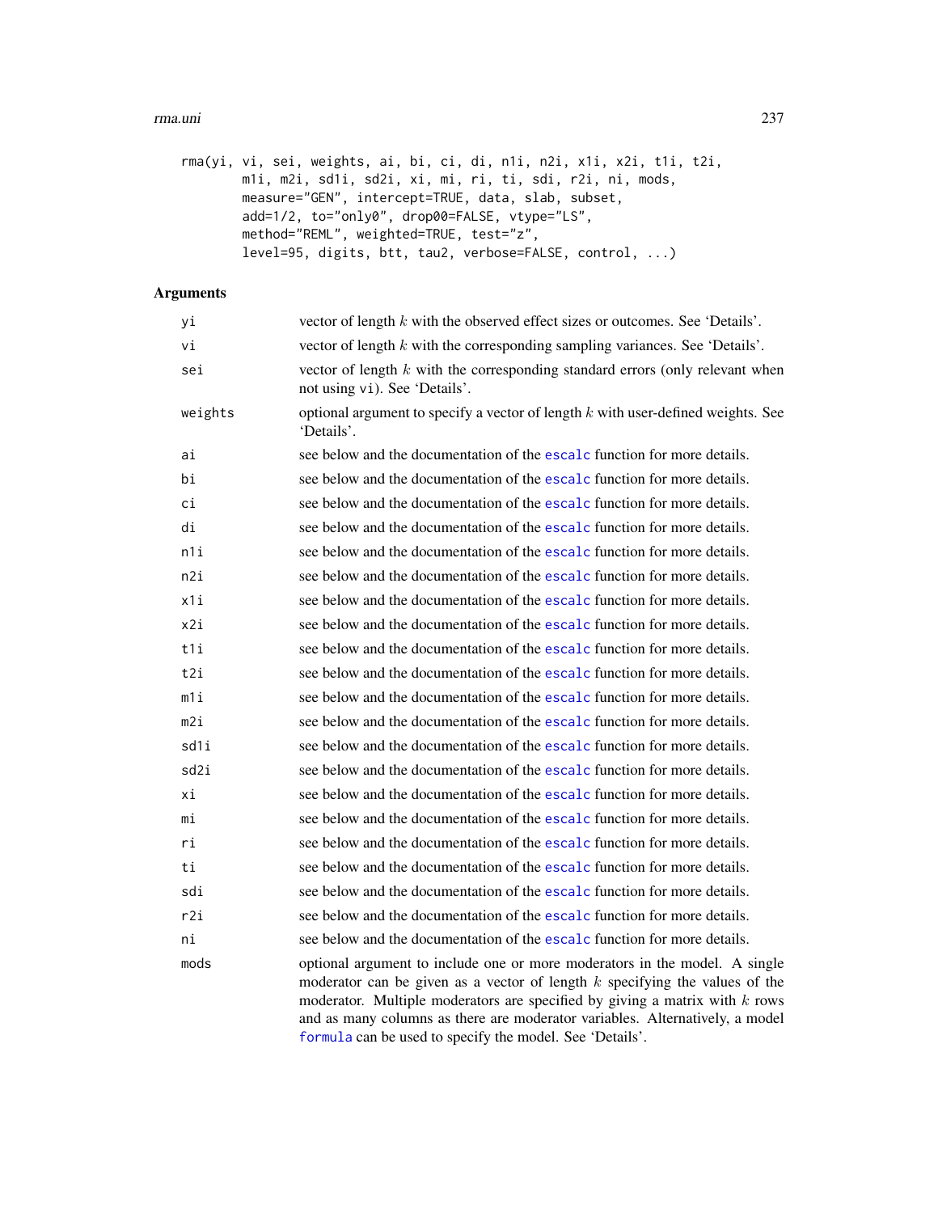```
rma(yi, vi, sei, weights, ai, bi, ci, di, n1i, n2i, x1i, x2i, t1i, t2i,
       m1i, m2i, sd1i, sd2i, xi, mi, ri, ti, sdi, r2i, ni, mods,
       measure="GEN", intercept=TRUE, data, slab, subset,
       add=1/2, to="only0", drop00=FALSE, vtype="LS",
       method="REML", weighted=TRUE, test="z",
       level=95, digits, btt, tau2, verbose=FALSE, control, ...)
```

## Arguments

| | |
|---|---|
| yi | vector of length $k$ with the observed effect sizes or outcomes. See 'Details'. |
| vi | vector of length $k$ with the corresponding sampling variances. See 'Details'. |
| sei | vector of length $k$ with the corresponding standard errors (only relevant when not using vi). See 'Details'. |
| weights | optional argument to specify a vector of length $k$ with user-defined weights. See 'Details'. |
| ai | see below and the documentation of the escalc function for more details. |
| bi | see below and the documentation of the escalc function for more details. |
| ci | see below and the documentation of the escalc function for more details. |
| di | see below and the documentation of the escalc function for more details. |
| n1i | see below and the documentation of the escalc function for more details. |
| n2i | see below and the documentation of the escalc function for more details. |
| x1i | see below and the documentation of the escalc function for more details. |
| x2i | see below and the documentation of the escalc function for more details. |
| t1i | see below and the documentation of the escalc function for more details. |
| t2i | see below and the documentation of the escalc function for more details. |
| m1i | see below and the documentation of the escalc function for more details. |
| m2i | see below and the documentation of the escalc function for more details. |
| sd1i | see below and the documentation of the escalc function for more details. |
| sd2i | see below and the documentation of the escalc function for more details. |
| xi | see below and the documentation of the escalc function for more details. |
| mi | see below and the documentation of the escalc function for more details. |
| ri | see below and the documentation of the escalc function for more details. |
| ti | see below and the documentation of the escalc function for more details. |
| sdi | see below and the documentation of the escalc function for more details. |
| r2i | see below and the documentation of the escalc function for more details. |
| ni | see below and the documentation of the escalc function for more details. |
| mods | optional argument to include one or more moderators in the model. A single moderator can be given as a vector of length $k$ specifying the values of the moderator. Multiple moderators are specified by giving a matrix with $k$ rows and as many columns as there are moderator variables. Alternatively, a model formula can be used to specify the model. See 'Details'. |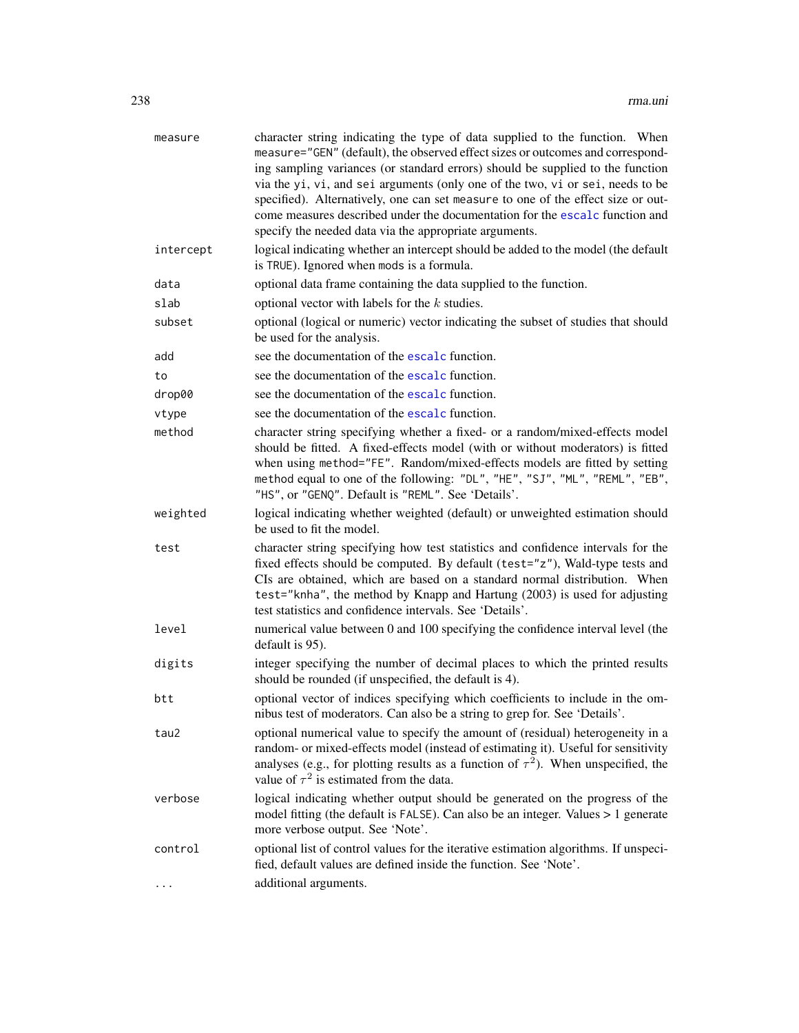| | |
|---|---|
| `measure` | character string indicating the type of data supplied to the function. When `measure="GEN"` (default), the observed effect sizes or outcomes and corresponding sampling variances (or standard errors) should be supplied to the function via the `yi`, `vi`, and `sei` arguments (only one of the two, `vi` or `sei`, needs to be specified). Alternatively, one can set `measure` to one of the effect size or outcome measures described under the documentation for the `escalc` function and specify the needed data via the appropriate arguments. |
| `intercept` | logical indicating whether an intercept should be added to the model (the default is `TRUE`). Ignored when `mods` is a formula. |
| `data` | optional data frame containing the data supplied to the function. |
| `slab` | optional vector with labels for the $k$ studies. |
| `subset` | optional (logical or numeric) vector indicating the subset of studies that should be used for the analysis. |
| `add` | see the documentation of the `escalc` function. |
| `to` | see the documentation of the `escalc` function. |
| `drop00` | see the documentation of the `escalc` function. |
| `vtype` | see the documentation of the `escalc` function. |
| `method` | character string specifying whether a fixed- or a random/mixed-effects model should be fitted. A fixed-effects model (with or without moderators) is fitted when using `method="FE"`. Random/mixed-effects models are fitted by setting `method` equal to one of the following: `"DL"`, `"HE"`, `"SJ"`, `"ML"`, `"REML"`, `"EB"`, `"HS"`, or `"GENQ"`. Default is `"REML"`. See 'Details'. |
| `weighted` | logical indicating whether weighted (default) or unweighted estimation should be used to fit the model. |
| `test` | character string specifying how test statistics and confidence intervals for the fixed effects should be computed. By default (`test="z"`), Wald-type tests and CIs are obtained, which are based on a standard normal distribution. When `test="knha"`, the method by Knapp and Hartung (2003) is used for adjusting test statistics and confidence intervals. See 'Details'. |
| `level` | numerical value between 0 and 100 specifying the confidence interval level (the default is 95). |
| `digits` | integer specifying the number of decimal places to which the printed results should be rounded (if unspecified, the default is 4). |
| `btt` | optional vector of indices specifying which coefficients to include in the omnibus test of moderators. Can also be a string to grep for. See 'Details'. |
| `tau2` | optional numerical value to specify the amount of (residual) heterogeneity in a random- or mixed-effects model (instead of estimating it). Useful for sensitivity analyses (e.g., for plotting results as a function of $\tau^2$). When unspecified, the value of $\tau^2$ is estimated from the data. |
| `verbose` | logical indicating whether output should be generated on the progress of the model fitting (the default is `FALSE`). Can also be an integer. Values > 1 generate more verbose output. See 'Note'. |
| `control` | optional list of control values for the iterative estimation algorithms. If unspecified, default values are defined inside the function. See 'Note'. |
| `...` | additional arguments. |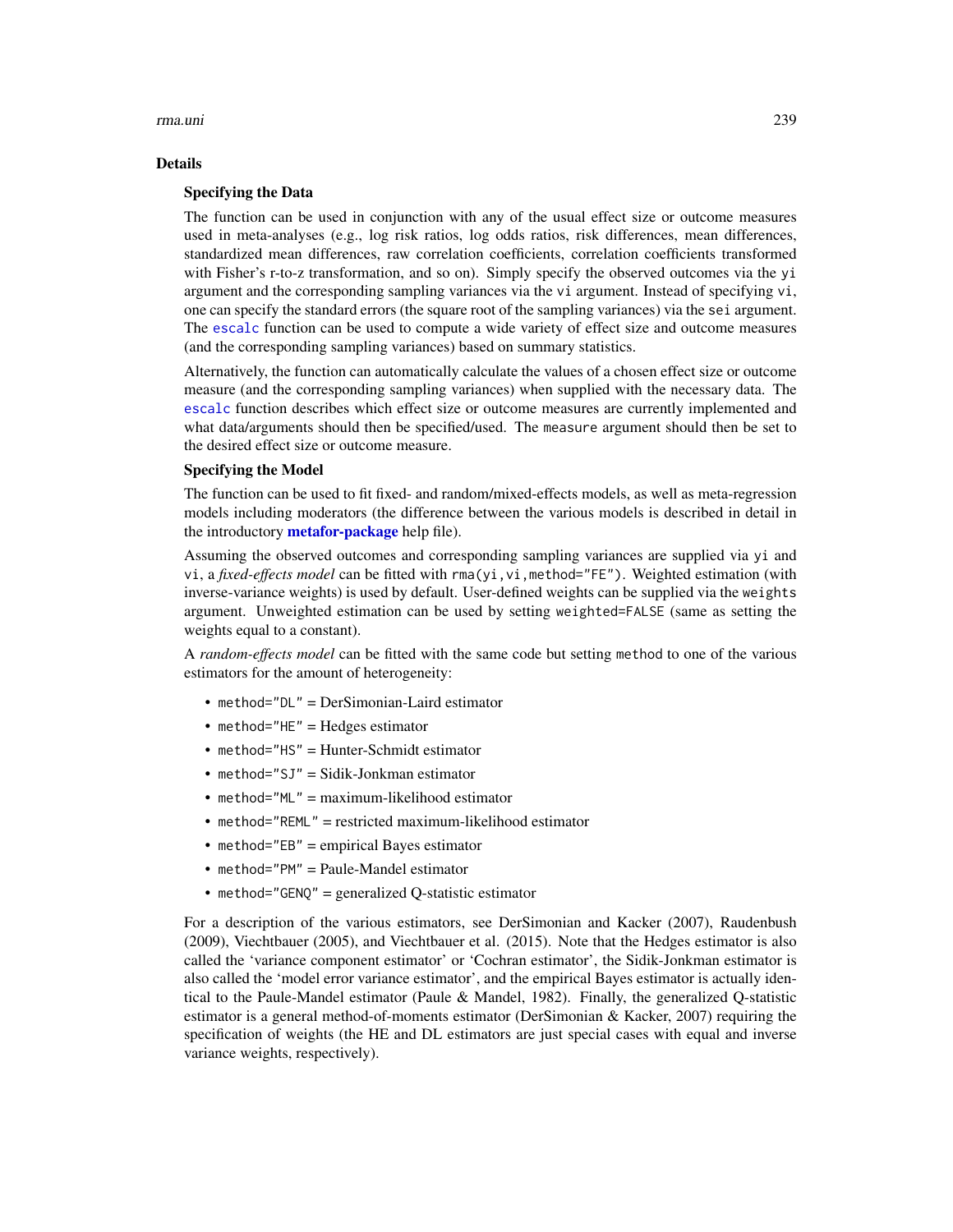## Details

### Specifying the Data

The function can be used in conjunction with any of the usual effect size or outcome measures used in meta-analyses (e.g., log risk ratios, log odds ratios, risk differences, mean differences, standardized mean differences, raw correlation coefficients, correlation coefficients transformed with Fisher's r-to-z transformation, and so on). Simply specify the observed outcomes via the `yi` argument and the corresponding sampling variances via the `vi` argument. Instead of specifying `vi`, one can specify the standard errors (the square root of the sampling variances) via the `sei` argument. The `escalc` function can be used to compute a wide variety of effect size and outcome measures (and the corresponding sampling variances) based on summary statistics.

Alternatively, the function can automatically calculate the values of a chosen effect size or outcome measure (and the corresponding sampling variances) when supplied with the necessary data. The `escalc` function describes which effect size or outcome measures are currently implemented and what data/arguments should then be specified/used. The `measure` argument should then be set to the desired effect size or outcome measure.

### Specifying the Model

The function can be used to fit fixed- and random/mixed-effects models, as well as meta-regression models including moderators (the difference between the various models is described in detail in the introductory **metafor-package** help file).

Assuming the observed outcomes and corresponding sampling variances are supplied via `yi` and `vi`, a *fixed-effects model* can be fitted with `rma(yi,vi,method="FE")`. Weighted estimation (with inverse-variance weights) is used by default. User-defined weights can be supplied via the `weights` argument. Unweighted estimation can be used by setting `weighted=FALSE` (same as setting the weights equal to a constant).

A *random-effects model* can be fitted with the same code but setting `method` to one of the various estimators for the amount of heterogeneity:

- `method="DL"` = DerSimonian-Laird estimator
- `method="HE"` = Hedges estimator
- `method="HS"` = Hunter-Schmidt estimator
- `method="SJ"` = Sidik-Jonkman estimator
- `method="ML"` = maximum-likelihood estimator
- `method="REML"` = restricted maximum-likelihood estimator
- `method="EB"` = empirical Bayes estimator
- `method="PM"` = Paule-Mandel estimator
- `method="GENQ"` = generalized Q-statistic estimator

For a description of the various estimators, see DerSimonian and Kacker (2007), Raudenbush (2009), Viechtbauer (2005), and Viechtbauer et al. (2015). Note that the Hedges estimator is also called the 'variance component estimator' or 'Cochran estimator', the Sidik-Jonkman estimator is also called the 'model error variance estimator', and the empirical Bayes estimator is actually identical to the Paule-Mandel estimator (Paule & Mandel, 1982). Finally, the generalized Q-statistic estimator is a general method-of-moments estimator (DerSimonian & Kacker, 2007) requiring the specification of weights (the HE and DL estimators are just special cases with equal and inverse variance weights, respectively).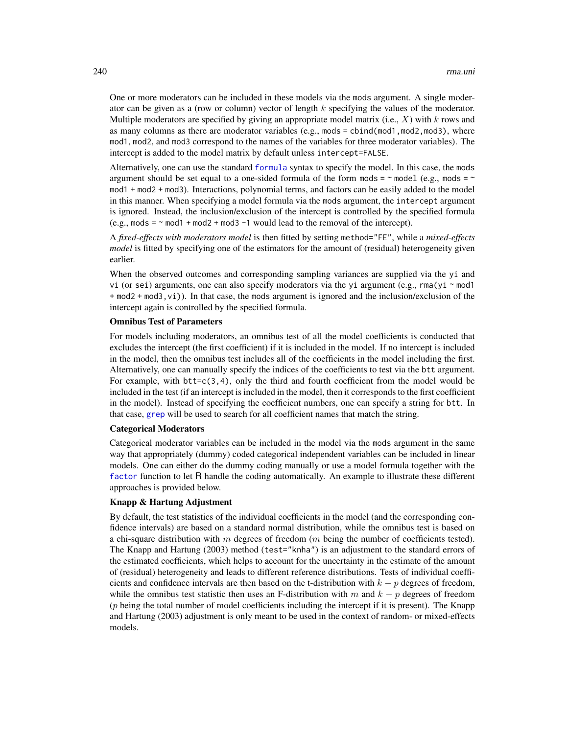One or more moderators can be included in these models via the `mods` argument. A single moderator can be given as a (row or column) vector of length $k$ specifying the values of the moderator. Multiple moderators are specified by giving an appropriate model matrix (i.e., $X$) with $k$ rows and as many columns as there are moderator variables (e.g., `mods = cbind(mod1,mod2,mod3)`, where `mod1`, `mod2`, and `mod3` correspond to the names of the variables for three moderator variables). The intercept is added to the model matrix by default unless `intercept=FALSE`.

Alternatively, one can use the standard `formula` syntax to specify the model. In this case, the `mods` argument should be set equal to a one-sided formula of the form `mods = ~ model` (e.g., `mods = ~ mod1 + mod2 + mod3`). Interactions, polynomial terms, and factors can be easily added to the model in this manner. When specifying a model formula via the `mods` argument, the `intercept` argument is ignored. Instead, the inclusion/exclusion of the intercept is controlled by the specified formula (e.g., `mods = ~ mod1 + mod2 + mod3 -1` would lead to the removal of the intercept).

A *fixed-effects with moderators model* is then fitted by setting `method="FE"`, while a *mixed-effects model* is fitted by specifying one of the estimators for the amount of (residual) heterogeneity given earlier.

When the observed outcomes and corresponding sampling variances are supplied via the `yi` and `vi` (or `sei`) arguments, one can also specify moderators via the `yi` argument (e.g., `rma(yi ~ mod1 + mod2 + mod3,vi)`). In that case, the `mods` argument is ignored and the inclusion/exclusion of the intercept again is controlled by the specified formula.

**Omnibus Test of Parameters**

For models including moderators, an omnibus test of all the model coefficients is conducted that excludes the intercept (the first coefficient) if it is included in the model. If no intercept is included in the model, then the omnibus test includes all of the coefficients in the model including the first. Alternatively, one can manually specify the indices of the coefficients to test via the `btt` argument. For example, with `btt=c(3,4)`, only the third and fourth coefficient from the model would be included in the test (if an intercept is included in the model, then it corresponds to the first coefficient in the model). Instead of specifying the coefficient numbers, one can specify a string for `btt`. In that case, `grep` will be used to search for all coefficient names that match the string.

**Categorical Moderators**

Categorical moderator variables can be included in the model via the `mods` argument in the same way that appropriately (dummy) coded categorical independent variables can be included in linear models. One can either do the dummy coding manually or use a model formula together with the `factor` function to let R handle the coding automatically. An example to illustrate these different approaches is provided below.

**Knapp & Hartung Adjustment**

By default, the test statistics of the individual coefficients in the model (and the corresponding confidence intervals) are based on a standard normal distribution, while the omnibus test is based on a chi-square distribution with $m$ degrees of freedom ($m$ being the number of coefficients tested). The Knapp and Hartung (2003) method (`test="knha"`) is an adjustment to the standard errors of the estimated coefficients, which helps to account for the uncertainty in the estimate of the amount of (residual) heterogeneity and leads to different reference distributions. Tests of individual coefficients and confidence intervals are then based on the t-distribution with $k - p$ degrees of freedom, while the omnibus test statistic then uses an F-distribution with $m$ and $k - p$ degrees of freedom ($p$ being the total number of model coefficients including the intercept if it is present). The Knapp and Hartung (2003) adjustment is only meant to be used in the context of random- or mixed-effects models.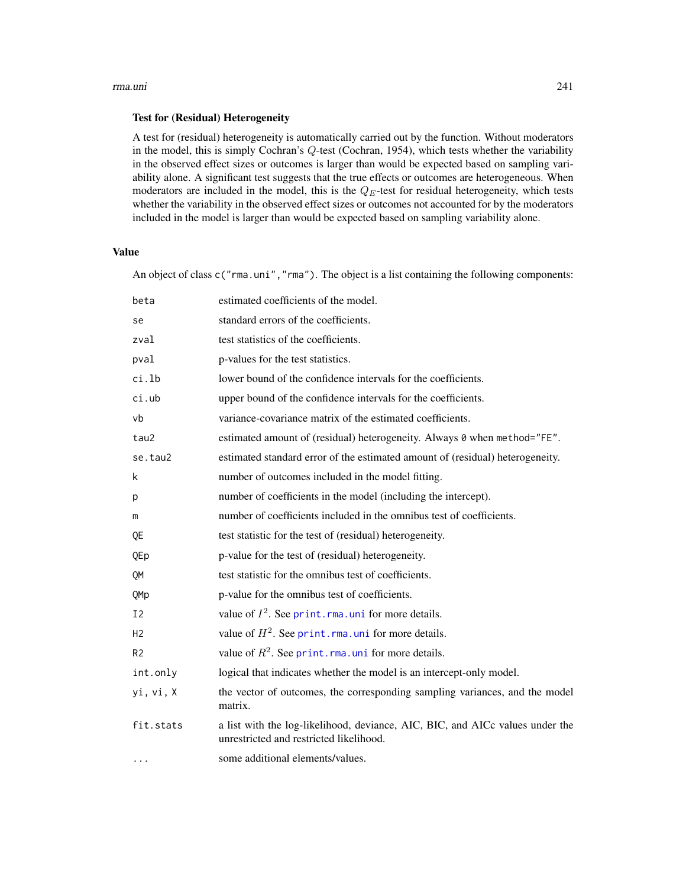### Test for (Residual) Heterogeneity

A test for (residual) heterogeneity is automatically carried out by the function. Without moderators in the model, this is simply Cochran's $Q$-test (Cochran, 1954), which tests whether the variability in the observed effect sizes or outcomes is larger than would be expected based on sampling variability alone. A significant test suggests that the true effects or outcomes are heterogeneous. When moderators are included in the model, this is the $Q_E$-test for residual heterogeneity, which tests whether the variability in the observed effect sizes or outcomes not accounted for by the moderators included in the model is larger than would be expected based on sampling variability alone.

## Value

An object of class `c("rma.uni","rma")`. The object is a list containing the following components:

| | |
|---|---|
| `beta` | estimated coefficients of the model. |
| `se` | standard errors of the coefficients. |
| `zval` | test statistics of the coefficients. |
| `pval` | p-values for the test statistics. |
| `ci.lb` | lower bound of the confidence intervals for the coefficients. |
| `ci.ub` | upper bound of the confidence intervals for the coefficients. |
| `vb` | variance-covariance matrix of the estimated coefficients. |
| `tau2` | estimated amount of (residual) heterogeneity. Always `0` when `method="FE"`. |
| `se.tau2` | estimated standard error of the estimated amount of (residual) heterogeneity. |
| `k` | number of outcomes included in the model fitting. |
| `p` | number of coefficients in the model (including the intercept). |
| `m` | number of coefficients included in the omnibus test of coefficients. |
| `QE` | test statistic for the test of (residual) heterogeneity. |
| `QEp` | p-value for the test of (residual) heterogeneity. |
| `QM` | test statistic for the omnibus test of coefficients. |
| `QMp` | p-value for the omnibus test of coefficients. |
| `I2` | value of $I^2$. See `print.rma.uni` for more details. |
| `H2` | value of $H^2$. See `print.rma.uni` for more details. |
| `R2` | value of $R^2$. See `print.rma.uni` for more details. |
| `int.only` | logical that indicates whether the model is an intercept-only model. |
| `yi, vi, X` | the vector of outcomes, the corresponding sampling variances, and the model matrix. |
| `fit.stats` | a list with the log-likelihood, deviance, AIC, BIC, and AICc values under the unrestricted and restricted likelihood. |
| `...` | some additional elements/values. |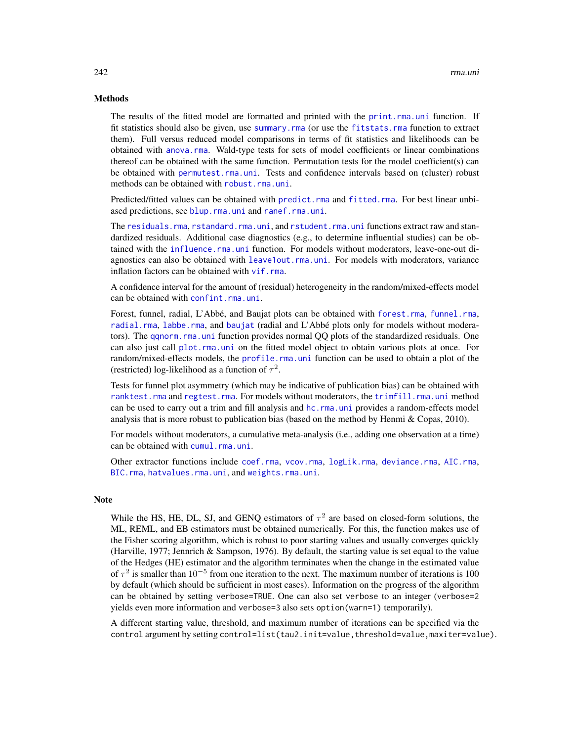## Methods

The results of the fitted model are formatted and printed with the `print.rma.uni` function. If fit statistics should also be given, use `summary.rma` (or use the `fitstats.rma` function to extract them). Full versus reduced model comparisons in terms of fit statistics and likelihoods can be obtained with `anova.rma`. Wald-type tests for sets of model coefficients or linear combinations thereof can be obtained with the same function. Permutation tests for the model coefficient(s) can be obtained with `permutest.rma.uni`. Tests and confidence intervals based on (cluster) robust methods can be obtained with `robust.rma.uni`.

Predicted/fitted values can be obtained with `predict.rma` and `fitted.rma`. For best linear unbiased predictions, see `blup.rma.uni` and `ranef.rma.uni`.

The `residuals.rma`, `rstandard.rma.uni`, and `rstudent.rma.uni` functions extract raw and standardized residuals. Additional case diagnostics (e.g., to determine influential studies) can be obtained with the `influence.rma.uni` function. For models without moderators, leave-one-out diagnostics can also be obtained with `leave1out.rma.uni`. For models with moderators, variance inflation factors can be obtained with `vif.rma`.

A confidence interval for the amount of (residual) heterogeneity in the random/mixed-effects model can be obtained with `confint.rma.uni`.

Forest, funnel, radial, L'Abbé, and Baujat plots can be obtained with `forest.rma`, `funnel.rma`, `radial.rma`, `labbe.rma`, and `baujat` (radial and L'Abbé plots only for models without moderators). The `qqnorm.rma.uni` function provides normal QQ plots of the standardized residuals. One can also just call `plot.rma.uni` on the fitted model object to obtain various plots at once. For random/mixed-effects models, the `profile.rma.uni` function can be used to obtain a plot of the (restricted) log-likelihood as a function of $\tau^2$.

Tests for funnel plot asymmetry (which may be indicative of publication bias) can be obtained with `ranktest.rma` and `regtest.rma`. For models without moderators, the `trimfill.rma.uni` method can be used to carry out a trim and fill analysis and `hc.rma.uni` provides a random-effects model analysis that is more robust to publication bias (based on the method by Henmi & Copas, 2010).

For models without moderators, a cumulative meta-analysis (i.e., adding one observation at a time) can be obtained with `cumul.rma.uni`.

Other extractor functions include `coef.rma`, `vcov.rma`, `logLik.rma`, `deviance.rma`, `AIC.rma`, `BIC.rma`, `hatvalues.rma.uni`, and `weights.rma.uni`.

## Note

While the HS, HE, DL, SJ, and GENQ estimators of $\tau^2$ are based on closed-form solutions, the ML, REML, and EB estimators must be obtained numerically. For this, the function makes use of the Fisher scoring algorithm, which is robust to poor starting values and usually converges quickly (Harville, 1977; Jennrich & Sampson, 1976). By default, the starting value is set equal to the value of the Hedges (HE) estimator and the algorithm terminates when the change in the estimated value of $\tau^2$ is smaller than $10^{-5}$ from one iteration to the next. The maximum number of iterations is 100 by default (which should be sufficient in most cases). Information on the progress of the algorithm can be obtained by setting `verbose=TRUE`. One can also set `verbose` to an integer (`verbose=2` yields even more information and `verbose=3` also sets `option(warn=1)` temporarily).

A different starting value, threshold, and maximum number of iterations can be specified via the `control` argument by setting `control=list(tau2.init=value,threshold=value,maxiter=value)`.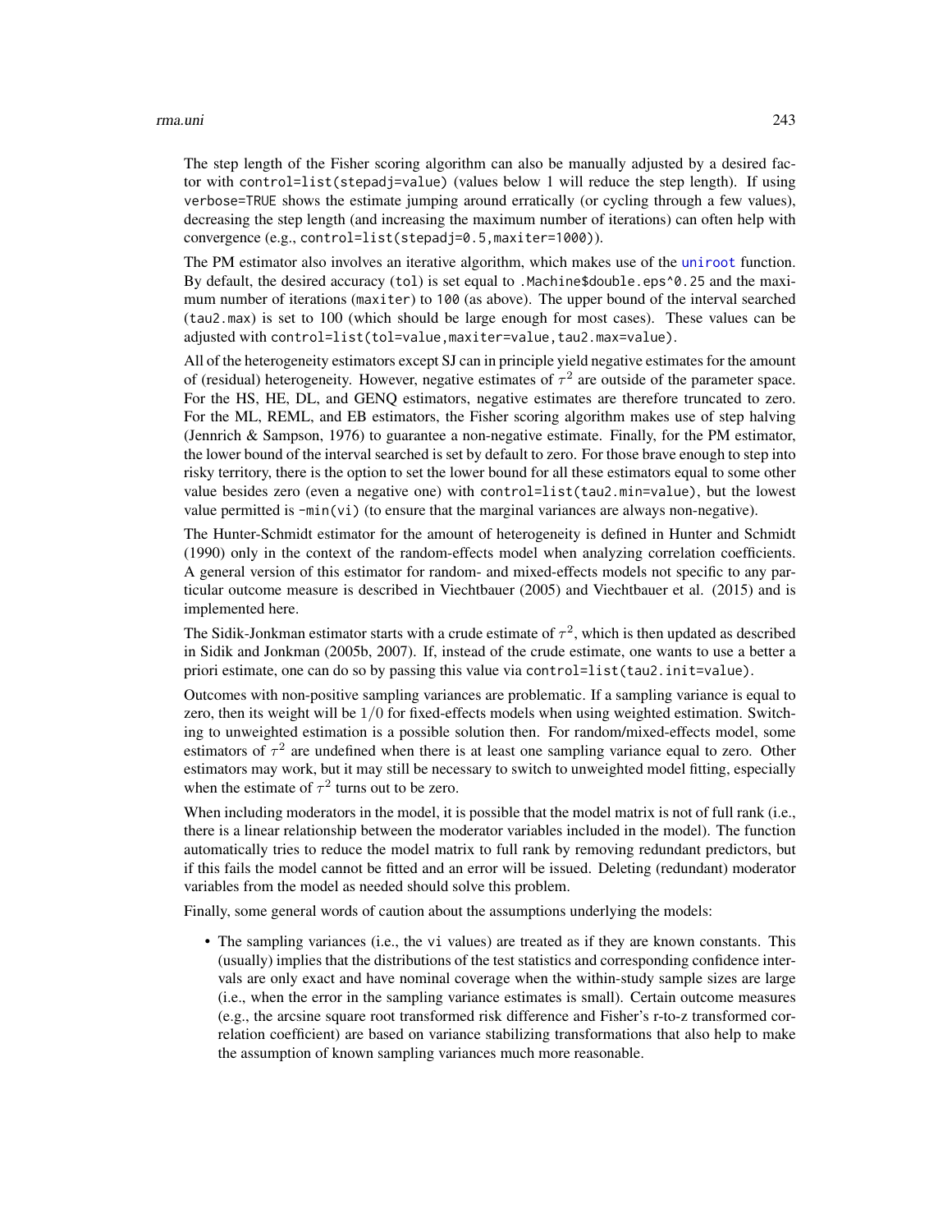The step length of the Fisher scoring algorithm can also be manually adjusted by a desired factor with `control=list(stepadj=value)` (values below 1 will reduce the step length). If using `verbose=TRUE` shows the estimate jumping around erratically (or cycling through a few values), decreasing the step length (and increasing the maximum number of iterations) can often help with convergence (e.g., `control=list(stepadj=0.5,maxiter=1000)`).

The PM estimator also involves an iterative algorithm, which makes use of the `uniroot` function. By default, the desired accuracy (`tol`) is set equal to `.Machine$double.eps^0.25` and the maximum number of iterations (`maxiter`) to `100` (as above). The upper bound of the interval searched (`tau2.max`) is set to 100 (which should be large enough for most cases). These values can be adjusted with `control=list(tol=value,maxiter=value,tau2.max=value)`.

All of the heterogeneity estimators except SJ can in principle yield negative estimates for the amount of (residual) heterogeneity. However, negative estimates of $\tau^2$ are outside of the parameter space. For the HS, HE, DL, and GENQ estimators, negative estimates are therefore truncated to zero. For the ML, REML, and EB estimators, the Fisher scoring algorithm makes use of step halving (Jennrich & Sampson, 1976) to guarantee a non-negative estimate. Finally, for the PM estimator, the lower bound of the interval searched is set by default to zero. For those brave enough to step into risky territory, there is the option to set the lower bound for all these estimators equal to some other value besides zero (even a negative one) with `control=list(tau2.min=value)`, but the lowest value permitted is `-min(vi)` (to ensure that the marginal variances are always non-negative).

The Hunter-Schmidt estimator for the amount of heterogeneity is defined in Hunter and Schmidt (1990) only in the context of the random-effects model when analyzing correlation coefficients. A general version of this estimator for random- and mixed-effects models not specific to any particular outcome measure is described in Viechtbauer (2005) and Viechtbauer et al. (2015) and is implemented here.

The Sidik-Jonkman estimator starts with a crude estimate of $\tau^2$, which is then updated as described in Sidik and Jonkman (2005b, 2007). If, instead of the crude estimate, one wants to use a better a priori estimate, one can do so by passing this value via `control=list(tau2.init=value)`.

Outcomes with non-positive sampling variances are problematic. If a sampling variance is equal to zero, then its weight will be $1/0$ for fixed-effects models when using weighted estimation. Switching to unweighted estimation is a possible solution then. For random/mixed-effects model, some estimators of $\tau^2$ are undefined when there is at least one sampling variance equal to zero. Other estimators may work, but it may still be necessary to switch to unweighted model fitting, especially when the estimate of $\tau^2$ turns out to be zero.

When including moderators in the model, it is possible that the model matrix is not of full rank (i.e., there is a linear relationship between the moderator variables included in the model). The function automatically tries to reduce the model matrix to full rank by removing redundant predictors, but if this fails the model cannot be fitted and an error will be issued. Deleting (redundant) moderator variables from the model as needed should solve this problem.

Finally, some general words of caution about the assumptions underlying the models:

- The sampling variances (i.e., the `vi` values) are treated as if they are known constants. This (usually) implies that the distributions of the test statistics and corresponding confidence intervals are only exact and have nominal coverage when the within-study sample sizes are large (i.e., when the error in the sampling variance estimates is small). Certain outcome measures (e.g., the arcsine square root transformed risk difference and Fisher's r-to-z transformed correlation coefficient) are based on variance stabilizing transformations that also help to make the assumption of known sampling variances much more reasonable.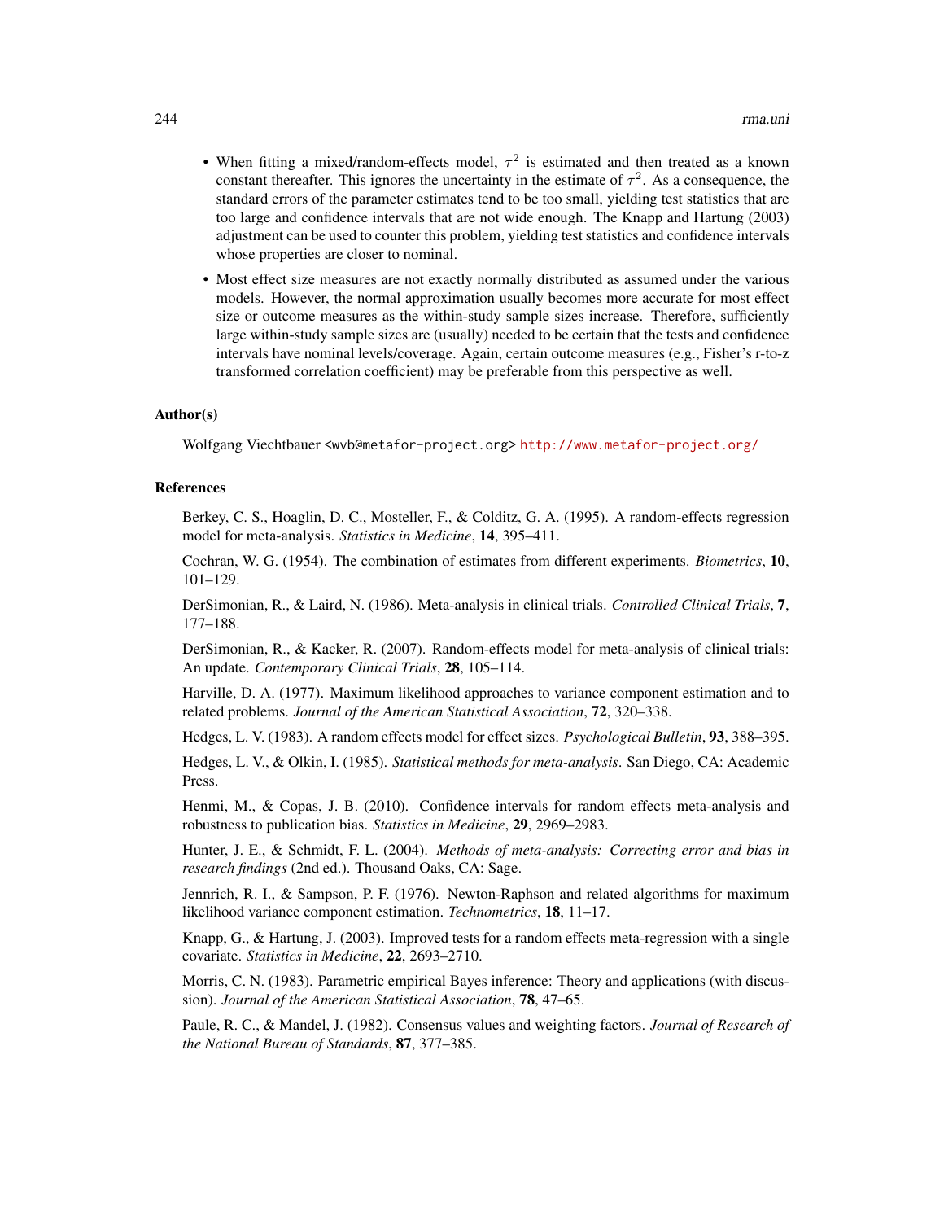- When fitting a mixed/random-effects model, $\tau^2$ is estimated and then treated as a known constant thereafter. This ignores the uncertainty in the estimate of $\tau^2$. As a consequence, the standard errors of the parameter estimates tend to be too small, yielding test statistics that are too large and confidence intervals that are not wide enough. The Knapp and Hartung (2003) adjustment can be used to counter this problem, yielding test statistics and confidence intervals whose properties are closer to nominal.
- Most effect size measures are not exactly normally distributed as assumed under the various models. However, the normal approximation usually becomes more accurate for most effect size or outcome measures as the within-study sample sizes increase. Therefore, sufficiently large within-study sample sizes are (usually) needed to be certain that the tests and confidence intervals have nominal levels/coverage. Again, certain outcome measures (e.g., Fisher's r-to-z transformed correlation coefficient) may be preferable from this perspective as well.

### Author(s)

Wolfgang Viechtbauer <wvb@metafor-project.org> http://www.metafor-project.org/

### References

Berkey, C. S., Hoaglin, D. C., Mosteller, F., & Colditz, G. A. (1995). A random-effects regression model for meta-analysis. *Statistics in Medicine*, **14**, 395–411.

Cochran, W. G. (1954). The combination of estimates from different experiments. *Biometrics*, **10**, 101–129.

DerSimonian, R., & Laird, N. (1986). Meta-analysis in clinical trials. *Controlled Clinical Trials*, **7**, 177–188.

DerSimonian, R., & Kacker, R. (2007). Random-effects model for meta-analysis of clinical trials: An update. *Contemporary Clinical Trials*, **28**, 105–114.

Harville, D. A. (1977). Maximum likelihood approaches to variance component estimation and to related problems. *Journal of the American Statistical Association*, **72**, 320–338.

Hedges, L. V. (1983). A random effects model for effect sizes. *Psychological Bulletin*, **93**, 388–395.

Hedges, L. V., & Olkin, I. (1985). *Statistical methods for meta-analysis*. San Diego, CA: Academic Press.

Henmi, M., & Copas, J. B. (2010). Confidence intervals for random effects meta-analysis and robustness to publication bias. *Statistics in Medicine*, **29**, 2969–2983.

Hunter, J. E., & Schmidt, F. L. (2004). *Methods of meta-analysis: Correcting error and bias in research findings* (2nd ed.). Thousand Oaks, CA: Sage.

Jennrich, R. I., & Sampson, P. F. (1976). Newton-Raphson and related algorithms for maximum likelihood variance component estimation. *Technometrics*, **18**, 11–17.

Knapp, G., & Hartung, J. (2003). Improved tests for a random effects meta-regression with a single covariate. *Statistics in Medicine*, **22**, 2693–2710.

Morris, C. N. (1983). Parametric empirical Bayes inference: Theory and applications (with discussion). *Journal of the American Statistical Association*, **78**, 47–65.

Paule, R. C., & Mandel, J. (1982). Consensus values and weighting factors. *Journal of Research of the National Bureau of Standards*, **87**, 377–385.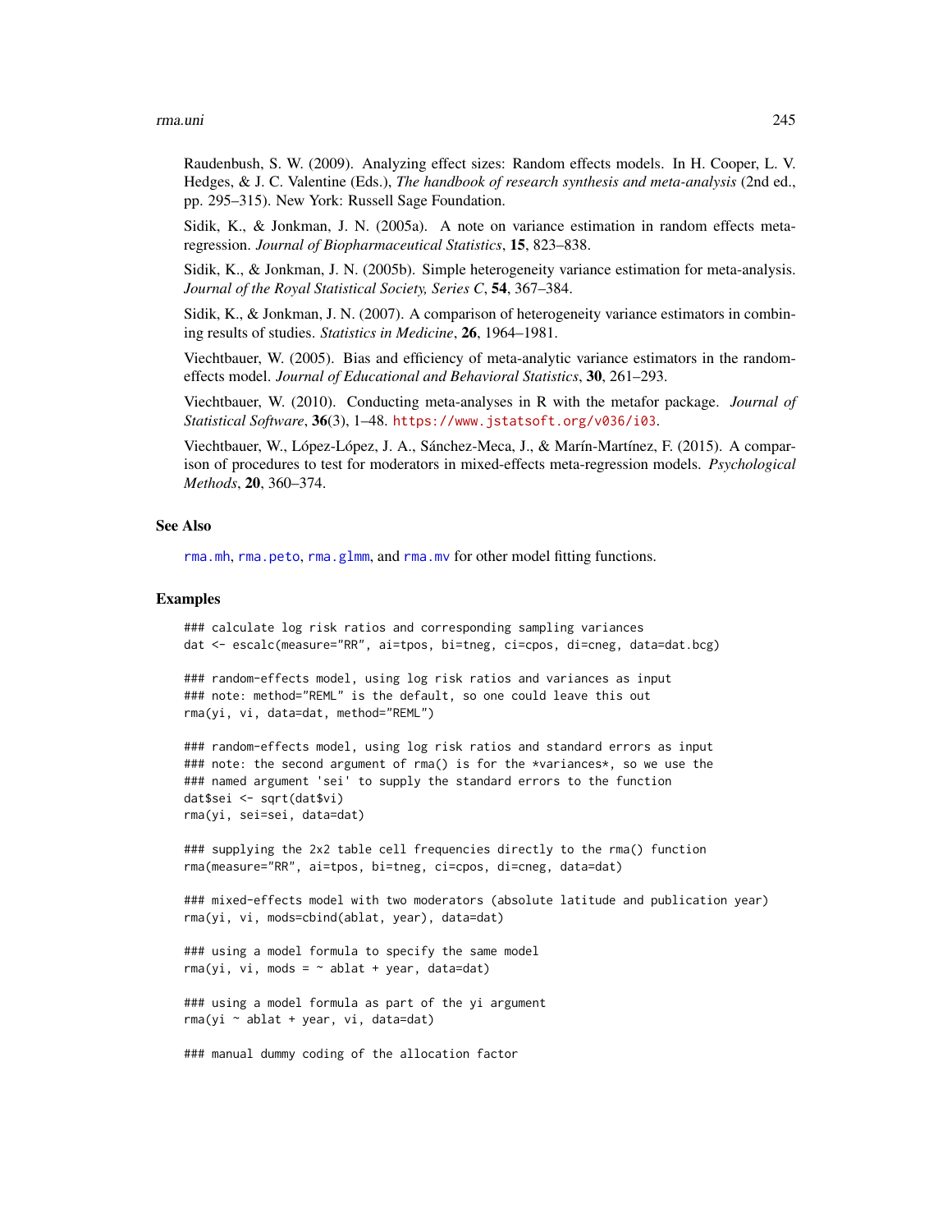Raudenbush, S. W. (2009). Analyzing effect sizes: Random effects models. In H. Cooper, L. V. Hedges, & J. C. Valentine (Eds.), *The handbook of research synthesis and meta-analysis* (2nd ed., pp. 295–315). New York: Russell Sage Foundation.

Sidik, K., & Jonkman, J. N. (2005a). A note on variance estimation in random effects meta-regression. *Journal of Biopharmaceutical Statistics*, **15**, 823–838.

Sidik, K., & Jonkman, J. N. (2005b). Simple heterogeneity variance estimation for meta-analysis. *Journal of the Royal Statistical Society, Series C*, **54**, 367–384.

Sidik, K., & Jonkman, J. N. (2007). A comparison of heterogeneity variance estimators in combining results of studies. *Statistics in Medicine*, **26**, 1964–1981.

Viechtbauer, W. (2005). Bias and efficiency of meta-analytic variance estimators in the random-effects model. *Journal of Educational and Behavioral Statistics*, **30**, 261–293.

Viechtbauer, W. (2010). Conducting meta-analyses in R with the metafor package. *Journal of Statistical Software*, **36**(3), 1–48. https://www.jstatsoft.org/v036/i03.

Viechtbauer, W., López-López, J. A., Sánchez-Meca, J., & Marín-Martínez, F. (2015). A comparison of procedures to test for moderators in mixed-effects meta-regression models. *Psychological Methods*, **20**, 360–374.

## See Also

rma.mh, rma.peto, rma.glmm, and rma.mv for other model fitting functions.

## Examples

```
### calculate log risk ratios and corresponding sampling variances
dat <- escalc(measure="RR", ai=tpos, bi=tneg, ci=cpos, di=cneg, data=dat.bcg)

### random-effects model, using log risk ratios and variances as input
### note: method="REML" is the default, so one could leave this out
rma(yi, vi, data=dat, method="REML")

### random-effects model, using log risk ratios and standard errors as input
### note: the second argument of rma() is for the *variances*, so we use the
### named argument 'sei' to supply the standard errors to the function
dat$sei <- sqrt(dat$vi)
rma(yi, sei=sei, data=dat)

### supplying the 2x2 table cell frequencies directly to the rma() function
rma(measure="RR", ai=tpos, bi=tneg, ci=cpos, di=cneg, data=dat)

### mixed-effects model with two moderators (absolute latitude and publication year)
rma(yi, vi, mods=cbind(ablat, year), data=dat)

### using a model formula to specify the same model
rma(yi, vi, mods = ~ ablat + year, data=dat)

### using a model formula as part of the yi argument
rma(yi ~ ablat + year, vi, data=dat)

### manual dummy coding of the allocation factor
```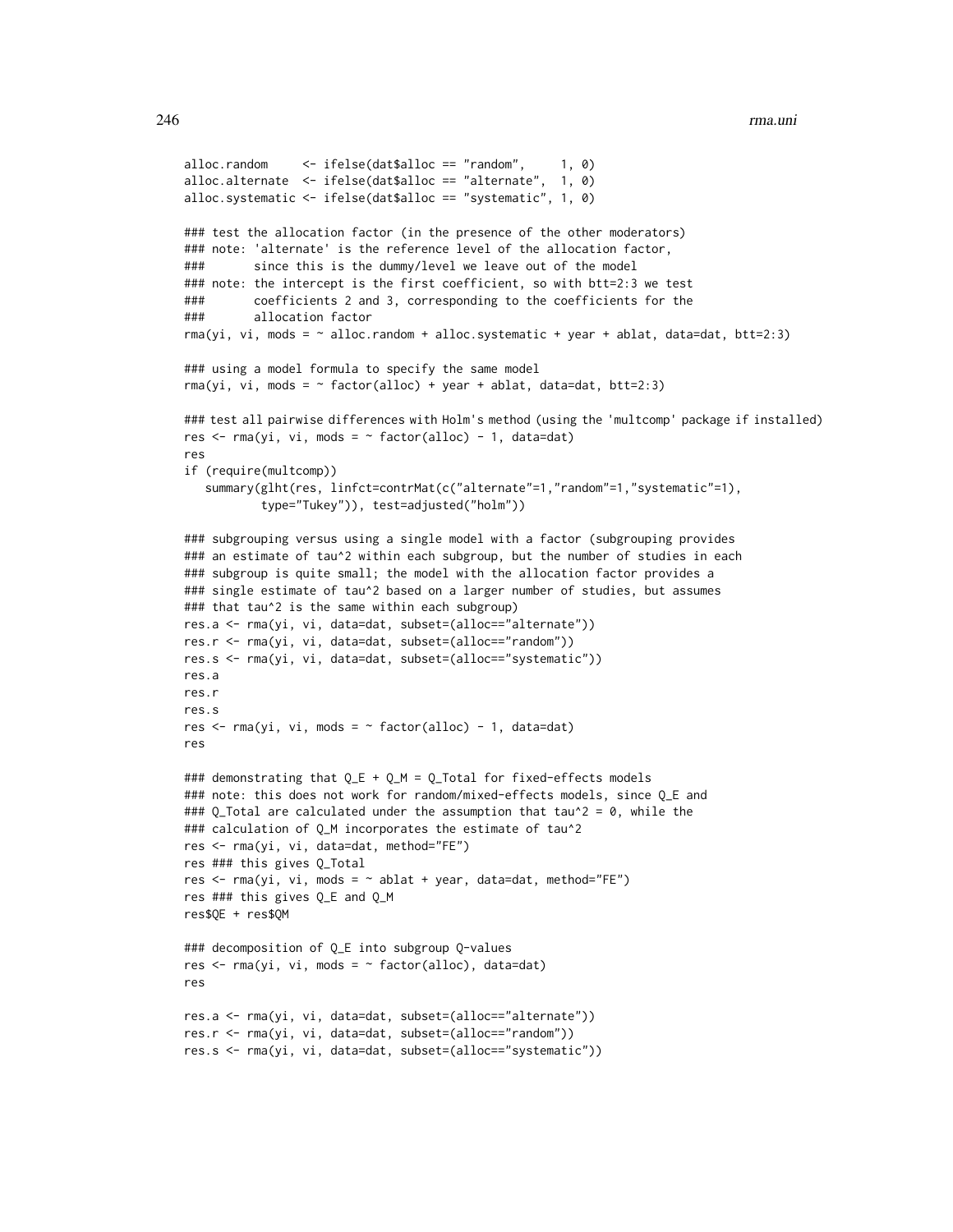```
alloc.random     <- ifelse(dat$alloc == "random",     1, 0)
alloc.alternate  <- ifelse(dat$alloc == "alternate",  1, 0)
alloc.systematic <- ifelse(dat$alloc == "systematic", 1, 0)

### test the allocation factor (in the presence of the other moderators)
### note: 'alternate' is the reference level of the allocation factor,
###       since this is the dummy/level we leave out of the model
### note: the intercept is the first coefficient, so with btt=2:3 we test
###       coefficients 2 and 3, corresponding to the coefficients for the
###       allocation factor
rma(yi, vi, mods = ~ alloc.random + alloc.systematic + year + ablat, data=dat, btt=2:3)

### using a model formula to specify the same model
rma(yi, vi, mods = ~ factor(alloc) + year + ablat, data=dat, btt=2:3)

### test all pairwise differences with Holm's method (using the 'multcomp' package if installed)
res <- rma(yi, vi, mods = ~ factor(alloc) - 1, data=dat)
res
if (require(multcomp))
   summary(glht(res, linfct=contrMat(c("alternate"=1,"random"=1,"systematic"=1),
           type="Tukey")), test=adjusted("holm"))

### subgrouping versus using a single model with a factor (subgrouping provides
### an estimate of tau^2 within each subgroup, but the number of studies in each
### subgroup is quite small; the model with the allocation factor provides a
### single estimate of tau^2 based on a larger number of studies, but assumes
### that tau^2 is the same within each subgroup)
res.a <- rma(yi, vi, data=dat, subset=(alloc=="alternate"))
res.r <- rma(yi, vi, data=dat, subset=(alloc=="random"))
res.s <- rma(yi, vi, data=dat, subset=(alloc=="systematic"))
res.a
res.r
res.s
res <- rma(yi, vi, mods = ~ factor(alloc) - 1, data=dat)
res

### demonstrating that Q_E + Q_M = Q_Total for fixed-effects models
### note: this does not work for random/mixed-effects models, since Q_E and
### Q_Total are calculated under the assumption that tau^2 = 0, while the
### calculation of Q_M incorporates the estimate of tau^2
res <- rma(yi, vi, data=dat, method="FE")
res ### this gives Q_Total
res <- rma(yi, vi, mods = ~ ablat + year, data=dat, method="FE")
res ### this gives Q_E and Q_M
res$QE + res$QM

### decomposition of Q_E into subgroup Q-values
res <- rma(yi, vi, mods = ~ factor(alloc), data=dat)
res

res.a <- rma(yi, vi, data=dat, subset=(alloc=="alternate"))
res.r <- rma(yi, vi, data=dat, subset=(alloc=="random"))
res.s <- rma(yi, vi, data=dat, subset=(alloc=="systematic"))
```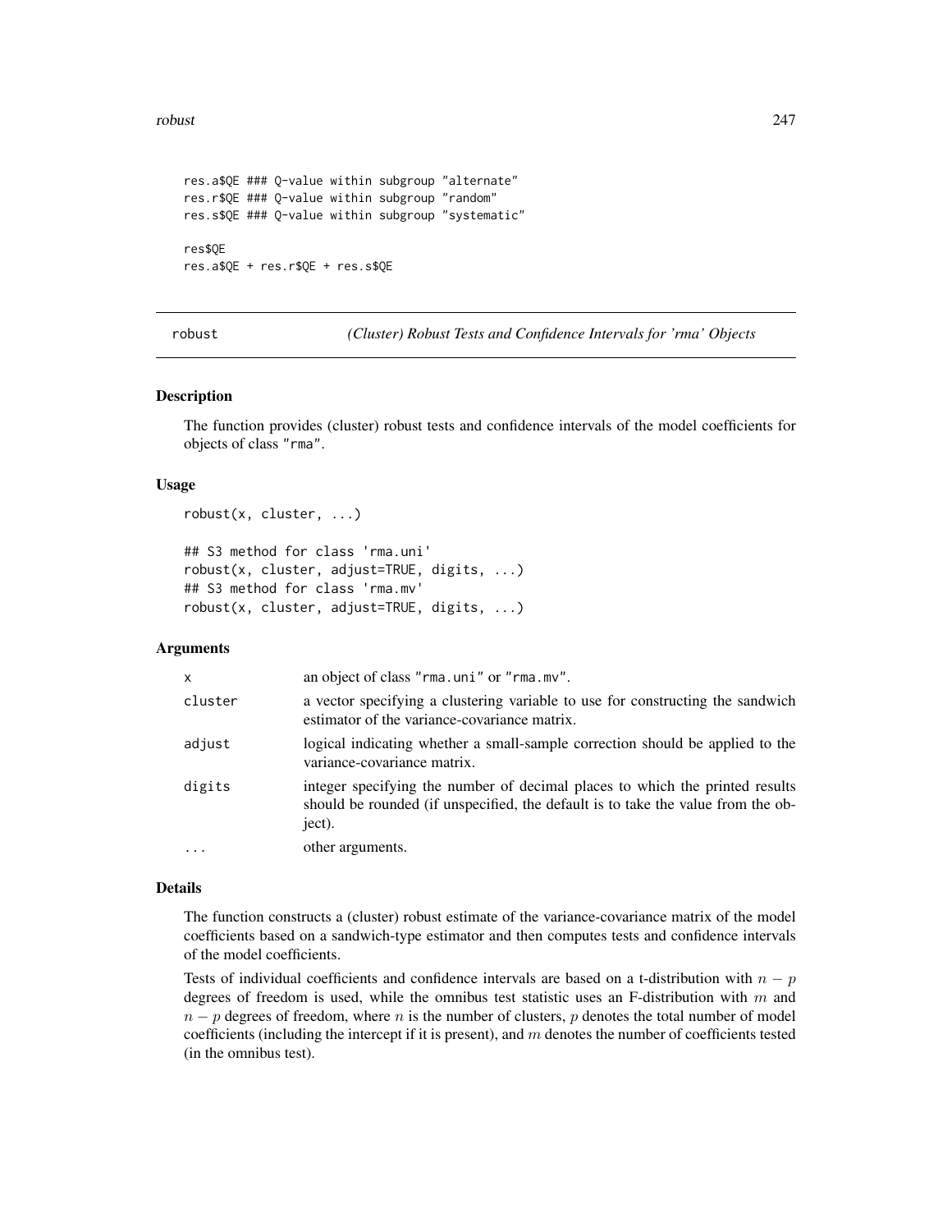```
res.a$QE ### Q-value within subgroup "alternate"
res.r$QE ### Q-value within subgroup "random"
res.s$QE ### Q-value within subgroup "systematic"

res$QE
res.a$QE + res.r$QE + res.s$QE
```

---

## robust — *(Cluster) Robust Tests and Confidence Intervals for 'rma' Objects*

---

### Description

The function provides (cluster) robust tests and confidence intervals of the model coefficients for objects of class "rma".

### Usage

```
robust(x, cluster, ...)

## S3 method for class 'rma.uni'
robust(x, cluster, adjust=TRUE, digits, ...)
## S3 method for class 'rma.mv'
robust(x, cluster, adjust=TRUE, digits, ...)
```

### Arguments

| | |
|---|---|
| `x` | an object of class "rma.uni" or "rma.mv". |
| `cluster` | a vector specifying a clustering variable to use for constructing the sandwich estimator of the variance-covariance matrix. |
| `adjust` | logical indicating whether a small-sample correction should be applied to the variance-covariance matrix. |
| `digits` | integer specifying the number of decimal places to which the printed results should be rounded (if unspecified, the default is to take the value from the object). |
| `...` | other arguments. |

### Details

The function constructs a (cluster) robust estimate of the variance-covariance matrix of the model coefficients based on a sandwich-type estimator and then computes tests and confidence intervals of the model coefficients.

Tests of individual coefficients and confidence intervals are based on a t-distribution with $n - p$ degrees of freedom is used, while the omnibus test statistic uses an F-distribution with $m$ and $n - p$ degrees of freedom, where $n$ is the number of clusters, $p$ denotes the total number of model coefficients (including the intercept if it is present), and $m$ denotes the number of coefficients tested (in the omnibus test).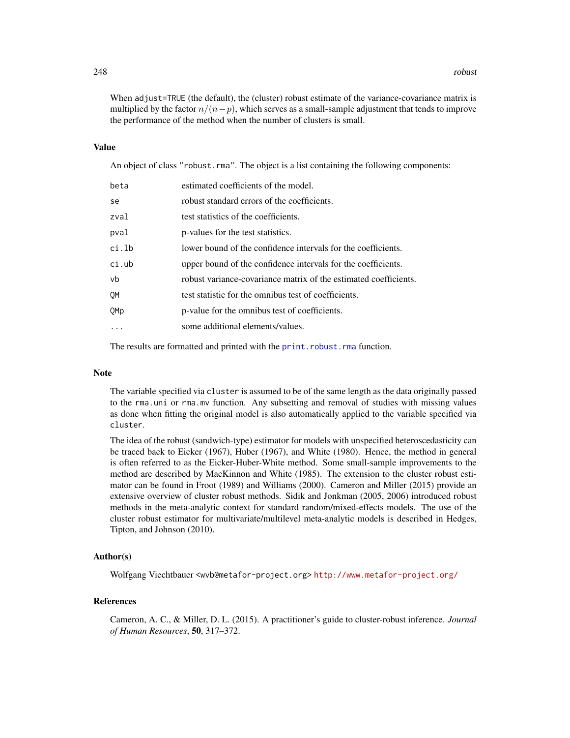When `adjust=TRUE` (the default), the (cluster) robust estimate of the variance-covariance matrix is multiplied by the factor $n/(n-p)$, which serves as a small-sample adjustment that tends to improve the performance of the method when the number of clusters is small.

## Value

An object of class `"robust.rma"`. The object is a list containing the following components:

| | |
|---|---|
| `beta` | estimated coefficients of the model. |
| `se` | robust standard errors of the coefficients. |
| `zval` | test statistics of the coefficients. |
| `pval` | p-values for the test statistics. |
| `ci.lb` | lower bound of the confidence intervals for the coefficients. |
| `ci.ub` | upper bound of the confidence intervals for the coefficients. |
| `vb` | robust variance-covariance matrix of the estimated coefficients. |
| `QM` | test statistic for the omnibus test of coefficients. |
| `QMp` | p-value for the omnibus test of coefficients. |
| `...` | some additional elements/values. |

The results are formatted and printed with the `print.robust.rma` function.

## Note

The variable specified via `cluster` is assumed to be of the same length as the data originally passed to the `rma.uni` or `rma.mv` function. Any subsetting and removal of studies with missing values as done when fitting the original model is also automatically applied to the variable specified via `cluster`.

The idea of the robust (sandwich-type) estimator for models with unspecified heteroscedasticity can be traced back to Eicker (1967), Huber (1967), and White (1980). Hence, the method in general is often referred to as the Eicker-Huber-White method. Some small-sample improvements to the method are described by MacKinnon and White (1985). The extension to the cluster robust estimator can be found in Froot (1989) and Williams (2000). Cameron and Miller (2015) provide an extensive overview of cluster robust methods. Sidik and Jonkman (2005, 2006) introduced robust methods in the meta-analytic context for standard random/mixed-effects models. The use of the cluster robust estimator for multivariate/multilevel meta-analytic models is described in Hedges, Tipton, and Johnson (2010).

## Author(s)

Wolfgang Viechtbauer <wvb@metafor-project.org> http://www.metafor-project.org/

## References

Cameron, A. C., & Miller, D. L. (2015). A practitioner's guide to cluster-robust inference. *Journal of Human Resources*, **50**, 317–372.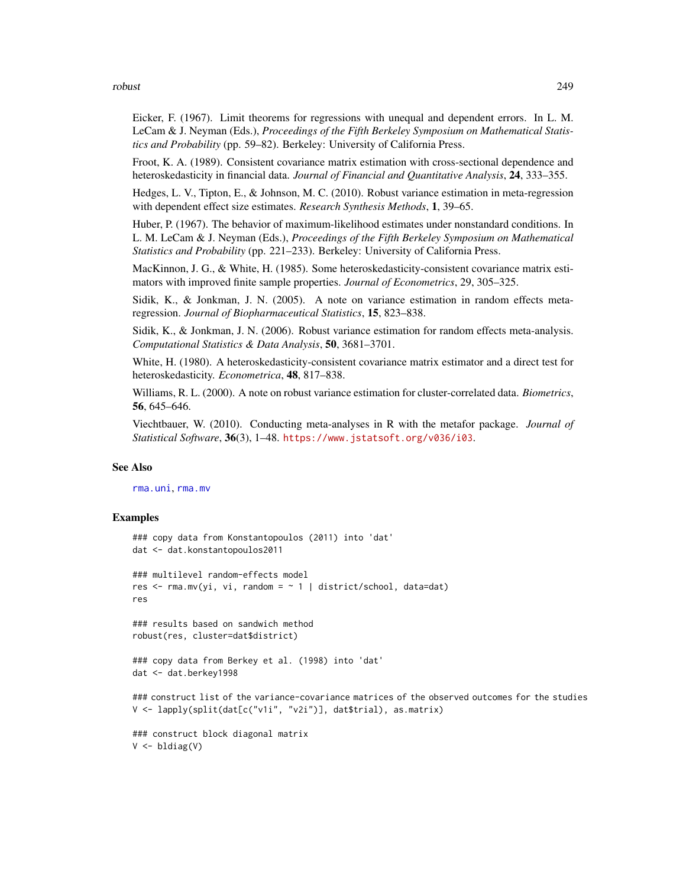Eicker, F. (1967). Limit theorems for regressions with unequal and dependent errors. In L. M. LeCam & J. Neyman (Eds.), *Proceedings of the Fifth Berkeley Symposium on Mathematical Statistics and Probability* (pp. 59–82). Berkeley: University of California Press.

Froot, K. A. (1989). Consistent covariance matrix estimation with cross-sectional dependence and heteroskedasticity in financial data. *Journal of Financial and Quantitative Analysis*, **24**, 333–355.

Hedges, L. V., Tipton, E., & Johnson, M. C. (2010). Robust variance estimation in meta-regression with dependent effect size estimates. *Research Synthesis Methods*, **1**, 39–65.

Huber, P. (1967). The behavior of maximum-likelihood estimates under nonstandard conditions. In L. M. LeCam & J. Neyman (Eds.), *Proceedings of the Fifth Berkeley Symposium on Mathematical Statistics and Probability* (pp. 221–233). Berkeley: University of California Press.

MacKinnon, J. G., & White, H. (1985). Some heteroskedasticity-consistent covariance matrix estimators with improved finite sample properties. *Journal of Econometrics*, 29, 305–325.

Sidik, K., & Jonkman, J. N. (2005). A note on variance estimation in random effects meta-regression. *Journal of Biopharmaceutical Statistics*, **15**, 823–838.

Sidik, K., & Jonkman, J. N. (2006). Robust variance estimation for random effects meta-analysis. *Computational Statistics & Data Analysis*, **50**, 3681–3701.

White, H. (1980). A heteroskedasticity-consistent covariance matrix estimator and a direct test for heteroskedasticity. *Econometrica*, **48**, 817–838.

Williams, R. L. (2000). A note on robust variance estimation for cluster-correlated data. *Biometrics*, **56**, 645–646.

Viechtbauer, W. (2010). Conducting meta-analyses in R with the metafor package. *Journal of Statistical Software*, **36**(3), 1–48. https://www.jstatsoft.org/v036/i03.

## See Also

rma.uni, rma.mv

## Examples

```
### copy data from Konstantopoulos (2011) into 'dat'
dat <- dat.konstantopoulos2011

### multilevel random-effects model
res <- rma.mv(yi, vi, random = ~ 1 | district/school, data=dat)
res

### results based on sandwich method
robust(res, cluster=dat$district)

### copy data from Berkey et al. (1998) into 'dat'
dat <- dat.berkey1998

### construct list of the variance-covariance matrices of the observed outcomes for the studies
V <- lapply(split(dat[c("v1i", "v2i")], dat$trial), as.matrix)

### construct block diagonal matrix
V <- bldiag(V)
```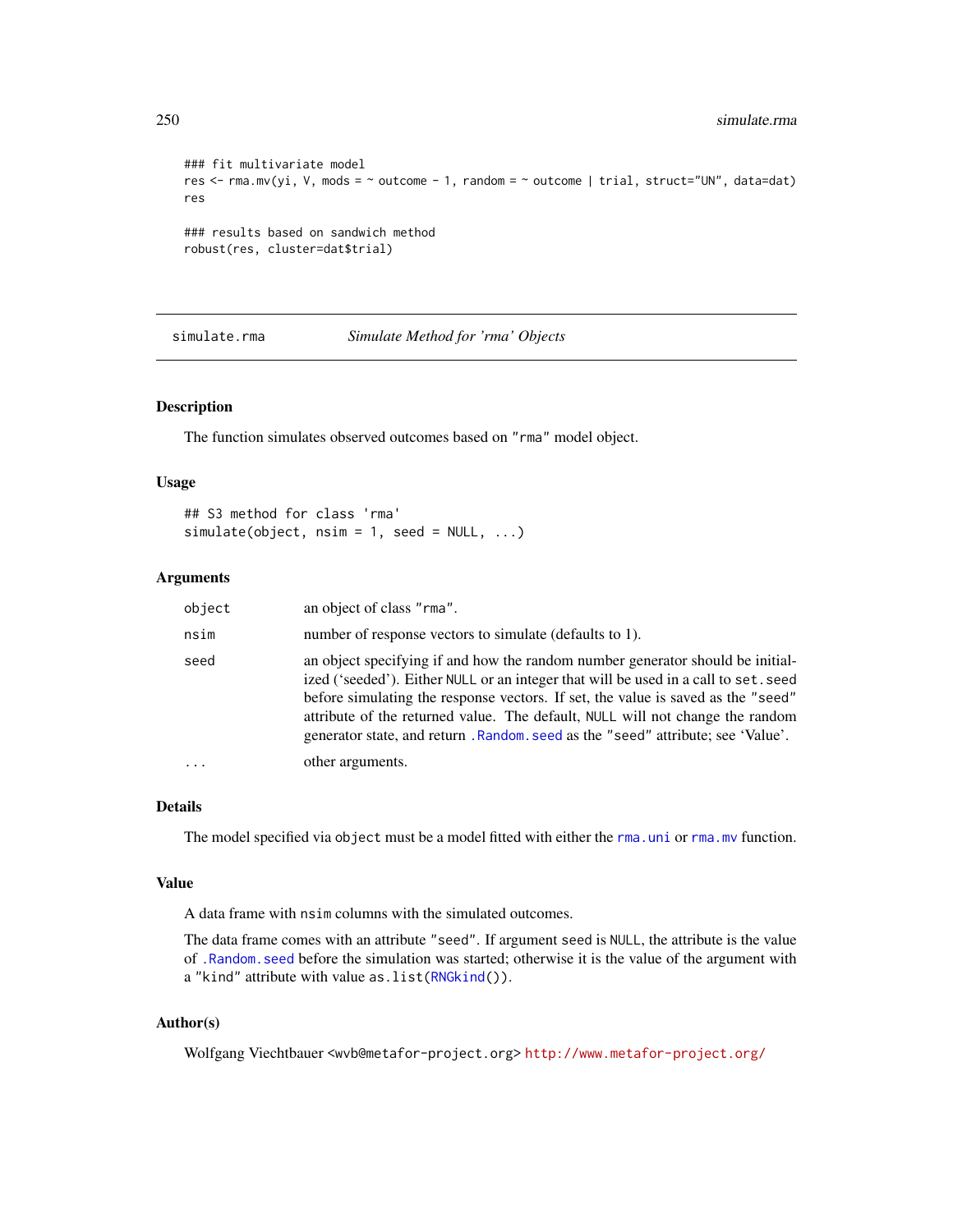```
### fit multivariate model
res <- rma.mv(yi, V, mods = ~ outcome - 1, random = ~ outcome | trial, struct="UN", data=dat)
res

### results based on sandwich method
robust(res, cluster=dat$trial)
```

---

simulate.rma *Simulate Method for 'rma' Objects*

---

## Description

The function simulates observed outcomes based on "rma" model object.

## Usage

```
## S3 method for class 'rma'
simulate(object, nsim = 1, seed = NULL, ...)
```

## Arguments

| | |
|---|---|
| `object` | an object of class "rma". |
| `nsim` | number of response vectors to simulate (defaults to 1). |
| `seed` | an object specifying if and how the random number generator should be initialized ('seeded'). Either `NULL` or an integer that will be used in a call to `set.seed` before simulating the response vectors. If set, the value is saved as the "seed" attribute of the returned value. The default, `NULL` will not change the random generator state, and return `.Random.seed` as the "seed" attribute; see 'Value'. |
| `...` | other arguments. |

## Details

The model specified via `object` must be a model fitted with either the `rma.uni` or `rma.mv` function.

## Value

A data frame with `nsim` columns with the simulated outcomes.

The data frame comes with an attribute "seed". If argument `seed` is `NULL`, the attribute is the value of `.Random.seed` before the simulation was started; otherwise it is the value of the argument with a "kind" attribute with value `as.list(RNGkind())`.

## Author(s)

Wolfgang Viechtbauer <wvb@metafor-project.org> http://www.metafor-project.org/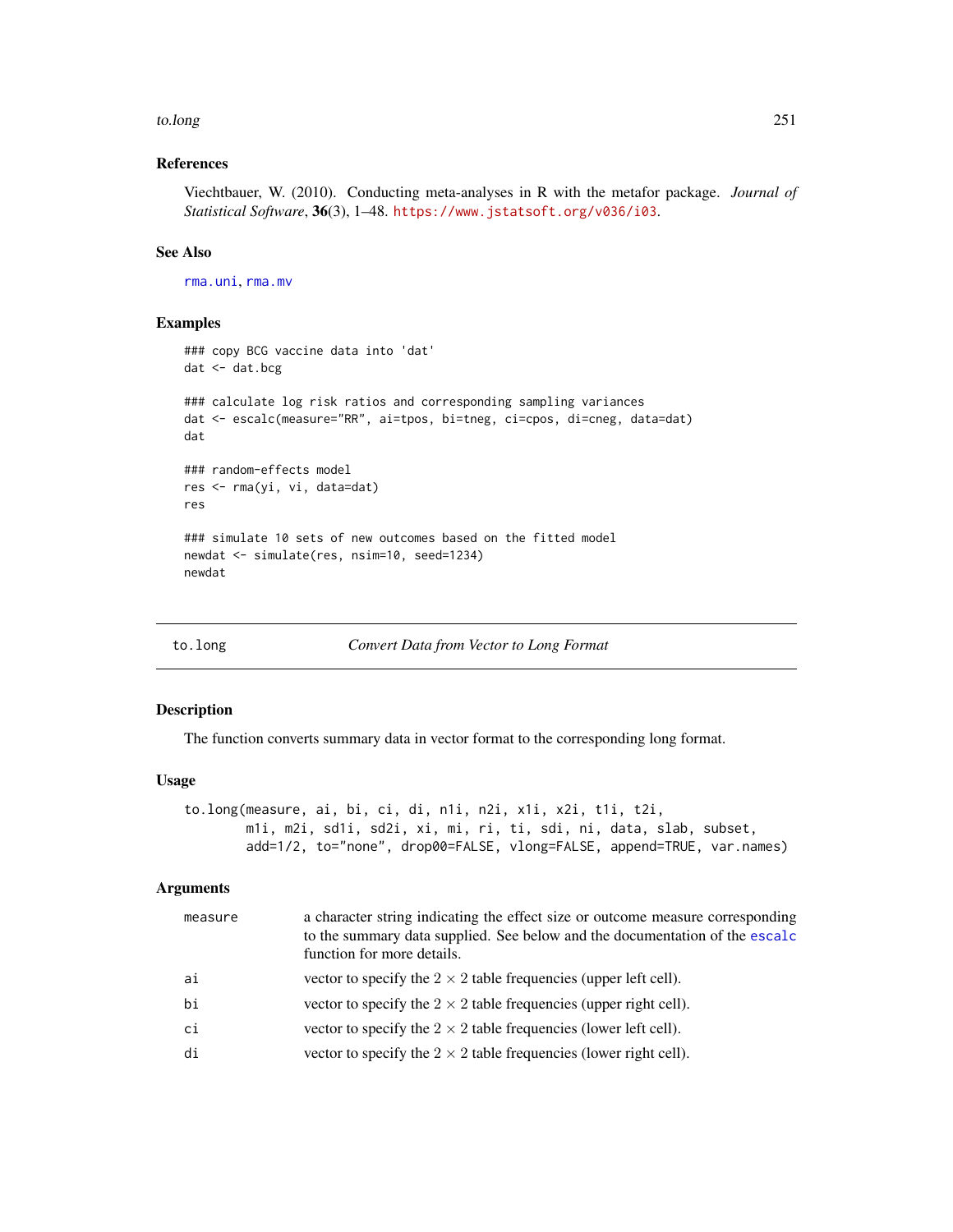### References

Viechtbauer, W. (2010). Conducting meta-analyses in R with the metafor package. *Journal of Statistical Software*, **36**(3), 1–48. https://www.jstatsoft.org/v036/i03.

### See Also

rma.uni, rma.mv

### Examples

```
### copy BCG vaccine data into 'dat'
dat <- dat.bcg

### calculate log risk ratios and corresponding sampling variances
dat <- escalc(measure="RR", ai=tpos, bi=tneg, ci=cpos, di=cneg, data=dat)
dat

### random-effects model
res <- rma(yi, vi, data=dat)
res

### simulate 10 sets of new outcomes based on the fitted model
newdat <- simulate(res, nsim=10, seed=1234)
newdat
```

---

## to.long — *Convert Data from Vector to Long Format*

### Description

The function converts summary data in vector format to the corresponding long format.

### Usage

```
to.long(measure, ai, bi, ci, di, n1i, n2i, x1i, x2i, t1i, t2i,
        m1i, m2i, sd1i, sd2i, xi, mi, ri, ti, sdi, ni, data, slab, subset,
        add=1/2, to="none", drop00=FALSE, vlong=FALSE, append=TRUE, var.names)
```

### Arguments

| | |
|---|---|
| measure | a character string indicating the effect size or outcome measure corresponding to the summary data supplied. See below and the documentation of the escalc function for more details. |
| ai | vector to specify the $2 \times 2$ table frequencies (upper left cell). |
| bi | vector to specify the $2 \times 2$ table frequencies (upper right cell). |
| ci | vector to specify the $2 \times 2$ table frequencies (lower left cell). |
| di | vector to specify the $2 \times 2$ table frequencies (lower right cell). |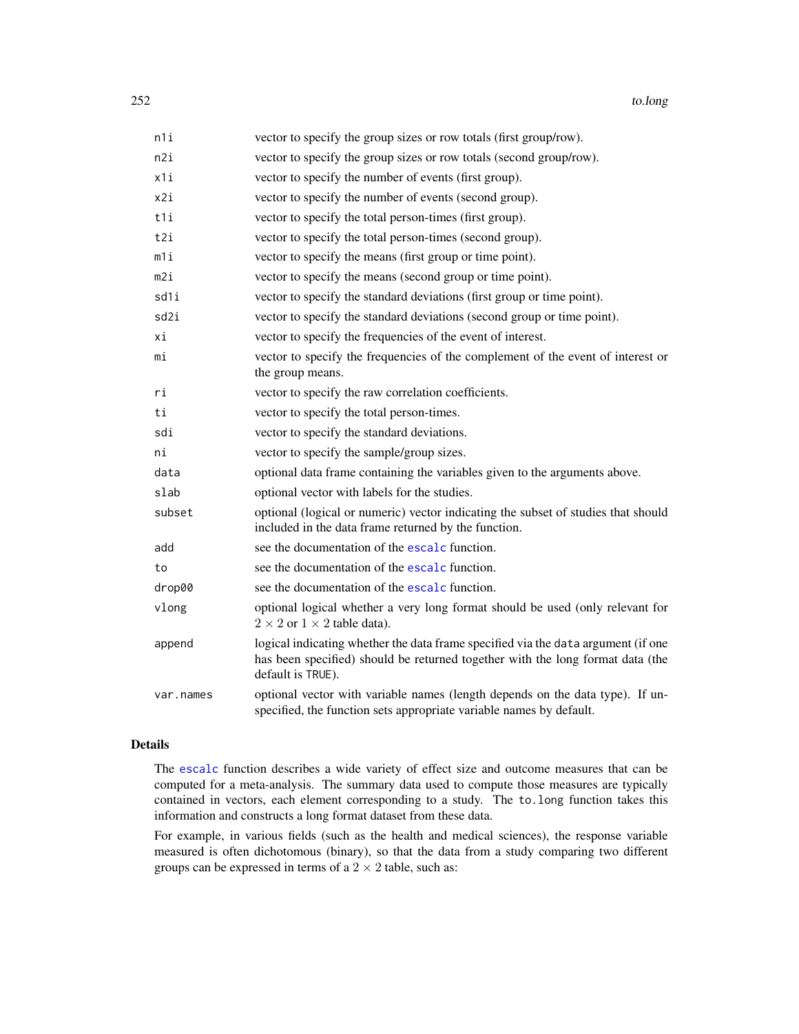| | |
|---|---|
| `n1i` | vector to specify the group sizes or row totals (first group/row). |
| `n2i` | vector to specify the group sizes or row totals (second group/row). |
| `x1i` | vector to specify the number of events (first group). |
| `x2i` | vector to specify the number of events (second group). |
| `t1i` | vector to specify the total person-times (first group). |
| `t2i` | vector to specify the total person-times (second group). |
| `m1i` | vector to specify the means (first group or time point). |
| `m2i` | vector to specify the means (second group or time point). |
| `sd1i` | vector to specify the standard deviations (first group or time point). |
| `sd2i` | vector to specify the standard deviations (second group or time point). |
| `xi` | vector to specify the frequencies of the event of interest. |
| `mi` | vector to specify the frequencies of the complement of the event of interest or the group means. |
| `ri` | vector to specify the raw correlation coefficients. |
| `ti` | vector to specify the total person-times. |
| `sdi` | vector to specify the standard deviations. |
| `ni` | vector to specify the sample/group sizes. |
| `data` | optional data frame containing the variables given to the arguments above. |
| `slab` | optional vector with labels for the studies. |
| `subset` | optional (logical or numeric) vector indicating the subset of studies that should included in the data frame returned by the function. |
| `add` | see the documentation of the `escalc` function. |
| `to` | see the documentation of the `escalc` function. |
| `drop00` | see the documentation of the `escalc` function. |
| `vlong` | optional logical whether a very long format should be used (only relevant for $2 \times 2$ or $1 \times 2$ table data). |
| `append` | logical indicating whether the data frame specified via the `data` argument (if one has been specified) should be returned together with the long format data (the default is `TRUE`). |
| `var.names` | optional vector with variable names (length depends on the data type). If unspecified, the function sets appropriate variable names by default. |

## Details

The `escalc` function describes a wide variety of effect size and outcome measures that can be computed for a meta-analysis. The summary data used to compute those measures are typically contained in vectors, each element corresponding to a study. The `to.long` function takes this information and constructs a long format dataset from these data.

For example, in various fields (such as the health and medical sciences), the response variable measured is often dichotomous (binary), so that the data from a study comparing two different groups can be expressed in terms of a $2 \times 2$ table, such as: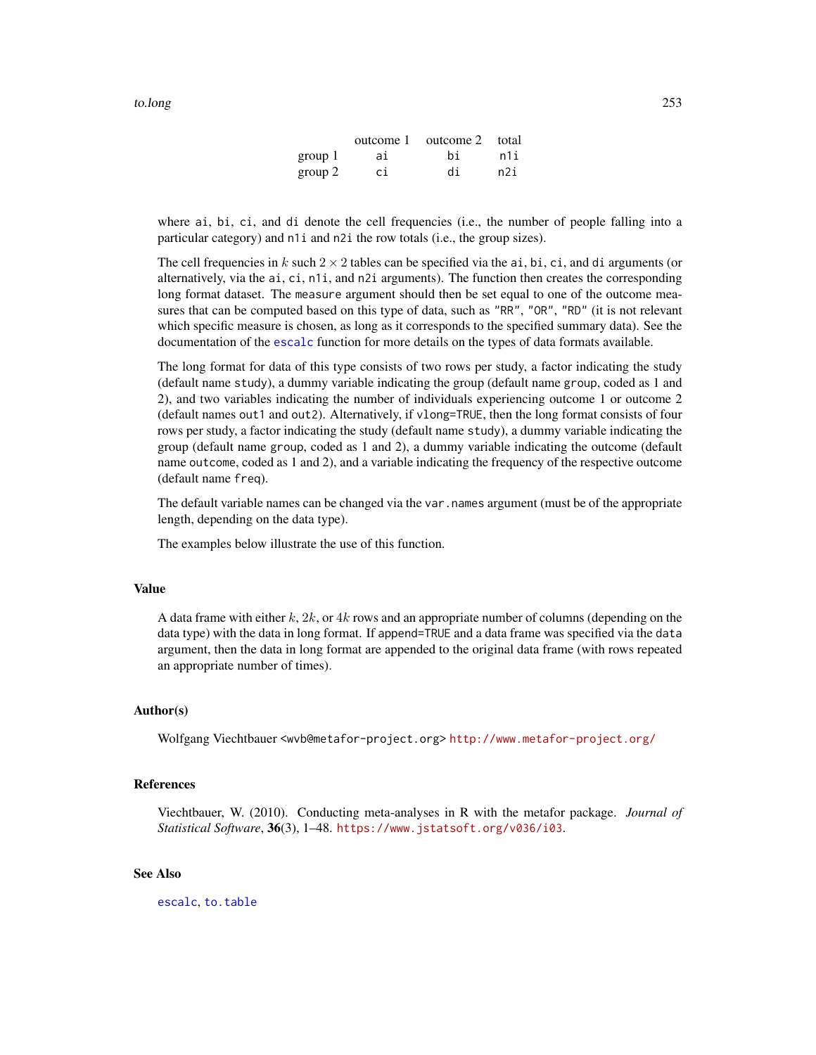|  | outcome 1 | outcome 2 | total |
|---|---|---|---|
| group 1 | ai | bi | n1i |
| group 2 | ci | di | n2i |

where ai, bi, ci, and di denote the cell frequencies (i.e., the number of people falling into a particular category) and n1i and n2i the row totals (i.e., the group sizes).

The cell frequencies in $k$ such $2 \times 2$ tables can be specified via the ai, bi, ci, and di arguments (or alternatively, via the ai, ci, n1i, and n2i arguments). The function then creates the corresponding long format dataset. The measure argument should then be set equal to one of the outcome measures that can be computed based on this type of data, such as "RR", "OR", "RD" (it is not relevant which specific measure is chosen, as long as it corresponds to the specified summary data). See the documentation of the escalc function for more details on the types of data formats available.

The long format for data of this type consists of two rows per study, a factor indicating the study (default name study), a dummy variable indicating the group (default name group, coded as 1 and 2), and two variables indicating the number of individuals experiencing outcome 1 or outcome 2 (default names out1 and out2). Alternatively, if vlong=TRUE, then the long format consists of four rows per study, a factor indicating the study (default name study), a dummy variable indicating the group (default name group, coded as 1 and 2), a dummy variable indicating the outcome (default name outcome, coded as 1 and 2), and a variable indicating the frequency of the respective outcome (default name freq).

The default variable names can be changed via the var.names argument (must be of the appropriate length, depending on the data type).

The examples below illustrate the use of this function.

## Value

A data frame with either $k$, $2k$, or $4k$ rows and an appropriate number of columns (depending on the data type) with the data in long format. If append=TRUE and a data frame was specified via the data argument, then the data in long format are appended to the original data frame (with rows repeated an appropriate number of times).

## Author(s)

Wolfgang Viechtbauer <wvb@metafor-project.org> http://www.metafor-project.org/

## References

Viechtbauer, W. (2010). Conducting meta-analyses in R with the metafor package. *Journal of Statistical Software*, **36**(3), 1–48. https://www.jstatsoft.org/v036/i03.

## See Also

escalc, to.table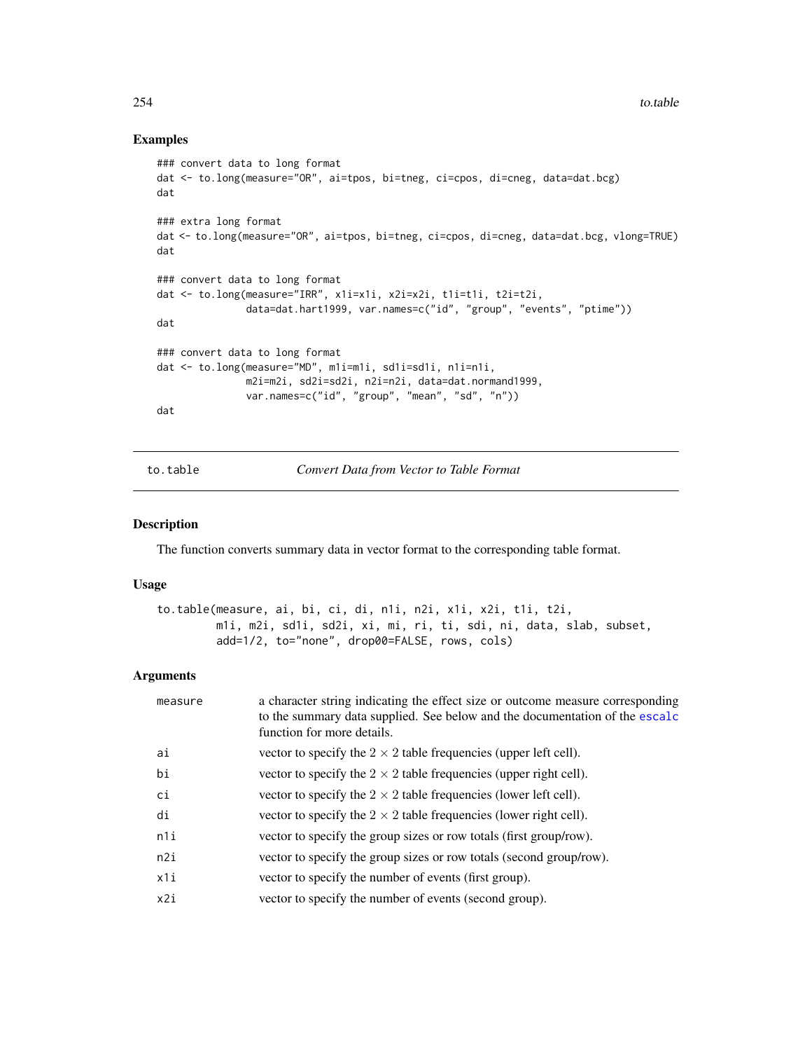## Examples

```
### convert data to long format
dat <- to.long(measure="OR", ai=tpos, bi=tneg, ci=cpos, di=cneg, data=dat.bcg)
dat

### extra long format
dat <- to.long(measure="OR", ai=tpos, bi=tneg, ci=cpos, di=cneg, data=dat.bcg, vlong=TRUE)
dat

### convert data to long format
dat <- to.long(measure="IRR", x1i=x1i, x2i=x2i, t1i=t1i, t2i=t2i,
               data=dat.hart1999, var.names=c("id", "group", "events", "ptime"))
dat

### convert data to long format
dat <- to.long(measure="MD", m1i=m1i, sd1i=sd1i, n1i=n1i,
               m2i=m2i, sd2i=sd2i, n2i=n2i, data=dat.normand1999,
               var.names=c("id", "group", "mean", "sd", "n"))
dat
```

---

# to.table — *Convert Data from Vector to Table Format*

## Description

The function converts summary data in vector format to the corresponding table format.

## Usage

```
to.table(measure, ai, bi, ci, di, n1i, n2i, x1i, x2i, t1i, t2i,
        m1i, m2i, sd1i, sd2i, xi, mi, ri, ti, sdi, ni, data, slab, subset,
        add=1/2, to="none", drop00=FALSE, rows, cols)
```

## Arguments

| | |
|---|---|
| `measure` | a character string indicating the effect size or outcome measure corresponding to the summary data supplied. See below and the documentation of the `escalc` function for more details. |
| `ai` | vector to specify the $2 \times 2$ table frequencies (upper left cell). |
| `bi` | vector to specify the $2 \times 2$ table frequencies (upper right cell). |
| `ci` | vector to specify the $2 \times 2$ table frequencies (lower left cell). |
| `di` | vector to specify the $2 \times 2$ table frequencies (lower right cell). |
| `n1i` | vector to specify the group sizes or row totals (first group/row). |
| `n2i` | vector to specify the group sizes or row totals (second group/row). |
| `x1i` | vector to specify the number of events (first group). |
| `x2i` | vector to specify the number of events (second group). |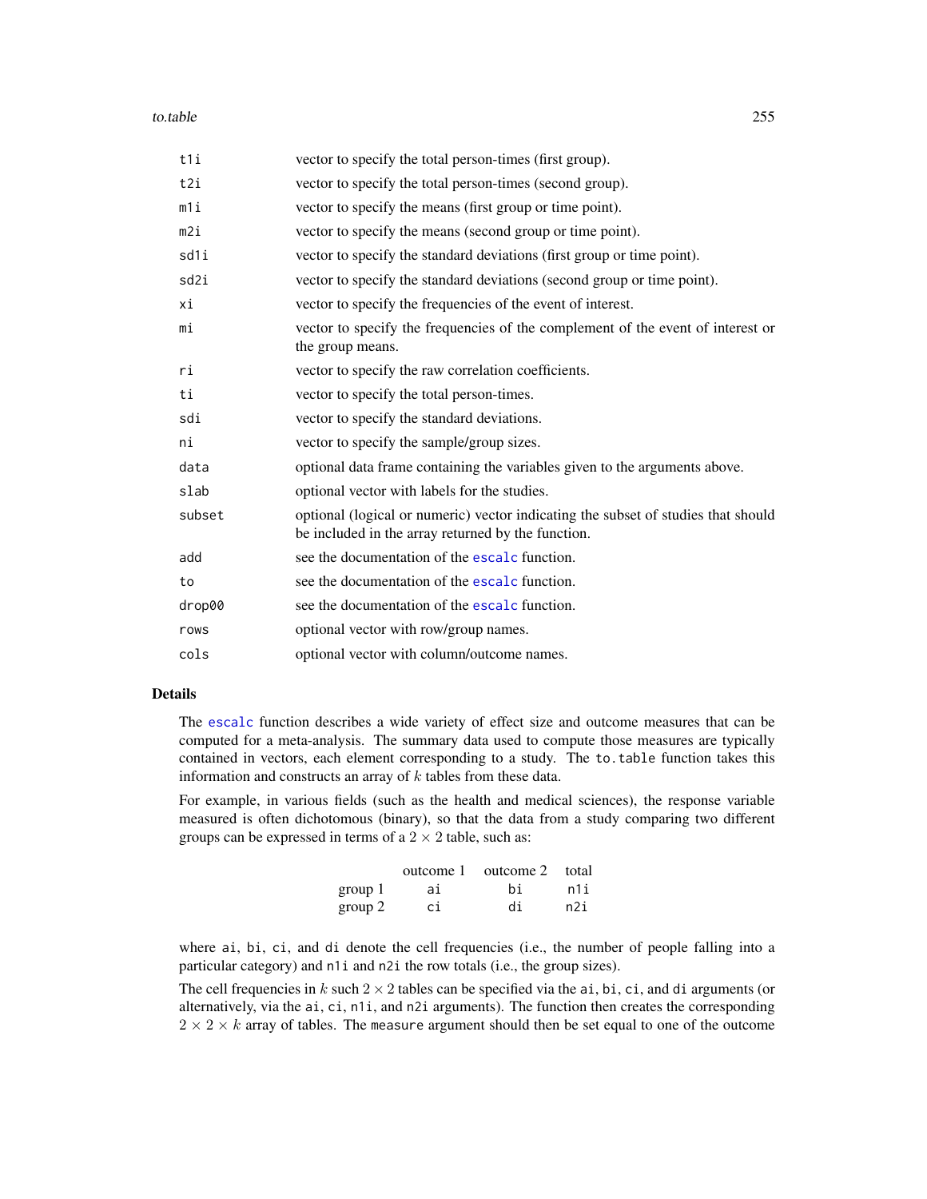| | |
|---|---|
| `t1i` | vector to specify the total person-times (first group). |
| `t2i` | vector to specify the total person-times (second group). |
| `m1i` | vector to specify the means (first group or time point). |
| `m2i` | vector to specify the means (second group or time point). |
| `sd1i` | vector to specify the standard deviations (first group or time point). |
| `sd2i` | vector to specify the standard deviations (second group or time point). |
| `xi` | vector to specify the frequencies of the event of interest. |
| `mi` | vector to specify the frequencies of the complement of the event of interest or the group means. |
| `ri` | vector to specify the raw correlation coefficients. |
| `ti` | vector to specify the total person-times. |
| `sdi` | vector to specify the standard deviations. |
| `ni` | vector to specify the sample/group sizes. |
| `data` | optional data frame containing the variables given to the arguments above. |
| `slab` | optional vector with labels for the studies. |
| `subset` | optional (logical or numeric) vector indicating the subset of studies that should be included in the array returned by the function. |
| `add` | see the documentation of the `escalc` function. |
| `to` | see the documentation of the `escalc` function. |
| `drop00` | see the documentation of the `escalc` function. |
| `rows` | optional vector with row/group names. |
| `cols` | optional vector with column/outcome names. |

## Details

The `escalc` function describes a wide variety of effect size and outcome measures that can be computed for a meta-analysis. The summary data used to compute those measures are typically contained in vectors, each element corresponding to a study. The `to.table` function takes this information and constructs an array of $k$ tables from these data.

For example, in various fields (such as the health and medical sciences), the response variable measured is often dichotomous (binary), so that the data from a study comparing two different groups can be expressed in terms of a $2 \times 2$ table, such as:

| | outcome 1 | outcome 2 | total |
|---|---|---|---|
| group 1 | `ai` | `bi` | `n1i` |
| group 2 | `ci` | `di` | `n2i` |

where `ai`, `bi`, `ci`, and `di` denote the cell frequencies (i.e., the number of people falling into a particular category) and `n1i` and `n2i` the row totals (i.e., the group sizes).

The cell frequencies in $k$ such $2 \times 2$ tables can be specified via the `ai`, `bi`, `ci`, and `di` arguments (or alternatively, via the `ai`, `ci`, `n1i`, and `n2i` arguments). The function then creates the corresponding $2 \times 2 \times k$ array of tables. The `measure` argument should then be set equal to one of the outcome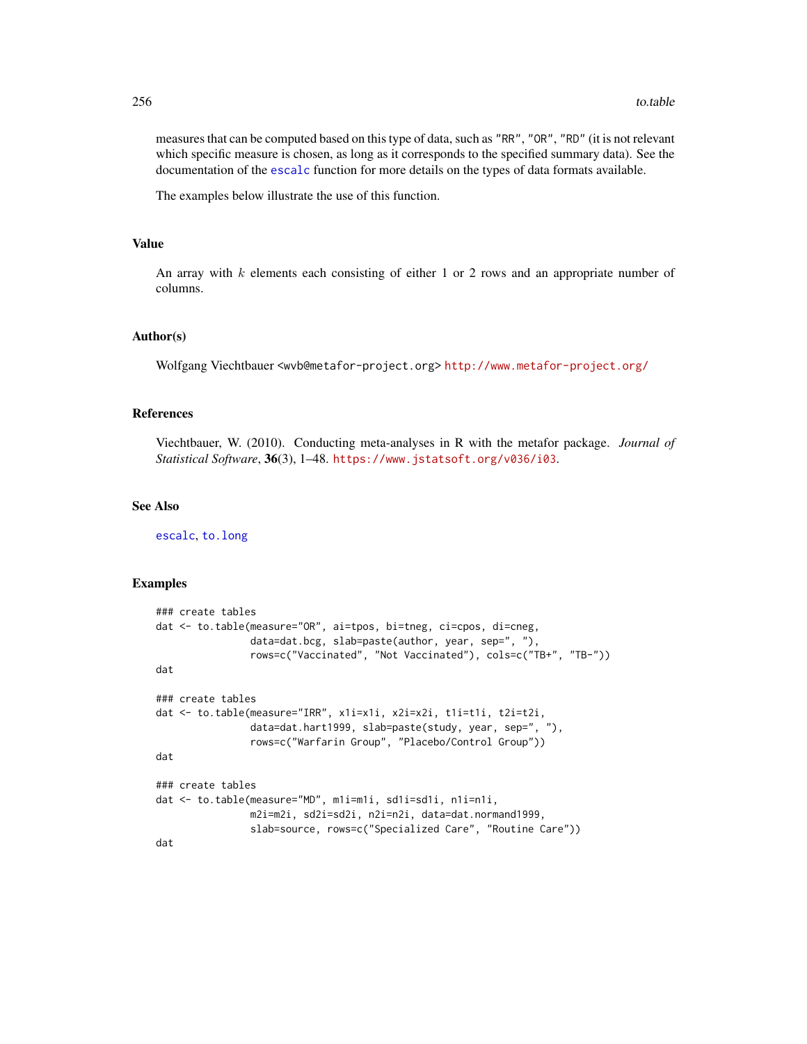measures that can be computed based on this type of data, such as "RR", "OR", "RD" (it is not relevant which specific measure is chosen, as long as it corresponds to the specified summary data). See the documentation of the escalc function for more details on the types of data formats available.

The examples below illustrate the use of this function.

## Value

An array with $k$ elements each consisting of either 1 or 2 rows and an appropriate number of columns.

## Author(s)

Wolfgang Viechtbauer <wvb@metafor-project.org> http://www.metafor-project.org/

## References

Viechtbauer, W. (2010). Conducting meta-analyses in R with the metafor package. *Journal of Statistical Software*, **36**(3), 1–48. https://www.jstatsoft.org/v036/i03.

## See Also

escalc, to.long

## Examples

```
### create tables
dat <- to.table(measure="OR", ai=tpos, bi=tneg, ci=cpos, di=cneg,
                data=dat.bcg, slab=paste(author, year, sep=", "),
                rows=c("Vaccinated", "Not Vaccinated"), cols=c("TB+", "TB-"))
dat

### create tables
dat <- to.table(measure="IRR", x1i=x1i, x2i=x2i, t1i=t1i, t2i=t2i,
                data=dat.hart1999, slab=paste(study, year, sep=", "),
                rows=c("Warfarin Group", "Placebo/Control Group"))
dat

### create tables
dat <- to.table(measure="MD", m1i=m1i, sd1i=sd1i, n1i=n1i,
                m2i=m2i, sd2i=sd2i, n2i=n2i, data=dat.normand1999,
                slab=source, rows=c("Specialized Care", "Routine Care"))
dat
```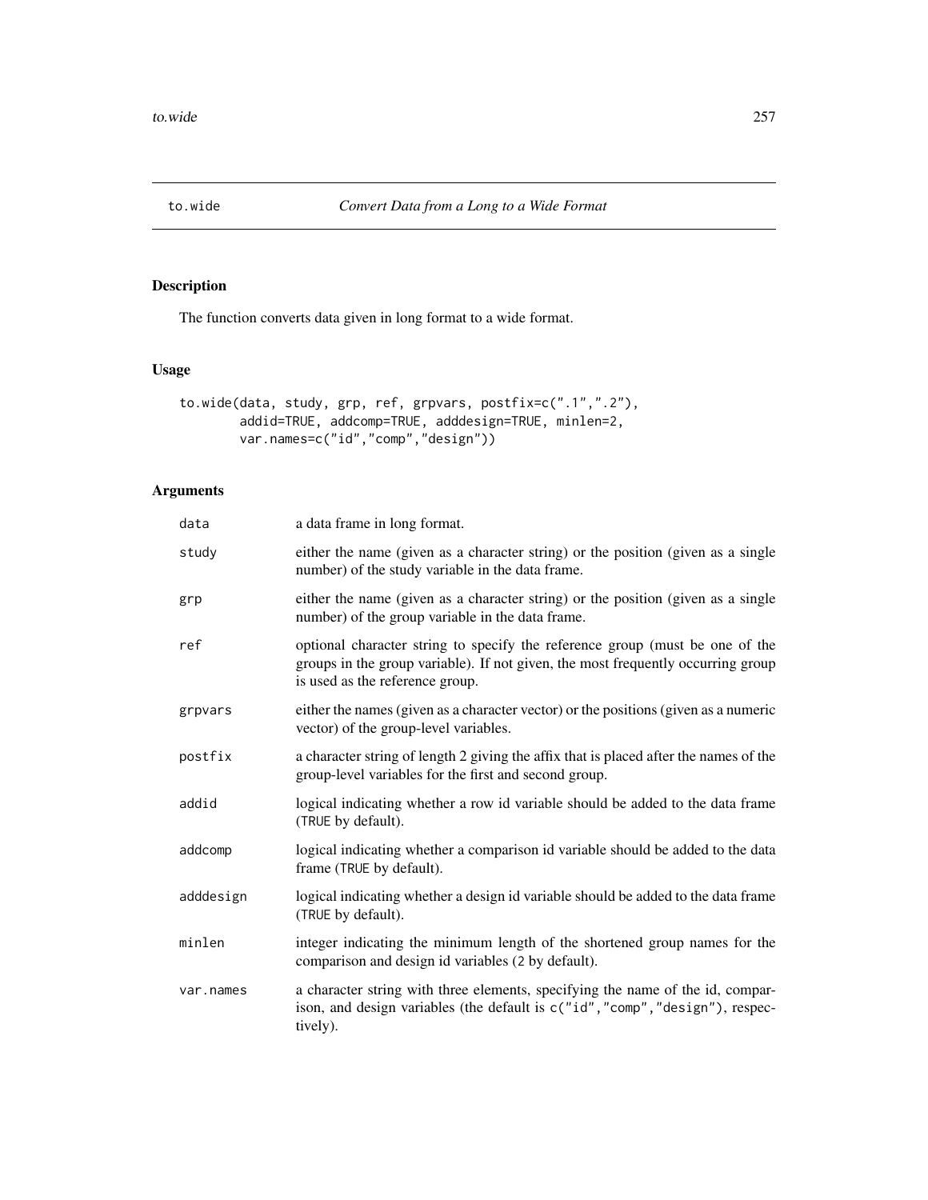# to.wide *Convert Data from a Long to a Wide Format*

## Description

The function converts data given in long format to a wide format.

## Usage

```
to.wide(data, study, grp, ref, grpvars, postfix=c(".1",".2"),
        addid=TRUE, addcomp=TRUE, adddesign=TRUE, minlen=2,
        var.names=c("id","comp","design"))
```

## Arguments

| | |
|---|---|
| `data` | a data frame in long format. |
| `study` | either the name (given as a character string) or the position (given as a single number) of the study variable in the data frame. |
| `grp` | either the name (given as a character string) or the position (given as a single number) of the group variable in the data frame. |
| `ref` | optional character string to specify the reference group (must be one of the groups in the group variable). If not given, the most frequently occurring group is used as the reference group. |
| `grpvars` | either the names (given as a character vector) or the positions (given as a numeric vector) of the group-level variables. |
| `postfix` | a character string of length 2 giving the affix that is placed after the names of the group-level variables for the first and second group. |
| `addid` | logical indicating whether a row id variable should be added to the data frame (`TRUE` by default). |
| `addcomp` | logical indicating whether a comparison id variable should be added to the data frame (`TRUE` by default). |
| `adddesign` | logical indicating whether a design id variable should be added to the data frame (`TRUE` by default). |
| `minlen` | integer indicating the minimum length of the shortened group names for the comparison and design id variables (`2` by default). |
| `var.names` | a character string with three elements, specifying the name of the id, comparison, and design variables (the default is `c("id","comp","design")`, respectively). |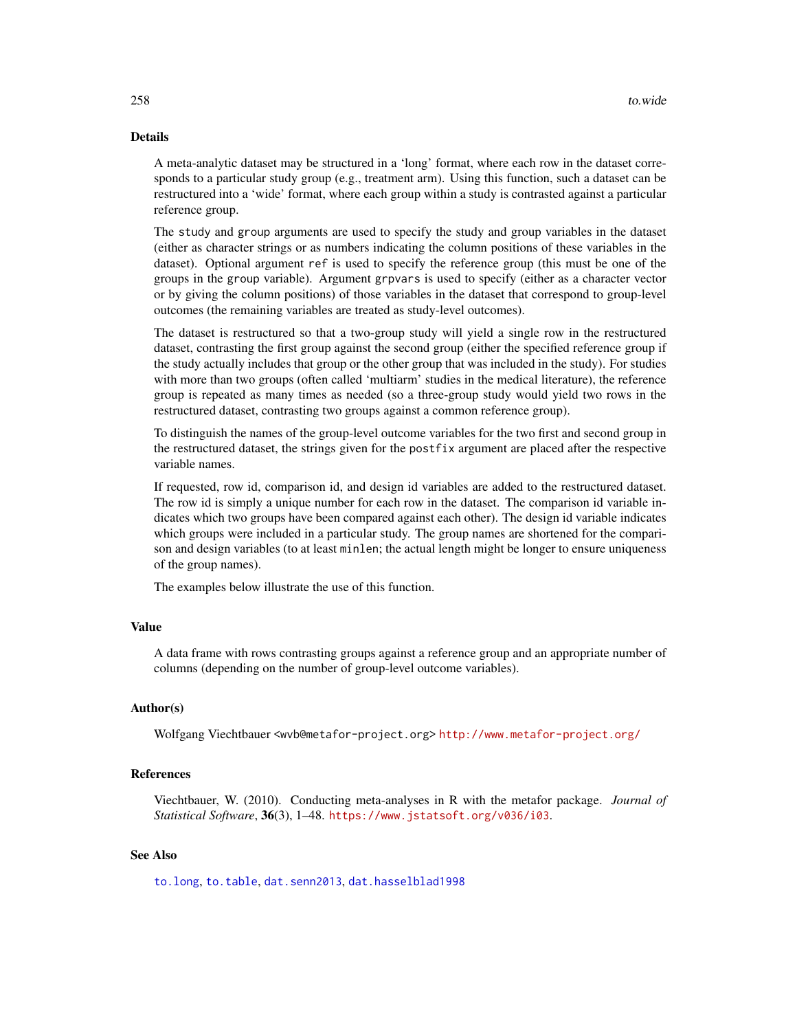## Details

A meta-analytic dataset may be structured in a 'long' format, where each row in the dataset corresponds to a particular study group (e.g., treatment arm). Using this function, such a dataset can be restructured into a 'wide' format, where each group within a study is contrasted against a particular reference group.

The `study` and `group` arguments are used to specify the study and group variables in the dataset (either as character strings or as numbers indicating the column positions of these variables in the dataset). Optional argument `ref` is used to specify the reference group (this must be one of the groups in the `group` variable). Argument `grpvars` is used to specify (either as a character vector or by giving the column positions) of those variables in the dataset that correspond to group-level outcomes (the remaining variables are treated as study-level outcomes).

The dataset is restructured so that a two-group study will yield a single row in the restructured dataset, contrasting the first group against the second group (either the specified reference group if the study actually includes that group or the other group that was included in the study). For studies with more than two groups (often called 'multiarm' studies in the medical literature), the reference group is repeated as many times as needed (so a three-group study would yield two rows in the restructured dataset, contrasting two groups against a common reference group).

To distinguish the names of the group-level outcome variables for the two first and second group in the restructured dataset, the strings given for the `postfix` argument are placed after the respective variable names.

If requested, row id, comparison id, and design id variables are added to the restructured dataset. The row id is simply a unique number for each row in the dataset. The comparison id variable indicates which two groups have been compared against each other). The design id variable indicates which groups were included in a particular study. The group names are shortened for the comparison and design variables (to at least `minlen`; the actual length might be longer to ensure uniqueness of the group names).

The examples below illustrate the use of this function.

## Value

A data frame with rows contrasting groups against a reference group and an appropriate number of columns (depending on the number of group-level outcome variables).

## Author(s)

Wolfgang Viechtbauer <wvb@metafor-project.org> http://www.metafor-project.org/

## References

Viechtbauer, W. (2010). Conducting meta-analyses in R with the metafor package. *Journal of Statistical Software*, **36**(3), 1–48. https://www.jstatsoft.org/v036/i03.

## See Also

`to.long`, `to.table`, `dat.senn2013`, `dat.hasselblad1998`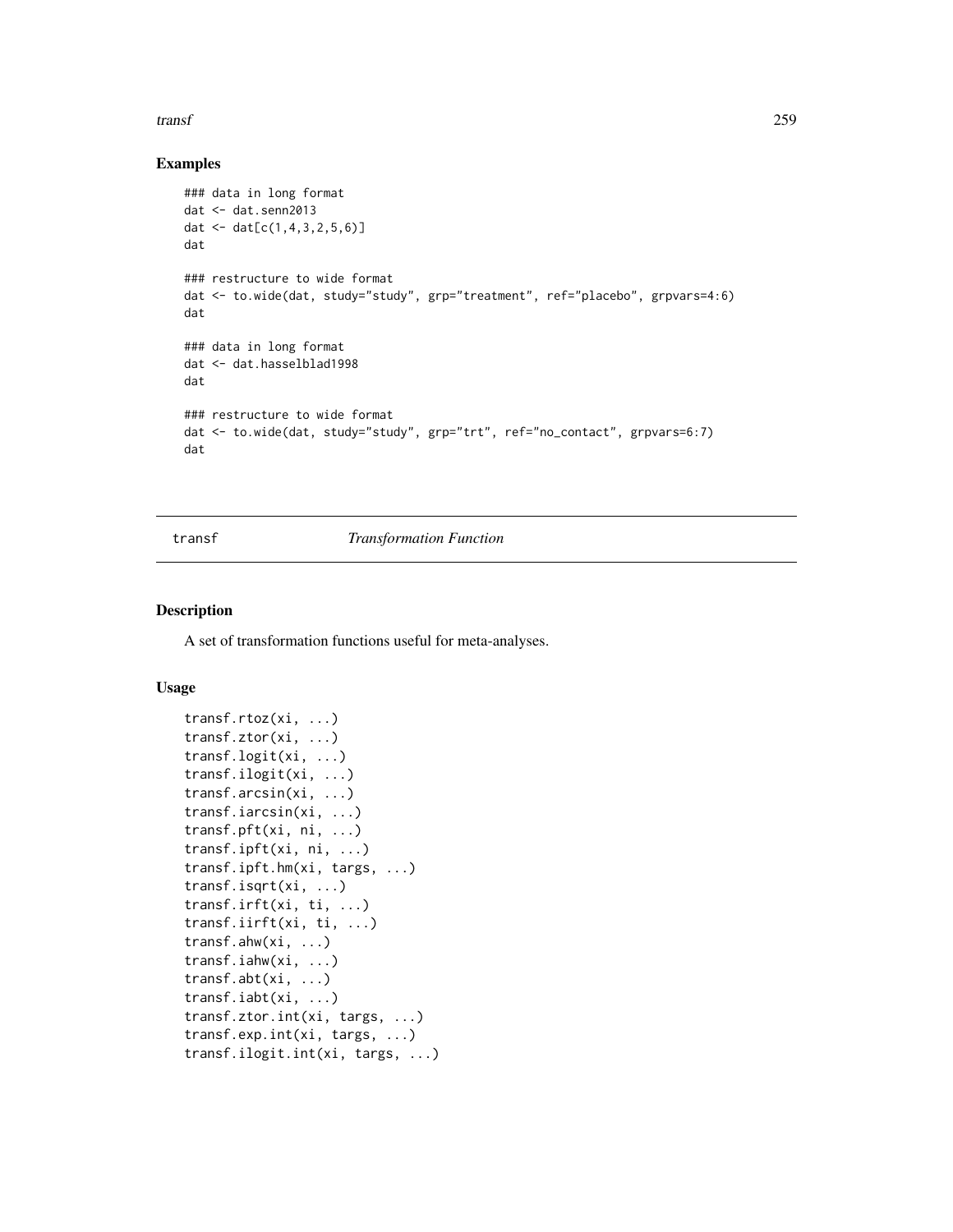## Examples

```
### data in long format
dat <- dat.senn2013
dat <- dat[c(1,4,3,2,5,6)]
dat

### restructure to wide format
dat <- to.wide(dat, study="study", grp="treatment", ref="placebo", grpvars=4:6)
dat

### data in long format
dat <- dat.hasselblad1998
dat

### restructure to wide format
dat <- to.wide(dat, study="study", grp="trt", ref="no_contact", grpvars=6:7)
dat
```

---

transf *Transformation Function*

---

## Description

A set of transformation functions useful for meta-analyses.

## Usage

```
transf.rtoz(xi, ...)
transf.ztor(xi, ...)
transf.logit(xi, ...)
transf.ilogit(xi, ...)
transf.arcsin(xi, ...)
transf.iarcsin(xi, ...)
transf.pft(xi, ni, ...)
transf.ipft(xi, ni, ...)
transf.ipft.hm(xi, targs, ...)
transf.isqrt(xi, ...)
transf.irft(xi, ti, ...)
transf.iirft(xi, ti, ...)
transf.ahw(xi, ...)
transf.iahw(xi, ...)
transf.abt(xi, ...)
transf.iabt(xi, ...)
transf.ztor.int(xi, targs, ...)
transf.exp.int(xi, targs, ...)
transf.ilogit.int(xi, targs, ...)
```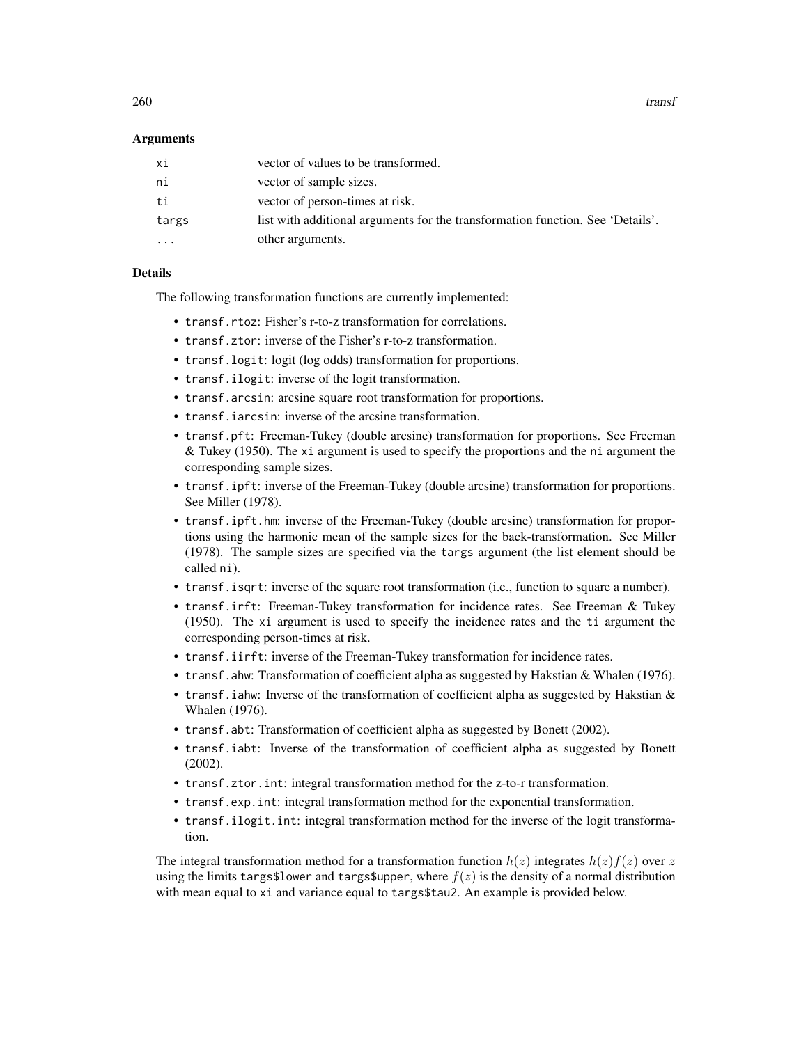## Arguments

| | |
|---|---|
| xi | vector of values to be transformed. |
| ni | vector of sample sizes. |
| ti | vector of person-times at risk. |
| targs | list with additional arguments for the transformation function. See 'Details'. |
| ... | other arguments. |

## Details

The following transformation functions are currently implemented:

- `transf.rtoz`: Fisher's r-to-z transformation for correlations.
- `transf.ztor`: inverse of the Fisher's r-to-z transformation.
- `transf.logit`: logit (log odds) transformation for proportions.
- `transf.ilogit`: inverse of the logit transformation.
- `transf.arcsin`: arcsine square root transformation for proportions.
- `transf.iarcsin`: inverse of the arcsine transformation.
- `transf.pft`: Freeman-Tukey (double arcsine) transformation for proportions. See Freeman & Tukey (1950). The `xi` argument is used to specify the proportions and the `ni` argument the corresponding sample sizes.
- `transf.ipft`: inverse of the Freeman-Tukey (double arcsine) transformation for proportions. See Miller (1978).
- `transf.ipft.hm`: inverse of the Freeman-Tukey (double arcsine) transformation for proportions using the harmonic mean of the sample sizes for the back-transformation. See Miller (1978). The sample sizes are specified via the `targs` argument (the list element should be called `ni`).
- `transf.isqrt`: inverse of the square root transformation (i.e., function to square a number).
- `transf.irft`: Freeman-Tukey transformation for incidence rates. See Freeman & Tukey (1950). The `xi` argument is used to specify the incidence rates and the `ti` argument the corresponding person-times at risk.
- `transf.iirft`: inverse of the Freeman-Tukey transformation for incidence rates.
- `transf.ahw`: Transformation of coefficient alpha as suggested by Hakstian & Whalen (1976).
- `transf.iahw`: Inverse of the transformation of coefficient alpha as suggested by Hakstian & Whalen (1976).
- `transf.abt`: Transformation of coefficient alpha as suggested by Bonett (2002).
- `transf.iabt`: Inverse of the transformation of coefficient alpha as suggested by Bonett (2002).
- `transf.ztor.int`: integral transformation method for the z-to-r transformation.
- `transf.exp.int`: integral transformation method for the exponential transformation.
- `transf.ilogit.int`: integral transformation method for the inverse of the logit transformation.

The integral transformation method for a transformation function $h(z)$ integrates $h(z)f(z)$ over $z$ using the limits `targs$lower` and `targs$upper`, where $f(z)$ is the density of a normal distribution with mean equal to `xi` and variance equal to `targs$tau2`. An example is provided below.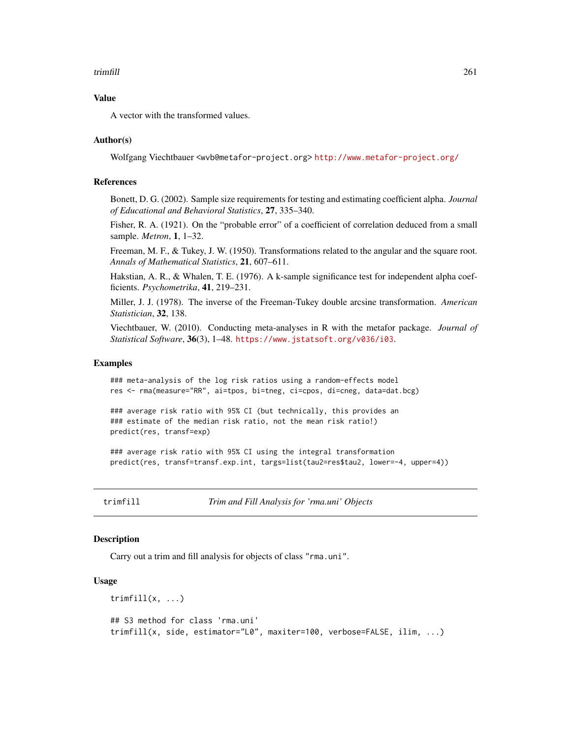## Value

A vector with the transformed values.

## Author(s)

Wolfgang Viechtbauer <wvb@metafor-project.org> http://www.metafor-project.org/

## References

Bonett, D. G. (2002). Sample size requirements for testing and estimating coefficient alpha. *Journal of Educational and Behavioral Statistics*, **27**, 335–340.

Fisher, R. A. (1921). On the "probable error" of a coefficient of correlation deduced from a small sample. *Metron*, **1**, 1–32.

Freeman, M. F., & Tukey, J. W. (1950). Transformations related to the angular and the square root. *Annals of Mathematical Statistics*, **21**, 607–611.

Hakstian, A. R., & Whalen, T. E. (1976). A k-sample significance test for independent alpha coefficients. *Psychometrika*, **41**, 219–231.

Miller, J. J. (1978). The inverse of the Freeman-Tukey double arcsine transformation. *American Statistician*, **32**, 138.

Viechtbauer, W. (2010). Conducting meta-analyses in R with the metafor package. *Journal of Statistical Software*, **36**(3), 1–48. https://www.jstatsoft.org/v036/i03.

## Examples

```
### meta-analysis of the log risk ratios using a random-effects model
res <- rma(measure="RR", ai=tpos, bi=tneg, ci=cpos, di=cneg, data=dat.bcg)

### average risk ratio with 95% CI (but technically, this provides an
### estimate of the median risk ratio, not the mean risk ratio!)
predict(res, transf=exp)

### average risk ratio with 95% CI using the integral transformation
predict(res, transf=transf.exp.int, targs=list(tau2=res$tau2, lower=-4, upper=4))
```

---

# trimfill — *Trim and Fill Analysis for 'rma.uni' Objects*

## Description

Carry out a trim and fill analysis for objects of class "rma.uni".

## Usage

```
trimfill(x, ...)

## S3 method for class 'rma.uni'
trimfill(x, side, estimator="L0", maxiter=100, verbose=FALSE, ilim, ...)
```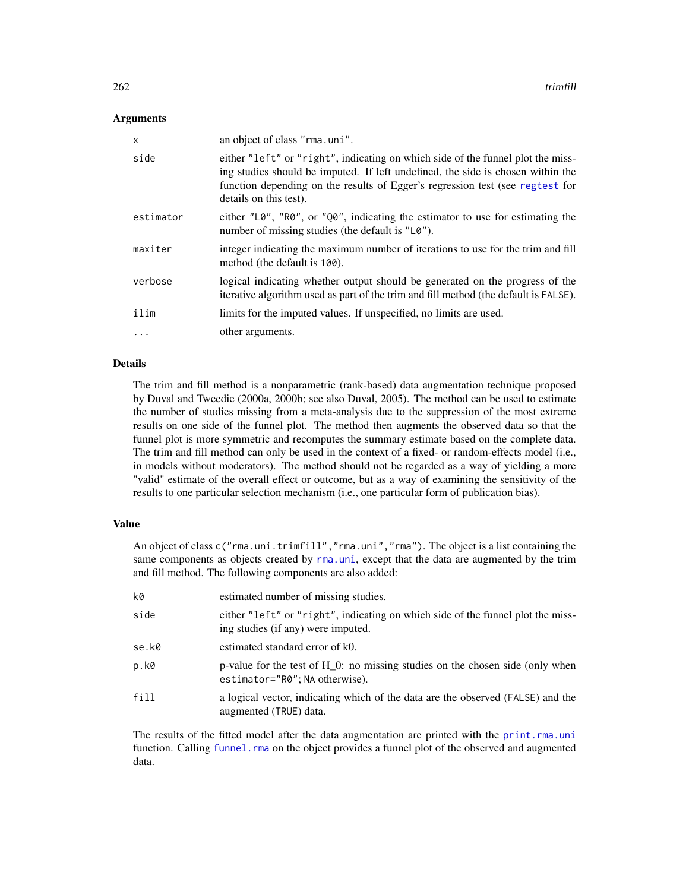### Arguments

| | |
|---|---|
| `x` | an object of class `"rma.uni"`. |
| `side` | either `"left"` or `"right"`, indicating on which side of the funnel plot the missing studies should be imputed. If left undefined, the side is chosen within the function depending on the results of Egger's regression test (see `regtest` for details on this test). |
| `estimator` | either `"L0"`, `"R0"`, or `"Q0"`, indicating the estimator to use for estimating the number of missing studies (the default is `"L0"`). |
| `maxiter` | integer indicating the maximum number of iterations to use for the trim and fill method (the default is `100`). |
| `verbose` | logical indicating whether output should be generated on the progress of the iterative algorithm used as part of the trim and fill method (the default is `FALSE`). |
| `ilim` | limits for the imputed values. If unspecified, no limits are used. |
| `...` | other arguments. |

### Details

The trim and fill method is a nonparametric (rank-based) data augmentation technique proposed by Duval and Tweedie (2000a, 2000b; see also Duval, 2005). The method can be used to estimate the number of studies missing from a meta-analysis due to the suppression of the most extreme results on one side of the funnel plot. The method then augments the observed data so that the funnel plot is more symmetric and recomputes the summary estimate based on the complete data. The trim and fill method can only be used in the context of a fixed- or random-effects model (i.e., in models without moderators). The method should not be regarded as a way of yielding a more "valid" estimate of the overall effect or outcome, but as a way of examining the sensitivity of the results to one particular selection mechanism (i.e., one particular form of publication bias).

### Value

An object of class `c("rma.uni.trimfill","rma.uni","rma")`. The object is a list containing the same components as objects created by `rma.uni`, except that the data are augmented by the trim and fill method. The following components are also added:

| | |
|---|---|
| `k0` | estimated number of missing studies. |
| `side` | either `"left"` or `"right"`, indicating on which side of the funnel plot the missing studies (if any) were imputed. |
| `se.k0` | estimated standard error of k0. |
| `p.k0` | p-value for the test of H_0: no missing studies on the chosen side (only when `estimator="R0"`; `NA` otherwise). |
| `fill` | a logical vector, indicating which of the data are the observed (`FALSE`) and the augmented (`TRUE`) data. |

The results of the fitted model after the data augmentation are printed with the `print.rma.uni` function. Calling `funnel.rma` on the object provides a funnel plot of the observed and augmented data.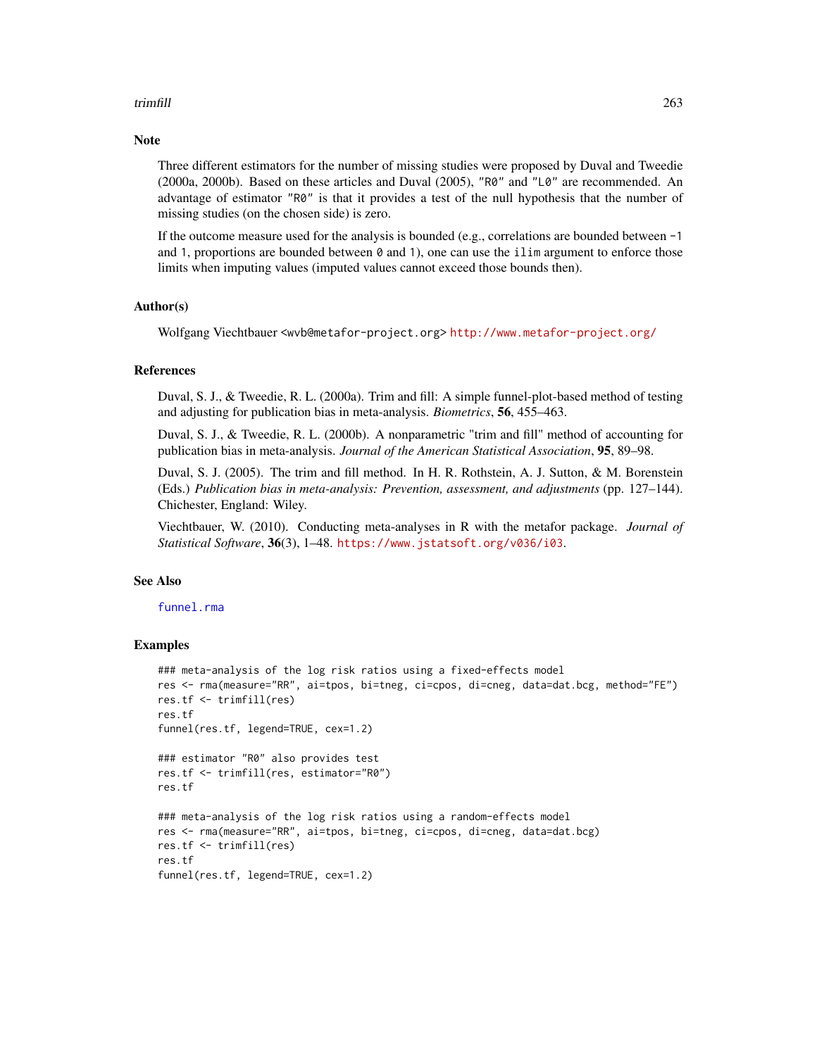## Note

Three different estimators for the number of missing studies were proposed by Duval and Tweedie (2000a, 2000b). Based on these articles and Duval (2005), "R0" and "L0" are recommended. An advantage of estimator "R0" is that it provides a test of the null hypothesis that the number of missing studies (on the chosen side) is zero.

If the outcome measure used for the analysis is bounded (e.g., correlations are bounded between -1 and 1, proportions are bounded between 0 and 1), one can use the `ilim` argument to enforce those limits when imputing values (imputed values cannot exceed those bounds then).

## Author(s)

Wolfgang Viechtbauer <wvb@metafor-project.org> http://www.metafor-project.org/

## References

Duval, S. J., & Tweedie, R. L. (2000a). Trim and fill: A simple funnel-plot-based method of testing and adjusting for publication bias in meta-analysis. *Biometrics*, **56**, 455–463.

Duval, S. J., & Tweedie, R. L. (2000b). A nonparametric "trim and fill" method of accounting for publication bias in meta-analysis. *Journal of the American Statistical Association*, **95**, 89–98.

Duval, S. J. (2005). The trim and fill method. In H. R. Rothstein, A. J. Sutton, & M. Borenstein (Eds.) *Publication bias in meta-analysis: Prevention, assessment, and adjustments* (pp. 127–144). Chichester, England: Wiley.

Viechtbauer, W. (2010). Conducting meta-analyses in R with the metafor package. *Journal of Statistical Software*, **36**(3), 1–48. https://www.jstatsoft.org/v036/i03.

## See Also

funnel.rma

## Examples

```
### meta-analysis of the log risk ratios using a fixed-effects model
res <- rma(measure="RR", ai=tpos, bi=tneg, ci=cpos, di=cneg, data=dat.bcg, method="FE")
res.tf <- trimfill(res)
res.tf
funnel(res.tf, legend=TRUE, cex=1.2)

### estimator "R0" also provides test
res.tf <- trimfill(res, estimator="R0")
res.tf

### meta-analysis of the log risk ratios using a random-effects model
res <- rma(measure="RR", ai=tpos, bi=tneg, ci=cpos, di=cneg, data=dat.bcg)
res.tf <- trimfill(res)
res.tf
funnel(res.tf, legend=TRUE, cex=1.2)
```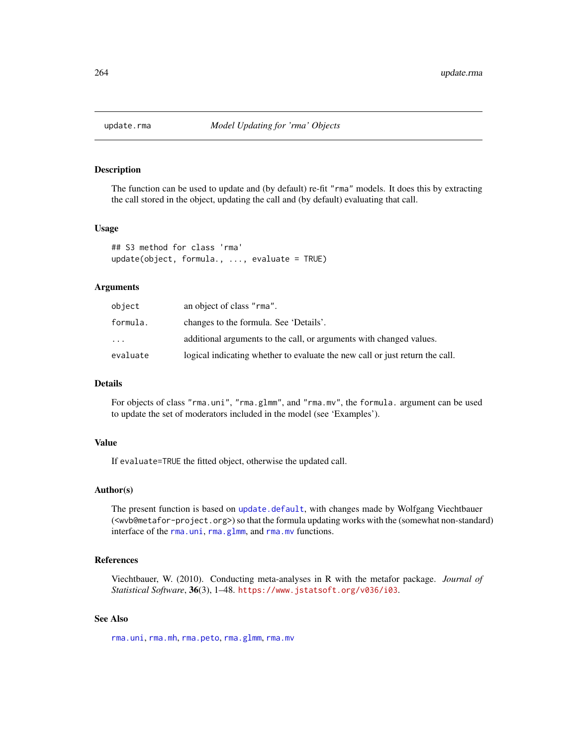# update.rma — *Model Updating for 'rma' Objects*

## Description

The function can be used to update and (by default) re-fit "rma" models. It does this by extracting the call stored in the object, updating the call and (by default) evaluating that call.

## Usage

```
## S3 method for class 'rma'
update(object, formula., ..., evaluate = TRUE)
```

## Arguments

| | |
|---|---|
| `object` | an object of class "rma". |
| `formula.` | changes to the formula. See 'Details'. |
| `...` | additional arguments to the call, or arguments with changed values. |
| `evaluate` | logical indicating whether to evaluate the new call or just return the call. |

## Details

For objects of class "rma.uni", "rma.glmm", and "rma.mv", the `formula.` argument can be used to update the set of moderators included in the model (see 'Examples').

## Value

If `evaluate=TRUE` the fitted object, otherwise the updated call.

## Author(s)

The present function is based on `update.default`, with changes made by Wolfgang Viechtbauer (<wvb@metafor-project.org>) so that the formula updating works with the (somewhat non-standard) interface of the `rma.uni`, `rma.glmm`, and `rma.mv` functions.

## References

Viechtbauer, W. (2010). Conducting meta-analyses in R with the metafor package. *Journal of Statistical Software*, **36**(3), 1–48. https://www.jstatsoft.org/v036/i03.

## See Also

`rma.uni`, `rma.mh`, `rma.peto`, `rma.glmm`, `rma.mv`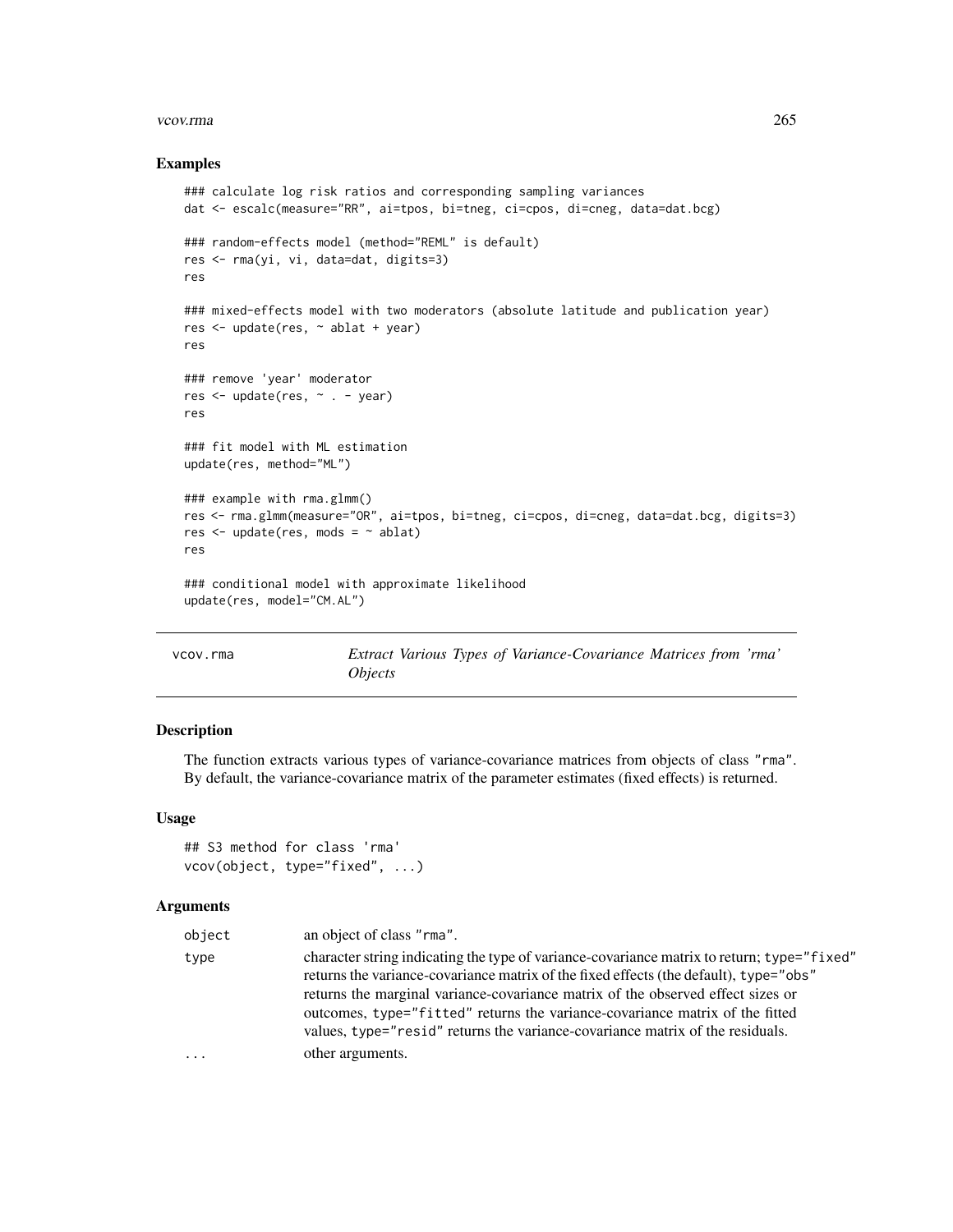## Examples

```
### calculate log risk ratios and corresponding sampling variances
dat <- escalc(measure="RR", ai=tpos, bi=tneg, ci=cpos, di=cneg, data=dat.bcg)

### random-effects model (method="REML" is default)
res <- rma(yi, vi, data=dat, digits=3)
res

### mixed-effects model with two moderators (absolute latitude and publication year)
res <- update(res, ~ ablat + year)
res

### remove 'year' moderator
res <- update(res, ~ . - year)
res

### fit model with ML estimation
update(res, method="ML")

### example with rma.glmm()
res <- rma.glmm(measure="OR", ai=tpos, bi=tneg, ci=cpos, di=cneg, data=dat.bcg, digits=3)
res <- update(res, mods = ~ ablat)
res

### conditional model with approximate likelihood
update(res, model="CM.AL")
```

---

# vcov.rma — *Extract Various Types of Variance-Covariance Matrices from 'rma' Objects*

---

## Description

The function extracts various types of variance-covariance matrices from objects of class "rma". By default, the variance-covariance matrix of the parameter estimates (fixed effects) is returned.

## Usage

```
## S3 method for class 'rma'
vcov(object, type="fixed", ...)
```

## Arguments

| | |
|---|---|
| `object` | an object of class "rma". |
| `type` | character string indicating the type of variance-covariance matrix to return; `type="fixed"` returns the variance-covariance matrix of the fixed effects (the default), `type="obs"` returns the marginal variance-covariance matrix of the observed effect sizes or outcomes, `type="fitted"` returns the variance-covariance matrix of the fitted values, `type="resid"` returns the variance-covariance matrix of the residuals. |
| `...` | other arguments. |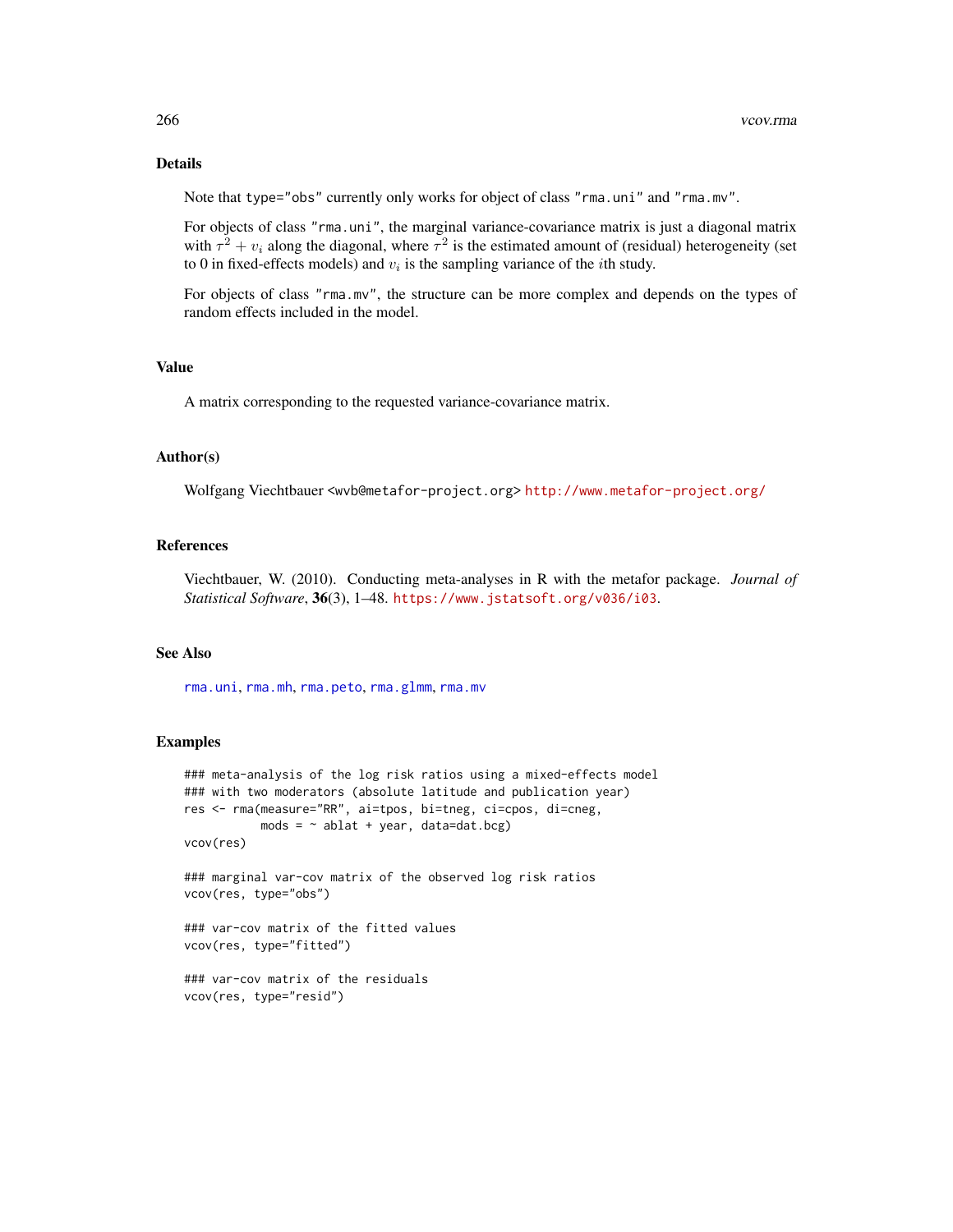## Details

Note that `type="obs"` currently only works for object of class `"rma.uni"` and `"rma.mv"`.

For objects of class `"rma.uni"`, the marginal variance-covariance matrix is just a diagonal matrix with $\tau^2 + v_i$ along the diagonal, where $\tau^2$ is the estimated amount of (residual) heterogeneity (set to 0 in fixed-effects models) and $v_i$ is the sampling variance of the $i$th study.

For objects of class `"rma.mv"`, the structure can be more complex and depends on the types of random effects included in the model.

## Value

A matrix corresponding to the requested variance-covariance matrix.

## Author(s)

Wolfgang Viechtbauer <wvb@metafor-project.org> http://www.metafor-project.org/

## References

Viechtbauer, W. (2010). Conducting meta-analyses in R with the metafor package. *Journal of Statistical Software*, **36**(3), 1–48. https://www.jstatsoft.org/v036/i03.

## See Also

rma.uni, rma.mh, rma.peto, rma.glmm, rma.mv

## Examples

```
### meta-analysis of the log risk ratios using a mixed-effects model
### with two moderators (absolute latitude and publication year)
res <- rma(measure="RR", ai=tpos, bi=tneg, ci=cpos, di=cneg,
           mods = ~ ablat + year, data=dat.bcg)
vcov(res)

### marginal var-cov matrix of the observed log risk ratios
vcov(res, type="obs")

### var-cov matrix of the fitted values
vcov(res, type="fitted")

### var-cov matrix of the residuals
vcov(res, type="resid")
```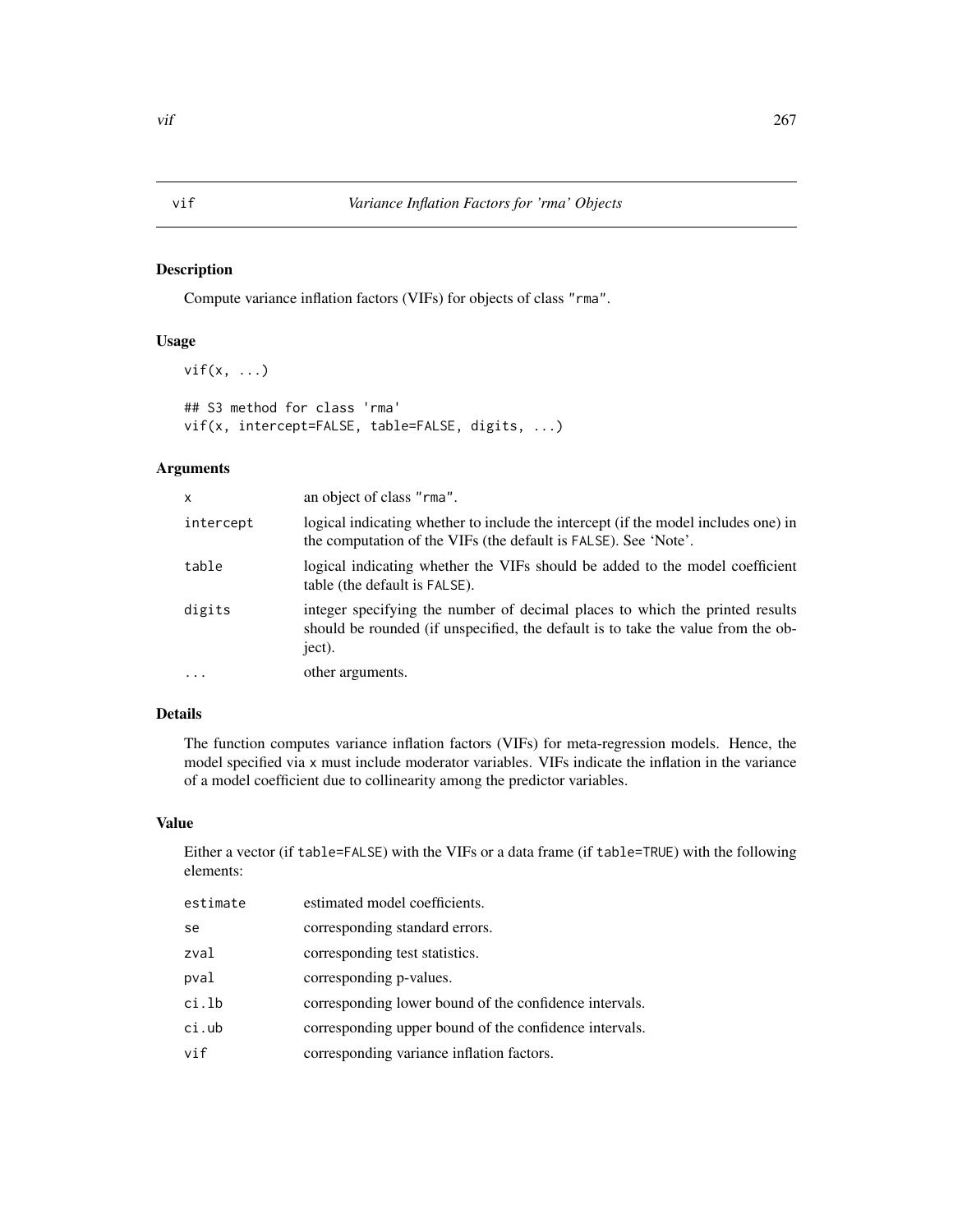# vif *Variance Inflation Factors for 'rma' Objects*

## Description

Compute variance inflation factors (VIFs) for objects of class "rma".

## Usage

```
vif(x, ...)

## S3 method for class 'rma'
vif(x, intercept=FALSE, table=FALSE, digits, ...)
```

## Arguments

| | |
|---|---|
| x | an object of class "rma". |
| intercept | logical indicating whether to include the intercept (if the model includes one) in the computation of the VIFs (the default is FALSE). See 'Note'. |
| table | logical indicating whether the VIFs should be added to the model coefficient table (the default is FALSE). |
| digits | integer specifying the number of decimal places to which the printed results should be rounded (if unspecified, the default is to take the value from the object). |
| ... | other arguments. |

## Details

The function computes variance inflation factors (VIFs) for meta-regression models. Hence, the model specified via x must include moderator variables. VIFs indicate the inflation in the variance of a model coefficient due to collinearity among the predictor variables.

## Value

Either a vector (if table=FALSE) with the VIFs or a data frame (if table=TRUE) with the following elements:

| | |
|---|---|
| estimate | estimated model coefficients. |
| se | corresponding standard errors. |
| zval | corresponding test statistics. |
| pval | corresponding p-values. |
| ci.lb | corresponding lower bound of the confidence intervals. |
| ci.ub | corresponding upper bound of the confidence intervals. |
| vif | corresponding variance inflation factors. |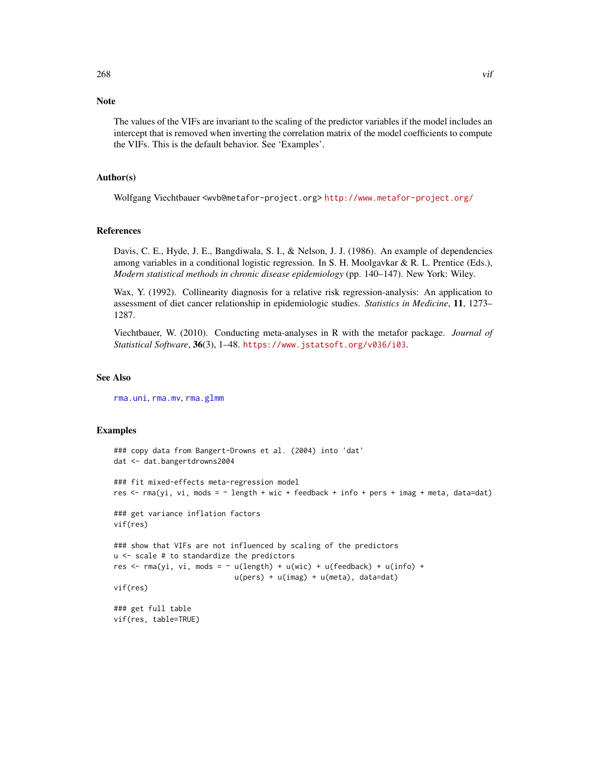## Note

The values of the VIFs are invariant to the scaling of the predictor variables if the model includes an intercept that is removed when inverting the correlation matrix of the model coefficients to compute the VIFs. This is the default behavior. See 'Examples'.

## Author(s)

Wolfgang Viechtbauer <wvb@metafor-project.org> http://www.metafor-project.org/

## References

Davis, C. E., Hyde, J. E., Bangdiwala, S. I., & Nelson, J. J. (1986). An example of dependencies among variables in a conditional logistic regression. In S. H. Moolgavkar & R. L. Prentice (Eds.), *Modern statistical methods in chronic disease epidemiology* (pp. 140–147). New York: Wiley.

Wax, Y. (1992). Collinearity diagnosis for a relative risk regression-analysis: An application to assessment of diet cancer relationship in epidemiologic studies. *Statistics in Medicine*, **11**, 1273–1287.

Viechtbauer, W. (2010). Conducting meta-analyses in R with the metafor package. *Journal of Statistical Software*, **36**(3), 1–48. https://www.jstatsoft.org/v036/i03.

## See Also

rma.uni, rma.mv, rma.glmm

## Examples

```
### copy data from Bangert-Drowns et al. (2004) into 'dat'
dat <- dat.bangertdrowns2004

### fit mixed-effects meta-regression model
res <- rma(yi, vi, mods = ~ length + wic + feedback + info + pers + imag + meta, data=dat)

### get variance inflation factors
vif(res)

### show that VIFs are not influenced by scaling of the predictors
u <- scale # to standardize the predictors
res <- rma(yi, vi, mods = ~ u(length) + u(wic) + u(feedback) + u(info) +
                            u(pers) + u(imag) + u(meta), data=dat)
vif(res)

### get full table
vif(res, table=TRUE)
```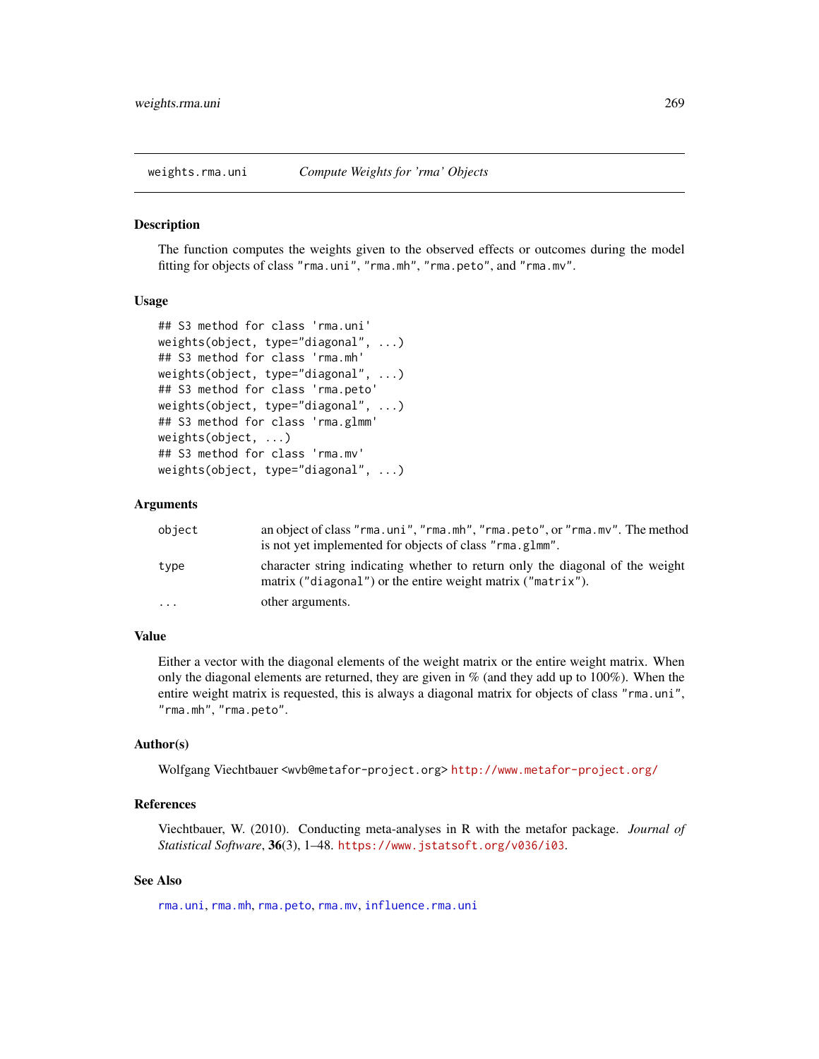## weights.rma.uni — *Compute Weights for 'rma' Objects*

### Description

The function computes the weights given to the observed effects or outcomes during the model fitting for objects of class "rma.uni", "rma.mh", "rma.peto", and "rma.mv".

### Usage

```
## S3 method for class 'rma.uni'
weights(object, type="diagonal", ...)
## S3 method for class 'rma.mh'
weights(object, type="diagonal", ...)
## S3 method for class 'rma.peto'
weights(object, type="diagonal", ...)
## S3 method for class 'rma.glmm'
weights(object, ...)
## S3 method for class 'rma.mv'
weights(object, type="diagonal", ...)
```

### Arguments

| | |
|---|---|
| `object` | an object of class "rma.uni", "rma.mh", "rma.peto", or "rma.mv". The method is not yet implemented for objects of class "rma.glmm". |
| `type` | character string indicating whether to return only the diagonal of the weight matrix ("diagonal") or the entire weight matrix ("matrix"). |
| `...` | other arguments. |

### Value

Either a vector with the diagonal elements of the weight matrix or the entire weight matrix. When only the diagonal elements are returned, they are given in % (and they add up to 100%). When the entire weight matrix is requested, this is always a diagonal matrix for objects of class "rma.uni", "rma.mh", "rma.peto".

### Author(s)

Wolfgang Viechtbauer <wvb@metafor-project.org> http://www.metafor-project.org/

### References

Viechtbauer, W. (2010). Conducting meta-analyses in R with the metafor package. *Journal of Statistical Software*, **36**(3), 1–48. https://www.jstatsoft.org/v036/i03.

### See Also

rma.uni, rma.mh, rma.peto, rma.mv, influence.rma.uni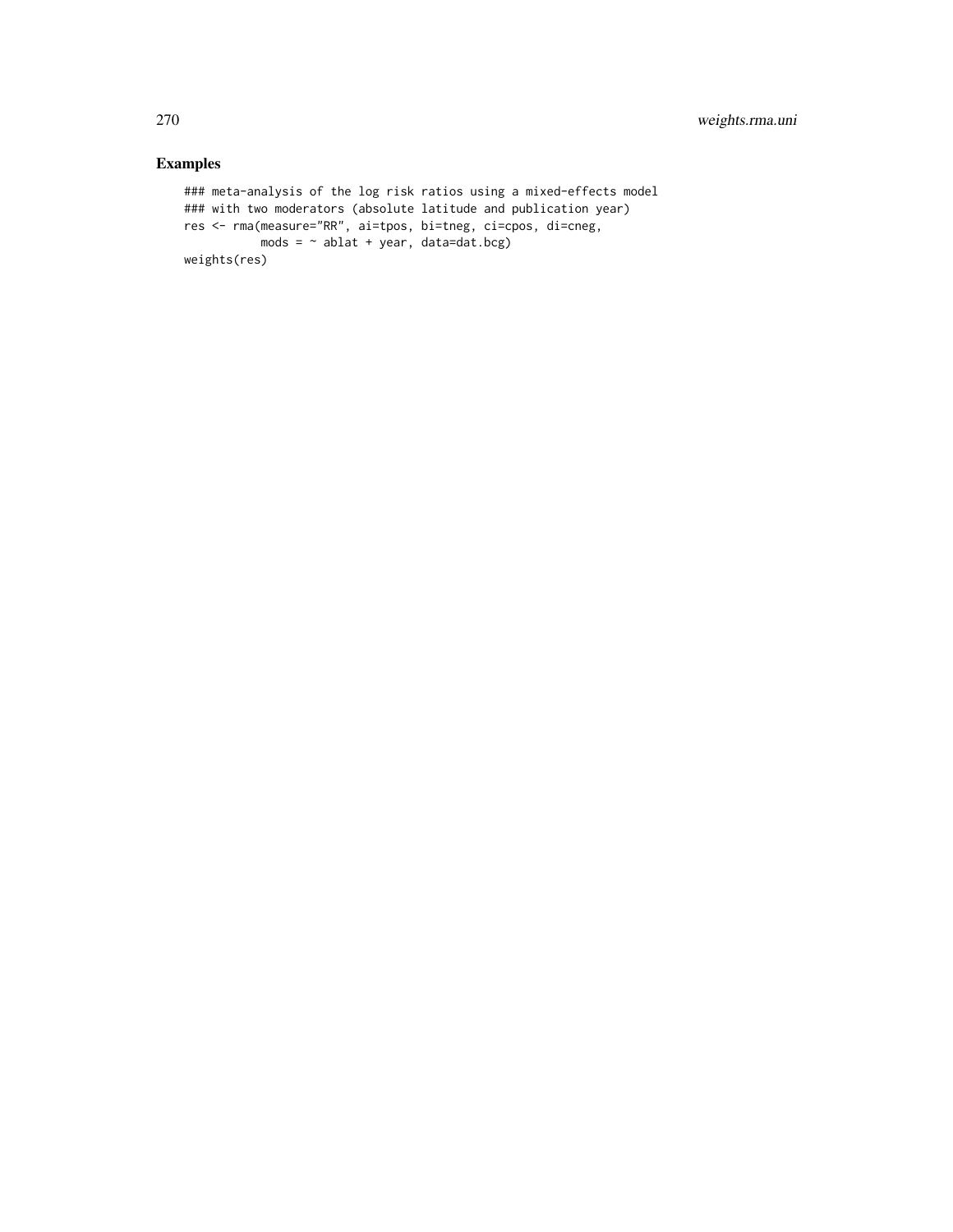## Examples

```
### meta-analysis of the log risk ratios using a mixed-effects model
### with two moderators (absolute latitude and publication year)
res <- rma(measure="RR", ai=tpos, bi=tneg, ci=cpos, di=cneg,
           mods = ~ ablat + year, data=dat.bcg)
weights(res)
```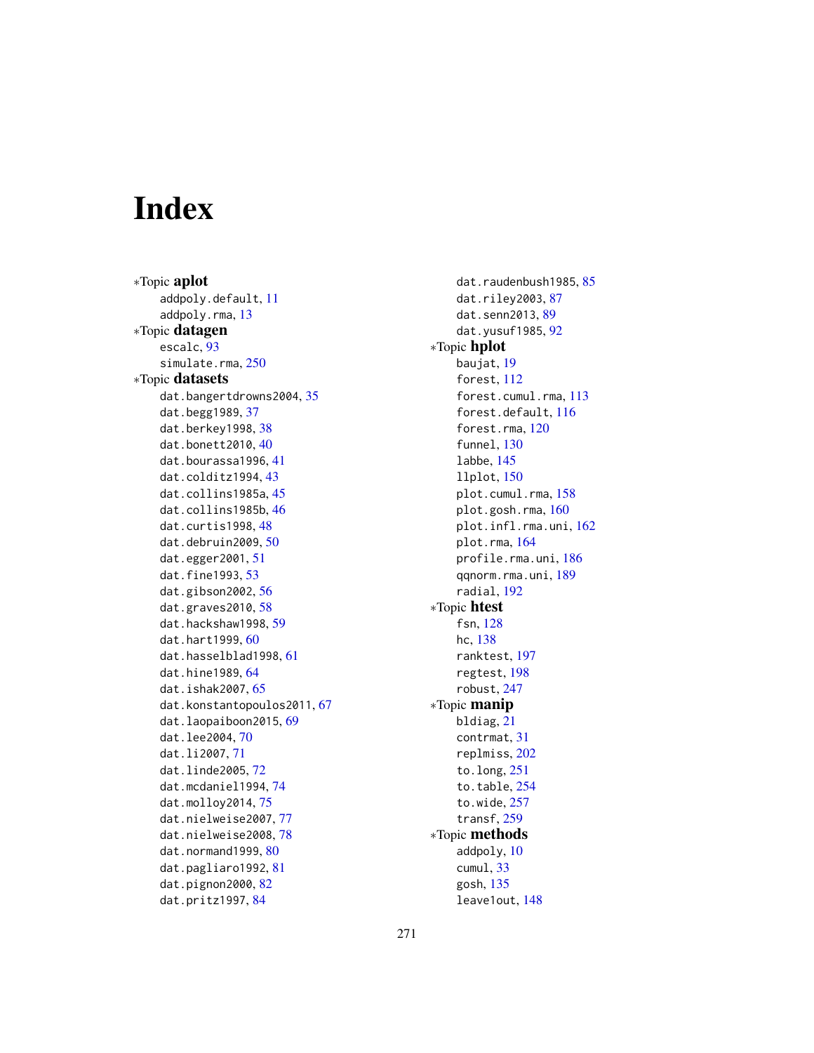# Index

*Topic **aplot**
- addpoly.default, 11
- addpoly.rma, 13

*Topic **datagen**
- escalc, 93
- simulate.rma, 250

*Topic **datasets**
- dat.bangertdrowns2004, 35
- dat.begg1989, 37
- dat.berkey1998, 38
- dat.bonett2010, 40
- dat.bourassa1996, 41
- dat.colditz1994, 43
- dat.collins1985a, 45
- dat.collins1985b, 46
- dat.curtis1998, 48
- dat.debruin2009, 50
- dat.egger2001, 51
- dat.fine1993, 53
- dat.gibson2002, 56
- dat.graves2010, 58
- dat.hackshaw1998, 59
- dat.hart1999, 60
- dat.hasselblad1998, 61
- dat.hine1989, 64
- dat.ishak2007, 65
- dat.konstantopoulos2011, 67
- dat.laopaiboon2015, 69
- dat.lee2004, 70
- dat.li2007, 71
- dat.linde2005, 72
- dat.mcdaniel1994, 74
- dat.molloy2014, 75
- dat.nielweise2007, 77
- dat.nielweise2008, 78
- dat.normand1999, 80
- dat.pagliaro1992, 81
- dat.pignon2000, 82
- dat.pritz1997, 84
- dat.raudenbush1985, 85
- dat.riley2003, 87
- dat.senn2013, 89
- dat.yusuf1985, 92

*Topic **hplot**
- baujat, 19
- forest, 112
- forest.cumul.rma, 113
- forest.default, 116
- forest.rma, 120
- funnel, 130
- labbe, 145
- llplot, 150
- plot.cumul.rma, 158
- plot.gosh.rma, 160
- plot.infl.rma.uni, 162
- plot.rma, 164
- profile.rma.uni, 186
- qqnorm.rma.uni, 189
- radial, 192

*Topic **htest**
- fsn, 128
- hc, 138
- ranktest, 197
- regtest, 198
- robust, 247

*Topic **manip**
- bldiag, 21
- contrmat, 31
- replmiss, 202
- to.long, 251
- to.table, 254
- to.wide, 257
- transf, 259

*Topic **methods**
- addpoly, 10
- cumul, 33
- gosh, 135
- leave1out, 148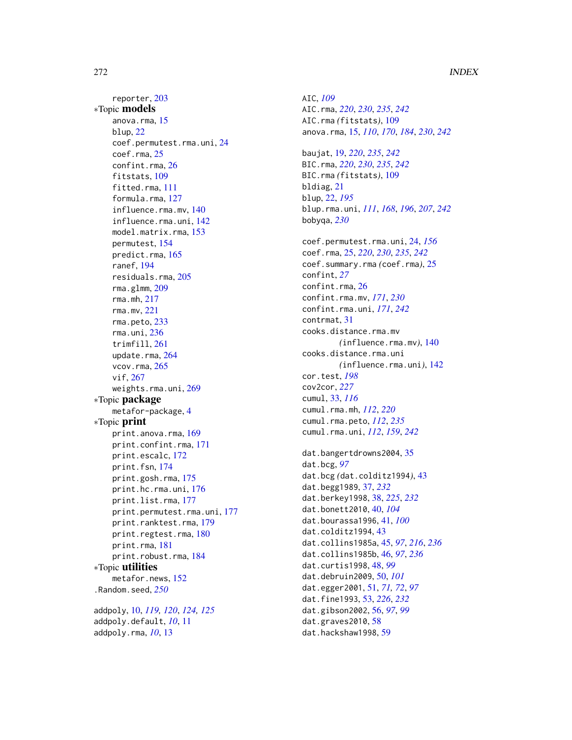reporter, 203

*Topic **models**

anova.rma, 15
blup, 22
coef.permutest.rma.uni, 24
coef.rma, 25
confint.rma, 26
fitstats, 109
fitted.rma, 111
formula.rma, 127
influence.rma.mv, 140
influence.rma.uni, 142
model.matrix.rma, 153
permutest, 154
predict.rma, 165
ranef, 194
residuals.rma, 205
rma.glmm, 209
rma.mh, 217
rma.mv, 221
rma.peto, 233
rma.uni, 236
trimfill, 261
update.rma, 264
vcov.rma, 265
vif, 267
weights.rma.uni, 269

*Topic **package**

metafor-package, 4

*Topic **print**

print.anova.rma, 169
print.confint.rma, 171
print.escalc, 172
print.fsn, 174
print.gosh.rma, 175
print.hc.rma.uni, 176
print.list.rma, 177
print.permutest.rma.uni, 177
print.ranktest.rma, 179
print.regtest.rma, 180
print.rma, 181
print.robust.rma, 184

*Topic **utilities**

metafor.news, 152

.Random.seed, *250*

addpoly, 10, *119, 120, 124, 125*
addpoly.default, *10*, 11
addpoly.rma, *10*, 13
AIC, *109*
AIC.rma, *220*, *230*, *235*, *242*
AIC.rma *(*fitstats*)*, 109
anova.rma, 15, *110*, *170*, *184*, *230*, *242*

baujat, 19, *220*, *235*, *242*
BIC.rma, *220*, *230*, *235*, *242*
BIC.rma *(*fitstats*)*, 109
bldiag, 21
blup, 22, *195*
blup.rma.uni, *111*, *168*, *196*, *207*, *242*
bobyqa, *230*

coef.permutest.rma.uni, 24, *156*
coef.rma, 25, *220*, *230*, *235*, *242*
coef.summary.rma *(*coef.rma*)*, 25
confint, *27*
confint.rma, 26
confint.rma.mv, *171*, *230*
confint.rma.uni, *171*, *242*
contrmat, 31
cooks.distance.rma.mv
    *(*influence.rma.mv*)*, 140
cooks.distance.rma.uni
    *(*influence.rma.uni*)*, 142
cor.test, *198*
cov2cor, *227*
cumul, 33, *116*
cumul.rma.mh, *112*, *220*
cumul.rma.peto, *112*, *235*
cumul.rma.uni, *112*, *159*, *242*

dat.bangertdrowns2004, 35
dat.bcg, *97*
dat.bcg *(*dat.colditz1994*)*, 43
dat.begg1989, 37, *232*
dat.berkey1998, 38, *225*, *232*
dat.bonett2010, 40, *104*
dat.bourassa1996, 41, *100*
dat.colditz1994, 43
dat.collins1985a, 45, *97*, *216*, *236*
dat.collins1985b, 46, *97*, *236*
dat.curtis1998, 48, *99*
dat.debruin2009, 50, *101*
dat.egger2001, 51, *71, 72*, *97*
dat.fine1993, 53, *226*, *232*
dat.gibson2002, 56, *97*, *99*
dat.graves2010, 58
dat.hackshaw1998, 59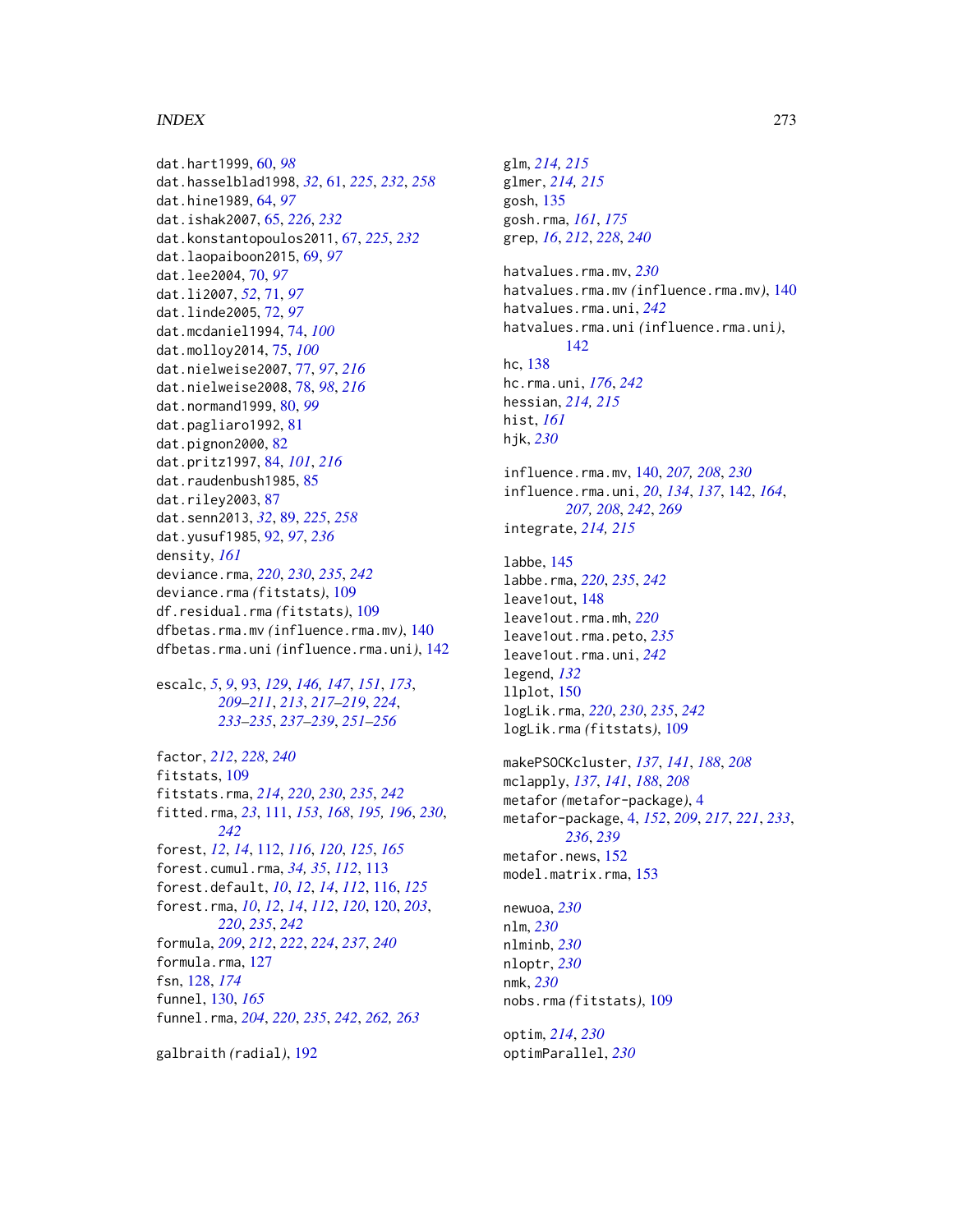dat.hart1999, 60, *98*
dat.hasselblad1998, *32*, 61, *225*, *232*, *258*
dat.hine1989, 64, *97*
dat.ishak2007, 65, *226*, *232*
dat.konstantopoulos2011, 67, *225*, *232*
dat.laopaiboon2015, 69, *97*
dat.lee2004, 70, *97*
dat.li2007, *52*, 71, *97*
dat.linde2005, 72, *97*
dat.mcdaniel1994, 74, *100*
dat.molloy2014, 75, *100*
dat.nielweise2007, 77, *97*, *216*
dat.nielweise2008, 78, *98*, *216*
dat.normand1999, 80, *99*
dat.pagliaro1992, 81
dat.pignon2000, 82
dat.pritz1997, 84, *101*, *216*
dat.raudenbush1985, 85
dat.riley2003, 87
dat.senn2013, *32*, 89, *225*, *258*
dat.yusuf1985, 92, *97*, *236*
density, *161*
deviance.rma, *220*, *230*, *235*, *242*
deviance.rma *(fitstats)*, 109
df.residual.rma *(fitstats)*, 109
dfbetas.rma.mv *(influence.rma.mv)*, 140
dfbetas.rma.uni *(influence.rma.uni)*, 142

escalc, *5*, *9*, 93, *129*, *146*, *147*, *151*, *173*, *209–211*, *213*, *217–219*, *224*, *233–235*, *237–239*, *251–256*

factor, *212*, *228*, *240*
fitstats, 109
fitstats.rma, *214*, *220*, *230*, *235*, *242*
fitted.rma, *23*, 111, *153*, *168*, *195, 196*, *230*, *242*
forest, *12*, *14*, 112, *116*, *120*, *125*, *165*
forest.cumul.rma, *34, 35*, *112*, 113
forest.default, *10*, *12*, *14*, *112*, 116, *125*
forest.rma, *10*, *12*, *14*, *112*, *120*, 120, *203*, *220*, *235*, *242*
formula, *209*, *212*, *222*, *224*, *237*, *240*
formula.rma, 127
fsn, 128, *174*
funnel, 130, *165*
funnel.rma, *204*, *220*, *235*, *242*, *262, 263*

galbraith *(radial)*, 192

glm, *214, 215*
glmer, *214, 215*
gosh, 135
gosh.rma, *161*, *175*
grep, *16*, *212*, *228*, *240*

hatvalues.rma.mv, *230*
hatvalues.rma.mv *(influence.rma.mv)*, 140
hatvalues.rma.uni, *242*
hatvalues.rma.uni *(influence.rma.uni)*, 142
hc, 138
hc.rma.uni, *176*, *242*
hessian, *214, 215*
hist, *161*
hjk, *230*

influence.rma.mv, 140, *207, 208*, *230*
influence.rma.uni, *20*, *134*, *137*, 142, *164*, *207, 208*, *242*, *269*
integrate, *214, 215*

labbe, 145
labbe.rma, *220*, *235*, *242*
leave1out, 148
leave1out.rma.mh, *220*
leave1out.rma.peto, *235*
leave1out.rma.uni, *242*
legend, *132*
llplot, 150
logLik.rma, *220*, *230*, *235*, *242*
logLik.rma *(fitstats)*, 109

makePSOCKcluster, *137*, *141*, *188*, *208*
mclapply, *137*, *141*, *188*, *208*
metafor *(metafor-package)*, 4
metafor-package, 4, *152*, *209*, *217*, *221*, *233*, *236*, *239*
metafor.news, 152
model.matrix.rma, 153

newuoa, *230*
nlm, *230*
nlminb, *230*
nloptr, *230*
nmk, *230*
nobs.rma *(fitstats)*, 109

optim, *214*, *230*
optimParallel, *230*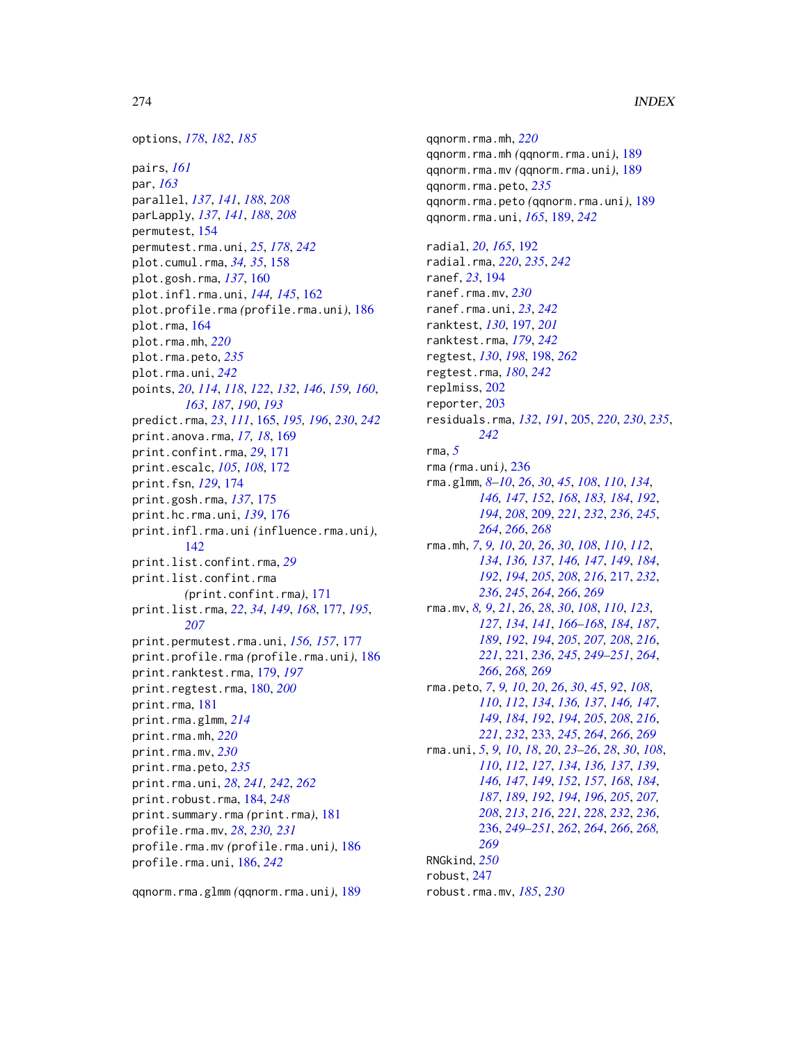options, *178*, *182*, *185*

pairs, *161*
par, *163*
parallel, *137*, *141*, *188*, *208*
parLapply, *137*, *141*, *188*, *208*
permutest, 154
permutest.rma.uni, *25*, *178*, *242*
plot.cumul.rma, *34, 35*, 158
plot.gosh.rma, *137*, 160
plot.infl.rma.uni, *144, 145*, 162
plot.profile.rma *(*profile.rma.uni*)*, 186
plot.rma, 164
plot.rma.mh, *220*
plot.rma.peto, *235*
plot.rma.uni, *242*
points, *20*, *114*, *118*, *122*, *132*, *146*, *159, 160*, *163*, *187*, *190*, *193*
predict.rma, *23*, *111*, 165, *195, 196*, *230*, *242*
print.anova.rma, *17, 18*, 169
print.confint.rma, *29*, 171
print.escalc, *105*, *108*, 172
print.fsn, *129*, 174
print.gosh.rma, *137*, 175
print.hc.rma.uni, *139*, 176
print.infl.rma.uni *(*influence.rma.uni*)*, 142
print.list.confint.rma, *29*
print.list.confint.rma *(*print.confint.rma*)*, 171
print.list.rma, *22*, *34*, *149*, *168*, 177, *195*, *207*
print.permutest.rma.uni, *156, 157*, 177
print.profile.rma *(*profile.rma.uni*)*, 186
print.ranktest.rma, 179, *197*
print.regtest.rma, 180, *200*
print.rma, 181
print.rma.glmm, *214*
print.rma.mh, *220*
print.rma.mv, *230*
print.rma.peto, *235*
print.rma.uni, *28*, *241, 242*, *262*
print.robust.rma, 184, *248*
print.summary.rma *(*print.rma*)*, 181
profile.rma.mv, *28*, *230, 231*
profile.rma.mv *(*profile.rma.uni*)*, 186
profile.rma.uni, 186, *242*

qqnorm.rma.glmm *(*qqnorm.rma.uni*)*, 189
qqnorm.rma.mh, *220*
qqnorm.rma.mh *(*qqnorm.rma.uni*)*, 189
qqnorm.rma.mv *(*qqnorm.rma.uni*)*, 189
qqnorm.rma.peto, *235*
qqnorm.rma.peto *(*qqnorm.rma.uni*)*, 189
qqnorm.rma.uni, *165*, 189, *242*

radial, *20*, *165*, 192
radial.rma, *220*, *235*, *242*
ranef, *23*, 194
ranef.rma.mv, *230*
ranef.rma.uni, *23*, *242*
ranktest, *130*, 197, *201*
ranktest.rma, *179*, *242*
regtest, *130*, *198*, 198, *262*
regtest.rma, *180*, *242*
replmiss, 202
reporter, 203
residuals.rma, *132*, *191*, 205, *220*, *230*, *235*, *242*
rma, *5*
rma *(*rma.uni*)*, 236
rma.glmm, *8–10*, *26*, *30*, *45*, *108*, *110*, *134*, *146*, *147*, *152*, *168*, *183, 184*, *192*, *194*, *208*, 209, *221*, *232*, *236*, *245*, *264*, *266*, *268*
rma.mh, *7*, *9, 10*, *20*, *26*, *30*, *108*, *110*, *112*, *134*, *136*, *137*, *146*, *147*, *149*, *184*, *192*, *194*, *205*, *208*, *216*, 217, *232*, *236*, *245*, *264*, *266*, *269*
rma.mv, *8, 9*, *21*, *26*, *28*, *30*, *108*, *110*, *123*, *127*, *134*, *141*, *166–168*, *184*, *187*, *189*, *192*, *194*, *205*, *207, 208*, *216*, *221*, 221, *236*, *245*, *249–251*, *264*, *266*, *268, 269*
rma.peto, *7*, *9, 10*, *20*, *26*, *30*, *45*, *92*, *108*, *110*, *112*, *134*, *136*, *137*, *146*, *147*, *149*, *184*, *192*, *194*, *205*, *208*, *216*, *221*, *232*, 233, *245*, *264*, *266*, *269*
rma.uni, *5*, *9, 10*, *18*, *20*, *23–26*, *28*, *30*, *108*, *110*, *112*, *127*, *134*, *136, 137*, *139*, *146*, *147*, *149*, *152*, *157*, *168*, *184*, *187*, *189*, *192*, *194*, *196*, *205*, *207*, *208*, *213*, *216*, *221*, *228*, *232*, *236*, 236, *249–251*, *262*, *264*, *266*, *268*, *269*
RNGkind, *250*
robust, 247
robust.rma.mv, *185*, *230*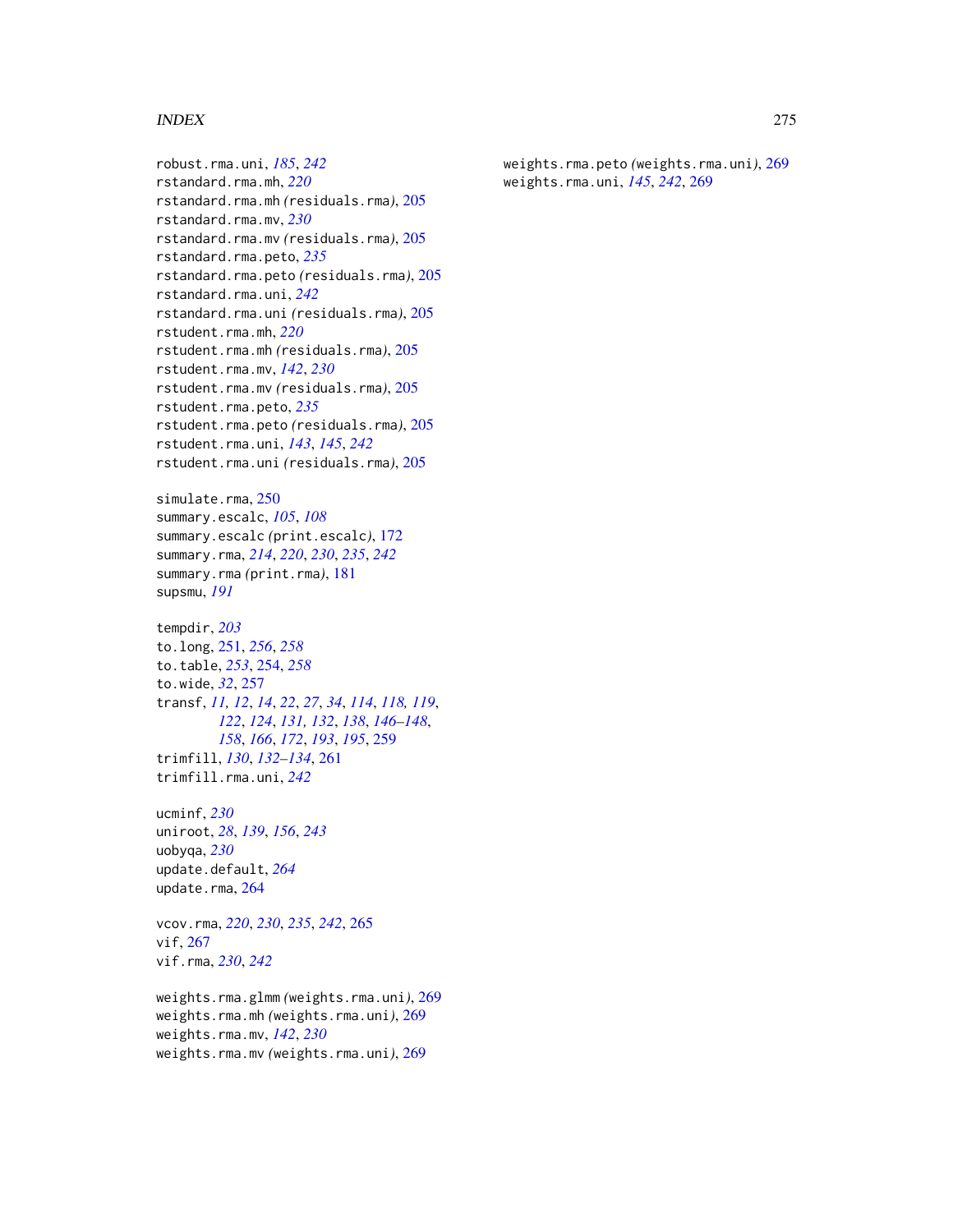robust.rma.uni, *185*, *242*
rstandard.rma.mh, *220*
rstandard.rma.mh *(*residuals.rma*)*, 205
rstandard.rma.mv, *230*
rstandard.rma.mv *(*residuals.rma*)*, 205
rstandard.rma.peto, *235*
rstandard.rma.peto *(*residuals.rma*)*, 205
rstandard.rma.uni, *242*
rstandard.rma.uni *(*residuals.rma*)*, 205
rstudent.rma.mh, *220*
rstudent.rma.mh *(*residuals.rma*)*, 205
rstudent.rma.mv, *142*, *230*
rstudent.rma.mv *(*residuals.rma*)*, 205
rstudent.rma.peto, *235*
rstudent.rma.peto *(*residuals.rma*)*, 205
rstudent.rma.uni, *143*, *145*, *242*
rstudent.rma.uni *(*residuals.rma*)*, 205

simulate.rma, 250
summary.escalc, *105*, *108*
summary.escalc *(*print.escalc*)*, 172
summary.rma, *214*, *220*, *230*, *235*, *242*
summary.rma *(*print.rma*)*, 181
supsmu, *191*

tempdir, *203*
to.long, 251, *256*, *258*
to.table, *253*, 254, *258*
to.wide, *32*, 257
transf, *11, 12*, *14*, *22*, *27*, *34*, *114*, *118, 119*, *122*, *124*, *131, 132*, *138*, *146–148*, *158*, *166*, *172*, *193*, *195*, 259
trimfill, *130*, *132–134*, 261
trimfill.rma.uni, *242*

ucminf, *230*
uniroot, *28*, *139*, *156*, *243*
uobyqa, *230*
update.default, *264*
update.rma, 264

vcov.rma, *220*, *230*, *235*, *242*, 265
vif, 267
vif.rma, *230*, *242*

weights.rma.glmm *(*weights.rma.uni*)*, 269
weights.rma.mh *(*weights.rma.uni*)*, 269
weights.rma.mv, *142*, *230*
weights.rma.mv *(*weights.rma.uni*)*, 269
weights.rma.peto *(*weights.rma.uni*)*, 269
weights.rma.uni, *145*, *242*, 269